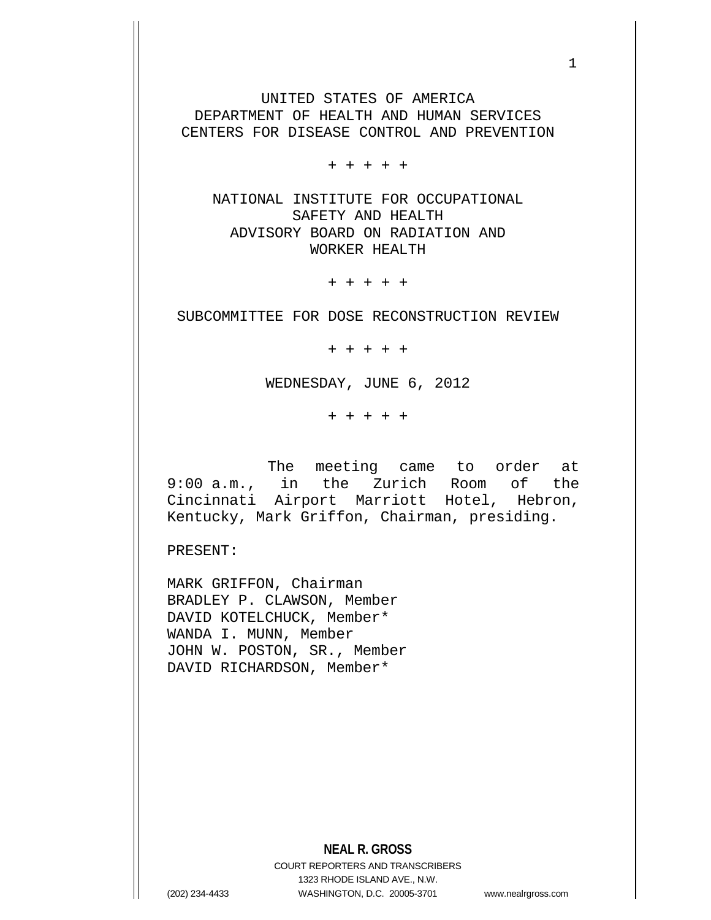UNITED STATES OF AMERICA
DEPARTMENT OF HEALTH AND HUMAN SERVICES
CENTERS FOR DISEASE CONTROL AND PREVENTION

+ + + + +

NATIONAL INSTITUTE FOR OCCUPATIONAL SAFETY AND HEALTH
ADVISORY BOARD ON RADIATION AND WORKER HEALTH

+ + + + +

SUBCOMMITTEE FOR DOSE RECONSTRUCTION REVIEW

+ + + + +

WEDNESDAY, JUNE 6, 2012

+ + + + +

The meeting came to order at 9:00 a.m., in the Zurich Room of the Cincinnati Airport Marriott Hotel, Hebron, Kentucky, Mark Griffon, Chairman, presiding.

PRESENT:

MARK GRIFFON, Chairman
BRADLEY P. CLAWSON, Member
DAVID KOTELCHUCK, Member*
WANDA I. MUNN, Member
JOHN W. POSTON, SR., Member
DAVID RICHARDSON, Member*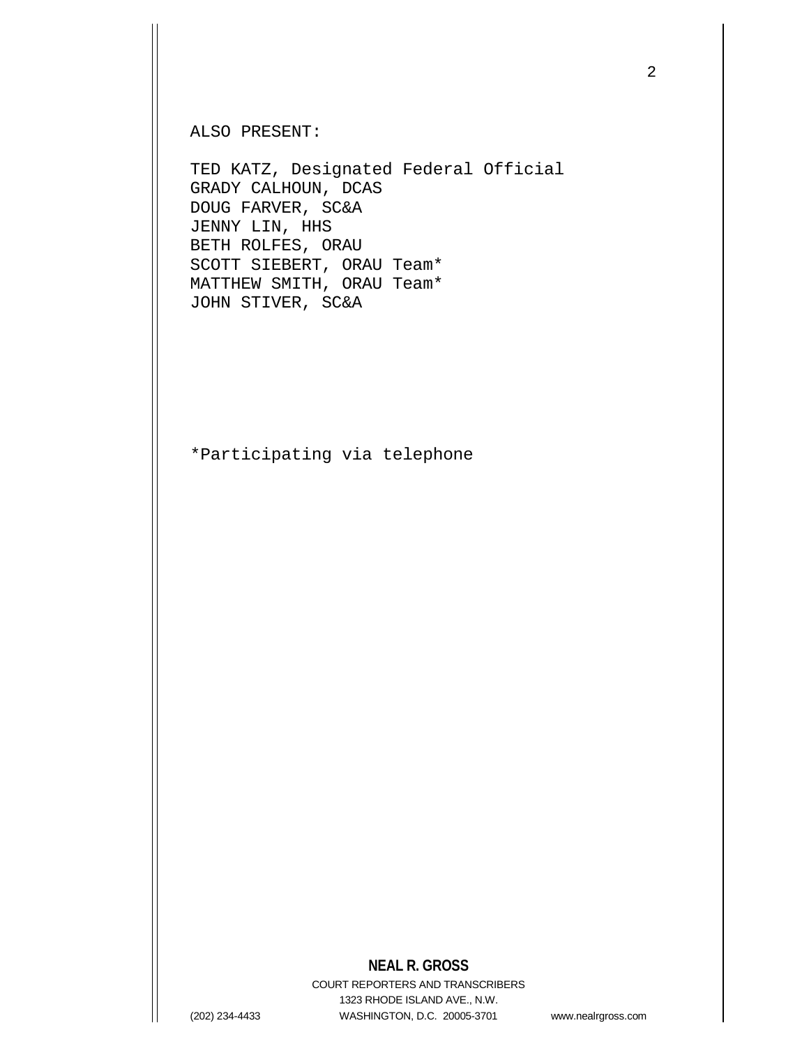ALSO PRESENT:

TED KATZ, Designated Federal Official
GRADY CALHOUN, DCAS
DOUG FARVER, SC&A
JENNY LIN, HHS
BETH ROLFES, ORAU
SCOTT SIEBERT, ORAU Team*
MATTHEW SMITH, ORAU Team*
JOHN STIVER, SC&A

*Participating via telephone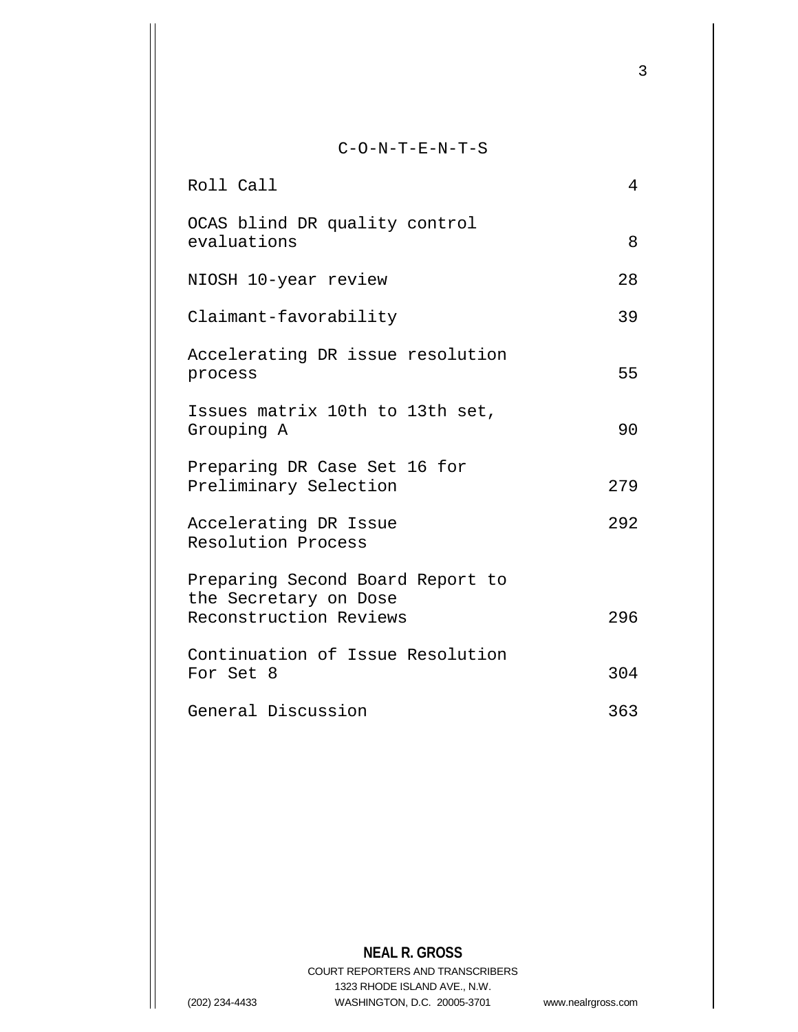# C-O-N-T-E-N-T-S

| | |
|---|---|
| Roll Call | 4 |
| OCAS blind DR quality control evaluations | 8 |
| NIOSH 10-year review | 28 |
| Claimant-favorability | 39 |
| Accelerating DR issue resolution process | 55 |
| Issues matrix 10th to 13th set, Grouping A | 90 |
| Preparing DR Case Set 16 for Preliminary Selection | 279 |
| Accelerating DR Issue Resolution Process | 292 |
| Preparing Second Board Report to the Secretary on Dose Reconstruction Reviews | 296 |
| Continuation of Issue Resolution For Set 8 | 304 |
| General Discussion | 363 |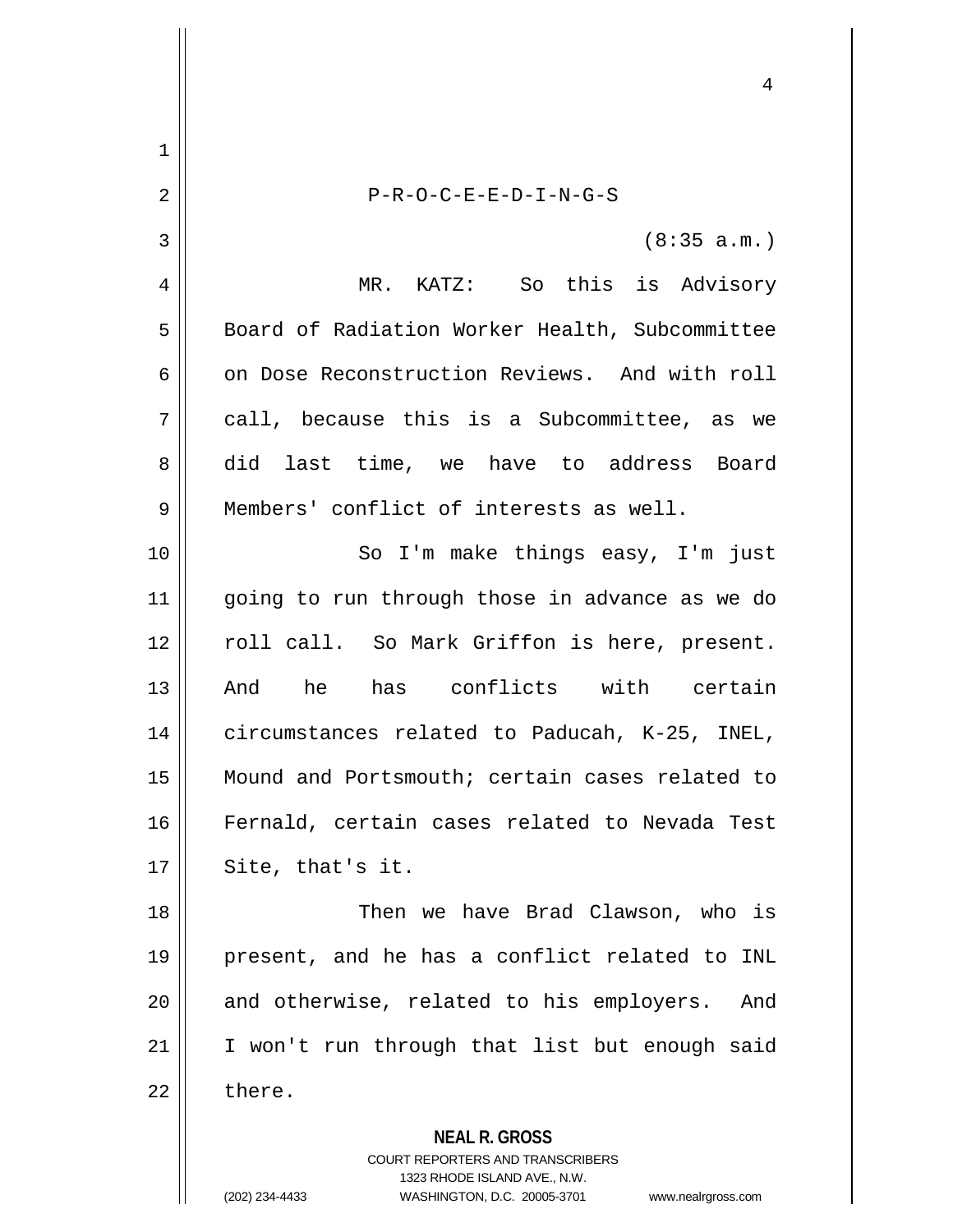P-R-O-C-E-E-D-I-N-G-S

(8:35 a.m.)

MR. KATZ: So this is Advisory Board of Radiation Worker Health, Subcommittee on Dose Reconstruction Reviews. And with roll call, because this is a Subcommittee, as we did last time, we have to address Board Members' conflict of interests as well.

So I'm make things easy, I'm just going to run through those in advance as we do roll call. So Mark Griffon is here, present. And he has conflicts with certain circumstances related to Paducah, K-25, INEL, Mound and Portsmouth; certain cases related to Fernald, certain cases related to Nevada Test Site, that's it.

Then we have Brad Clawson, who is present, and he has a conflict related to INL and otherwise, related to his employers. And I won't run through that list but enough said there.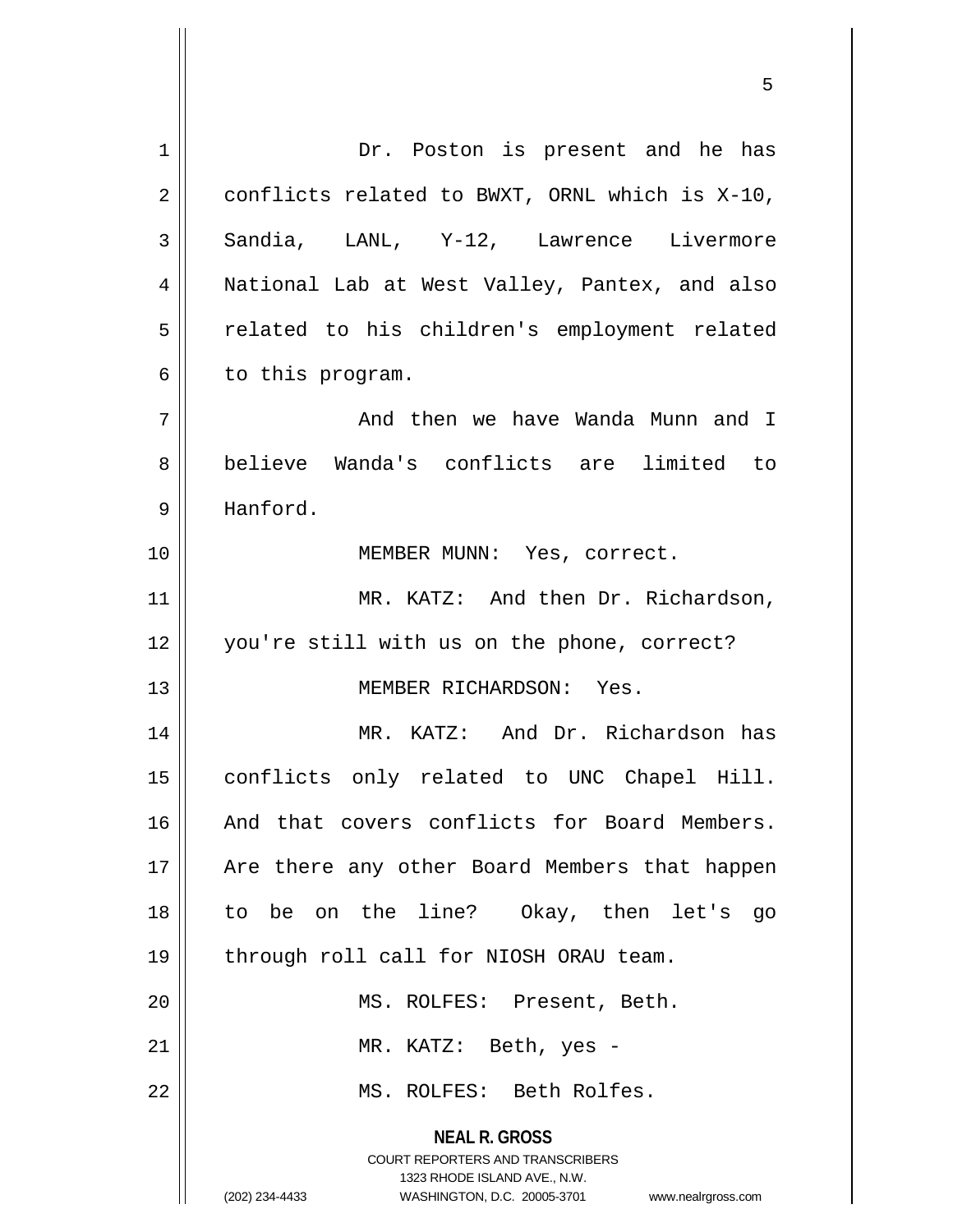Dr. Poston is present and he has conflicts related to BWXT, ORNL which is X-10, Sandia, LANL, Y-12, Lawrence Livermore National Lab at West Valley, Pantex, and also related to his children's employment related to this program.

And then we have Wanda Munn and I believe Wanda's conflicts are limited to Hanford.

MEMBER MUNN: Yes, correct.

MR. KATZ: And then Dr. Richardson, you're still with us on the phone, correct?

MEMBER RICHARDSON: Yes.

MR. KATZ: And Dr. Richardson has conflicts only related to UNC Chapel Hill. And that covers conflicts for Board Members. Are there any other Board Members that happen to be on the line? Okay, then let's go through roll call for NIOSH ORAU team.

MS. ROLFES: Present, Beth.

MR. KATZ: Beth, yes -

MS. ROLFES: Beth Rolfes.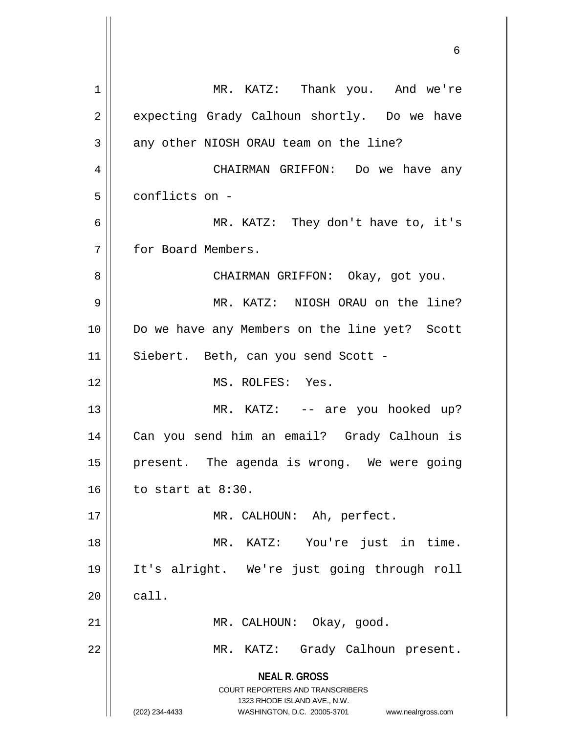MR. KATZ: Thank you. And we're expecting Grady Calhoun shortly. Do we have any other NIOSH ORAU team on the line?

CHAIRMAN GRIFFON: Do we have any conflicts on -

MR. KATZ: They don't have to, it's for Board Members.

CHAIRMAN GRIFFON: Okay, got you.

MR. KATZ: NIOSH ORAU on the line? Do we have any Members on the line yet? Scott Siebert. Beth, can you send Scott -

MS. ROLFES: Yes.

MR. KATZ: -- are you hooked up? Can you send him an email? Grady Calhoun is present. The agenda is wrong. We were going to start at 8:30.

MR. CALHOUN: Ah, perfect.

MR. KATZ: You're just in time. It's alright. We're just going through roll call.

MR. CALHOUN: Okay, good.

MR. KATZ: Grady Calhoun present.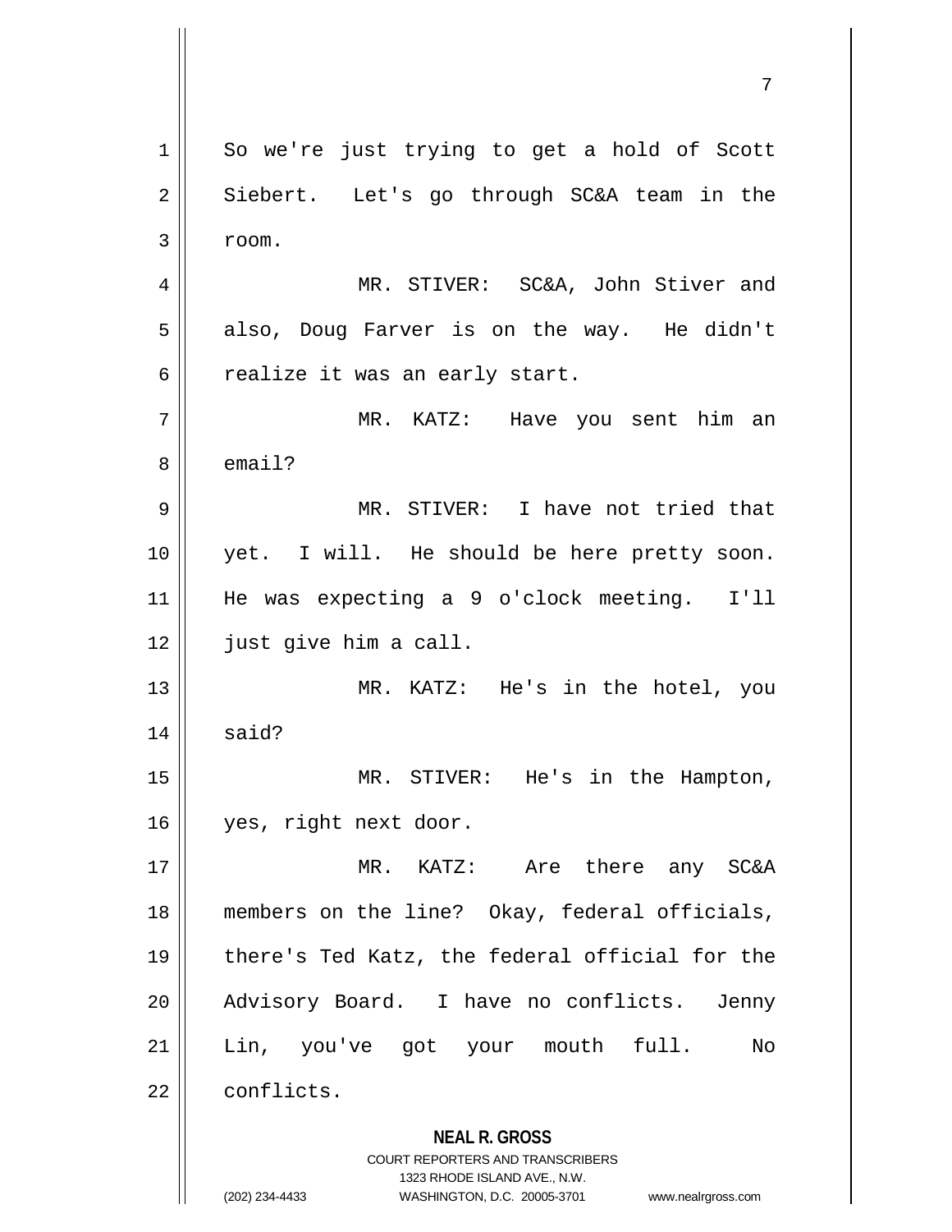So we're just trying to get a hold of Scott Siebert. Let's go through SC&A team in the room.

MR. STIVER: SC&A, John Stiver and also, Doug Farver is on the way. He didn't realize it was an early start.

MR. KATZ: Have you sent him an email?

MR. STIVER: I have not tried that yet. I will. He should be here pretty soon. He was expecting a 9 o'clock meeting. I'll just give him a call.

MR. KATZ: He's in the hotel, you said?

MR. STIVER: He's in the Hampton, yes, right next door.

MR. KATZ: Are there any SC&A members on the line? Okay, federal officials, there's Ted Katz, the federal official for the Advisory Board. I have no conflicts. Jenny Lin, you've got your mouth full. No conflicts.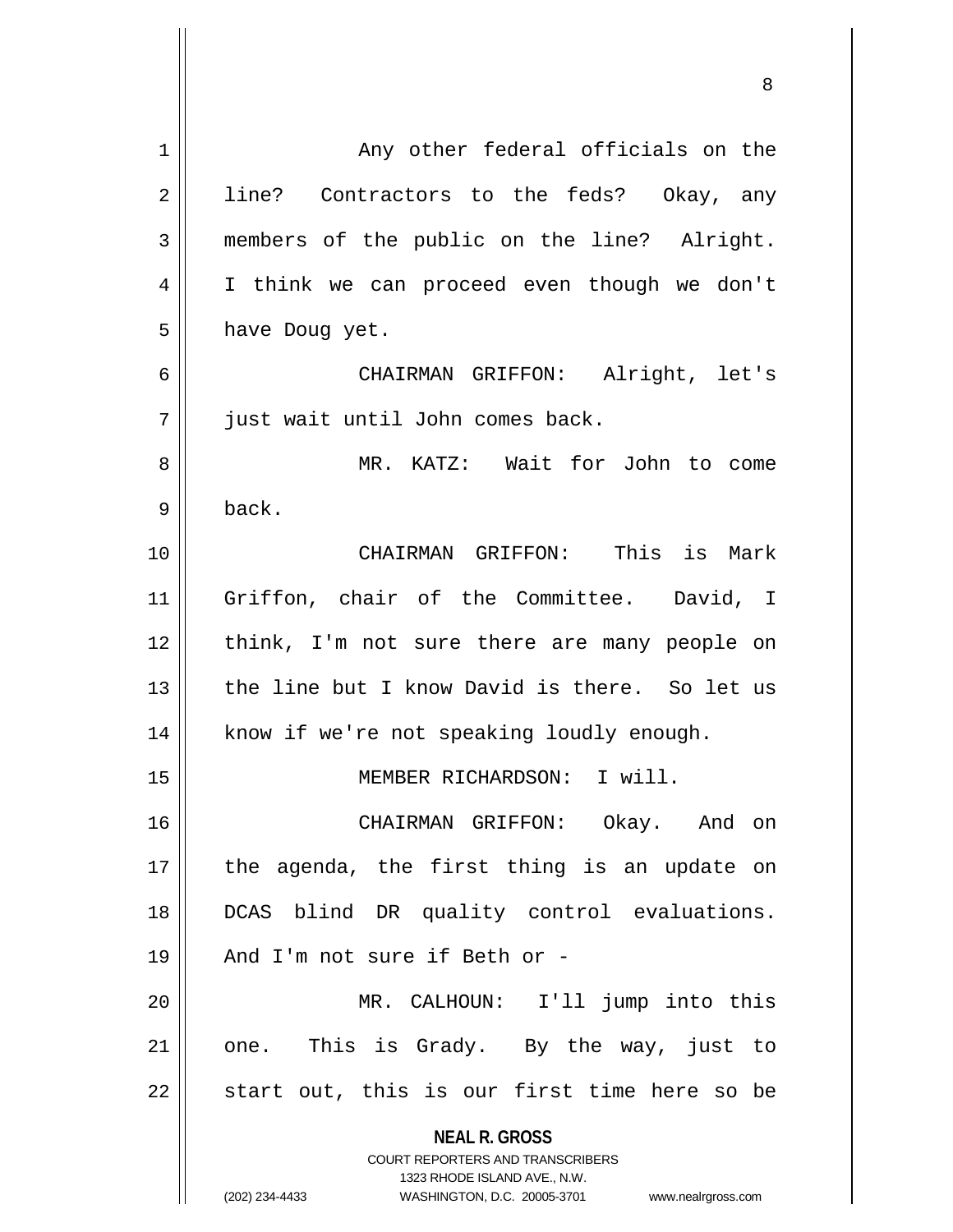Any other federal officials on the line? Contractors to the feds? Okay, any members of the public on the line? Alright. I think we can proceed even though we don't have Doug yet.

CHAIRMAN GRIFFON: Alright, let's just wait until John comes back.

MR. KATZ: Wait for John to come back.

CHAIRMAN GRIFFON: This is Mark Griffon, chair of the Committee. David, I think, I'm not sure there are many people on the line but I know David is there. So let us know if we're not speaking loudly enough.

MEMBER RICHARDSON: I will.

CHAIRMAN GRIFFON: Okay. And on the agenda, the first thing is an update on DCAS blind DR quality control evaluations. And I'm not sure if Beth or -

MR. CALHOUN: I'll jump into this one. This is Grady. By the way, just to start out, this is our first time here so be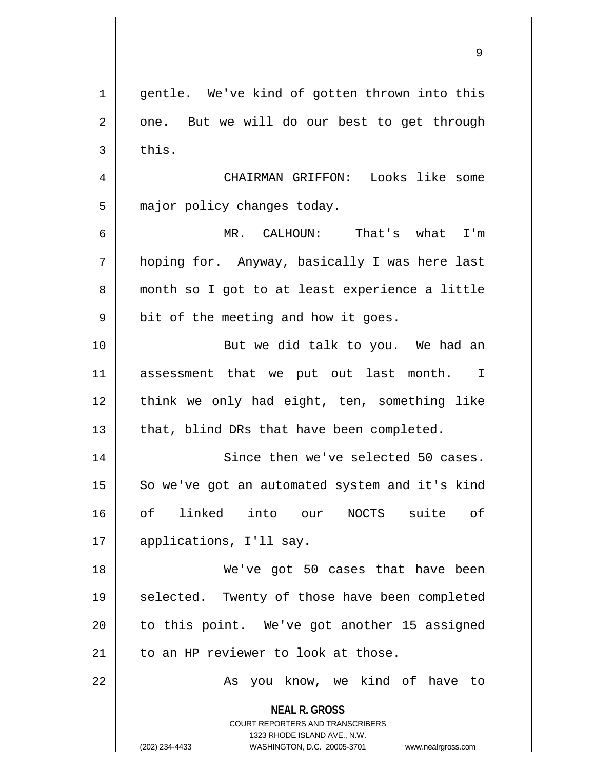gentle. We've kind of gotten thrown into this one. But we will do our best to get through this.

CHAIRMAN GRIFFON: Looks like some major policy changes today.

MR. CALHOUN: That's what I'm hoping for. Anyway, basically I was here last month so I got to at least experience a little bit of the meeting and how it goes.

But we did talk to you. We had an assessment that we put out last month. I think we only had eight, ten, something like that, blind DRs that have been completed.

Since then we've selected 50 cases. So we've got an automated system and it's kind of linked into our NOCTS suite of applications, I'll say.

We've got 50 cases that have been selected. Twenty of those have been completed to this point. We've got another 15 assigned to an HP reviewer to look at those.

As you know, we kind of have to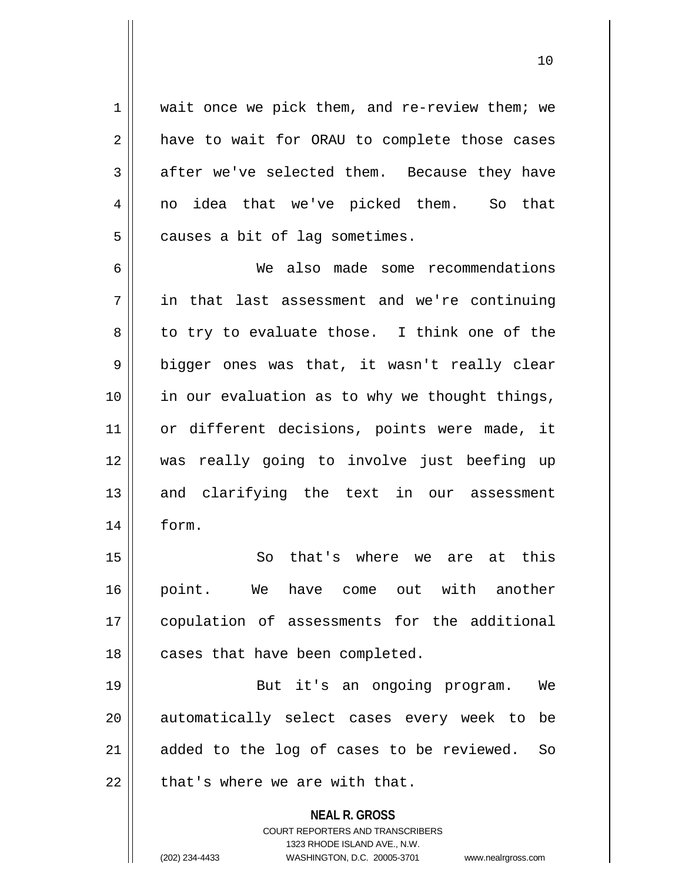wait once we pick them, and re-review them; we have to wait for ORAU to complete those cases after we've selected them. Because they have no idea that we've picked them. So that causes a bit of lag sometimes.

We also made some recommendations in that last assessment and we're continuing to try to evaluate those. I think one of the bigger ones was that, it wasn't really clear in our evaluation as to why we thought things, or different decisions, points were made, it was really going to involve just beefing up and clarifying the text in our assessment form.

So that's where we are at this point. We have come out with another copulation of assessments for the additional cases that have been completed.

But it's an ongoing program. We automatically select cases every week to be added to the log of cases to be reviewed. So that's where we are with that.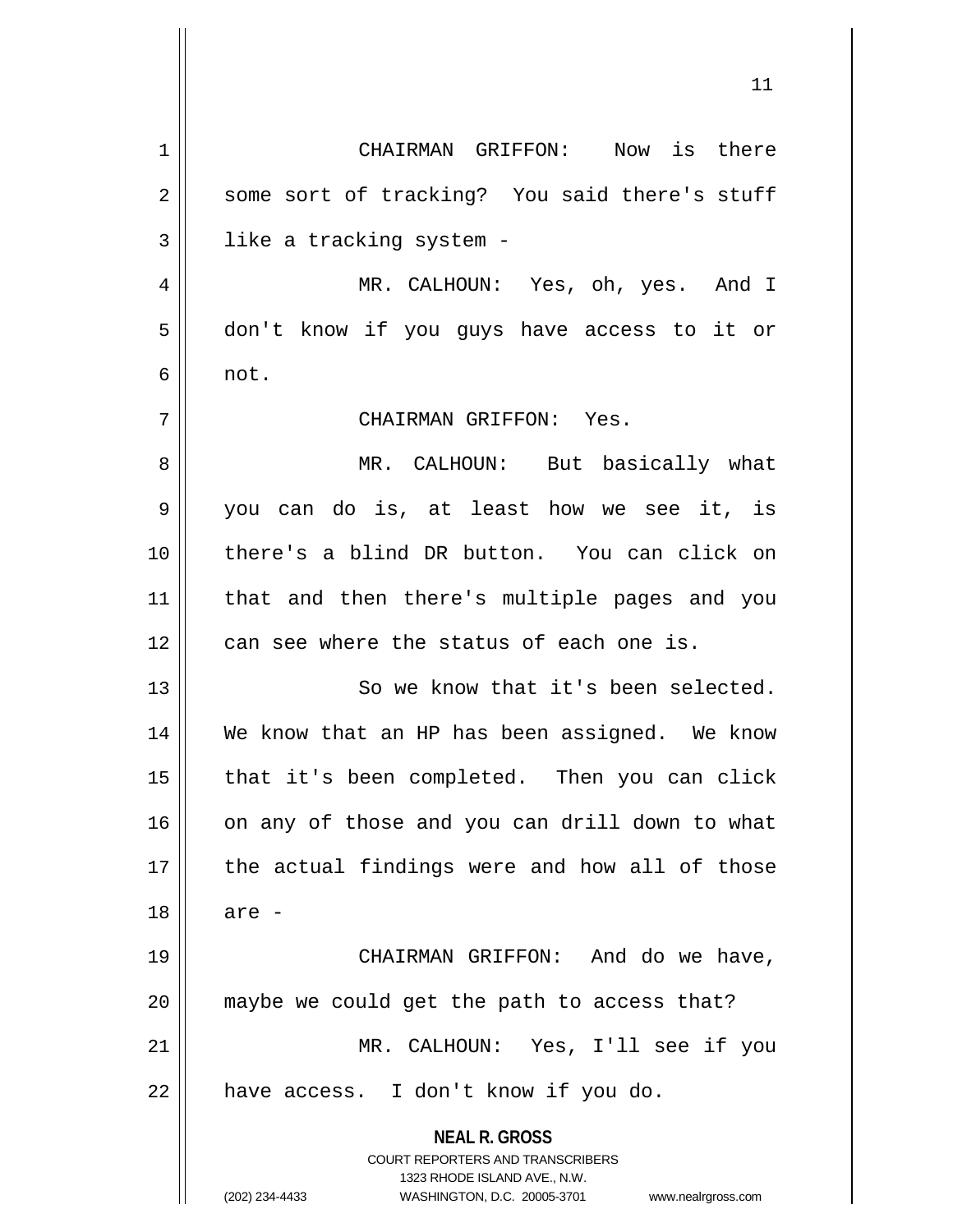CHAIRMAN GRIFFON: Now is there some sort of tracking? You said there's stuff like a tracking system -

MR. CALHOUN: Yes, oh, yes. And I don't know if you guys have access to it or not.

CHAIRMAN GRIFFON: Yes.

MR. CALHOUN: But basically what you can do is, at least how we see it, is there's a blind DR button. You can click on that and then there's multiple pages and you can see where the status of each one is.

So we know that it's been selected. We know that an HP has been assigned. We know that it's been completed. Then you can click on any of those and you can drill down to what the actual findings were and how all of those are -

CHAIRMAN GRIFFON: And do we have, maybe we could get the path to access that?

MR. CALHOUN: Yes, I'll see if you have access. I don't know if you do.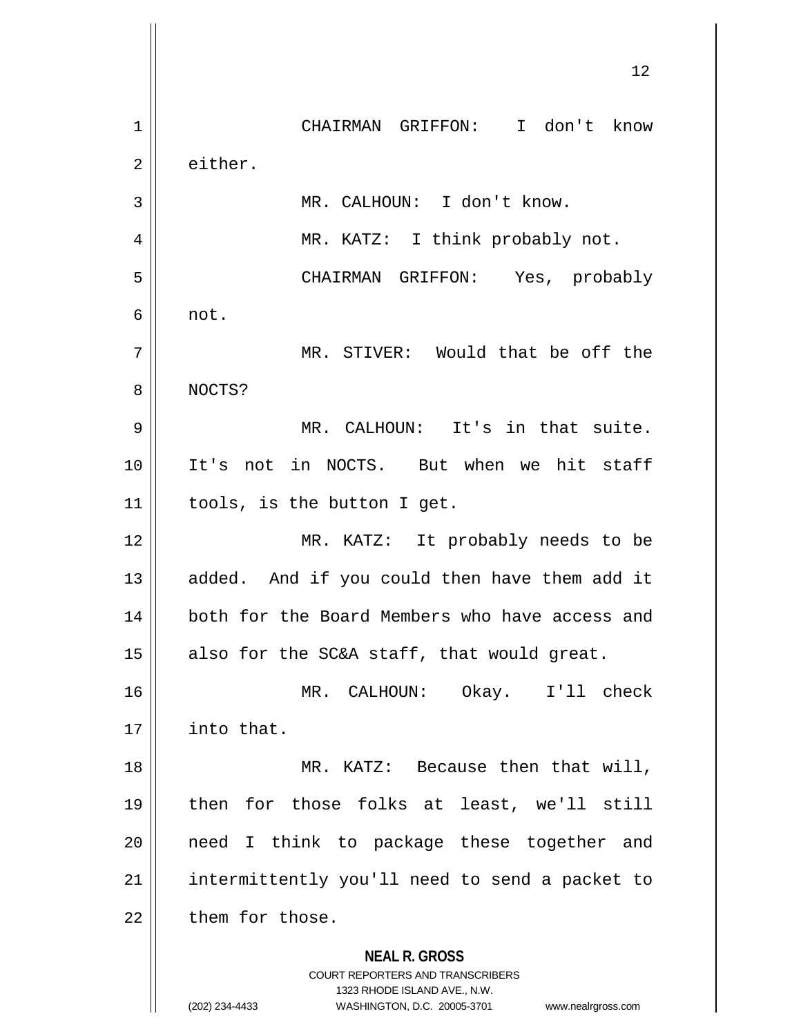CHAIRMAN GRIFFON: I don't know either.

MR. CALHOUN: I don't know.

MR. KATZ: I think probably not.

CHAIRMAN GRIFFON: Yes, probably not.

MR. STIVER: Would that be off the NOCTS?

MR. CALHOUN: It's in that suite. It's not in NOCTS. But when we hit staff tools, is the button I get.

MR. KATZ: It probably needs to be added. And if you could then have them add it both for the Board Members who have access and also for the SC&A staff, that would great.

MR. CALHOUN: Okay. I'll check into that.

MR. KATZ: Because then that will, then for those folks at least, we'll still need I think to package these together and intermittently you'll need to send a packet to them for those.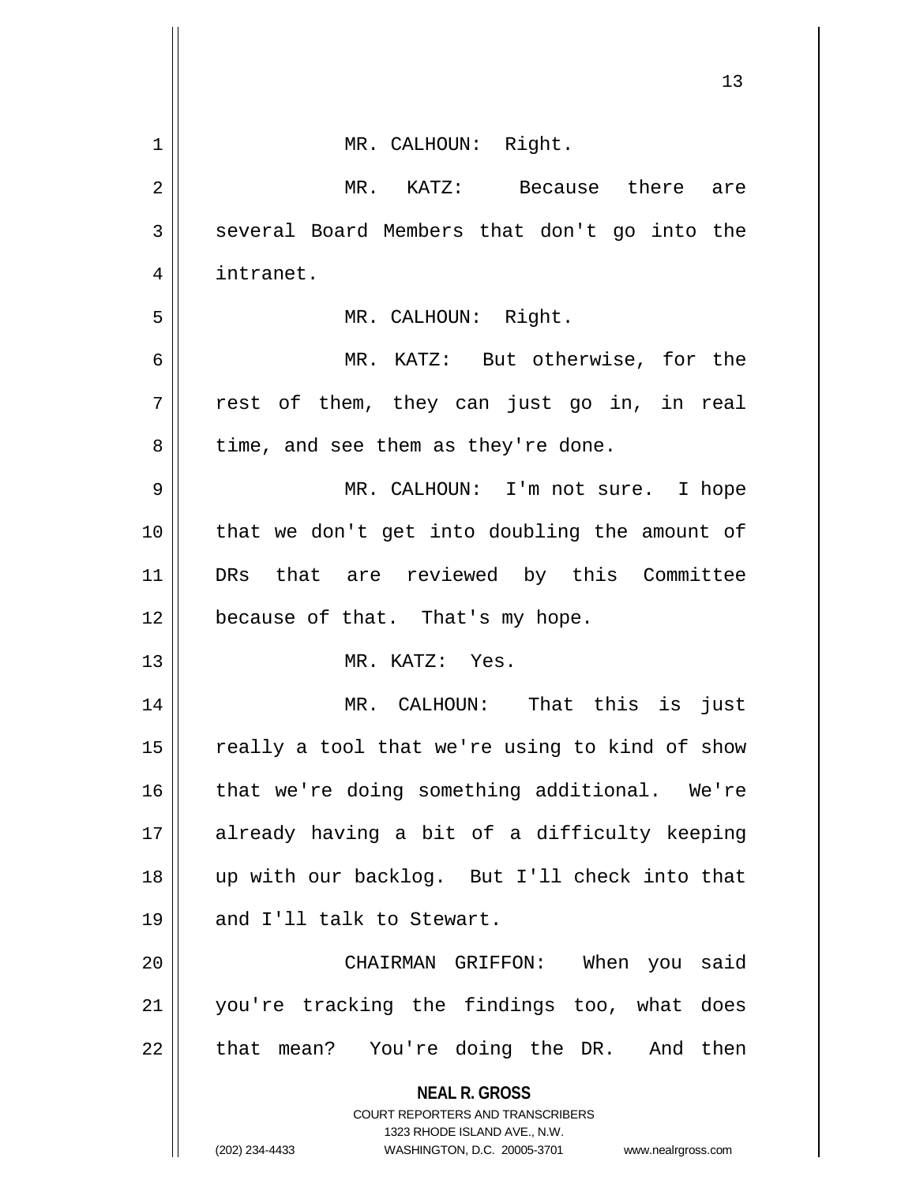MR. CALHOUN: Right.

MR. KATZ: Because there are several Board Members that don't go into the intranet.

MR. CALHOUN: Right.

MR. KATZ: But otherwise, for the rest of them, they can just go in, in real time, and see them as they're done.

MR. CALHOUN: I'm not sure. I hope that we don't get into doubling the amount of DRs that are reviewed by this Committee because of that. That's my hope.

MR. KATZ: Yes.

MR. CALHOUN: That this is just really a tool that we're using to kind of show that we're doing something additional. We're already having a bit of a difficulty keeping up with our backlog. But I'll check into that and I'll talk to Stewart.

CHAIRMAN GRIFFON: When you said you're tracking the findings too, what does that mean? You're doing the DR. And then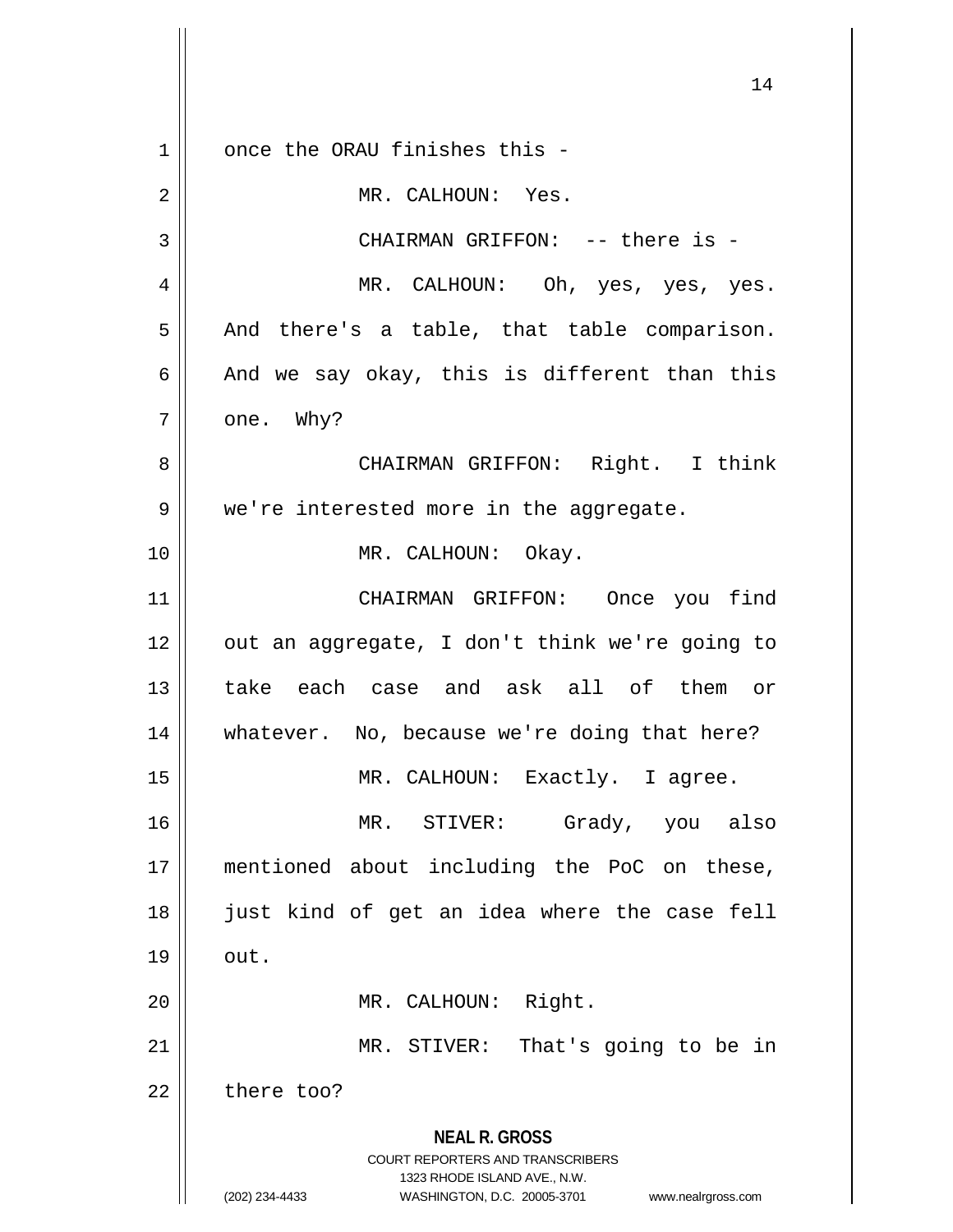once the ORAU finishes this -

MR. CALHOUN: Yes.

CHAIRMAN GRIFFON: -- there is -

MR. CALHOUN: Oh, yes, yes, yes. And there's a table, that table comparison. And we say okay, this is different than this one. Why?

CHAIRMAN GRIFFON: Right. I think we're interested more in the aggregate.

MR. CALHOUN: Okay.

CHAIRMAN GRIFFON: Once you find out an aggregate, I don't think we're going to take each case and ask all of them or whatever. No, because we're doing that here?

MR. CALHOUN: Exactly. I agree.

MR. STIVER: Grady, you also mentioned about including the PoC on these, just kind of get an idea where the case fell out.

MR. CALHOUN: Right.

MR. STIVER: That's going to be in there too?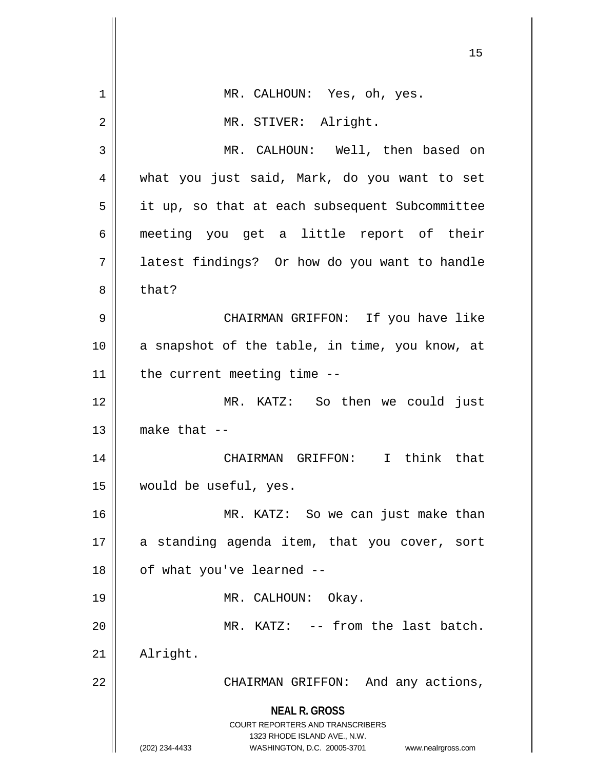MR. CALHOUN: Yes, oh, yes.

MR. STIVER: Alright.

MR. CALHOUN: Well, then based on what you just said, Mark, do you want to set it up, so that at each subsequent Subcommittee meeting you get a little report of their latest findings? Or how do you want to handle that?

CHAIRMAN GRIFFON: If you have like a snapshot of the table, in time, you know, at the current meeting time --

MR. KATZ: So then we could just make that --

CHAIRMAN GRIFFON: I think that would be useful, yes.

MR. KATZ: So we can just make than a standing agenda item, that you cover, sort of what you've learned --

MR. CALHOUN: Okay.

MR. KATZ: -- from the last batch. Alright.

CHAIRMAN GRIFFON: And any actions,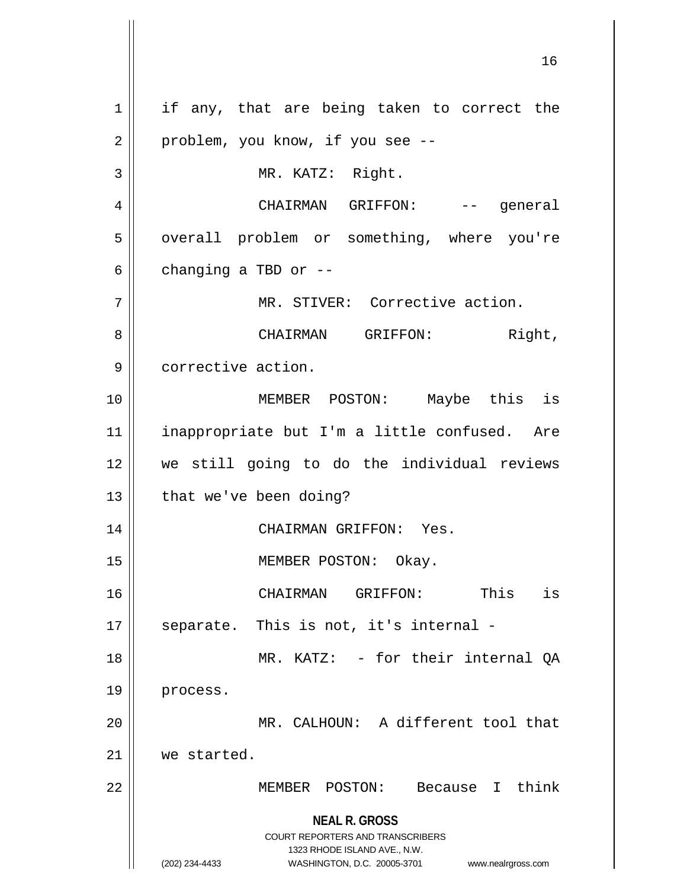if any, that are being taken to correct the problem, you know, if you see --

MR. KATZ: Right.

CHAIRMAN GRIFFON: -- general overall problem or something, where you're changing a TBD or --

MR. STIVER: Corrective action.

CHAIRMAN GRIFFON: Right, corrective action.

MEMBER POSTON: Maybe this is inappropriate but I'm a little confused. Are we still going to do the individual reviews that we've been doing?

CHAIRMAN GRIFFON: Yes.

MEMBER POSTON: Okay.

CHAIRMAN GRIFFON: This is separate. This is not, it's internal -

MR. KATZ: - for their internal QA process.

MR. CALHOUN: A different tool that we started.

MEMBER POSTON: Because I think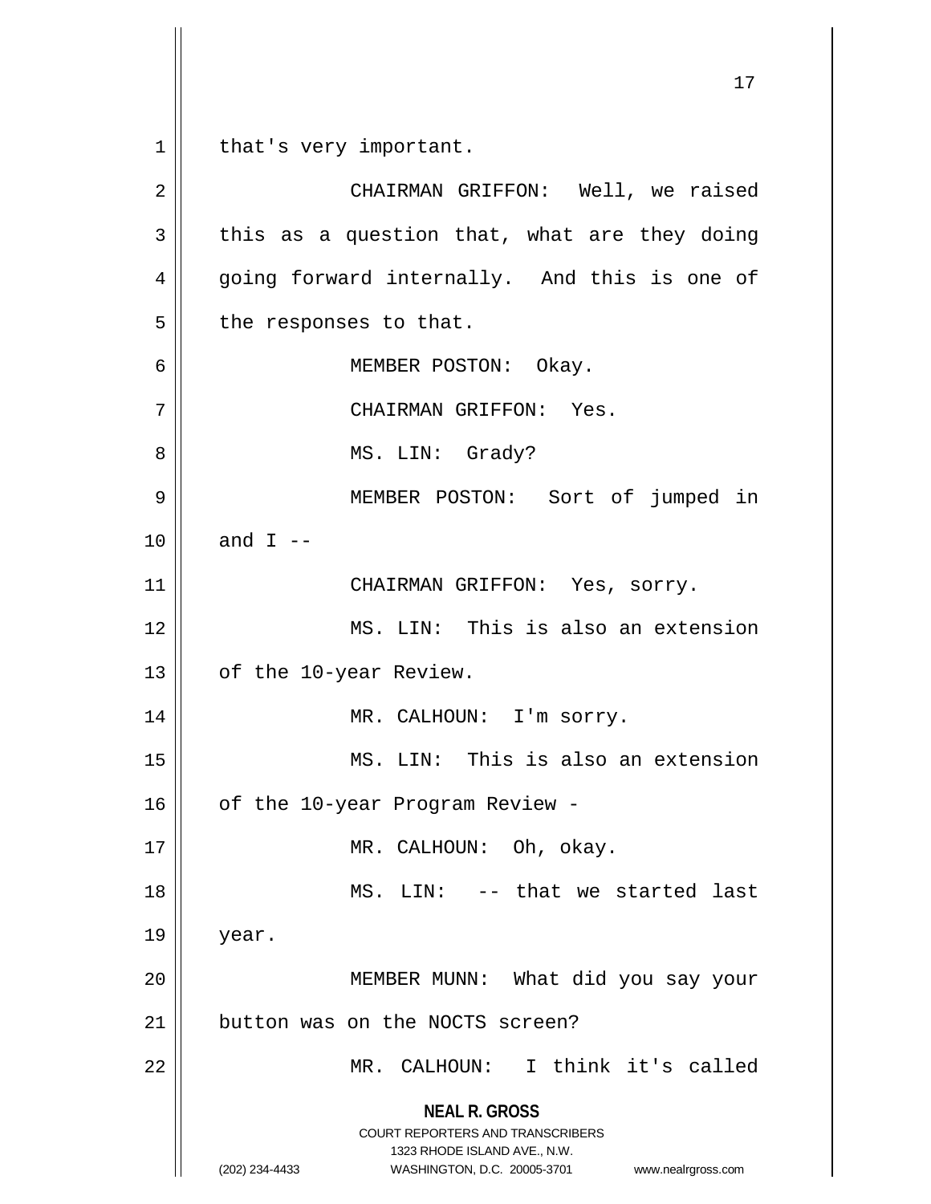that's very important.

CHAIRMAN GRIFFON: Well, we raised this as a question that, what are they doing going forward internally. And this is one of the responses to that.

MEMBER POSTON: Okay.

CHAIRMAN GRIFFON: Yes.

MS. LIN: Grady?

MEMBER POSTON: Sort of jumped in and I --

CHAIRMAN GRIFFON: Yes, sorry.

MS. LIN: This is also an extension of the 10-year Review.

MR. CALHOUN: I'm sorry.

MS. LIN: This is also an extension of the 10-year Program Review -

MR. CALHOUN: Oh, okay.

MS. LIN: -- that we started last year.

MEMBER MUNN: What did you say your button was on the NOCTS screen?

MR. CALHOUN: I think it's called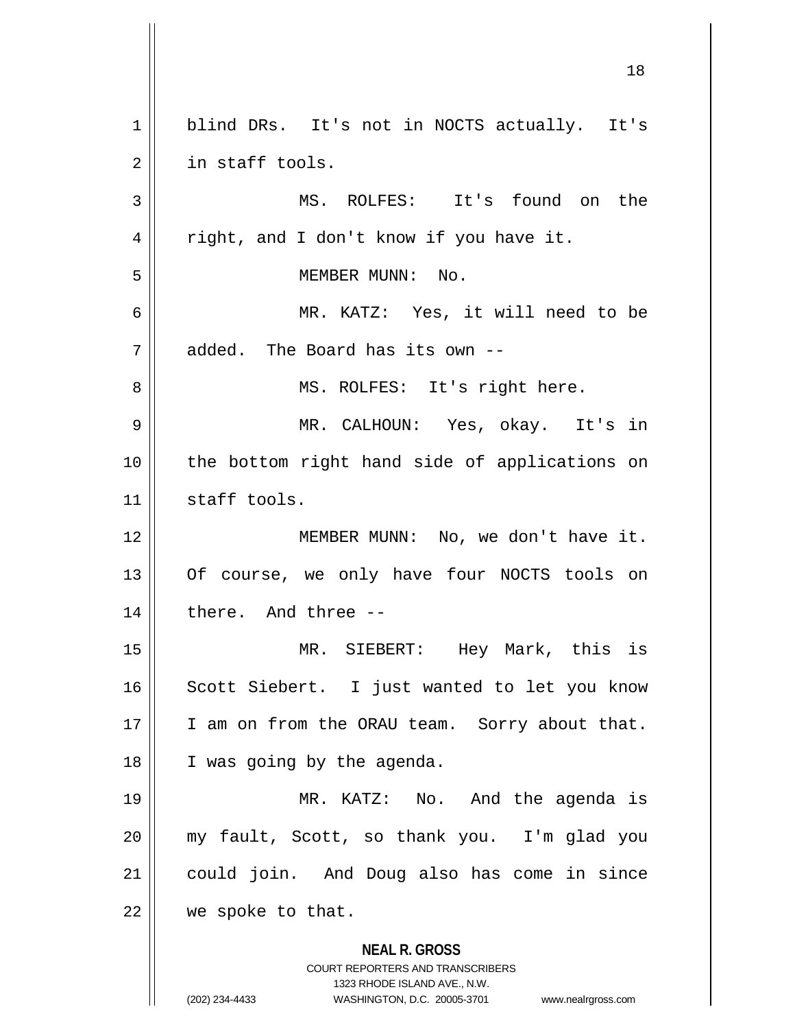blind DRs. It's not in NOCTS actually. It's in staff tools.

MS. ROLFES: It's found on the right, and I don't know if you have it.

MEMBER MUNN: No.

MR. KATZ: Yes, it will need to be added. The Board has its own --

MS. ROLFES: It's right here.

MR. CALHOUN: Yes, okay. It's in the bottom right hand side of applications on staff tools.

MEMBER MUNN: No, we don't have it. Of course, we only have four NOCTS tools on there. And three --

MR. SIEBERT: Hey Mark, this is Scott Siebert. I just wanted to let you know I am on from the ORAU team. Sorry about that. I was going by the agenda.

MR. KATZ: No. And the agenda is my fault, Scott, so thank you. I'm glad you could join. And Doug also has come in since we spoke to that.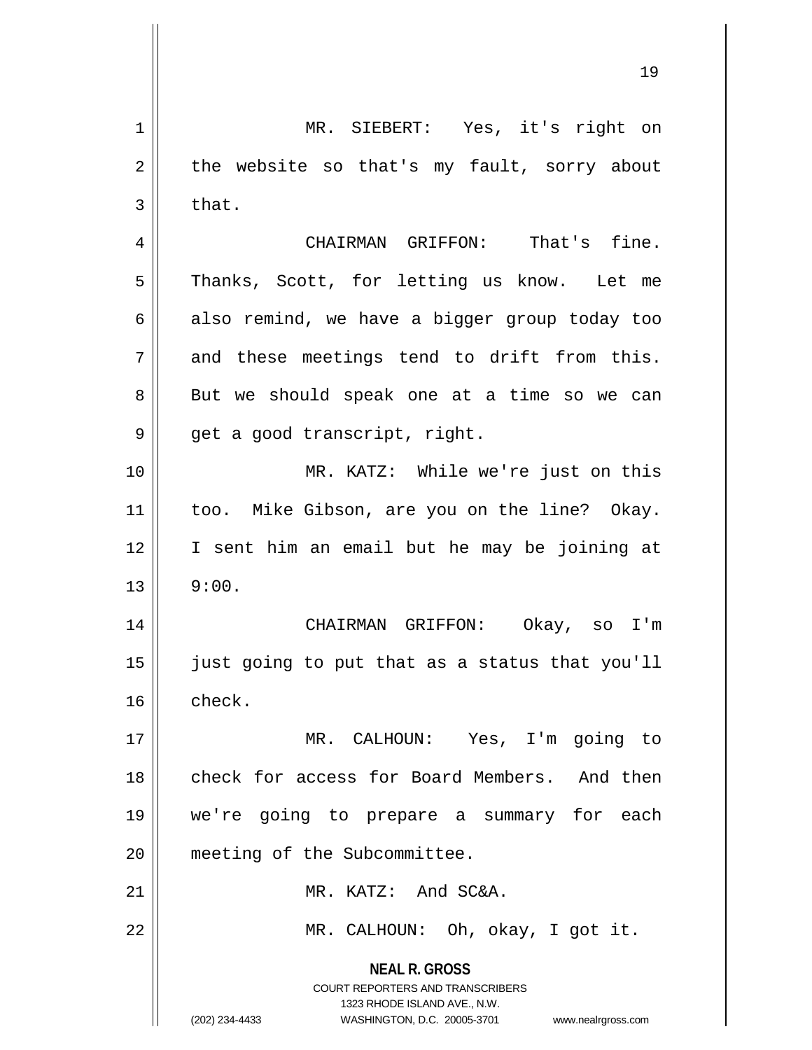MR. SIEBERT: Yes, it's right on the website so that's my fault, sorry about that.

CHAIRMAN GRIFFON: That's fine. Thanks, Scott, for letting us know. Let me also remind, we have a bigger group today too and these meetings tend to drift from this. But we should speak one at a time so we can get a good transcript, right.

MR. KATZ: While we're just on this too. Mike Gibson, are you on the line? Okay. I sent him an email but he may be joining at 9:00.

CHAIRMAN GRIFFON: Okay, so I'm just going to put that as a status that you'll check.

MR. CALHOUN: Yes, I'm going to check for access for Board Members. And then we're going to prepare a summary for each meeting of the Subcommittee.

MR. KATZ: And SC&A.

MR. CALHOUN: Oh, okay, I got it.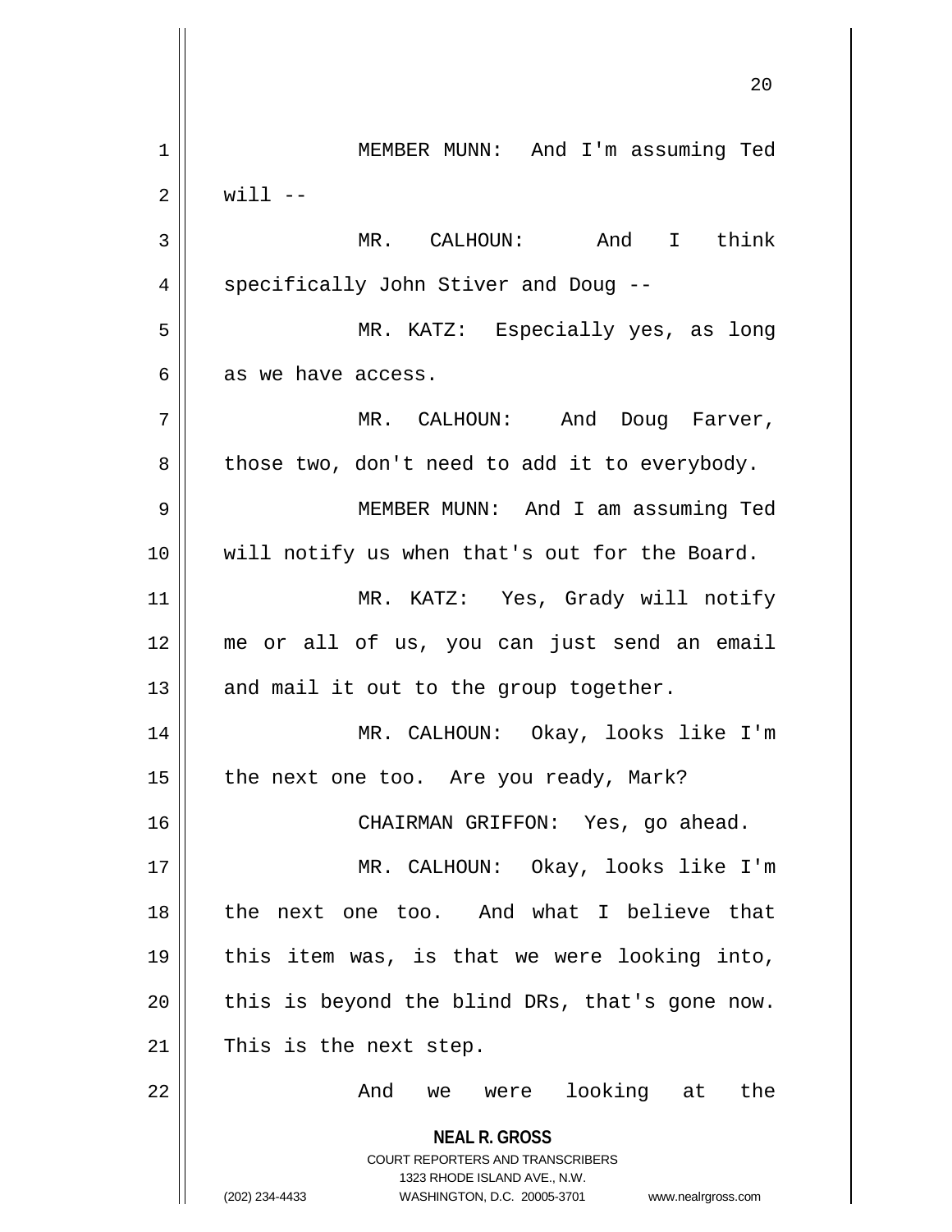MEMBER MUNN: And I'm assuming Ted will --

MR. CALHOUN: And I think specifically John Stiver and Doug --

MR. KATZ: Especially yes, as long as we have access.

MR. CALHOUN: And Doug Farver, those two, don't need to add it to everybody.

MEMBER MUNN: And I am assuming Ted will notify us when that's out for the Board.

MR. KATZ: Yes, Grady will notify me or all of us, you can just send an email and mail it out to the group together.

MR. CALHOUN: Okay, looks like I'm the next one too. Are you ready, Mark?

CHAIRMAN GRIFFON: Yes, go ahead.

MR. CALHOUN: Okay, looks like I'm the next one too. And what I believe that this item was, is that we were looking into, this is beyond the blind DRs, that's gone now. This is the next step.

And we were looking at the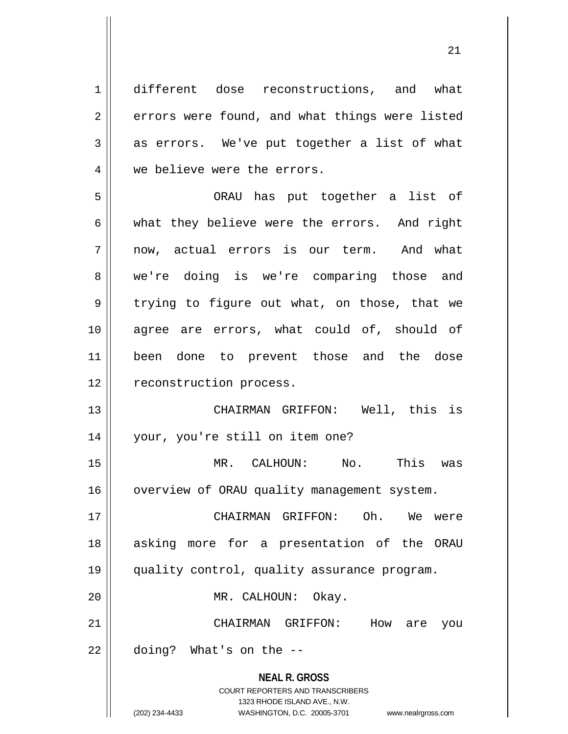different dose reconstructions, and what errors were found, and what things were listed as errors. We've put together a list of what we believe were the errors.

ORAU has put together a list of what they believe were the errors. And right now, actual errors is our term. And what we're doing is we're comparing those and trying to figure out what, on those, that we agree are errors, what could of, should of been done to prevent those and the dose reconstruction process.

CHAIRMAN GRIFFON: Well, this is your, you're still on item one?

MR. CALHOUN: No. This was overview of ORAU quality management system.

CHAIRMAN GRIFFON: Oh. We were asking more for a presentation of the ORAU quality control, quality assurance program.

MR. CALHOUN: Okay.

CHAIRMAN GRIFFON: How are you doing? What's on the --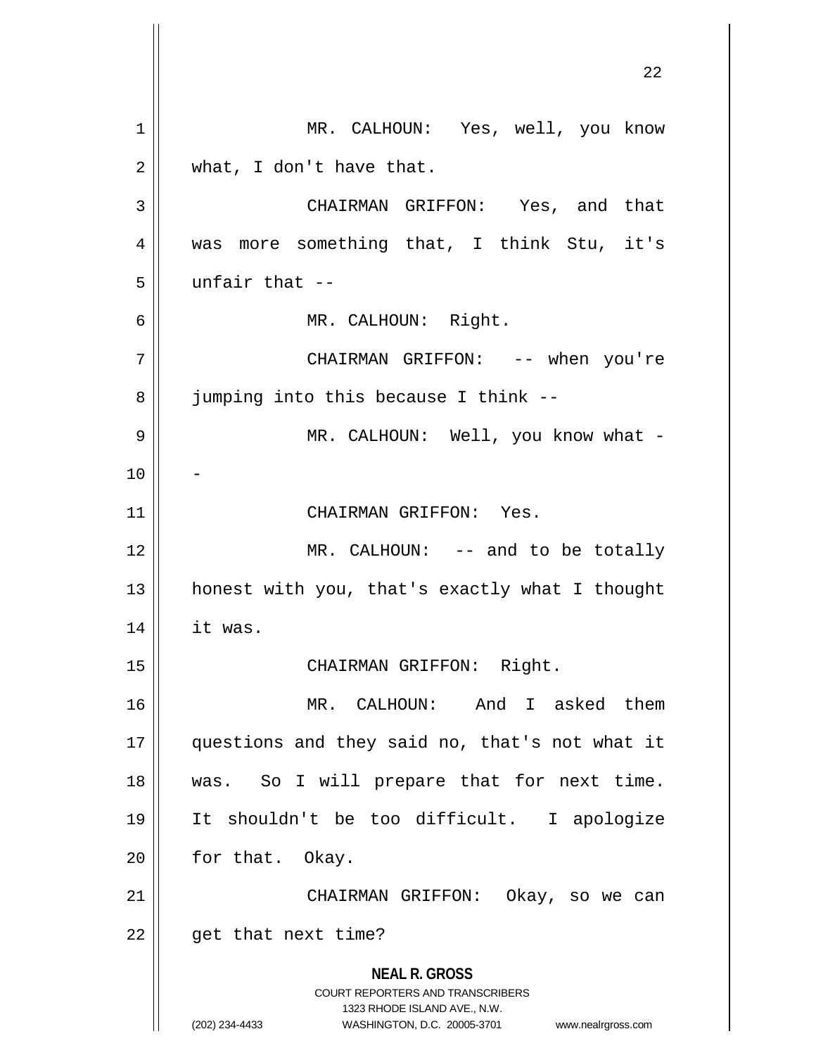MR. CALHOUN: Yes, well, you know what, I don't have that.

CHAIRMAN GRIFFON: Yes, and that was more something that, I think Stu, it's unfair that --

MR. CALHOUN: Right.

CHAIRMAN GRIFFON: -- when you're jumping into this because I think --

MR. CALHOUN: Well, you know what --

CHAIRMAN GRIFFON: Yes.

MR. CALHOUN: -- and to be totally honest with you, that's exactly what I thought it was.

CHAIRMAN GRIFFON: Right.

MR. CALHOUN: And I asked them questions and they said no, that's not what it was. So I will prepare that for next time. It shouldn't be too difficult. I apologize for that. Okay.

CHAIRMAN GRIFFON: Okay, so we can get that next time?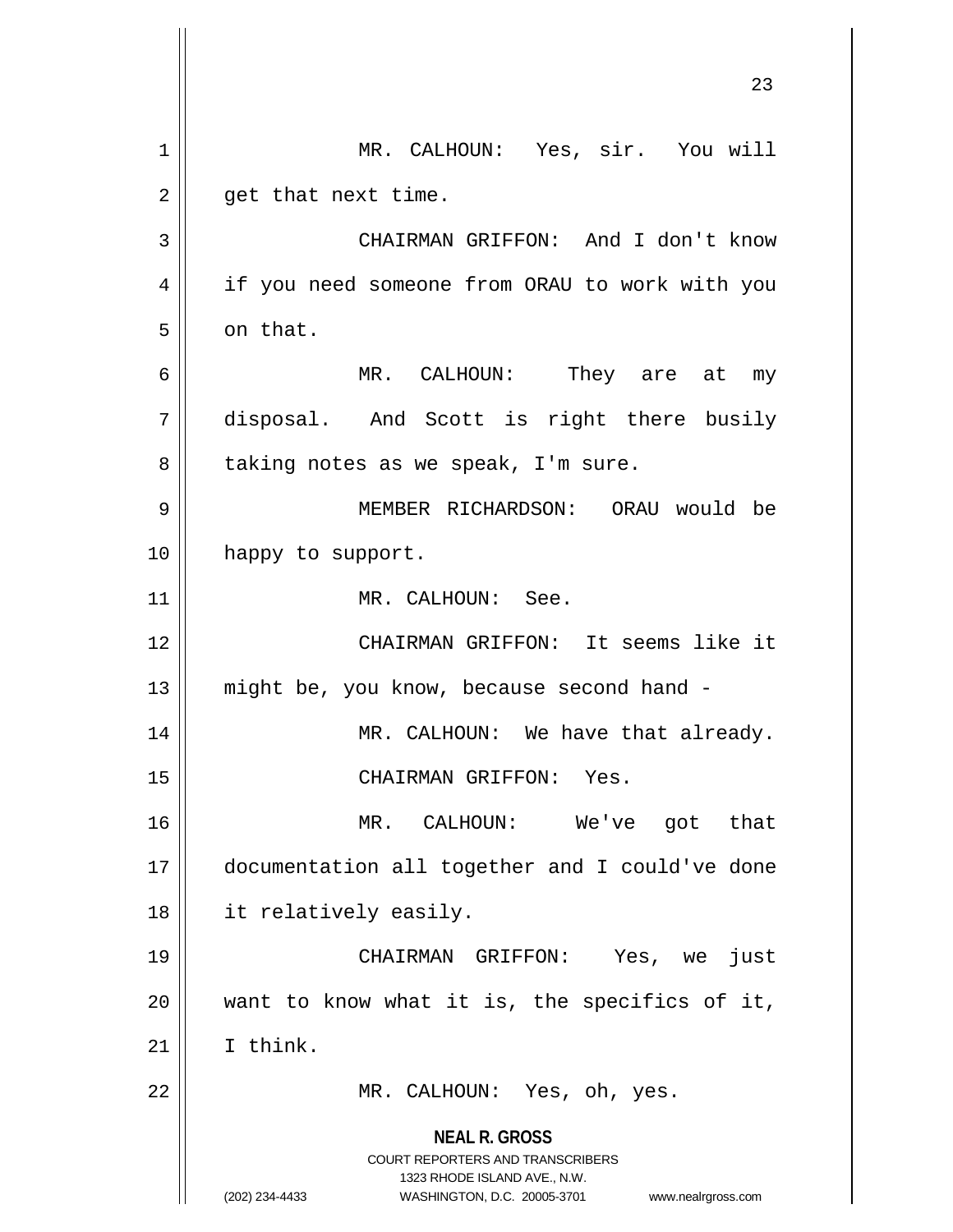MR. CALHOUN: Yes, sir. You will get that next time.

CHAIRMAN GRIFFON: And I don't know if you need someone from ORAU to work with you on that.

MR. CALHOUN: They are at my disposal. And Scott is right there busily taking notes as we speak, I'm sure.

MEMBER RICHARDSON: ORAU would be happy to support.

MR. CALHOUN: See.

CHAIRMAN GRIFFON: It seems like it might be, you know, because second hand -

MR. CALHOUN: We have that already.

CHAIRMAN GRIFFON: Yes.

MR. CALHOUN: We've got that documentation all together and I could've done it relatively easily.

CHAIRMAN GRIFFON: Yes, we just want to know what it is, the specifics of it, I think.

MR. CALHOUN: Yes, oh, yes.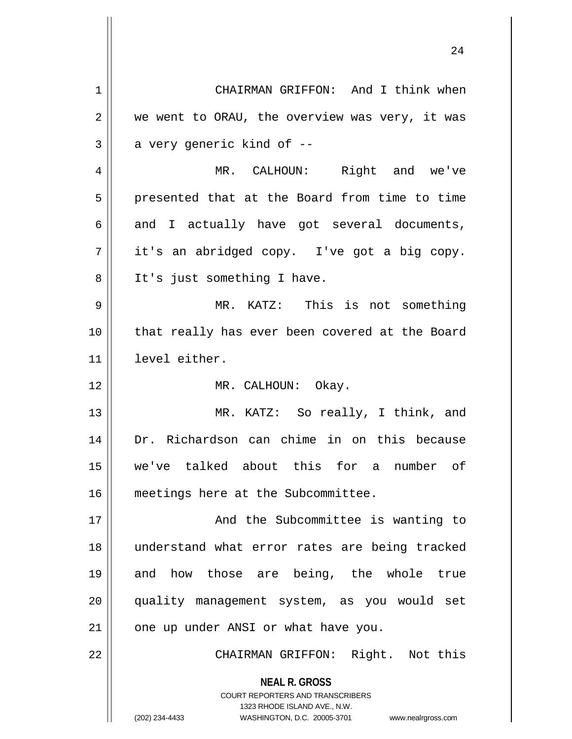CHAIRMAN GRIFFON: And I think when we went to ORAU, the overview was very, it was a very generic kind of --

MR. CALHOUN: Right and we've presented that at the Board from time to time and I actually have got several documents, it's an abridged copy. I've got a big copy. It's just something I have.

MR. KATZ: This is not something that really has ever been covered at the Board level either.

MR. CALHOUN: Okay.

MR. KATZ: So really, I think, and Dr. Richardson can chime in on this because we've talked about this for a number of meetings here at the Subcommittee.

And the Subcommittee is wanting to understand what error rates are being tracked and how those are being, the whole true quality management system, as you would set one up under ANSI or what have you.

CHAIRMAN GRIFFON: Right. Not this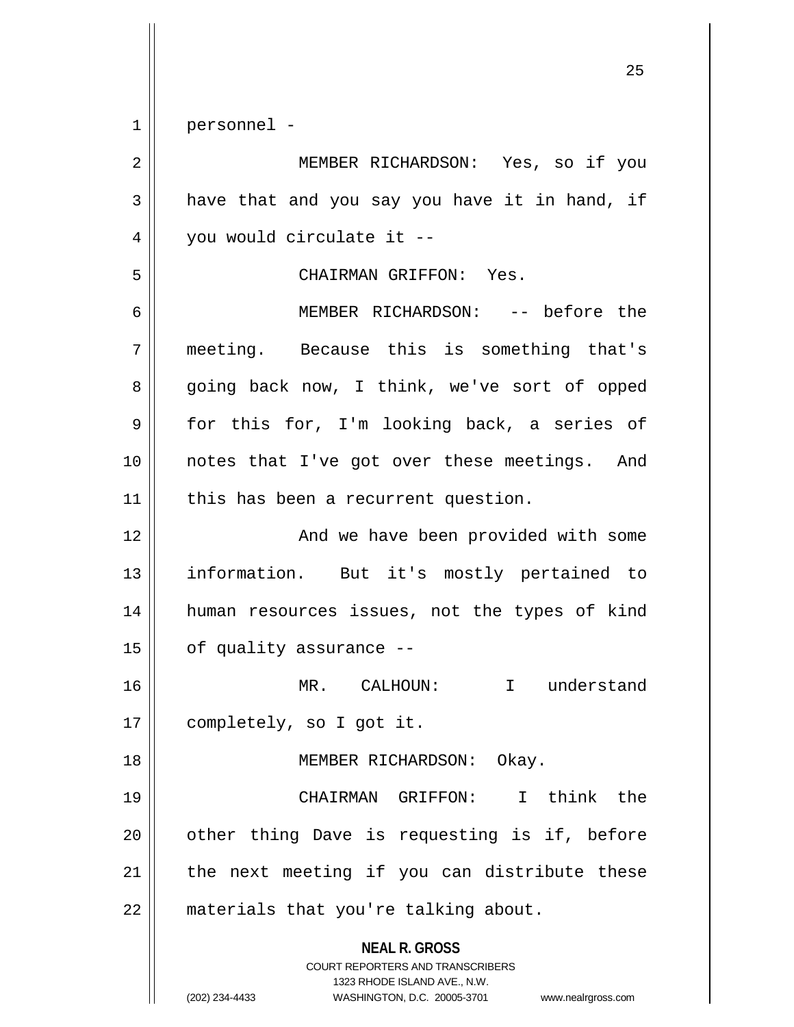personnel -

MEMBER RICHARDSON: Yes, so if you have that and you say you have it in hand, if you would circulate it --

CHAIRMAN GRIFFON: Yes.

MEMBER RICHARDSON: -- before the meeting. Because this is something that's going back now, I think, we've sort of opped for this for, I'm looking back, a series of notes that I've got over these meetings. And this has been a recurrent question.

And we have been provided with some information. But it's mostly pertained to human resources issues, not the types of kind of quality assurance --

MR. CALHOUN: I understand completely, so I got it.

MEMBER RICHARDSON: Okay.

CHAIRMAN GRIFFON: I think the other thing Dave is requesting is if, before the next meeting if you can distribute these materials that you're talking about.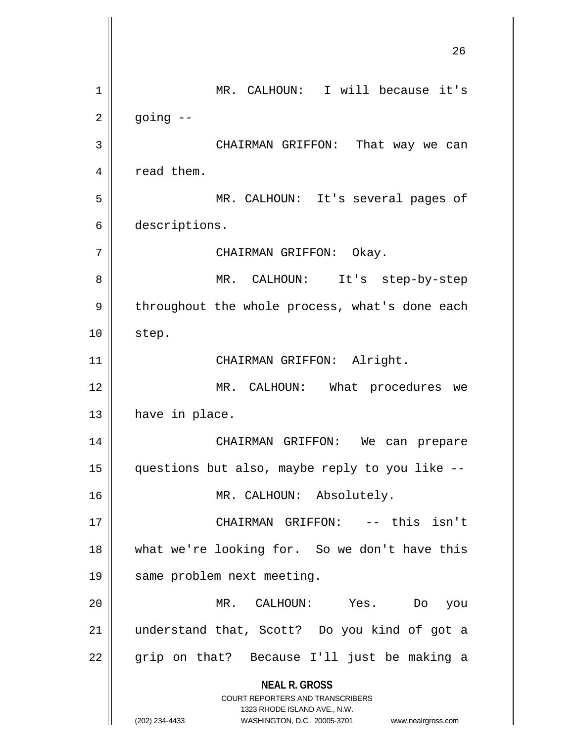MR. CALHOUN: I will because it's going --

CHAIRMAN GRIFFON: That way we can read them.

MR. CALHOUN: It's several pages of descriptions.

CHAIRMAN GRIFFON: Okay.

MR. CALHOUN: It's step-by-step throughout the whole process, what's done each step.

CHAIRMAN GRIFFON: Alright.

MR. CALHOUN: What procedures we have in place.

CHAIRMAN GRIFFON: We can prepare questions but also, maybe reply to you like --

MR. CALHOUN: Absolutely.

CHAIRMAN GRIFFON: -- this isn't what we're looking for. So we don't have this same problem next meeting.

MR. CALHOUN: Yes. Do you understand that, Scott? Do you kind of got a grip on that? Because I'll just be making a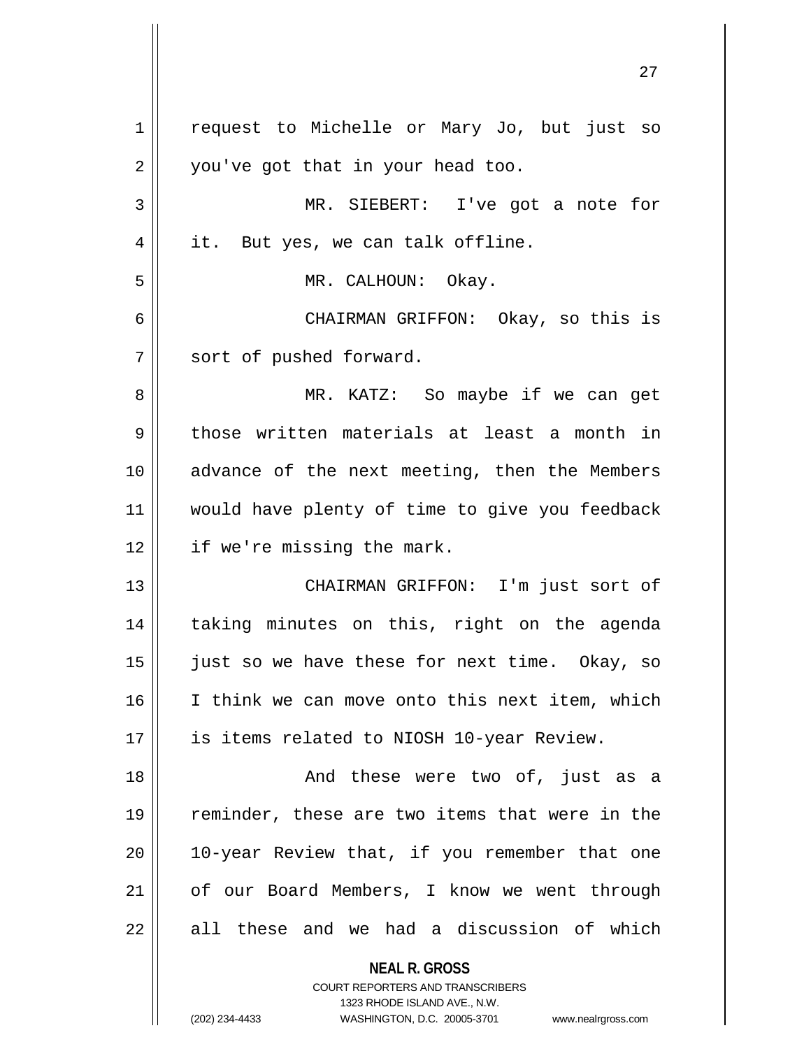request to Michelle or Mary Jo, but just so you've got that in your head too.

MR. SIEBERT: I've got a note for it. But yes, we can talk offline.

MR. CALHOUN: Okay.

CHAIRMAN GRIFFON: Okay, so this is sort of pushed forward.

MR. KATZ: So maybe if we can get those written materials at least a month in advance of the next meeting, then the Members would have plenty of time to give you feedback if we're missing the mark.

CHAIRMAN GRIFFON: I'm just sort of taking minutes on this, right on the agenda just so we have these for next time. Okay, so I think we can move onto this next item, which is items related to NIOSH 10-year Review.

And these were two of, just as a reminder, these are two items that were in the 10-year Review that, if you remember that one of our Board Members, I know we went through all these and we had a discussion of which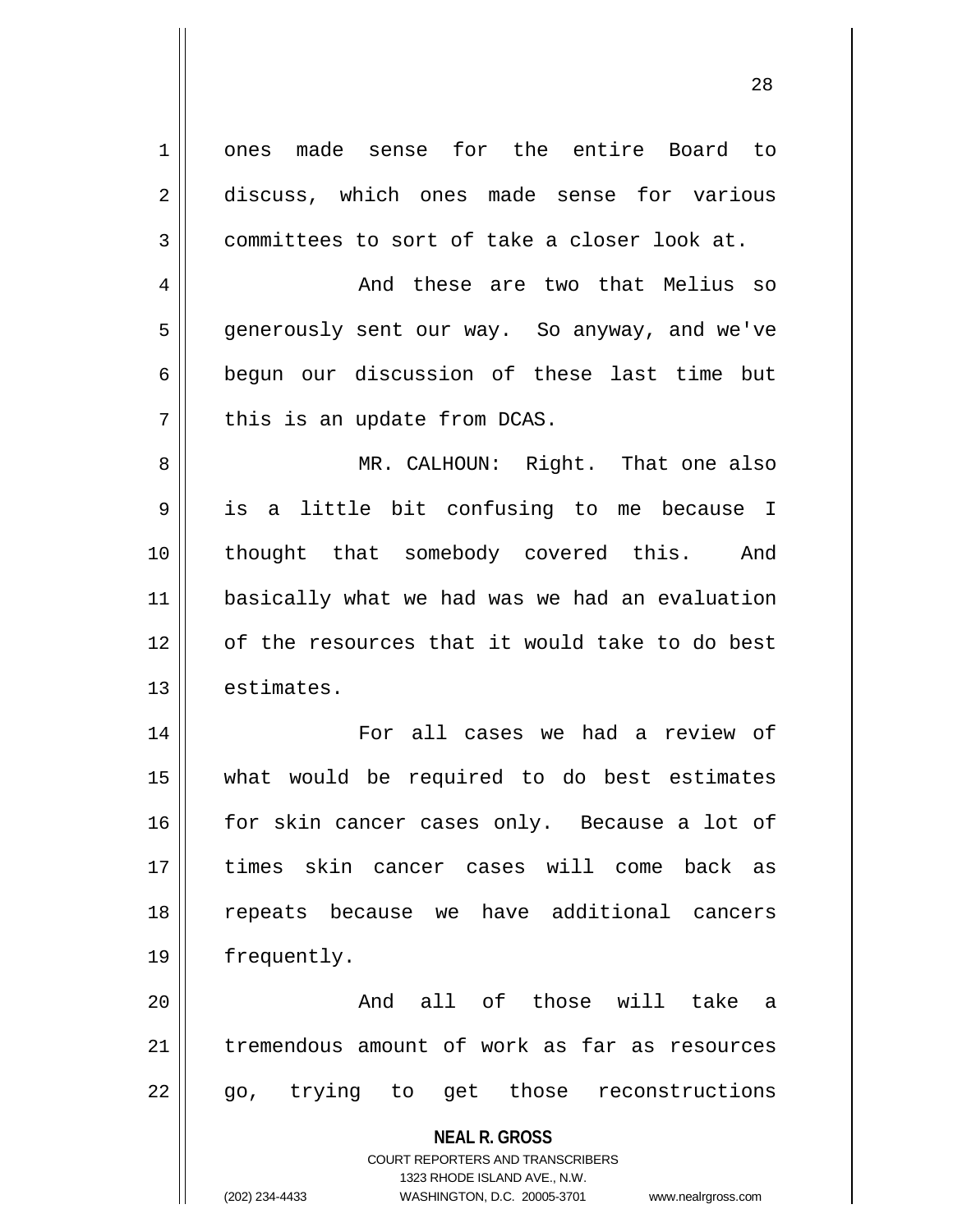ones made sense for the entire Board to discuss, which ones made sense for various committees to sort of take a closer look at.

And these are two that Melius so generously sent our way. So anyway, and we've begun our discussion of these last time but this is an update from DCAS.

MR. CALHOUN: Right. That one also is a little bit confusing to me because I thought that somebody covered this. And basically what we had was we had an evaluation of the resources that it would take to do best estimates.

For all cases we had a review of what would be required to do best estimates for skin cancer cases only. Because a lot of times skin cancer cases will come back as repeats because we have additional cancers frequently.

And all of those will take a tremendous amount of work as far as resources go, trying to get those reconstructions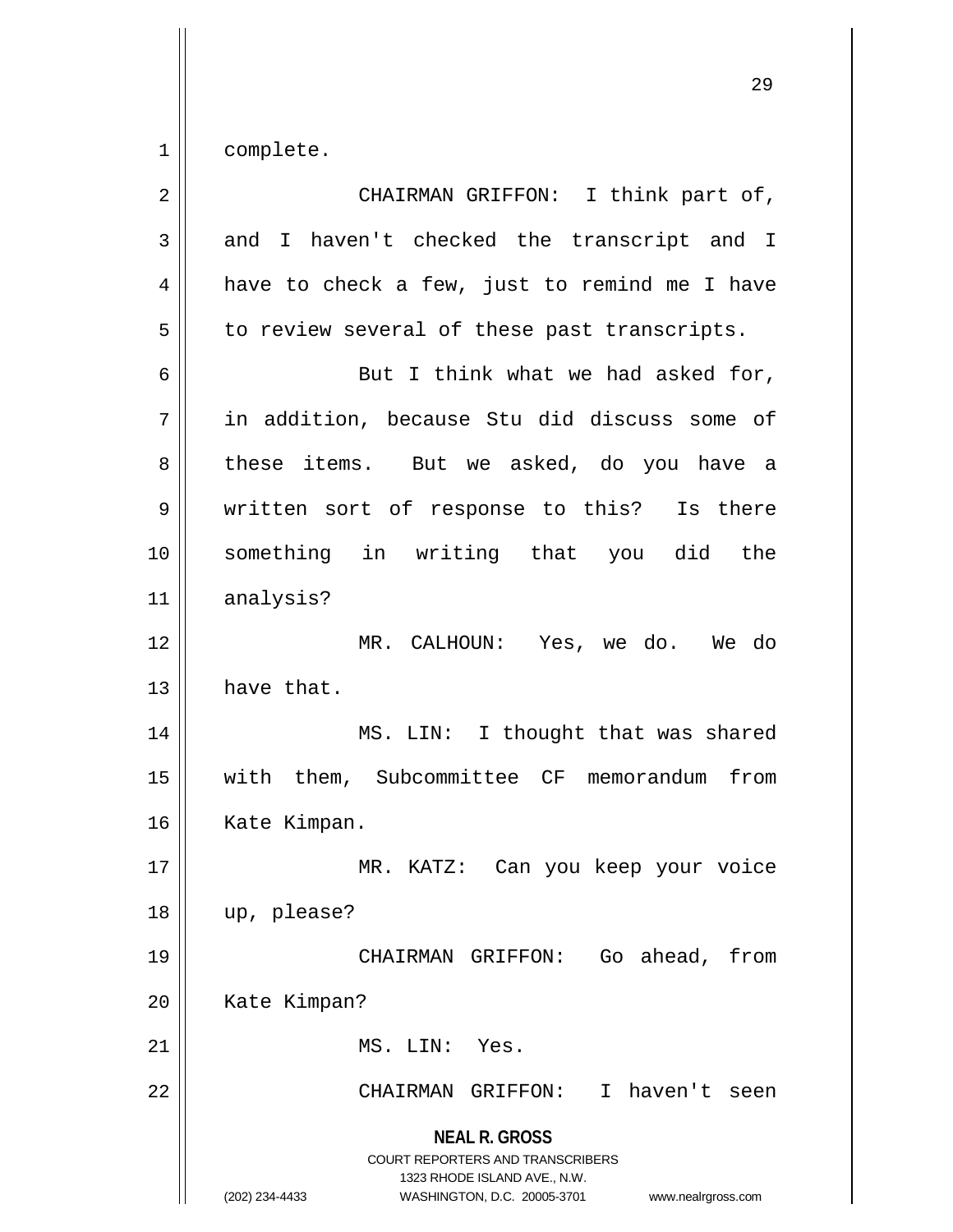complete.

CHAIRMAN GRIFFON: I think part of, and I haven't checked the transcript and I have to check a few, just to remind me I have to review several of these past transcripts.

But I think what we had asked for, in addition, because Stu did discuss some of these items. But we asked, do you have a written sort of response to this? Is there something in writing that you did the analysis?

MR. CALHOUN: Yes, we do. We do have that.

MS. LIN: I thought that was shared with them, Subcommittee CF memorandum from Kate Kimpan.

MR. KATZ: Can you keep your voice up, please?

CHAIRMAN GRIFFON: Go ahead, from Kate Kimpan?

MS. LIN: Yes.

CHAIRMAN GRIFFON: I haven't seen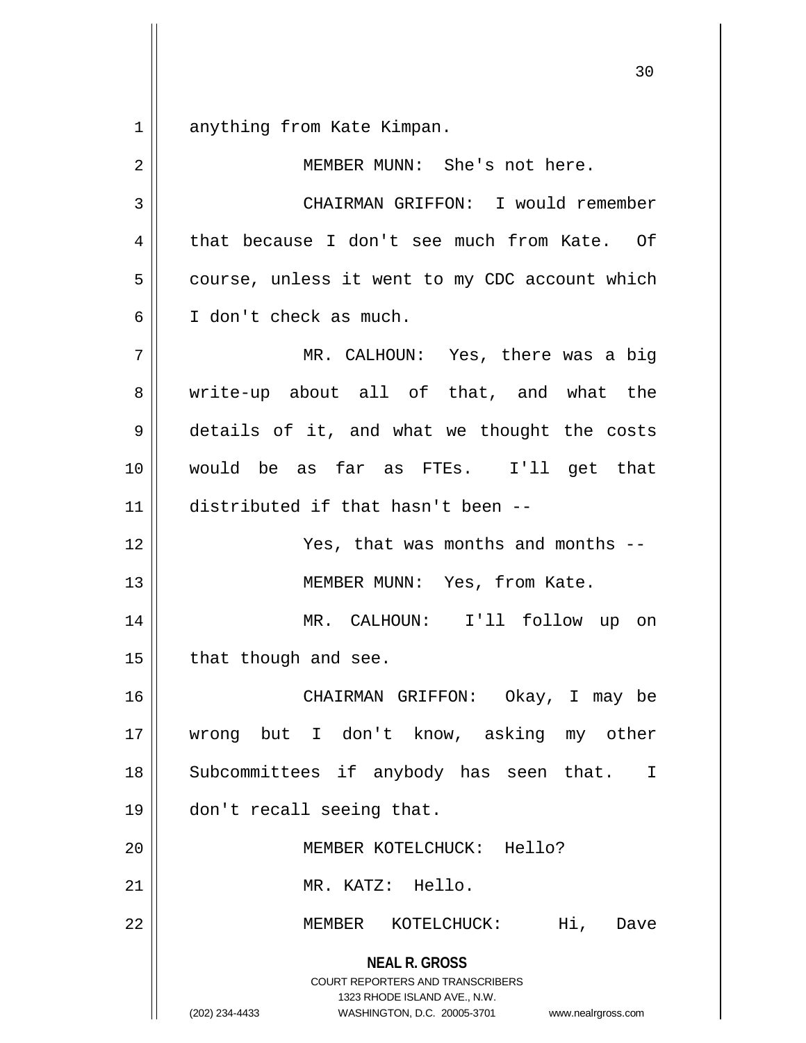anything from Kate Kimpan.

MEMBER MUNN: She's not here.

CHAIRMAN GRIFFON: I would remember that because I don't see much from Kate. Of course, unless it went to my CDC account which I don't check as much.

MR. CALHOUN: Yes, there was a big write-up about all of that, and what the details of it, and what we thought the costs would be as far as FTEs. I'll get that distributed if that hasn't been --

Yes, that was months and months --

MEMBER MUNN: Yes, from Kate.

MR. CALHOUN: I'll follow up on that though and see.

CHAIRMAN GRIFFON: Okay, I may be wrong but I don't know, asking my other Subcommittees if anybody has seen that. I don't recall seeing that.

MEMBER KOTELCHUCK: Hello?

MR. KATZ: Hello.

MEMBER KOTELCHUCK: Hi, Dave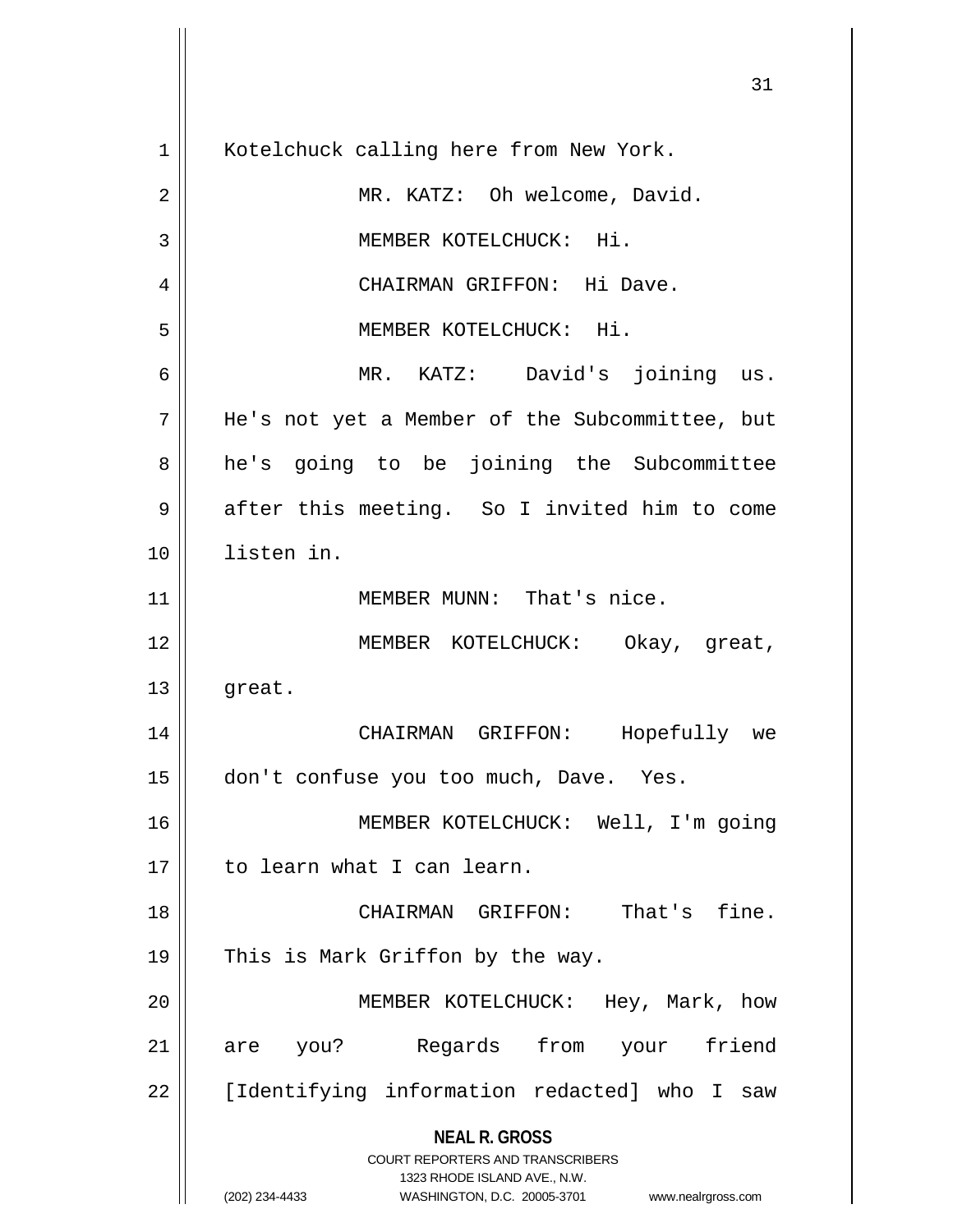Kotelchuck calling here from New York.

MR. KATZ: Oh welcome, David.

MEMBER KOTELCHUCK: Hi.

CHAIRMAN GRIFFON: Hi Dave.

MEMBER KOTELCHUCK: Hi.

MR. KATZ: David's joining us. He's not yet a Member of the Subcommittee, but he's going to be joining the Subcommittee after this meeting. So I invited him to come listen in.

MEMBER MUNN: That's nice.

MEMBER KOTELCHUCK: Okay, great, great.

CHAIRMAN GRIFFON: Hopefully we don't confuse you too much, Dave. Yes.

MEMBER KOTELCHUCK: Well, I'm going to learn what I can learn.

CHAIRMAN GRIFFON: That's fine. This is Mark Griffon by the way.

MEMBER KOTELCHUCK: Hey, Mark, how are you? Regards from your friend [Identifying information redacted] who I saw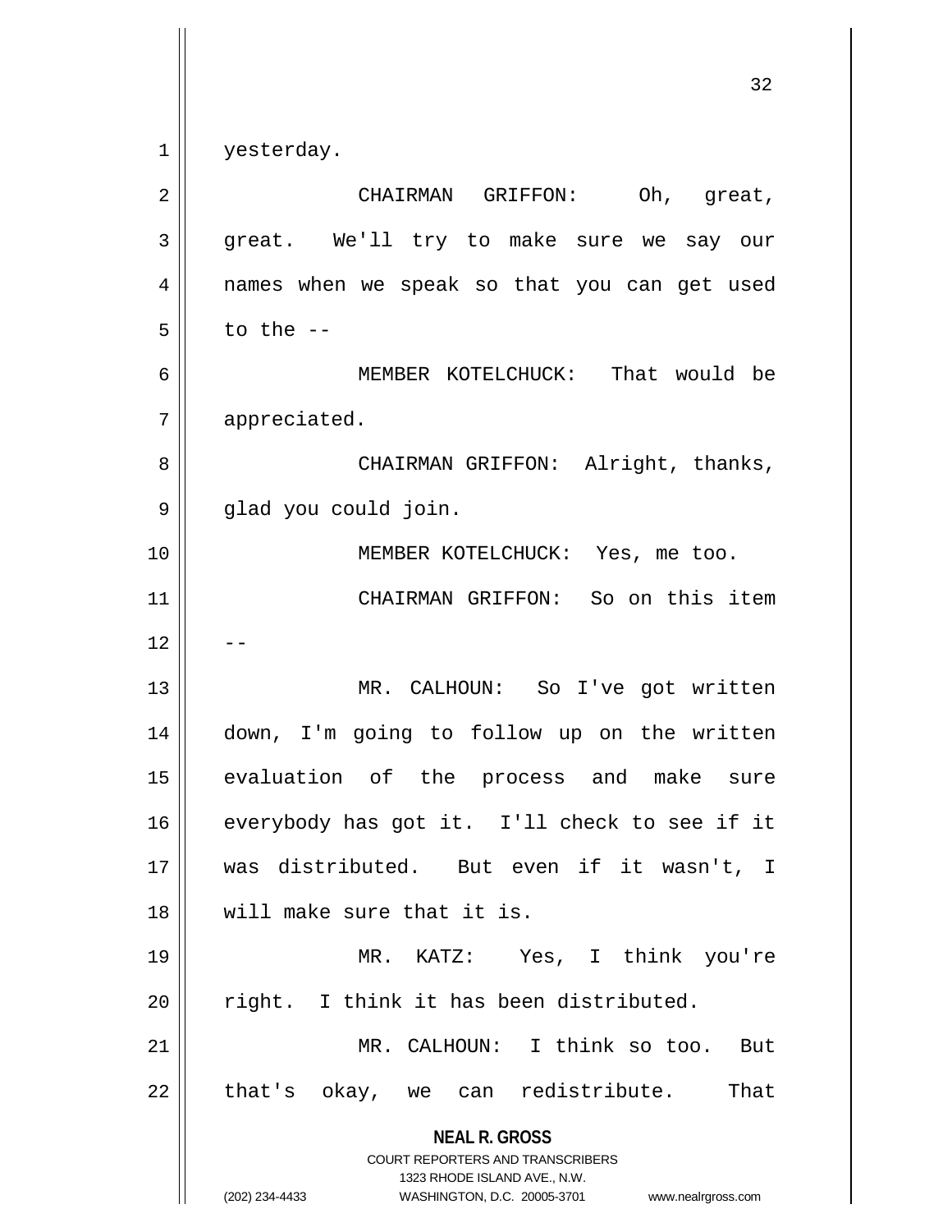yesterday.

CHAIRMAN GRIFFON: Oh, great, great. We'll try to make sure we say our names when we speak so that you can get used to the --

MEMBER KOTELCHUCK: That would be appreciated.

CHAIRMAN GRIFFON: Alright, thanks, glad you could join.

MEMBER KOTELCHUCK: Yes, me too.

CHAIRMAN GRIFFON: So on this item --

MR. CALHOUN: So I've got written down, I'm going to follow up on the written evaluation of the process and make sure everybody has got it. I'll check to see if it was distributed. But even if it wasn't, I will make sure that it is.

MR. KATZ: Yes, I think you're right. I think it has been distributed.

MR. CALHOUN: I think so too. But that's okay, we can redistribute. That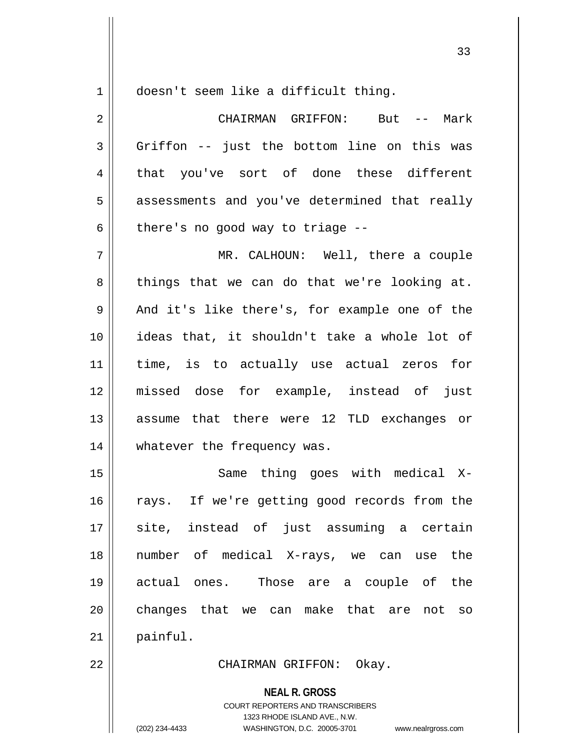doesn't seem like a difficult thing.

CHAIRMAN GRIFFON: But -- Mark Griffon -- just the bottom line on this was that you've sort of done these different assessments and you've determined that really there's no good way to triage --

MR. CALHOUN: Well, there a couple things that we can do that we're looking at. And it's like there's, for example one of the ideas that, it shouldn't take a whole lot of time, is to actually use actual zeros for missed dose for example, instead of just assume that there were 12 TLD exchanges or whatever the frequency was.

Same thing goes with medical X-rays. If we're getting good records from the site, instead of just assuming a certain number of medical X-rays, we can use the actual ones. Those are a couple of the changes that we can make that are not so painful.

CHAIRMAN GRIFFON: Okay.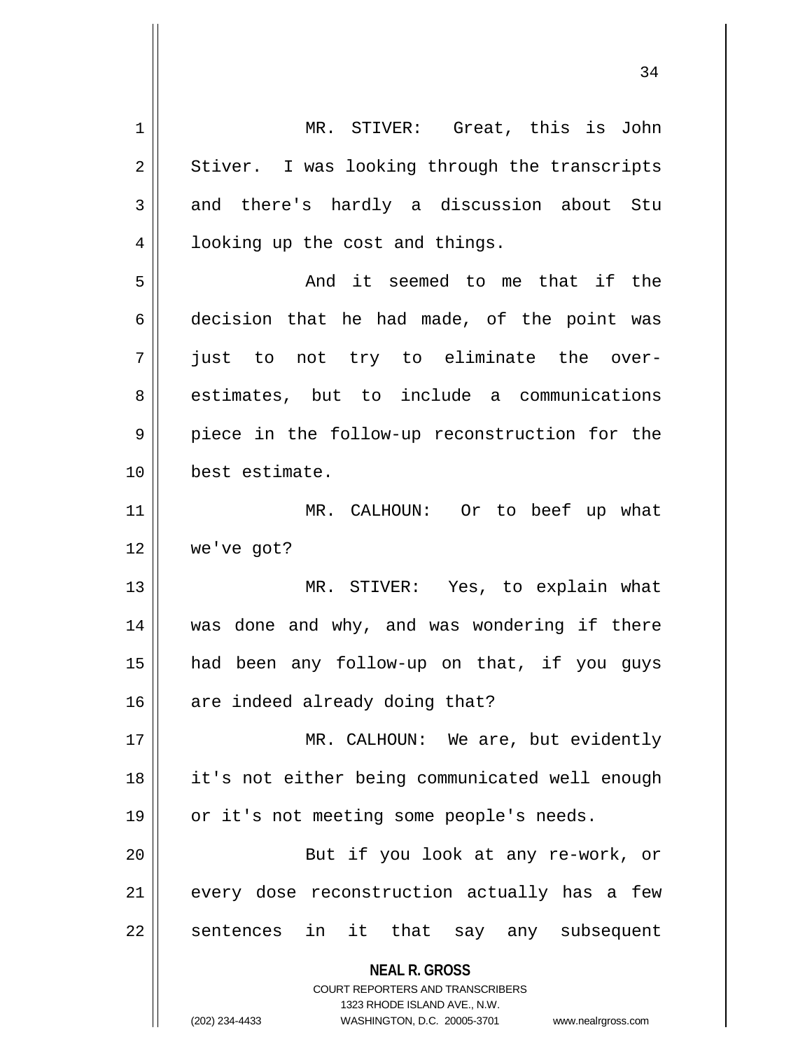MR. STIVER: Great, this is John Stiver. I was looking through the transcripts and there's hardly a discussion about Stu looking up the cost and things.

And it seemed to me that if the decision that he had made, of the point was just to not try to eliminate the over-estimates, but to include a communications piece in the follow-up reconstruction for the best estimate.

MR. CALHOUN: Or to beef up what we've got?

MR. STIVER: Yes, to explain what was done and why, and was wondering if there had been any follow-up on that, if you guys are indeed already doing that?

MR. CALHOUN: We are, but evidently it's not either being communicated well enough or it's not meeting some people's needs.

But if you look at any re-work, or every dose reconstruction actually has a few sentences in it that say any subsequent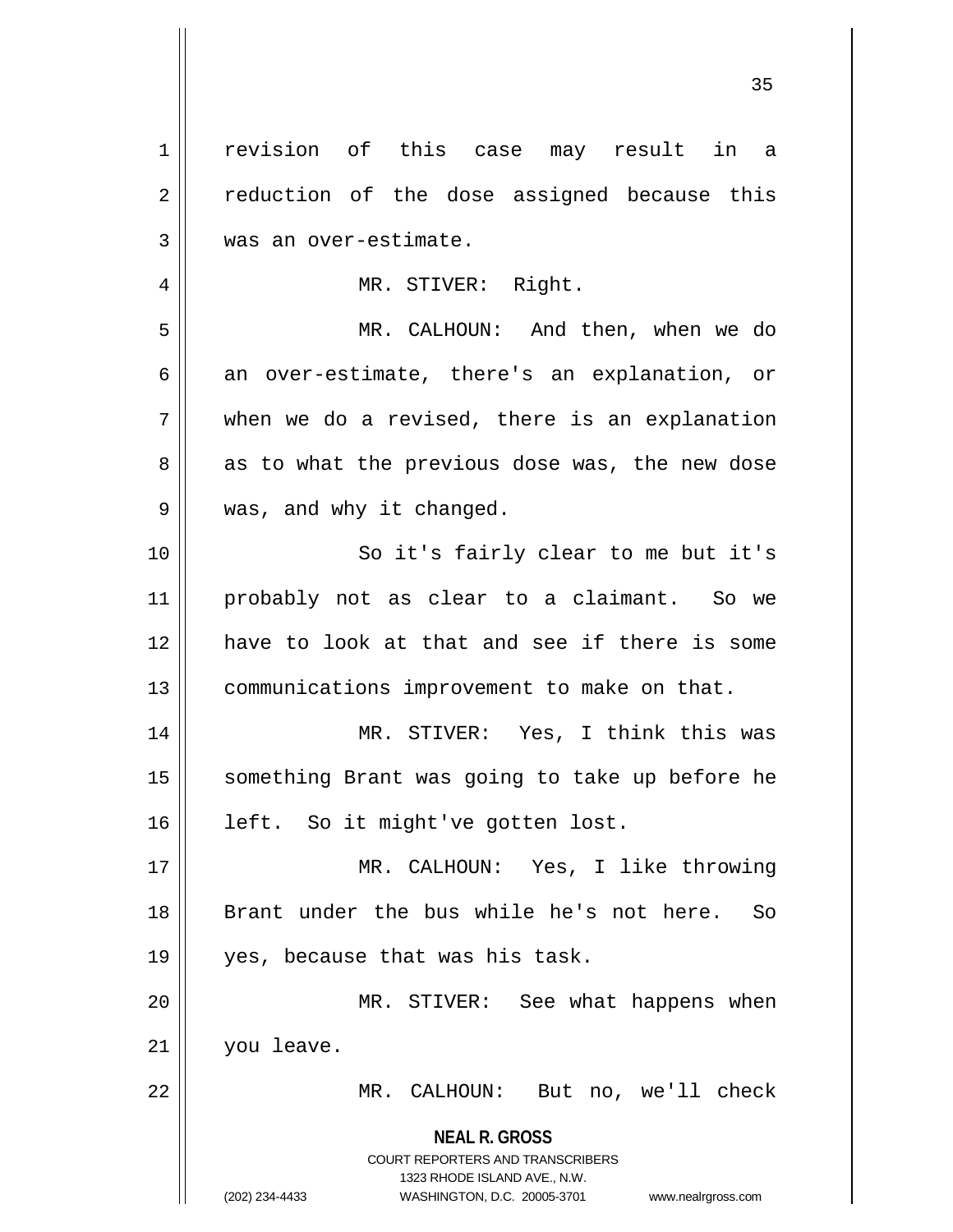revision of this case may result in a reduction of the dose assigned because this was an over-estimate.

MR. STIVER: Right.

MR. CALHOUN: And then, when we do an over-estimate, there's an explanation, or when we do a revised, there is an explanation as to what the previous dose was, the new dose was, and why it changed.

So it's fairly clear to me but it's probably not as clear to a claimant. So we have to look at that and see if there is some communications improvement to make on that.

MR. STIVER: Yes, I think this was something Brant was going to take up before he left. So it might've gotten lost.

MR. CALHOUN: Yes, I like throwing Brant under the bus while he's not here. So yes, because that was his task.

MR. STIVER: See what happens when you leave.

MR. CALHOUN: But no, we'll check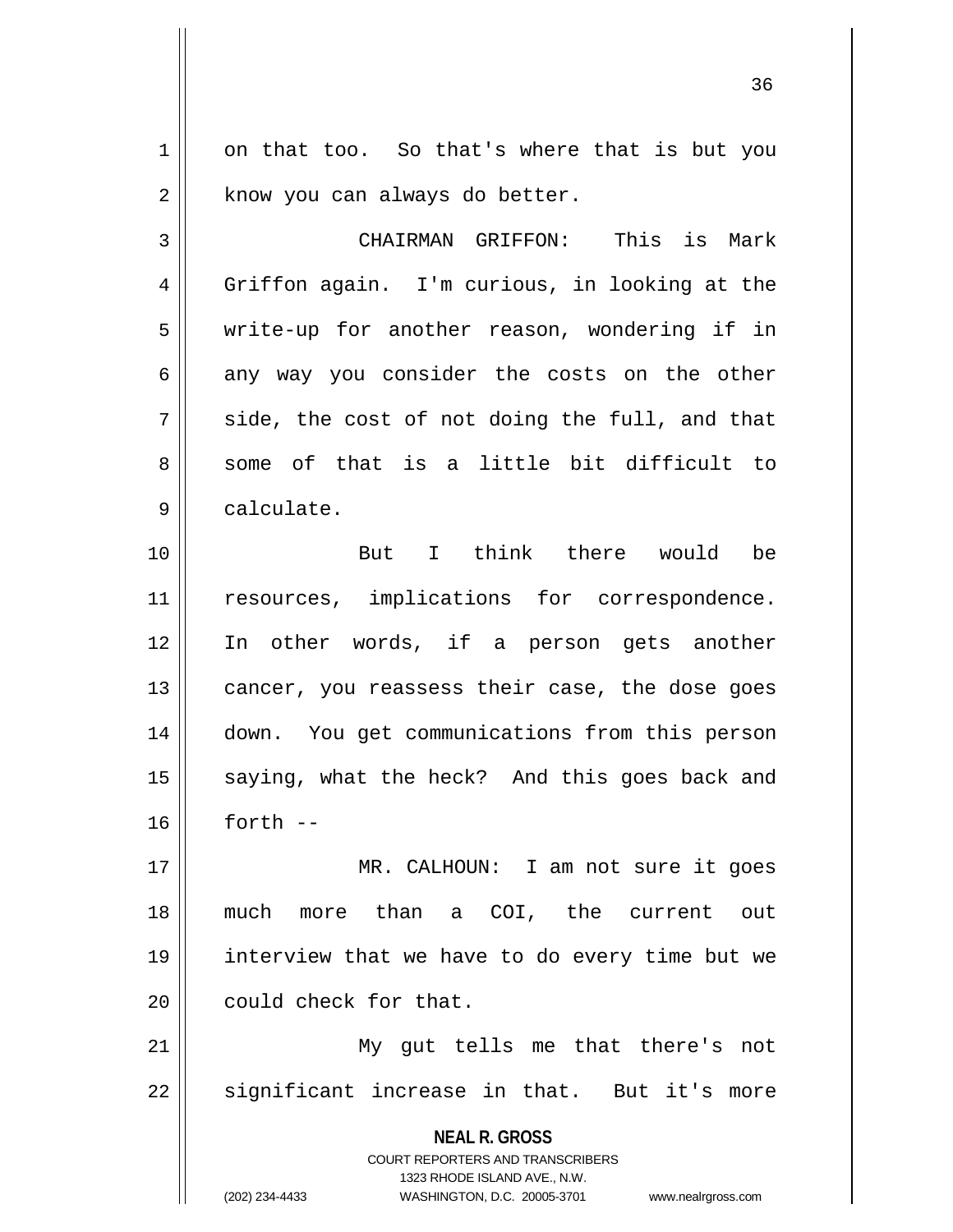on that too. So that's where that is but you know you can always do better.

CHAIRMAN GRIFFON: This is Mark Griffon again. I'm curious, in looking at the write-up for another reason, wondering if in any way you consider the costs on the other side, the cost of not doing the full, and that some of that is a little bit difficult to calculate.

But I think there would be resources, implications for correspondence. In other words, if a person gets another cancer, you reassess their case, the dose goes down. You get communications from this person saying, what the heck? And this goes back and forth --

MR. CALHOUN: I am not sure it goes much more than a COI, the current out interview that we have to do every time but we could check for that.

My gut tells me that there's not significant increase in that. But it's more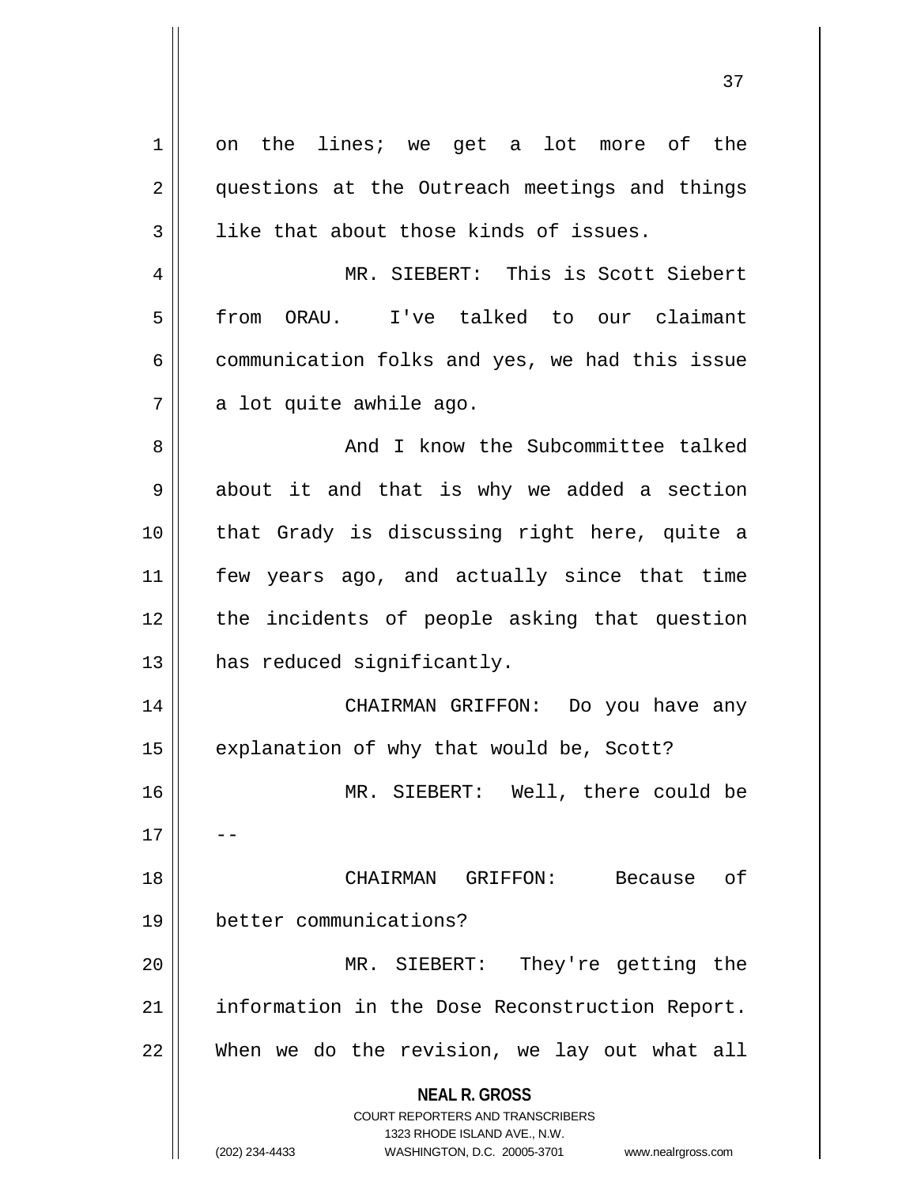on the lines; we get a lot more of the questions at the Outreach meetings and things like that about those kinds of issues.

MR. SIEBERT: This is Scott Siebert from ORAU. I've talked to our claimant communication folks and yes, we had this issue a lot quite awhile ago.

And I know the Subcommittee talked about it and that is why we added a section that Grady is discussing right here, quite a few years ago, and actually since that time the incidents of people asking that question has reduced significantly.

CHAIRMAN GRIFFON: Do you have any explanation of why that would be, Scott?

MR. SIEBERT: Well, there could be --

CHAIRMAN GRIFFON: Because of better communications?

MR. SIEBERT: They're getting the information in the Dose Reconstruction Report. When we do the revision, we lay out what all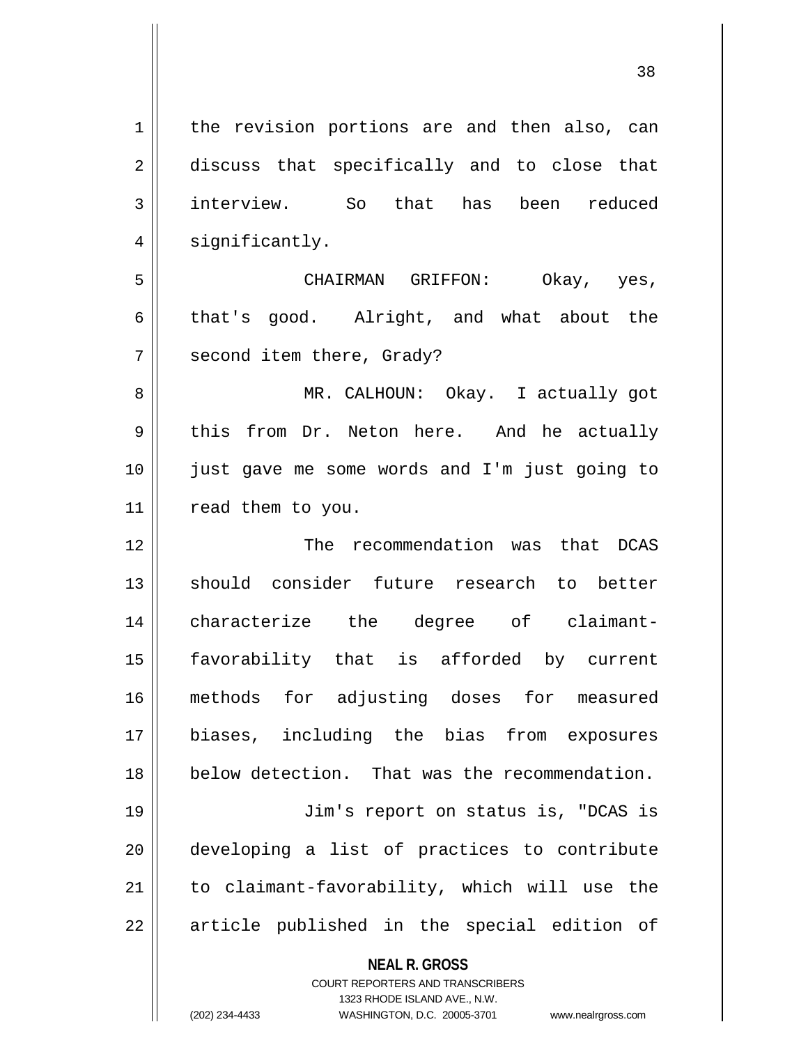the revision portions are and then also, can discuss that specifically and to close that interview. So that has been reduced significantly.

CHAIRMAN GRIFFON: Okay, yes, that's good. Alright, and what about the second item there, Grady?

MR. CALHOUN: Okay. I actually got this from Dr. Neton here. And he actually just gave me some words and I'm just going to read them to you.

The recommendation was that DCAS should consider future research to better characterize the degree of claimant-favorability that is afforded by current methods for adjusting doses for measured biases, including the bias from exposures below detection. That was the recommendation.

Jim's report on status is, "DCAS is developing a list of practices to contribute to claimant-favorability, which will use the article published in the special edition of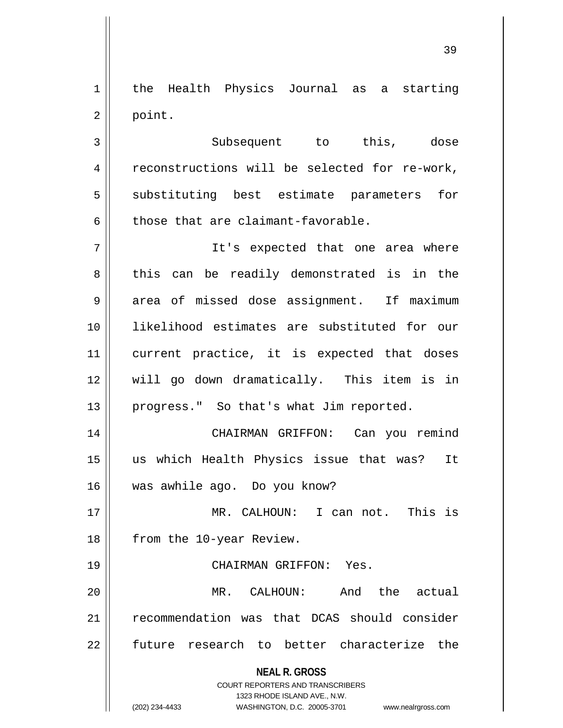the Health Physics Journal as a starting point.

Subsequent to this, dose reconstructions will be selected for re-work, substituting best estimate parameters for those that are claimant-favorable.

It's expected that one area where this can be readily demonstrated is in the area of missed dose assignment. If maximum likelihood estimates are substituted for our current practice, it is expected that doses will go down dramatically. This item is in progress." So that's what Jim reported.

CHAIRMAN GRIFFON: Can you remind us which Health Physics issue that was? It was awhile ago. Do you know?

MR. CALHOUN: I can not. This is from the 10-year Review.

CHAIRMAN GRIFFON: Yes.

MR. CALHOUN: And the actual recommendation was that DCAS should consider future research to better characterize the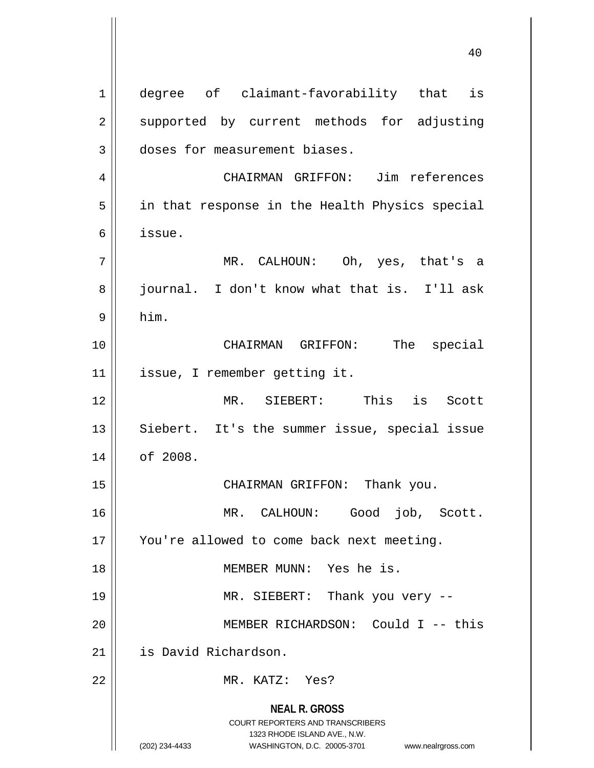degree of claimant-favorability that is supported by current methods for adjusting doses for measurement biases.

CHAIRMAN GRIFFON: Jim references in that response in the Health Physics special issue.

MR. CALHOUN: Oh, yes, that's a journal. I don't know what that is. I'll ask him.

CHAIRMAN GRIFFON: The special issue, I remember getting it.

MR. SIEBERT: This is Scott Siebert. It's the summer issue, special issue of 2008.

CHAIRMAN GRIFFON: Thank you.

MR. CALHOUN: Good job, Scott. You're allowed to come back next meeting.

MEMBER MUNN: Yes he is.

MR. SIEBERT: Thank you very --

MEMBER RICHARDSON: Could I -- this is David Richardson.

MR. KATZ: Yes?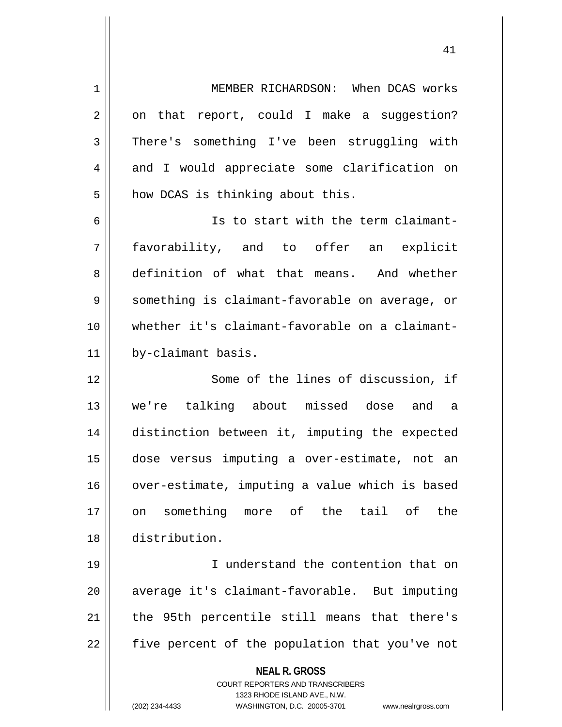MEMBER RICHARDSON: When DCAS works on that report, could I make a suggestion? There's something I've been struggling with and I would appreciate some clarification on how DCAS is thinking about this.

Is to start with the term claimant-favorability, and to offer an explicit definition of what that means. And whether something is claimant-favorable on average, or whether it's claimant-favorable on a claimant-by-claimant basis.

Some of the lines of discussion, if we're talking about missed dose and a distinction between it, imputing the expected dose versus imputing a over-estimate, not an over-estimate, imputing a value which is based on something more of the tail of the distribution.

I understand the contention that on average it's claimant-favorable. But imputing the 95th percentile still means that there's five percent of the population that you've not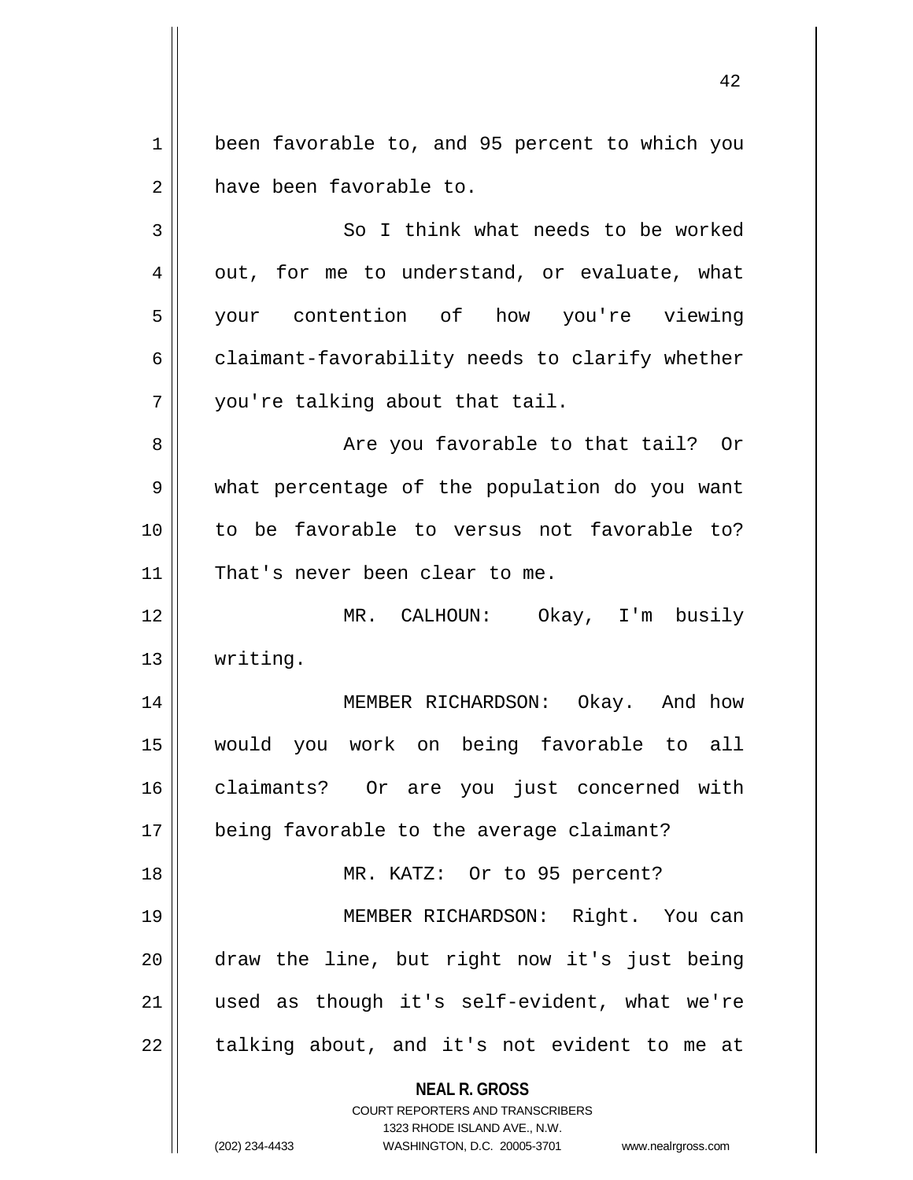been favorable to, and 95 percent to which you have been favorable to.

So I think what needs to be worked out, for me to understand, or evaluate, what your contention of how you're viewing claimant-favorability needs to clarify whether you're talking about that tail.

Are you favorable to that tail? Or what percentage of the population do you want to be favorable to versus not favorable to? That's never been clear to me.

MR. CALHOUN: Okay, I'm busily writing.

MEMBER RICHARDSON: Okay. And how would you work on being favorable to all claimants? Or are you just concerned with being favorable to the average claimant?

MR. KATZ: Or to 95 percent?

MEMBER RICHARDSON: Right. You can draw the line, but right now it's just being used as though it's self-evident, what we're talking about, and it's not evident to me at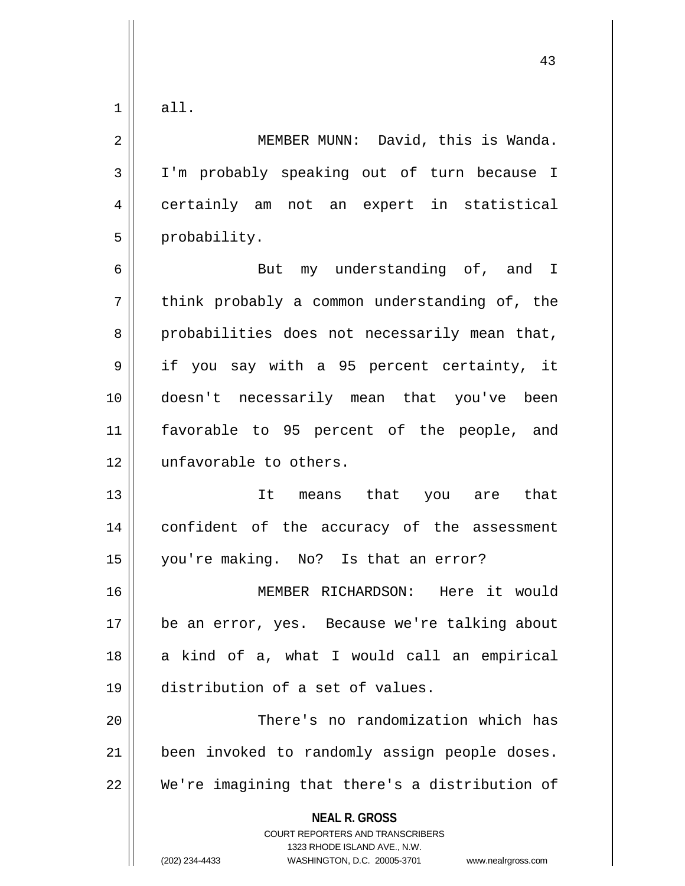all.

MEMBER MUNN: David, this is Wanda. I'm probably speaking out of turn because I certainly am not an expert in statistical probability.

But my understanding of, and I think probably a common understanding of, the probabilities does not necessarily mean that, if you say with a 95 percent certainty, it doesn't necessarily mean that you've been favorable to 95 percent of the people, and unfavorable to others.

It means that you are that confident of the accuracy of the assessment you're making. No? Is that an error?

MEMBER RICHARDSON: Here it would be an error, yes. Because we're talking about a kind of a, what I would call an empirical distribution of a set of values.

There's no randomization which has been invoked to randomly assign people doses. We're imagining that there's a distribution of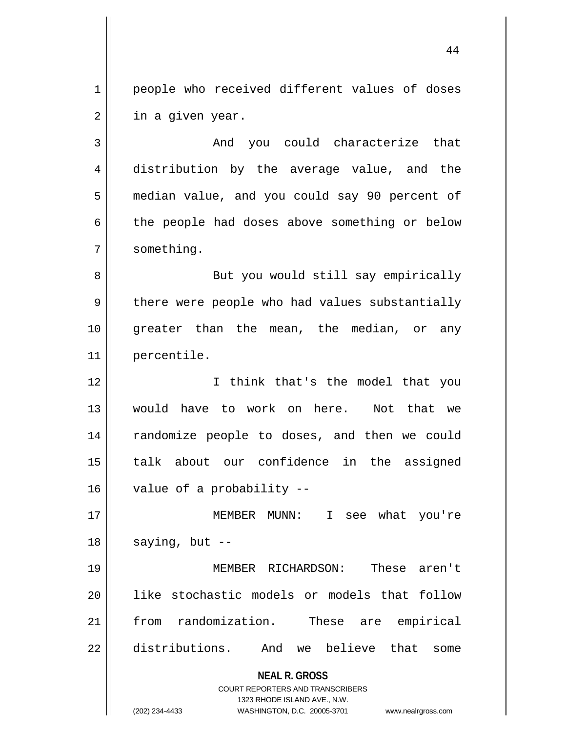people who received different values of doses in a given year.

And you could characterize that distribution by the average value, and the median value, and you could say 90 percent of the people had doses above something or below something.

But you would still say empirically there were people who had values substantially greater than the mean, the median, or any percentile.

I think that's the model that you would have to work on here. Not that we randomize people to doses, and then we could talk about our confidence in the assigned value of a probability --

MEMBER MUNN: I see what you're saying, but --

MEMBER RICHARDSON: These aren't like stochastic models or models that follow from randomization. These are empirical distributions. And we believe that some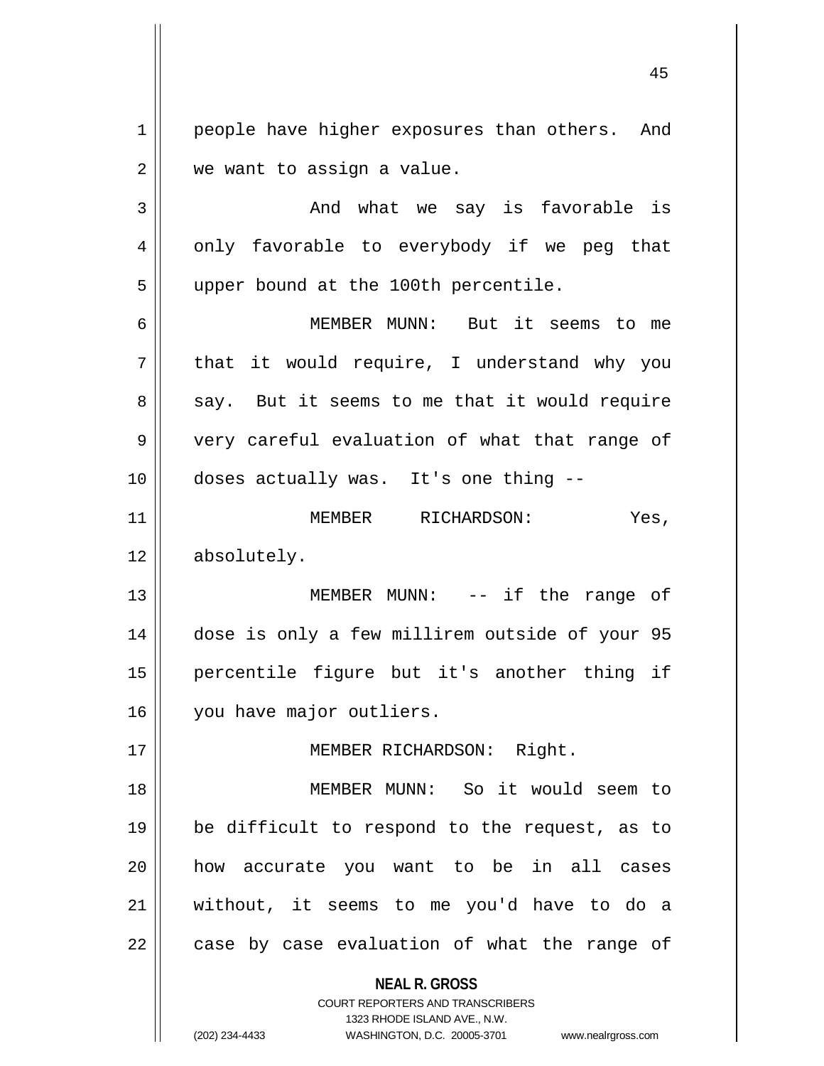people have higher exposures than others. And we want to assign a value.

And what we say is favorable is only favorable to everybody if we peg that upper bound at the 100th percentile.

MEMBER MUNN: But it seems to me that it would require, I understand why you say. But it seems to me that it would require very careful evaluation of what that range of doses actually was. It's one thing --

MEMBER RICHARDSON: Yes, absolutely.

MEMBER MUNN: -- if the range of dose is only a few millirem outside of your 95 percentile figure but it's another thing if you have major outliers.

MEMBER RICHARDSON: Right.

MEMBER MUNN: So it would seem to be difficult to respond to the request, as to how accurate you want to be in all cases without, it seems to me you'd have to do a case by case evaluation of what the range of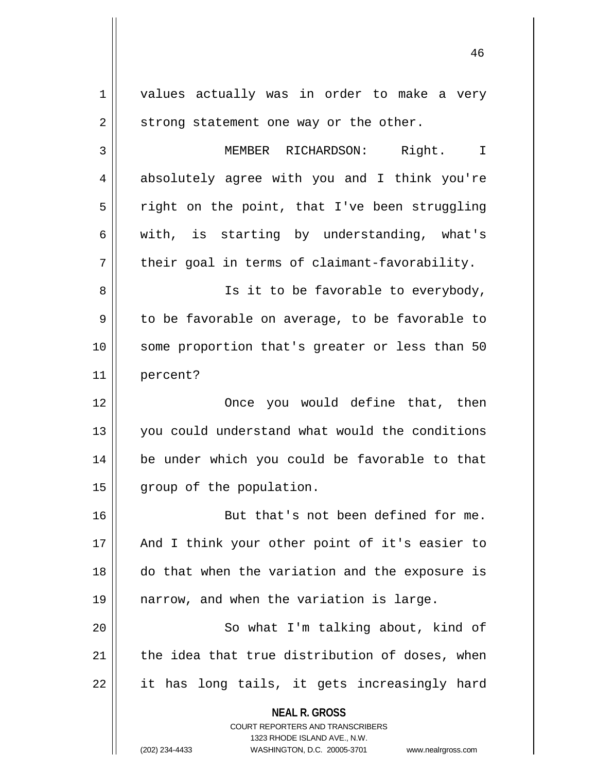values actually was in order to make a very strong statement one way or the other.

MEMBER RICHARDSON: Right. I absolutely agree with you and I think you're right on the point, that I've been struggling with, is starting by understanding, what's their goal in terms of claimant-favorability.

Is it to be favorable to everybody, to be favorable on average, to be favorable to some proportion that's greater or less than 50 percent?

Once you would define that, then you could understand what would the conditions be under which you could be favorable to that group of the population.

But that's not been defined for me. And I think your other point of it's easier to do that when the variation and the exposure is narrow, and when the variation is large.

So what I'm talking about, kind of the idea that true distribution of doses, when it has long tails, it gets increasingly hard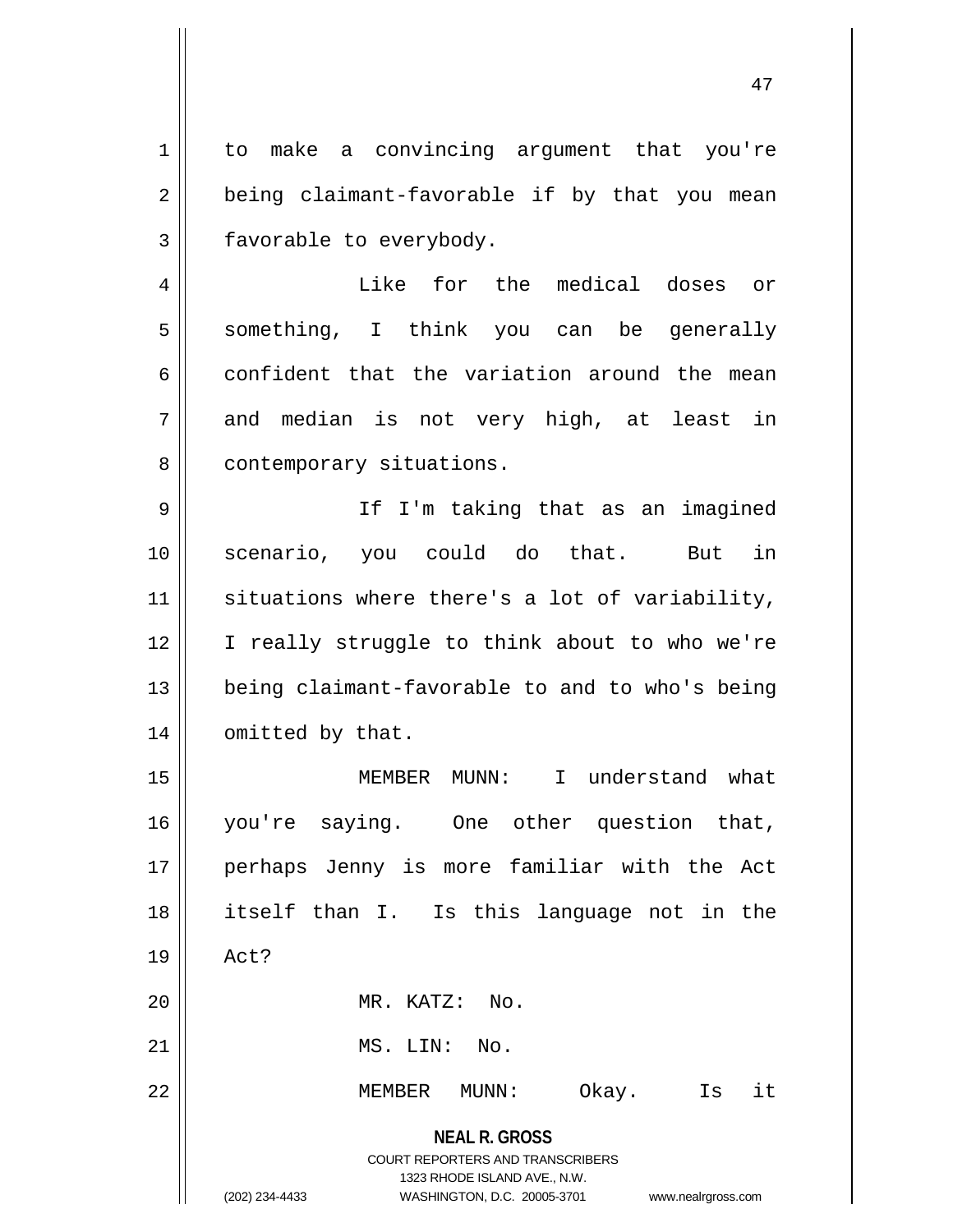to make a convincing argument that you're being claimant-favorable if by that you mean favorable to everybody.

Like for the medical doses or something, I think you can be generally confident that the variation around the mean and median is not very high, at least in contemporary situations.

If I'm taking that as an imagined scenario, you could do that. But in situations where there's a lot of variability, I really struggle to think about to who we're being claimant-favorable to and to who's being omitted by that.

MEMBER MUNN: I understand what you're saying. One other question that, perhaps Jenny is more familiar with the Act itself than I. Is this language not in the Act?

MR. KATZ: No.

MS. LIN: No.

MEMBER MUNN: Okay. Is it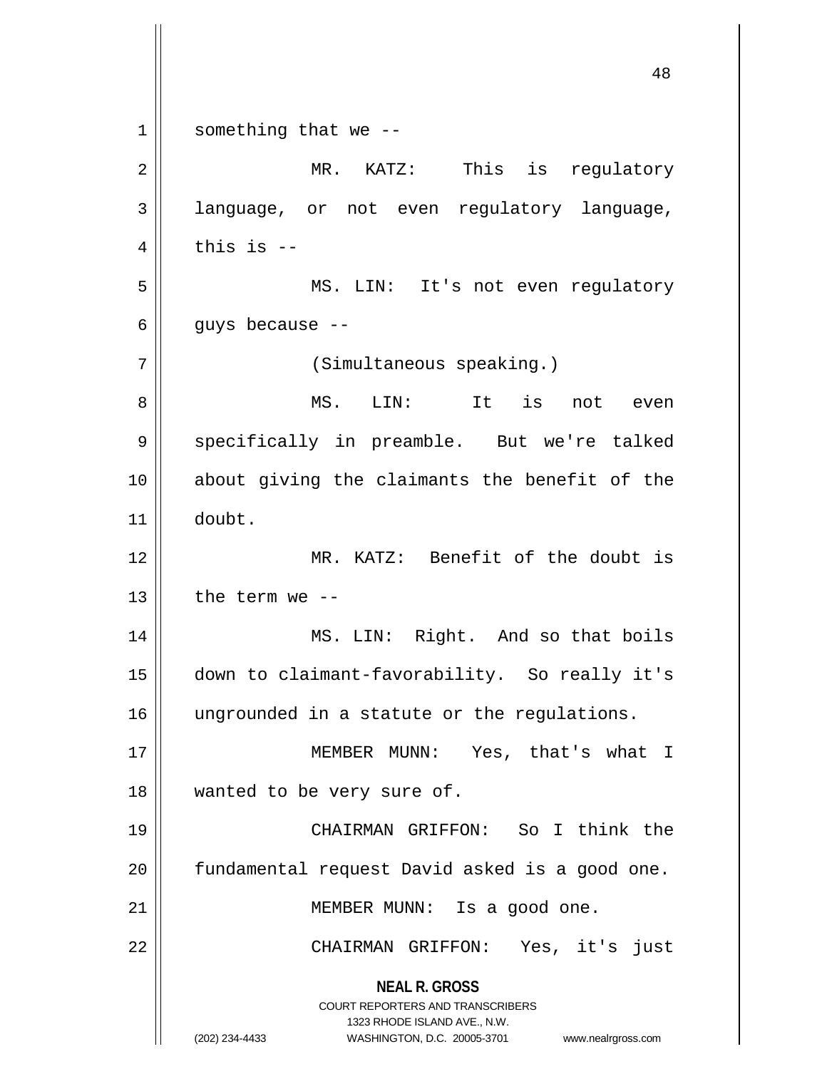something that we --

MR. KATZ: This is regulatory language, or not even regulatory language, this is --

MS. LIN: It's not even regulatory guys because --

(Simultaneous speaking.)

MS. LIN: It is not even specifically in preamble. But we're talked about giving the claimants the benefit of the doubt.

MR. KATZ: Benefit of the doubt is the term we --

MS. LIN: Right. And so that boils down to claimant-favorability. So really it's ungrounded in a statute or the regulations.

MEMBER MUNN: Yes, that's what I wanted to be very sure of.

CHAIRMAN GRIFFON: So I think the fundamental request David asked is a good one.

MEMBER MUNN: Is a good one.

CHAIRMAN GRIFFON: Yes, it's just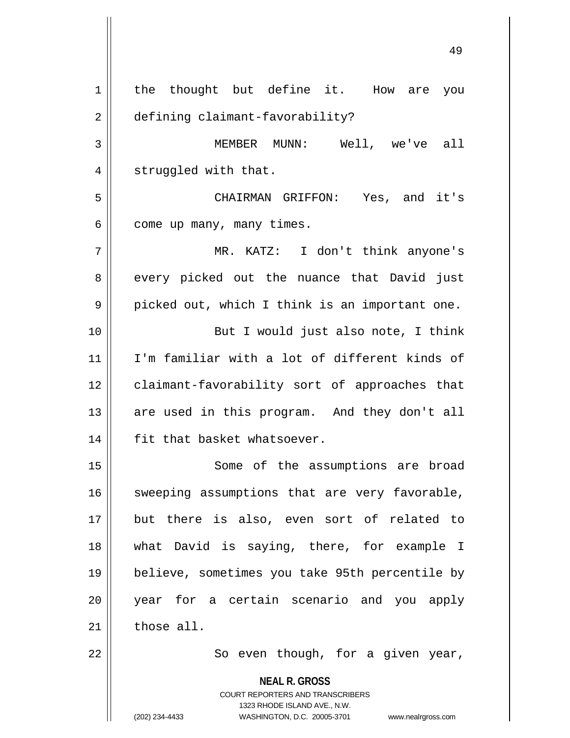the thought but define it. How are you defining claimant-favorability?

MEMBER MUNN: Well, we've all struggled with that.

CHAIRMAN GRIFFON: Yes, and it's come up many, many times.

MR. KATZ: I don't think anyone's every picked out the nuance that David just picked out, which I think is an important one.

But I would just also note, I think I'm familiar with a lot of different kinds of claimant-favorability sort of approaches that are used in this program. And they don't all fit that basket whatsoever.

Some of the assumptions are broad sweeping assumptions that are very favorable, but there is also, even sort of related to what David is saying, there, for example I believe, sometimes you take 95th percentile by year for a certain scenario and you apply those all.

So even though, for a given year,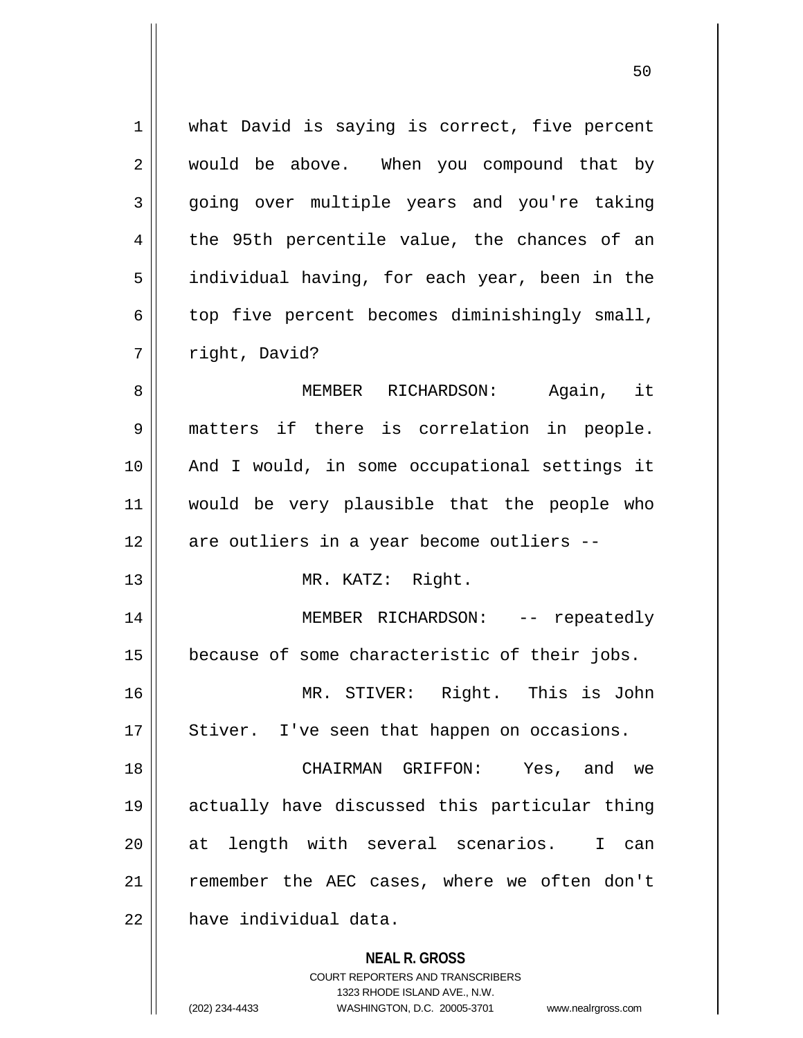what David is saying is correct, five percent would be above. When you compound that by going over multiple years and you're taking the 95th percentile value, the chances of an individual having, for each year, been in the top five percent becomes diminishingly small, right, David?

MEMBER RICHARDSON: Again, it matters if there is correlation in people. And I would, in some occupational settings it would be very plausible that the people who are outliers in a year become outliers --

MR. KATZ: Right.

MEMBER RICHARDSON: -- repeatedly because of some characteristic of their jobs.

MR. STIVER: Right. This is John Stiver. I've seen that happen on occasions.

CHAIRMAN GRIFFON: Yes, and we actually have discussed this particular thing at length with several scenarios. I can remember the AEC cases, where we often don't have individual data.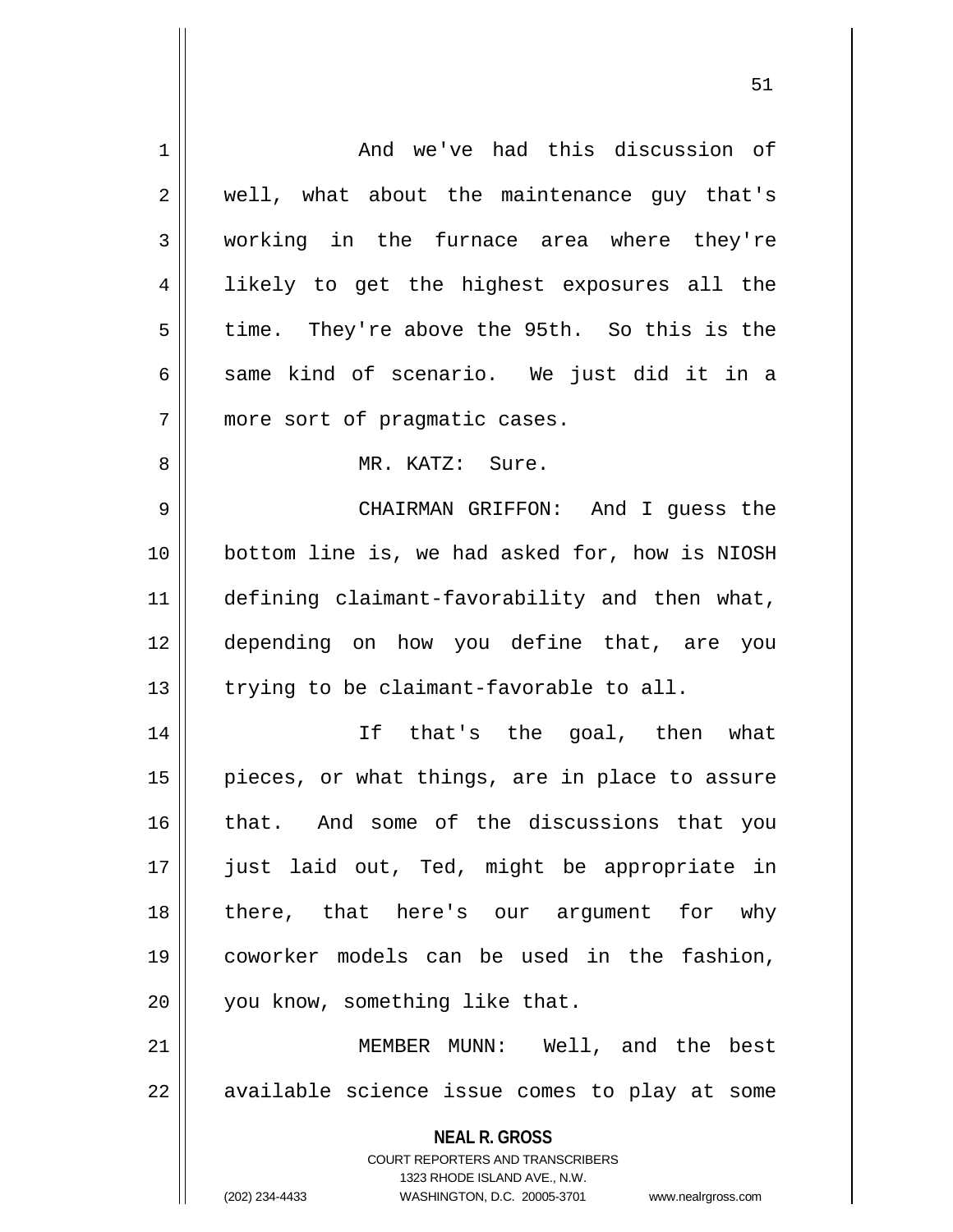And we've had this discussion of well, what about the maintenance guy that's working in the furnace area where they're likely to get the highest exposures all the time. They're above the 95th. So this is the same kind of scenario. We just did it in a more sort of pragmatic cases.

MR. KATZ: Sure.

CHAIRMAN GRIFFON: And I guess the bottom line is, we had asked for, how is NIOSH defining claimant-favorability and then what, depending on how you define that, are you trying to be claimant-favorable to all.

If that's the goal, then what pieces, or what things, are in place to assure that. And some of the discussions that you just laid out, Ted, might be appropriate in there, that here's our argument for why coworker models can be used in the fashion, you know, something like that.

MEMBER MUNN: Well, and the best available science issue comes to play at some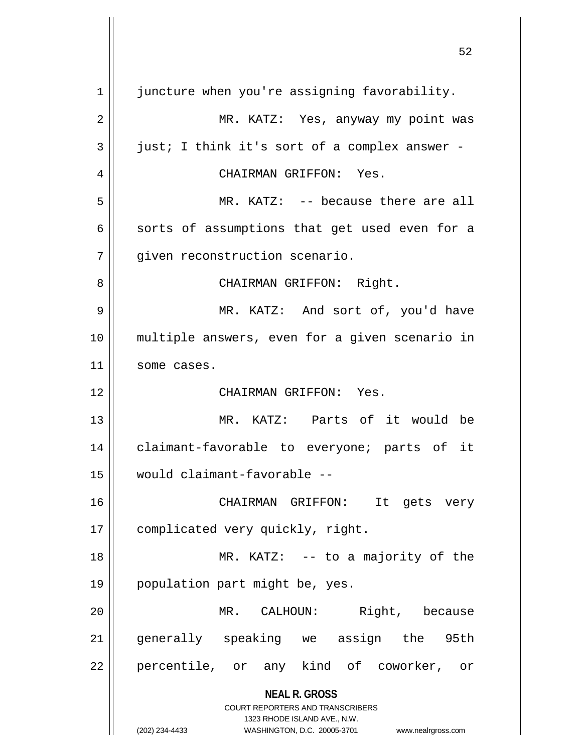juncture when you're assigning favorability.

MR. KATZ: Yes, anyway my point was just; I think it's sort of a complex answer -

CHAIRMAN GRIFFON: Yes.

MR. KATZ: -- because there are all sorts of assumptions that get used even for a given reconstruction scenario.

CHAIRMAN GRIFFON: Right.

MR. KATZ: And sort of, you'd have multiple answers, even for a given scenario in some cases.

CHAIRMAN GRIFFON: Yes.

MR. KATZ: Parts of it would be claimant-favorable to everyone; parts of it would claimant-favorable --

CHAIRMAN GRIFFON: It gets very complicated very quickly, right.

MR. KATZ: -- to a majority of the population part might be, yes.

MR. CALHOUN: Right, because generally speaking we assign the 95th percentile, or any kind of coworker, or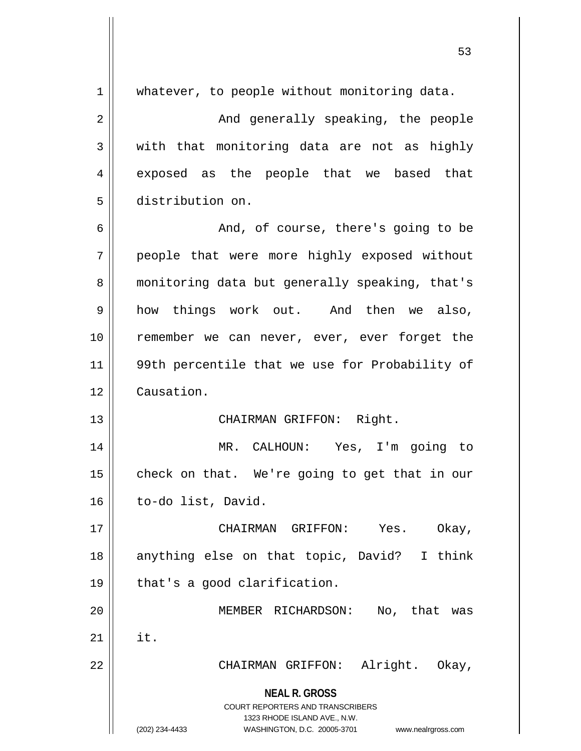whatever, to people without monitoring data.

And generally speaking, the people with that monitoring data are not as highly exposed as the people that we based that distribution on.

And, of course, there's going to be people that were more highly exposed without monitoring data but generally speaking, that's how things work out. And then we also, remember we can never, ever, ever forget the 99th percentile that we use for Probability of Causation.

CHAIRMAN GRIFFON: Right.

MR. CALHOUN: Yes, I'm going to check on that. We're going to get that in our to-do list, David.

CHAIRMAN GRIFFON: Yes. Okay, anything else on that topic, David? I think that's a good clarification.

MEMBER RICHARDSON: No, that was it.

CHAIRMAN GRIFFON: Alright. Okay,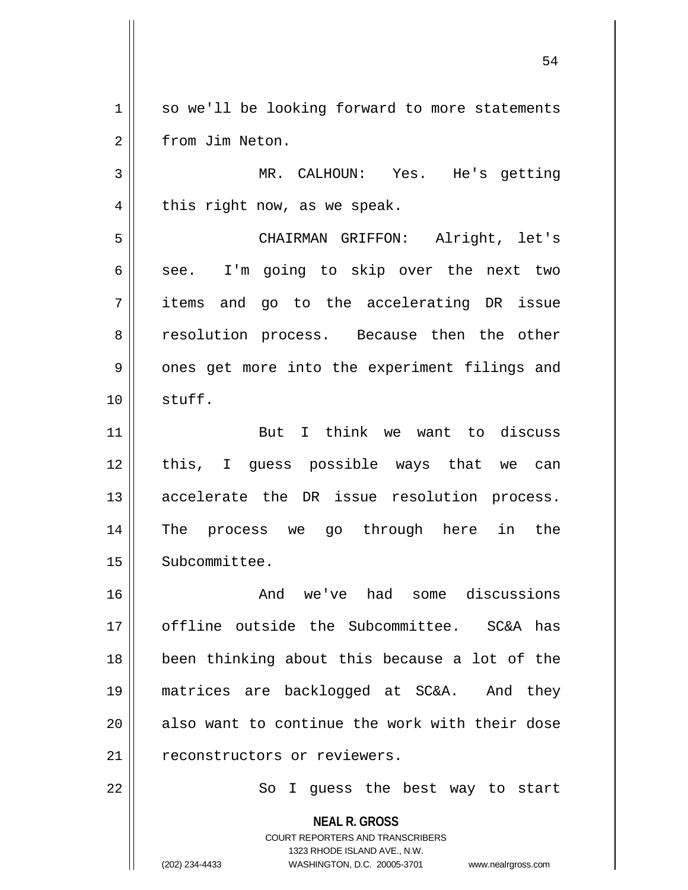so we'll be looking forward to more statements from Jim Neton.

MR. CALHOUN: Yes. He's getting this right now, as we speak.

CHAIRMAN GRIFFON: Alright, let's see. I'm going to skip over the next two items and go to the accelerating DR issue resolution process. Because then the other ones get more into the experiment filings and stuff.

But I think we want to discuss this, I guess possible ways that we can accelerate the DR issue resolution process. The process we go through here in the Subcommittee.

And we've had some discussions offline outside the Subcommittee. SC&A has been thinking about this because a lot of the matrices are backlogged at SC&A. And they also want to continue the work with their dose reconstructors or reviewers.

So I guess the best way to start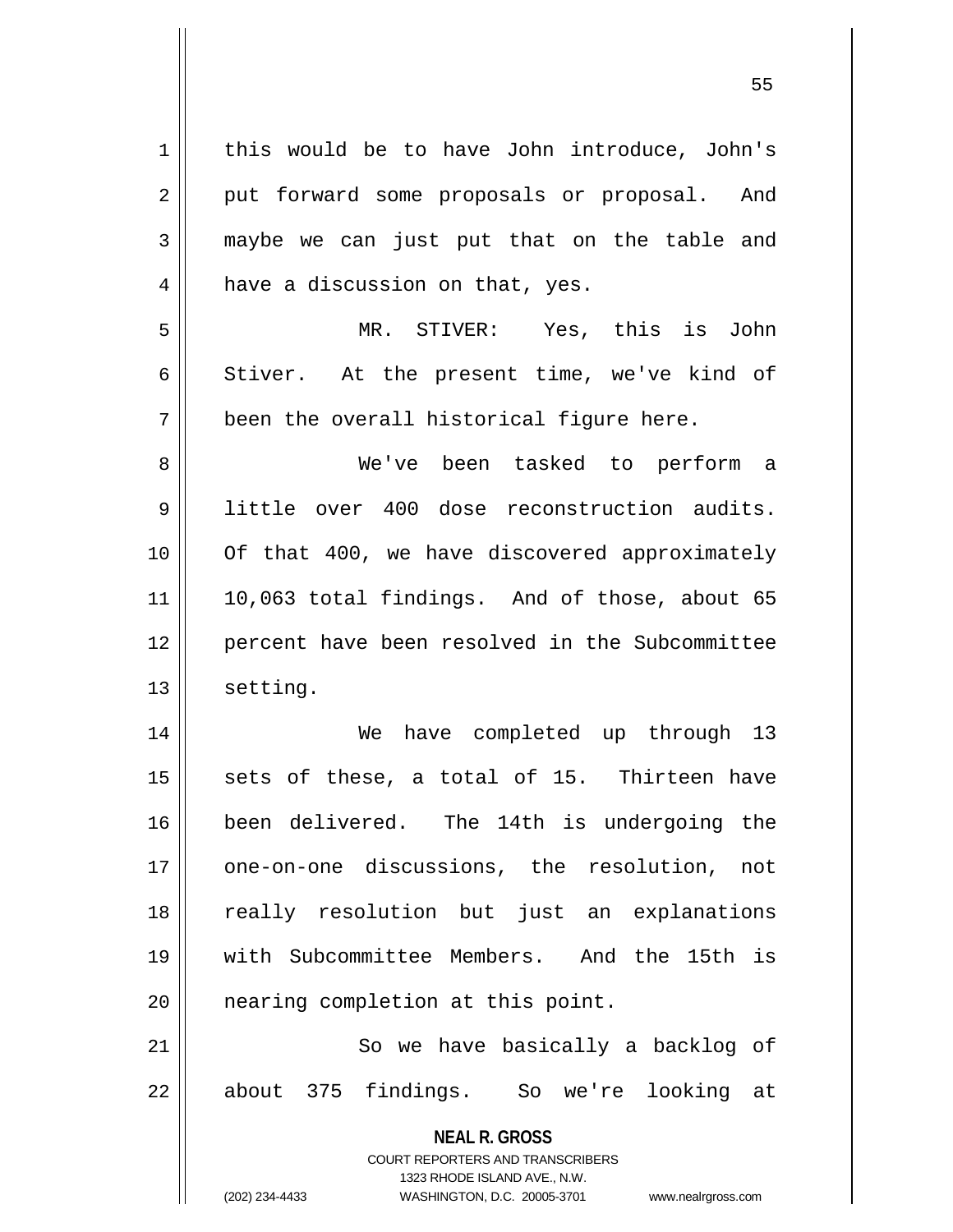this would be to have John introduce, John's put forward some proposals or proposal. And maybe we can just put that on the table and have a discussion on that, yes.

MR. STIVER: Yes, this is John Stiver. At the present time, we've kind of been the overall historical figure here.

We've been tasked to perform a little over 400 dose reconstruction audits. Of that 400, we have discovered approximately 10,063 total findings. And of those, about 65 percent have been resolved in the Subcommittee setting.

We have completed up through 13 sets of these, a total of 15. Thirteen have been delivered. The 14th is undergoing the one-on-one discussions, the resolution, not really resolution but just an explanations with Subcommittee Members. And the 15th is nearing completion at this point.

So we have basically a backlog of about 375 findings. So we're looking at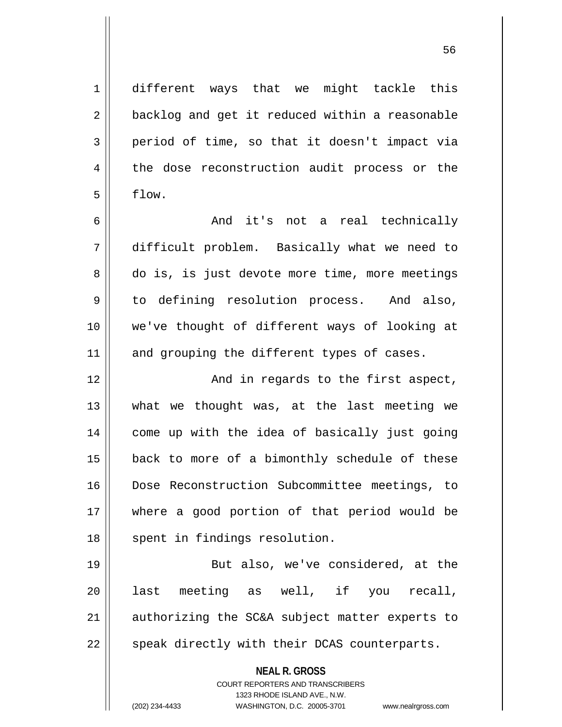different ways that we might tackle this backlog and get it reduced within a reasonable period of time, so that it doesn't impact via the dose reconstruction audit process or the flow.

And it's not a real technically difficult problem. Basically what we need to do is, is just devote more time, more meetings to defining resolution process. And also, we've thought of different ways of looking at and grouping the different types of cases.

And in regards to the first aspect, what we thought was, at the last meeting we come up with the idea of basically just going back to more of a bimonthly schedule of these Dose Reconstruction Subcommittee meetings, to where a good portion of that period would be spent in findings resolution.

But also, we've considered, at the last meeting as well, if you recall, authorizing the SC&A subject matter experts to speak directly with their DCAS counterparts.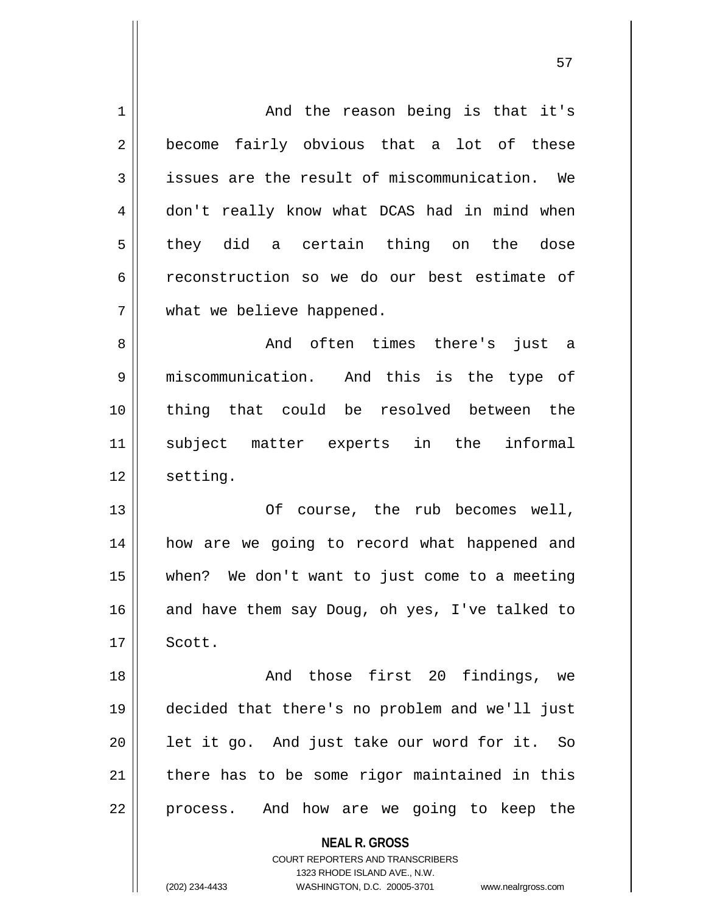And the reason being is that it's become fairly obvious that a lot of these issues are the result of miscommunication. We don't really know what DCAS had in mind when they did a certain thing on the dose reconstruction so we do our best estimate of what we believe happened.

And often times there's just a miscommunication. And this is the type of thing that could be resolved between the subject matter experts in the informal setting.

Of course, the rub becomes well, how are we going to record what happened and when? We don't want to just come to a meeting and have them say Doug, oh yes, I've talked to Scott.

And those first 20 findings, we decided that there's no problem and we'll just let it go. And just take our word for it. So there has to be some rigor maintained in this process. And how are we going to keep the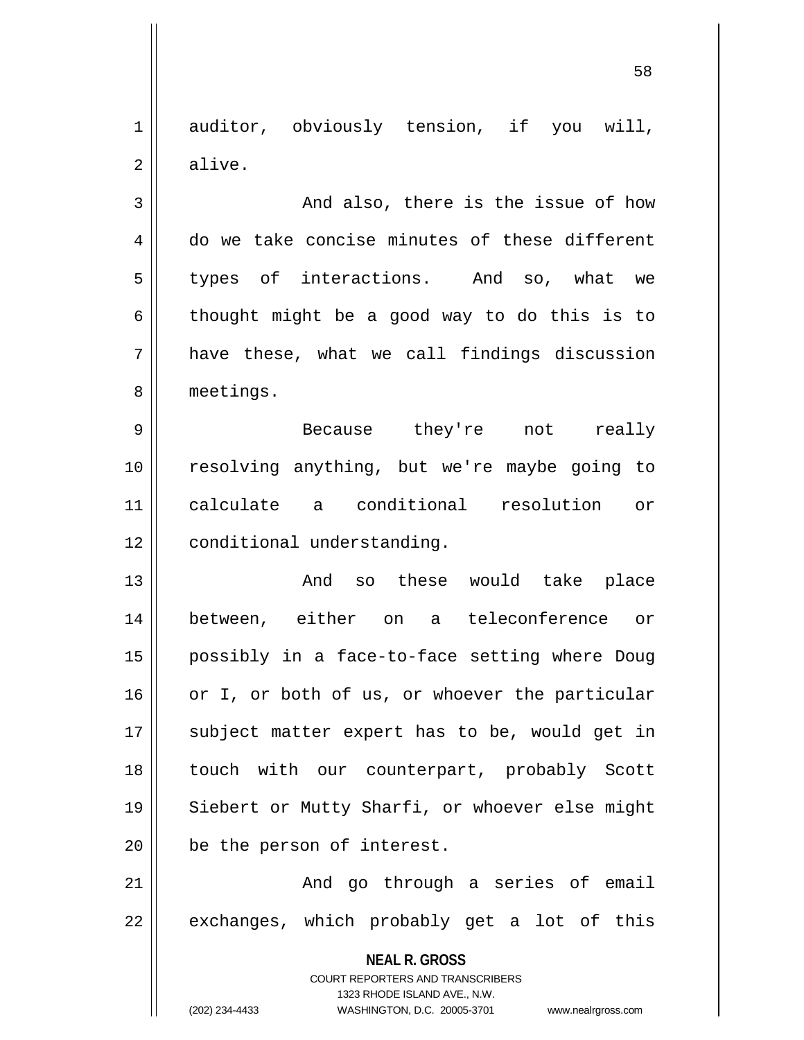auditor, obviously tension, if you will, alive.

And also, there is the issue of how do we take concise minutes of these different types of interactions. And so, what we thought might be a good way to do this is to have these, what we call findings discussion meetings.

Because they're not really resolving anything, but we're maybe going to calculate a conditional resolution or conditional understanding.

And so these would take place between, either on a teleconference or possibly in a face-to-face setting where Doug or I, or both of us, or whoever the particular subject matter expert has to be, would get in touch with our counterpart, probably Scott Siebert or Mutty Sharfi, or whoever else might be the person of interest.

And go through a series of email exchanges, which probably get a lot of this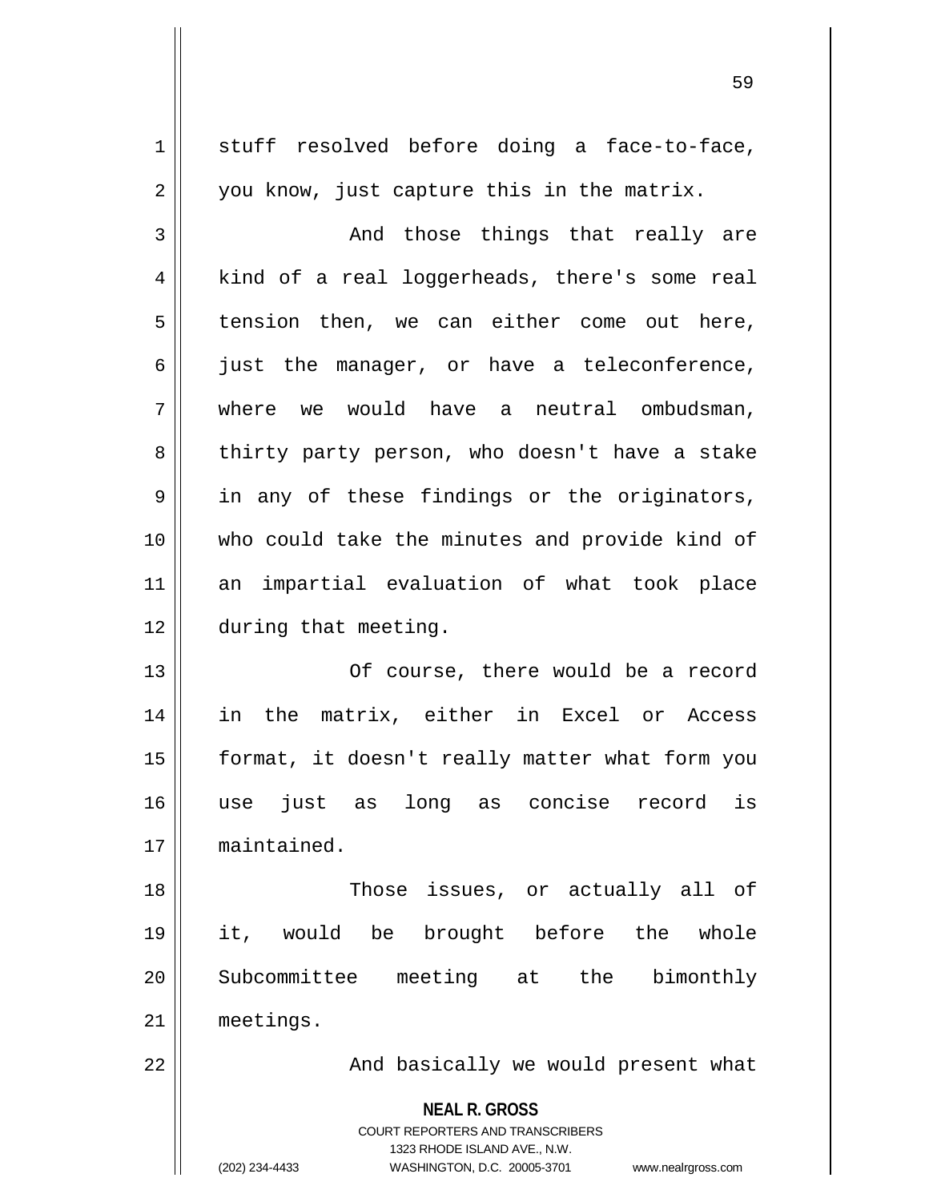stuff resolved before doing a face-to-face, you know, just capture this in the matrix.

And those things that really are kind of a real loggerheads, there's some real tension then, we can either come out here, just the manager, or have a teleconference, where we would have a neutral ombudsman, thirty party person, who doesn't have a stake in any of these findings or the originators, who could take the minutes and provide kind of an impartial evaluation of what took place during that meeting.

Of course, there would be a record in the matrix, either in Excel or Access format, it doesn't really matter what form you use just as long as concise record is maintained.

Those issues, or actually all of it, would be brought before the whole Subcommittee meeting at the bimonthly meetings.

And basically we would present what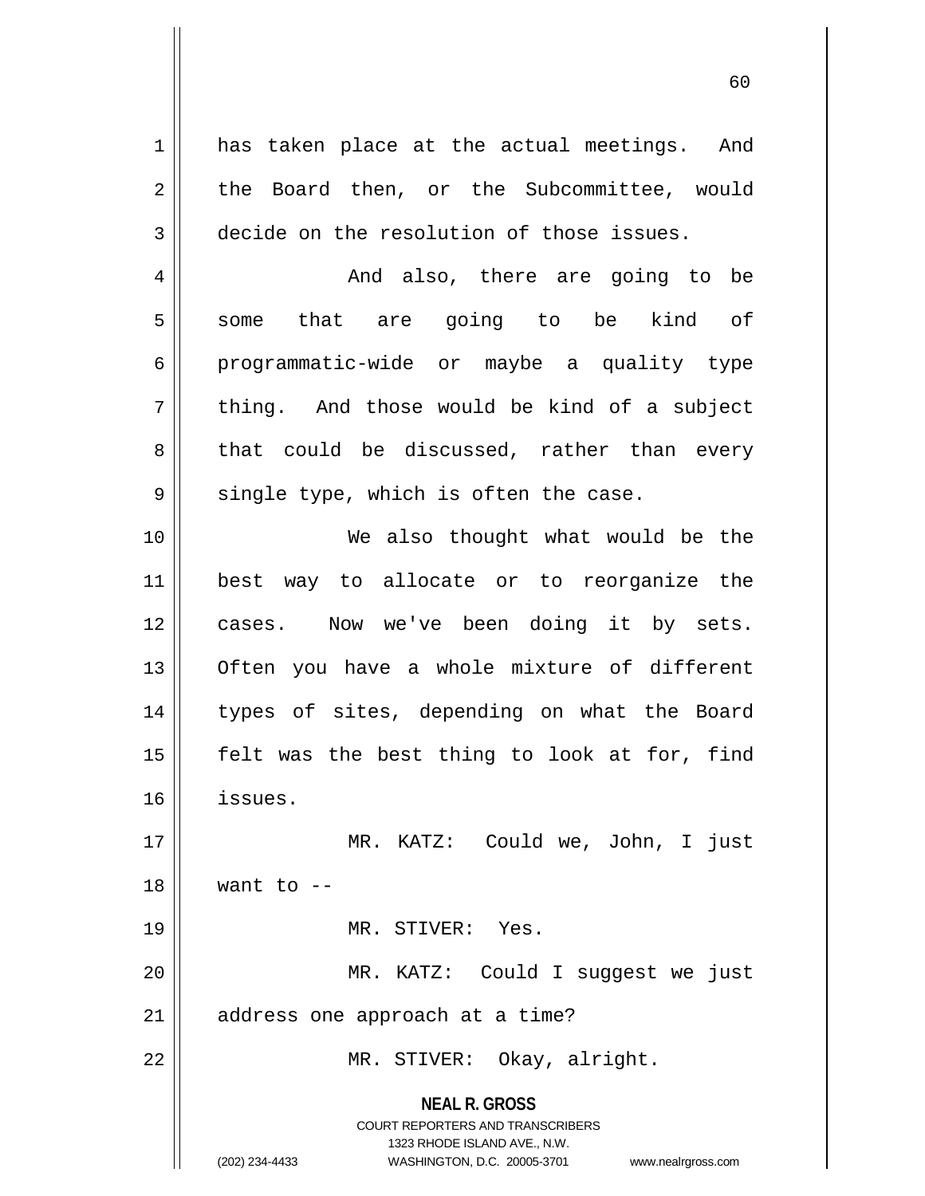has taken place at the actual meetings. And the Board then, or the Subcommittee, would decide on the resolution of those issues.

And also, there are going to be some that are going to be kind of programmatic-wide or maybe a quality type thing. And those would be kind of a subject that could be discussed, rather than every single type, which is often the case.

We also thought what would be the best way to allocate or to reorganize the cases. Now we've been doing it by sets. Often you have a whole mixture of different types of sites, depending on what the Board felt was the best thing to look at for, find issues.

MR. KATZ: Could we, John, I just want to --

MR. STIVER: Yes.

MR. KATZ: Could I suggest we just address one approach at a time?

MR. STIVER: Okay, alright.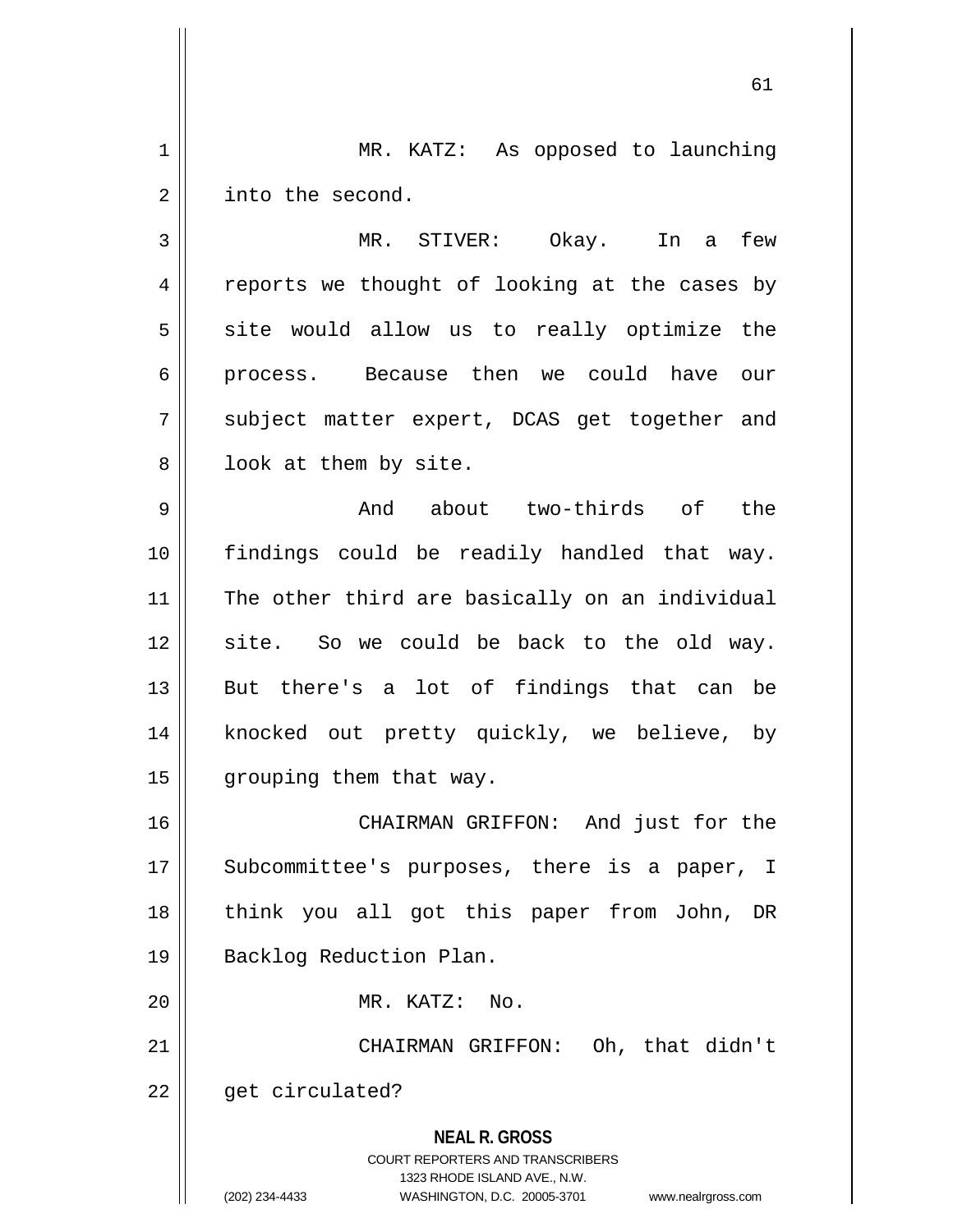MR. KATZ: As opposed to launching into the second.

MR. STIVER: Okay. In a few reports we thought of looking at the cases by site would allow us to really optimize the process. Because then we could have our subject matter expert, DCAS get together and look at them by site.

And about two-thirds of the findings could be readily handled that way. The other third are basically on an individual site. So we could be back to the old way. But there's a lot of findings that can be knocked out pretty quickly, we believe, by grouping them that way.

CHAIRMAN GRIFFON: And just for the Subcommittee's purposes, there is a paper, I think you all got this paper from John, DR Backlog Reduction Plan.

MR. KATZ: No.

CHAIRMAN GRIFFON: Oh, that didn't get circulated?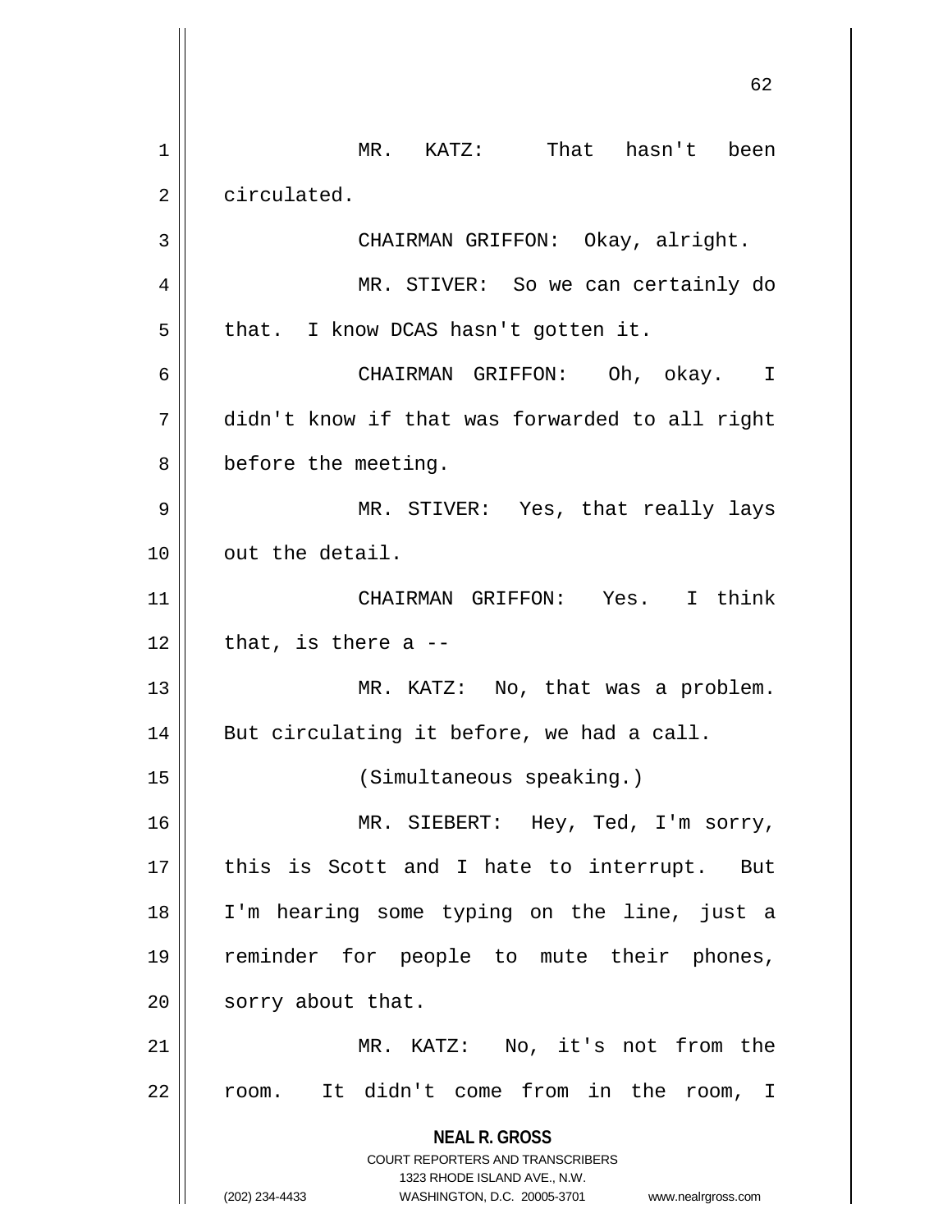MR. KATZ: That hasn't been circulated.

CHAIRMAN GRIFFON: Okay, alright.

MR. STIVER: So we can certainly do that. I know DCAS hasn't gotten it.

CHAIRMAN GRIFFON: Oh, okay. I didn't know if that was forwarded to all right before the meeting.

MR. STIVER: Yes, that really lays out the detail.

CHAIRMAN GRIFFON: Yes. I think that, is there a --

MR. KATZ: No, that was a problem. But circulating it before, we had a call.

(Simultaneous speaking.)

MR. SIEBERT: Hey, Ted, I'm sorry, this is Scott and I hate to interrupt. But I'm hearing some typing on the line, just a reminder for people to mute their phones, sorry about that.

MR. KATZ: No, it's not from the room. It didn't come from in the room, I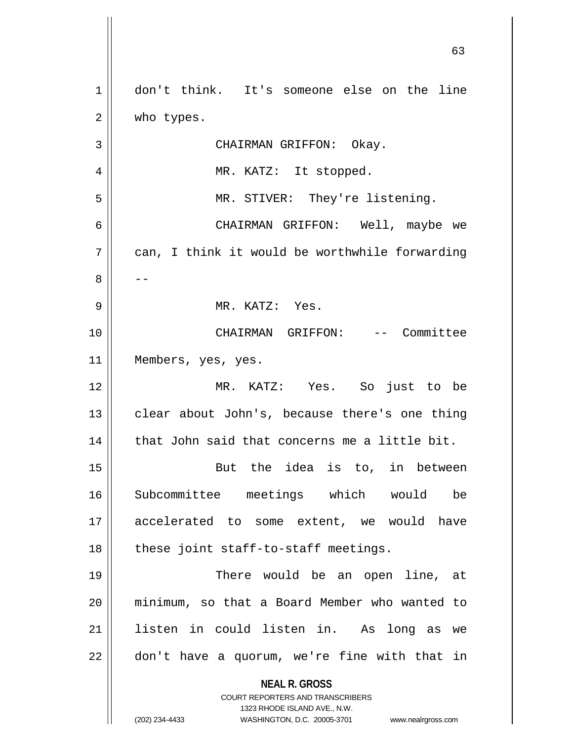don't think. It's someone else on the line who types.

CHAIRMAN GRIFFON: Okay.

MR. KATZ: It stopped.

MR. STIVER: They're listening.

CHAIRMAN GRIFFON: Well, maybe we can, I think it would be worthwhile forwarding --

MR. KATZ: Yes.

CHAIRMAN GRIFFON: -- Committee Members, yes, yes.

MR. KATZ: Yes. So just to be clear about John's, because there's one thing that John said that concerns me a little bit.

But the idea is to, in between Subcommittee meetings which would be accelerated to some extent, we would have these joint staff-to-staff meetings.

There would be an open line, at minimum, so that a Board Member who wanted to listen in could listen in. As long as we don't have a quorum, we're fine with that in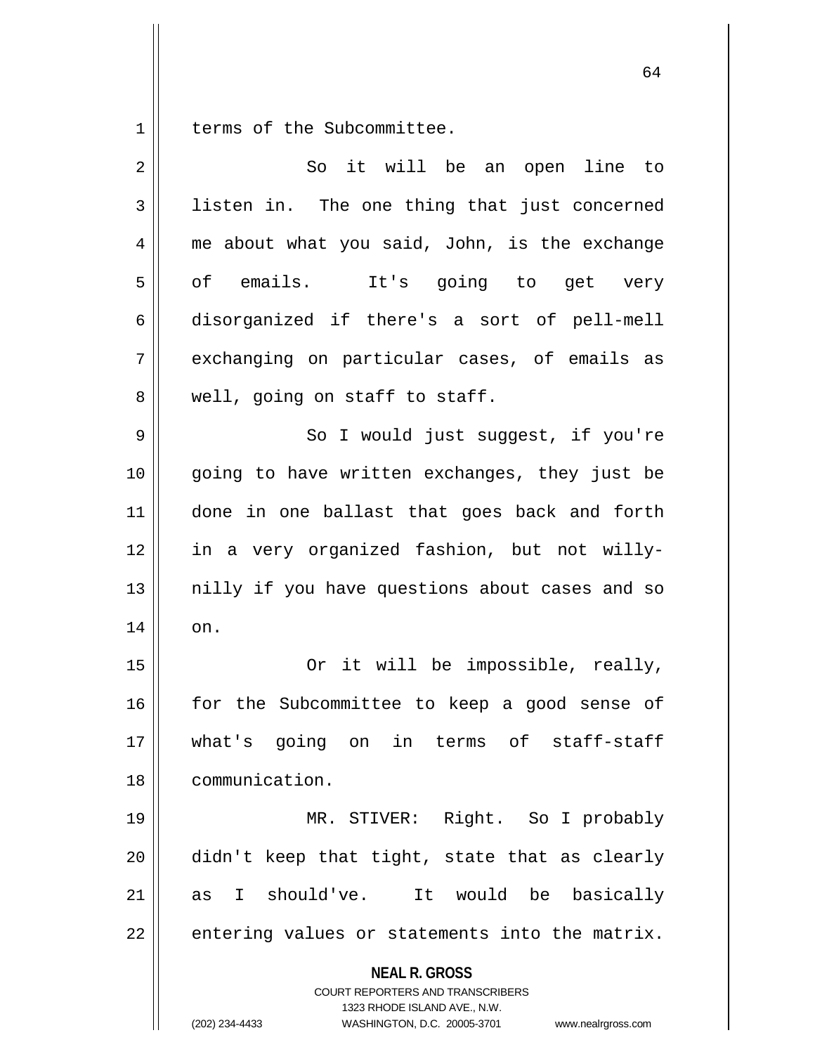terms of the Subcommittee.

So it will be an open line to listen in. The one thing that just concerned me about what you said, John, is the exchange of emails. It's going to get very disorganized if there's a sort of pell-mell exchanging on particular cases, of emails as well, going on staff to staff.

So I would just suggest, if you're going to have written exchanges, they just be done in one ballast that goes back and forth in a very organized fashion, but not willy-nilly if you have questions about cases and so on.

Or it will be impossible, really, for the Subcommittee to keep a good sense of what's going on in terms of staff-staff communication.

MR. STIVER: Right. So I probably didn't keep that tight, state that as clearly as I should've. It would be basically entering values or statements into the matrix.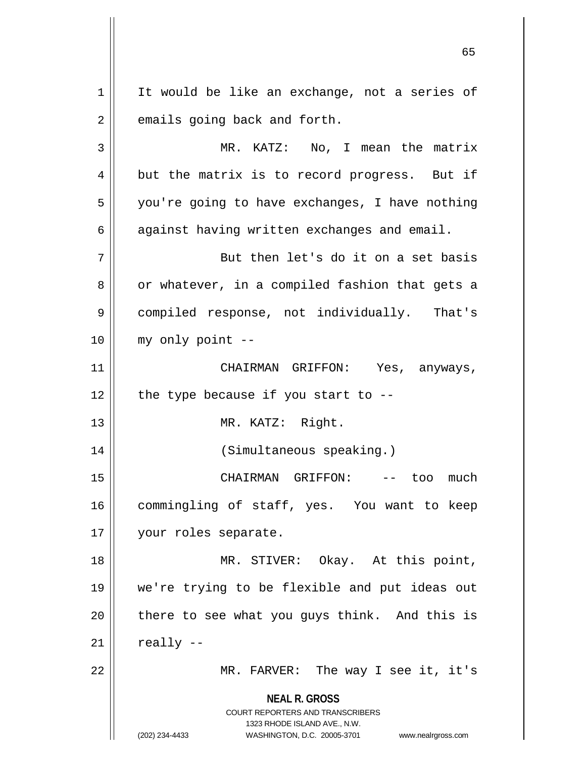It would be like an exchange, not a series of emails going back and forth.

MR. KATZ: No, I mean the matrix but the matrix is to record progress. But if you're going to have exchanges, I have nothing against having written exchanges and email.

But then let's do it on a set basis or whatever, in a compiled fashion that gets a compiled response, not individually. That's my only point --

CHAIRMAN GRIFFON: Yes, anyways, the type because if you start to --

MR. KATZ: Right.

(Simultaneous speaking.)

CHAIRMAN GRIFFON: -- too much commingling of staff, yes. You want to keep your roles separate.

MR. STIVER: Okay. At this point, we're trying to be flexible and put ideas out there to see what you guys think. And this is really --

MR. FARVER: The way I see it, it's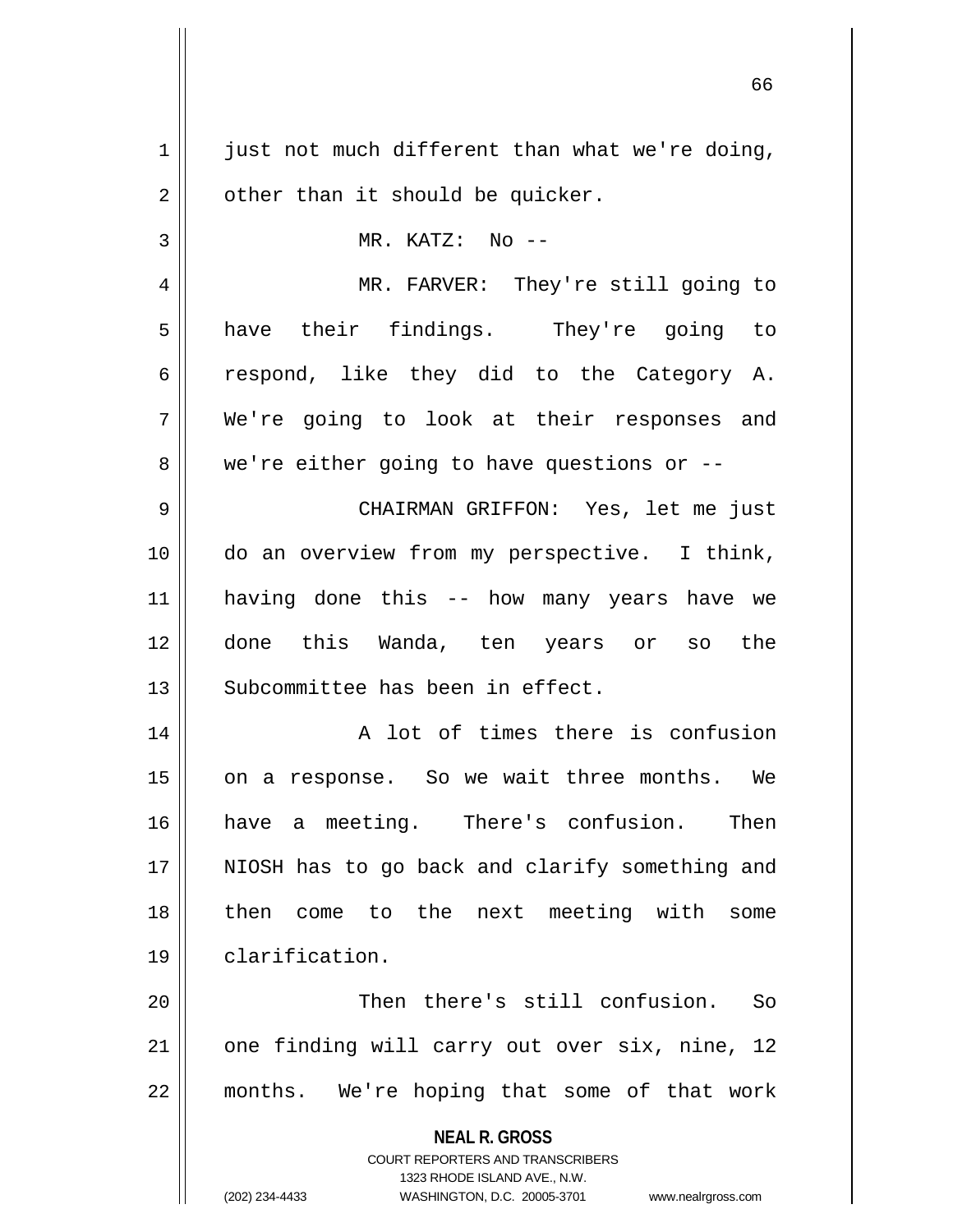just not much different than what we're doing, other than it should be quicker.

MR. KATZ: No --

MR. FARVER: They're still going to have their findings. They're going to respond, like they did to the Category A. We're going to look at their responses and we're either going to have questions or --

CHAIRMAN GRIFFON: Yes, let me just do an overview from my perspective. I think, having done this -- how many years have we done this Wanda, ten years or so the Subcommittee has been in effect.

A lot of times there is confusion on a response. So we wait three months. We have a meeting. There's confusion. Then NIOSH has to go back and clarify something and then come to the next meeting with some clarification.

Then there's still confusion. So one finding will carry out over six, nine, 12 months. We're hoping that some of that work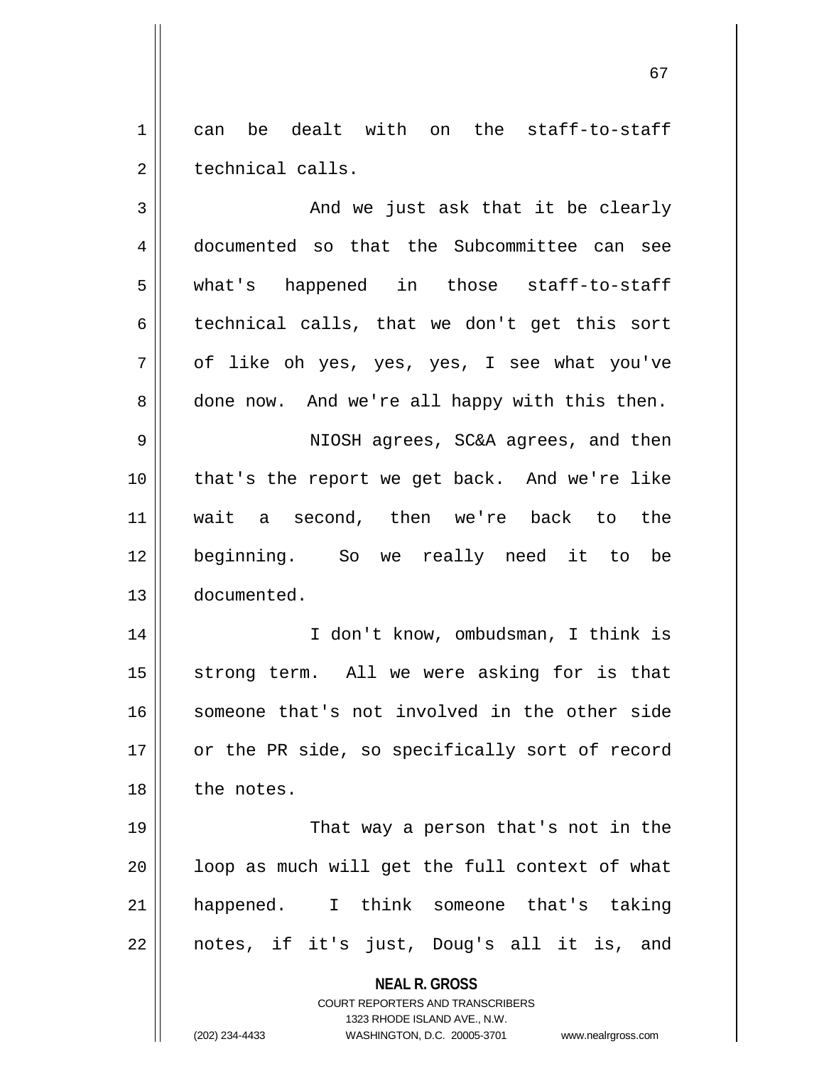can be dealt with on the staff-to-staff technical calls.

And we just ask that it be clearly documented so that the Subcommittee can see what's happened in those staff-to-staff technical calls, that we don't get this sort of like oh yes, yes, yes, I see what you've done now. And we're all happy with this then.

NIOSH agrees, SC&A agrees, and then that's the report we get back. And we're like wait a second, then we're back to the beginning. So we really need it to be documented.

I don't know, ombudsman, I think is strong term. All we were asking for is that someone that's not involved in the other side or the PR side, so specifically sort of record the notes.

That way a person that's not in the loop as much will get the full context of what happened. I think someone that's taking notes, if it's just, Doug's all it is, and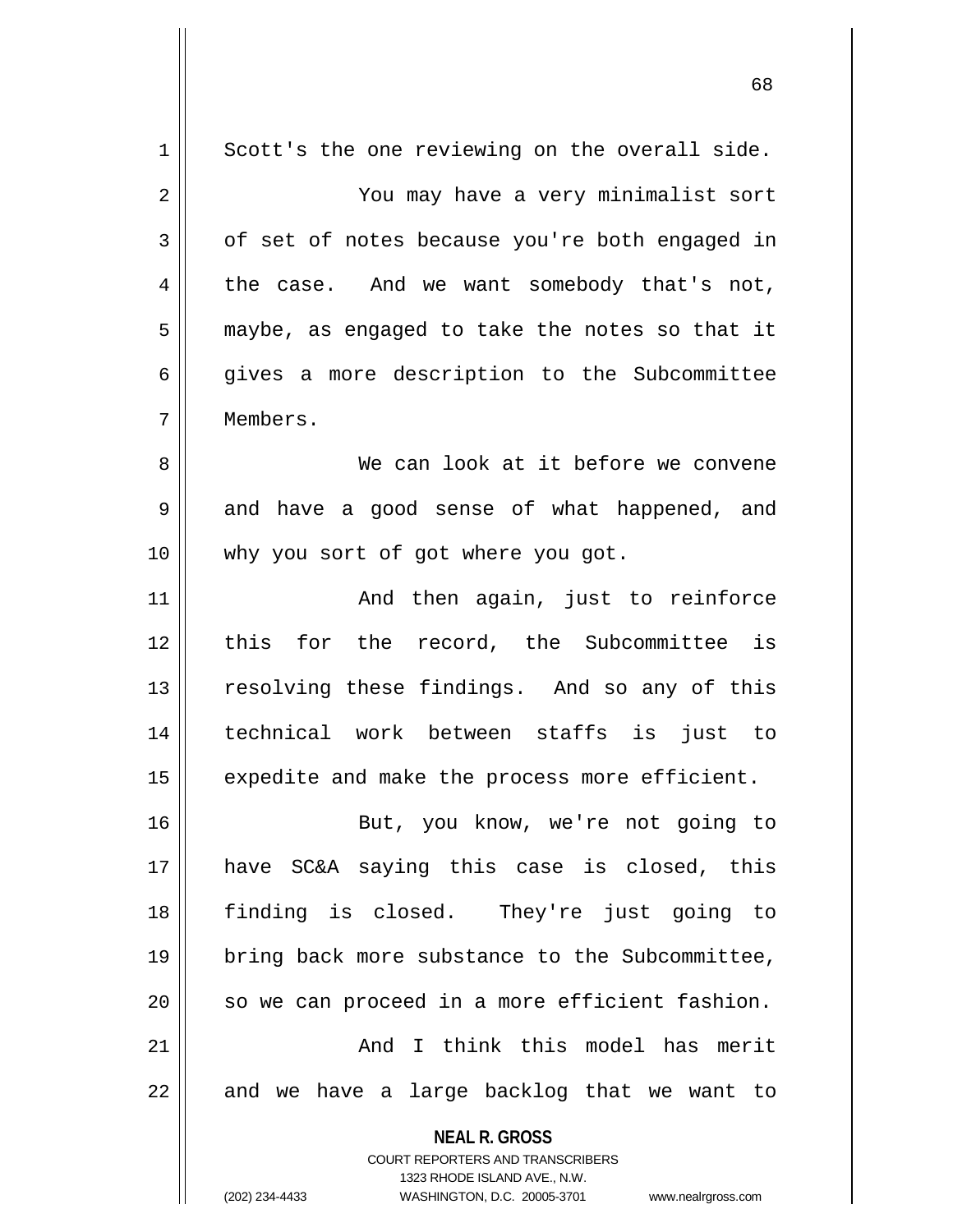Scott's the one reviewing on the overall side.

You may have a very minimalist sort of set of notes because you're both engaged in the case. And we want somebody that's not, maybe, as engaged to take the notes so that it gives a more description to the Subcommittee Members.

We can look at it before we convene and have a good sense of what happened, and why you sort of got where you got.

And then again, just to reinforce this for the record, the Subcommittee is resolving these findings. And so any of this technical work between staffs is just to expedite and make the process more efficient.

But, you know, we're not going to have SC&A saying this case is closed, this finding is closed. They're just going to bring back more substance to the Subcommittee, so we can proceed in a more efficient fashion.

And I think this model has merit and we have a large backlog that we want to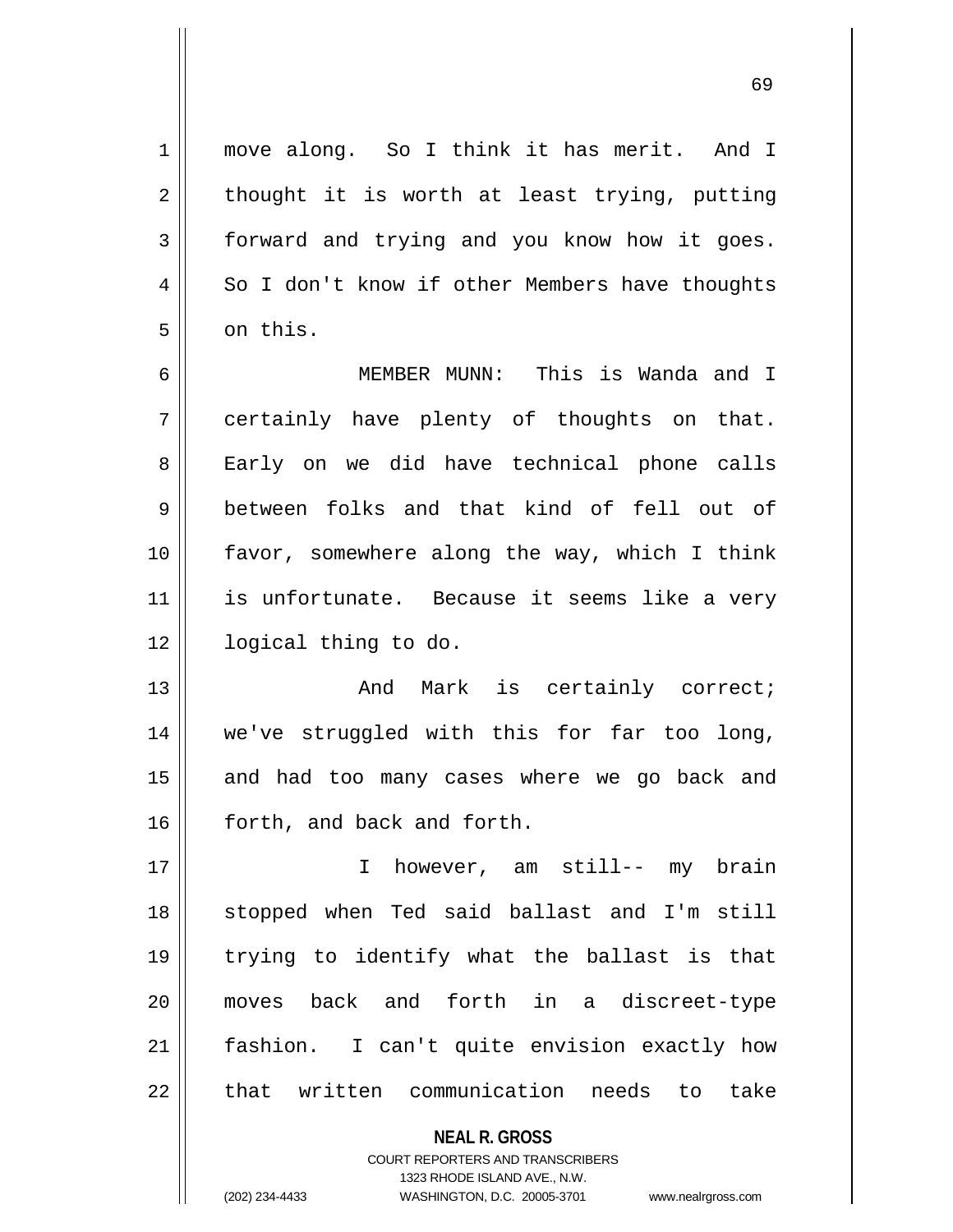move along. So I think it has merit. And I thought it is worth at least trying, putting forward and trying and you know how it goes. So I don't know if other Members have thoughts on this.

MEMBER MUNN: This is Wanda and I certainly have plenty of thoughts on that. Early on we did have technical phone calls between folks and that kind of fell out of favor, somewhere along the way, which I think is unfortunate. Because it seems like a very logical thing to do.

And Mark is certainly correct; we've struggled with this for far too long, and had too many cases where we go back and forth, and back and forth.

I however, am still-- my brain stopped when Ted said ballast and I'm still trying to identify what the ballast is that moves back and forth in a discreet-type fashion. I can't quite envision exactly how that written communication needs to take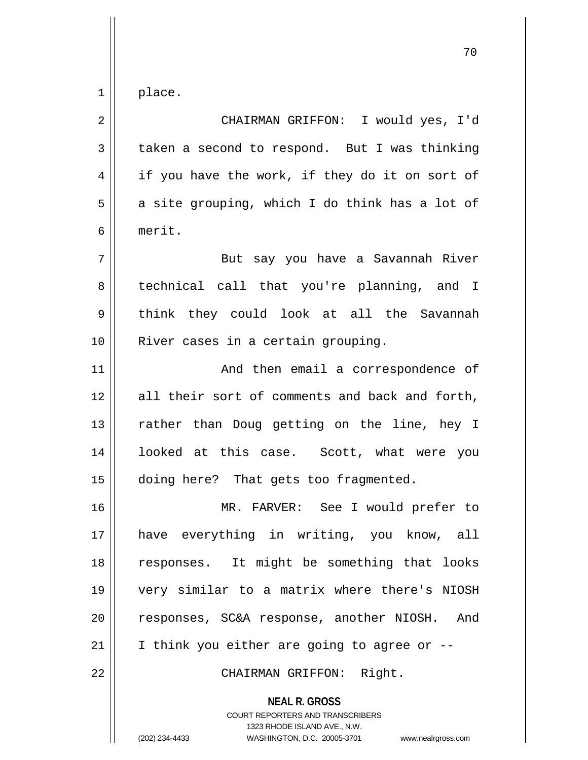place.

CHAIRMAN GRIFFON: I would yes, I'd taken a second to respond. But I was thinking if you have the work, if they do it on sort of a site grouping, which I do think has a lot of merit.

But say you have a Savannah River technical call that you're planning, and I think they could look at all the Savannah River cases in a certain grouping.

And then email a correspondence of all their sort of comments and back and forth, rather than Doug getting on the line, hey I looked at this case. Scott, what were you doing here? That gets too fragmented.

MR. FARVER: See I would prefer to have everything in writing, you know, all responses. It might be something that looks very similar to a matrix where there's NIOSH responses, SC&A response, another NIOSH. And I think you either are going to agree or --

CHAIRMAN GRIFFON: Right.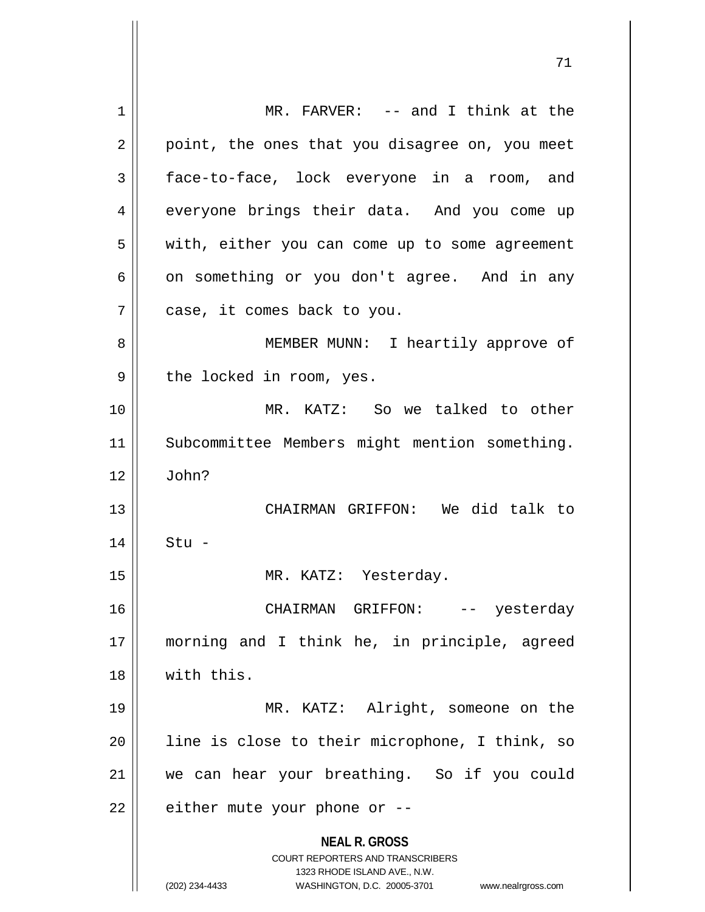MR. FARVER: -- and I think at the point, the ones that you disagree on, you meet face-to-face, lock everyone in a room, and everyone brings their data. And you come up with, either you can come up to some agreement on something or you don't agree. And in any case, it comes back to you.

MEMBER MUNN: I heartily approve of the locked in room, yes.

MR. KATZ: So we talked to other Subcommittee Members might mention something. John?

CHAIRMAN GRIFFON: We did talk to Stu -

MR. KATZ: Yesterday.

CHAIRMAN GRIFFON: -- yesterday morning and I think he, in principle, agreed with this.

MR. KATZ: Alright, someone on the line is close to their microphone, I think, so we can hear your breathing. So if you could either mute your phone or --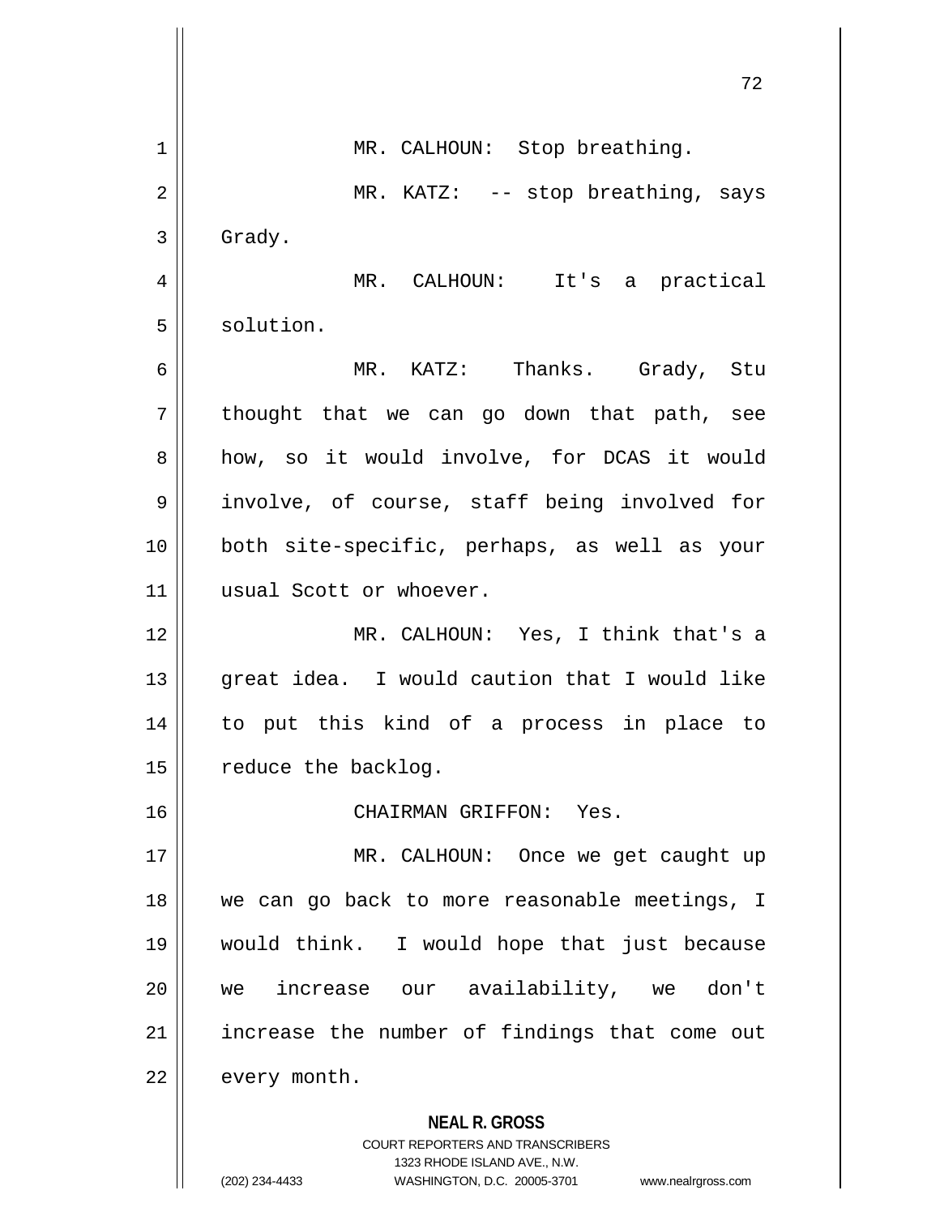MR. CALHOUN: Stop breathing.

MR. KATZ: -- stop breathing, says Grady.

MR. CALHOUN: It's a practical solution.

MR. KATZ: Thanks. Grady, Stu thought that we can go down that path, see how, so it would involve, for DCAS it would involve, of course, staff being involved for both site-specific, perhaps, as well as your usual Scott or whoever.

MR. CALHOUN: Yes, I think that's a great idea. I would caution that I would like to put this kind of a process in place to reduce the backlog.

CHAIRMAN GRIFFON: Yes.

MR. CALHOUN: Once we get caught up we can go back to more reasonable meetings, I would think. I would hope that just because we increase our availability, we don't increase the number of findings that come out every month.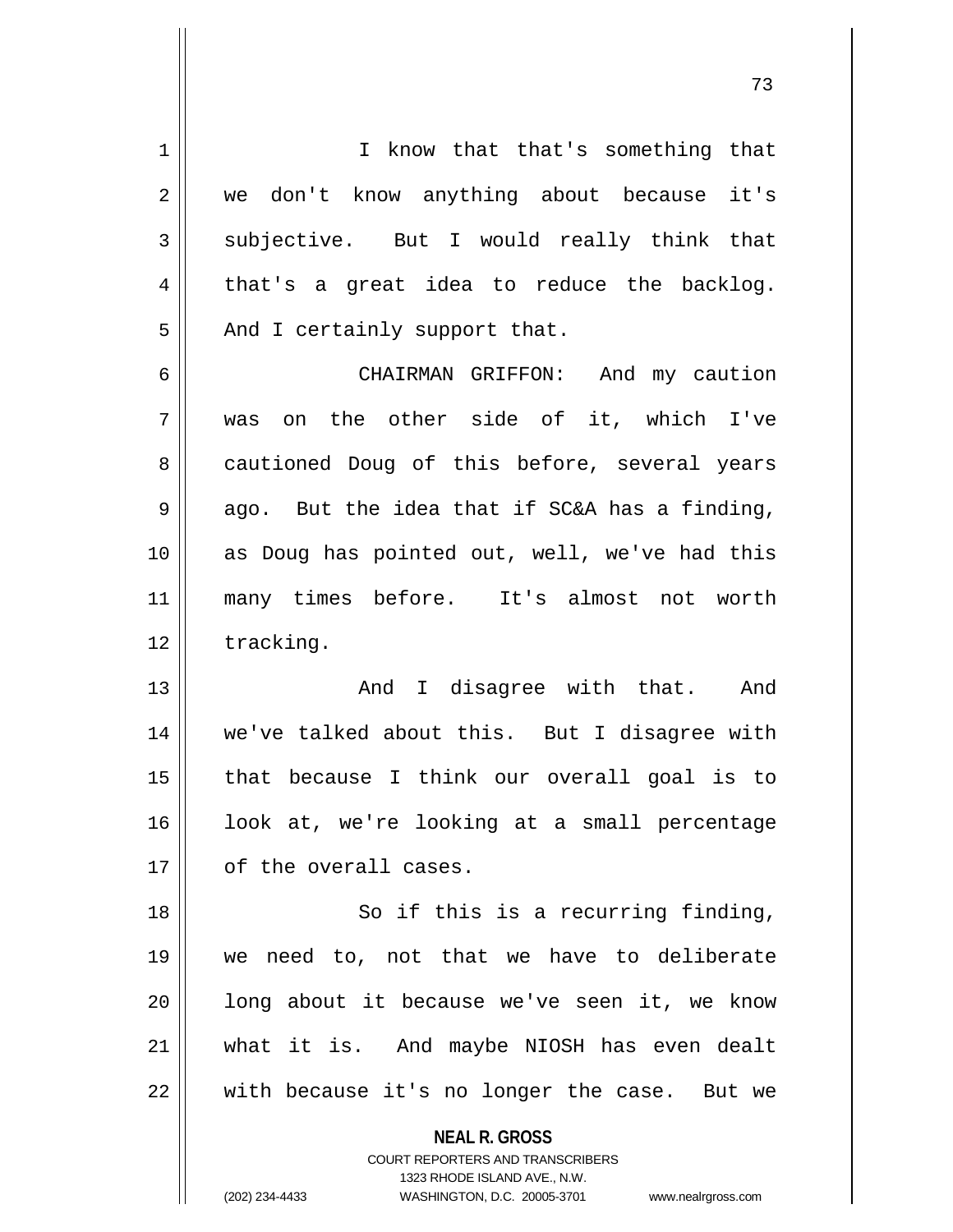I know that that's something that we don't know anything about because it's subjective. But I would really think that that's a great idea to reduce the backlog. And I certainly support that.

CHAIRMAN GRIFFON: And my caution was on the other side of it, which I've cautioned Doug of this before, several years ago. But the idea that if SC&A has a finding, as Doug has pointed out, well, we've had this many times before. It's almost not worth tracking.

And I disagree with that. And we've talked about this. But I disagree with that because I think our overall goal is to look at, we're looking at a small percentage of the overall cases.

So if this is a recurring finding, we need to, not that we have to deliberate long about it because we've seen it, we know what it is. And maybe NIOSH has even dealt with because it's no longer the case. But we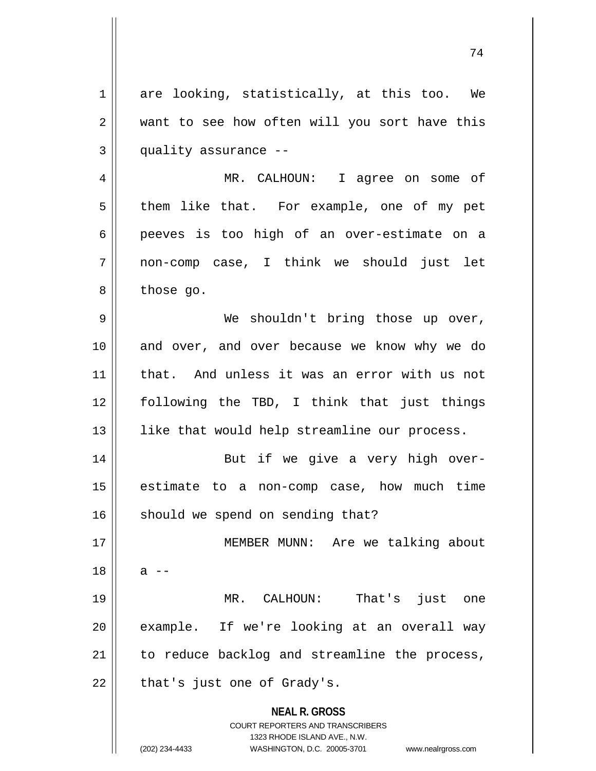are looking, statistically, at this too. We want to see how often will you sort have this quality assurance --

MR. CALHOUN: I agree on some of them like that. For example, one of my pet peeves is too high of an over-estimate on a non-comp case, I think we should just let those go.

We shouldn't bring those up over, and over, and over because we know why we do that. And unless it was an error with us not following the TBD, I think that just things like that would help streamline our process.

But if we give a very high over-estimate to a non-comp case, how much time should we spend on sending that?

MEMBER MUNN: Are we talking about a --

MR. CALHOUN: That's just one example. If we're looking at an overall way to reduce backlog and streamline the process, that's just one of Grady's.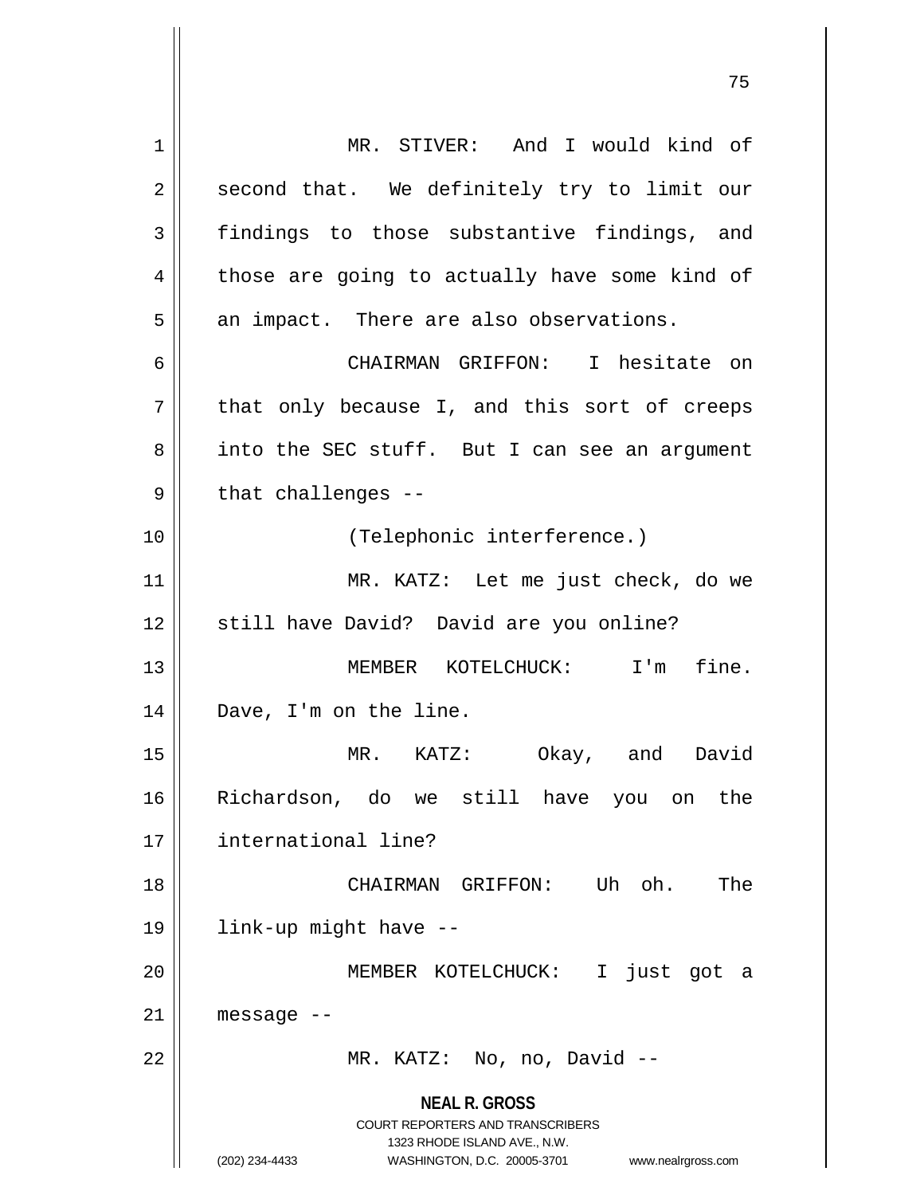MR. STIVER: And I would kind of second that. We definitely try to limit our findings to those substantive findings, and those are going to actually have some kind of an impact. There are also observations.

CHAIRMAN GRIFFON: I hesitate on that only because I, and this sort of creeps into the SEC stuff. But I can see an argument that challenges --

(Telephonic interference.)

MR. KATZ: Let me just check, do we still have David? David are you online?

MEMBER KOTELCHUCK: I'm fine. Dave, I'm on the line.

MR. KATZ: Okay, and David Richardson, do we still have you on the international line?

CHAIRMAN GRIFFON: Uh oh. The link-up might have --

MEMBER KOTELCHUCK: I just got a message --

MR. KATZ: No, no, David --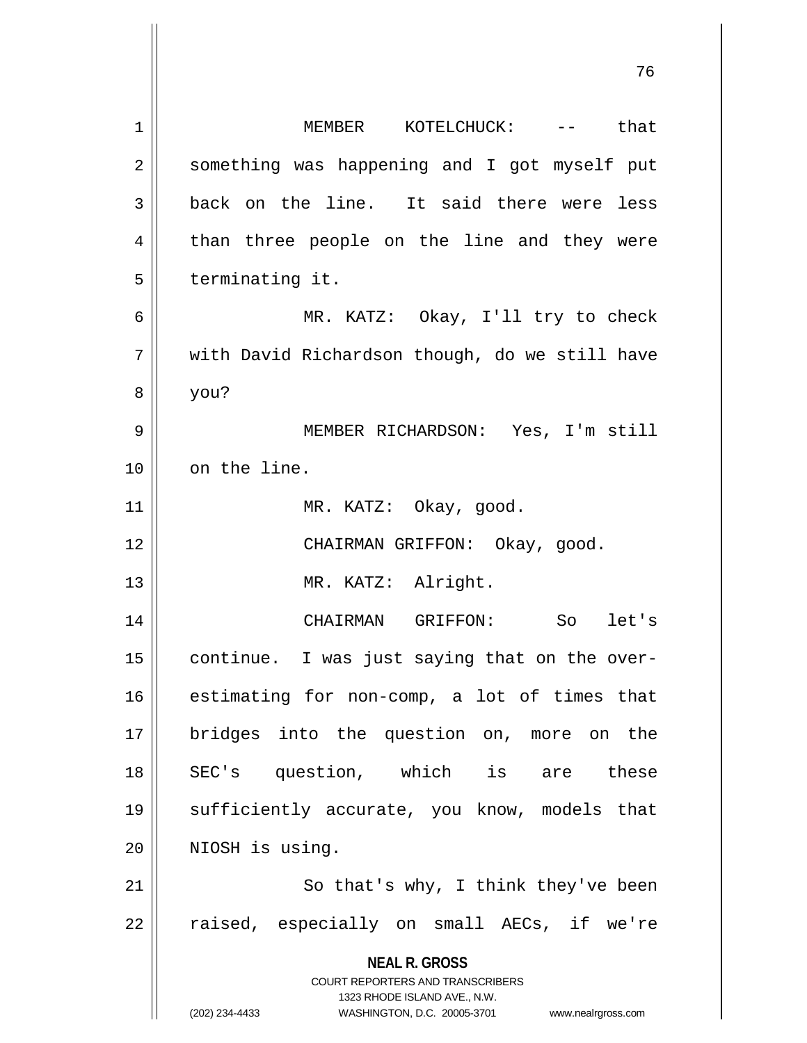MEMBER KOTELCHUCK: -- that something was happening and I got myself put back on the line. It said there were less than three people on the line and they were terminating it.

MR. KATZ: Okay, I'll try to check with David Richardson though, do we still have you?

MEMBER RICHARDSON: Yes, I'm still on the line.

MR. KATZ: Okay, good.

CHAIRMAN GRIFFON: Okay, good.

MR. KATZ: Alright.

CHAIRMAN GRIFFON: So let's continue. I was just saying that on the over-estimating for non-comp, a lot of times that bridges into the question on, more on the SEC's question, which is are these sufficiently accurate, you know, models that NIOSH is using.

So that's why, I think they've been raised, especially on small AECs, if we're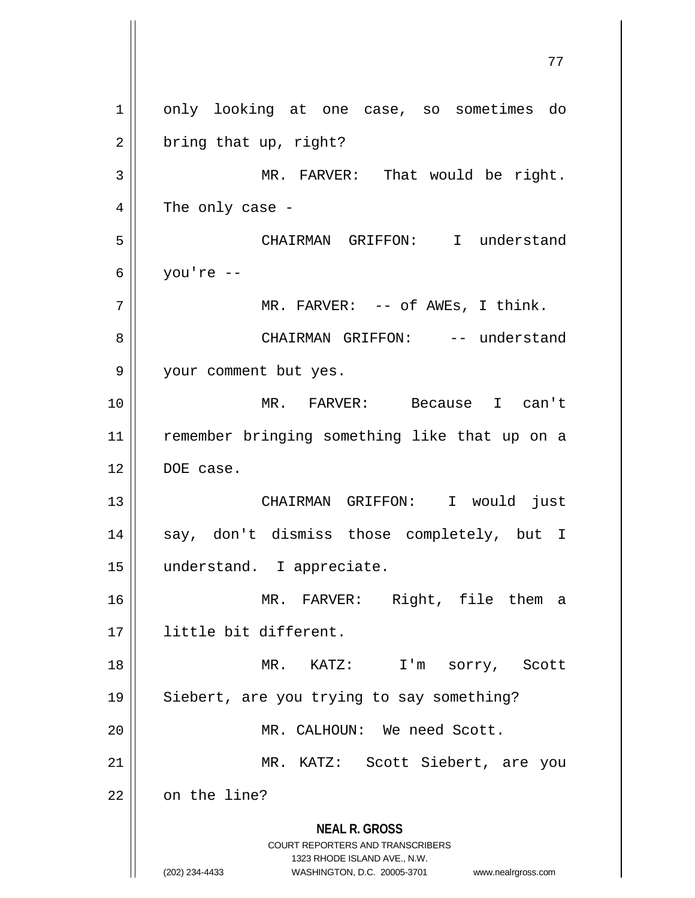only looking at one case, so sometimes do bring that up, right?

MR. FARVER: That would be right. The only case -

CHAIRMAN GRIFFON: I understand you're --

MR. FARVER: -- of AWEs, I think.

CHAIRMAN GRIFFON: -- understand your comment but yes.

MR. FARVER: Because I can't remember bringing something like that up on a DOE case.

CHAIRMAN GRIFFON: I would just say, don't dismiss those completely, but I understand. I appreciate.

MR. FARVER: Right, file them a little bit different.

MR. KATZ: I'm sorry, Scott Siebert, are you trying to say something?

MR. CALHOUN: We need Scott.

MR. KATZ: Scott Siebert, are you on the line?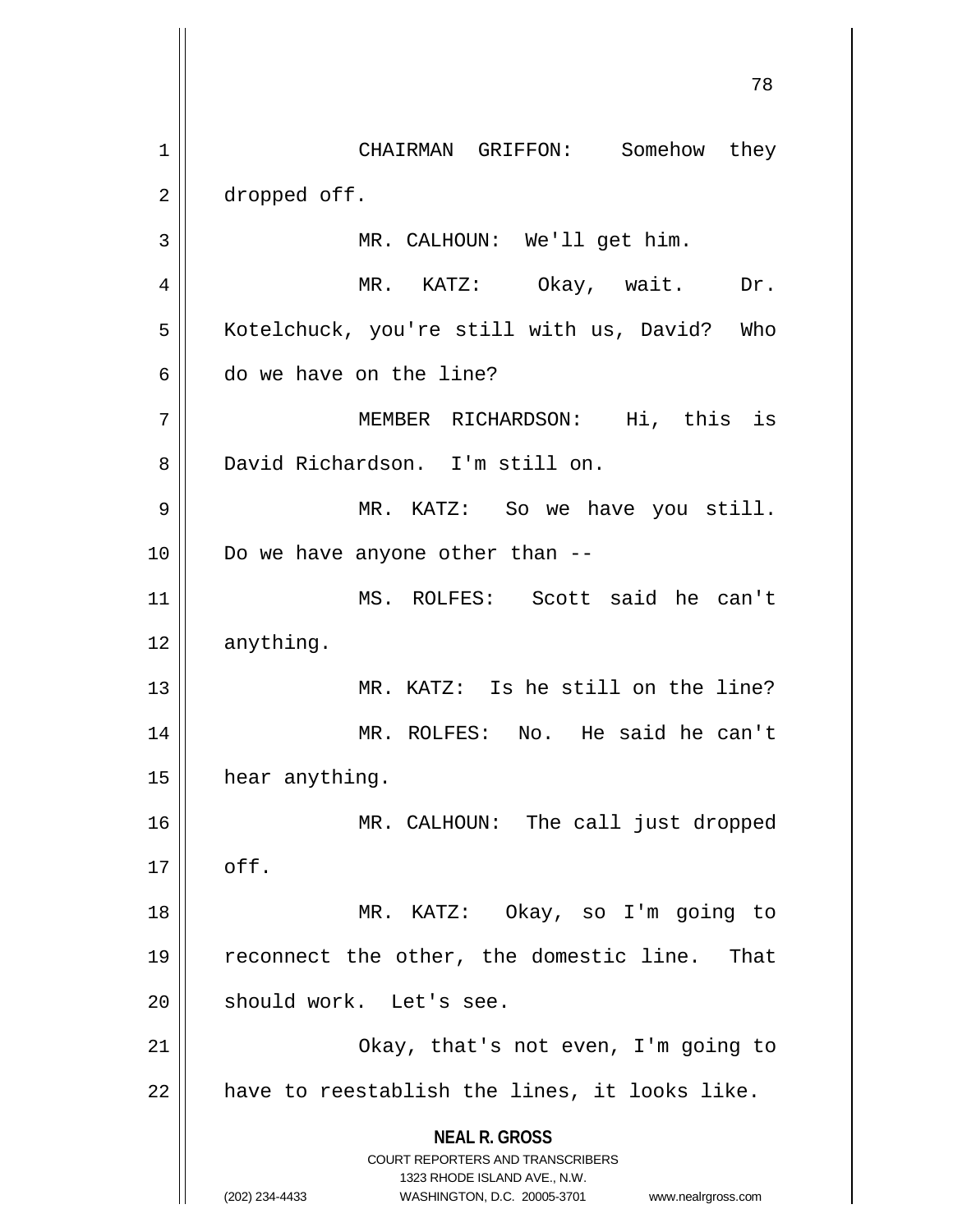CHAIRMAN GRIFFON: Somehow they dropped off.

MR. CALHOUN: We'll get him.

MR. KATZ: Okay, wait. Dr. Kotelchuck, you're still with us, David? Who do we have on the line?

MEMBER RICHARDSON: Hi, this is David Richardson. I'm still on.

MR. KATZ: So we have you still. Do we have anyone other than --

MS. ROLFES: Scott said he can't anything.

MR. KATZ: Is he still on the line?

MR. ROLFES: No. He said he can't hear anything.

MR. CALHOUN: The call just dropped off.

MR. KATZ: Okay, so I'm going to reconnect the other, the domestic line. That should work. Let's see.

Okay, that's not even, I'm going to have to reestablish the lines, it looks like.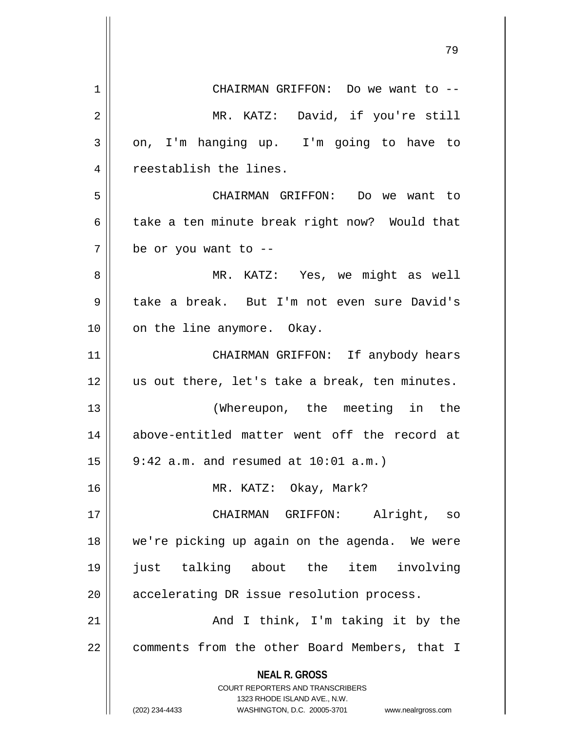CHAIRMAN GRIFFON: Do we want to --

MR. KATZ: David, if you're still on, I'm hanging up. I'm going to have to reestablish the lines.

CHAIRMAN GRIFFON: Do we want to take a ten minute break right now? Would that be or you want to --

MR. KATZ: Yes, we might as well take a break. But I'm not even sure David's on the line anymore. Okay.

CHAIRMAN GRIFFON: If anybody hears us out there, let's take a break, ten minutes.

(Whereupon, the meeting in the above-entitled matter went off the record at 9:42 a.m. and resumed at 10:01 a.m.)

MR. KATZ: Okay, Mark?

CHAIRMAN GRIFFON: Alright, so we're picking up again on the agenda. We were just talking about the item involving accelerating DR issue resolution process.

And I think, I'm taking it by the comments from the other Board Members, that I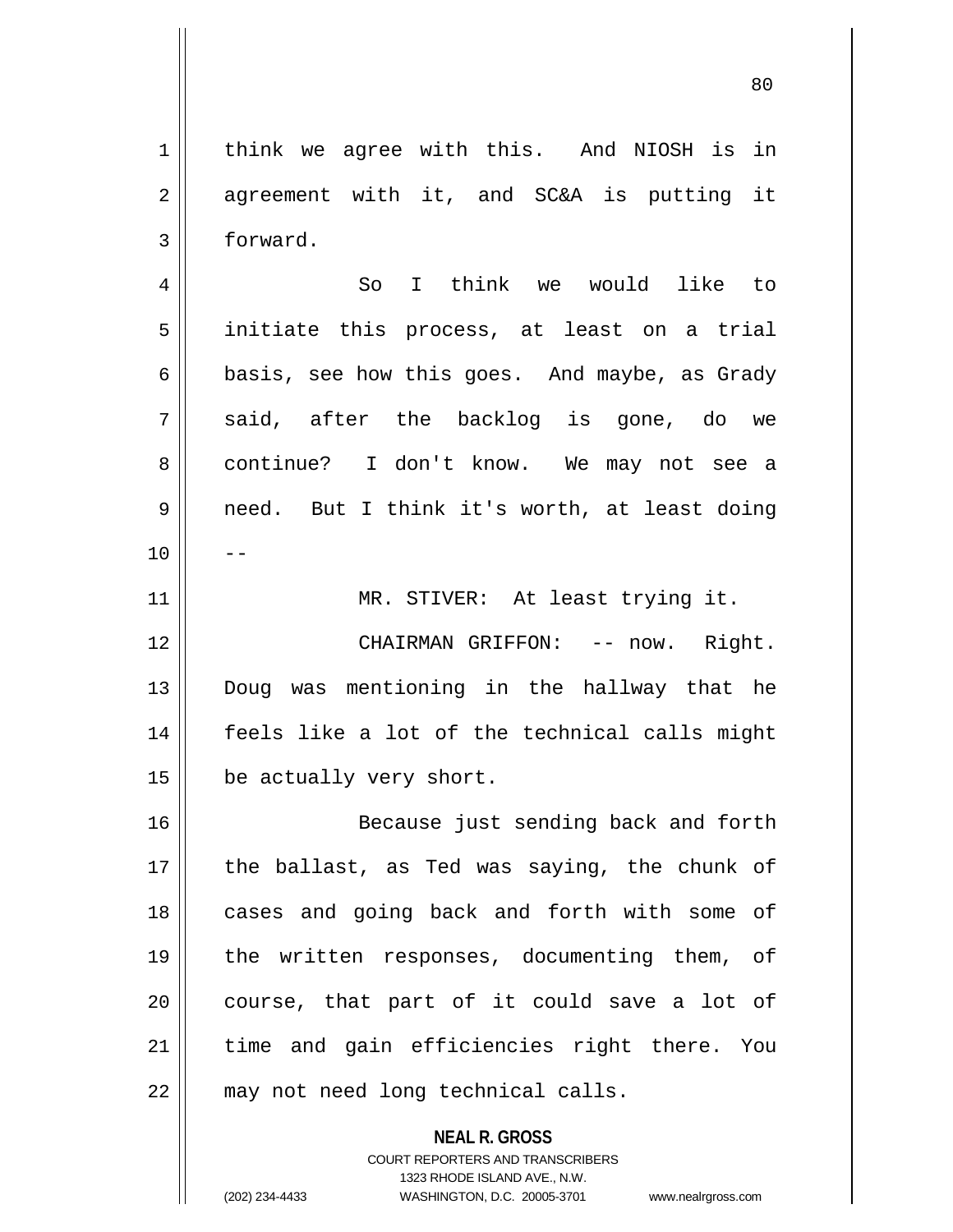think we agree with this. And NIOSH is in agreement with it, and SC&A is putting it forward.

So I think we would like to initiate this process, at least on a trial basis, see how this goes. And maybe, as Grady said, after the backlog is gone, do we continue? I don't know. We may not see a need. But I think it's worth, at least doing --

MR. STIVER: At least trying it.

CHAIRMAN GRIFFON: -- now. Right. Doug was mentioning in the hallway that he feels like a lot of the technical calls might be actually very short.

Because just sending back and forth the ballast, as Ted was saying, the chunk of cases and going back and forth with some of the written responses, documenting them, of course, that part of it could save a lot of time and gain efficiencies right there. You may not need long technical calls.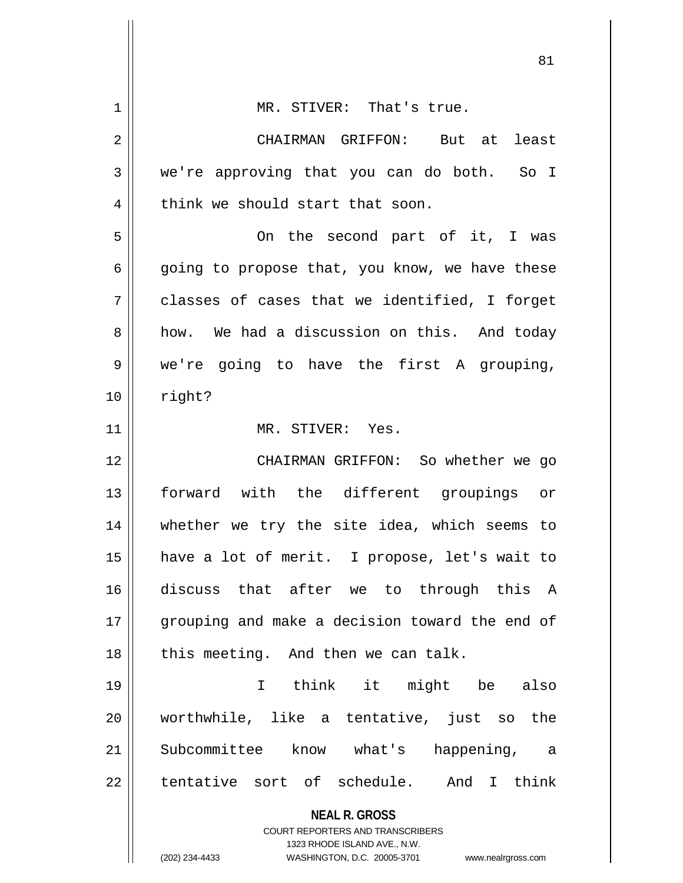MR. STIVER: That's true.

CHAIRMAN GRIFFON: But at least we're approving that you can do both. So I think we should start that soon.

On the second part of it, I was going to propose that, you know, we have these classes of cases that we identified, I forget how. We had a discussion on this. And today we're going to have the first A grouping, right?

MR. STIVER: Yes.

CHAIRMAN GRIFFON: So whether we go forward with the different groupings or whether we try the site idea, which seems to have a lot of merit. I propose, let's wait to discuss that after we to through this A grouping and make a decision toward the end of this meeting. And then we can talk.

I think it might be also worthwhile, like a tentative, just so the Subcommittee know what's happening, a tentative sort of schedule. And I think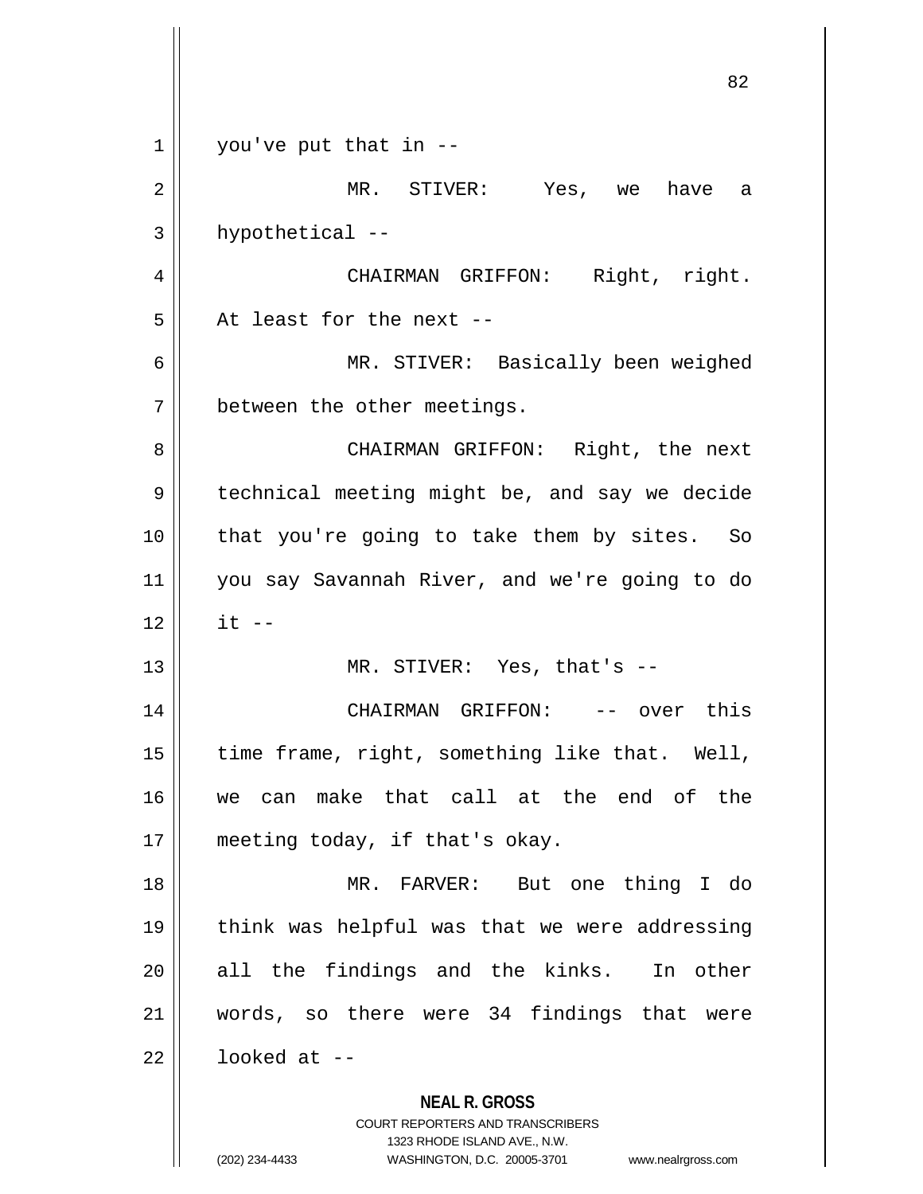you've put that in --

MR. STIVER: Yes, we have a hypothetical --

CHAIRMAN GRIFFON: Right, right. At least for the next --

MR. STIVER: Basically been weighed between the other meetings.

CHAIRMAN GRIFFON: Right, the next technical meeting might be, and say we decide that you're going to take them by sites. So you say Savannah River, and we're going to do it --

MR. STIVER: Yes, that's --

CHAIRMAN GRIFFON: -- over this time frame, right, something like that. Well, we can make that call at the end of the meeting today, if that's okay.

MR. FARVER: But one thing I do think was helpful was that we were addressing all the findings and the kinks. In other words, so there were 34 findings that were looked at --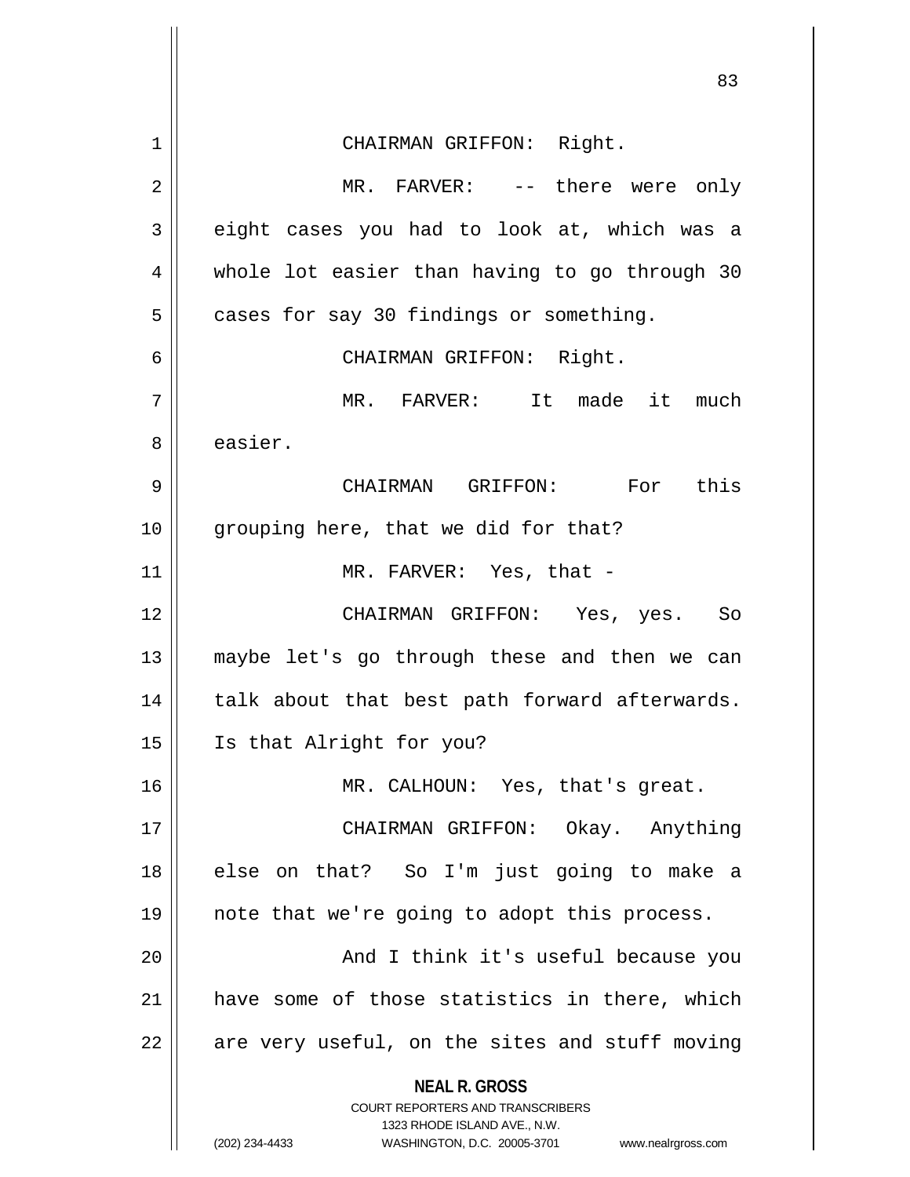CHAIRMAN GRIFFON: Right.

MR. FARVER: -- there were only eight cases you had to look at, which was a whole lot easier than having to go through 30 cases for say 30 findings or something.

CHAIRMAN GRIFFON: Right.

MR. FARVER: It made it much easier.

CHAIRMAN GRIFFON: For this grouping here, that we did for that?

MR. FARVER: Yes, that -

CHAIRMAN GRIFFON: Yes, yes. So maybe let's go through these and then we can talk about that best path forward afterwards. Is that Alright for you?

MR. CALHOUN: Yes, that's great.

CHAIRMAN GRIFFON: Okay. Anything else on that? So I'm just going to make a note that we're going to adopt this process.

And I think it's useful because you have some of those statistics in there, which are very useful, on the sites and stuff moving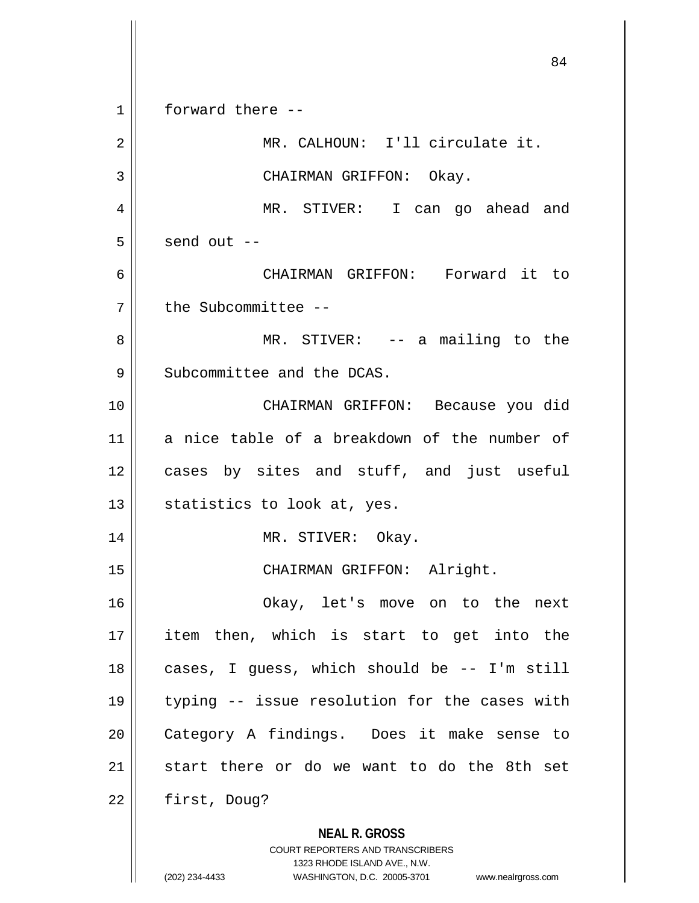forward there --

MR. CALHOUN: I'll circulate it.

CHAIRMAN GRIFFON: Okay.

MR. STIVER: I can go ahead and send out --

CHAIRMAN GRIFFON: Forward it to the Subcommittee --

MR. STIVER: -- a mailing to the Subcommittee and the DCAS.

CHAIRMAN GRIFFON: Because you did a nice table of a breakdown of the number of cases by sites and stuff, and just useful statistics to look at, yes.

MR. STIVER: Okay.

CHAIRMAN GRIFFON: Alright.

Okay, let's move on to the next item then, which is start to get into the cases, I guess, which should be -- I'm still typing -- issue resolution for the cases with Category A findings. Does it make sense to start there or do we want to do the 8th set first, Doug?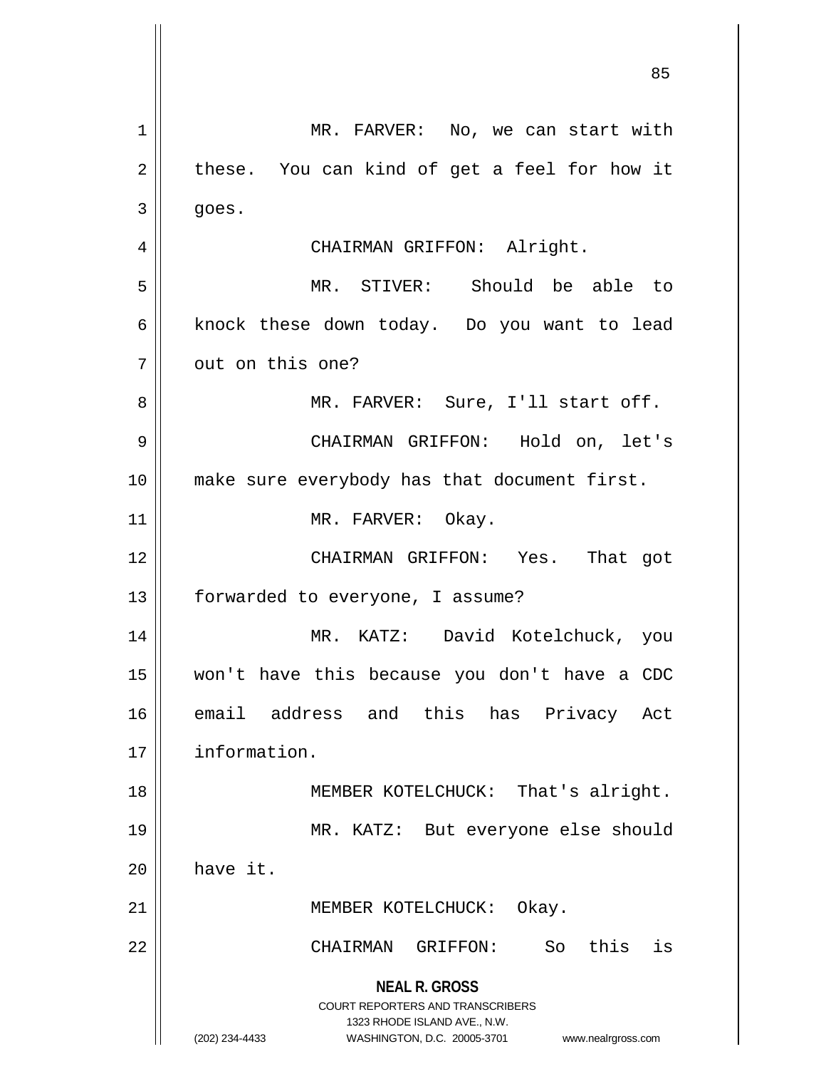MR. FARVER: No, we can start with these. You can kind of get a feel for how it goes.

CHAIRMAN GRIFFON: Alright.

MR. STIVER: Should be able to knock these down today. Do you want to lead out on this one?

MR. FARVER: Sure, I'll start off.

CHAIRMAN GRIFFON: Hold on, let's make sure everybody has that document first.

MR. FARVER: Okay.

CHAIRMAN GRIFFON: Yes. That got forwarded to everyone, I assume?

MR. KATZ: David Kotelchuck, you won't have this because you don't have a CDC email address and this has Privacy Act information.

MEMBER KOTELCHUCK: That's alright.

MR. KATZ: But everyone else should have it.

MEMBER KOTELCHUCK: Okay.

CHAIRMAN GRIFFON: So this is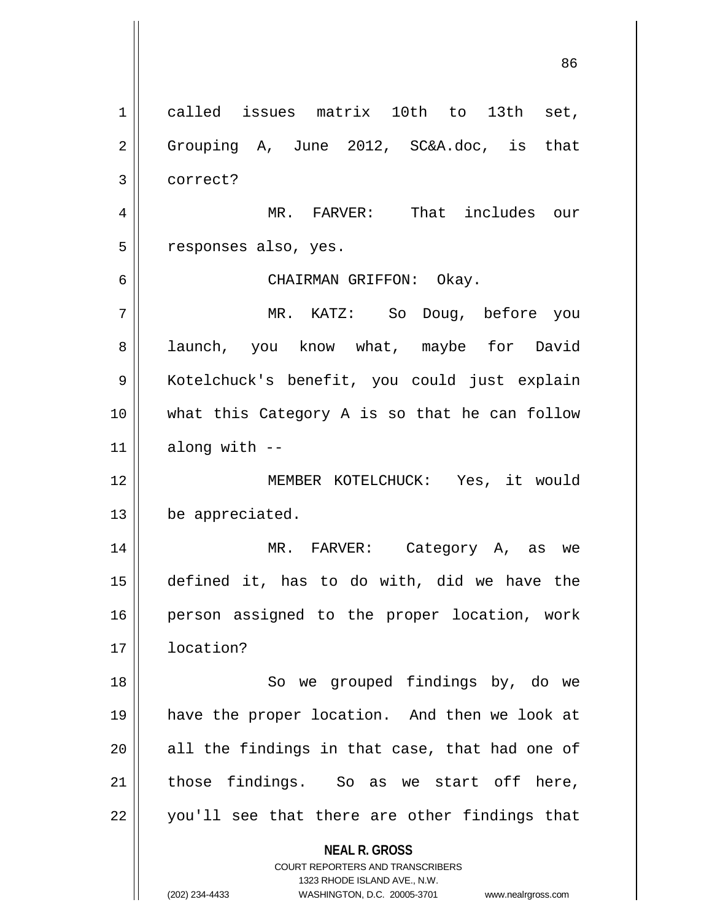called issues matrix 10th to 13th set, Grouping A, June 2012, SC&A.doc, is that correct?

MR. FARVER: That includes our responses also, yes.

CHAIRMAN GRIFFON: Okay.

MR. KATZ: So Doug, before you launch, you know what, maybe for David Kotelchuck's benefit, you could just explain what this Category A is so that he can follow along with --

MEMBER KOTELCHUCK: Yes, it would be appreciated.

MR. FARVER: Category A, as we defined it, has to do with, did we have the person assigned to the proper location, work location?

So we grouped findings by, do we have the proper location. And then we look at all the findings in that case, that had one of those findings. So as we start off here, you'll see that there are other findings that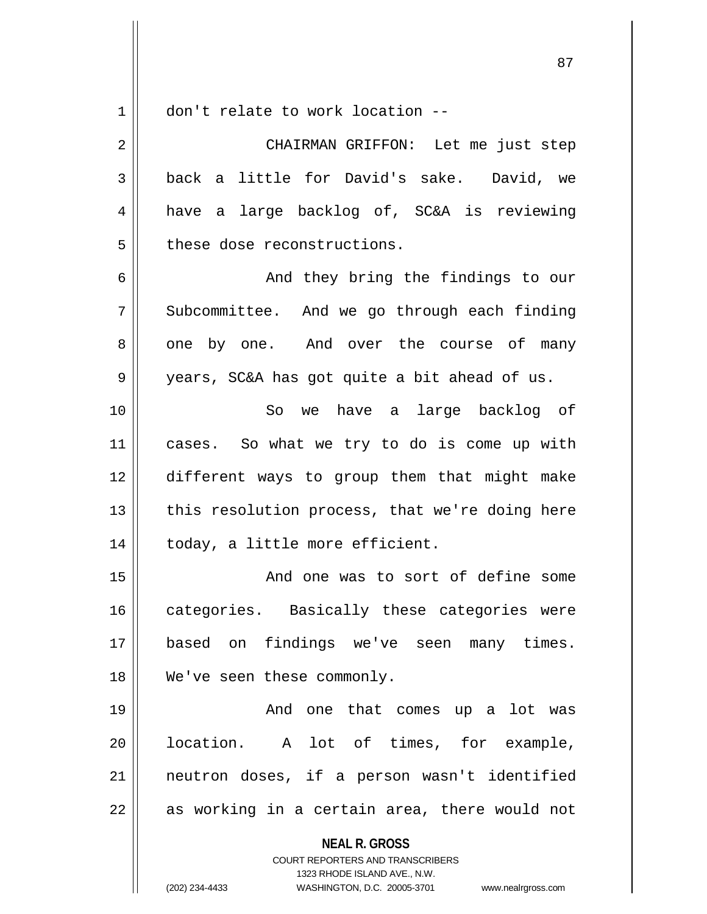don't relate to work location --

CHAIRMAN GRIFFON: Let me just step back a little for David's sake. David, we have a large backlog of, SC&A is reviewing these dose reconstructions.

And they bring the findings to our Subcommittee. And we go through each finding one by one. And over the course of many years, SC&A has got quite a bit ahead of us.

So we have a large backlog of cases. So what we try to do is come up with different ways to group them that might make this resolution process, that we're doing here today, a little more efficient.

And one was to sort of define some categories. Basically these categories were based on findings we've seen many times. We've seen these commonly.

And one that comes up a lot was location. A lot of times, for example, neutron doses, if a person wasn't identified as working in a certain area, there would not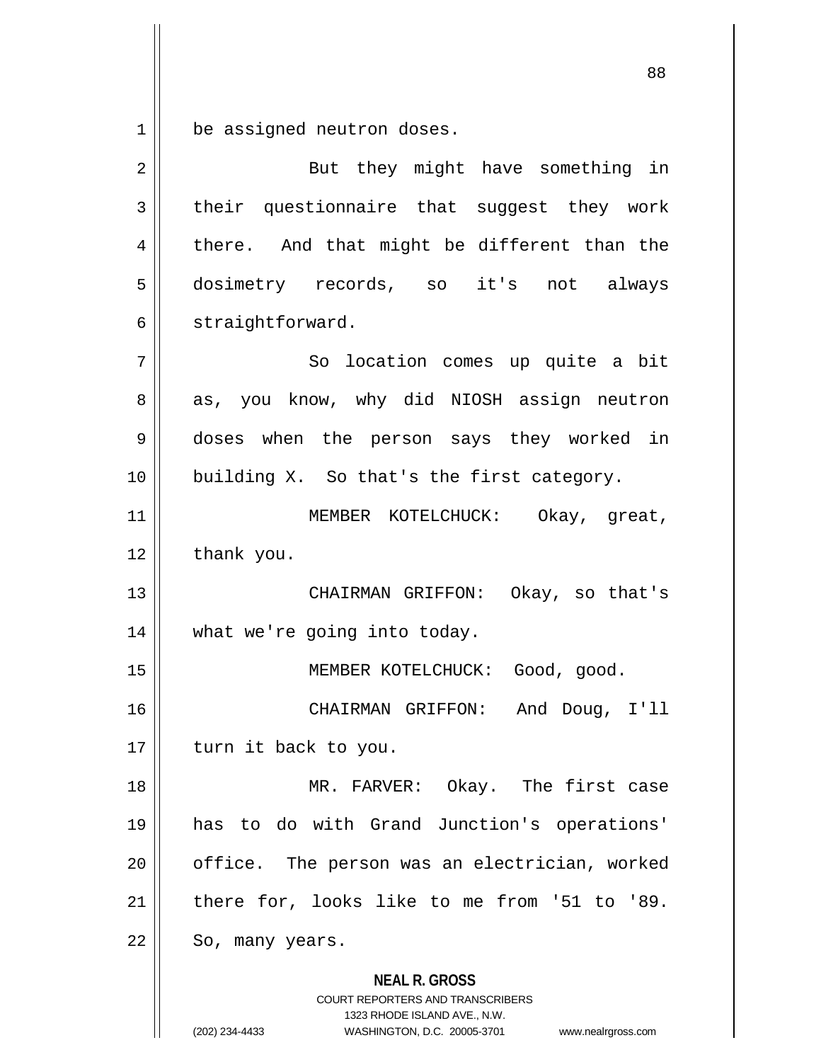be assigned neutron doses.

But they might have something in their questionnaire that suggest they work there. And that might be different than the dosimetry records, so it's not always straightforward.

So location comes up quite a bit as, you know, why did NIOSH assign neutron doses when the person says they worked in building X. So that's the first category.

MEMBER KOTELCHUCK: Okay, great, thank you.

CHAIRMAN GRIFFON: Okay, so that's what we're going into today.

MEMBER KOTELCHUCK: Good, good.

CHAIRMAN GRIFFON: And Doug, I'll turn it back to you.

MR. FARVER: Okay. The first case has to do with Grand Junction's operations' office. The person was an electrician, worked there for, looks like to me from '51 to '89. So, many years.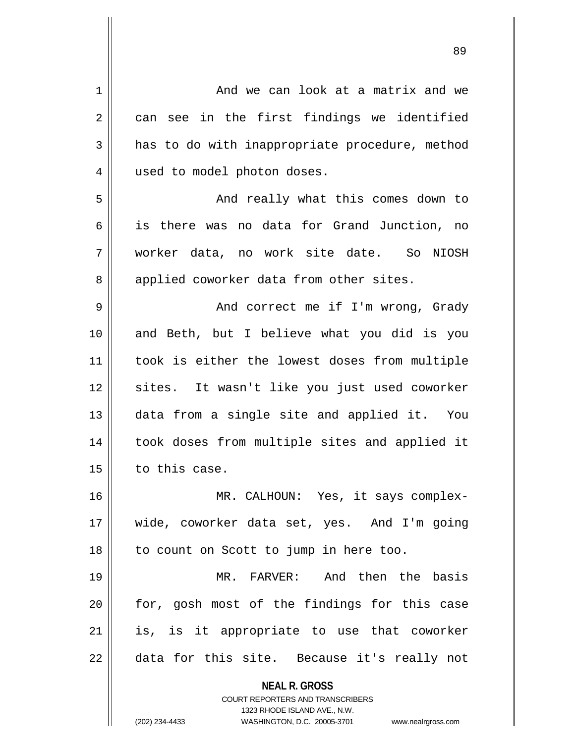And we can look at a matrix and we can see in the first findings we identified has to do with inappropriate procedure, method used to model photon doses.

And really what this comes down to is there was no data for Grand Junction, no worker data, no work site date. So NIOSH applied coworker data from other sites.

And correct me if I'm wrong, Grady and Beth, but I believe what you did is you took is either the lowest doses from multiple sites. It wasn't like you just used coworker data from a single site and applied it. You took doses from multiple sites and applied it to this case.

MR. CALHOUN: Yes, it says complex-wide, coworker data set, yes. And I'm going to count on Scott to jump in here too.

MR. FARVER: And then the basis for, gosh most of the findings for this case is, is it appropriate to use that coworker data for this site. Because it's really not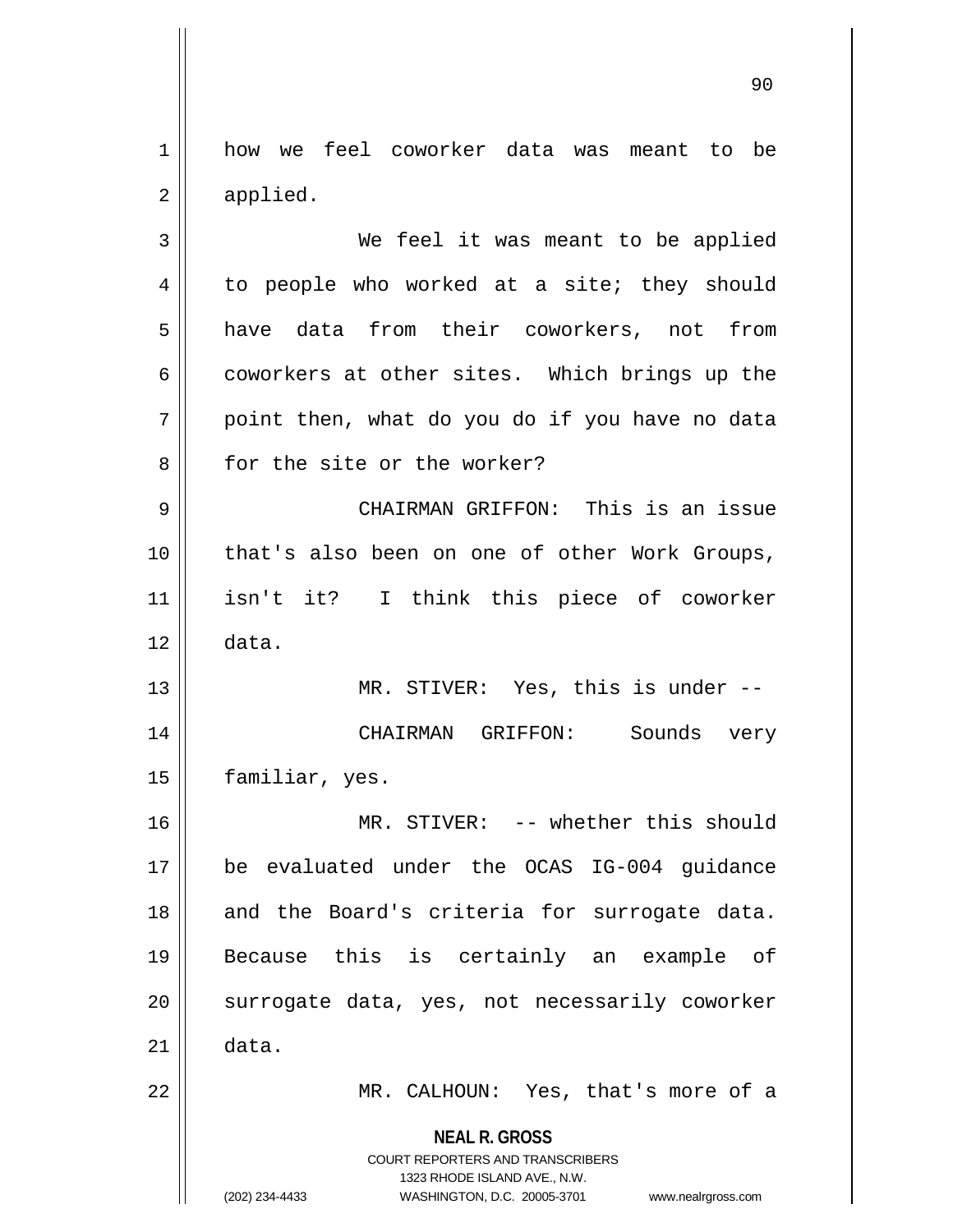how we feel coworker data was meant to be applied.

We feel it was meant to be applied to people who worked at a site; they should have data from their coworkers, not from coworkers at other sites. Which brings up the point then, what do you do if you have no data for the site or the worker?

CHAIRMAN GRIFFON: This is an issue that's also been on one of other Work Groups, isn't it? I think this piece of coworker data.

MR. STIVER: Yes, this is under --

CHAIRMAN GRIFFON: Sounds very familiar, yes.

MR. STIVER: -- whether this should be evaluated under the OCAS IG-004 guidance and the Board's criteria for surrogate data. Because this is certainly an example of surrogate data, yes, not necessarily coworker data.

MR. CALHOUN: Yes, that's more of a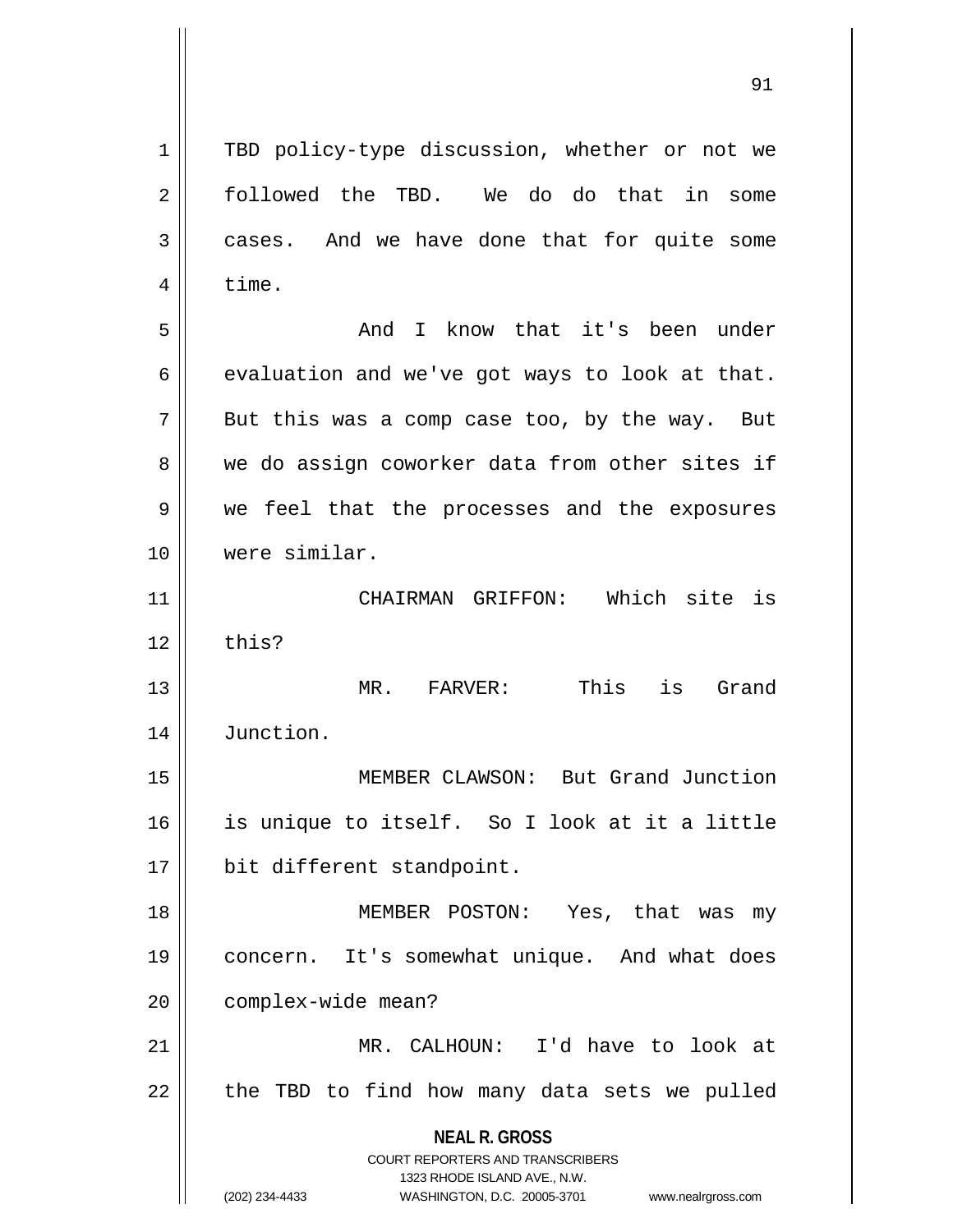TBD policy-type discussion, whether or not we followed the TBD. We do do that in some cases. And we have done that for quite some time.

And I know that it's been under evaluation and we've got ways to look at that. But this was a comp case too, by the way. But we do assign coworker data from other sites if we feel that the processes and the exposures were similar.

CHAIRMAN GRIFFON: Which site is this?

MR. FARVER: This is Grand Junction.

MEMBER CLAWSON: But Grand Junction is unique to itself. So I look at it a little bit different standpoint.

MEMBER POSTON: Yes, that was my concern. It's somewhat unique. And what does complex-wide mean?

MR. CALHOUN: I'd have to look at the TBD to find how many data sets we pulled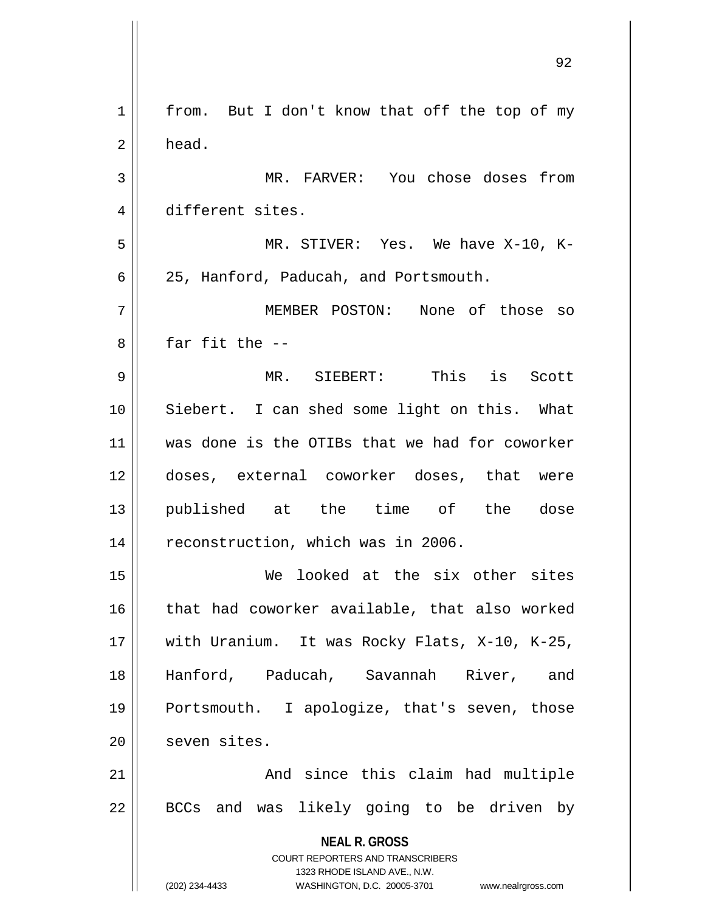from. But I don't know that off the top of my head.

MR. FARVER: You chose doses from different sites.

MR. STIVER: Yes. We have X-10, K-25, Hanford, Paducah, and Portsmouth.

MEMBER POSTON: None of those so far fit the --

MR. SIEBERT: This is Scott Siebert. I can shed some light on this. What was done is the OTIBs that we had for coworker doses, external coworker doses, that were published at the time of the dose reconstruction, which was in 2006.

We looked at the six other sites that had coworker available, that also worked with Uranium. It was Rocky Flats, X-10, K-25, Hanford, Paducah, Savannah River, and Portsmouth. I apologize, that's seven, those seven sites.

And since this claim had multiple BCCs and was likely going to be driven by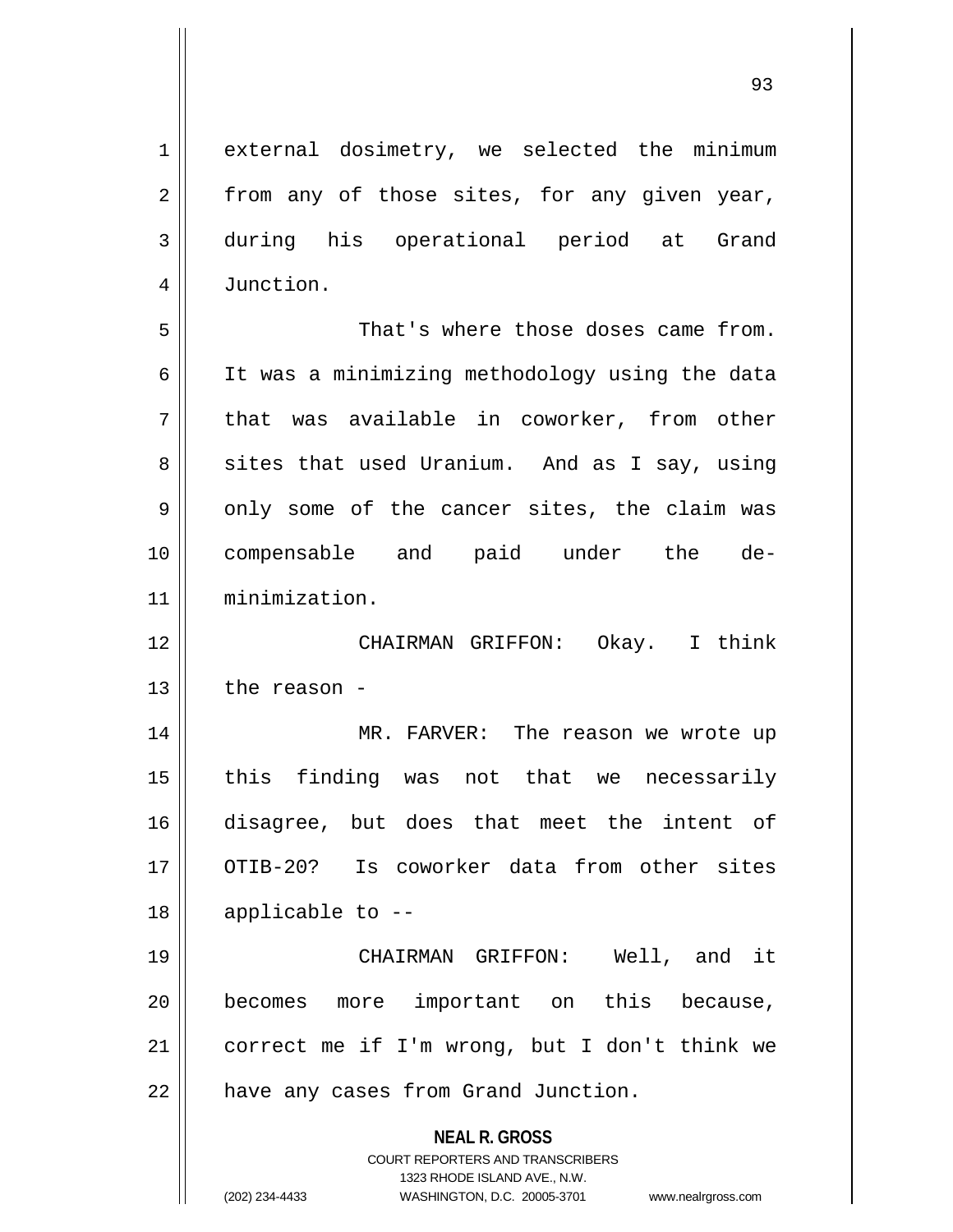external dosimetry, we selected the minimum from any of those sites, for any given year, during his operational period at Grand Junction.

That's where those doses came from. It was a minimizing methodology using the data that was available in coworker, from other sites that used Uranium. And as I say, using only some of the cancer sites, the claim was compensable and paid under the de-minimization.

CHAIRMAN GRIFFON: Okay. I think the reason -

MR. FARVER: The reason we wrote up this finding was not that we necessarily disagree, but does that meet the intent of OTIB-20? Is coworker data from other sites applicable to --

CHAIRMAN GRIFFON: Well, and it becomes more important on this because, correct me if I'm wrong, but I don't think we have any cases from Grand Junction.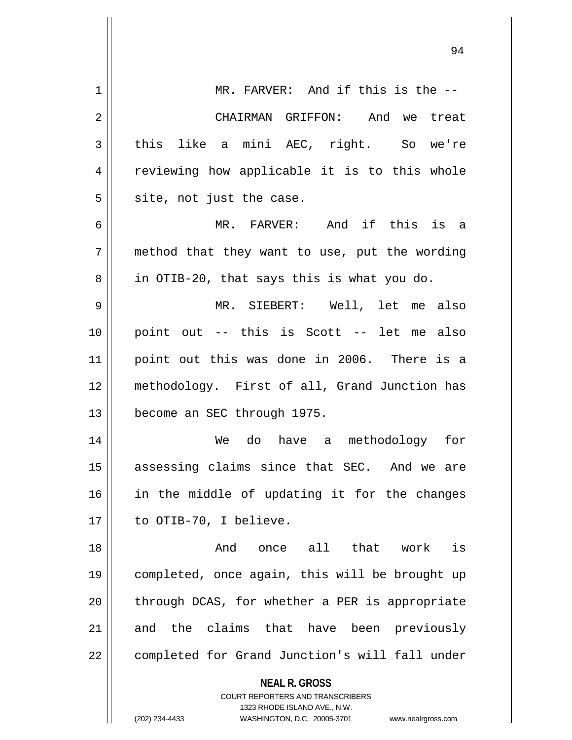MR. FARVER: And if this is the --

CHAIRMAN GRIFFON: And we treat this like a mini AEC, right. So we're reviewing how applicable it is to this whole site, not just the case.

MR. FARVER: And if this is a method that they want to use, put the wording in OTIB-20, that says this is what you do.

MR. SIEBERT: Well, let me also point out -- this is Scott -- let me also point out this was done in 2006. There is a methodology. First of all, Grand Junction has become an SEC through 1975.

We do have a methodology for assessing claims since that SEC. And we are in the middle of updating it for the changes to OTIB-70, I believe.

And once all that work is completed, once again, this will be brought up through DCAS, for whether a PER is appropriate and the claims that have been previously completed for Grand Junction's will fall under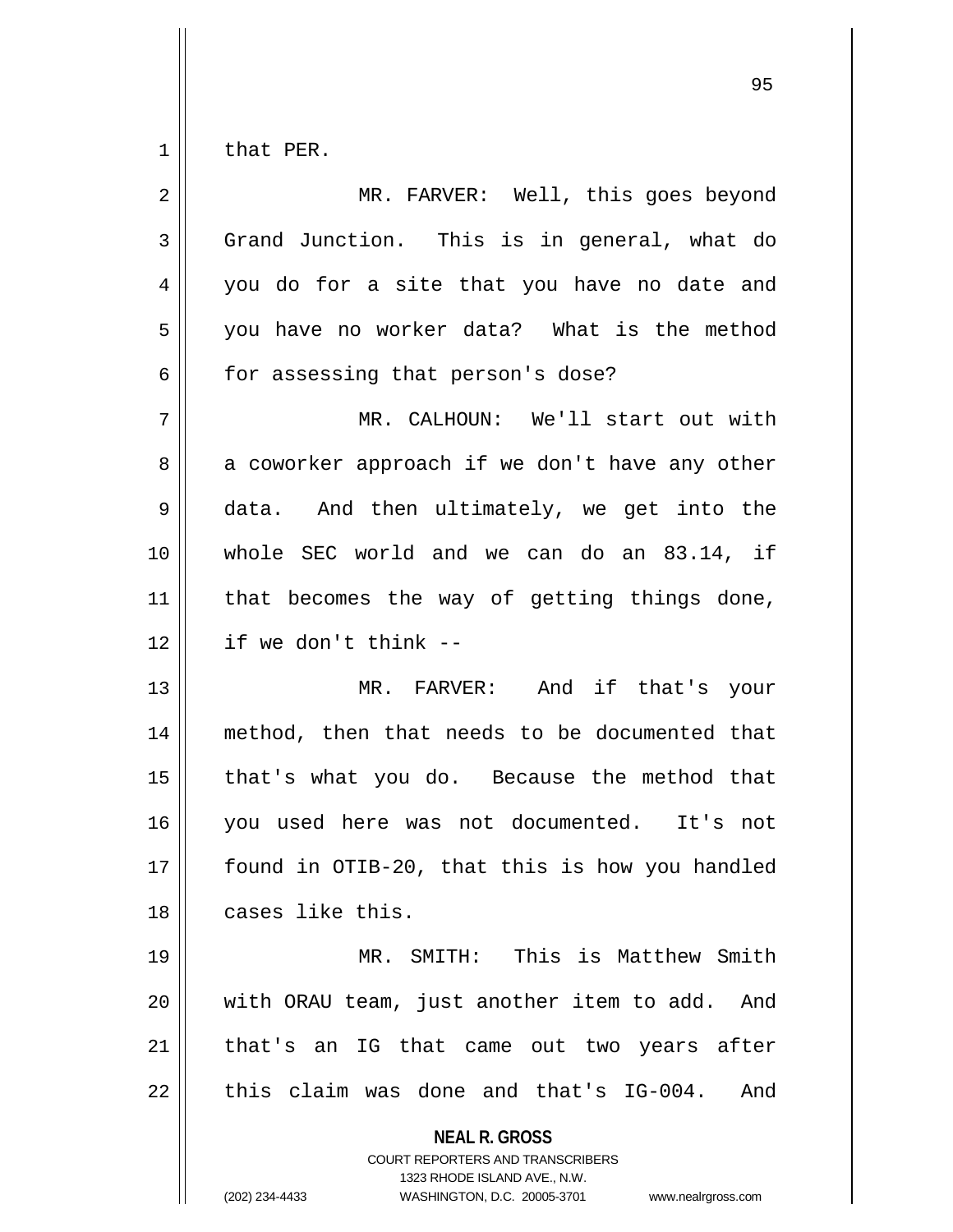that PER.

MR. FARVER: Well, this goes beyond Grand Junction. This is in general, what do you do for a site that you have no date and you have no worker data? What is the method for assessing that person's dose?

MR. CALHOUN: We'll start out with a coworker approach if we don't have any other data. And then ultimately, we get into the whole SEC world and we can do an 83.14, if that becomes the way of getting things done, if we don't think --

MR. FARVER: And if that's your method, then that needs to be documented that that's what you do. Because the method that you used here was not documented. It's not found in OTIB-20, that this is how you handled cases like this.

MR. SMITH: This is Matthew Smith with ORAU team, just another item to add. And that's an IG that came out two years after this claim was done and that's IG-004. And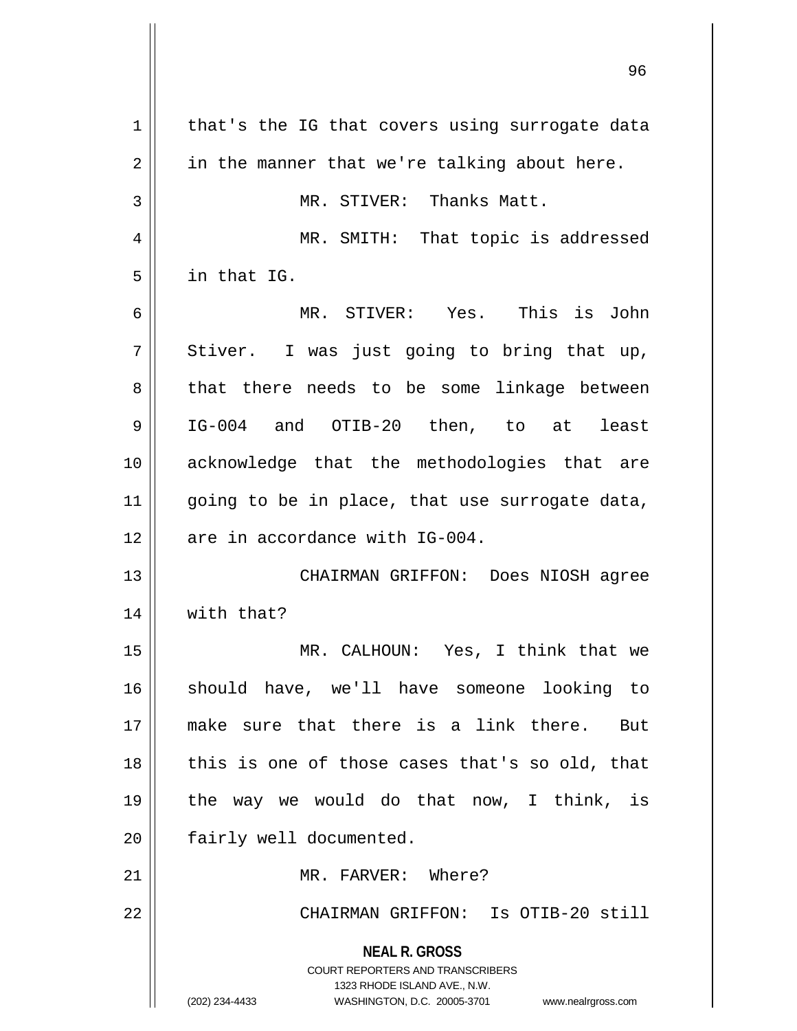that's the IG that covers using surrogate data in the manner that we're talking about here.

MR. STIVER: Thanks Matt.

MR. SMITH: That topic is addressed in that IG.

MR. STIVER: Yes. This is John Stiver. I was just going to bring that up, that there needs to be some linkage between IG-004 and OTIB-20 then, to at least acknowledge that the methodologies that are going to be in place, that use surrogate data, are in accordance with IG-004.

CHAIRMAN GRIFFON: Does NIOSH agree with that?

MR. CALHOUN: Yes, I think that we should have, we'll have someone looking to make sure that there is a link there. But this is one of those cases that's so old, that the way we would do that now, I think, is fairly well documented.

MR. FARVER: Where?

CHAIRMAN GRIFFON: Is OTIB-20 still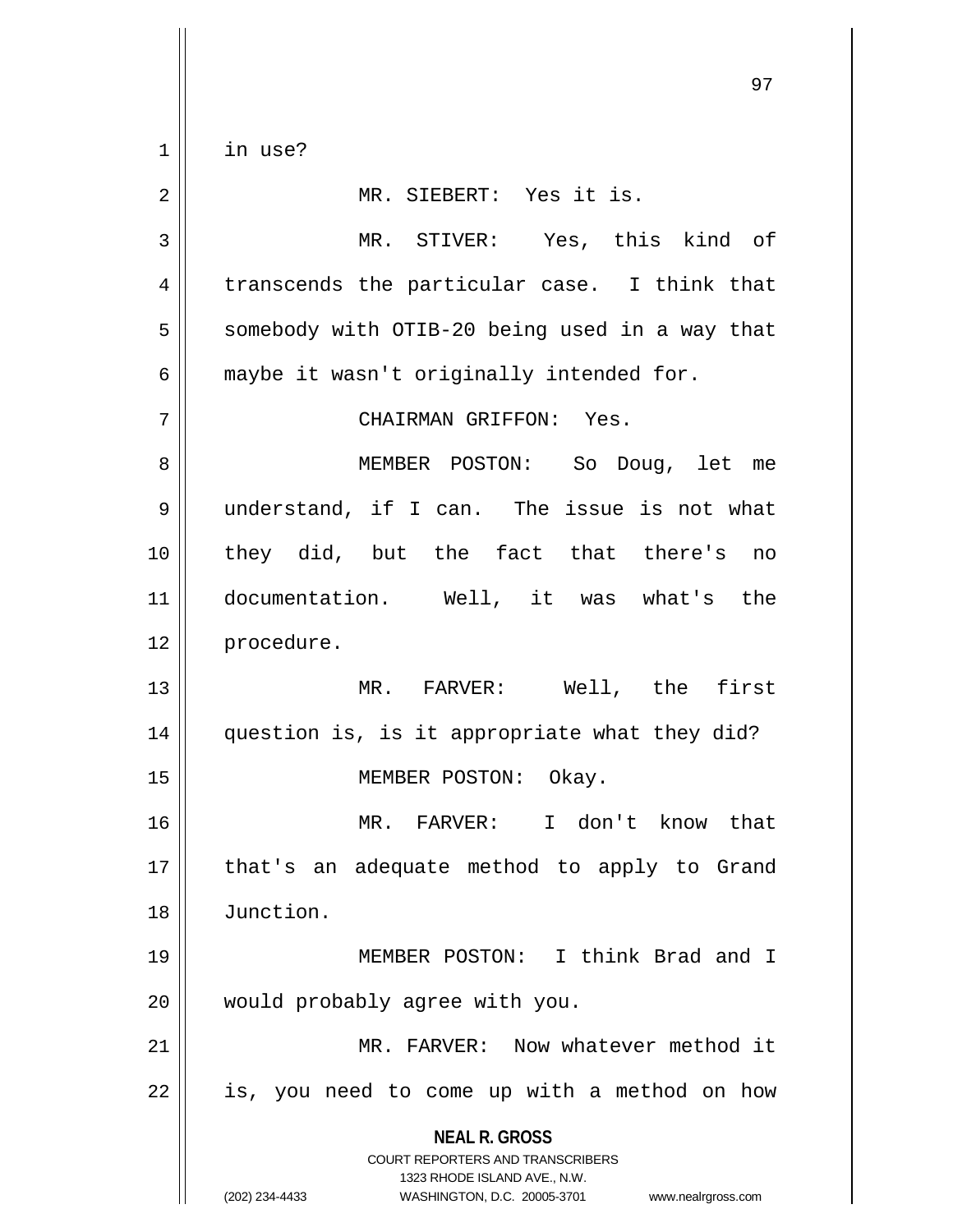in use?

MR. SIEBERT: Yes it is.

MR. STIVER: Yes, this kind of transcends the particular case. I think that somebody with OTIB-20 being used in a way that maybe it wasn't originally intended for.

CHAIRMAN GRIFFON: Yes.

MEMBER POSTON: So Doug, let me understand, if I can. The issue is not what they did, but the fact that there's no documentation. Well, it was what's the procedure.

MR. FARVER: Well, the first question is, is it appropriate what they did?

MEMBER POSTON: Okay.

MR. FARVER: I don't know that that's an adequate method to apply to Grand Junction.

MEMBER POSTON: I think Brad and I would probably agree with you.

MR. FARVER: Now whatever method it is, you need to come up with a method on how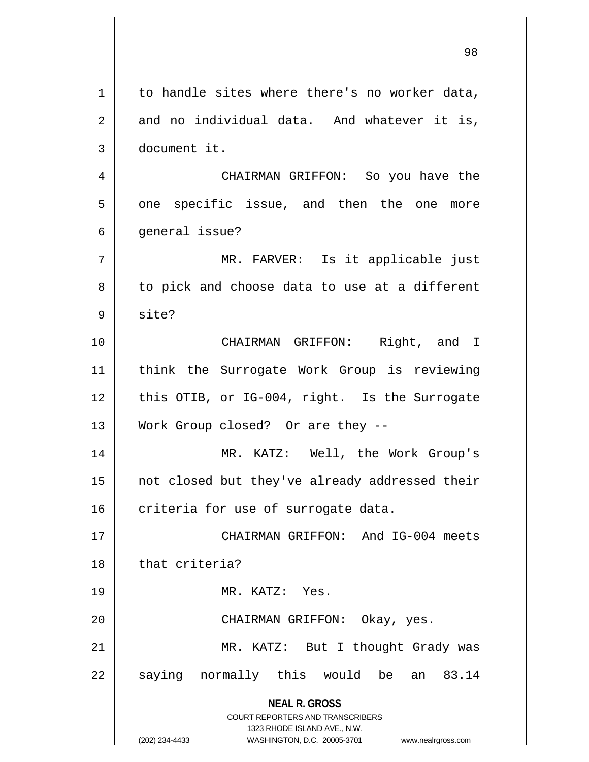to handle sites where there's no worker data, and no individual data. And whatever it is, document it.

CHAIRMAN GRIFFON: So you have the one specific issue, and then the one more general issue?

MR. FARVER: Is it applicable just to pick and choose data to use at a different site?

CHAIRMAN GRIFFON: Right, and I think the Surrogate Work Group is reviewing this OTIB, or IG-004, right. Is the Surrogate Work Group closed? Or are they --

MR. KATZ: Well, the Work Group's not closed but they've already addressed their criteria for use of surrogate data.

CHAIRMAN GRIFFON: And IG-004 meets that criteria?

MR. KATZ: Yes.

CHAIRMAN GRIFFON: Okay, yes.

MR. KATZ: But I thought Grady was saying normally this would be an 83.14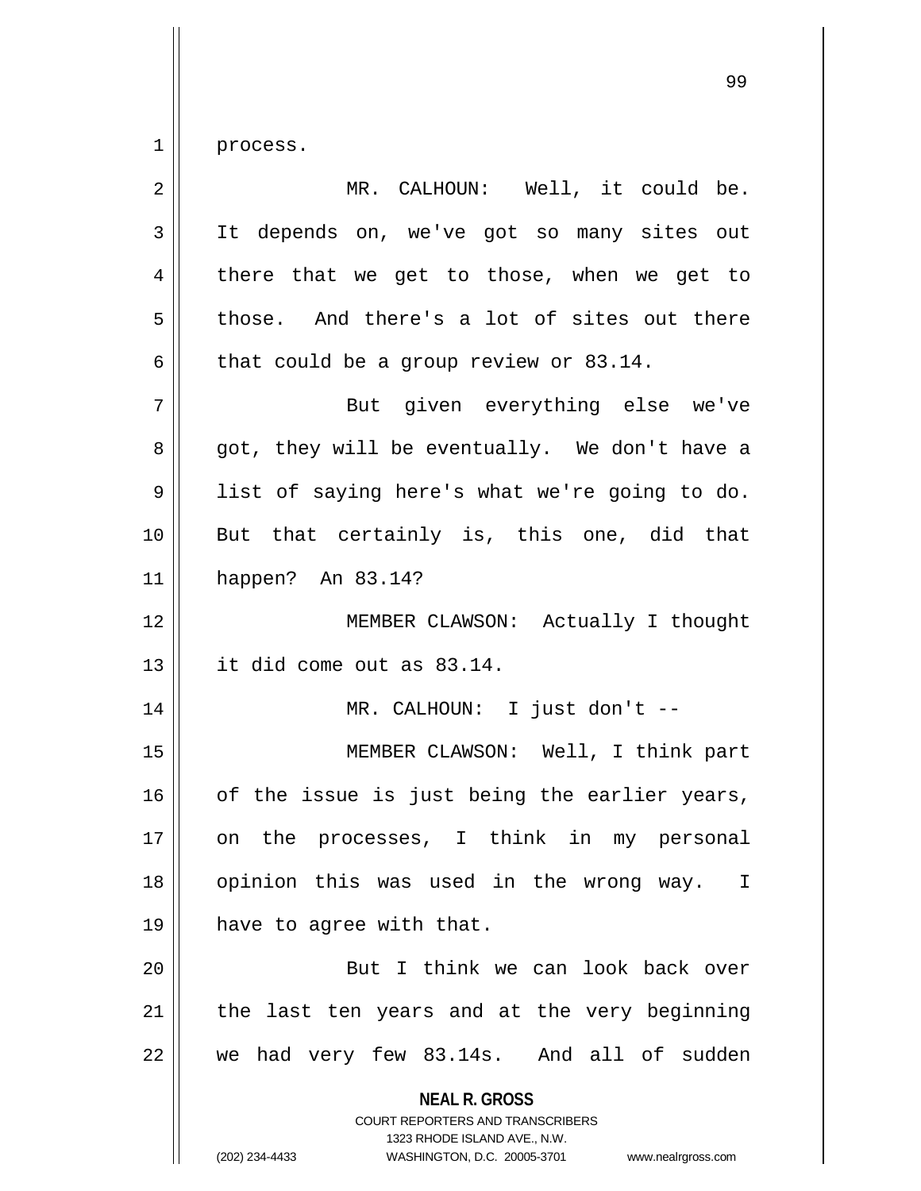process.

MR. CALHOUN: Well, it could be. It depends on, we've got so many sites out there that we get to those, when we get to those. And there's a lot of sites out there that could be a group review or 83.14.

But given everything else we've got, they will be eventually. We don't have a list of saying here's what we're going to do. But that certainly is, this one, did that happen? An 83.14?

MEMBER CLAWSON: Actually I thought it did come out as 83.14.

MR. CALHOUN: I just don't --

MEMBER CLAWSON: Well, I think part of the issue is just being the earlier years, on the processes, I think in my personal opinion this was used in the wrong way. I have to agree with that.

But I think we can look back over the last ten years and at the very beginning we had very few 83.14s. And all of sudden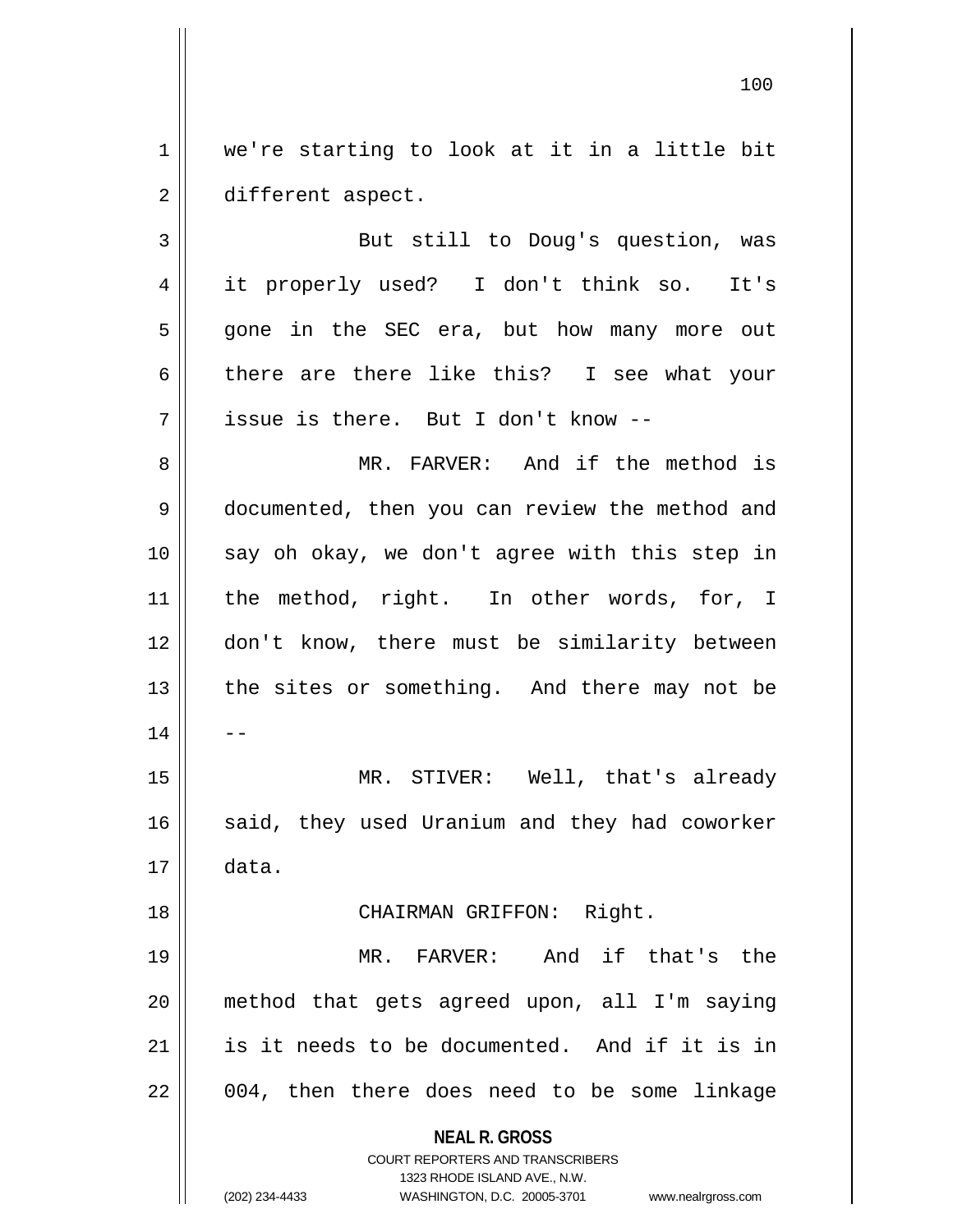we're starting to look at it in a little bit different aspect.

But still to Doug's question, was it properly used? I don't think so. It's gone in the SEC era, but how many more out there are there like this? I see what your issue is there. But I don't know --

MR. FARVER: And if the method is documented, then you can review the method and say oh okay, we don't agree with this step in the method, right. In other words, for, I don't know, there must be similarity between the sites or something. And there may not be --

MR. STIVER: Well, that's already said, they used Uranium and they had coworker data.

CHAIRMAN GRIFFON: Right.

MR. FARVER: And if that's the method that gets agreed upon, all I'm saying is it needs to be documented. And if it is in 004, then there does need to be some linkage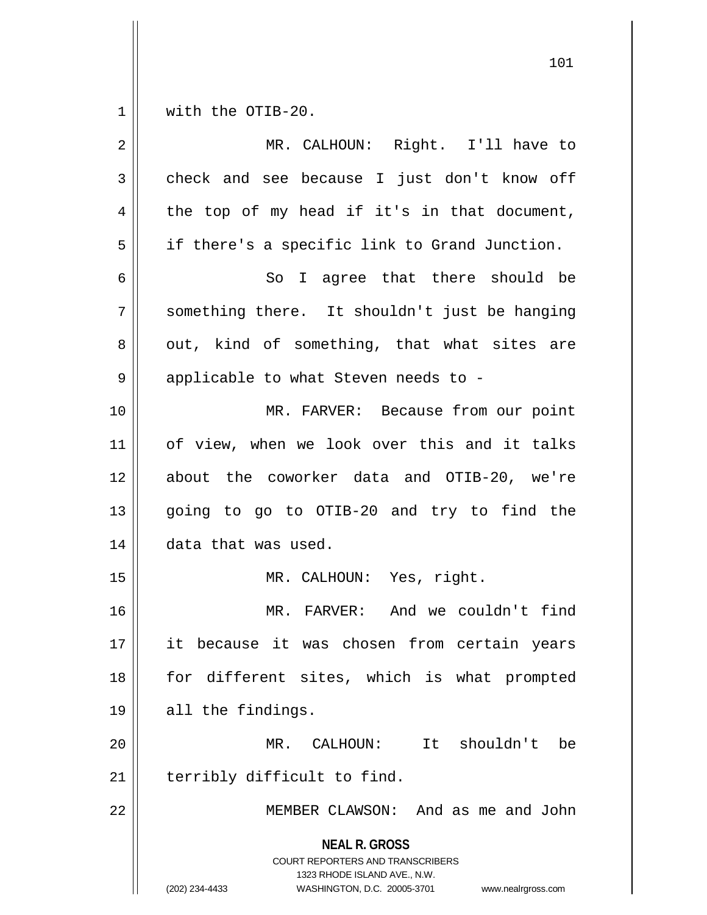with the OTIB-20.

MR. CALHOUN: Right. I'll have to check and see because I just don't know off the top of my head if it's in that document, if there's a specific link to Grand Junction.

So I agree that there should be something there. It shouldn't just be hanging out, kind of something, that what sites are applicable to what Steven needs to -

MR. FARVER: Because from our point of view, when we look over this and it talks about the coworker data and OTIB-20, we're going to go to OTIB-20 and try to find the data that was used.

MR. CALHOUN: Yes, right.

MR. FARVER: And we couldn't find it because it was chosen from certain years for different sites, which is what prompted all the findings.

MR. CALHOUN: It shouldn't be terribly difficult to find.

MEMBER CLAWSON: And as me and John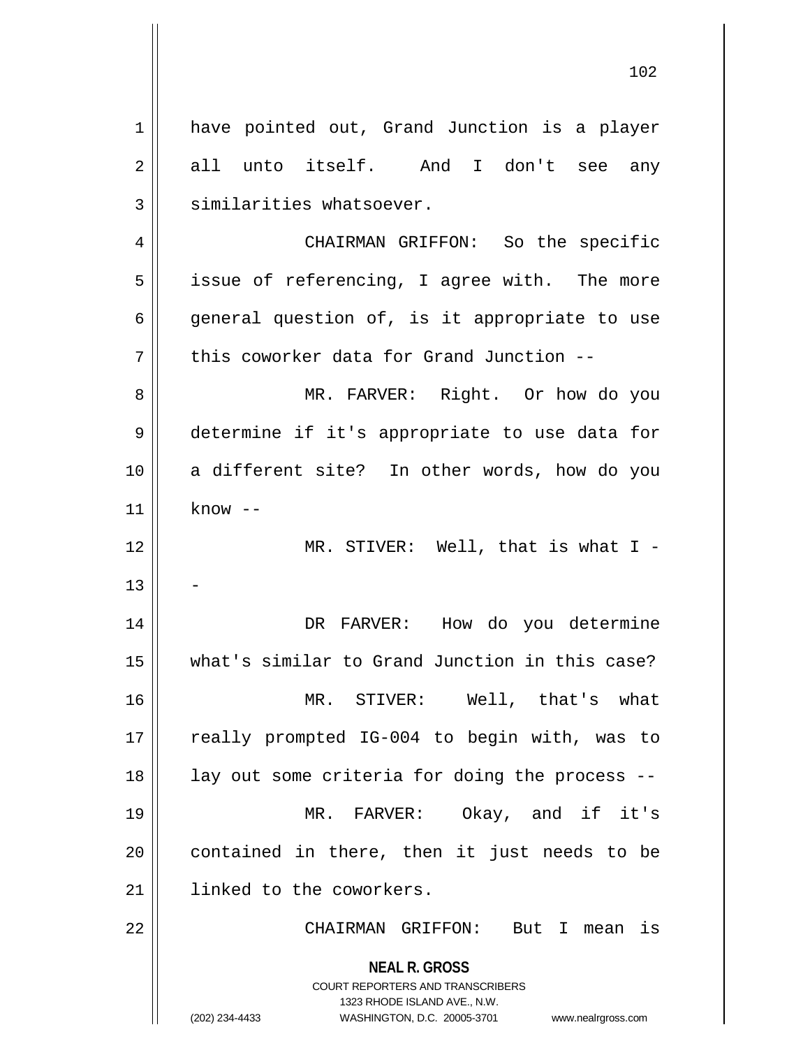have pointed out, Grand Junction is a player all unto itself. And I don't see any similarities whatsoever.

CHAIRMAN GRIFFON: So the specific issue of referencing, I agree with. The more general question of, is it appropriate to use this coworker data for Grand Junction --

MR. FARVER: Right. Or how do you determine if it's appropriate to use data for a different site? In other words, how do you know --

MR. STIVER: Well, that is what I --

DR FARVER: How do you determine what's similar to Grand Junction in this case?

MR. STIVER: Well, that's what really prompted IG-004 to begin with, was to lay out some criteria for doing the process --

MR. FARVER: Okay, and if it's contained in there, then it just needs to be linked to the coworkers.

CHAIRMAN GRIFFON: But I mean is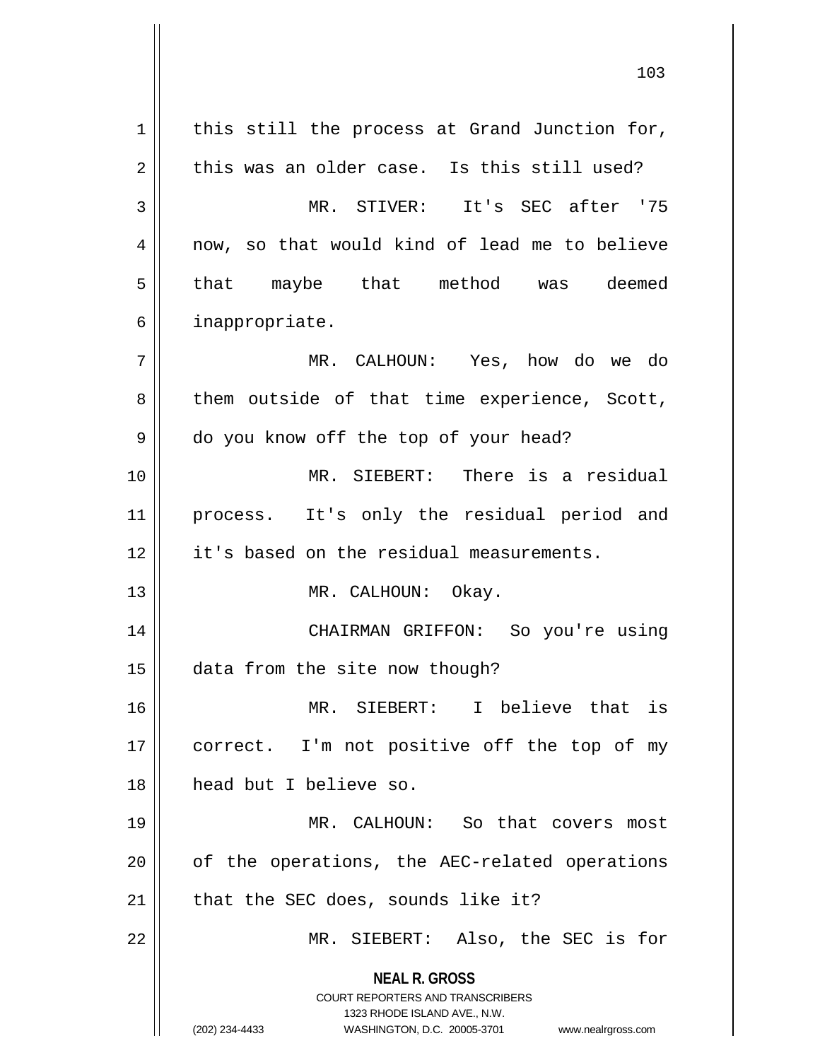this still the process at Grand Junction for, this was an older case. Is this still used?

MR. STIVER: It's SEC after '75 now, so that would kind of lead me to believe that maybe that method was deemed inappropriate.

MR. CALHOUN: Yes, how do we do them outside of that time experience, Scott, do you know off the top of your head?

MR. SIEBERT: There is a residual process. It's only the residual period and it's based on the residual measurements.

MR. CALHOUN: Okay.

CHAIRMAN GRIFFON: So you're using data from the site now though?

MR. SIEBERT: I believe that is correct. I'm not positive off the top of my head but I believe so.

MR. CALHOUN: So that covers most of the operations, the AEC-related operations that the SEC does, sounds like it?

MR. SIEBERT: Also, the SEC is for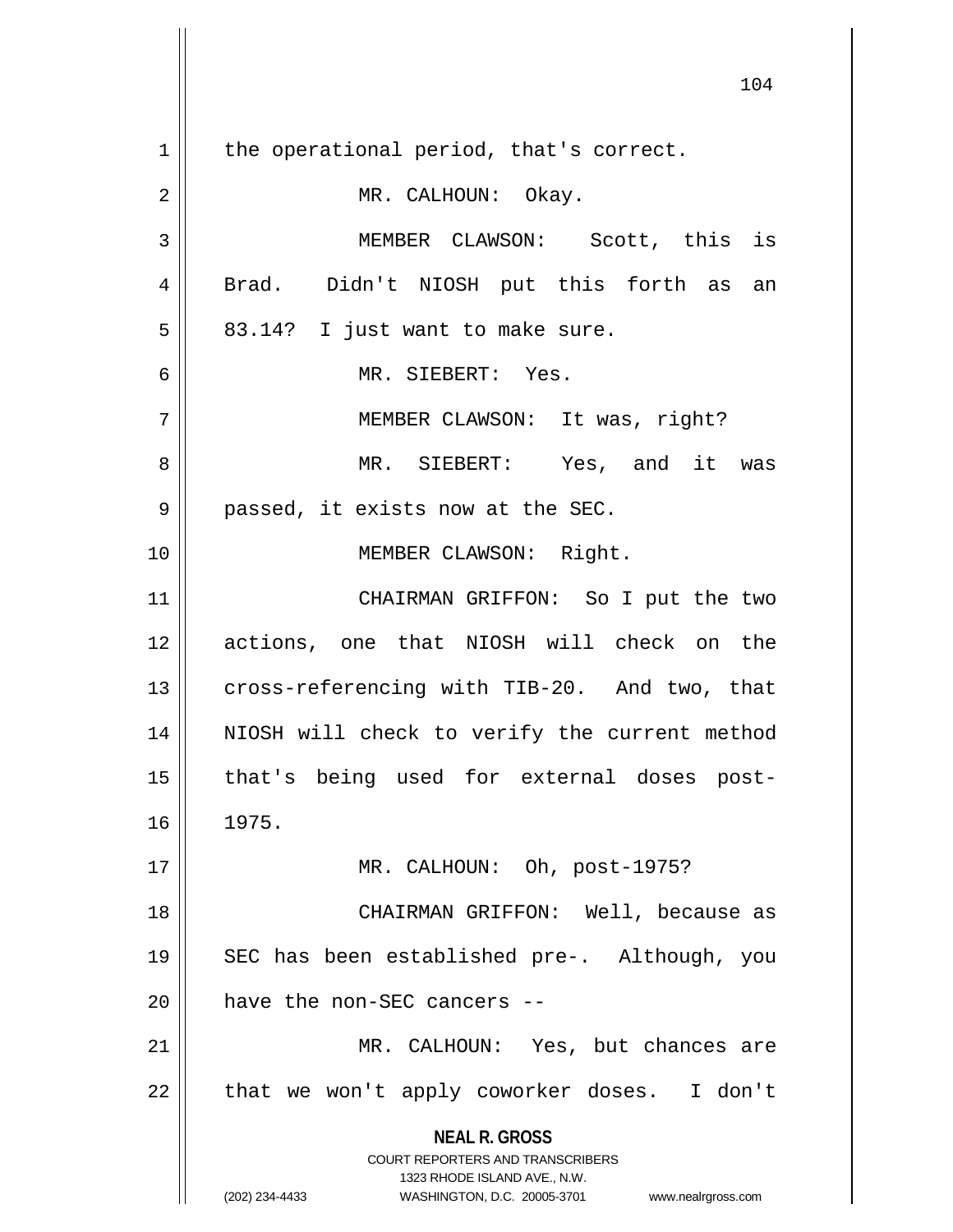the operational period, that's correct.

MR. CALHOUN: Okay.

MEMBER CLAWSON: Scott, this is Brad. Didn't NIOSH put this forth as an 83.14? I just want to make sure.

MR. SIEBERT: Yes.

MEMBER CLAWSON: It was, right?

MR. SIEBERT: Yes, and it was passed, it exists now at the SEC.

MEMBER CLAWSON: Right.

CHAIRMAN GRIFFON: So I put the two actions, one that NIOSH will check on the cross-referencing with TIB-20. And two, that NIOSH will check to verify the current method that's being used for external doses post-1975.

MR. CALHOUN: Oh, post-1975?

CHAIRMAN GRIFFON: Well, because as SEC has been established pre-. Although, you have the non-SEC cancers --

MR. CALHOUN: Yes, but chances are that we won't apply coworker doses. I don't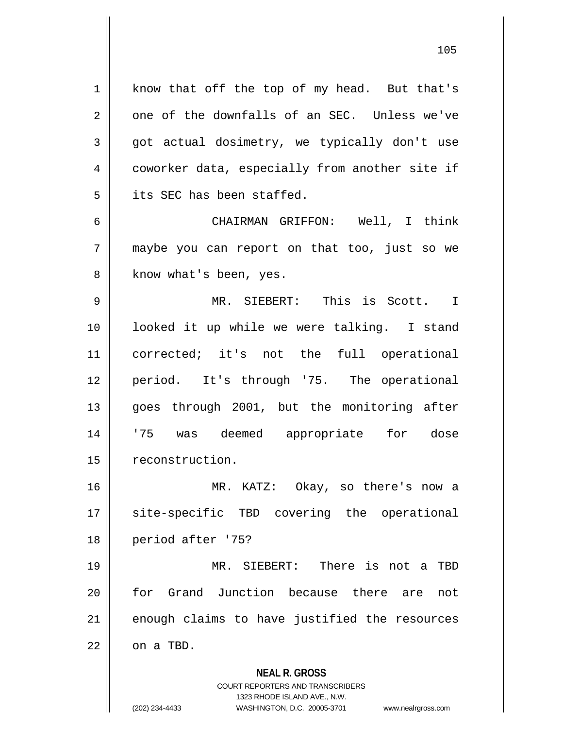know that off the top of my head. But that's one of the downfalls of an SEC. Unless we've got actual dosimetry, we typically don't use coworker data, especially from another site if its SEC has been staffed.

CHAIRMAN GRIFFON: Well, I think maybe you can report on that too, just so we know what's been, yes.

MR. SIEBERT: This is Scott. I looked it up while we were talking. I stand corrected; it's not the full operational period. It's through '75. The operational goes through 2001, but the monitoring after '75 was deemed appropriate for dose reconstruction.

MR. KATZ: Okay, so there's now a site-specific TBD covering the operational period after '75?

MR. SIEBERT: There is not a TBD for Grand Junction because there are not enough claims to have justified the resources on a TBD.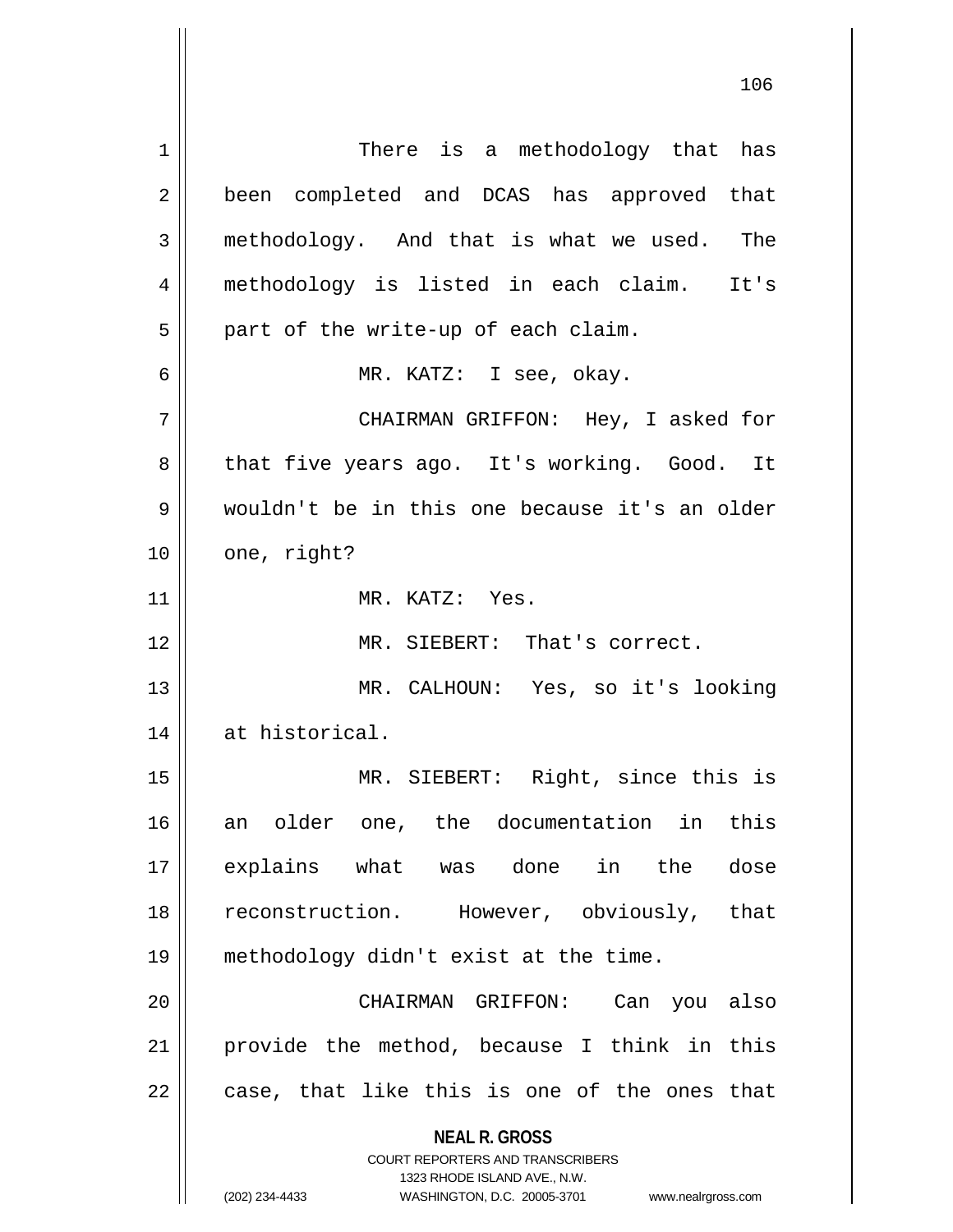There is a methodology that has been completed and DCAS has approved that methodology. And that is what we used. The methodology is listed in each claim. It's part of the write-up of each claim.

MR. KATZ: I see, okay.

CHAIRMAN GRIFFON: Hey, I asked for that five years ago. It's working. Good. It wouldn't be in this one because it's an older one, right?

MR. KATZ: Yes.

MR. SIEBERT: That's correct.

MR. CALHOUN: Yes, so it's looking at historical.

MR. SIEBERT: Right, since this is an older one, the documentation in this explains what was done in the dose reconstruction. However, obviously, that methodology didn't exist at the time.

CHAIRMAN GRIFFON: Can you also provide the method, because I think in this case, that like this is one of the ones that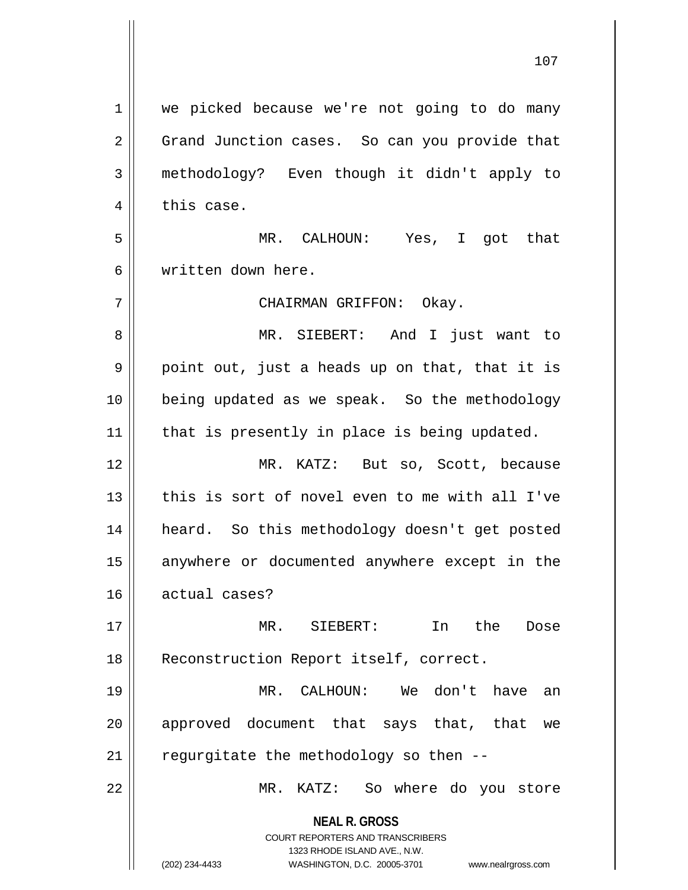we picked because we're not going to do many Grand Junction cases. So can you provide that methodology? Even though it didn't apply to this case.

MR. CALHOUN: Yes, I got that written down here.

CHAIRMAN GRIFFON: Okay.

MR. SIEBERT: And I just want to point out, just a heads up on that, that it is being updated as we speak. So the methodology that is presently in place is being updated.

MR. KATZ: But so, Scott, because this is sort of novel even to me with all I've heard. So this methodology doesn't get posted anywhere or documented anywhere except in the actual cases?

MR. SIEBERT: In the Dose Reconstruction Report itself, correct.

MR. CALHOUN: We don't have an approved document that says that, that we regurgitate the methodology so then --

MR. KATZ: So where do you store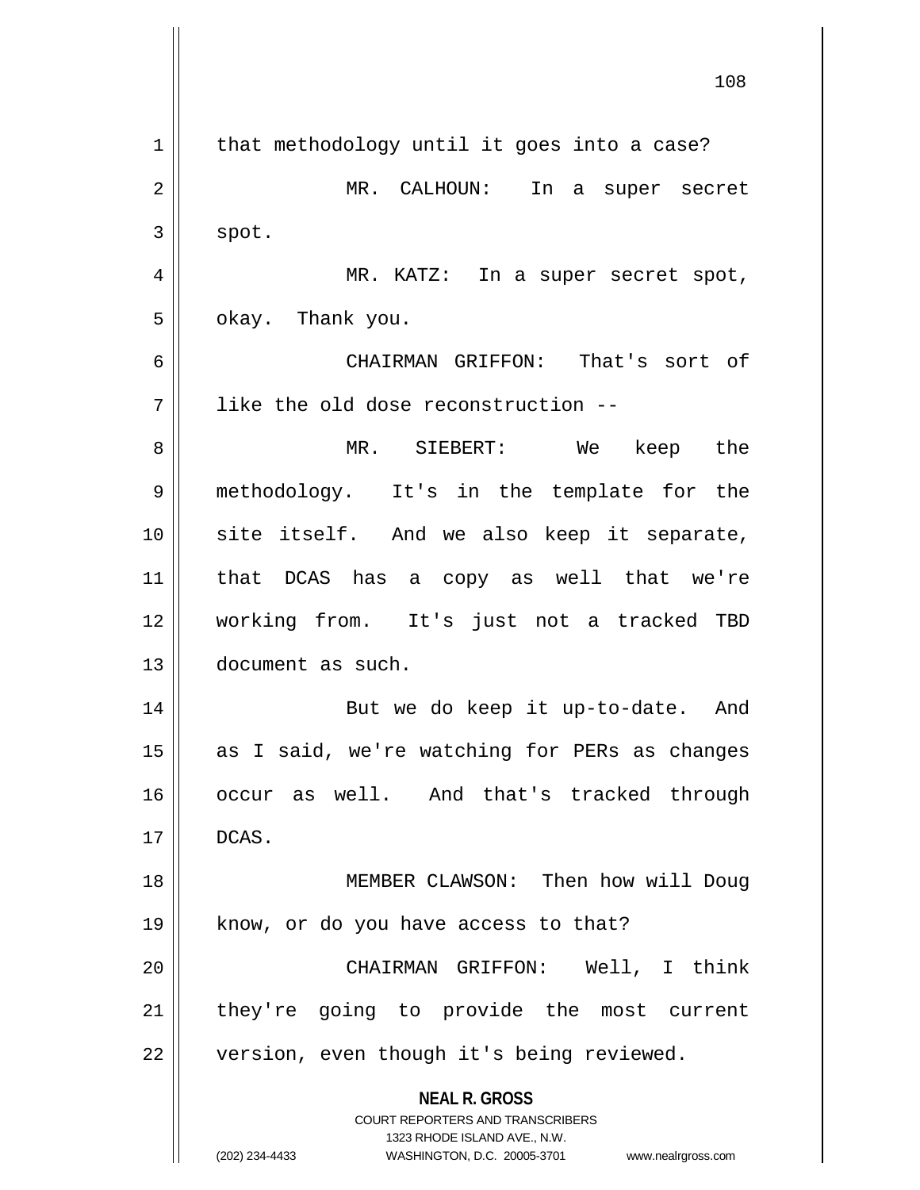that methodology until it goes into a case?

MR. CALHOUN: In a super secret spot.

MR. KATZ: In a super secret spot, okay. Thank you.

CHAIRMAN GRIFFON: That's sort of like the old dose reconstruction --

MR. SIEBERT: We keep the methodology. It's in the template for the site itself. And we also keep it separate, that DCAS has a copy as well that we're working from. It's just not a tracked TBD document as such.

But we do keep it up-to-date. And as I said, we're watching for PERs as changes occur as well. And that's tracked through DCAS.

MEMBER CLAWSON: Then how will Doug know, or do you have access to that?

CHAIRMAN GRIFFON: Well, I think they're going to provide the most current version, even though it's being reviewed.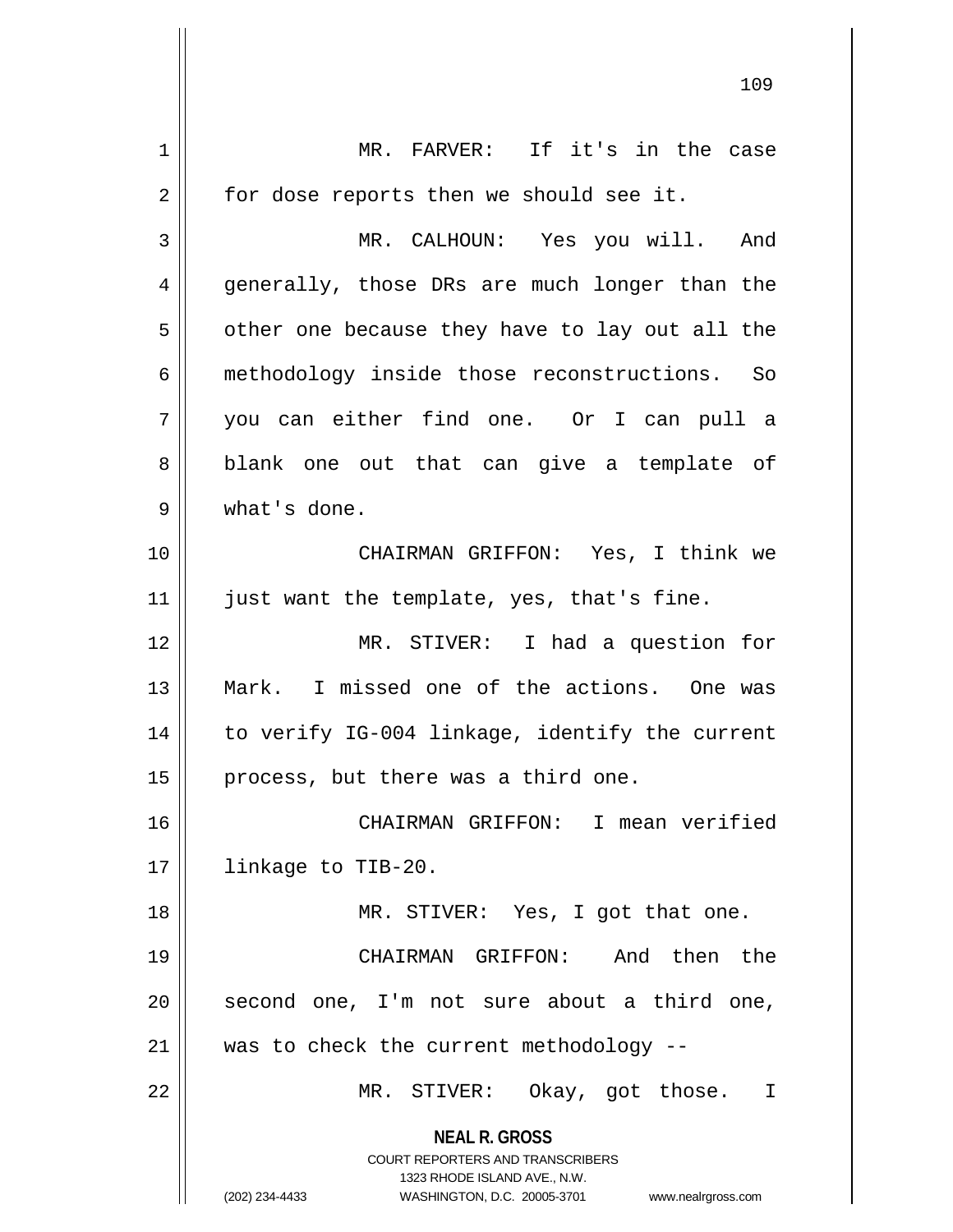MR. FARVER: If it's in the case for dose reports then we should see it.

MR. CALHOUN: Yes you will. And generally, those DRs are much longer than the other one because they have to lay out all the methodology inside those reconstructions. So you can either find one. Or I can pull a blank one out that can give a template of what's done.

CHAIRMAN GRIFFON: Yes, I think we just want the template, yes, that's fine.

MR. STIVER: I had a question for Mark. I missed one of the actions. One was to verify IG-004 linkage, identify the current process, but there was a third one.

CHAIRMAN GRIFFON: I mean verified linkage to TIB-20.

MR. STIVER: Yes, I got that one.

CHAIRMAN GRIFFON: And then the second one, I'm not sure about a third one, was to check the current methodology --

MR. STIVER: Okay, got those. I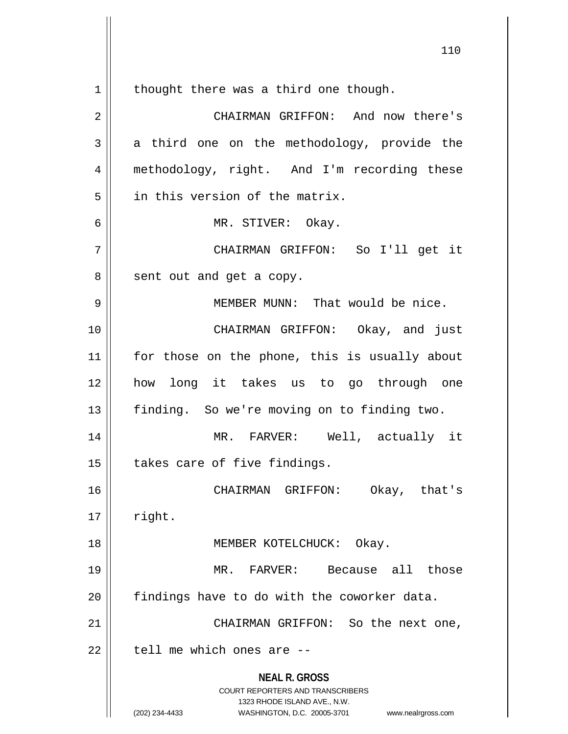thought there was a third one though.

CHAIRMAN GRIFFON: And now there's a third one on the methodology, provide the methodology, right. And I'm recording these in this version of the matrix.

MR. STIVER: Okay.

CHAIRMAN GRIFFON: So I'll get it sent out and get a copy.

MEMBER MUNN: That would be nice.

CHAIRMAN GRIFFON: Okay, and just for those on the phone, this is usually about how long it takes us to go through one finding. So we're moving on to finding two.

MR. FARVER: Well, actually it takes care of five findings.

CHAIRMAN GRIFFON: Okay, that's right.

MEMBER KOTELCHUCK: Okay.

MR. FARVER: Because all those findings have to do with the coworker data.

CHAIRMAN GRIFFON: So the next one, tell me which ones are --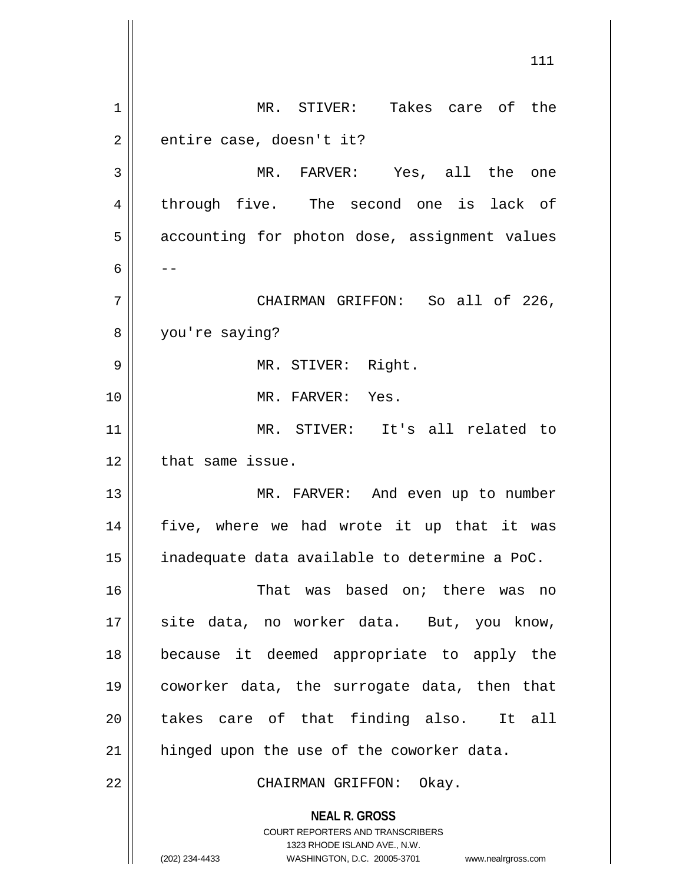MR. STIVER: Takes care of the entire case, doesn't it?

MR. FARVER: Yes, all the one through five. The second one is lack of accounting for photon dose, assignment values --

CHAIRMAN GRIFFON: So all of 226, you're saying?

MR. STIVER: Right.

MR. FARVER: Yes.

MR. STIVER: It's all related to that same issue.

MR. FARVER: And even up to number five, where we had wrote it up that it was inadequate data available to determine a PoC.

That was based on; there was no site data, no worker data. But, you know, because it deemed appropriate to apply the coworker data, the surrogate data, then that takes care of that finding also. It all hinged upon the use of the coworker data.

CHAIRMAN GRIFFON: Okay.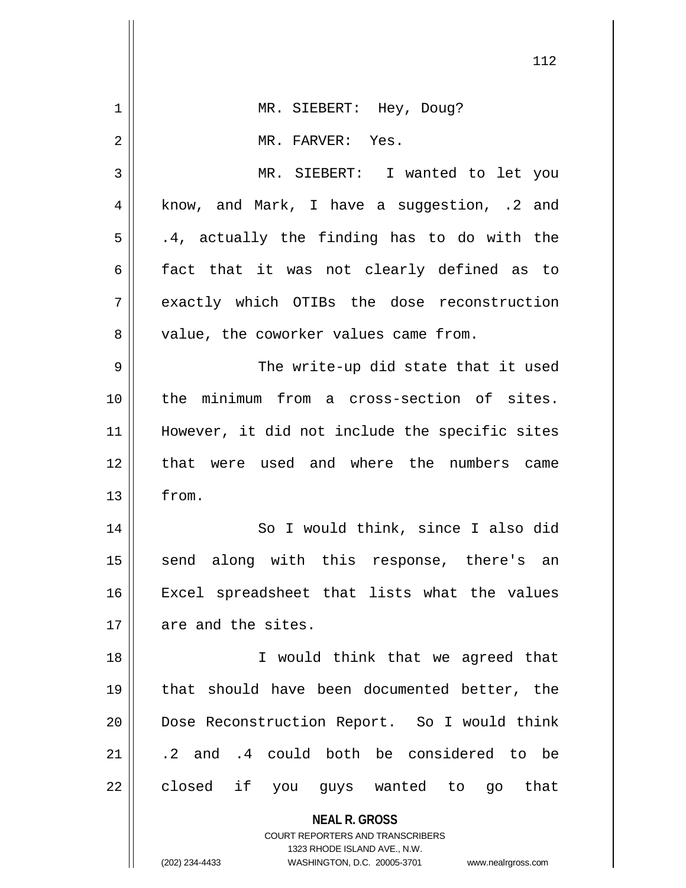MR. SIEBERT: Hey, Doug?

MR. FARVER: Yes.

MR. SIEBERT: I wanted to let you know, and Mark, I have a suggestion, .2 and .4, actually the finding has to do with the fact that it was not clearly defined as to exactly which OTIBs the dose reconstruction value, the coworker values came from.

The write-up did state that it used the minimum from a cross-section of sites. However, it did not include the specific sites that were used and where the numbers came from.

So I would think, since I also did send along with this response, there's an Excel spreadsheet that lists what the values are and the sites.

I would think that we agreed that that should have been documented better, the Dose Reconstruction Report. So I would think .2 and .4 could both be considered to be closed if you guys wanted to go that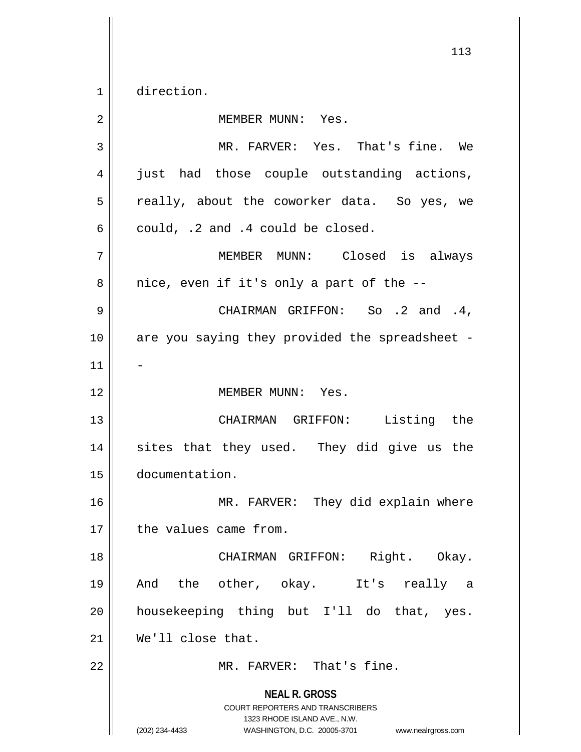direction.

MEMBER MUNN: Yes.

MR. FARVER: Yes. That's fine. We just had those couple outstanding actions, really, about the coworker data. So yes, we could, .2 and .4 could be closed.

MEMBER MUNN: Closed is always nice, even if it's only a part of the --

CHAIRMAN GRIFFON: So .2 and .4, are you saying they provided the spreadsheet --

MEMBER MUNN: Yes.

CHAIRMAN GRIFFON: Listing the sites that they used. They did give us the documentation.

MR. FARVER: They did explain where the values came from.

CHAIRMAN GRIFFON: Right. Okay. And the other, okay. It's really a housekeeping thing but I'll do that, yes. We'll close that.

MR. FARVER: That's fine.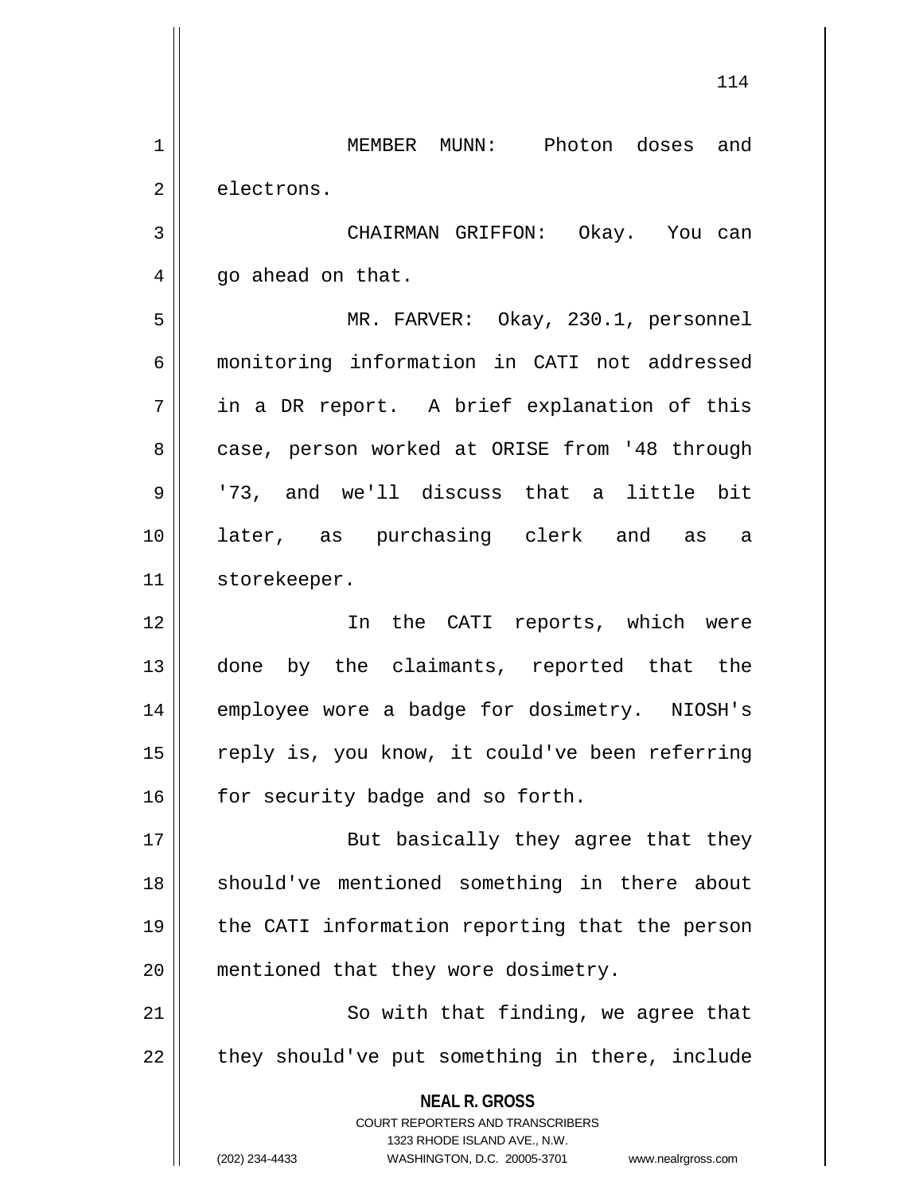MEMBER MUNN: Photon doses and electrons.

CHAIRMAN GRIFFON: Okay. You can go ahead on that.

MR. FARVER: Okay, 230.1, personnel monitoring information in CATI not addressed in a DR report. A brief explanation of this case, person worked at ORISE from '48 through '73, and we'll discuss that a little bit later, as purchasing clerk and as a storekeeper.

In the CATI reports, which were done by the claimants, reported that the employee wore a badge for dosimetry. NIOSH's reply is, you know, it could've been referring for security badge and so forth.

But basically they agree that they should've mentioned something in there about the CATI information reporting that the person mentioned that they wore dosimetry.

So with that finding, we agree that they should've put something in there, include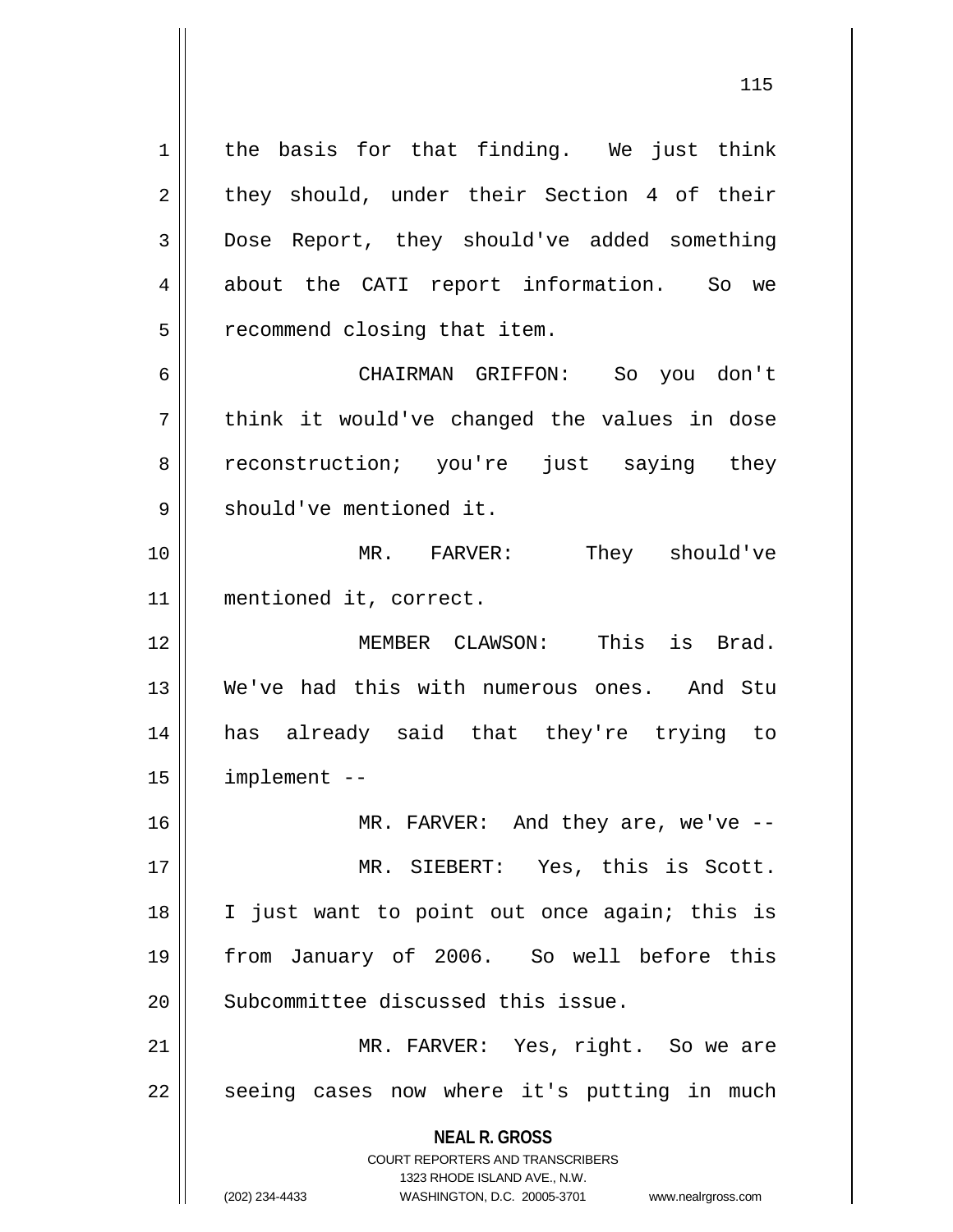the basis for that finding. We just think they should, under their Section 4 of their Dose Report, they should've added something about the CATI report information. So we recommend closing that item.

CHAIRMAN GRIFFON: So you don't think it would've changed the values in dose reconstruction; you're just saying they should've mentioned it.

MR. FARVER: They should've mentioned it, correct.

MEMBER CLAWSON: This is Brad. We've had this with numerous ones. And Stu has already said that they're trying to implement --

MR. FARVER: And they are, we've --

MR. SIEBERT: Yes, this is Scott. I just want to point out once again; this is from January of 2006. So well before this Subcommittee discussed this issue.

MR. FARVER: Yes, right. So we are seeing cases now where it's putting in much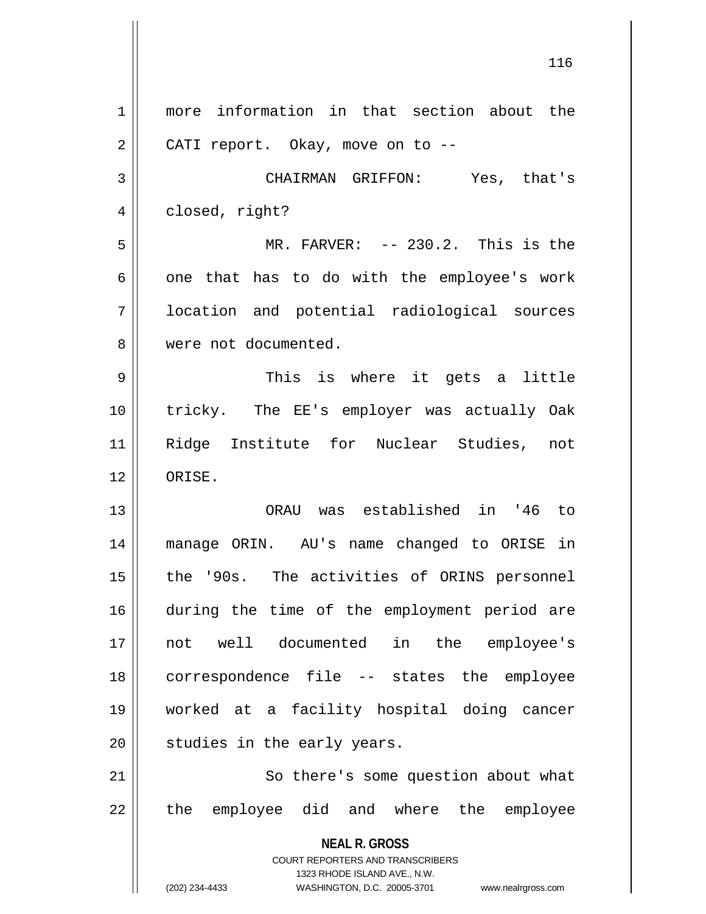more information in that section about the CATI report. Okay, move on to --

CHAIRMAN GRIFFON: Yes, that's closed, right?

MR. FARVER: -- 230.2. This is the one that has to do with the employee's work location and potential radiological sources were not documented.

This is where it gets a little tricky. The EE's employer was actually Oak Ridge Institute for Nuclear Studies, not ORISE.

ORAU was established in '46 to manage ORIN. AU's name changed to ORISE in the '90s. The activities of ORINS personnel during the time of the employment period are not well documented in the employee's correspondence file -- states the employee worked at a facility hospital doing cancer studies in the early years.

So there's some question about what the employee did and where the employee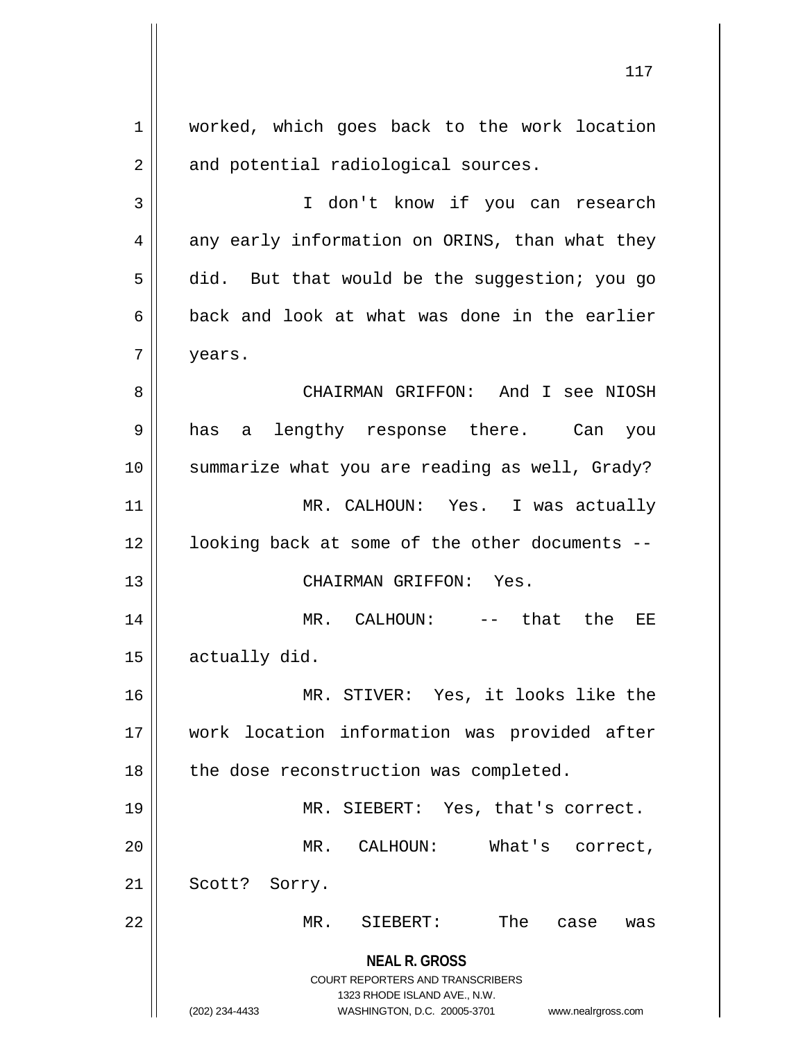worked, which goes back to the work location and potential radiological sources.

I don't know if you can research any early information on ORINS, than what they did. But that would be the suggestion; you go back and look at what was done in the earlier years.

CHAIRMAN GRIFFON: And I see NIOSH has a lengthy response there. Can you summarize what you are reading as well, Grady?

MR. CALHOUN: Yes. I was actually looking back at some of the other documents --

CHAIRMAN GRIFFON: Yes.

MR. CALHOUN: -- that the EE actually did.

MR. STIVER: Yes, it looks like the work location information was provided after the dose reconstruction was completed.

MR. SIEBERT: Yes, that's correct.

MR. CALHOUN: What's correct, Scott? Sorry.

MR. SIEBERT: The case was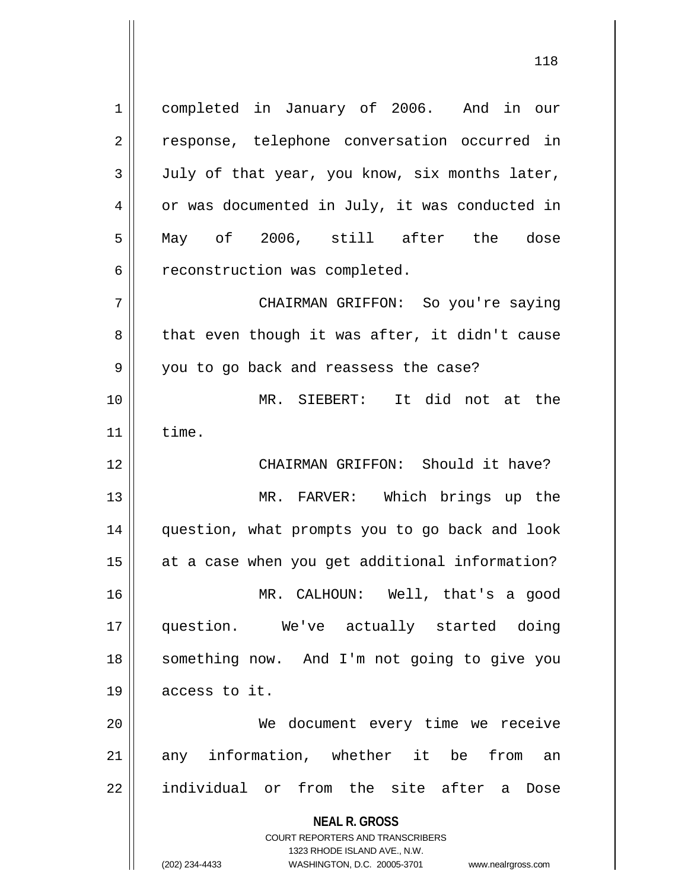completed in January of 2006. And in our response, telephone conversation occurred in July of that year, you know, six months later, or was documented in July, it was conducted in May of 2006, still after the dose reconstruction was completed.

CHAIRMAN GRIFFON: So you're saying that even though it was after, it didn't cause you to go back and reassess the case?

MR. SIEBERT: It did not at the time.

CHAIRMAN GRIFFON: Should it have?

MR. FARVER: Which brings up the question, what prompts you to go back and look at a case when you get additional information?

MR. CALHOUN: Well, that's a good question. We've actually started doing something now. And I'm not going to give you access to it.

We document every time we receive any information, whether it be from an individual or from the site after a Dose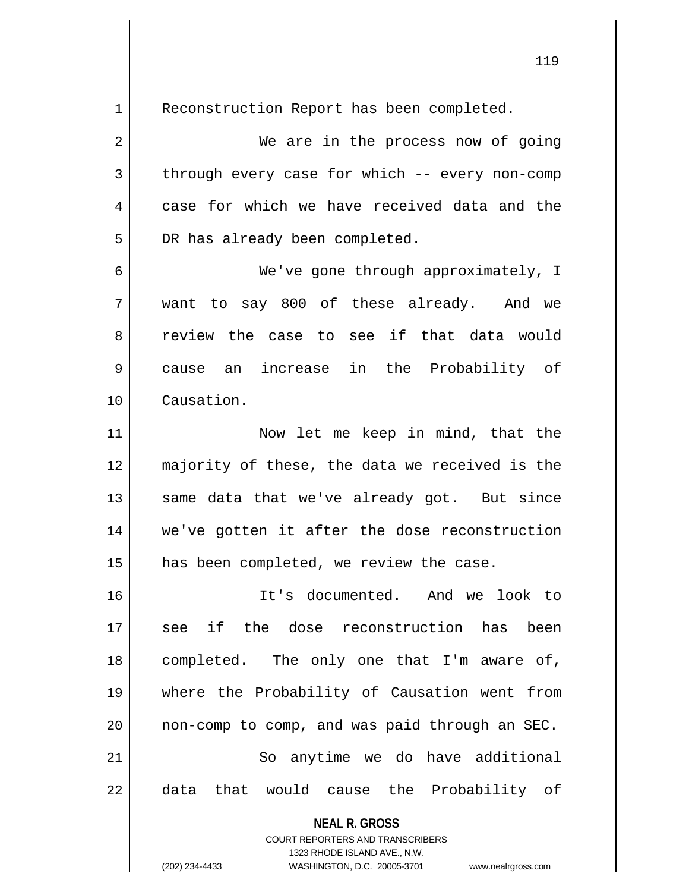Reconstruction Report has been completed.

We are in the process now of going through every case for which -- every non-comp case for which we have received data and the DR has already been completed.

We've gone through approximately, I want to say 800 of these already. And we review the case to see if that data would cause an increase in the Probability of Causation.

Now let me keep in mind, that the majority of these, the data we received is the same data that we've already got. But since we've gotten it after the dose reconstruction has been completed, we review the case.

It's documented. And we look to see if the dose reconstruction has been completed. The only one that I'm aware of, where the Probability of Causation went from non-comp to comp, and was paid through an SEC.

So anytime we do have additional data that would cause the Probability of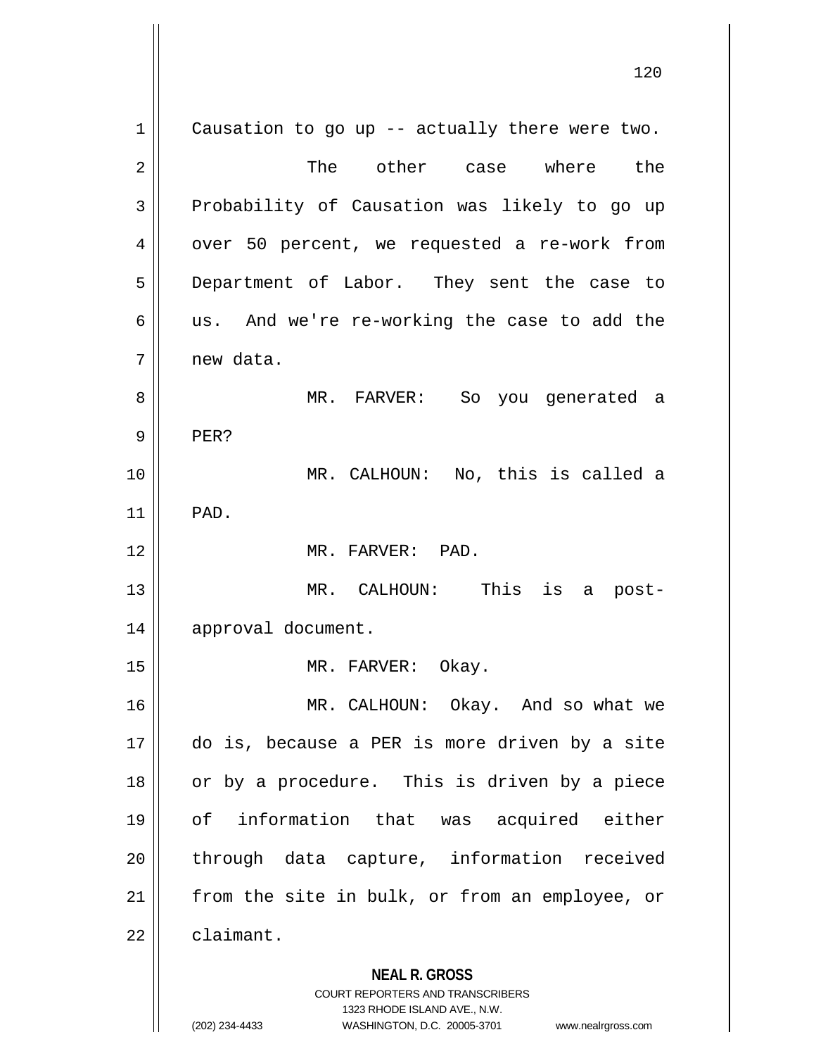Causation to go up -- actually there were two.

The other case where the Probability of Causation was likely to go up over 50 percent, we requested a re-work from Department of Labor. They sent the case to us. And we're re-working the case to add the new data.

MR. FARVER: So you generated a PER?

MR. CALHOUN: No, this is called a PAD.

MR. FARVER: PAD.

MR. CALHOUN: This is a post-approval document.

MR. FARVER: Okay.

MR. CALHOUN: Okay. And so what we do is, because a PER is more driven by a site or by a procedure. This is driven by a piece of information that was acquired either through data capture, information received from the site in bulk, or from an employee, or claimant.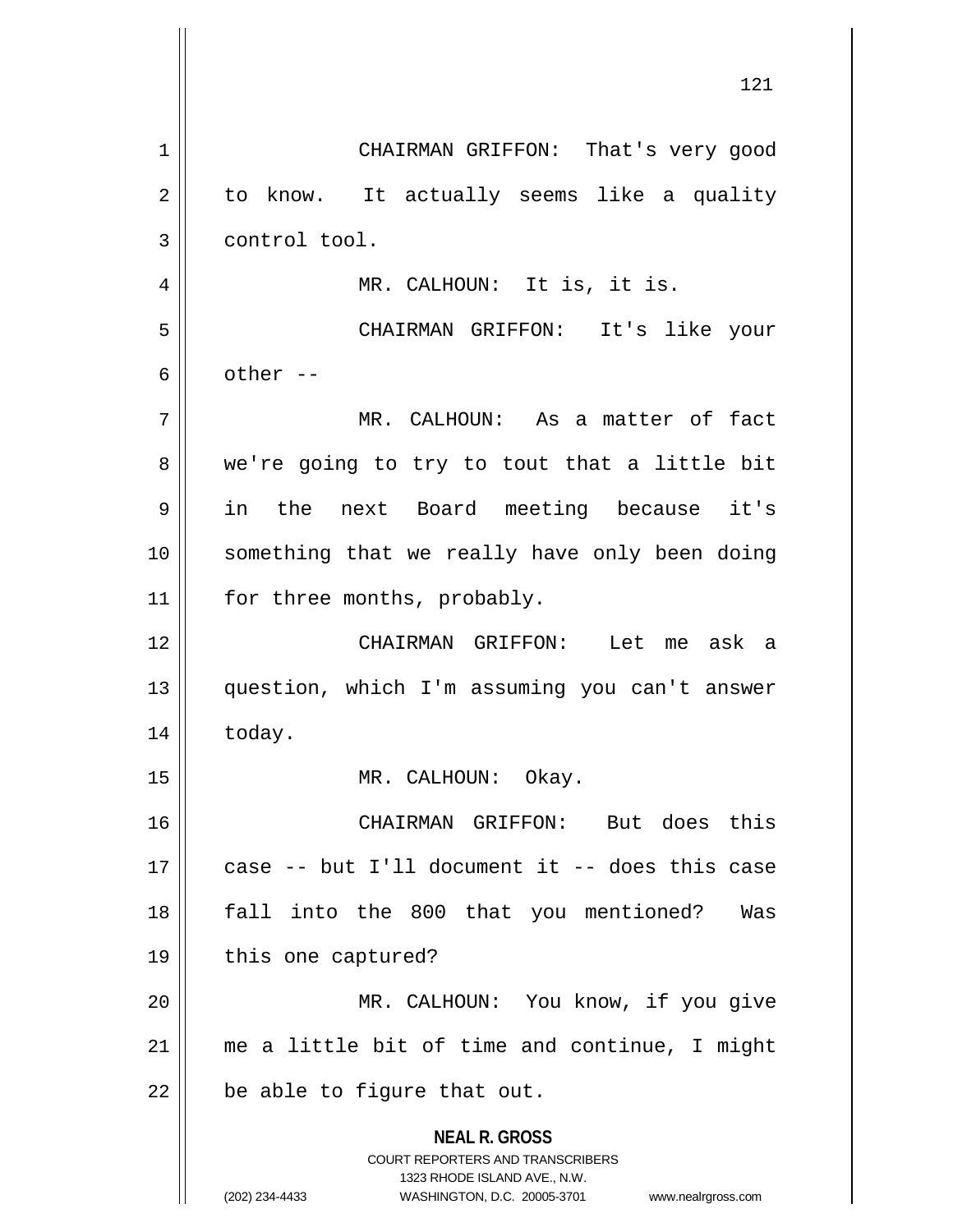CHAIRMAN GRIFFON: That's very good to know. It actually seems like a quality control tool.

MR. CALHOUN: It is, it is.

CHAIRMAN GRIFFON: It's like your other --

MR. CALHOUN: As a matter of fact we're going to try to tout that a little bit in the next Board meeting because it's something that we really have only been doing for three months, probably.

CHAIRMAN GRIFFON: Let me ask a question, which I'm assuming you can't answer today.

MR. CALHOUN: Okay.

CHAIRMAN GRIFFON: But does this case -- but I'll document it -- does this case fall into the 800 that you mentioned? Was this one captured?

MR. CALHOUN: You know, if you give me a little bit of time and continue, I might be able to figure that out.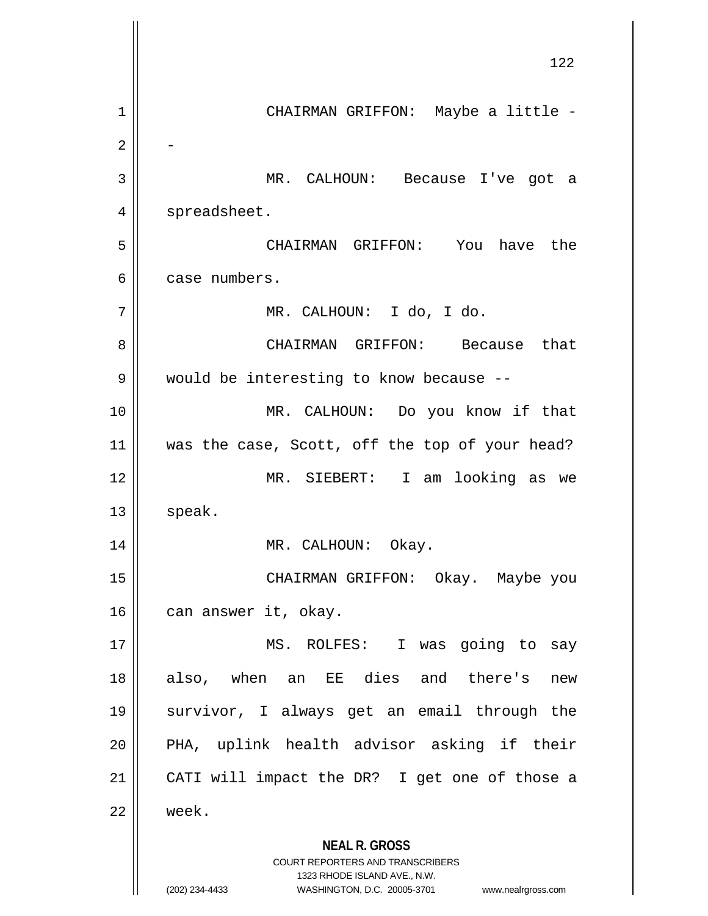CHAIRMAN GRIFFON: Maybe a little --

MR. CALHOUN: Because I've got a spreadsheet.

CHAIRMAN GRIFFON: You have the case numbers.

MR. CALHOUN: I do, I do.

CHAIRMAN GRIFFON: Because that would be interesting to know because --

MR. CALHOUN: Do you know if that was the case, Scott, off the top of your head?

MR. SIEBERT: I am looking as we speak.

MR. CALHOUN: Okay.

CHAIRMAN GRIFFON: Okay. Maybe you can answer it, okay.

MS. ROLFES: I was going to say also, when an EE dies and there's new survivor, I always get an email through the PHA, uplink health advisor asking if their CATI will impact the DR? I get one of those a week.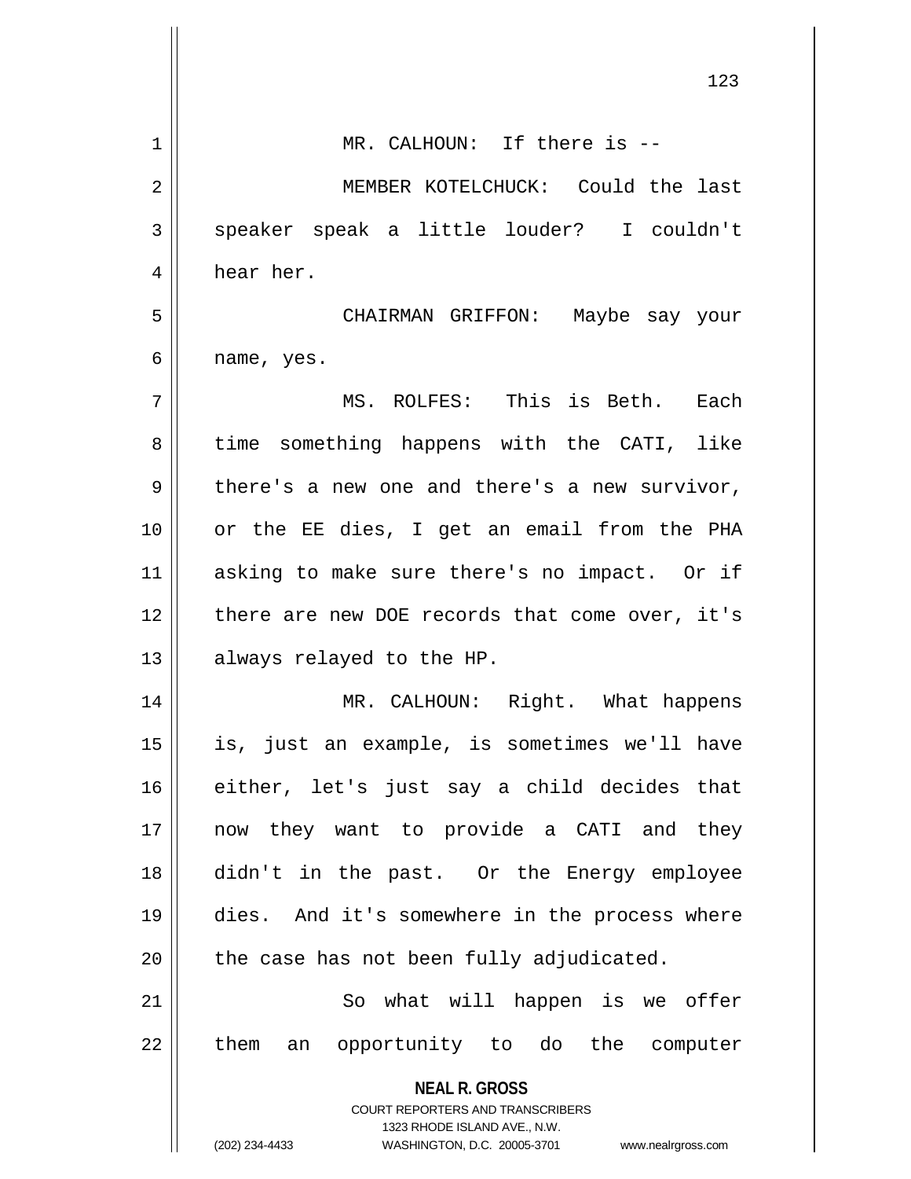MR. CALHOUN: If there is --

MEMBER KOTELCHUCK: Could the last speaker speak a little louder? I couldn't hear her.

CHAIRMAN GRIFFON: Maybe say your name, yes.

MS. ROLFES: This is Beth. Each time something happens with the CATI, like there's a new one and there's a new survivor, or the EE dies, I get an email from the PHA asking to make sure there's no impact. Or if there are new DOE records that come over, it's always relayed to the HP.

MR. CALHOUN: Right. What happens is, just an example, is sometimes we'll have either, let's just say a child decides that now they want to provide a CATI and they didn't in the past. Or the Energy employee dies. And it's somewhere in the process where the case has not been fully adjudicated.

So what will happen is we offer them an opportunity to do the computer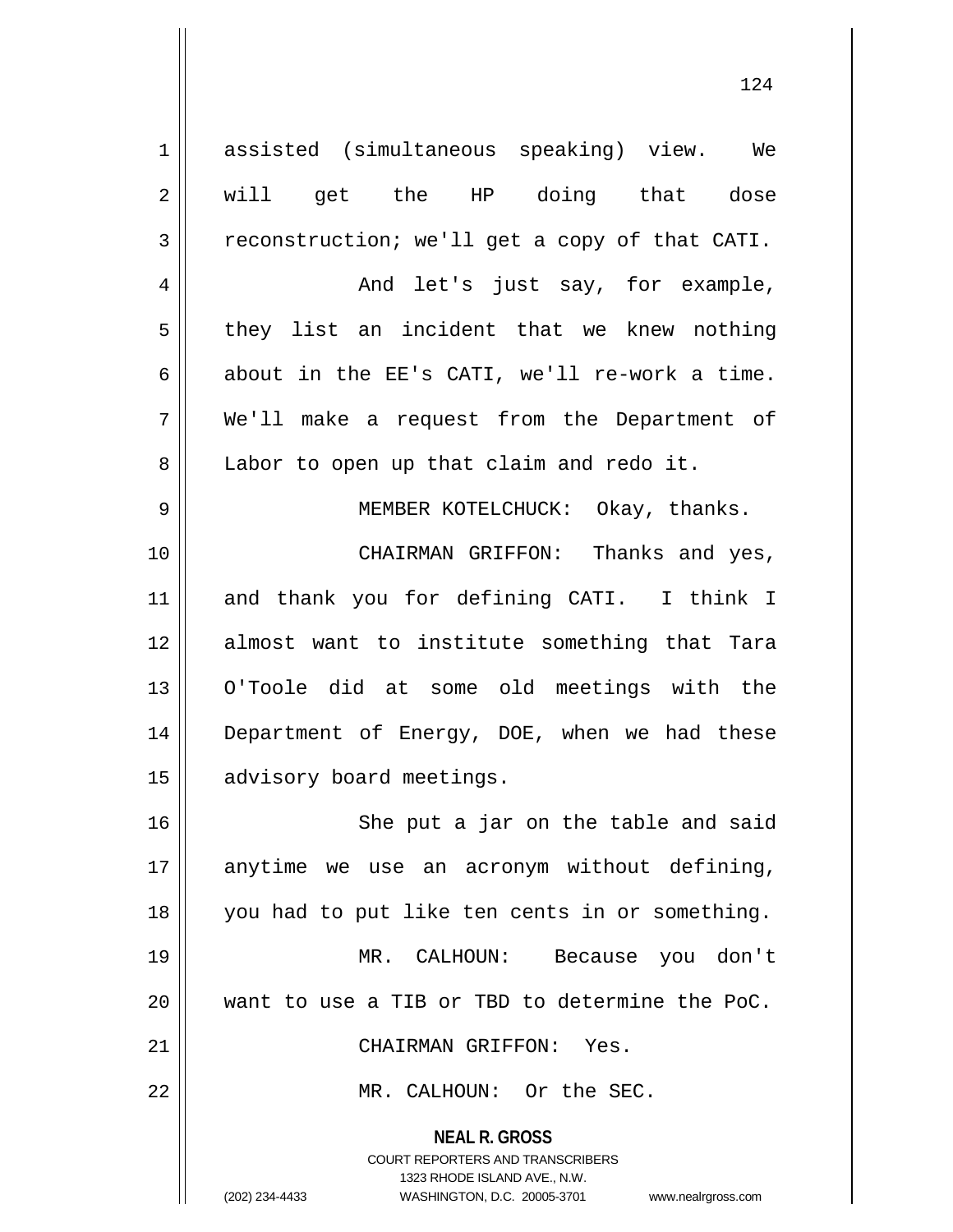assisted (simultaneous speaking) view. We will get the HP doing that dose reconstruction; we'll get a copy of that CATI.

And let's just say, for example, they list an incident that we knew nothing about in the EE's CATI, we'll re-work a time. We'll make a request from the Department of Labor to open up that claim and redo it.

MEMBER KOTELCHUCK: Okay, thanks.

CHAIRMAN GRIFFON: Thanks and yes, and thank you for defining CATI. I think I almost want to institute something that Tara O'Toole did at some old meetings with the Department of Energy, DOE, when we had these advisory board meetings.

She put a jar on the table and said anytime we use an acronym without defining, you had to put like ten cents in or something.

MR. CALHOUN: Because you don't want to use a TIB or TBD to determine the PoC.

CHAIRMAN GRIFFON: Yes.

MR. CALHOUN: Or the SEC.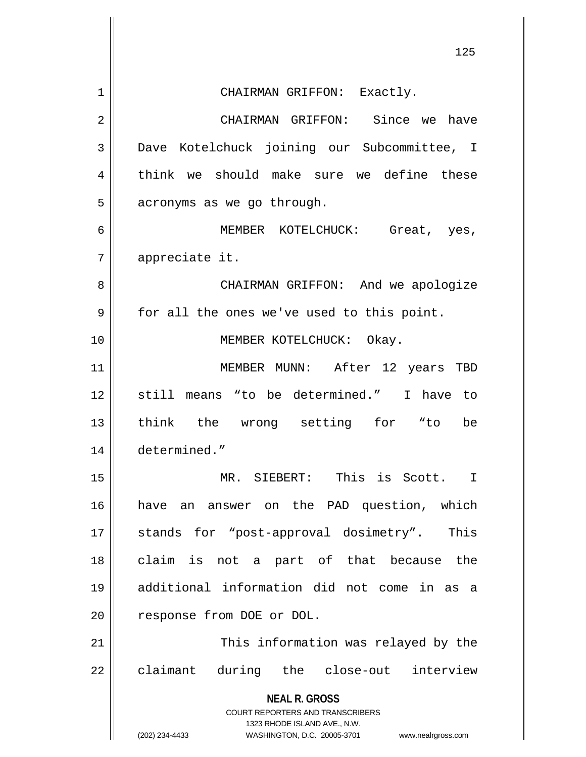CHAIRMAN GRIFFON: Exactly.

CHAIRMAN GRIFFON: Since we have Dave Kotelchuck joining our Subcommittee, I think we should make sure we define these acronyms as we go through.

MEMBER KOTELCHUCK: Great, yes, appreciate it.

CHAIRMAN GRIFFON: And we apologize for all the ones we've used to this point.

MEMBER KOTELCHUCK: Okay.

MEMBER MUNN: After 12 years TBD still means "to be determined." I have to think the wrong setting for "to be determined."

MR. SIEBERT: This is Scott. I have an answer on the PAD question, which stands for "post-approval dosimetry". This claim is not a part of that because the additional information did not come in as a response from DOE or DOL.

This information was relayed by the claimant during the close-out interview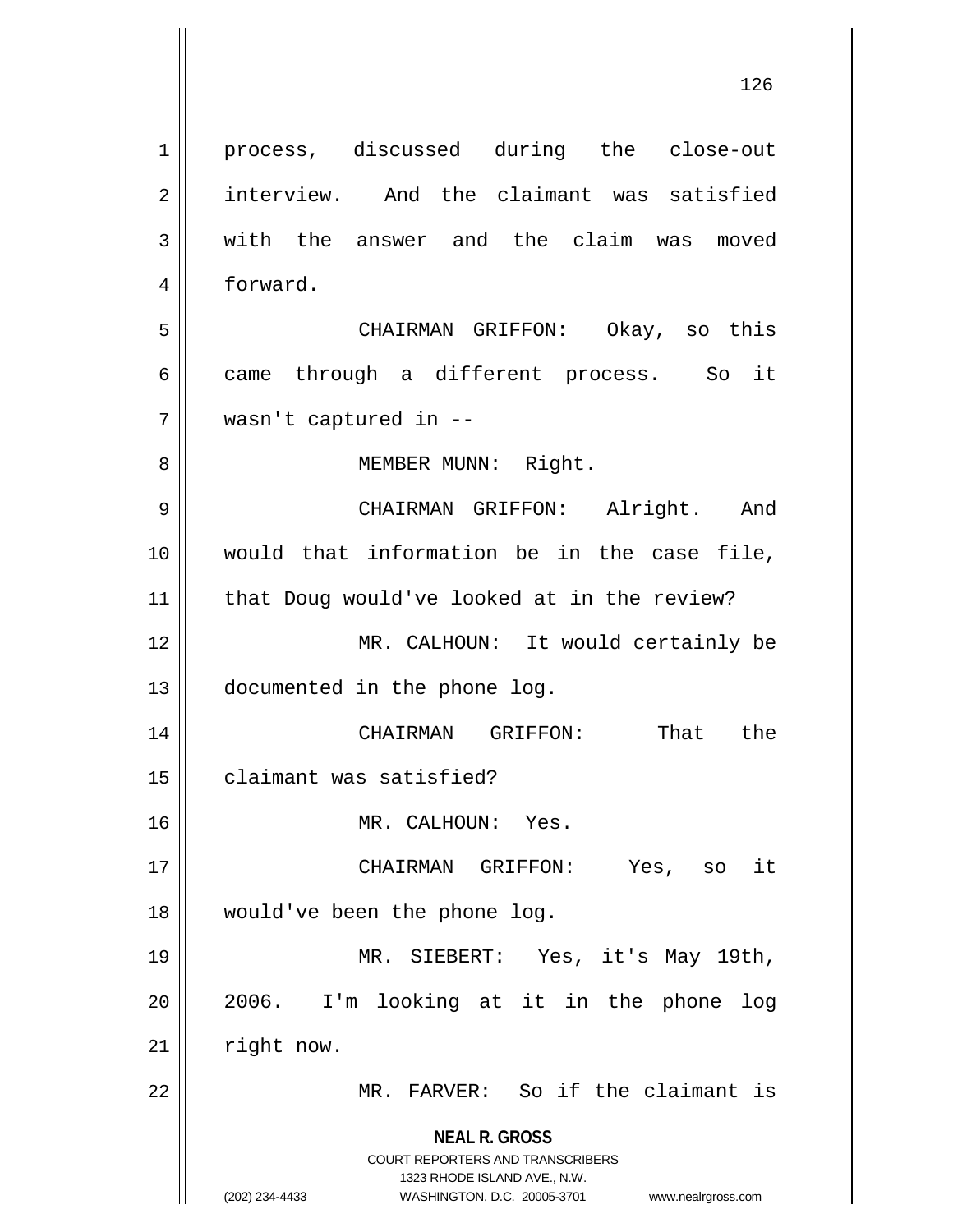process, discussed during the close-out interview. And the claimant was satisfied with the answer and the claim was moved forward.

CHAIRMAN GRIFFON: Okay, so this came through a different process. So it wasn't captured in --

MEMBER MUNN: Right.

CHAIRMAN GRIFFON: Alright. And would that information be in the case file, that Doug would've looked at in the review?

MR. CALHOUN: It would certainly be documented in the phone log.

CHAIRMAN GRIFFON: That the claimant was satisfied?

MR. CALHOUN: Yes.

CHAIRMAN GRIFFON: Yes, so it would've been the phone log.

MR. SIEBERT: Yes, it's May 19th, 2006. I'm looking at it in the phone log right now.

MR. FARVER: So if the claimant is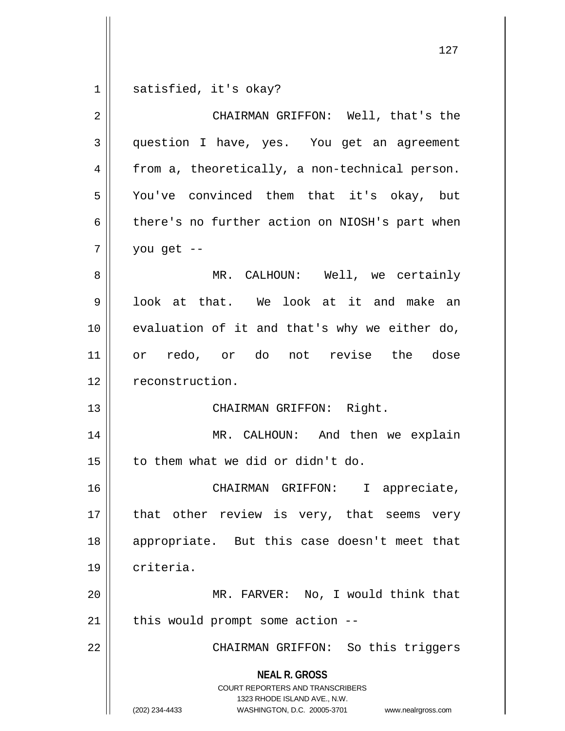satisfied, it's okay?

CHAIRMAN GRIFFON: Well, that's the question I have, yes. You get an agreement from a, theoretically, a non-technical person. You've convinced them that it's okay, but there's no further action on NIOSH's part when you get --

MR. CALHOUN: Well, we certainly look at that. We look at it and make an evaluation of it and that's why we either do, or redo, or do not revise the dose reconstruction.

CHAIRMAN GRIFFON: Right.

MR. CALHOUN: And then we explain to them what we did or didn't do.

CHAIRMAN GRIFFON: I appreciate, that other review is very, that seems very appropriate. But this case doesn't meet that criteria.

MR. FARVER: No, I would think that this would prompt some action --

CHAIRMAN GRIFFON: So this triggers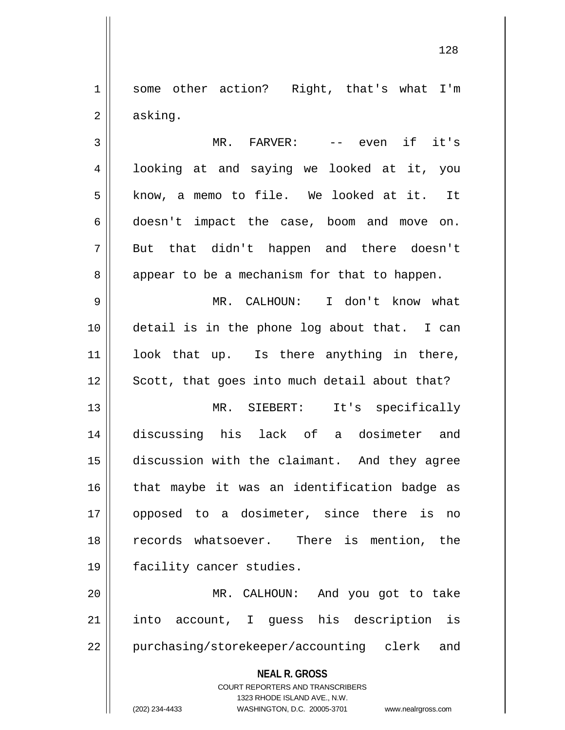some other action? Right, that's what I'm asking.

MR. FARVER: -- even if it's looking at and saying we looked at it, you know, a memo to file. We looked at it. It doesn't impact the case, boom and move on. But that didn't happen and there doesn't appear to be a mechanism for that to happen.

MR. CALHOUN: I don't know what detail is in the phone log about that. I can look that up. Is there anything in there, Scott, that goes into much detail about that?

MR. SIEBERT: It's specifically discussing his lack of a dosimeter and discussion with the claimant. And they agree that maybe it was an identification badge as opposed to a dosimeter, since there is no records whatsoever. There is mention, the facility cancer studies.

MR. CALHOUN: And you got to take into account, I guess his description is purchasing/storekeeper/accounting clerk and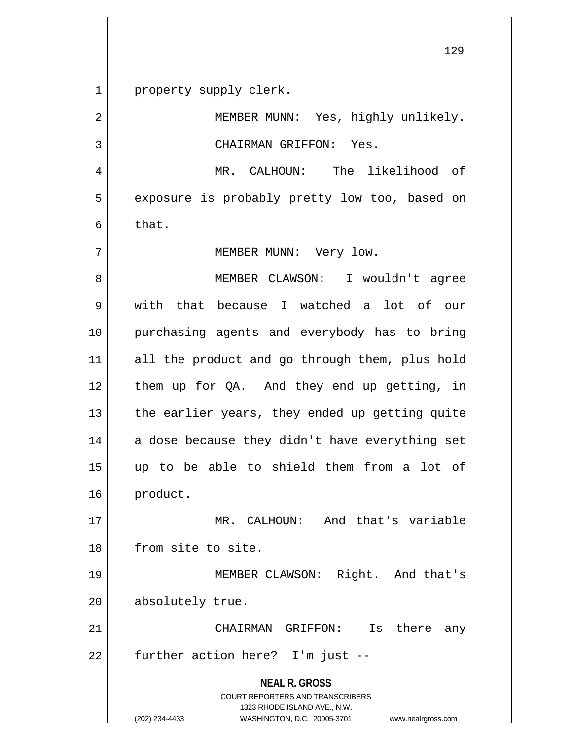property supply clerk.

MEMBER MUNN: Yes, highly unlikely.

CHAIRMAN GRIFFON: Yes.

MR. CALHOUN: The likelihood of exposure is probably pretty low too, based on that.

MEMBER MUNN: Very low.

MEMBER CLAWSON: I wouldn't agree with that because I watched a lot of our purchasing agents and everybody has to bring all the product and go through them, plus hold them up for QA. And they end up getting, in the earlier years, they ended up getting quite a dose because they didn't have everything set up to be able to shield them from a lot of product.

MR. CALHOUN: And that's variable from site to site.

MEMBER CLAWSON: Right. And that's absolutely true.

CHAIRMAN GRIFFON: Is there any further action here? I'm just --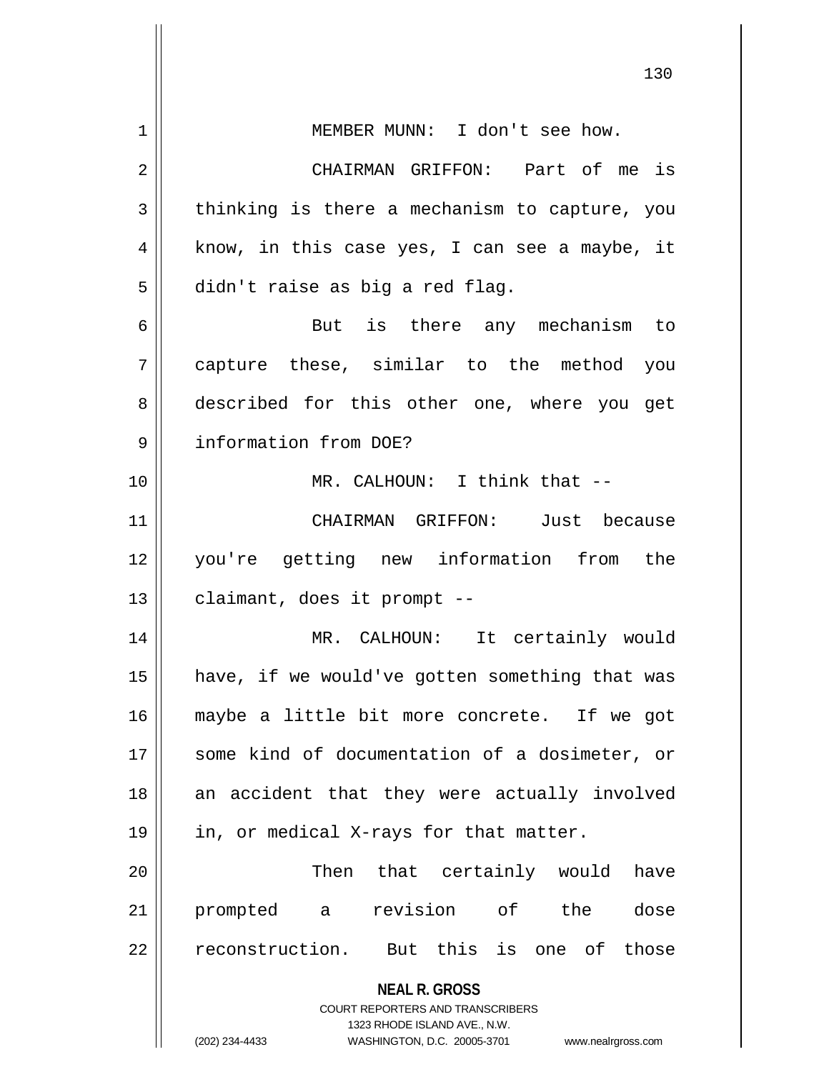MEMBER MUNN: I don't see how.

CHAIRMAN GRIFFON: Part of me is thinking is there a mechanism to capture, you know, in this case yes, I can see a maybe, it didn't raise as big a red flag.

But is there any mechanism to capture these, similar to the method you described for this other one, where you get information from DOE?

MR. CALHOUN: I think that --

CHAIRMAN GRIFFON: Just because you're getting new information from the claimant, does it prompt --

MR. CALHOUN: It certainly would have, if we would've gotten something that was maybe a little bit more concrete. If we got some kind of documentation of a dosimeter, or an accident that they were actually involved in, or medical X-rays for that matter.

Then that certainly would have prompted a revision of the dose reconstruction. But this is one of those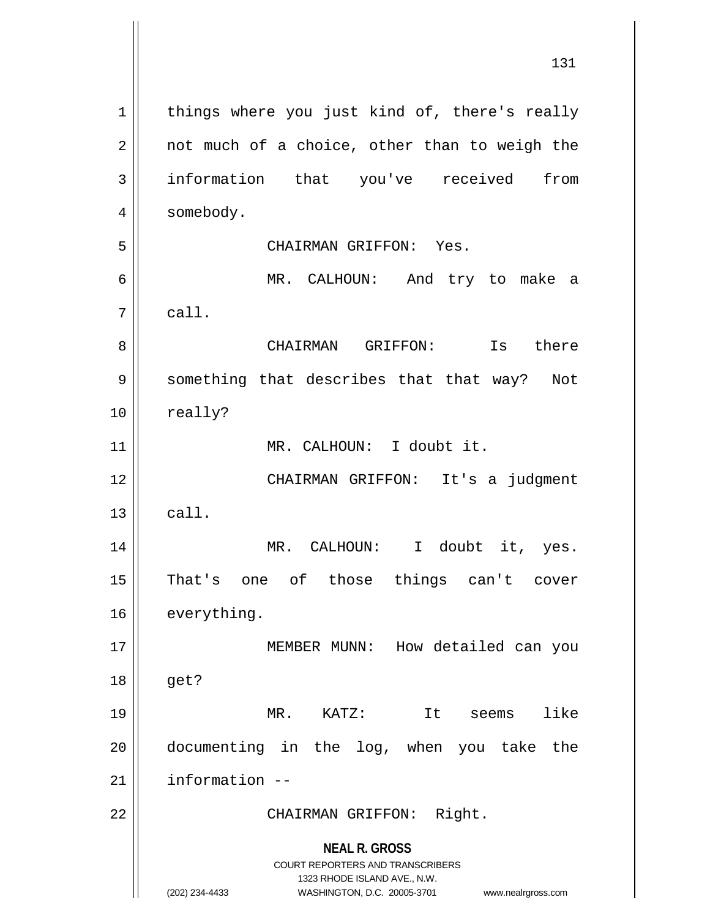things where you just kind of, there's really not much of a choice, other than to weigh the information that you've received from somebody.

CHAIRMAN GRIFFON: Yes.

MR. CALHOUN: And try to make a call.

CHAIRMAN GRIFFON: Is there something that describes that that way? Not really?

MR. CALHOUN: I doubt it.

CHAIRMAN GRIFFON: It's a judgment call.

MR. CALHOUN: I doubt it, yes. That's one of those things can't cover everything.

MEMBER MUNN: How detailed can you get?

MR. KATZ: It seems like documenting in the log, when you take the information --

CHAIRMAN GRIFFON: Right.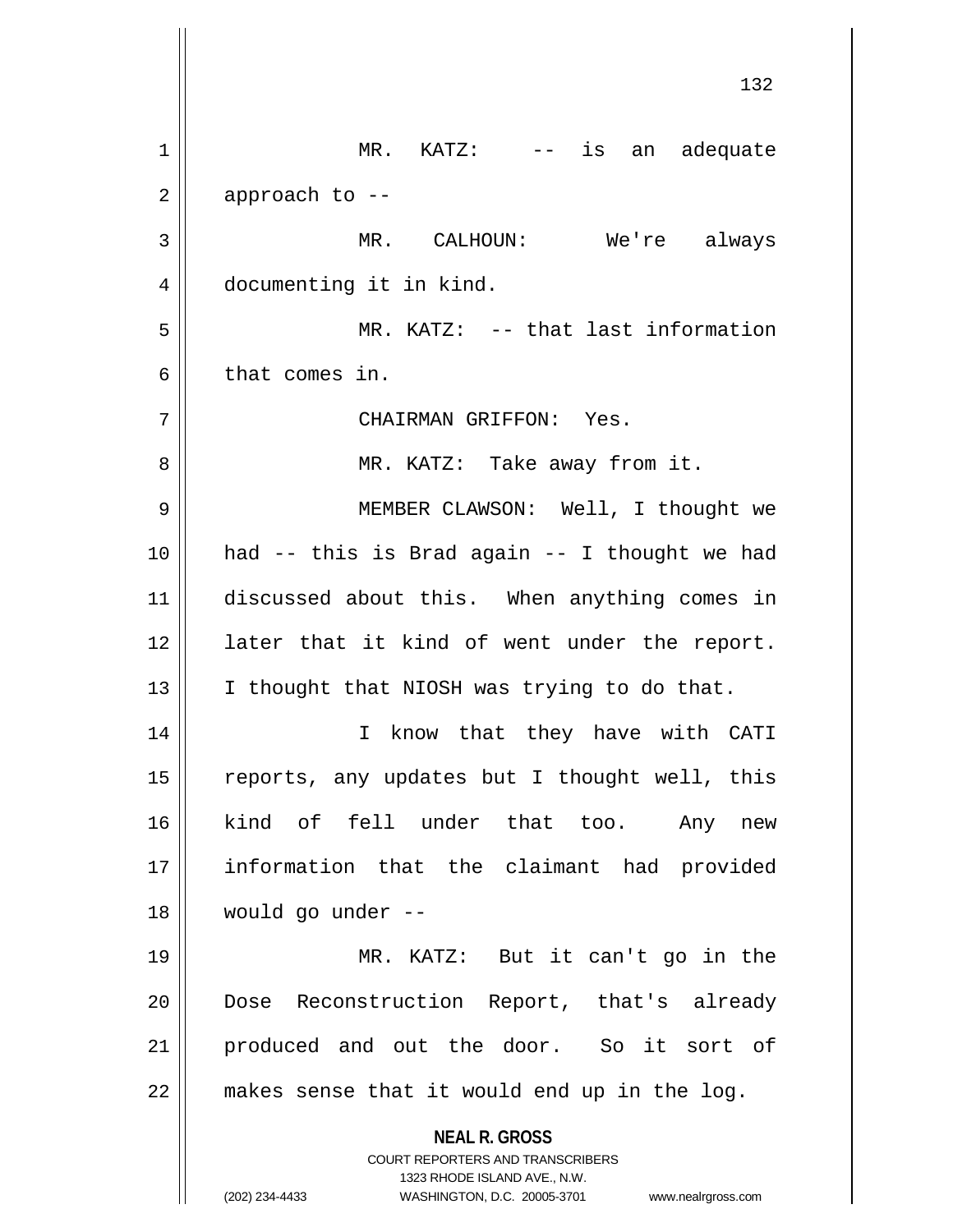MR. KATZ: -- is an adequate approach to --

MR. CALHOUN: We're always documenting it in kind.

MR. KATZ: -- that last information that comes in.

CHAIRMAN GRIFFON: Yes.

MR. KATZ: Take away from it.

MEMBER CLAWSON: Well, I thought we had -- this is Brad again -- I thought we had discussed about this. When anything comes in later that it kind of went under the report. I thought that NIOSH was trying to do that.

I know that they have with CATI reports, any updates but I thought well, this kind of fell under that too. Any new information that the claimant had provided would go under --

MR. KATZ: But it can't go in the Dose Reconstruction Report, that's already produced and out the door. So it sort of makes sense that it would end up in the log.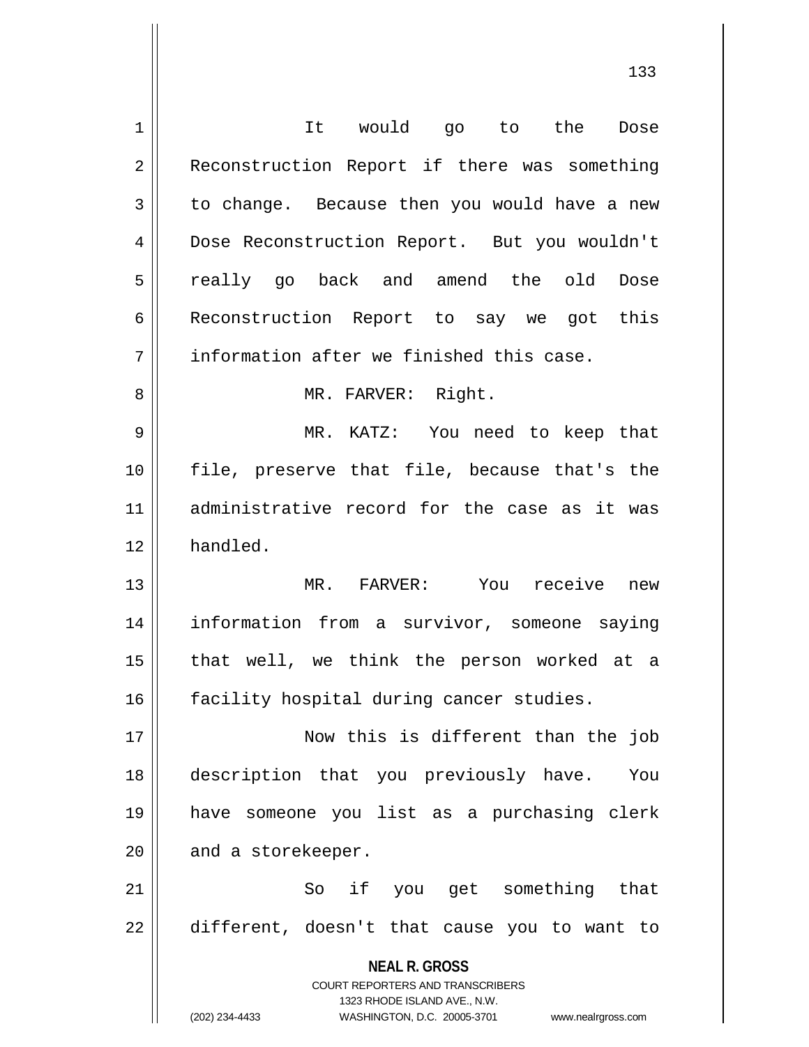It would go to the Dose Reconstruction Report if there was something to change. Because then you would have a new Dose Reconstruction Report. But you wouldn't really go back and amend the old Dose Reconstruction Report to say we got this information after we finished this case.

MR. FARVER: Right.

MR. KATZ: You need to keep that file, preserve that file, because that's the administrative record for the case as it was handled.

MR. FARVER: You receive new information from a survivor, someone saying that well, we think the person worked at a facility hospital during cancer studies.

Now this is different than the job description that you previously have. You have someone you list as a purchasing clerk and a storekeeper.

So if you get something that different, doesn't that cause you to want to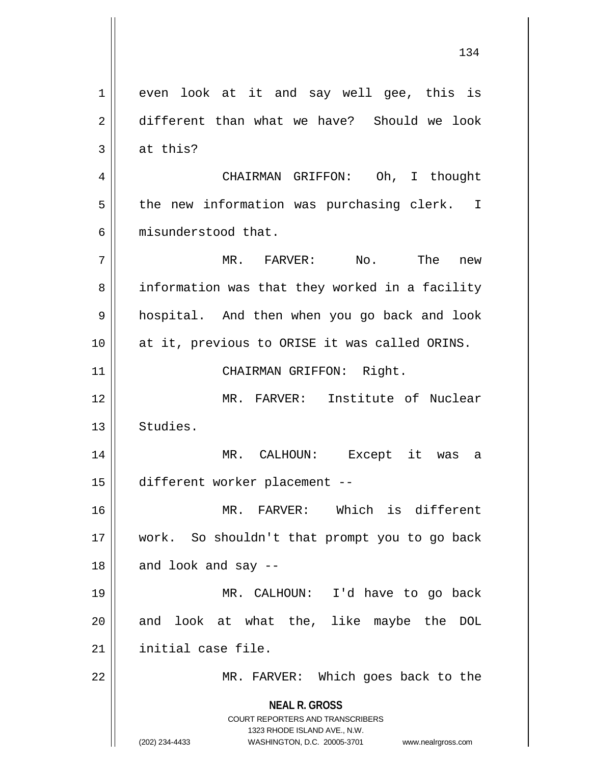even look at it and say well gee, this is different than what we have? Should we look at this?

CHAIRMAN GRIFFON: Oh, I thought the new information was purchasing clerk. I misunderstood that.

MR. FARVER: No. The new information was that they worked in a facility hospital. And then when you go back and look at it, previous to ORISE it was called ORINS.

CHAIRMAN GRIFFON: Right.

MR. FARVER: Institute of Nuclear Studies.

MR. CALHOUN: Except it was a different worker placement --

MR. FARVER: Which is different work. So shouldn't that prompt you to go back and look and say --

MR. CALHOUN: I'd have to go back and look at what the, like maybe the DOL initial case file.

MR. FARVER: Which goes back to the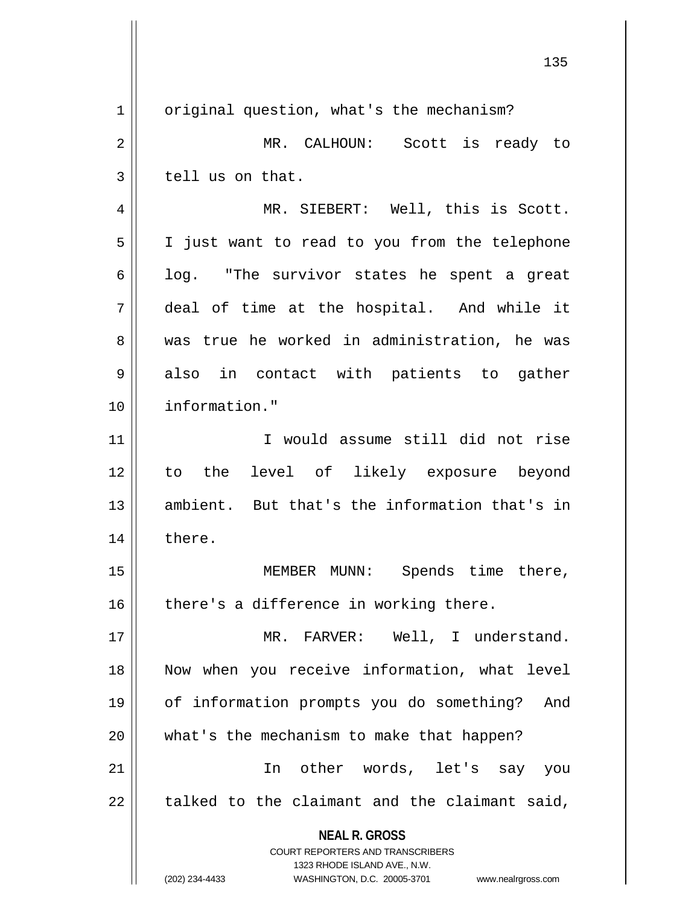original question, what's the mechanism?

MR. CALHOUN: Scott is ready to tell us on that.

MR. SIEBERT: Well, this is Scott. I just want to read to you from the telephone log. "The survivor states he spent a great deal of time at the hospital. And while it was true he worked in administration, he was also in contact with patients to gather information."

I would assume still did not rise to the level of likely exposure beyond ambient. But that's the information that's in there.

MEMBER MUNN: Spends time there, there's a difference in working there.

MR. FARVER: Well, I understand. Now when you receive information, what level of information prompts you do something? And what's the mechanism to make that happen?

In other words, let's say you talked to the claimant and the claimant said,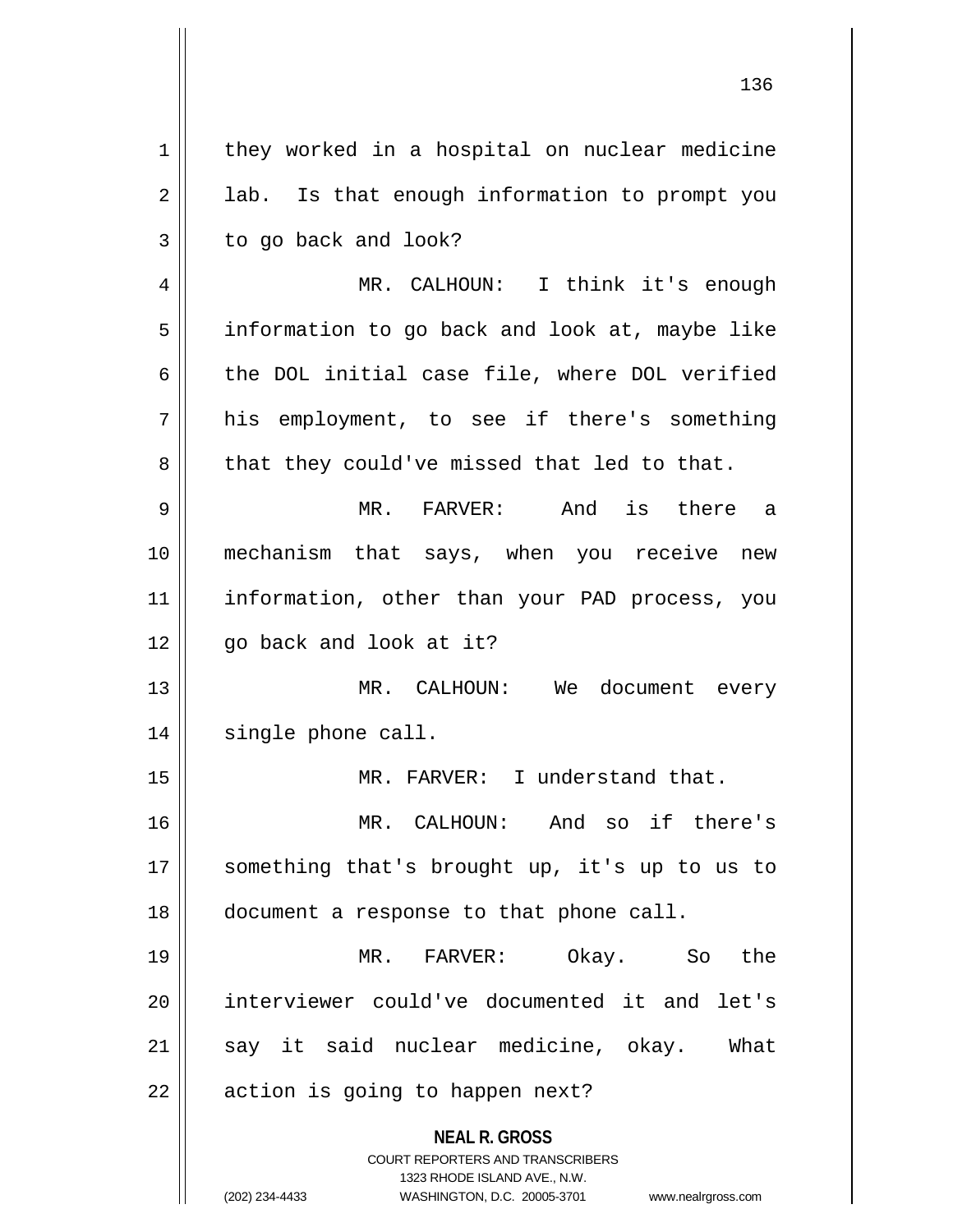they worked in a hospital on nuclear medicine lab. Is that enough information to prompt you to go back and look?

MR. CALHOUN: I think it's enough information to go back and look at, maybe like the DOL initial case file, where DOL verified his employment, to see if there's something that they could've missed that led to that.

MR. FARVER: And is there a mechanism that says, when you receive new information, other than your PAD process, you go back and look at it?

MR. CALHOUN: We document every single phone call.

MR. FARVER: I understand that.

MR. CALHOUN: And so if there's something that's brought up, it's up to us to document a response to that phone call.

MR. FARVER: Okay. So the interviewer could've documented it and let's say it said nuclear medicine, okay. What action is going to happen next?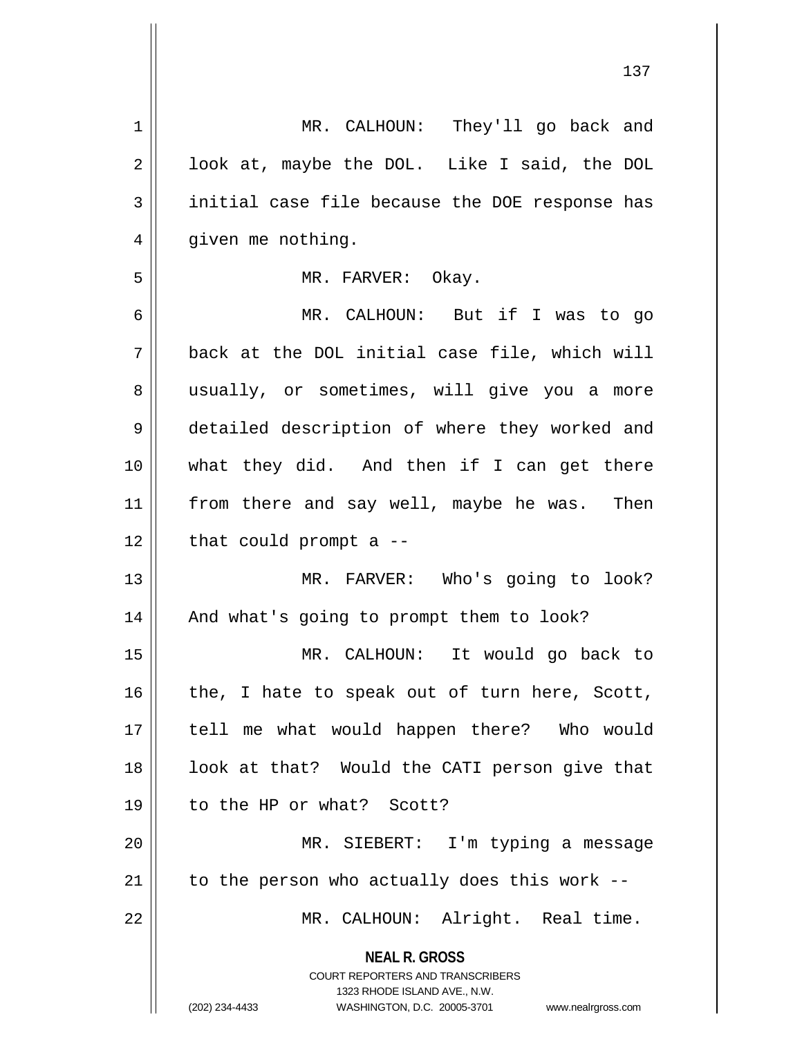MR. CALHOUN: They'll go back and look at, maybe the DOL. Like I said, the DOL initial case file because the DOE response has given me nothing.

MR. FARVER: Okay.

MR. CALHOUN: But if I was to go back at the DOL initial case file, which will usually, or sometimes, will give you a more detailed description of where they worked and what they did. And then if I can get there from there and say well, maybe he was. Then that could prompt a --

MR. FARVER: Who's going to look? And what's going to prompt them to look?

MR. CALHOUN: It would go back to the, I hate to speak out of turn here, Scott, tell me what would happen there? Who would look at that? Would the CATI person give that to the HP or what? Scott?

MR. SIEBERT: I'm typing a message to the person who actually does this work --

MR. CALHOUN: Alright. Real time.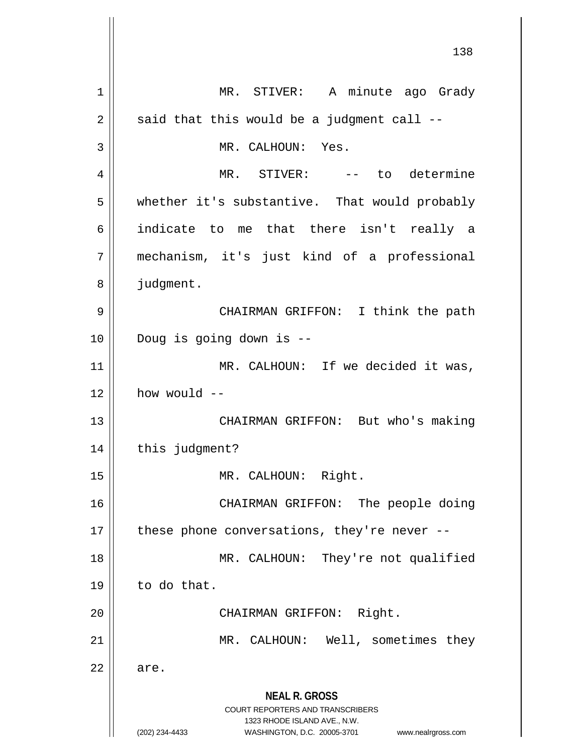MR. STIVER: A minute ago Grady said that this would be a judgment call --

MR. CALHOUN: Yes.

MR. STIVER: -- to determine whether it's substantive. That would probably indicate to me that there isn't really a mechanism, it's just kind of a professional judgment.

CHAIRMAN GRIFFON: I think the path Doug is going down is --

MR. CALHOUN: If we decided it was, how would --

CHAIRMAN GRIFFON: But who's making this judgment?

MR. CALHOUN: Right.

CHAIRMAN GRIFFON: The people doing these phone conversations, they're never --

MR. CALHOUN: They're not qualified to do that.

CHAIRMAN GRIFFON: Right.

MR. CALHOUN: Well, sometimes they are.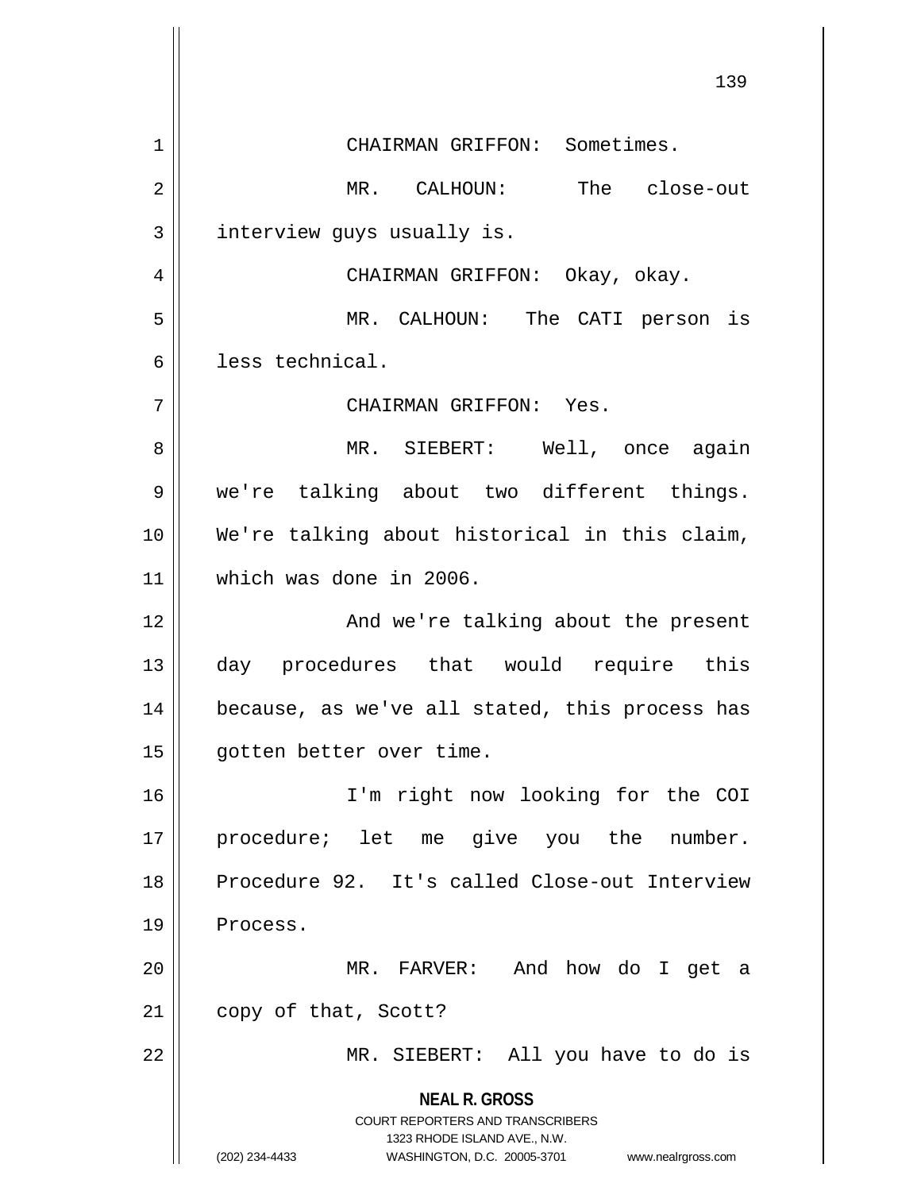CHAIRMAN GRIFFON: Sometimes.

MR. CALHOUN: The close-out interview guys usually is.

CHAIRMAN GRIFFON: Okay, okay.

MR. CALHOUN: The CATI person is less technical.

CHAIRMAN GRIFFON: Yes.

MR. SIEBERT: Well, once again we're talking about two different things. We're talking about historical in this claim, which was done in 2006.

And we're talking about the present day procedures that would require this because, as we've all stated, this process has gotten better over time.

I'm right now looking for the COI procedure; let me give you the number. Procedure 92. It's called Close-out Interview Process.

MR. FARVER: And how do I get a copy of that, Scott?

MR. SIEBERT: All you have to do is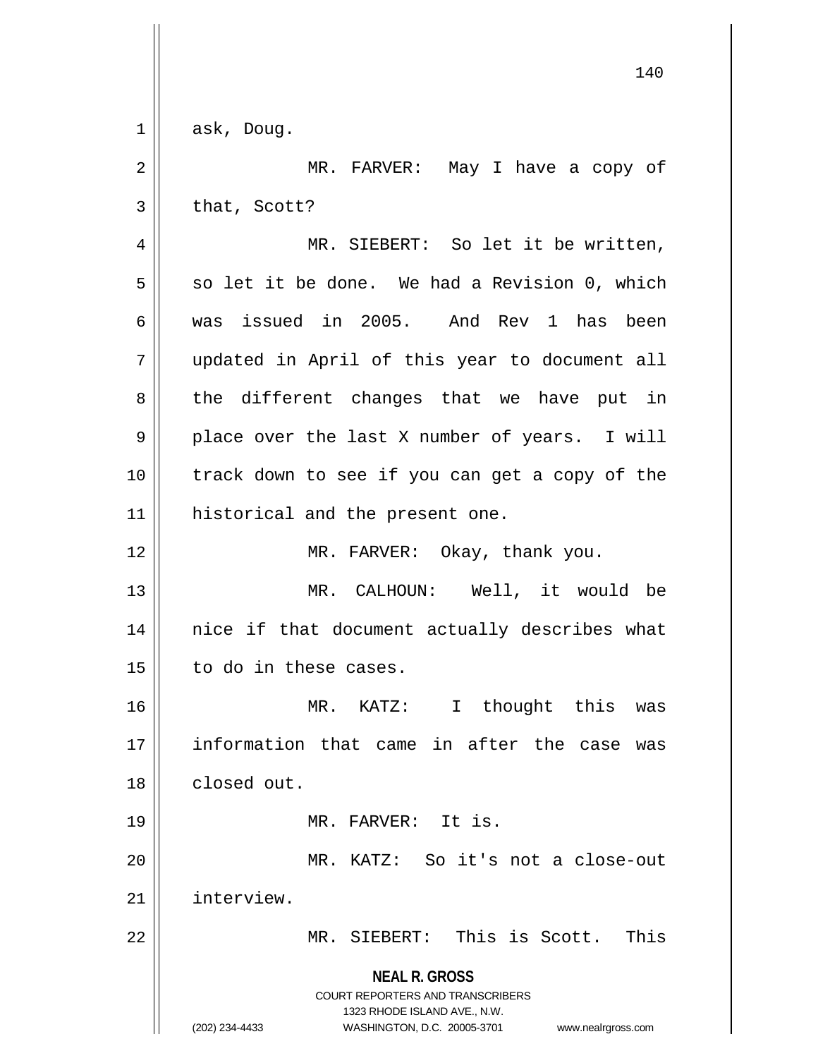ask, Doug.

MR. FARVER: May I have a copy of that, Scott?

MR. SIEBERT: So let it be written, so let it be done. We had a Revision 0, which was issued in 2005. And Rev 1 has been updated in April of this year to document all the different changes that we have put in place over the last X number of years. I will track down to see if you can get a copy of the historical and the present one.

MR. FARVER: Okay, thank you.

MR. CALHOUN: Well, it would be nice if that document actually describes what to do in these cases.

MR. KATZ: I thought this was information that came in after the case was closed out.

MR. FARVER: It is.

MR. KATZ: So it's not a close-out interview.

MR. SIEBERT: This is Scott. This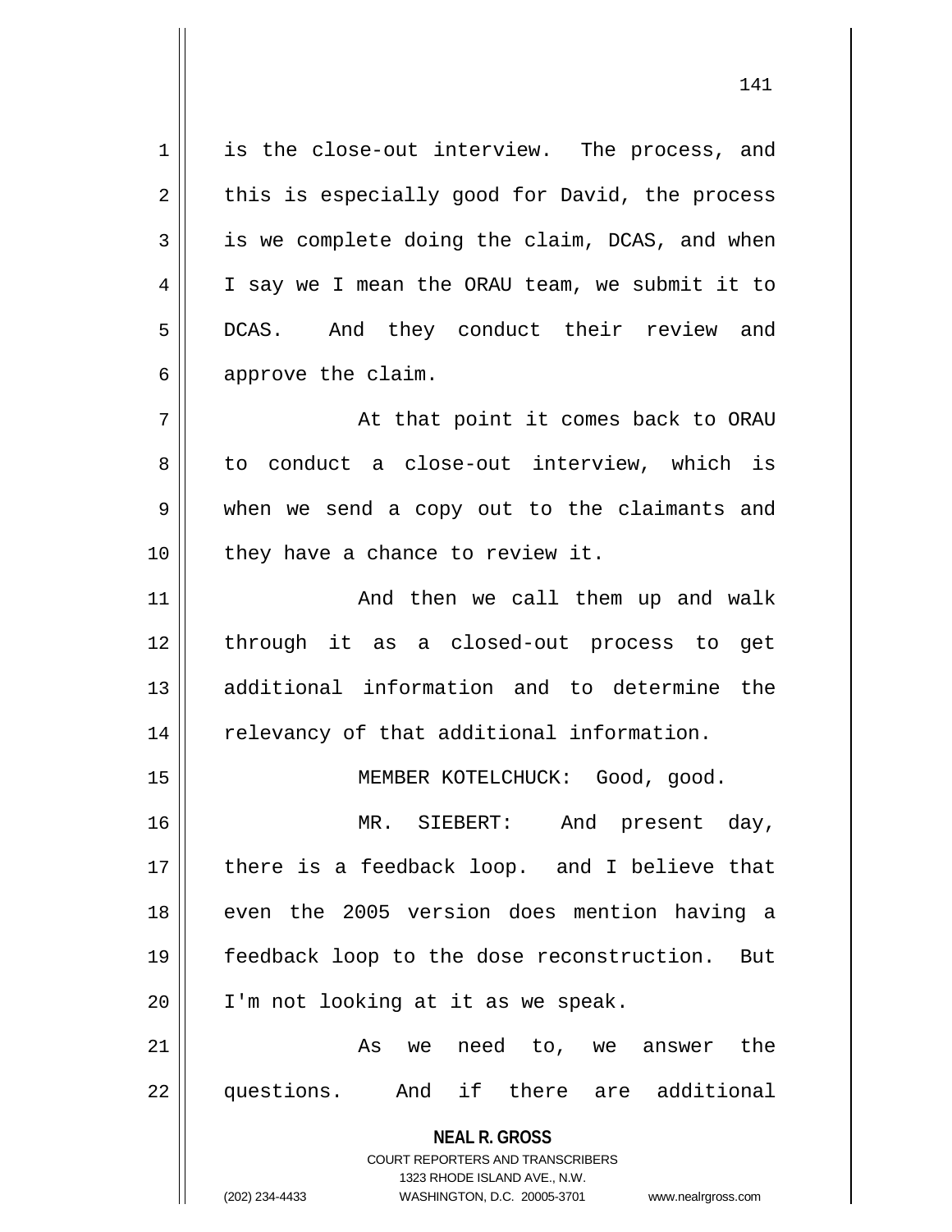is the close-out interview. The process, and this is especially good for David, the process is we complete doing the claim, DCAS, and when I say we I mean the ORAU team, we submit it to DCAS. And they conduct their review and approve the claim.

At that point it comes back to ORAU to conduct a close-out interview, which is when we send a copy out to the claimants and they have a chance to review it.

And then we call them up and walk through it as a closed-out process to get additional information and to determine the relevancy of that additional information.

MEMBER KOTELCHUCK: Good, good.

MR. SIEBERT: And present day, there is a feedback loop. and I believe that even the 2005 version does mention having a feedback loop to the dose reconstruction. But I'm not looking at it as we speak.

As we need to, we answer the questions. And if there are additional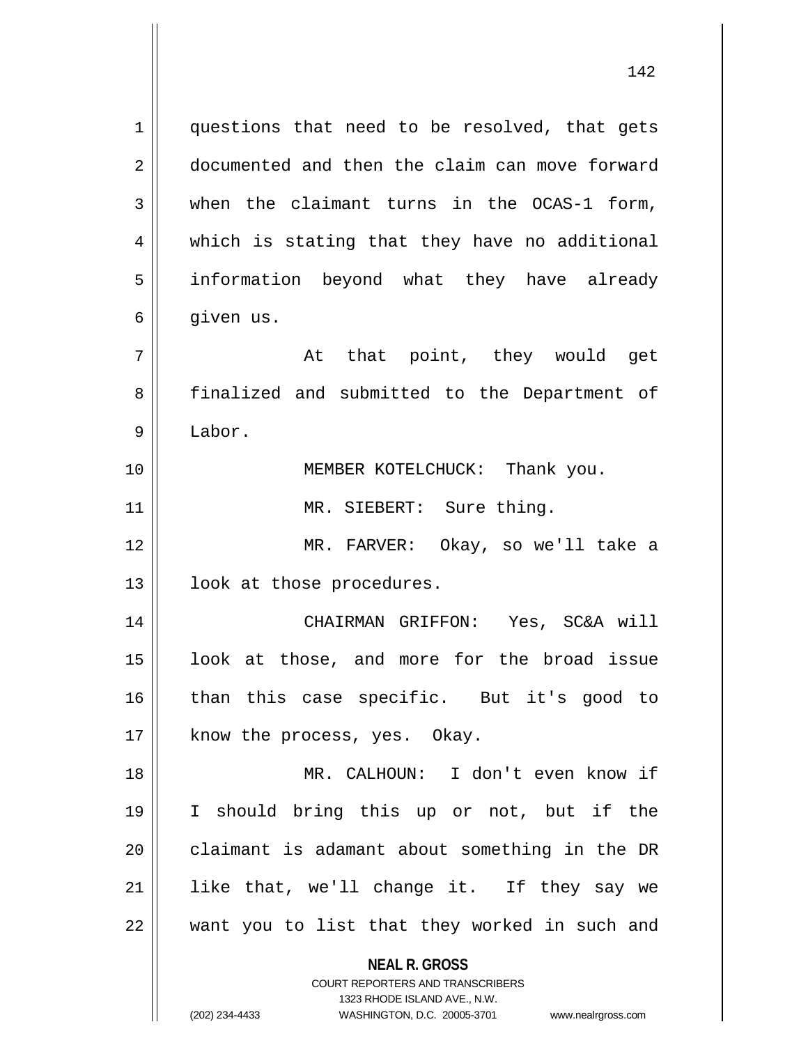questions that need to be resolved, that gets documented and then the claim can move forward when the claimant turns in the OCAS-1 form, which is stating that they have no additional information beyond what they have already given us.

At that point, they would get finalized and submitted to the Department of Labor.

MEMBER KOTELCHUCK: Thank you.

MR. SIEBERT: Sure thing.

MR. FARVER: Okay, so we'll take a look at those procedures.

CHAIRMAN GRIFFON: Yes, SC&A will look at those, and more for the broad issue than this case specific. But it's good to know the process, yes. Okay.

MR. CALHOUN: I don't even know if I should bring this up or not, but if the claimant is adamant about something in the DR like that, we'll change it. If they say we want you to list that they worked in such and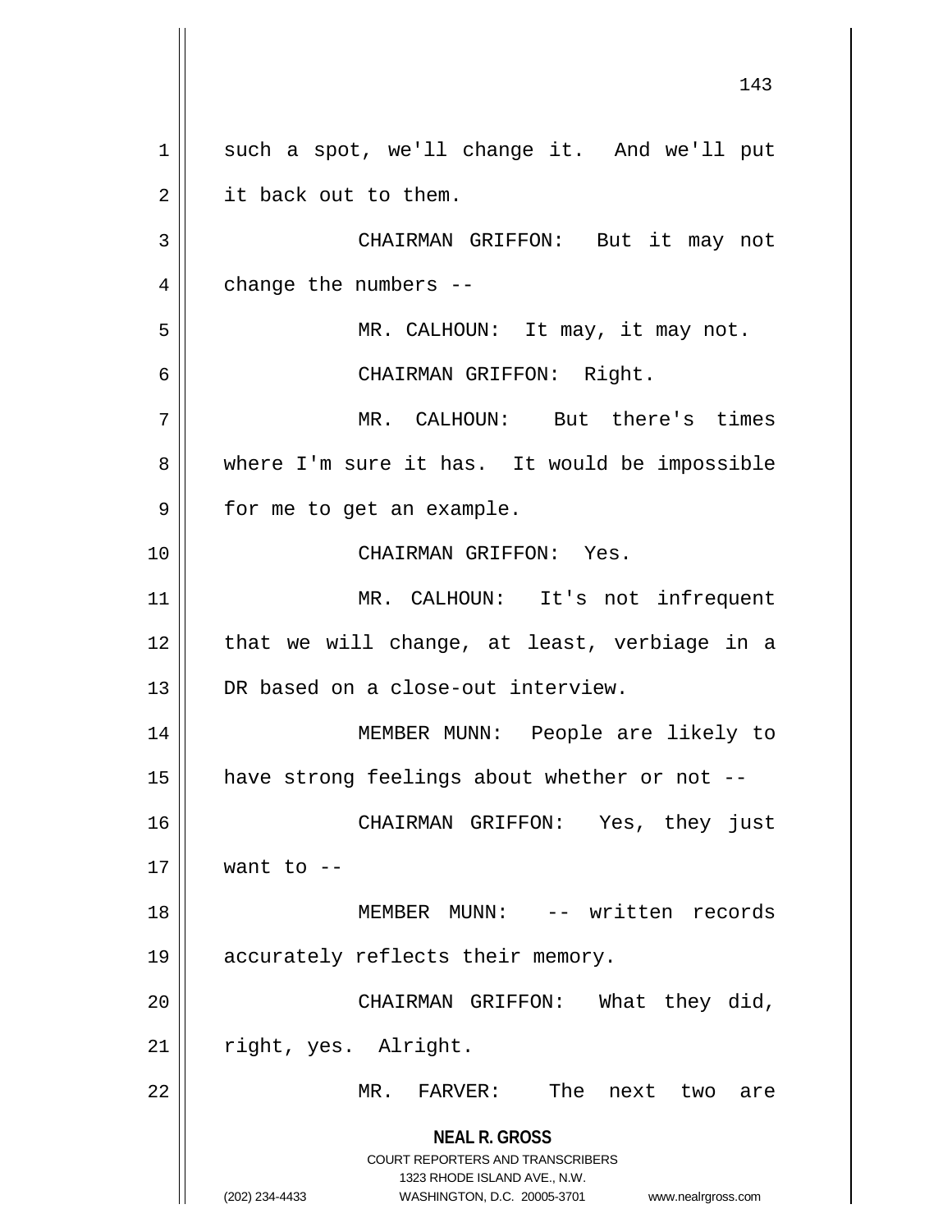such a spot, we'll change it. And we'll put it back out to them.

CHAIRMAN GRIFFON: But it may not change the numbers --

MR. CALHOUN: It may, it may not.

CHAIRMAN GRIFFON: Right.

MR. CALHOUN: But there's times where I'm sure it has. It would be impossible for me to get an example.

CHAIRMAN GRIFFON: Yes.

MR. CALHOUN: It's not infrequent that we will change, at least, verbiage in a DR based on a close-out interview.

MEMBER MUNN: People are likely to have strong feelings about whether or not --

CHAIRMAN GRIFFON: Yes, they just want to --

MEMBER MUNN: -- written records accurately reflects their memory.

CHAIRMAN GRIFFON: What they did, right, yes. Alright.

MR. FARVER: The next two are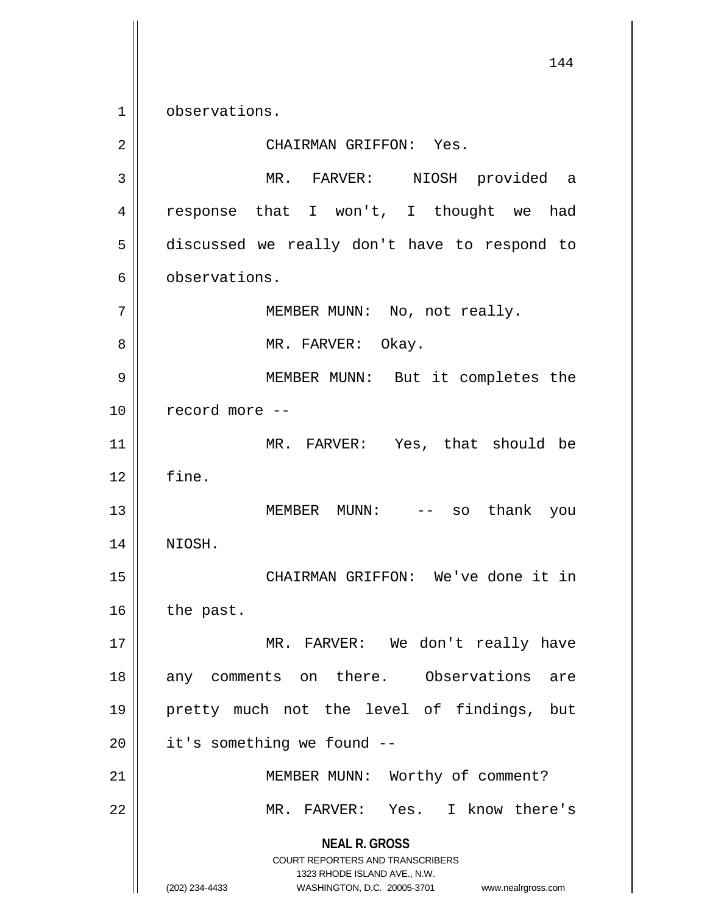observations.

CHAIRMAN GRIFFON: Yes.

MR. FARVER: NIOSH provided a response that I won't, I thought we had discussed we really don't have to respond to observations.

MEMBER MUNN: No, not really.

MR. FARVER: Okay.

MEMBER MUNN: But it completes the record more --

MR. FARVER: Yes, that should be fine.

MEMBER MUNN: -- so thank you NIOSH.

CHAIRMAN GRIFFON: We've done it in the past.

MR. FARVER: We don't really have any comments on there. Observations are pretty much not the level of findings, but it's something we found --

MEMBER MUNN: Worthy of comment?

MR. FARVER: Yes. I know there's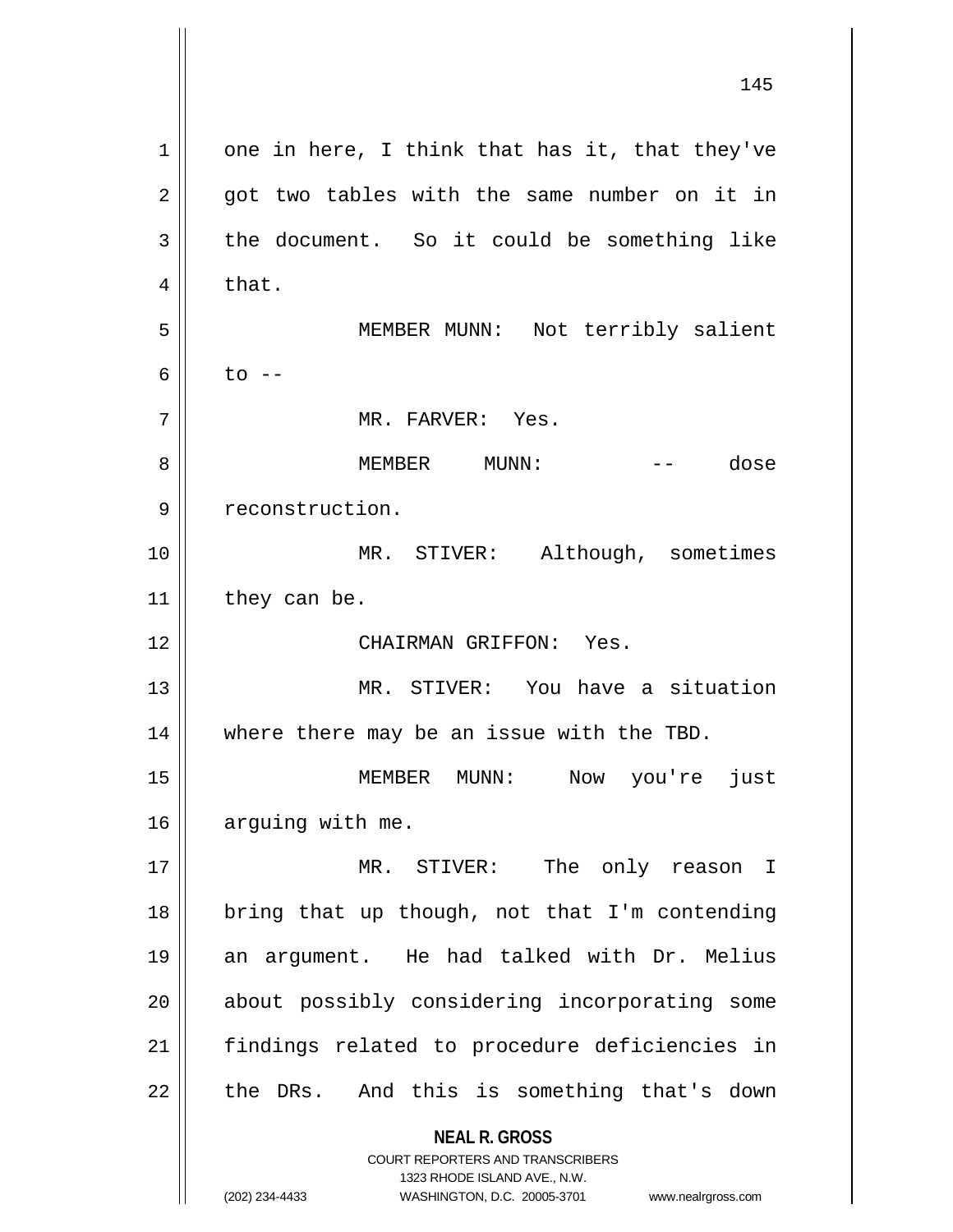one in here, I think that has it, that they've got two tables with the same number on it in the document. So it could be something like that.

MEMBER MUNN: Not terribly salient to --

MR. FARVER: Yes.

MEMBER MUNN: -- dose reconstruction.

MR. STIVER: Although, sometimes they can be.

CHAIRMAN GRIFFON: Yes.

MR. STIVER: You have a situation where there may be an issue with the TBD.

MEMBER MUNN: Now you're just arguing with me.

MR. STIVER: The only reason I bring that up though, not that I'm contending an argument. He had talked with Dr. Melius about possibly considering incorporating some findings related to procedure deficiencies in the DRs. And this is something that's down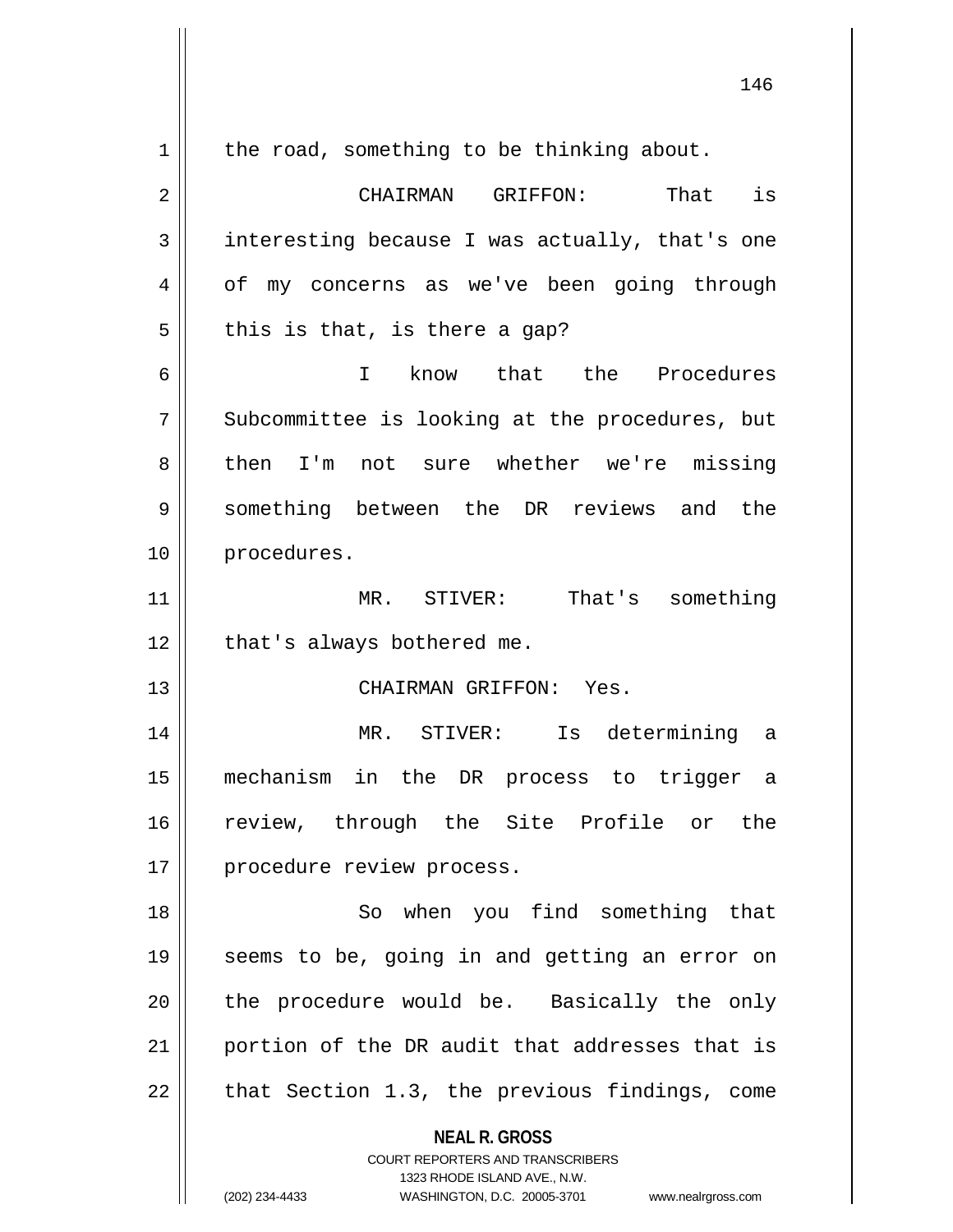the road, something to be thinking about.

CHAIRMAN GRIFFON: That is interesting because I was actually, that's one of my concerns as we've been going through this is that, is there a gap?

I know that the Procedures Subcommittee is looking at the procedures, but then I'm not sure whether we're missing something between the DR reviews and the procedures.

MR. STIVER: That's something that's always bothered me.

CHAIRMAN GRIFFON: Yes.

MR. STIVER: Is determining a mechanism in the DR process to trigger a review, through the Site Profile or the procedure review process.

So when you find something that seems to be, going in and getting an error on the procedure would be. Basically the only portion of the DR audit that addresses that is that Section 1.3, the previous findings, come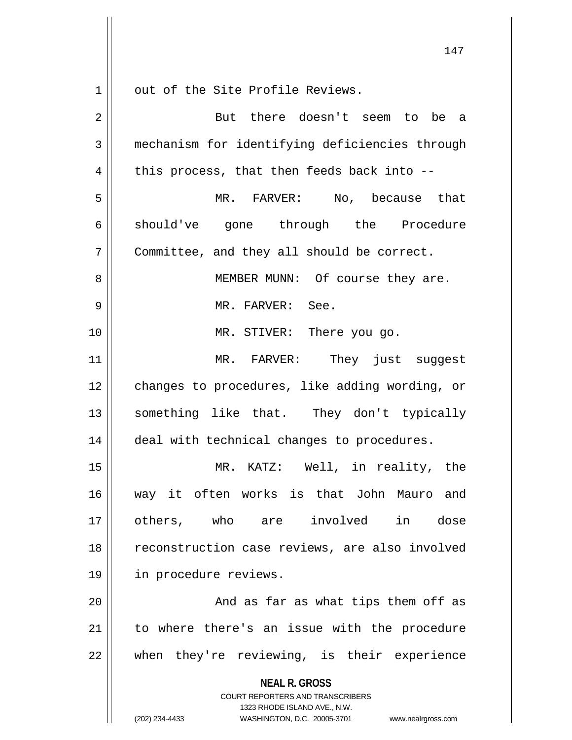out of the Site Profile Reviews.

But there doesn't seem to be a mechanism for identifying deficiencies through this process, that then feeds back into --

MR. FARVER: No, because that should've gone through the Procedure Committee, and they all should be correct.

MEMBER MUNN: Of course they are.

MR. FARVER: See.

MR. STIVER: There you go.

MR. FARVER: They just suggest changes to procedures, like adding wording, or something like that. They don't typically deal with technical changes to procedures.

MR. KATZ: Well, in reality, the way it often works is that John Mauro and others, who are involved in dose reconstruction case reviews, are also involved in procedure reviews.

And as far as what tips them off as to where there's an issue with the procedure when they're reviewing, is their experience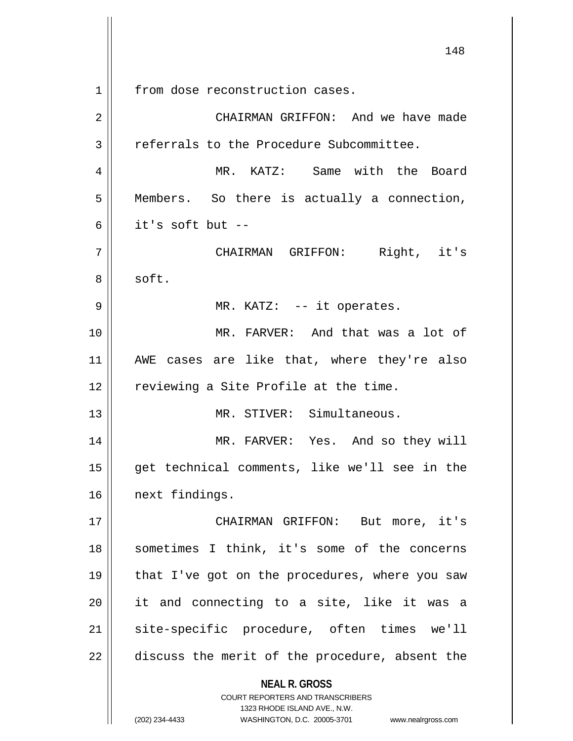from dose reconstruction cases.

CHAIRMAN GRIFFON: And we have made referrals to the Procedure Subcommittee.

MR. KATZ: Same with the Board Members. So there is actually a connection, it's soft but --

CHAIRMAN GRIFFON: Right, it's soft.

MR. KATZ: -- it operates.

MR. FARVER: And that was a lot of AWE cases are like that, where they're also reviewing a Site Profile at the time.

MR. STIVER: Simultaneous.

MR. FARVER: Yes. And so they will get technical comments, like we'll see in the next findings.

CHAIRMAN GRIFFON: But more, it's sometimes I think, it's some of the concerns that I've got on the procedures, where you saw it and connecting to a site, like it was a site-specific procedure, often times we'll discuss the merit of the procedure, absent the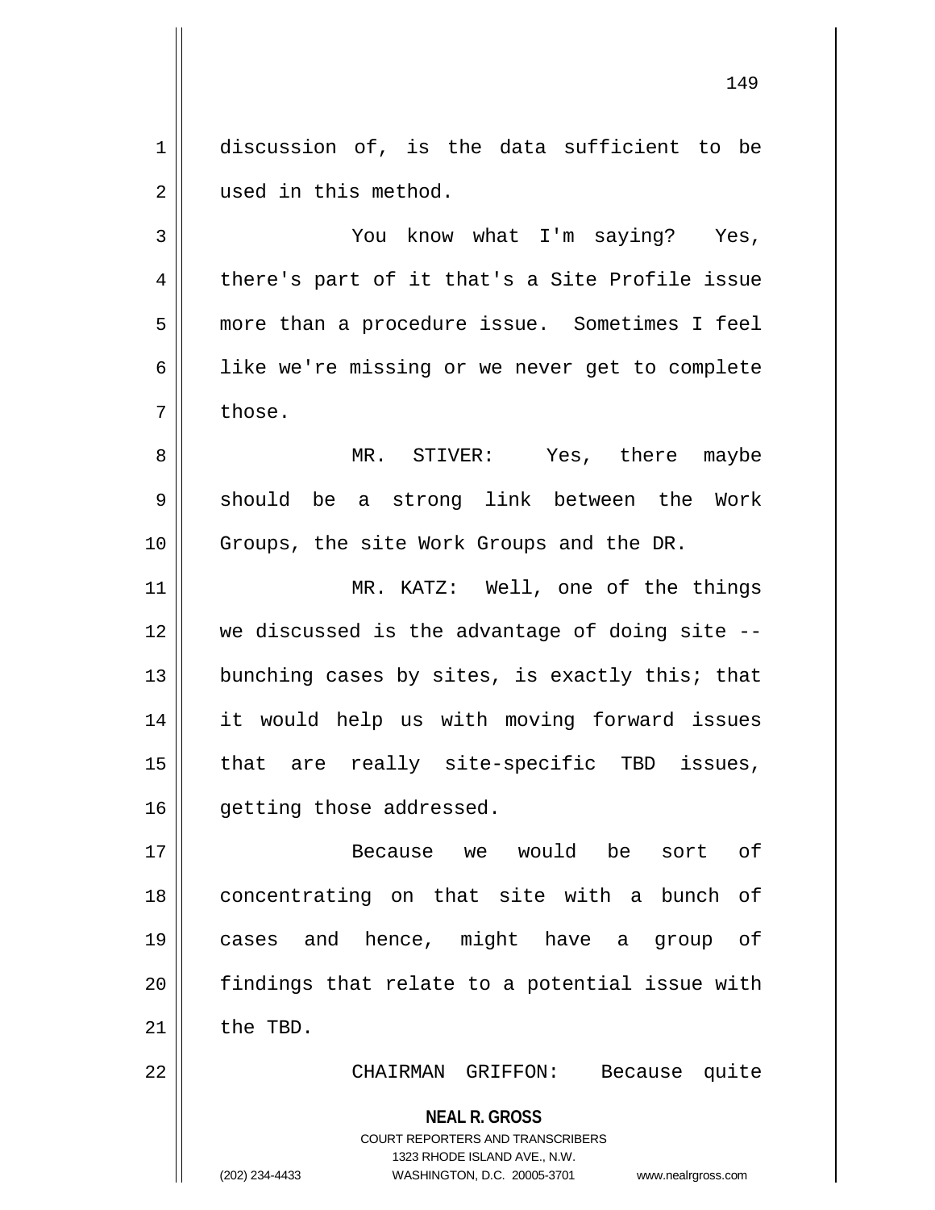discussion of, is the data sufficient to be used in this method.

You know what I'm saying? Yes, there's part of it that's a Site Profile issue more than a procedure issue. Sometimes I feel like we're missing or we never get to complete those.

MR. STIVER: Yes, there maybe should be a strong link between the Work Groups, the site Work Groups and the DR.

MR. KATZ: Well, one of the things we discussed is the advantage of doing site -- bunching cases by sites, is exactly this; that it would help us with moving forward issues that are really site-specific TBD issues, getting those addressed.

Because we would be sort of concentrating on that site with a bunch of cases and hence, might have a group of findings that relate to a potential issue with the TBD.

CHAIRMAN GRIFFON: Because quite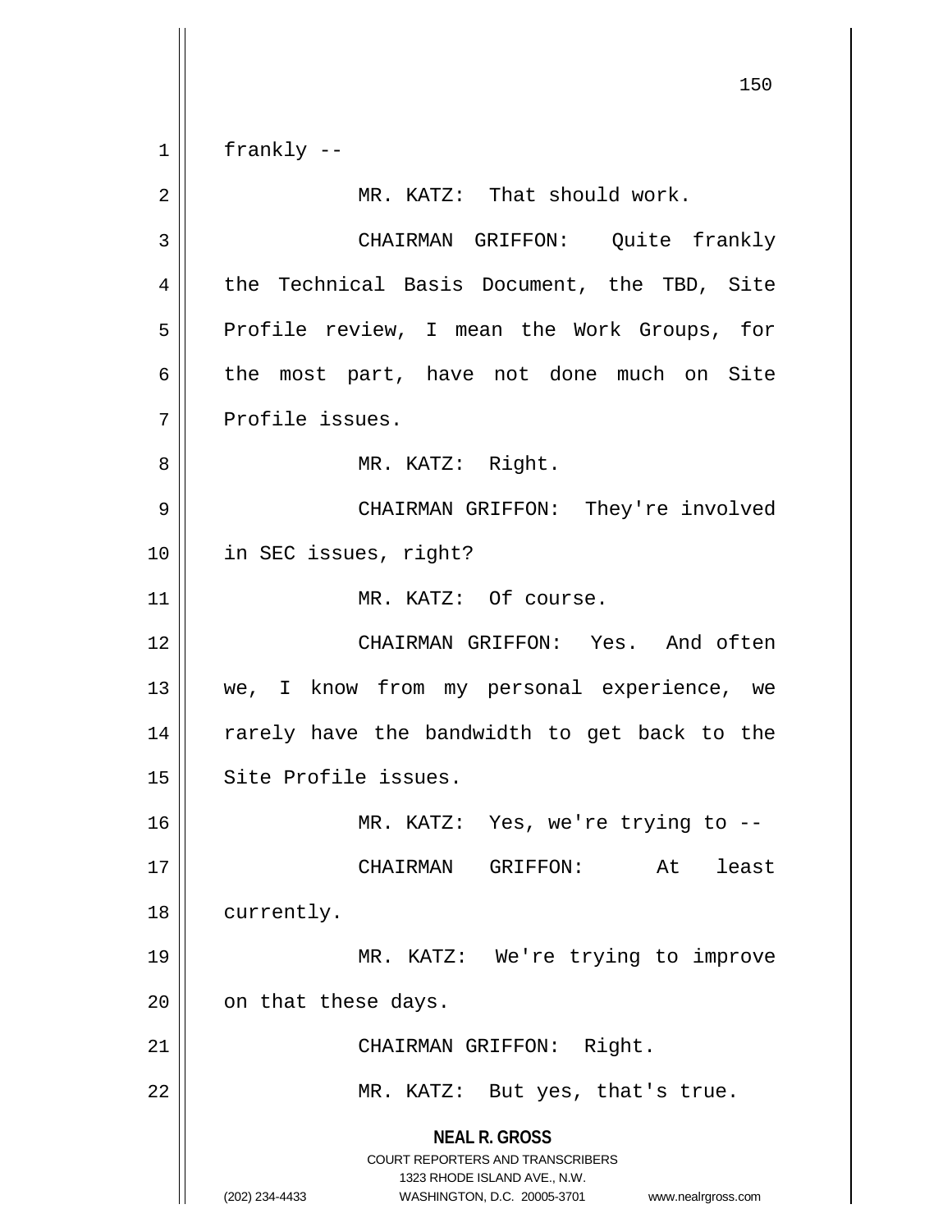frankly --

MR. KATZ: That should work.

CHAIRMAN GRIFFON: Quite frankly the Technical Basis Document, the TBD, Site Profile review, I mean the Work Groups, for the most part, have not done much on Site Profile issues.

MR. KATZ: Right.

CHAIRMAN GRIFFON: They're involved in SEC issues, right?

MR. KATZ: Of course.

CHAIRMAN GRIFFON: Yes. And often we, I know from my personal experience, we rarely have the bandwidth to get back to the Site Profile issues.

MR. KATZ: Yes, we're trying to --

CHAIRMAN GRIFFON: At least currently.

MR. KATZ: We're trying to improve on that these days.

CHAIRMAN GRIFFON: Right.

MR. KATZ: But yes, that's true.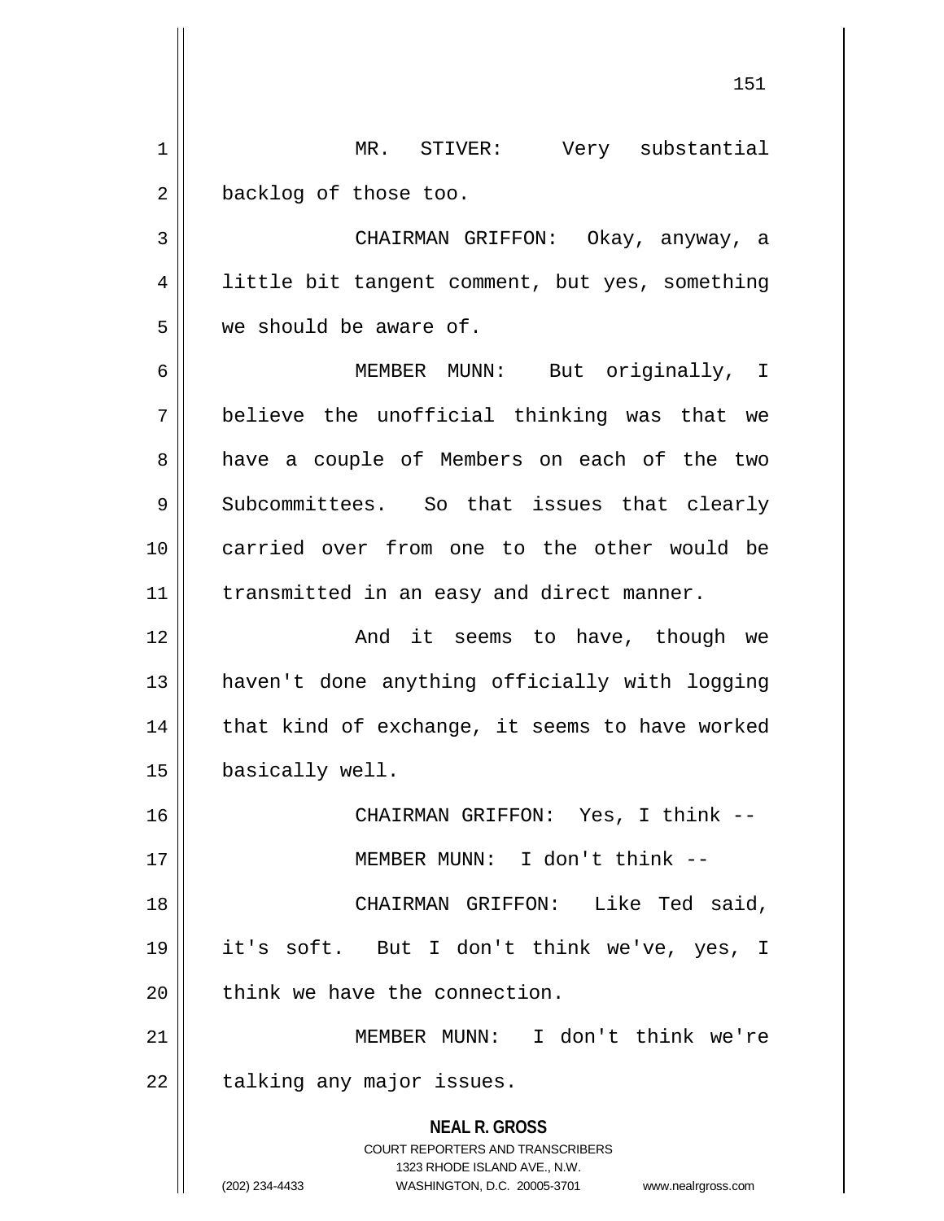MR. STIVER: Very substantial backlog of those too.

CHAIRMAN GRIFFON: Okay, anyway, a little bit tangent comment, but yes, something we should be aware of.

MEMBER MUNN: But originally, I believe the unofficial thinking was that we have a couple of Members on each of the two Subcommittees. So that issues that clearly carried over from one to the other would be transmitted in an easy and direct manner.

And it seems to have, though we haven't done anything officially with logging that kind of exchange, it seems to have worked basically well.

CHAIRMAN GRIFFON: Yes, I think --

MEMBER MUNN: I don't think --

CHAIRMAN GRIFFON: Like Ted said, it's soft. But I don't think we've, yes, I think we have the connection.

MEMBER MUNN: I don't think we're talking any major issues.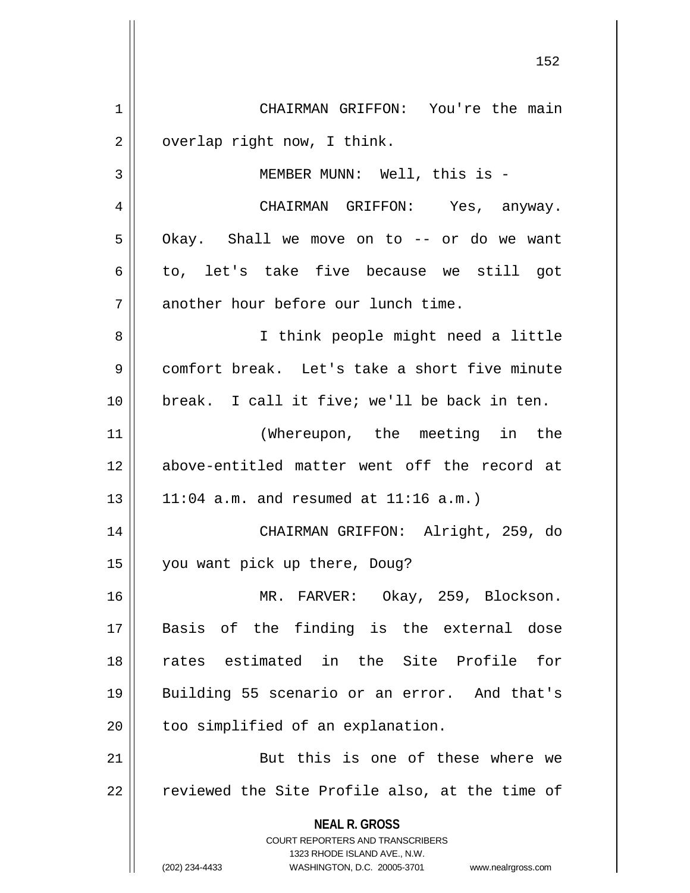CHAIRMAN GRIFFON: You're the main overlap right now, I think.

MEMBER MUNN: Well, this is -

CHAIRMAN GRIFFON: Yes, anyway. Okay. Shall we move on to -- or do we want to, let's take five because we still got another hour before our lunch time.

I think people might need a little comfort break. Let's take a short five minute break. I call it five; we'll be back in ten.

(Whereupon, the meeting in the above-entitled matter went off the record at 11:04 a.m. and resumed at 11:16 a.m.)

CHAIRMAN GRIFFON: Alright, 259, do you want pick up there, Doug?

MR. FARVER: Okay, 259, Blockson. Basis of the finding is the external dose rates estimated in the Site Profile for Building 55 scenario or an error. And that's too simplified of an explanation.

But this is one of these where we reviewed the Site Profile also, at the time of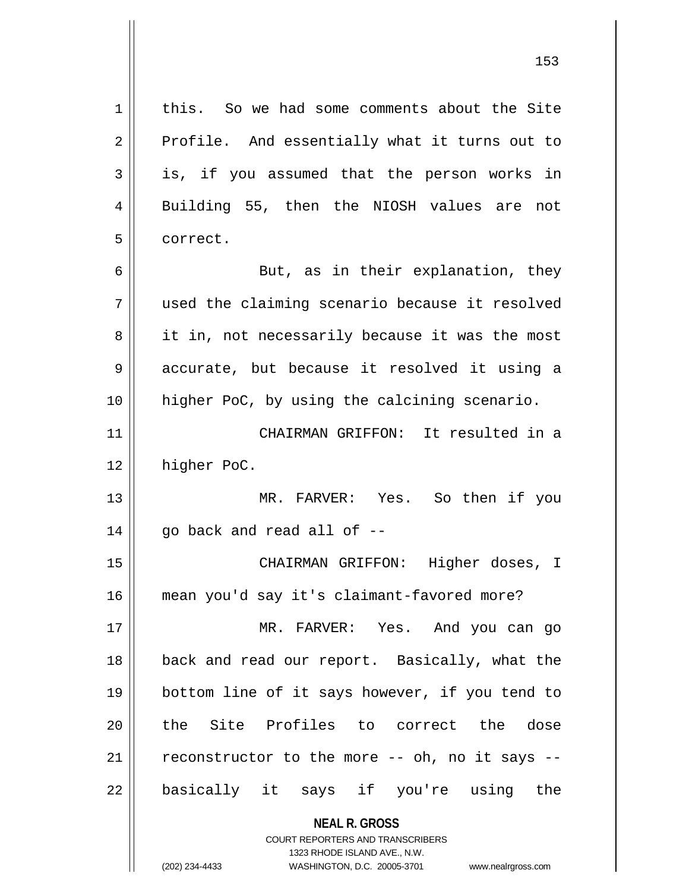this. So we had some comments about the Site Profile. And essentially what it turns out to is, if you assumed that the person works in Building 55, then the NIOSH values are not correct.

But, as in their explanation, they used the claiming scenario because it resolved it in, not necessarily because it was the most accurate, but because it resolved it using a higher PoC, by using the calcining scenario.

CHAIRMAN GRIFFON: It resulted in a higher PoC.

MR. FARVER: Yes. So then if you go back and read all of --

CHAIRMAN GRIFFON: Higher doses, I mean you'd say it's claimant-favored more?

MR. FARVER: Yes. And you can go back and read our report. Basically, what the bottom line of it says however, if you tend to the Site Profiles to correct the dose reconstructor to the more -- oh, no it says -- basically it says if you're using the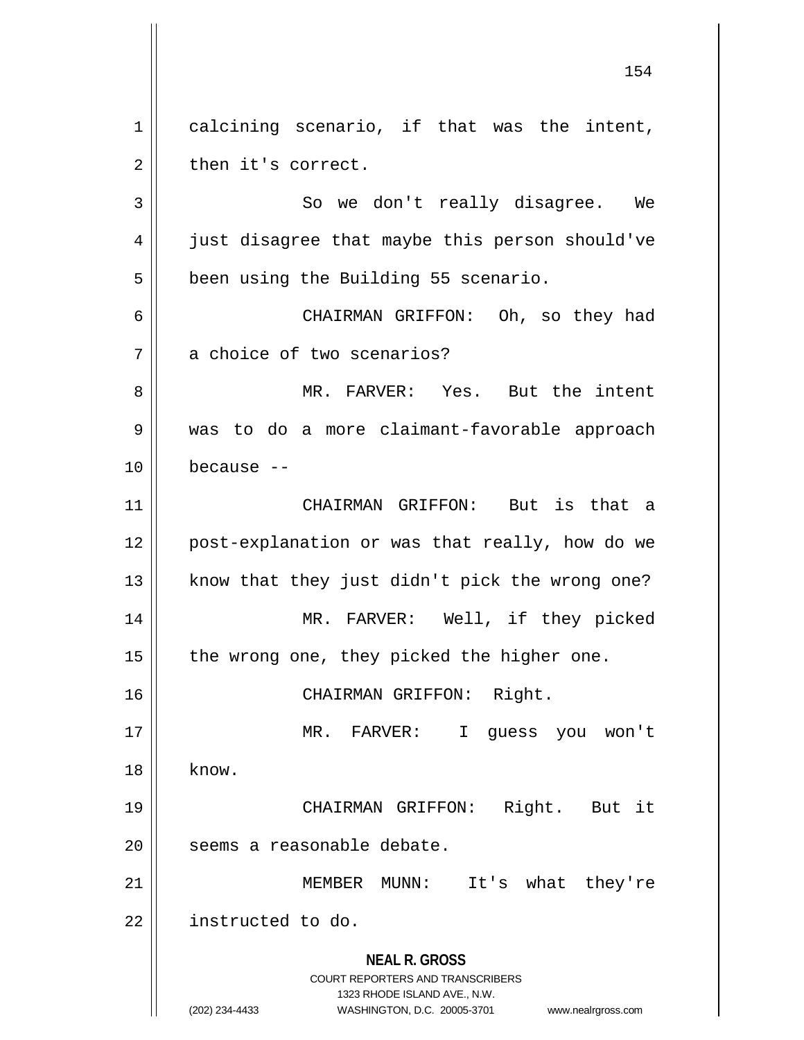calcining scenario, if that was the intent, then it's correct.

So we don't really disagree. We just disagree that maybe this person should've been using the Building 55 scenario.

CHAIRMAN GRIFFON: Oh, so they had a choice of two scenarios?

MR. FARVER: Yes. But the intent was to do a more claimant-favorable approach because --

CHAIRMAN GRIFFON: But is that a post-explanation or was that really, how do we know that they just didn't pick the wrong one?

MR. FARVER: Well, if they picked the wrong one, they picked the higher one.

CHAIRMAN GRIFFON: Right.

MR. FARVER: I guess you won't know.

CHAIRMAN GRIFFON: Right. But it seems a reasonable debate.

MEMBER MUNN: It's what they're instructed to do.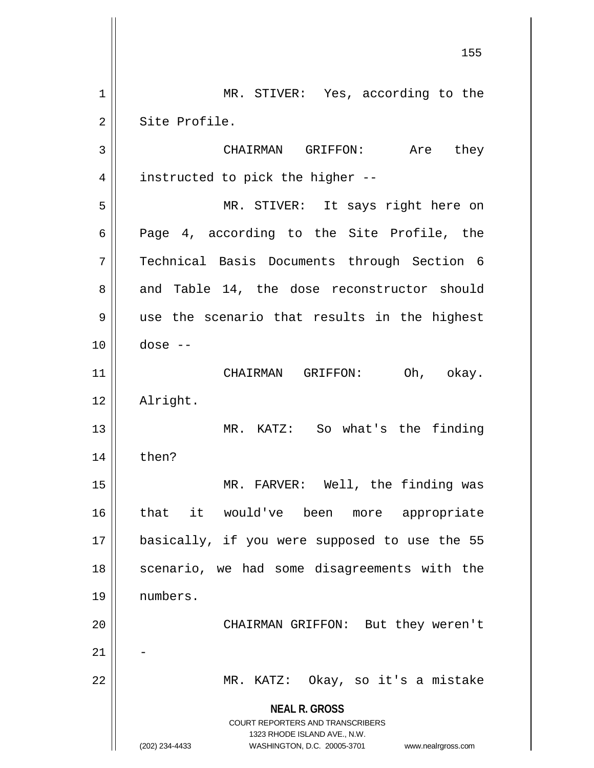MR. STIVER: Yes, according to the Site Profile.

CHAIRMAN GRIFFON: Are they instructed to pick the higher --

MR. STIVER: It says right here on Page 4, according to the Site Profile, the Technical Basis Documents through Section 6 and Table 14, the dose reconstructor should use the scenario that results in the highest dose --

CHAIRMAN GRIFFON: Oh, okay. Alright.

MR. KATZ: So what's the finding then?

MR. FARVER: Well, the finding was that it would've been more appropriate basically, if you were supposed to use the 55 scenario, we had some disagreements with the numbers.

CHAIRMAN GRIFFON: But they weren't -

MR. KATZ: Okay, so it's a mistake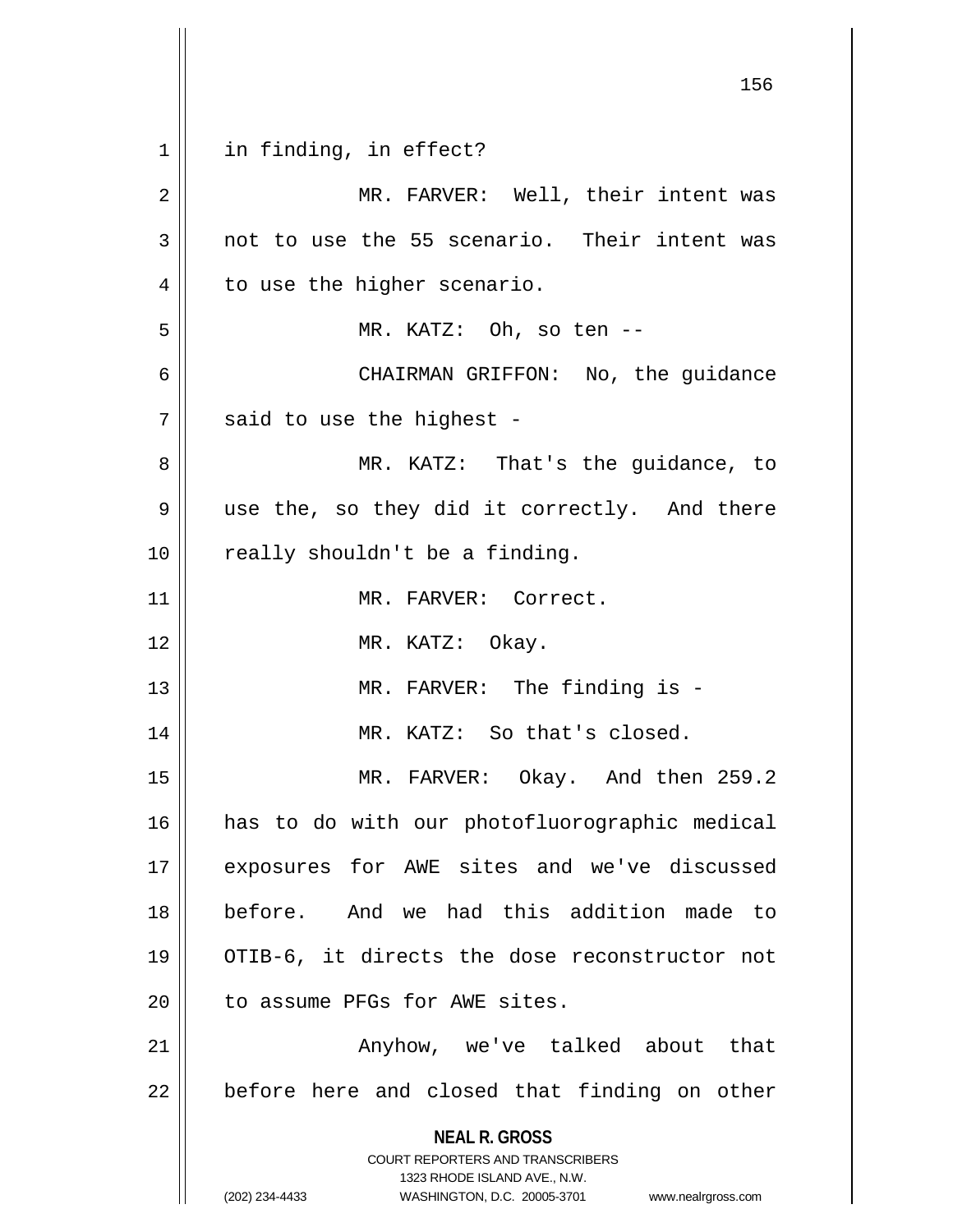in finding, in effect?

MR. FARVER: Well, their intent was not to use the 55 scenario. Their intent was to use the higher scenario.

MR. KATZ: Oh, so ten --

CHAIRMAN GRIFFON: No, the guidance said to use the highest -

MR. KATZ: That's the guidance, to use the, so they did it correctly. And there really shouldn't be a finding.

MR. FARVER: Correct.

MR. KATZ: Okay.

MR. FARVER: The finding is -

MR. KATZ: So that's closed.

MR. FARVER: Okay. And then 259.2 has to do with our photofluorographic medical exposures for AWE sites and we've discussed before. And we had this addition made to OTIB-6, it directs the dose reconstructor not to assume PFGs for AWE sites.

Anyhow, we've talked about that before here and closed that finding on other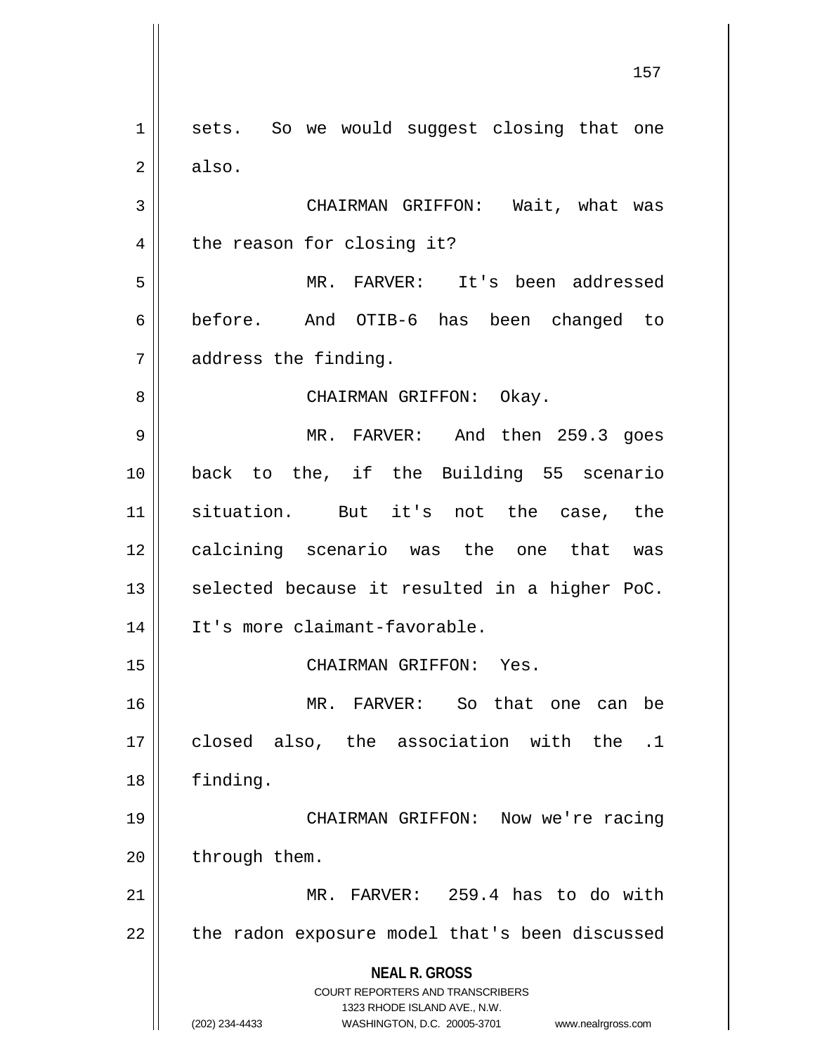sets. So we would suggest closing that one also.

CHAIRMAN GRIFFON: Wait, what was the reason for closing it?

MR. FARVER: It's been addressed before. And OTIB-6 has been changed to address the finding.

CHAIRMAN GRIFFON: Okay.

MR. FARVER: And then 259.3 goes back to the, if the Building 55 scenario situation. But it's not the case, the calcining scenario was the one that was selected because it resulted in a higher PoC. It's more claimant-favorable.

CHAIRMAN GRIFFON: Yes.

MR. FARVER: So that one can be closed also, the association with the .1 finding.

CHAIRMAN GRIFFON: Now we're racing through them.

MR. FARVER: 259.4 has to do with the radon exposure model that's been discussed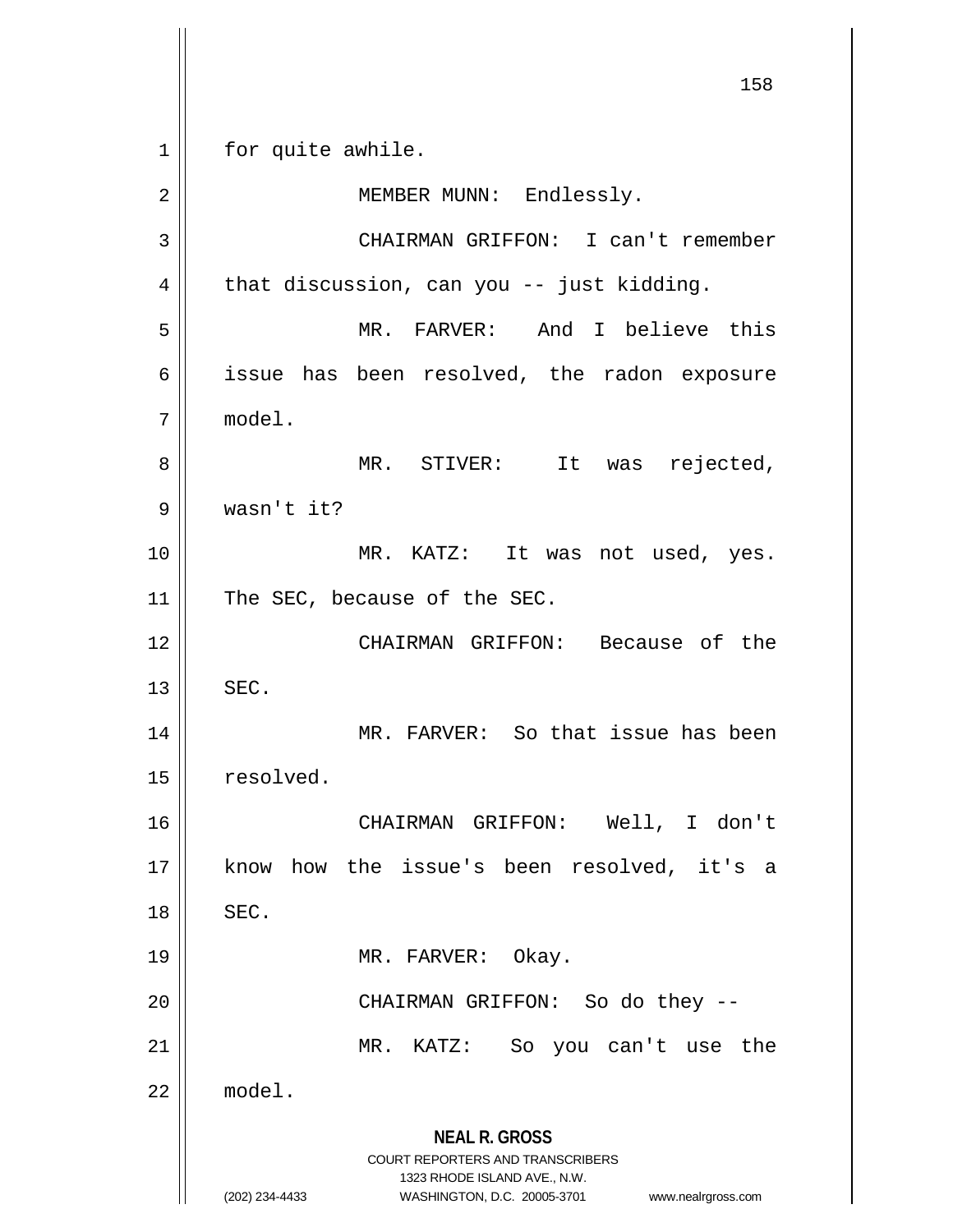for quite awhile.

MEMBER MUNN: Endlessly.

CHAIRMAN GRIFFON: I can't remember that discussion, can you -- just kidding.

MR. FARVER: And I believe this issue has been resolved, the radon exposure model.

MR. STIVER: It was rejected, wasn't it?

MR. KATZ: It was not used, yes. The SEC, because of the SEC.

CHAIRMAN GRIFFON: Because of the SEC.

MR. FARVER: So that issue has been resolved.

CHAIRMAN GRIFFON: Well, I don't know how the issue's been resolved, it's a SEC.

MR. FARVER: Okay.

CHAIRMAN GRIFFON: So do they --

MR. KATZ: So you can't use the model.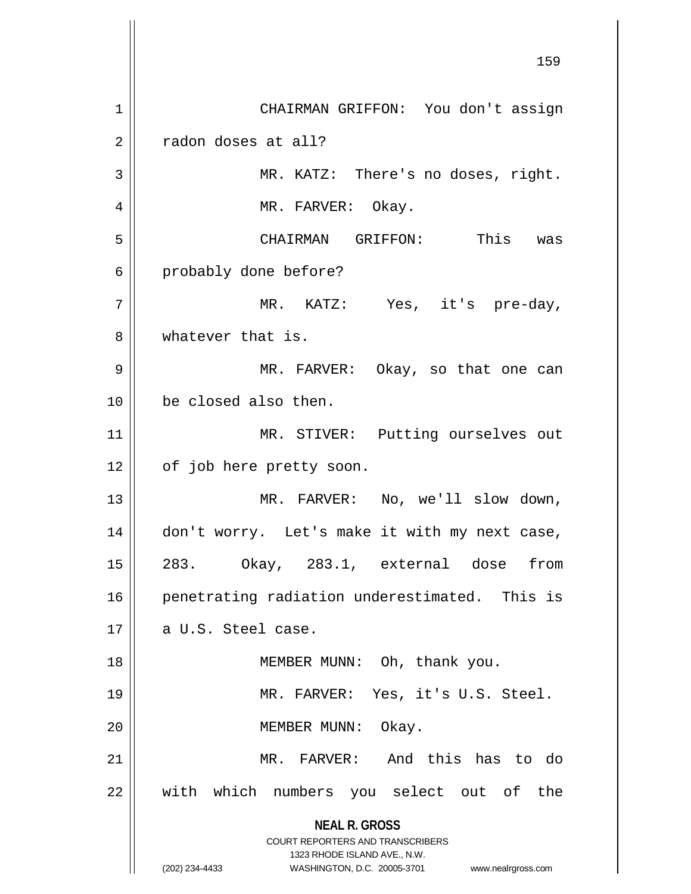CHAIRMAN GRIFFON: You don't assign radon doses at all?

MR. KATZ: There's no doses, right.

MR. FARVER: Okay.

CHAIRMAN GRIFFON: This was probably done before?

MR. KATZ: Yes, it's pre-day, whatever that is.

MR. FARVER: Okay, so that one can be closed also then.

MR. STIVER: Putting ourselves out of job here pretty soon.

MR. FARVER: No, we'll slow down, don't worry. Let's make it with my next case, 283. Okay, 283.1, external dose from penetrating radiation underestimated. This is a U.S. Steel case.

MEMBER MUNN: Oh, thank you.

MR. FARVER: Yes, it's U.S. Steel.

MEMBER MUNN: Okay.

MR. FARVER: And this has to do with which numbers you select out of the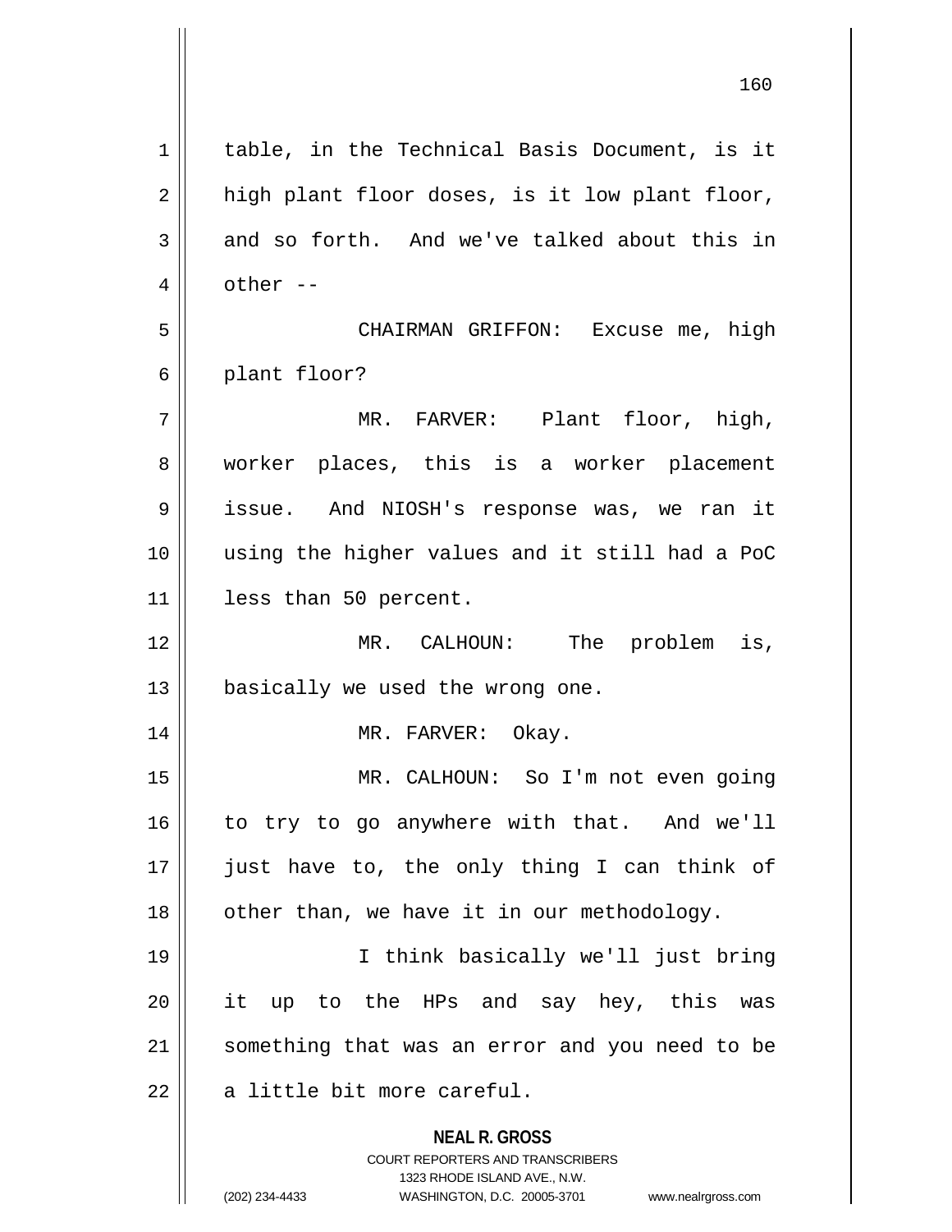table, in the Technical Basis Document, is it high plant floor doses, is it low plant floor, and so forth. And we've talked about this in other --

CHAIRMAN GRIFFON: Excuse me, high plant floor?

MR. FARVER: Plant floor, high, worker places, this is a worker placement issue. And NIOSH's response was, we ran it using the higher values and it still had a PoC less than 50 percent.

MR. CALHOUN: The problem is, basically we used the wrong one.

MR. FARVER: Okay.

MR. CALHOUN: So I'm not even going to try to go anywhere with that. And we'll just have to, the only thing I can think of other than, we have it in our methodology.

I think basically we'll just bring it up to the HPs and say hey, this was something that was an error and you need to be a little bit more careful.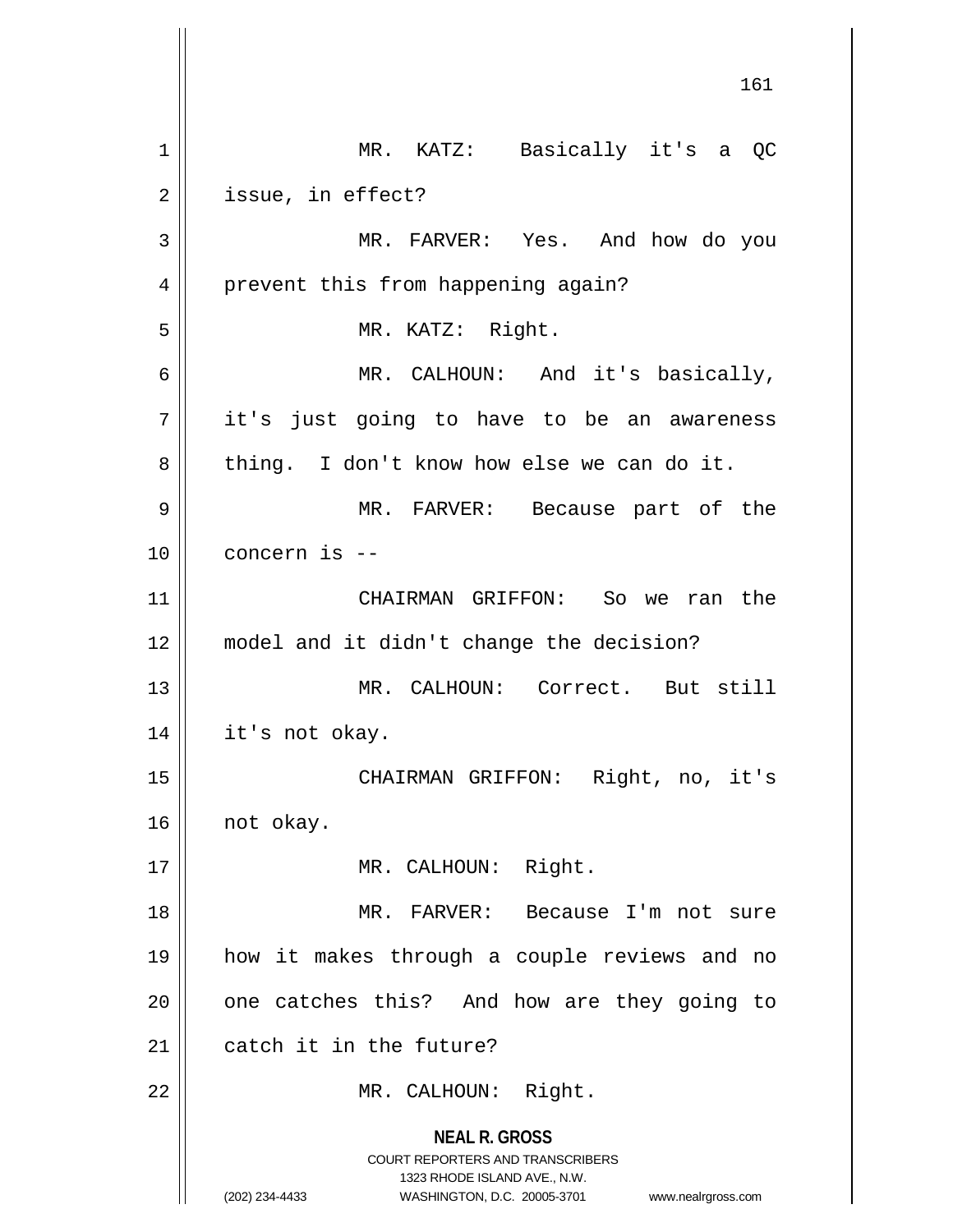MR. KATZ: Basically it's a QC issue, in effect?

MR. FARVER: Yes. And how do you prevent this from happening again?

MR. KATZ: Right.

MR. CALHOUN: And it's basically, it's just going to have to be an awareness thing. I don't know how else we can do it.

MR. FARVER: Because part of the concern is --

CHAIRMAN GRIFFON: So we ran the model and it didn't change the decision?

MR. CALHOUN: Correct. But still it's not okay.

CHAIRMAN GRIFFON: Right, no, it's not okay.

MR. CALHOUN: Right.

MR. FARVER: Because I'm not sure how it makes through a couple reviews and no one catches this? And how are they going to catch it in the future?

MR. CALHOUN: Right.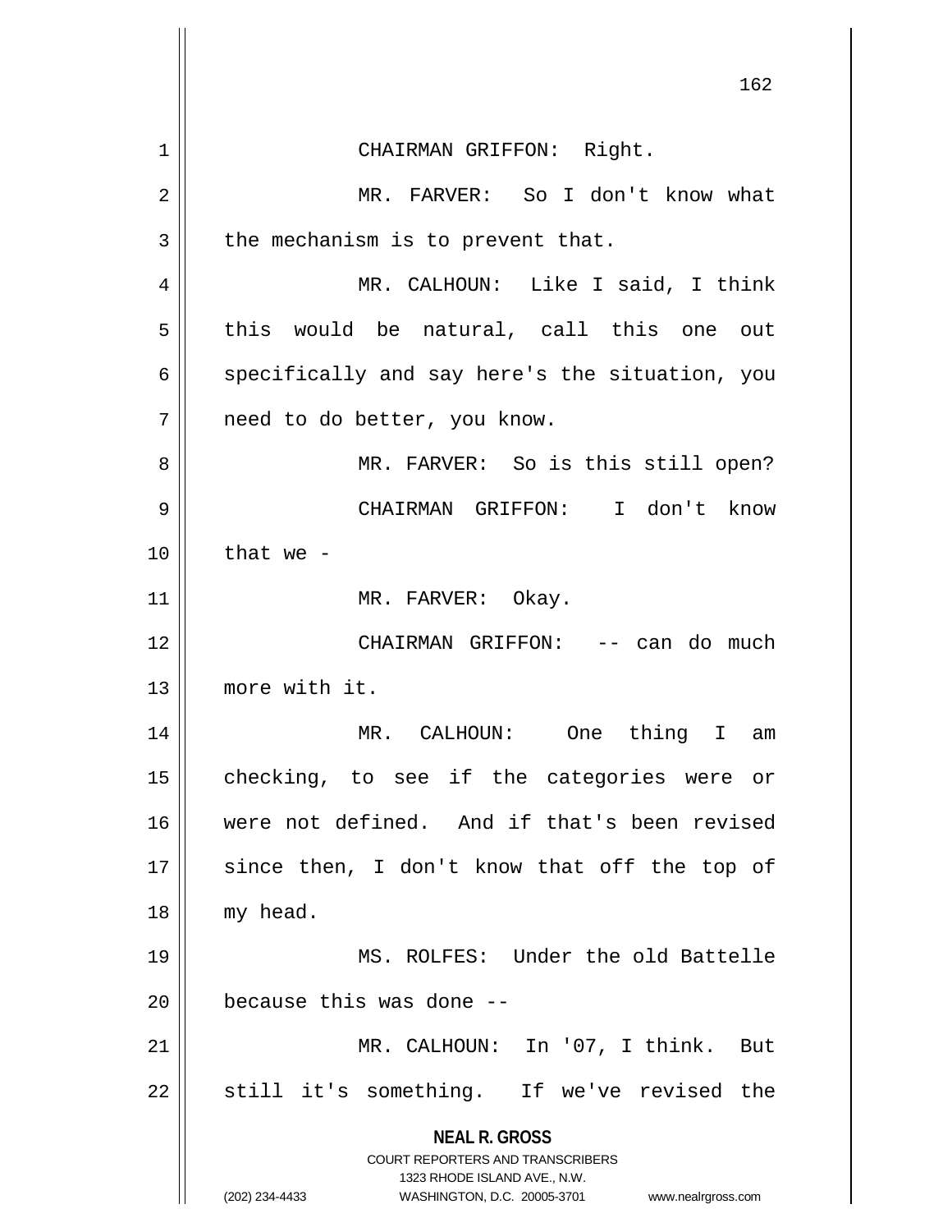CHAIRMAN GRIFFON: Right.

MR. FARVER: So I don't know what the mechanism is to prevent that.

MR. CALHOUN: Like I said, I think this would be natural, call this one out specifically and say here's the situation, you need to do better, you know.

MR. FARVER: So is this still open?

CHAIRMAN GRIFFON: I don't know that we -

MR. FARVER: Okay.

CHAIRMAN GRIFFON: -- can do much more with it.

MR. CALHOUN: One thing I am checking, to see if the categories were or were not defined. And if that's been revised since then, I don't know that off the top of my head.

MS. ROLFES: Under the old Battelle because this was done --

MR. CALHOUN: In '07, I think. But still it's something. If we've revised the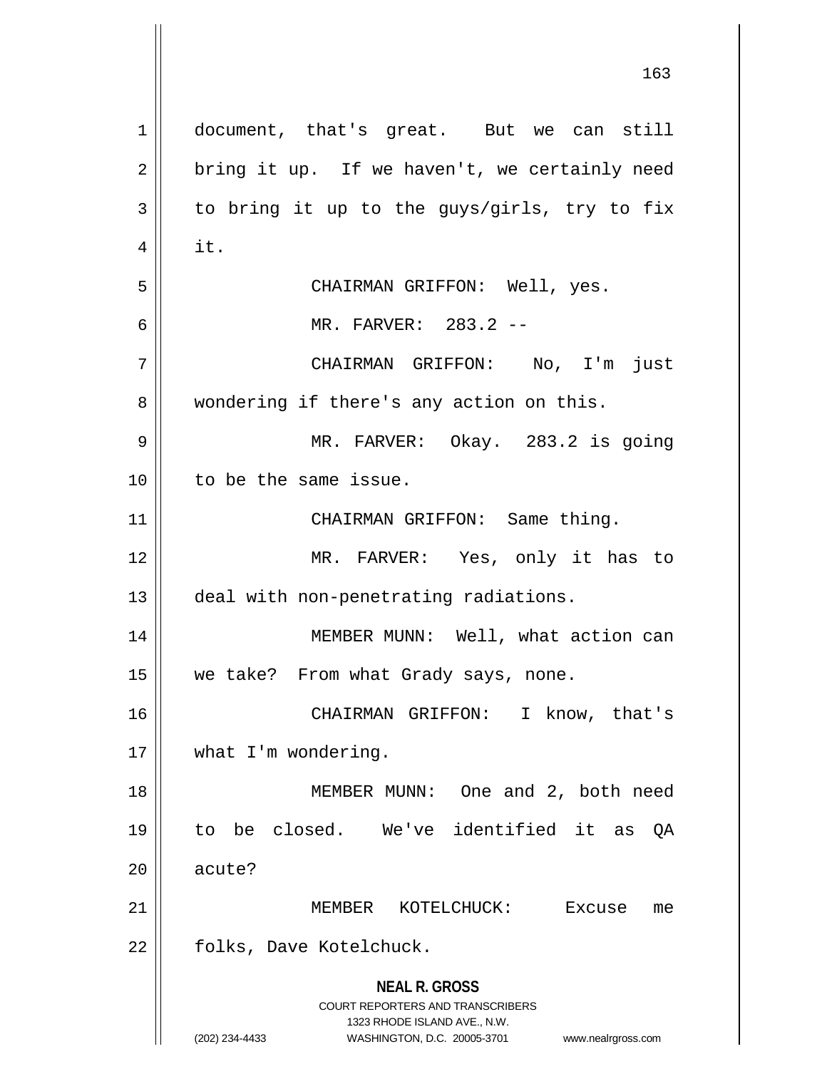document, that's great. But we can still bring it up. If we haven't, we certainly need to bring it up to the guys/girls, try to fix it.

CHAIRMAN GRIFFON: Well, yes.

MR. FARVER: 283.2 --

CHAIRMAN GRIFFON: No, I'm just wondering if there's any action on this.

MR. FARVER: Okay. 283.2 is going to be the same issue.

CHAIRMAN GRIFFON: Same thing.

MR. FARVER: Yes, only it has to deal with non-penetrating radiations.

MEMBER MUNN: Well, what action can we take? From what Grady says, none.

CHAIRMAN GRIFFON: I know, that's what I'm wondering.

MEMBER MUNN: One and 2, both need to be closed. We've identified it as QA acute?

MEMBER KOTELCHUCK: Excuse me folks, Dave Kotelchuck.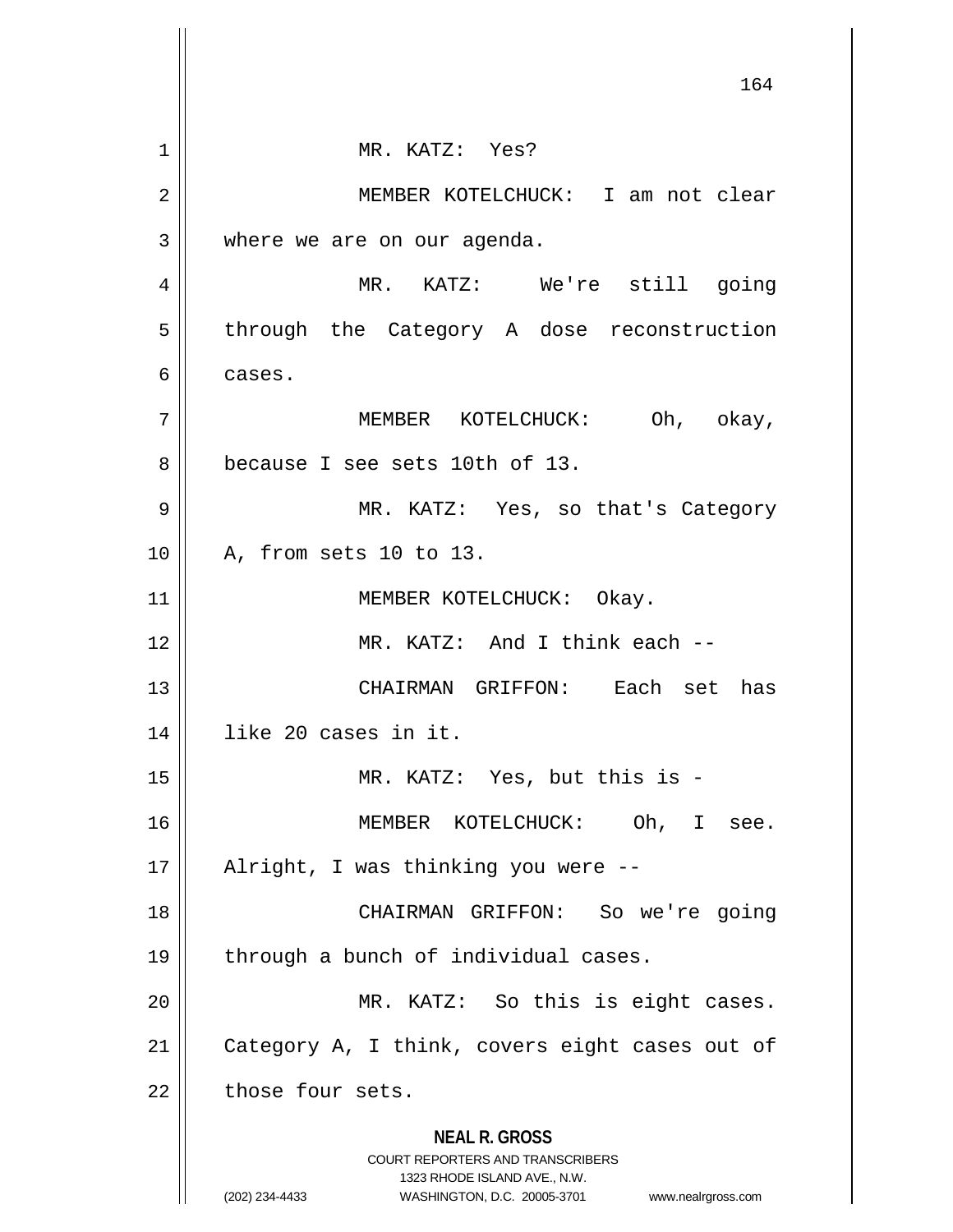MR. KATZ: Yes?

MEMBER KOTELCHUCK: I am not clear where we are on our agenda.

MR. KATZ: We're still going through the Category A dose reconstruction cases.

MEMBER KOTELCHUCK: Oh, okay, because I see sets 10th of 13.

MR. KATZ: Yes, so that's Category A, from sets 10 to 13.

MEMBER KOTELCHUCK: Okay.

MR. KATZ: And I think each --

CHAIRMAN GRIFFON: Each set has like 20 cases in it.

MR. KATZ: Yes, but this is -

MEMBER KOTELCHUCK: Oh, I see. Alright, I was thinking you were --

CHAIRMAN GRIFFON: So we're going through a bunch of individual cases.

MR. KATZ: So this is eight cases. Category A, I think, covers eight cases out of those four sets.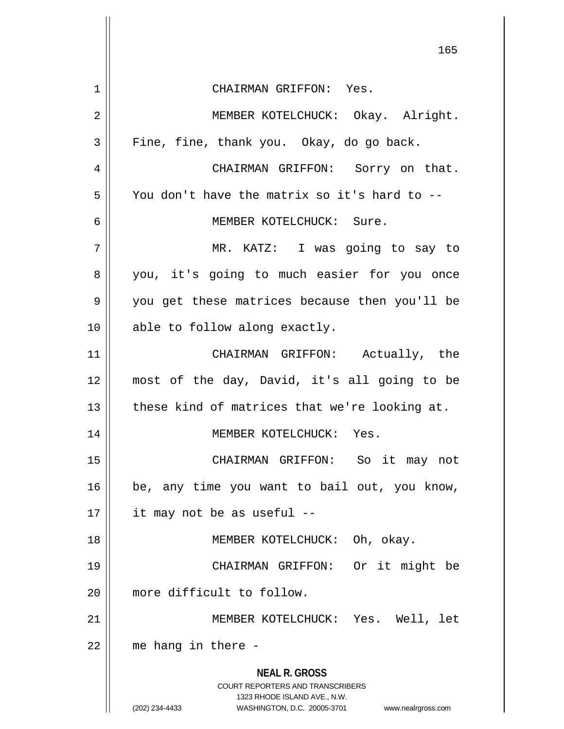CHAIRMAN GRIFFON: Yes.

MEMBER KOTELCHUCK: Okay. Alright. Fine, fine, thank you. Okay, do go back.

CHAIRMAN GRIFFON: Sorry on that. You don't have the matrix so it's hard to --

MEMBER KOTELCHUCK: Sure.

MR. KATZ: I was going to say to you, it's going to much easier for you once you get these matrices because then you'll be able to follow along exactly.

CHAIRMAN GRIFFON: Actually, the most of the day, David, it's all going to be these kind of matrices that we're looking at.

MEMBER KOTELCHUCK: Yes.

CHAIRMAN GRIFFON: So it may not be, any time you want to bail out, you know, it may not be as useful --

MEMBER KOTELCHUCK: Oh, okay.

CHAIRMAN GRIFFON: Or it might be more difficult to follow.

MEMBER KOTELCHUCK: Yes. Well, let me hang in there -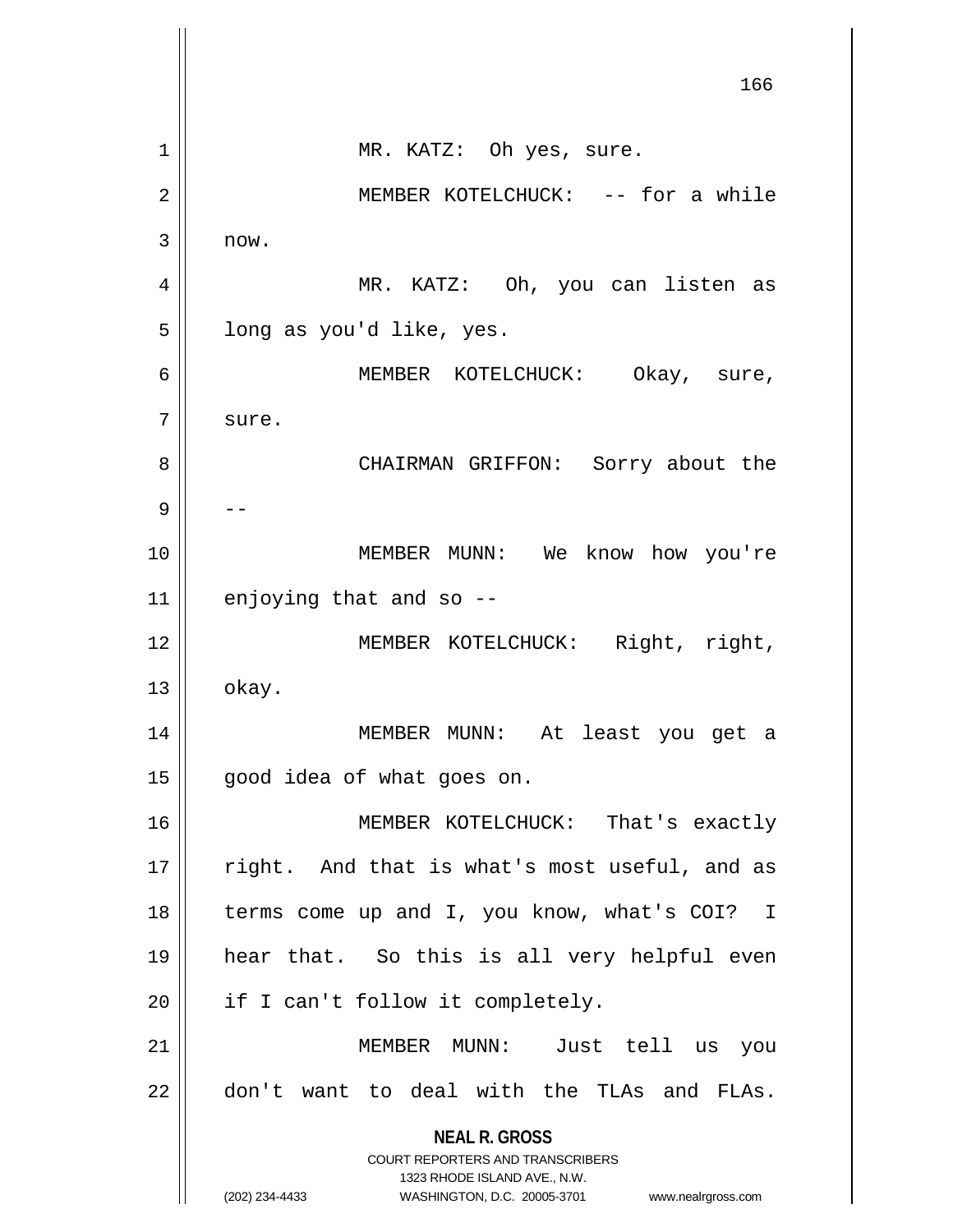MR. KATZ: Oh yes, sure.

MEMBER KOTELCHUCK: -- for a while now.

MR. KATZ: Oh, you can listen as long as you'd like, yes.

MEMBER KOTELCHUCK: Okay, sure, sure.

CHAIRMAN GRIFFON: Sorry about the --

MEMBER MUNN: We know how you're enjoying that and so --

MEMBER KOTELCHUCK: Right, right, okay.

MEMBER MUNN: At least you get a good idea of what goes on.

MEMBER KOTELCHUCK: That's exactly right. And that is what's most useful, and as terms come up and I, you know, what's COI? I hear that. So this is all very helpful even if I can't follow it completely.

MEMBER MUNN: Just tell us you don't want to deal with the TLAs and FLAs.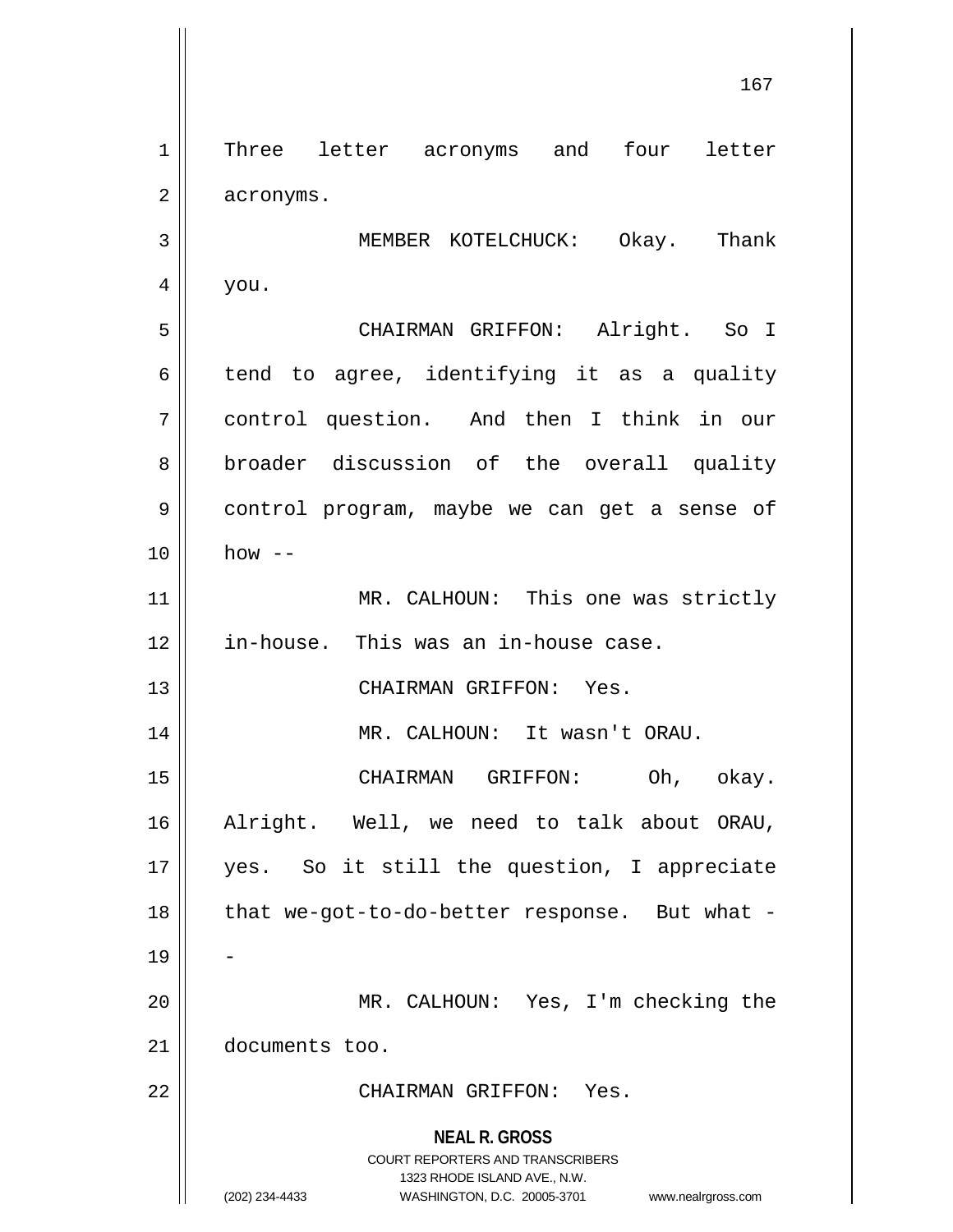Three letter acronyms and four letter acronyms.

MEMBER KOTELCHUCK: Okay. Thank you.

CHAIRMAN GRIFFON: Alright. So I tend to agree, identifying it as a quality control question. And then I think in our broader discussion of the overall quality control program, maybe we can get a sense of how --

MR. CALHOUN: This one was strictly in-house. This was an in-house case.

CHAIRMAN GRIFFON: Yes.

MR. CALHOUN: It wasn't ORAU.

CHAIRMAN GRIFFON: Oh, okay. Alright. Well, we need to talk about ORAU, yes. So it still the question, I appreciate that we-got-to-do-better response. But what --

MR. CALHOUN: Yes, I'm checking the documents too.

CHAIRMAN GRIFFON: Yes.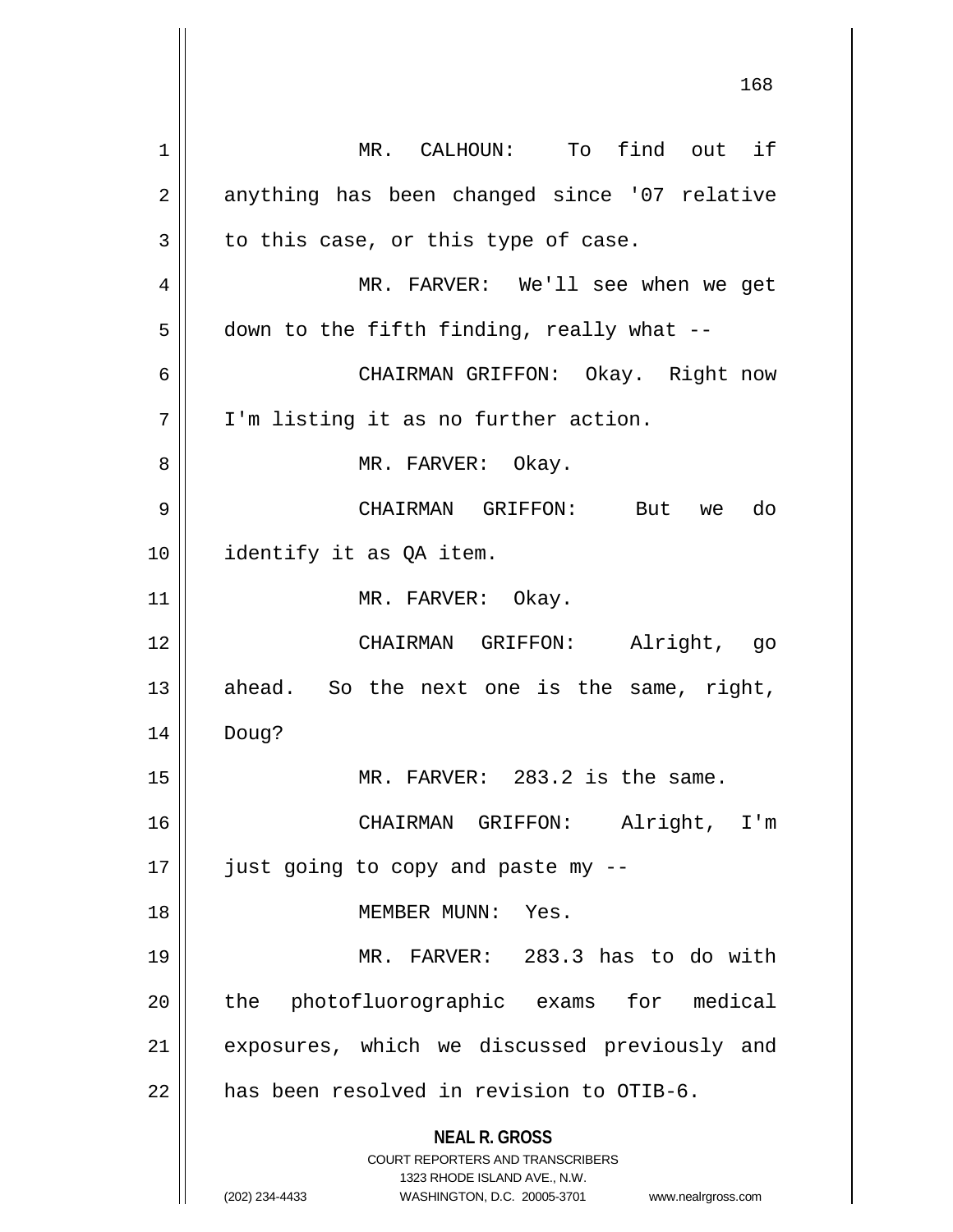MR. CALHOUN: To find out if anything has been changed since '07 relative to this case, or this type of case.

MR. FARVER: We'll see when we get down to the fifth finding, really what --

CHAIRMAN GRIFFON: Okay. Right now I'm listing it as no further action.

MR. FARVER: Okay.

CHAIRMAN GRIFFON: But we do identify it as QA item.

MR. FARVER: Okay.

CHAIRMAN GRIFFON: Alright, go ahead. So the next one is the same, right, Doug?

MR. FARVER: 283.2 is the same.

CHAIRMAN GRIFFON: Alright, I'm just going to copy and paste my --

MEMBER MUNN: Yes.

MR. FARVER: 283.3 has to do with the photofluorographic exams for medical exposures, which we discussed previously and has been resolved in revision to OTIB-6.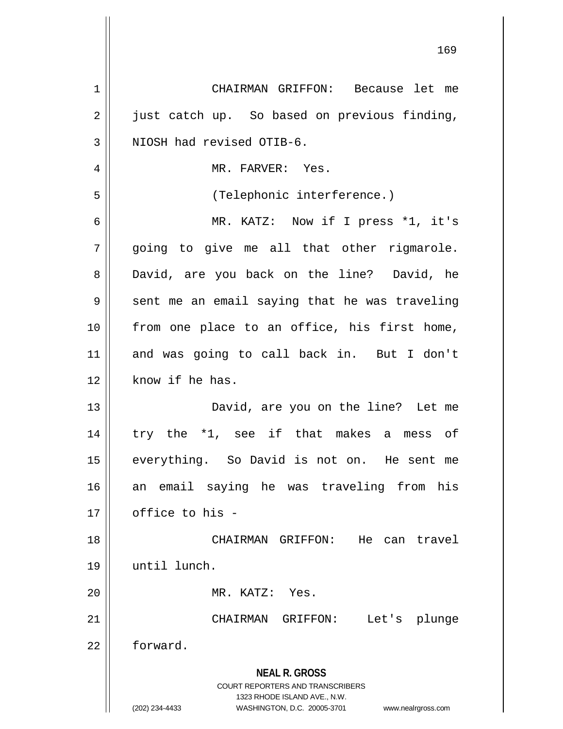CHAIRMAN GRIFFON: Because let me just catch up. So based on previous finding, NIOSH had revised OTIB-6.

MR. FARVER: Yes.

(Telephonic interference.)

MR. KATZ: Now if I press *1, it's going to give me all that other rigmarole. David, are you back on the line? David, he sent me an email saying that he was traveling from one place to an office, his first home, and was going to call back in. But I don't know if he has.

David, are you on the line? Let me try the *1, see if that makes a mess of everything. So David is not on. He sent me an email saying he was traveling from his office to his -

CHAIRMAN GRIFFON: He can travel until lunch.

MR. KATZ: Yes.

CHAIRMAN GRIFFON: Let's plunge forward.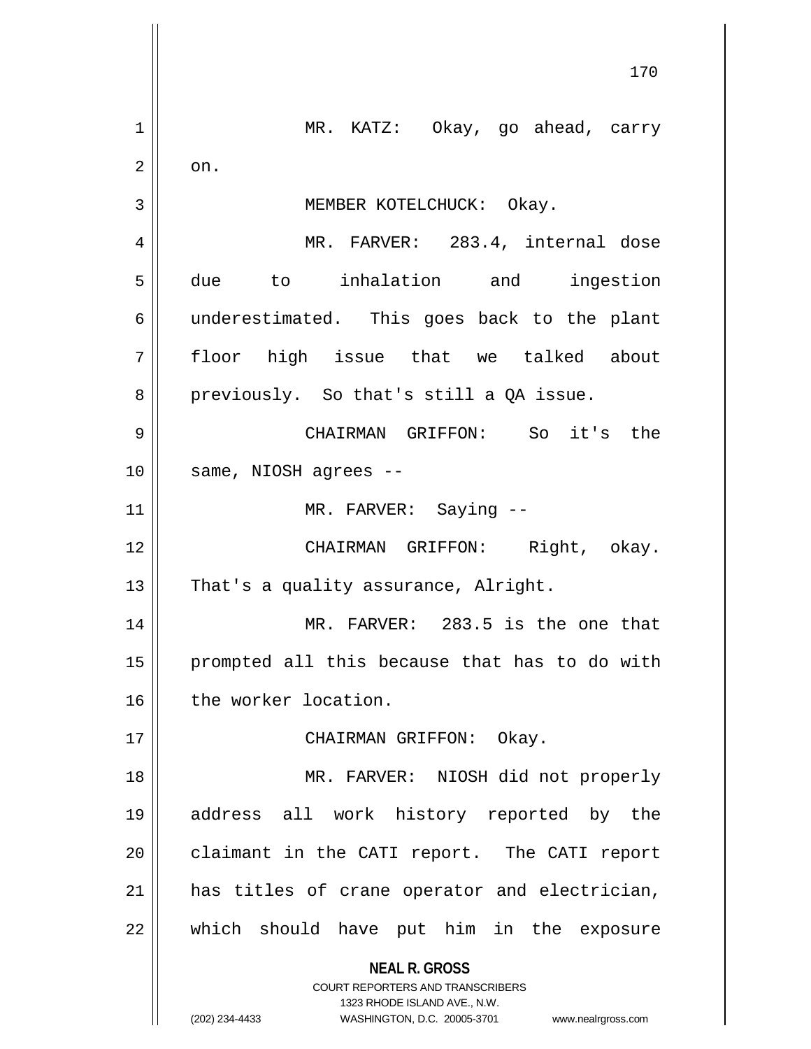MR. KATZ: Okay, go ahead, carry on.

MEMBER KOTELCHUCK: Okay.

MR. FARVER: 283.4, internal dose due to inhalation and ingestion underestimated. This goes back to the plant floor high issue that we talked about previously. So that's still a QA issue.

CHAIRMAN GRIFFON: So it's the same, NIOSH agrees --

MR. FARVER: Saying --

CHAIRMAN GRIFFON: Right, okay. That's a quality assurance, Alright.

MR. FARVER: 283.5 is the one that prompted all this because that has to do with the worker location.

CHAIRMAN GRIFFON: Okay.

MR. FARVER: NIOSH did not properly address all work history reported by the claimant in the CATI report. The CATI report has titles of crane operator and electrician, which should have put him in the exposure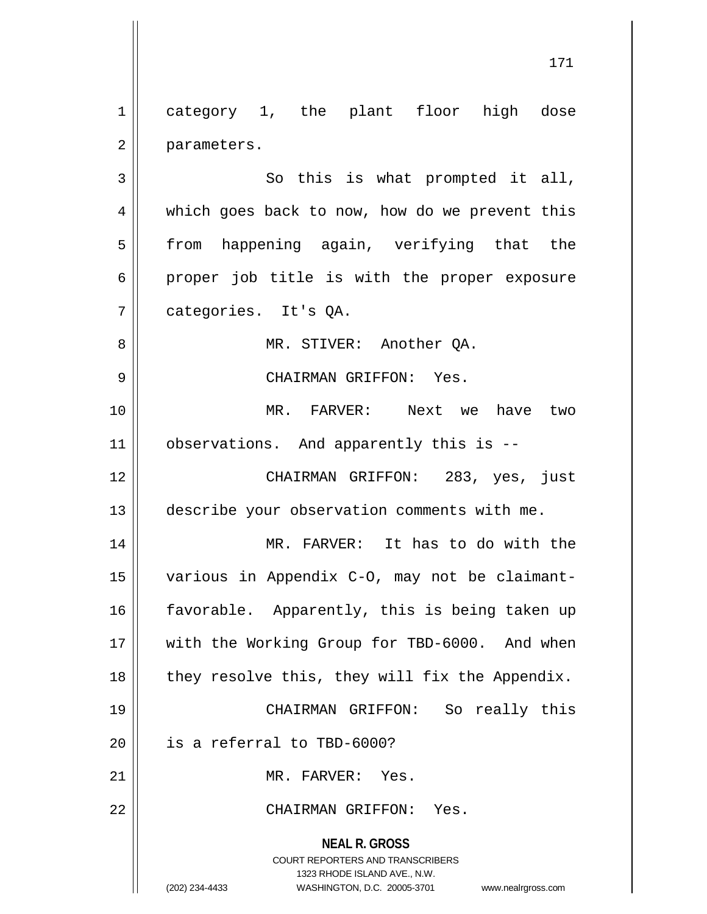category 1, the plant floor high dose parameters.

So this is what prompted it all, which goes back to now, how do we prevent this from happening again, verifying that the proper job title is with the proper exposure categories. It's QA.

MR. STIVER: Another QA.

CHAIRMAN GRIFFON: Yes.

MR. FARVER: Next we have two observations. And apparently this is --

CHAIRMAN GRIFFON: 283, yes, just describe your observation comments with me.

MR. FARVER: It has to do with the various in Appendix C-O, may not be claimant-favorable. Apparently, this is being taken up with the Working Group for TBD-6000. And when they resolve this, they will fix the Appendix.

CHAIRMAN GRIFFON: So really this is a referral to TBD-6000?

MR. FARVER: Yes.

CHAIRMAN GRIFFON: Yes.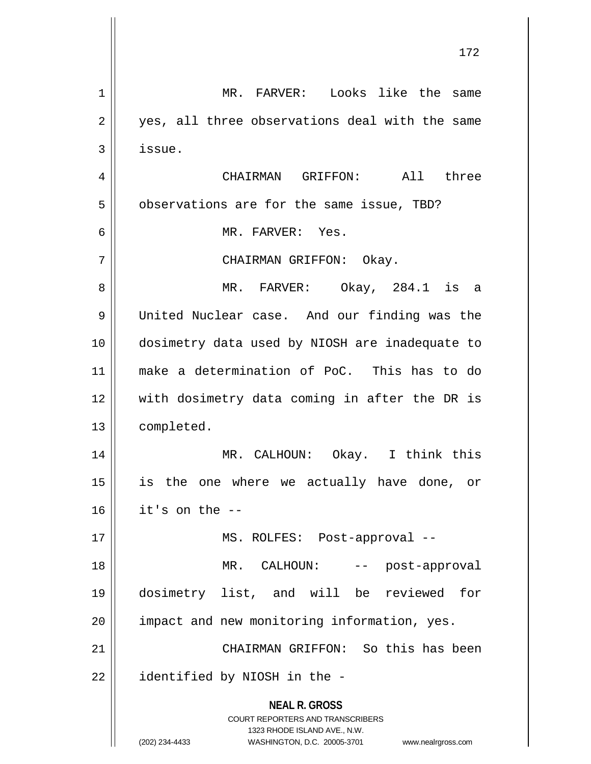MR. FARVER: Looks like the same yes, all three observations deal with the same issue.

CHAIRMAN GRIFFON: All three observations are for the same issue, TBD?

MR. FARVER: Yes.

CHAIRMAN GRIFFON: Okay.

MR. FARVER: Okay, 284.1 is a United Nuclear case. And our finding was the dosimetry data used by NIOSH are inadequate to make a determination of PoC. This has to do with dosimetry data coming in after the DR is completed.

MR. CALHOUN: Okay. I think this is the one where we actually have done, or it's on the --

MS. ROLFES: Post-approval --

MR. CALHOUN: -- post-approval dosimetry list, and will be reviewed for impact and new monitoring information, yes.

CHAIRMAN GRIFFON: So this has been identified by NIOSH in the -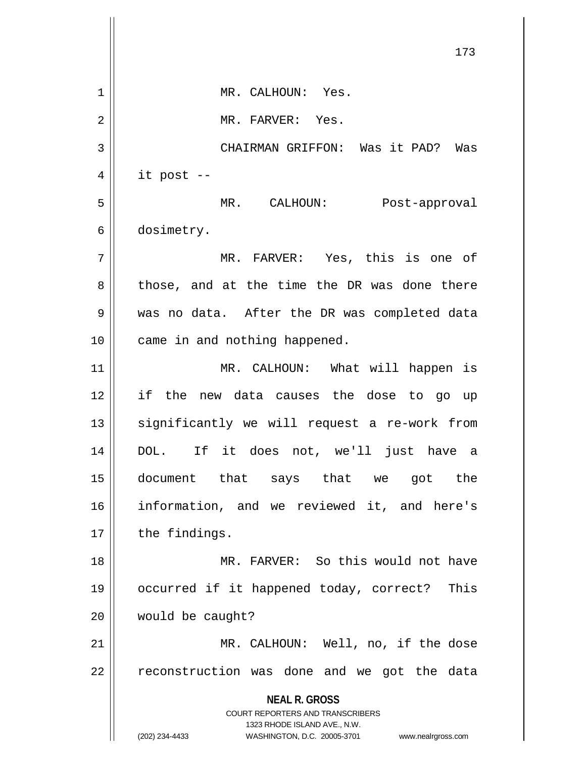MR. CALHOUN: Yes.

MR. FARVER: Yes.

CHAIRMAN GRIFFON: Was it PAD? Was it post --

MR. CALHOUN: Post-approval dosimetry.

MR. FARVER: Yes, this is one of those, and at the time the DR was done there was no data. After the DR was completed data came in and nothing happened.

MR. CALHOUN: What will happen is if the new data causes the dose to go up significantly we will request a re-work from DOL. If it does not, we'll just have a document that says that we got the information, and we reviewed it, and here's the findings.

MR. FARVER: So this would not have occurred if it happened today, correct? This would be caught?

MR. CALHOUN: Well, no, if the dose reconstruction was done and we got the data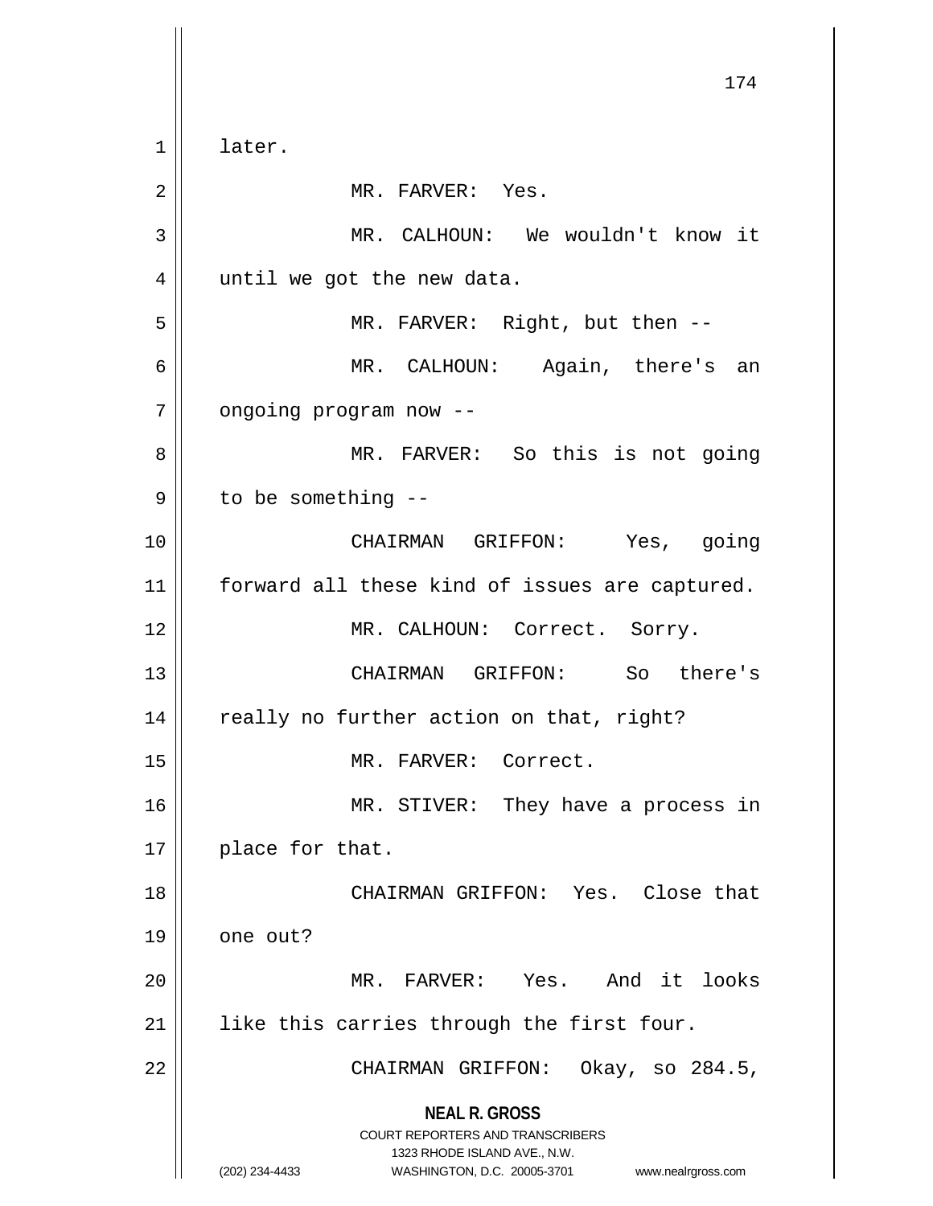later.

MR. FARVER: Yes.

MR. CALHOUN: We wouldn't know it until we got the new data.

MR. FARVER: Right, but then --

MR. CALHOUN: Again, there's an ongoing program now --

MR. FARVER: So this is not going to be something --

CHAIRMAN GRIFFON: Yes, going forward all these kind of issues are captured.

MR. CALHOUN: Correct. Sorry.

CHAIRMAN GRIFFON: So there's really no further action on that, right?

MR. FARVER: Correct.

MR. STIVER: They have a process in place for that.

CHAIRMAN GRIFFON: Yes. Close that one out?

MR. FARVER: Yes. And it looks like this carries through the first four.

CHAIRMAN GRIFFON: Okay, so 284.5,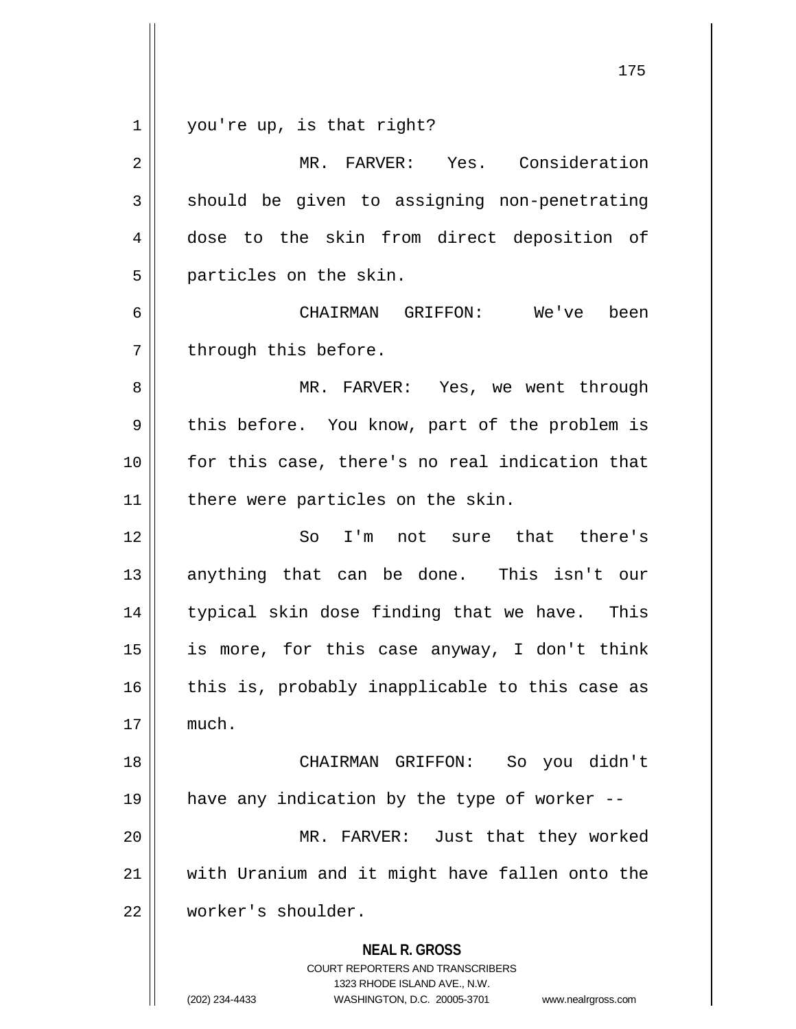you're up, is that right?

MR. FARVER: Yes. Consideration should be given to assigning non-penetrating dose to the skin from direct deposition of particles on the skin.

CHAIRMAN GRIFFON: We've been through this before.

MR. FARVER: Yes, we went through this before. You know, part of the problem is for this case, there's no real indication that there were particles on the skin.

So I'm not sure that there's anything that can be done. This isn't our typical skin dose finding that we have. This is more, for this case anyway, I don't think this is, probably inapplicable to this case as much.

CHAIRMAN GRIFFON: So you didn't have any indication by the type of worker --

MR. FARVER: Just that they worked with Uranium and it might have fallen onto the worker's shoulder.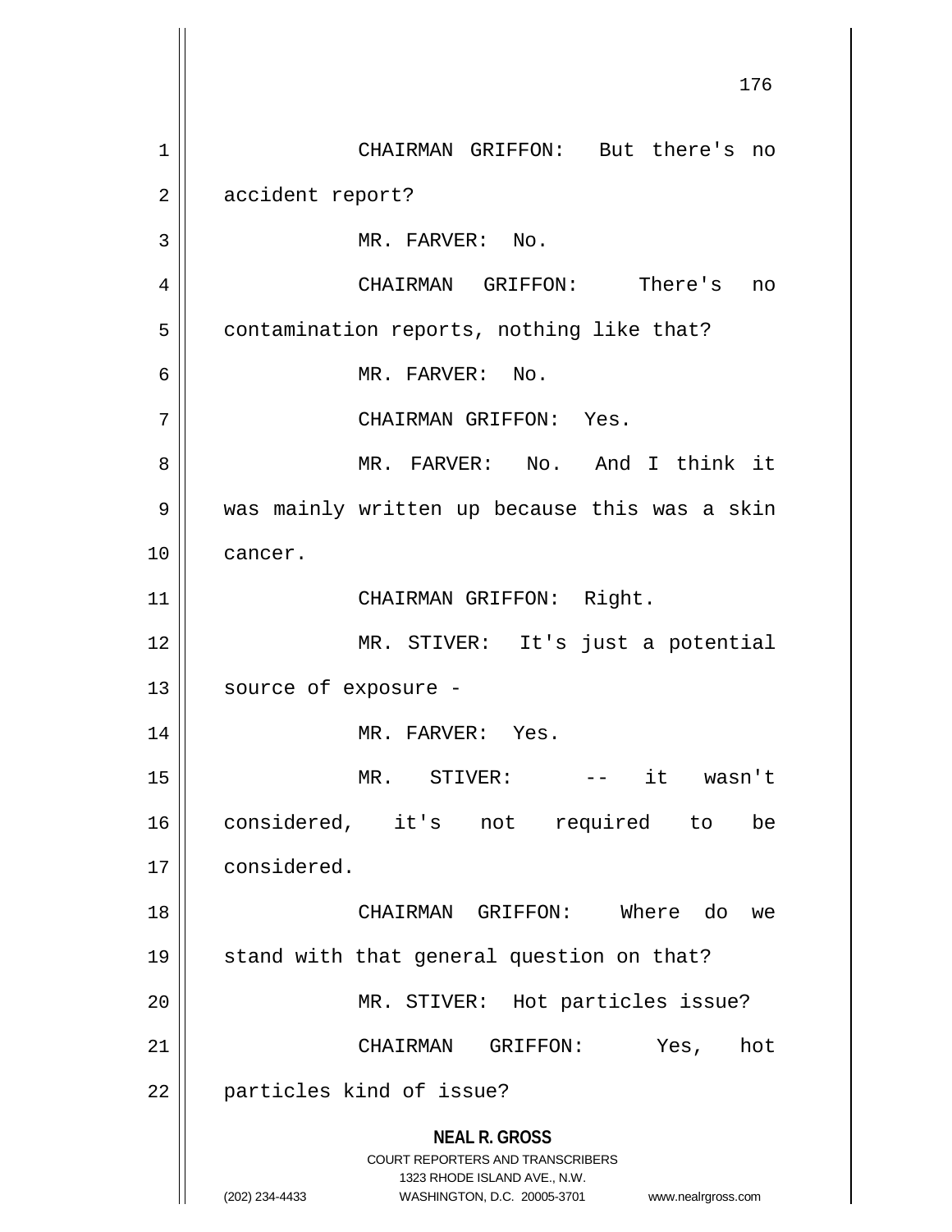CHAIRMAN GRIFFON: But there's no accident report?

MR. FARVER: No.

CHAIRMAN GRIFFON: There's no contamination reports, nothing like that?

MR. FARVER: No.

CHAIRMAN GRIFFON: Yes.

MR. FARVER: No. And I think it was mainly written up because this was a skin cancer.

CHAIRMAN GRIFFON: Right.

MR. STIVER: It's just a potential source of exposure -

MR. FARVER: Yes.

MR. STIVER: -- it wasn't considered, it's not required to be considered.

CHAIRMAN GRIFFON: Where do we stand with that general question on that?

MR. STIVER: Hot particles issue?

CHAIRMAN GRIFFON: Yes, hot particles kind of issue?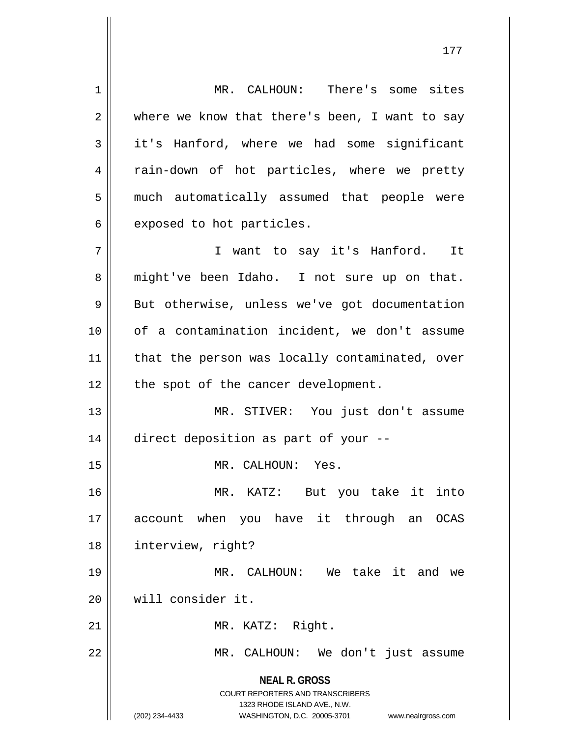MR. CALHOUN: There's some sites where we know that there's been, I want to say it's Hanford, where we had some significant rain-down of hot particles, where we pretty much automatically assumed that people were exposed to hot particles.

I want to say it's Hanford. It might've been Idaho. I not sure up on that. But otherwise, unless we've got documentation of a contamination incident, we don't assume that the person was locally contaminated, over the spot of the cancer development.

MR. STIVER: You just don't assume direct deposition as part of your --

MR. CALHOUN: Yes.

MR. KATZ: But you take it into account when you have it through an OCAS interview, right?

MR. CALHOUN: We take it and we will consider it.

MR. KATZ: Right.

MR. CALHOUN: We don't just assume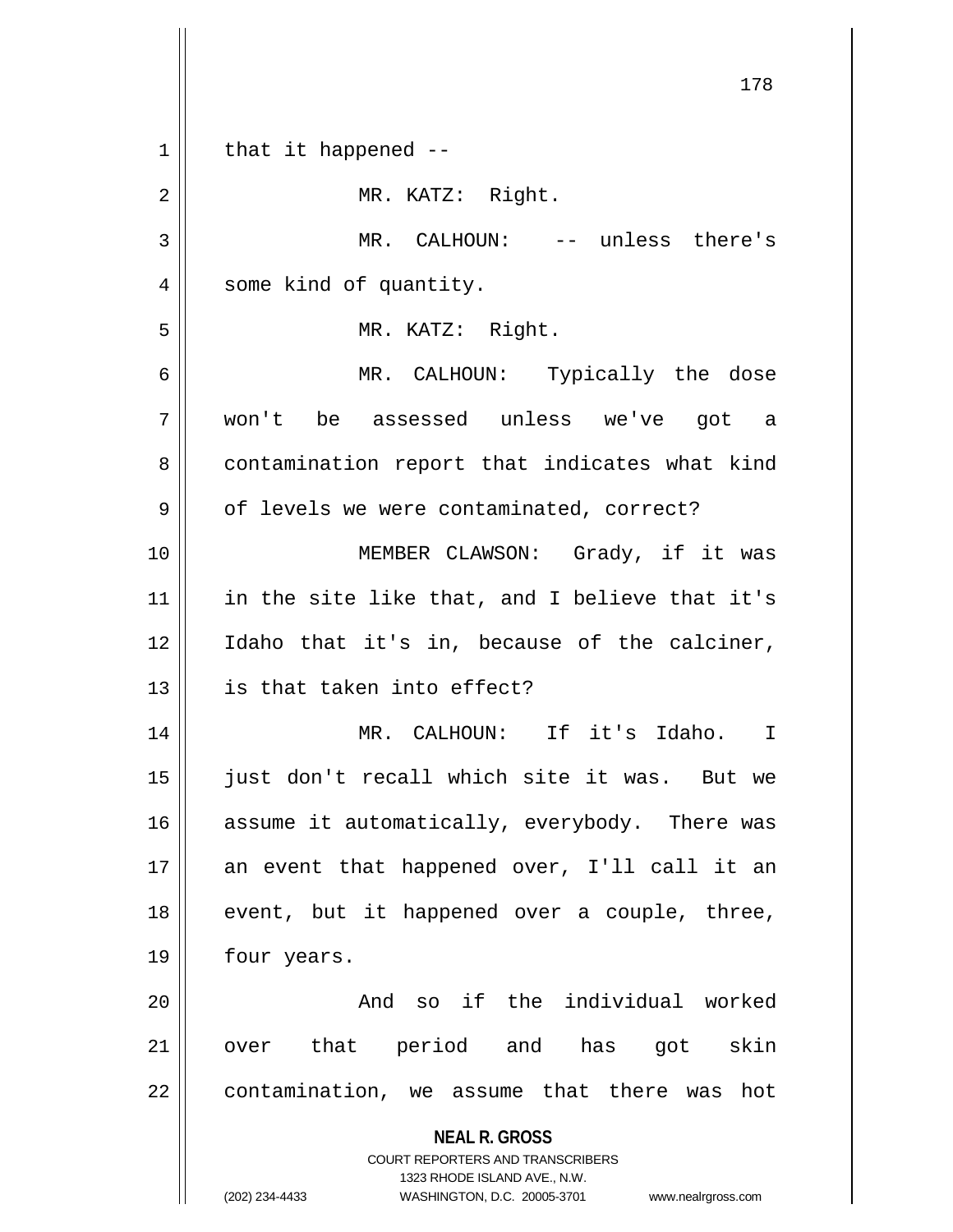that it happened --

MR. KATZ: Right.

MR. CALHOUN: -- unless there's some kind of quantity.

MR. KATZ: Right.

MR. CALHOUN: Typically the dose won't be assessed unless we've got a contamination report that indicates what kind of levels we were contaminated, correct?

MEMBER CLAWSON: Grady, if it was in the site like that, and I believe that it's Idaho that it's in, because of the calciner, is that taken into effect?

MR. CALHOUN: If it's Idaho. I just don't recall which site it was. But we assume it automatically, everybody. There was an event that happened over, I'll call it an event, but it happened over a couple, three, four years.

And so if the individual worked over that period and has got skin contamination, we assume that there was hot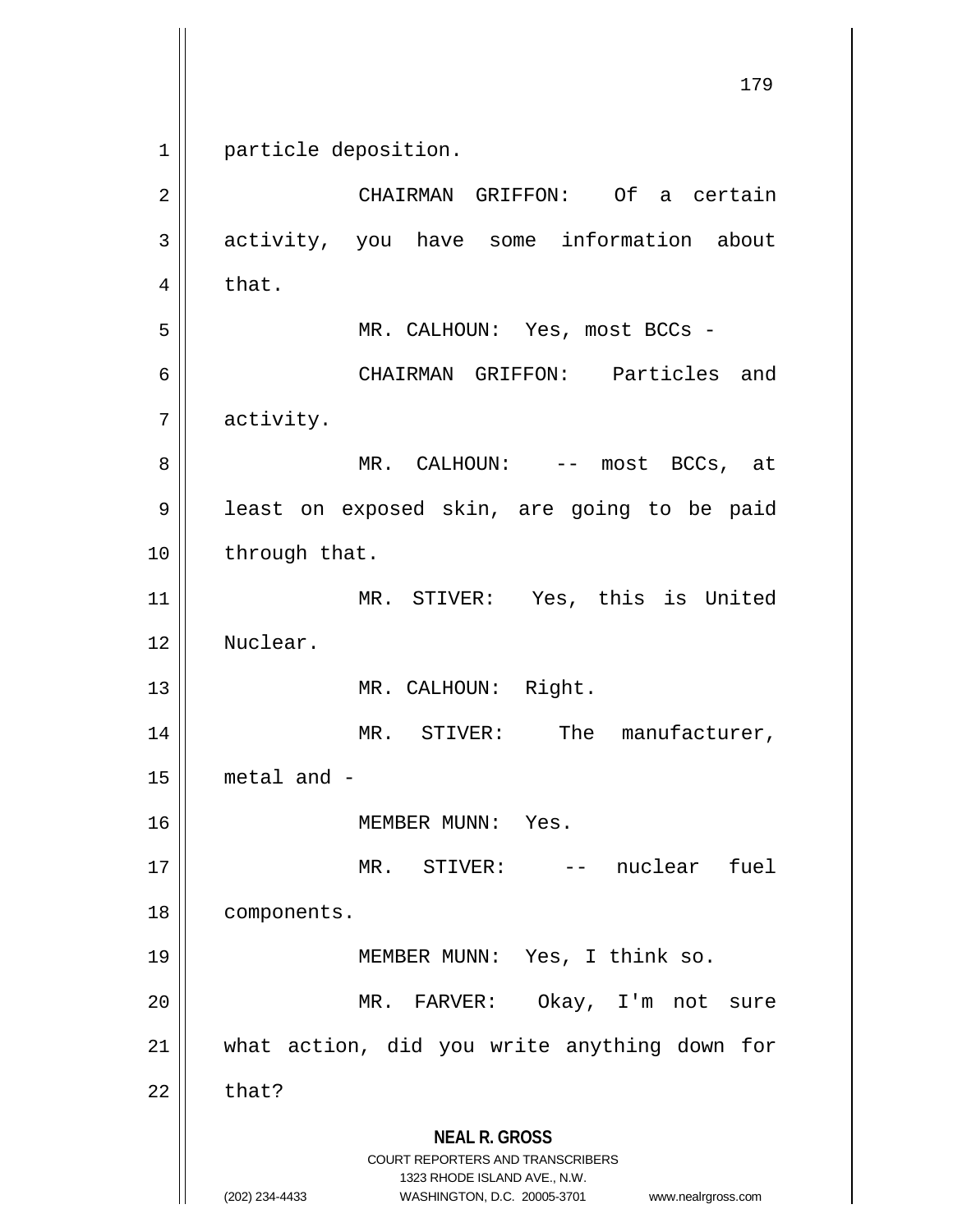particle deposition.

CHAIRMAN GRIFFON: Of a certain activity, you have some information about that.

MR. CALHOUN: Yes, most BCCs -

CHAIRMAN GRIFFON: Particles and activity.

MR. CALHOUN: -- most BCCs, at least on exposed skin, are going to be paid through that.

MR. STIVER: Yes, this is United Nuclear.

MR. CALHOUN: Right.

MR. STIVER: The manufacturer, metal and -

MEMBER MUNN: Yes.

MR. STIVER: -- nuclear fuel components.

MEMBER MUNN: Yes, I think so.

MR. FARVER: Okay, I'm not sure what action, did you write anything down for that?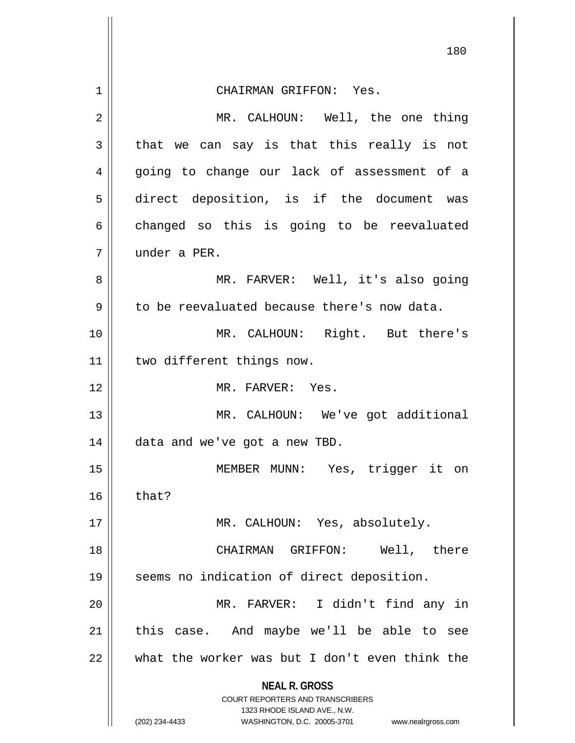CHAIRMAN GRIFFON: Yes.

MR. CALHOUN: Well, the one thing that we can say is that this really is not going to change our lack of assessment of a direct deposition, is if the document was changed so this is going to be reevaluated under a PER.

MR. FARVER: Well, it's also going to be reevaluated because there's now data.

MR. CALHOUN: Right. But there's two different things now.

MR. FARVER: Yes.

MR. CALHOUN: We've got additional data and we've got a new TBD.

MEMBER MUNN: Yes, trigger it on that?

MR. CALHOUN: Yes, absolutely.

CHAIRMAN GRIFFON: Well, there seems no indication of direct deposition.

MR. FARVER: I didn't find any in this case. And maybe we'll be able to see what the worker was but I don't even think the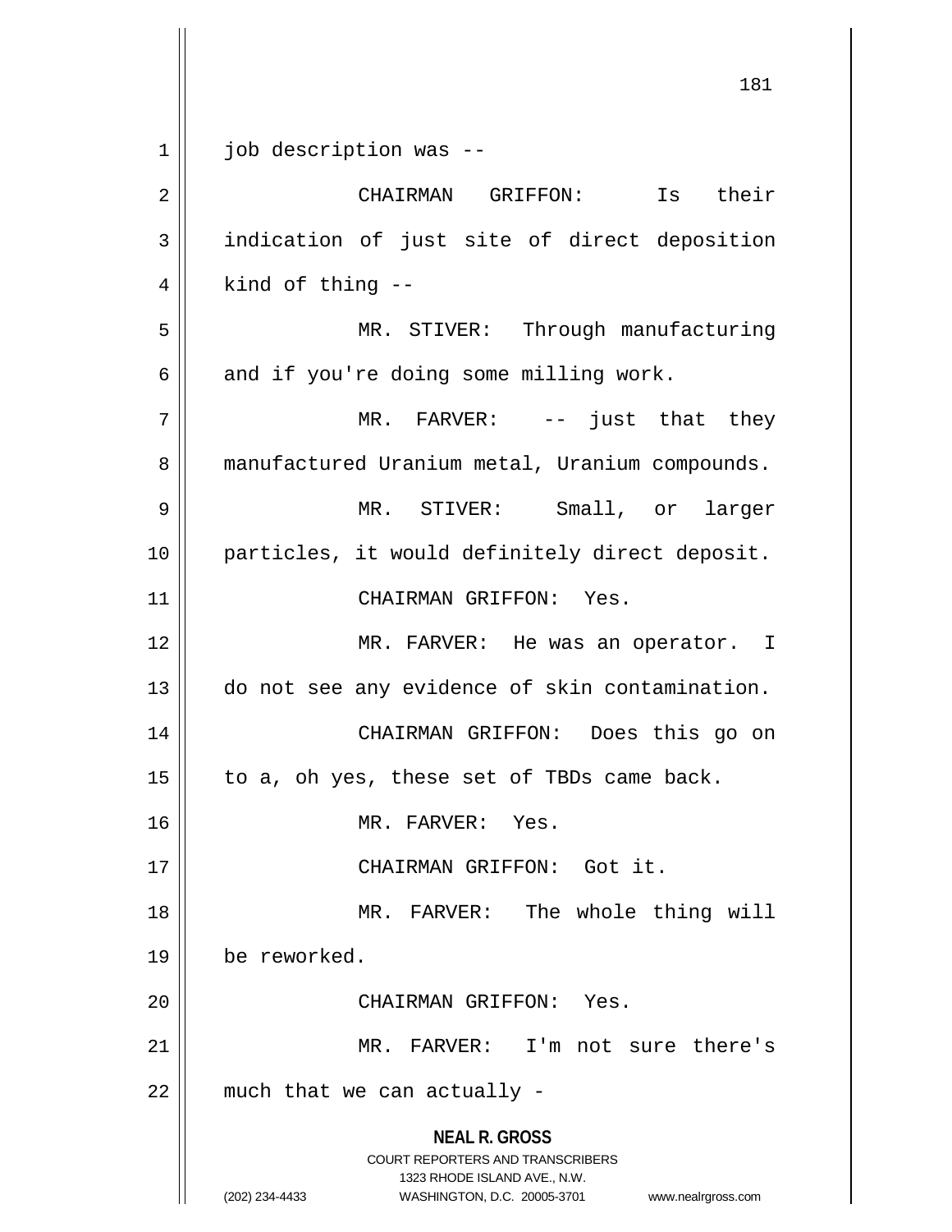job description was --

CHAIRMAN GRIFFON: Is their indication of just site of direct deposition kind of thing --

MR. STIVER: Through manufacturing and if you're doing some milling work.

MR. FARVER: -- just that they manufactured Uranium metal, Uranium compounds.

MR. STIVER: Small, or larger particles, it would definitely direct deposit.

CHAIRMAN GRIFFON: Yes.

MR. FARVER: He was an operator. I do not see any evidence of skin contamination.

CHAIRMAN GRIFFON: Does this go on to a, oh yes, these set of TBDs came back.

MR. FARVER: Yes.

CHAIRMAN GRIFFON: Got it.

MR. FARVER: The whole thing will be reworked.

CHAIRMAN GRIFFON: Yes.

MR. FARVER: I'm not sure there's much that we can actually -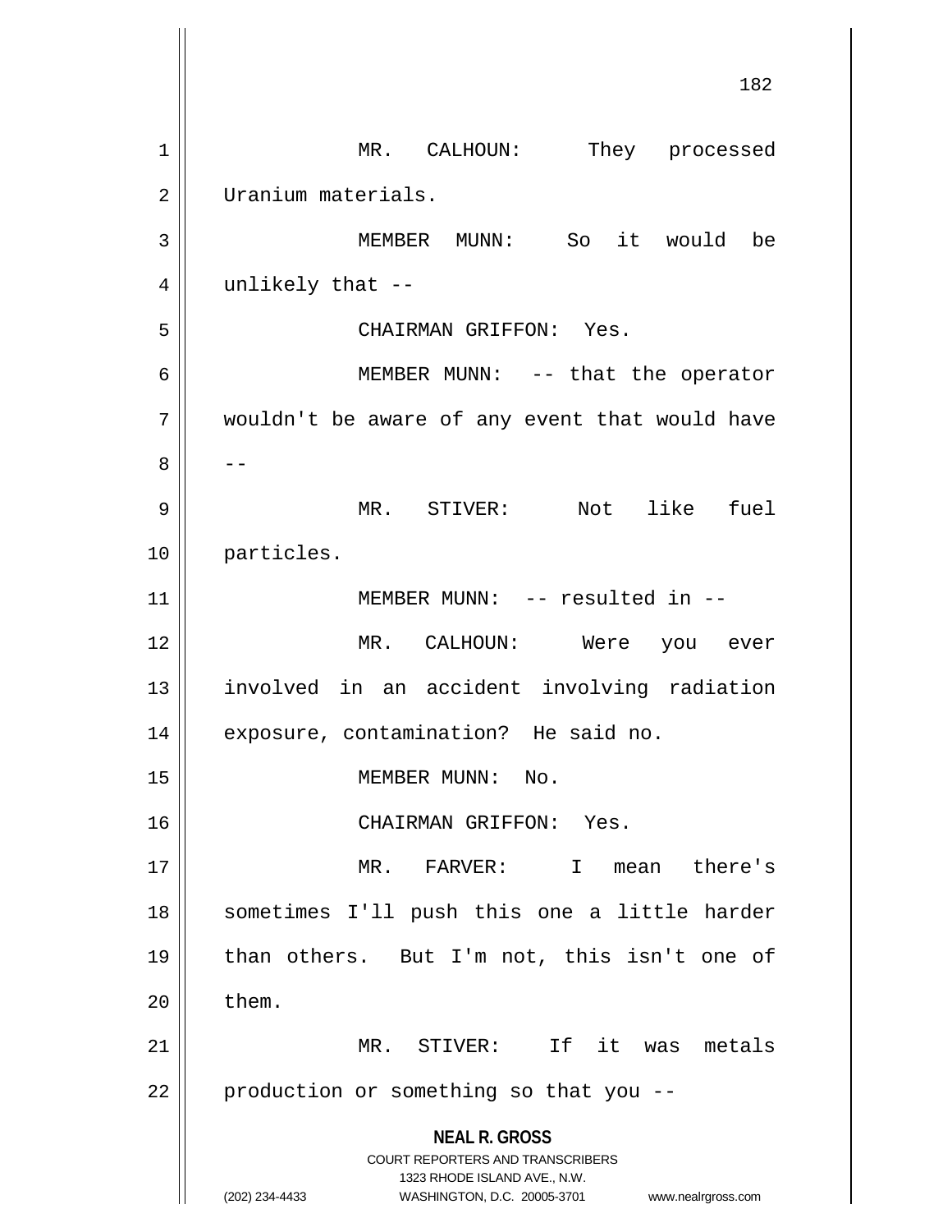MR. CALHOUN: They processed Uranium materials.

MEMBER MUNN: So it would be unlikely that --

CHAIRMAN GRIFFON: Yes.

MEMBER MUNN: -- that the operator wouldn't be aware of any event that would have --

MR. STIVER: Not like fuel particles.

MEMBER MUNN: -- resulted in --

MR. CALHOUN: Were you ever involved in an accident involving radiation exposure, contamination? He said no.

MEMBER MUNN: No.

CHAIRMAN GRIFFON: Yes.

MR. FARVER: I mean there's sometimes I'll push this one a little harder than others. But I'm not, this isn't one of them.

MR. STIVER: If it was metals production or something so that you --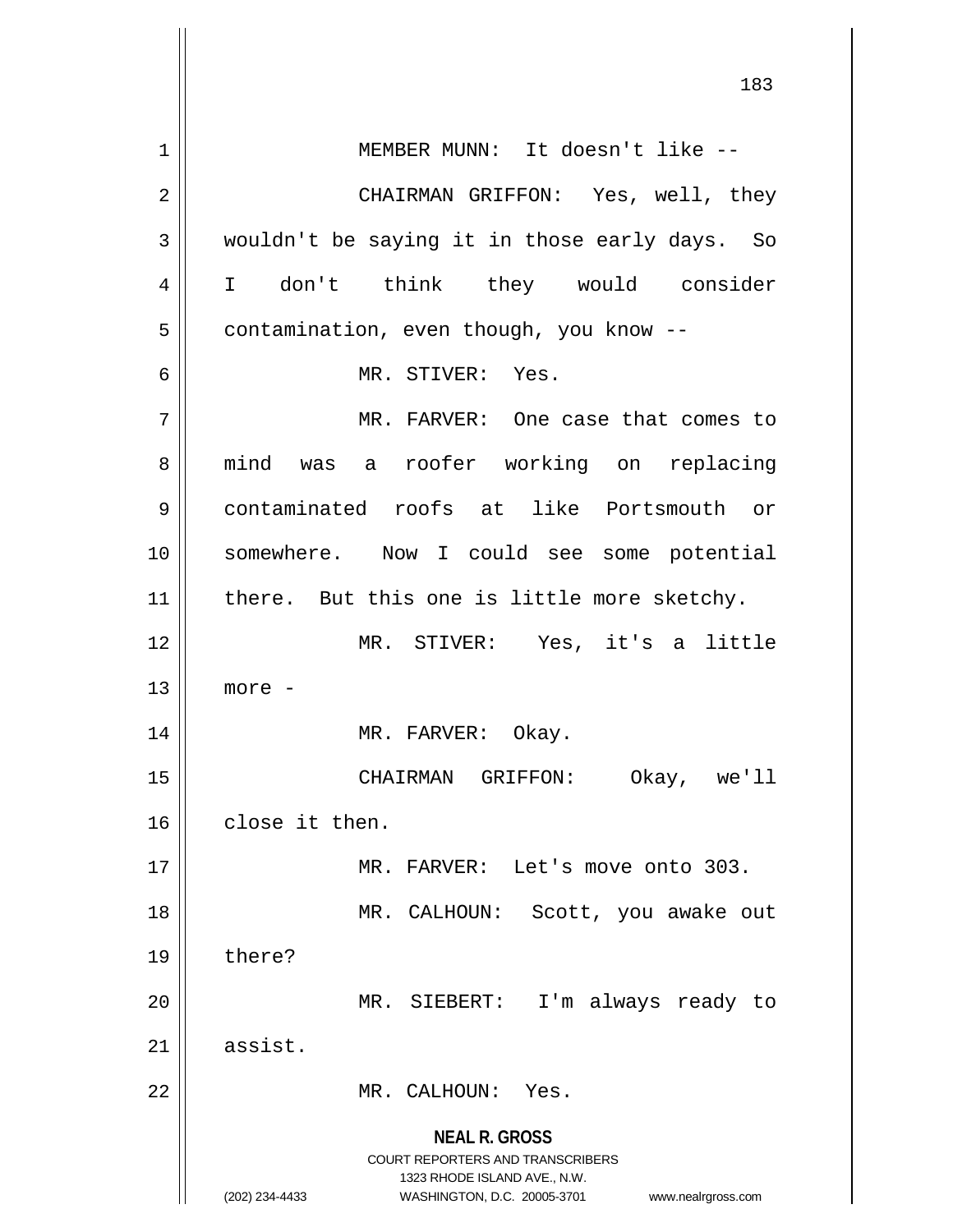MEMBER MUNN: It doesn't like --

CHAIRMAN GRIFFON: Yes, well, they wouldn't be saying it in those early days. So I don't think they would consider contamination, even though, you know --

MR. STIVER: Yes.

MR. FARVER: One case that comes to mind was a roofer working on replacing contaminated roofs at like Portsmouth or somewhere. Now I could see some potential there. But this one is little more sketchy.

MR. STIVER: Yes, it's a little more -

MR. FARVER: Okay.

CHAIRMAN GRIFFON: Okay, we'll close it then.

MR. FARVER: Let's move onto 303.

MR. CALHOUN: Scott, you awake out there?

MR. SIEBERT: I'm always ready to assist.

MR. CALHOUN: Yes.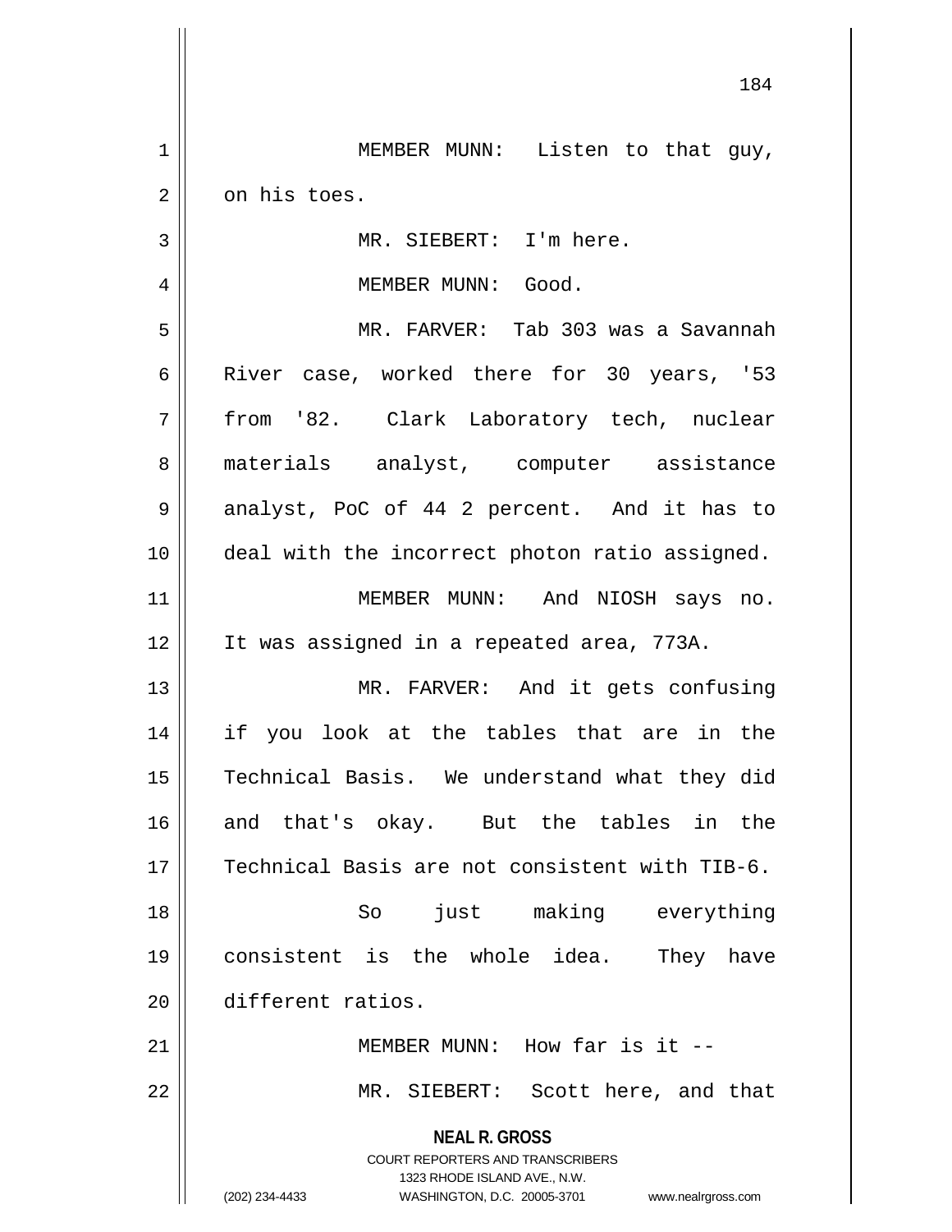MEMBER MUNN: Listen to that guy, on his toes.

MR. SIEBERT: I'm here.

MEMBER MUNN: Good.

MR. FARVER: Tab 303 was a Savannah River case, worked there for 30 years, '53 from '82. Clark Laboratory tech, nuclear materials analyst, computer assistance analyst, PoC of 44 2 percent. And it has to deal with the incorrect photon ratio assigned.

MEMBER MUNN: And NIOSH says no. It was assigned in a repeated area, 773A.

MR. FARVER: And it gets confusing if you look at the tables that are in the Technical Basis. We understand what they did and that's okay. But the tables in the Technical Basis are not consistent with TIB-6.

So just making everything consistent is the whole idea. They have different ratios.

MEMBER MUNN: How far is it --

MR. SIEBERT: Scott here, and that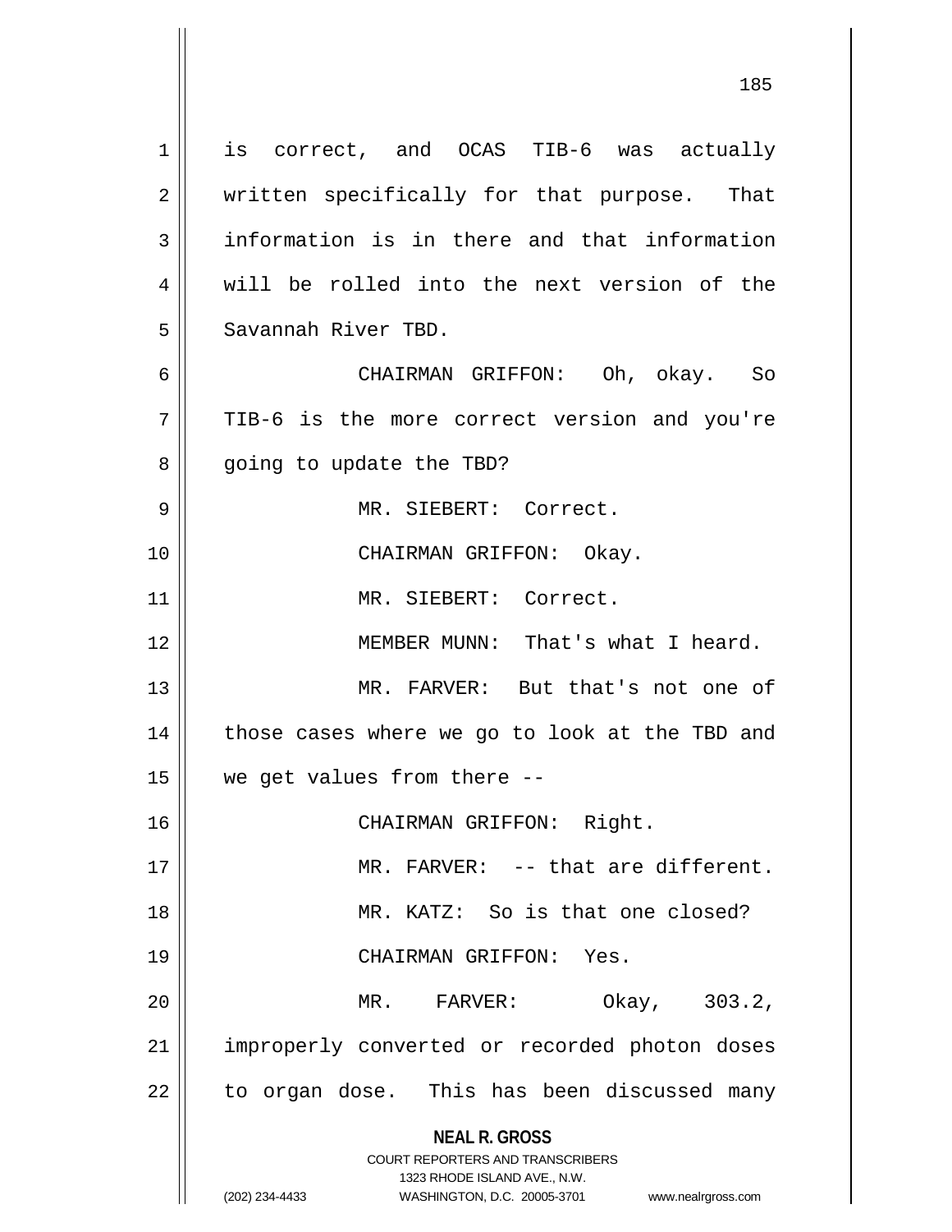is correct, and OCAS TIB-6 was actually written specifically for that purpose. That information is in there and that information will be rolled into the next version of the Savannah River TBD.

CHAIRMAN GRIFFON: Oh, okay. So TIB-6 is the more correct version and you're going to update the TBD?

MR. SIEBERT: Correct.

CHAIRMAN GRIFFON: Okay.

MR. SIEBERT: Correct.

MEMBER MUNN: That's what I heard.

MR. FARVER: But that's not one of those cases where we go to look at the TBD and we get values from there --

CHAIRMAN GRIFFON: Right.

MR. FARVER: -- that are different.

MR. KATZ: So is that one closed?

CHAIRMAN GRIFFON: Yes.

MR. FARVER: Okay, 303.2, improperly converted or recorded photon doses to organ dose. This has been discussed many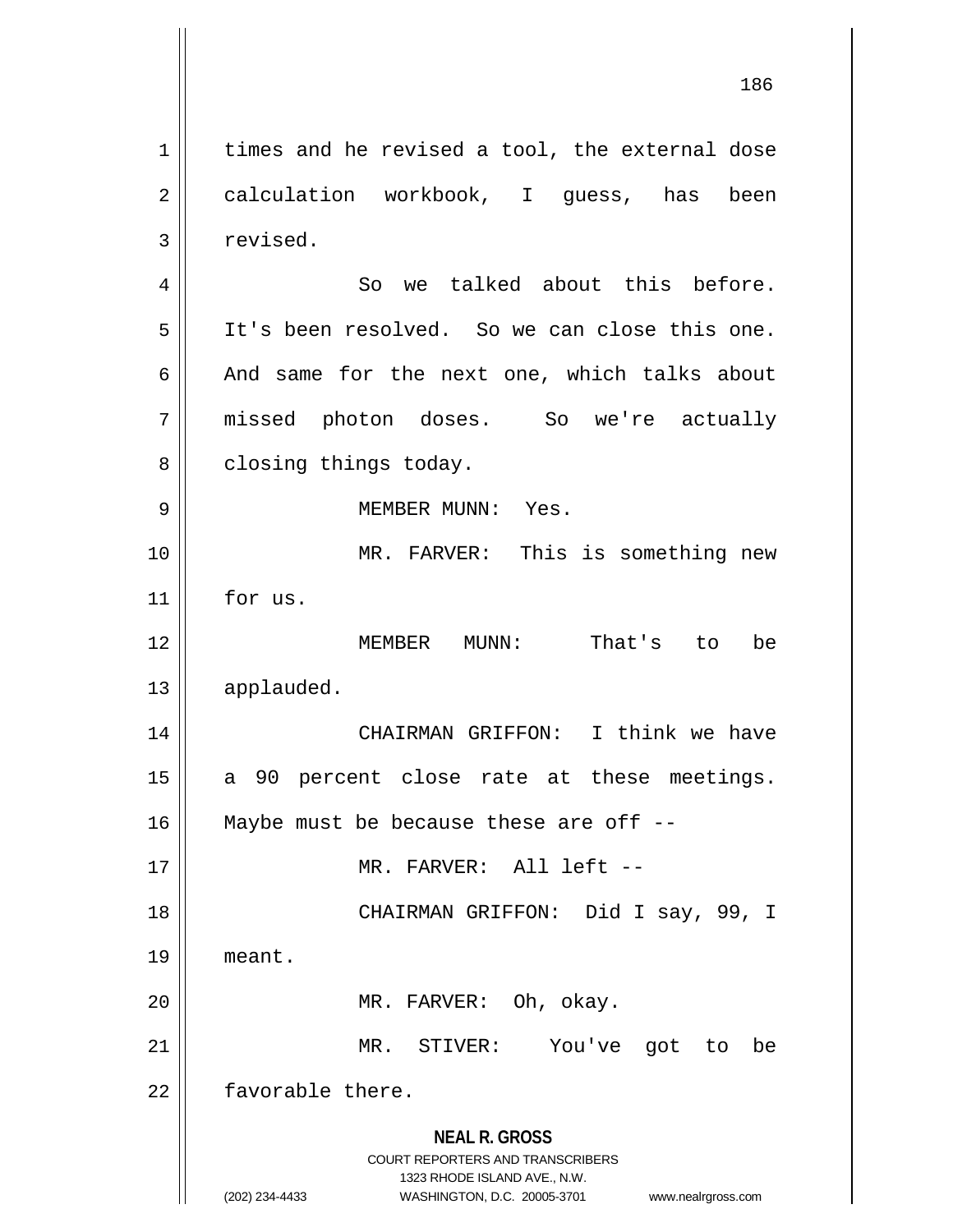times and he revised a tool, the external dose calculation workbook, I guess, has been revised.

So we talked about this before. It's been resolved. So we can close this one. And same for the next one, which talks about missed photon doses. So we're actually closing things today.

MEMBER MUNN: Yes.

MR. FARVER: This is something new for us.

MEMBER MUNN: That's to be applauded.

CHAIRMAN GRIFFON: I think we have a 90 percent close rate at these meetings. Maybe must be because these are off --

MR. FARVER: All left --

CHAIRMAN GRIFFON: Did I say, 99, I meant.

MR. FARVER: Oh, okay.

MR. STIVER: You've got to be favorable there.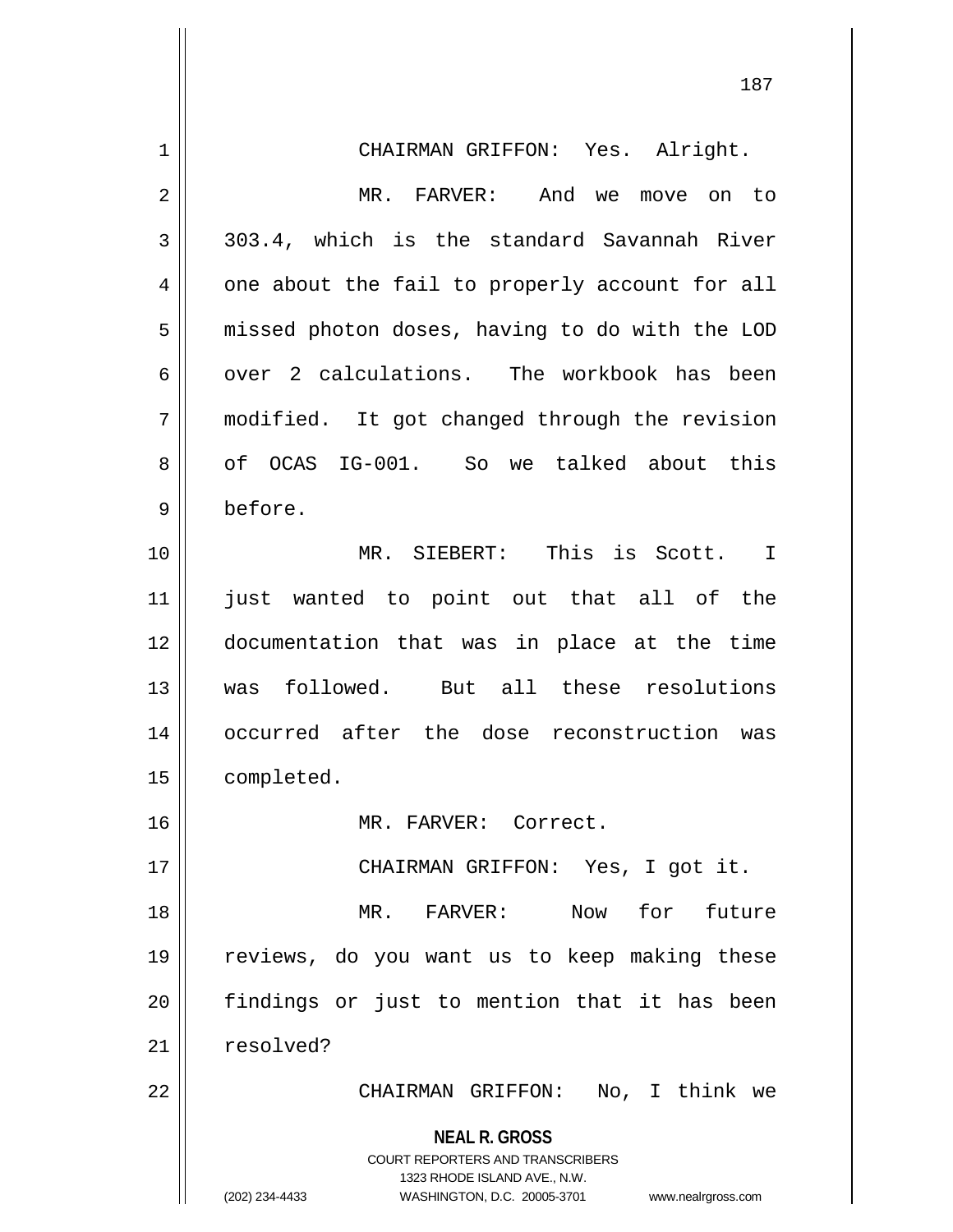CHAIRMAN GRIFFON: Yes. Alright.

MR. FARVER: And we move on to 303.4, which is the standard Savannah River one about the fail to properly account for all missed photon doses, having to do with the LOD over 2 calculations. The workbook has been modified. It got changed through the revision of OCAS IG-001. So we talked about this before.

MR. SIEBERT: This is Scott. I just wanted to point out that all of the documentation that was in place at the time was followed. But all these resolutions occurred after the dose reconstruction was completed.

MR. FARVER: Correct.

CHAIRMAN GRIFFON: Yes, I got it.

MR. FARVER: Now for future reviews, do you want us to keep making these findings or just to mention that it has been resolved?

CHAIRMAN GRIFFON: No, I think we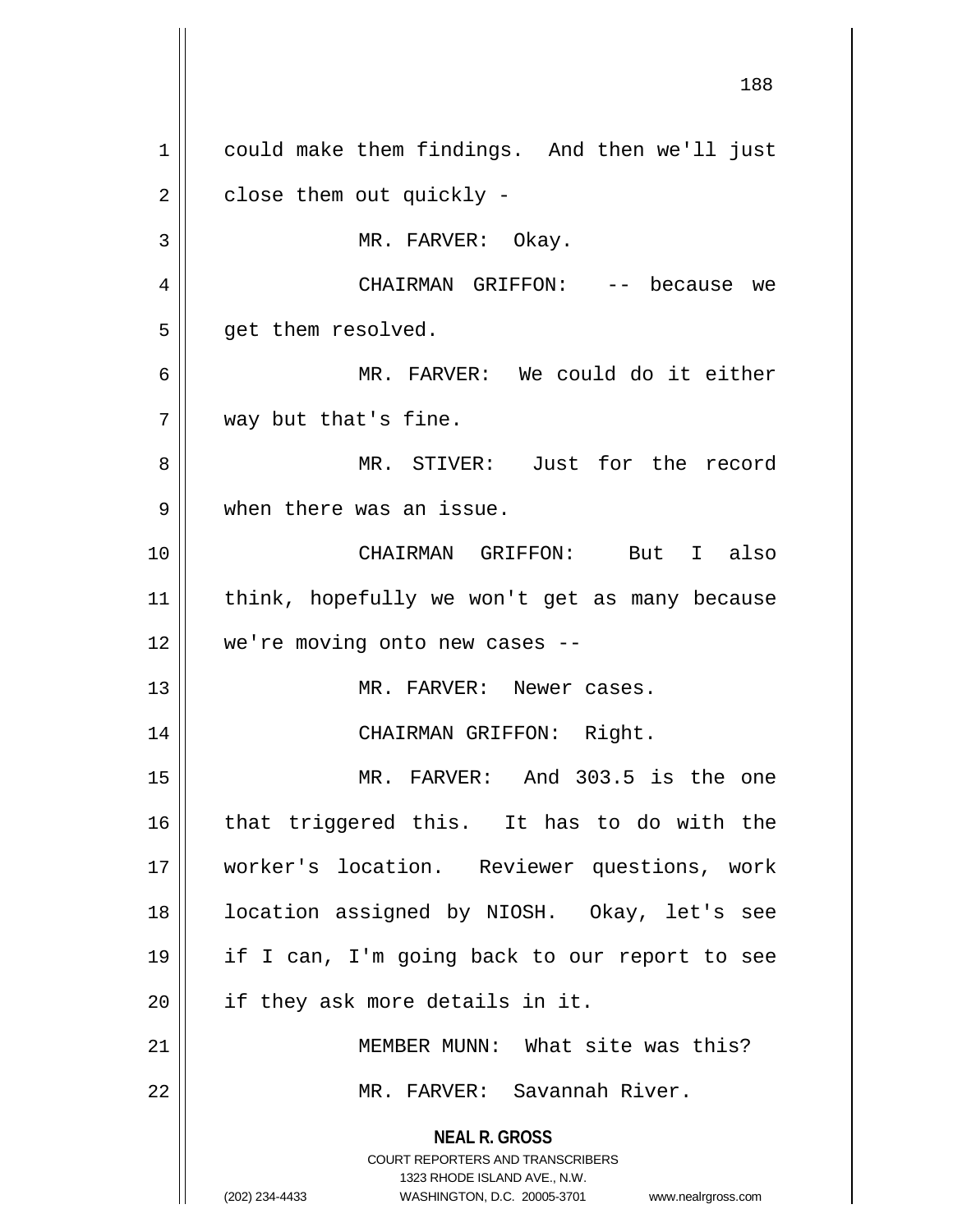could make them findings. And then we'll just close them out quickly -

MR. FARVER: Okay.

CHAIRMAN GRIFFON: -- because we get them resolved.

MR. FARVER: We could do it either way but that's fine.

MR. STIVER: Just for the record when there was an issue.

CHAIRMAN GRIFFON: But I also think, hopefully we won't get as many because we're moving onto new cases --

MR. FARVER: Newer cases.

CHAIRMAN GRIFFON: Right.

MR. FARVER: And 303.5 is the one that triggered this. It has to do with the worker's location. Reviewer questions, work location assigned by NIOSH. Okay, let's see if I can, I'm going back to our report to see if they ask more details in it.

MEMBER MUNN: What site was this?

MR. FARVER: Savannah River.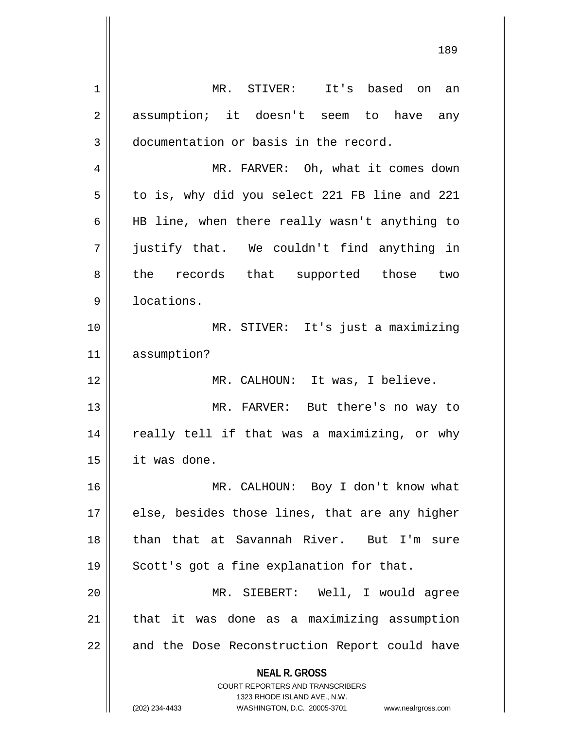MR. STIVER: It's based on an assumption; it doesn't seem to have any documentation or basis in the record.

MR. FARVER: Oh, what it comes down to is, why did you select 221 FB line and 221 HB line, when there really wasn't anything to justify that. We couldn't find anything in the records that supported those two locations.

MR. STIVER: It's just a maximizing assumption?

MR. CALHOUN: It was, I believe.

MR. FARVER: But there's no way to really tell if that was a maximizing, or why it was done.

MR. CALHOUN: Boy I don't know what else, besides those lines, that are any higher than that at Savannah River. But I'm sure Scott's got a fine explanation for that.

MR. SIEBERT: Well, I would agree that it was done as a maximizing assumption and the Dose Reconstruction Report could have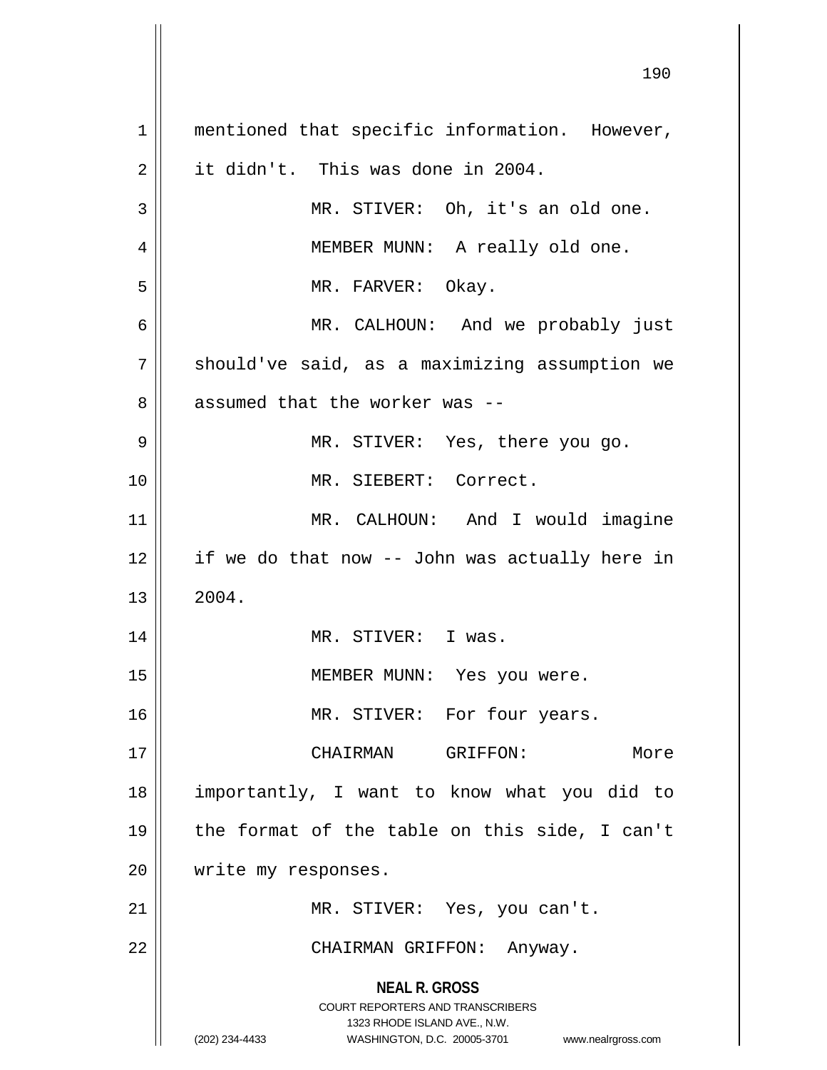mentioned that specific information. However, it didn't. This was done in 2004.

MR. STIVER: Oh, it's an old one.

MEMBER MUNN: A really old one.

MR. FARVER: Okay.

MR. CALHOUN: And we probably just should've said, as a maximizing assumption we assumed that the worker was --

MR. STIVER: Yes, there you go.

MR. SIEBERT: Correct.

MR. CALHOUN: And I would imagine if we do that now -- John was actually here in 2004.

MR. STIVER: I was.

MEMBER MUNN: Yes you were.

MR. STIVER: For four years.

CHAIRMAN GRIFFON: More importantly, I want to know what you did to the format of the table on this side, I can't write my responses.

MR. STIVER: Yes, you can't.

CHAIRMAN GRIFFON: Anyway.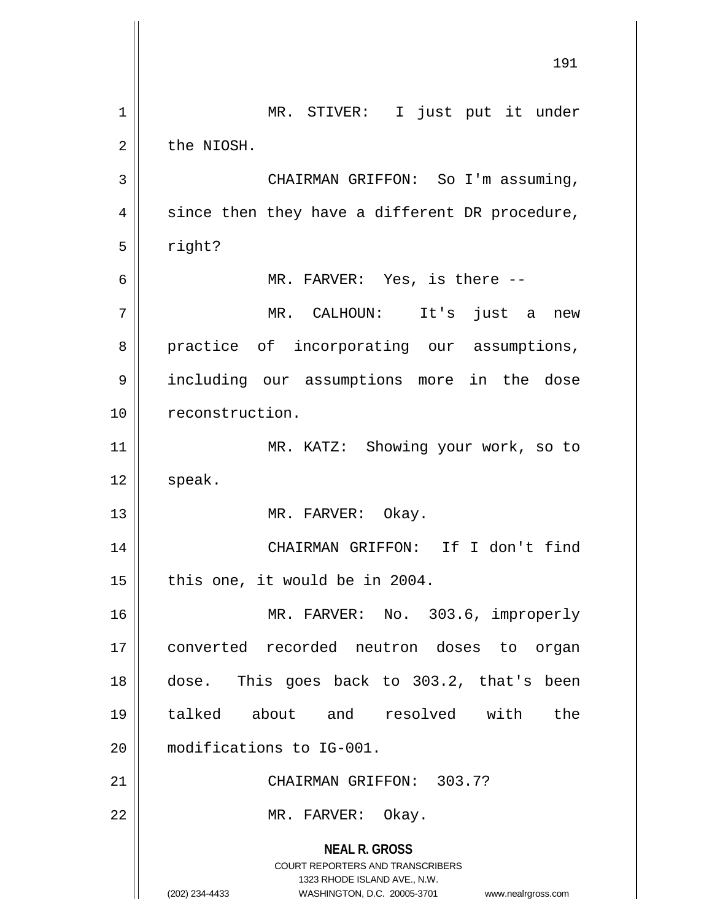MR. STIVER: I just put it under the NIOSH.

CHAIRMAN GRIFFON: So I'm assuming, since then they have a different DR procedure, right?

MR. FARVER: Yes, is there --

MR. CALHOUN: It's just a new practice of incorporating our assumptions, including our assumptions more in the dose reconstruction.

MR. KATZ: Showing your work, so to speak.

MR. FARVER: Okay.

CHAIRMAN GRIFFON: If I don't find this one, it would be in 2004.

MR. FARVER: No. 303.6, improperly converted recorded neutron doses to organ dose. This goes back to 303.2, that's been talked about and resolved with the modifications to IG-001.

CHAIRMAN GRIFFON: 303.7?

MR. FARVER: Okay.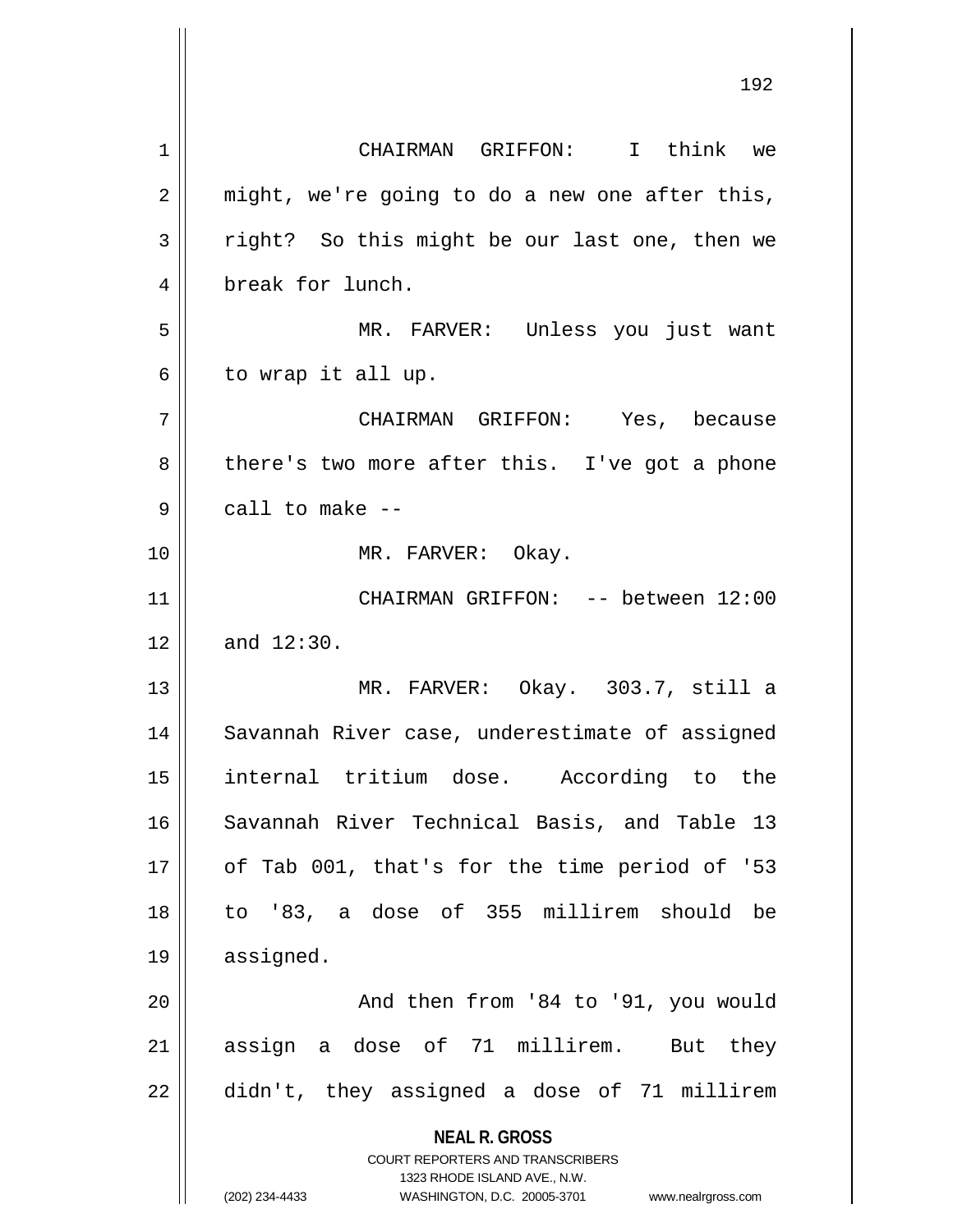CHAIRMAN GRIFFON: I think we might, we're going to do a new one after this, right? So this might be our last one, then we break for lunch.

MR. FARVER: Unless you just want to wrap it all up.

CHAIRMAN GRIFFON: Yes, because there's two more after this. I've got a phone call to make --

MR. FARVER: Okay.

CHAIRMAN GRIFFON: -- between 12:00 and 12:30.

MR. FARVER: Okay. 303.7, still a Savannah River case, underestimate of assigned internal tritium dose. According to the Savannah River Technical Basis, and Table 13 of Tab 001, that's for the time period of '53 to '83, a dose of 355 millirem should be assigned.

And then from '84 to '91, you would assign a dose of 71 millirem. But they didn't, they assigned a dose of 71 millirem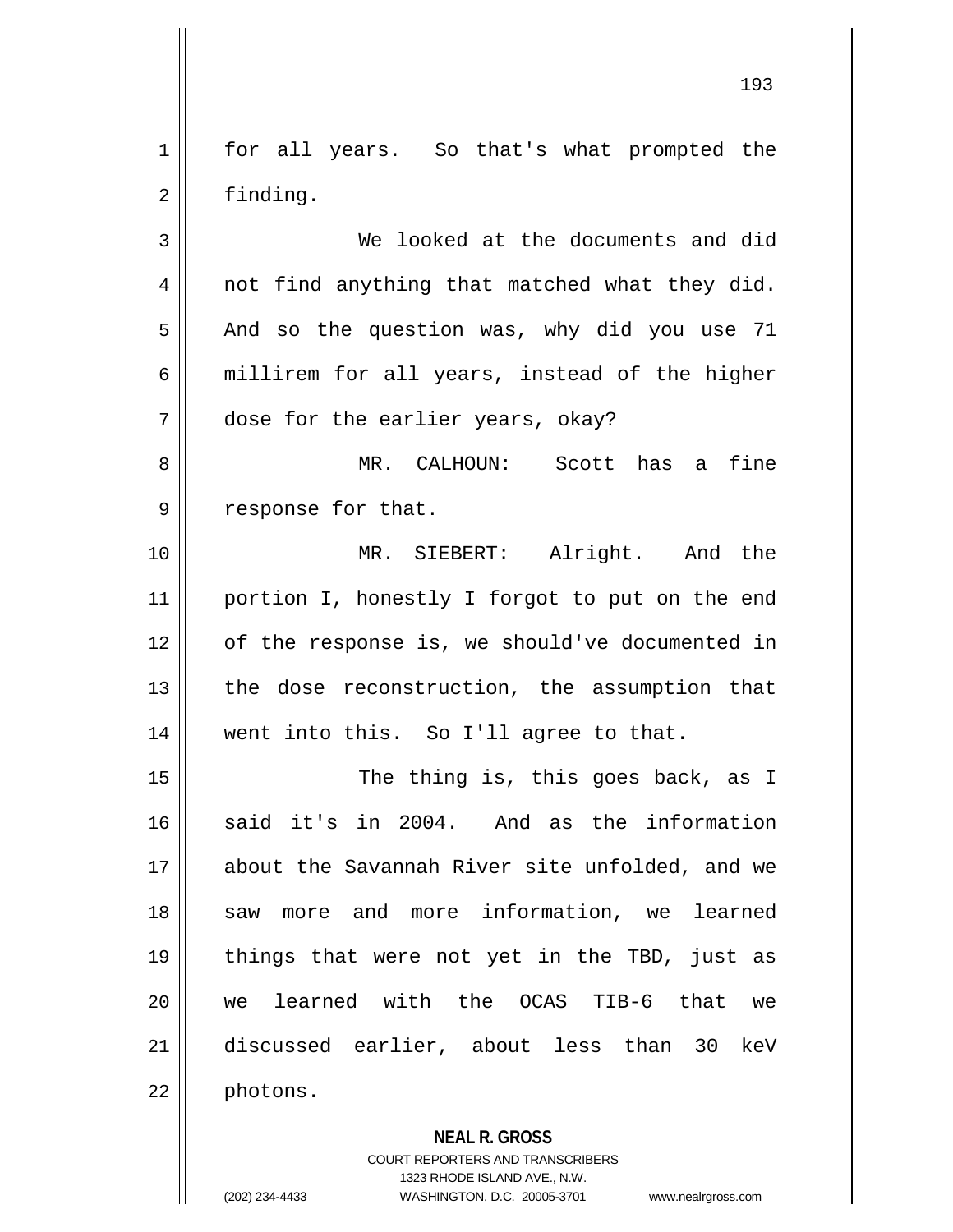for all years. So that's what prompted the finding.

We looked at the documents and did not find anything that matched what they did. And so the question was, why did you use 71 millirem for all years, instead of the higher dose for the earlier years, okay?

MR. CALHOUN: Scott has a fine response for that.

MR. SIEBERT: Alright. And the portion I, honestly I forgot to put on the end of the response is, we should've documented in the dose reconstruction, the assumption that went into this. So I'll agree to that.

The thing is, this goes back, as I said it's in 2004. And as the information about the Savannah River site unfolded, and we saw more and more information, we learned things that were not yet in the TBD, just as we learned with the OCAS TIB-6 that we discussed earlier, about less than 30 keV photons.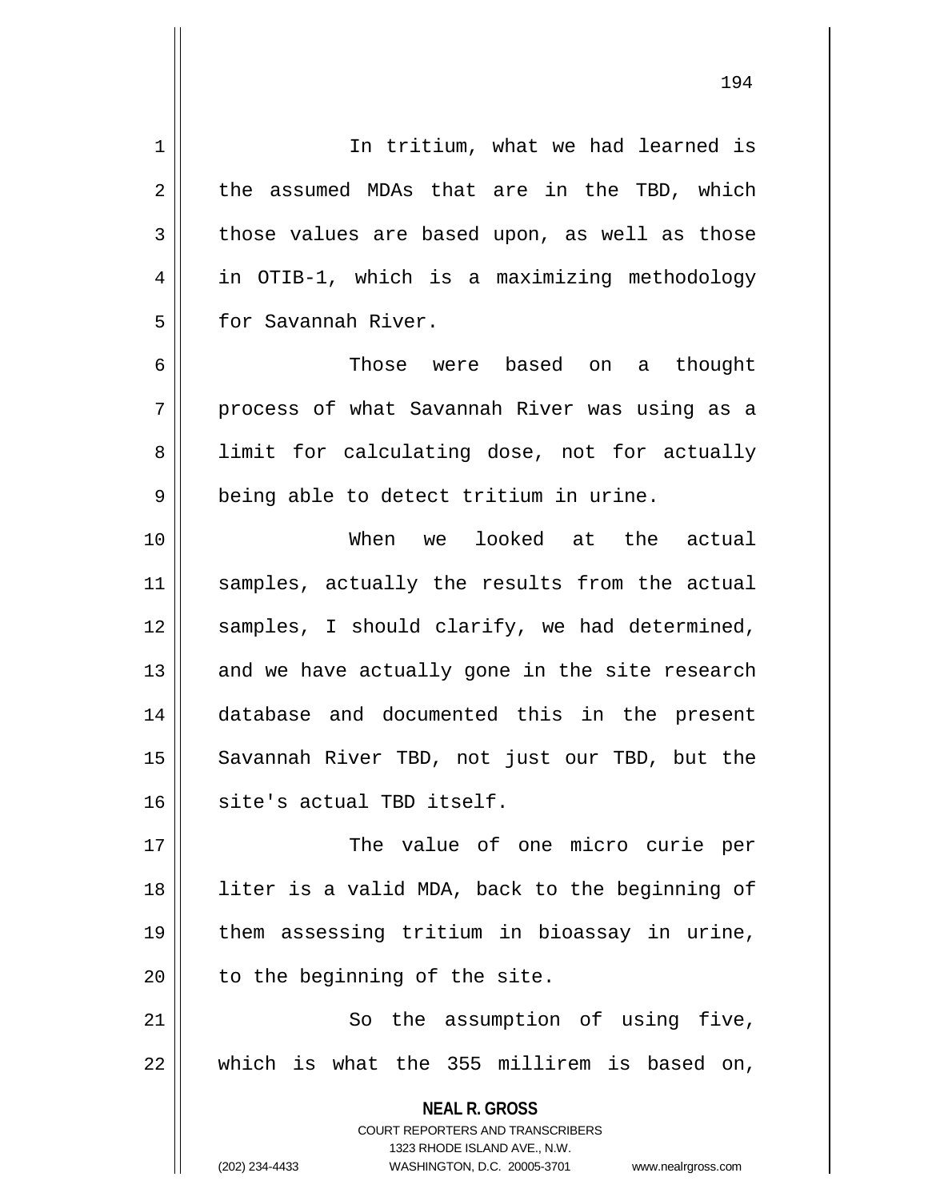In tritium, what we had learned is the assumed MDAs that are in the TBD, which those values are based upon, as well as those in OTIB-1, which is a maximizing methodology for Savannah River.

Those were based on a thought process of what Savannah River was using as a limit for calculating dose, not for actually being able to detect tritium in urine.

When we looked at the actual samples, actually the results from the actual samples, I should clarify, we had determined, and we have actually gone in the site research database and documented this in the present Savannah River TBD, not just our TBD, but the site's actual TBD itself.

The value of one micro curie per liter is a valid MDA, back to the beginning of them assessing tritium in bioassay in urine, to the beginning of the site.

So the assumption of using five, which is what the 355 millirem is based on,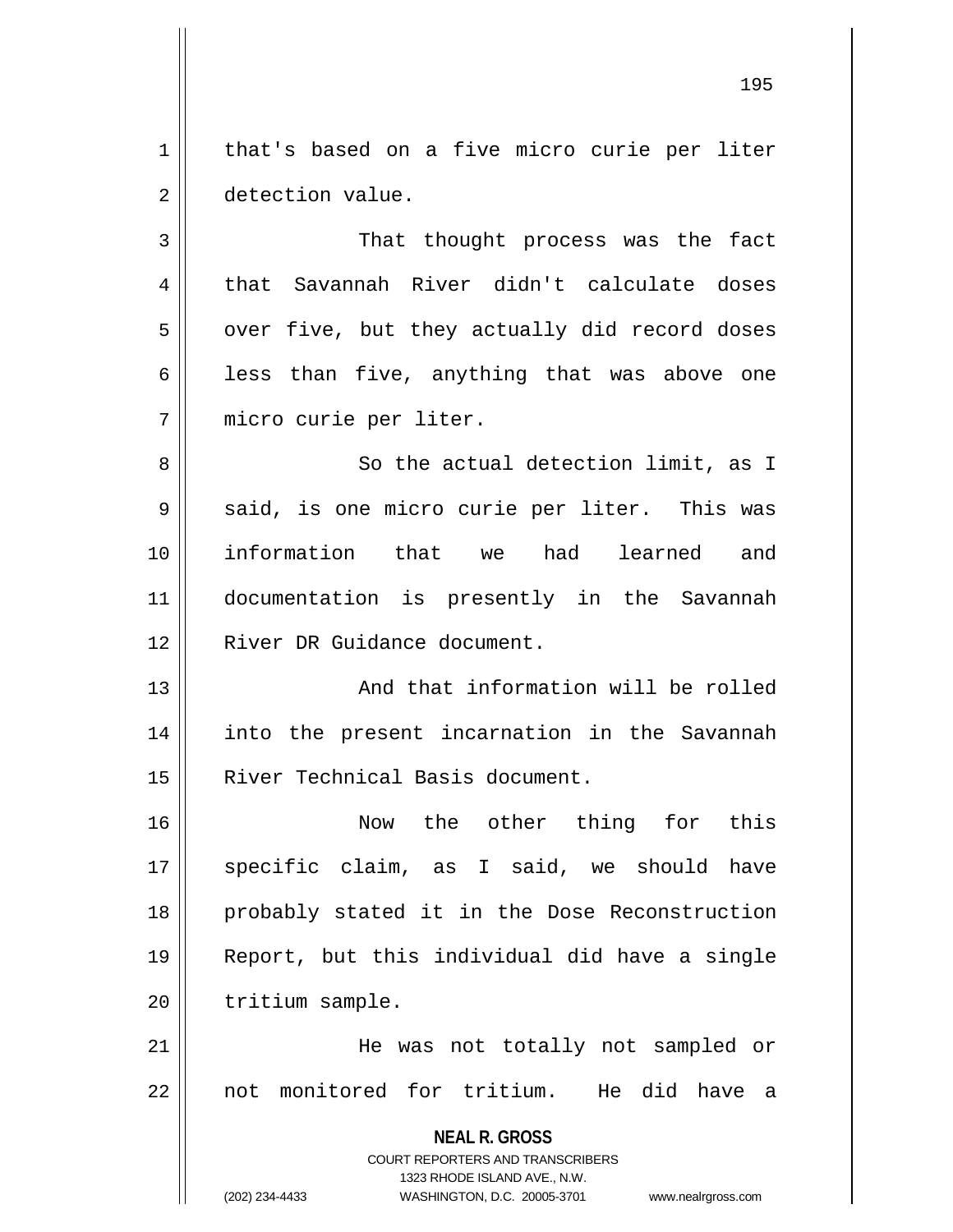that's based on a five micro curie per liter detection value.

That thought process was the fact that Savannah River didn't calculate doses over five, but they actually did record doses less than five, anything that was above one micro curie per liter.

So the actual detection limit, as I said, is one micro curie per liter. This was information that we had learned and documentation is presently in the Savannah River DR Guidance document.

And that information will be rolled into the present incarnation in the Savannah River Technical Basis document.

Now the other thing for this specific claim, as I said, we should have probably stated it in the Dose Reconstruction Report, but this individual did have a single tritium sample.

He was not totally not sampled or not monitored for tritium. He did have a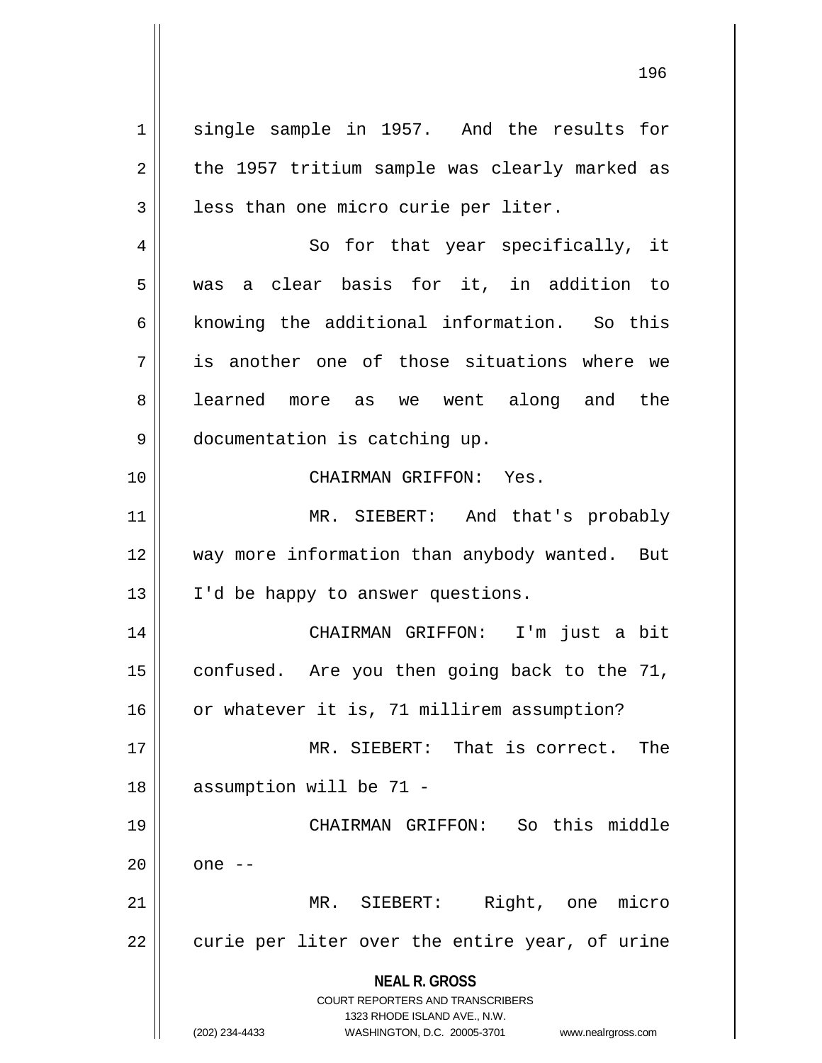single sample in 1957. And the results for the 1957 tritium sample was clearly marked as less than one micro curie per liter.

So for that year specifically, it was a clear basis for it, in addition to knowing the additional information. So this is another one of those situations where we learned more as we went along and the documentation is catching up.

CHAIRMAN GRIFFON: Yes.

MR. SIEBERT: And that's probably way more information than anybody wanted. But I'd be happy to answer questions.

CHAIRMAN GRIFFON: I'm just a bit confused. Are you then going back to the 71, or whatever it is, 71 millirem assumption?

MR. SIEBERT: That is correct. The assumption will be 71 -

CHAIRMAN GRIFFON: So this middle one --

MR. SIEBERT: Right, one micro curie per liter over the entire year, of urine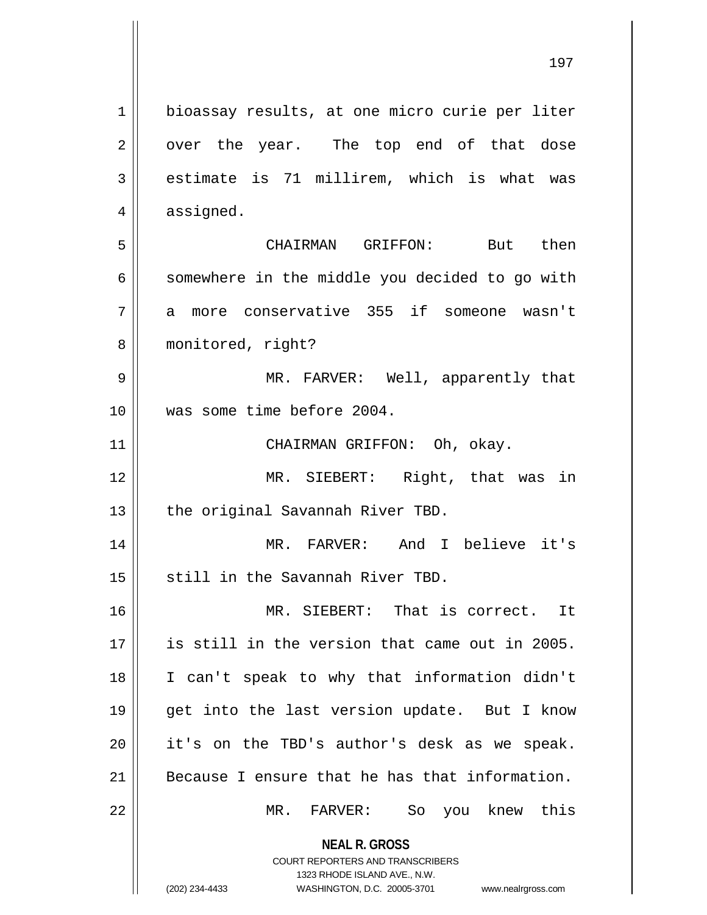bioassay results, at one micro curie per liter over the year. The top end of that dose estimate is 71 millirem, which is what was assigned.

CHAIRMAN GRIFFON: But then somewhere in the middle you decided to go with a more conservative 355 if someone wasn't monitored, right?

MR. FARVER: Well, apparently that was some time before 2004.

CHAIRMAN GRIFFON: Oh, okay.

MR. SIEBERT: Right, that was in the original Savannah River TBD.

MR. FARVER: And I believe it's still in the Savannah River TBD.

MR. SIEBERT: That is correct. It is still in the version that came out in 2005. I can't speak to why that information didn't get into the last version update. But I know it's on the TBD's author's desk as we speak. Because I ensure that he has that information.

MR. FARVER: So you knew this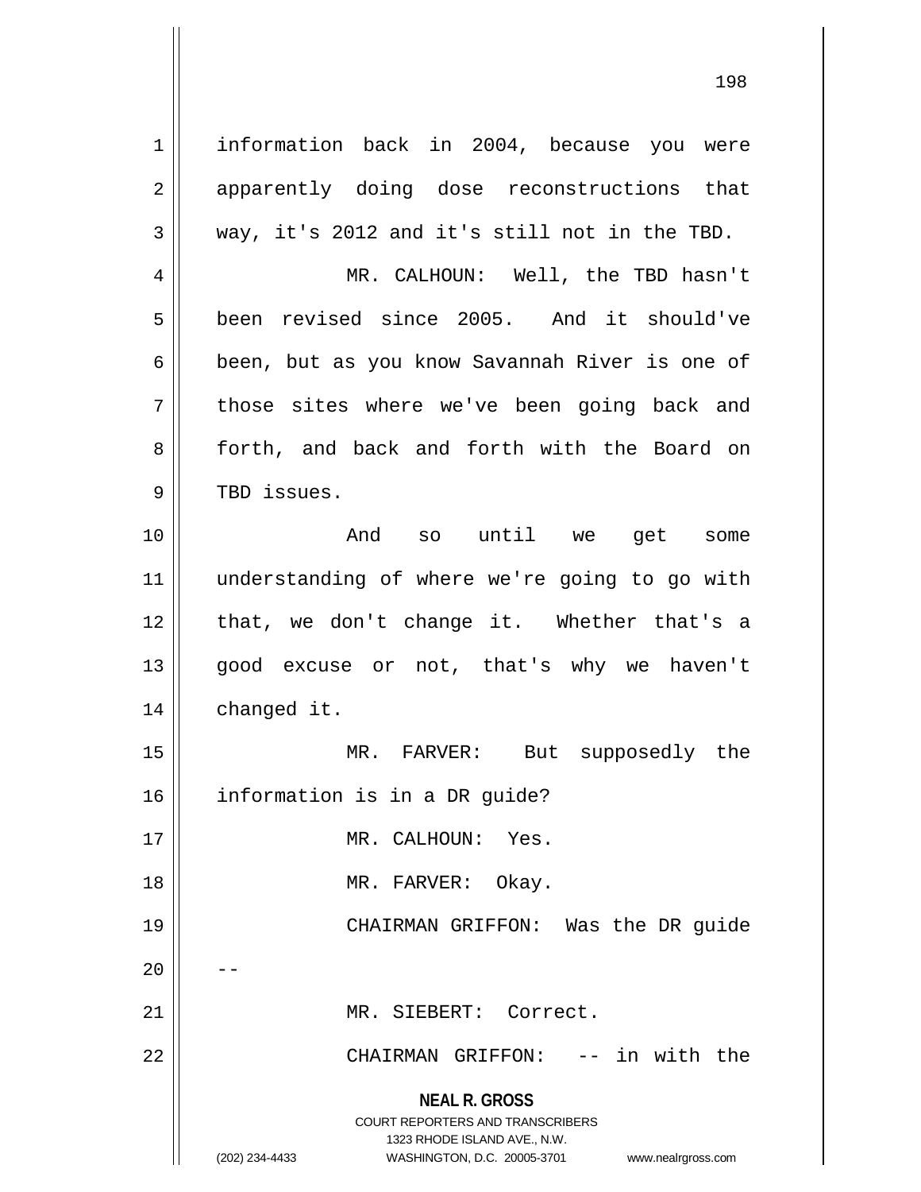information back in 2004, because you were apparently doing dose reconstructions that way, it's 2012 and it's still not in the TBD.

MR. CALHOUN: Well, the TBD hasn't been revised since 2005. And it should've been, but as you know Savannah River is one of those sites where we've been going back and forth, and back and forth with the Board on TBD issues.

And so until we get some understanding of where we're going to go with that, we don't change it. Whether that's a good excuse or not, that's why we haven't changed it.

MR. FARVER: But supposedly the information is in a DR guide?

MR. CALHOUN: Yes.

MR. FARVER: Okay.

CHAIRMAN GRIFFON: Was the DR guide --

MR. SIEBERT: Correct.

CHAIRMAN GRIFFON: -- in with the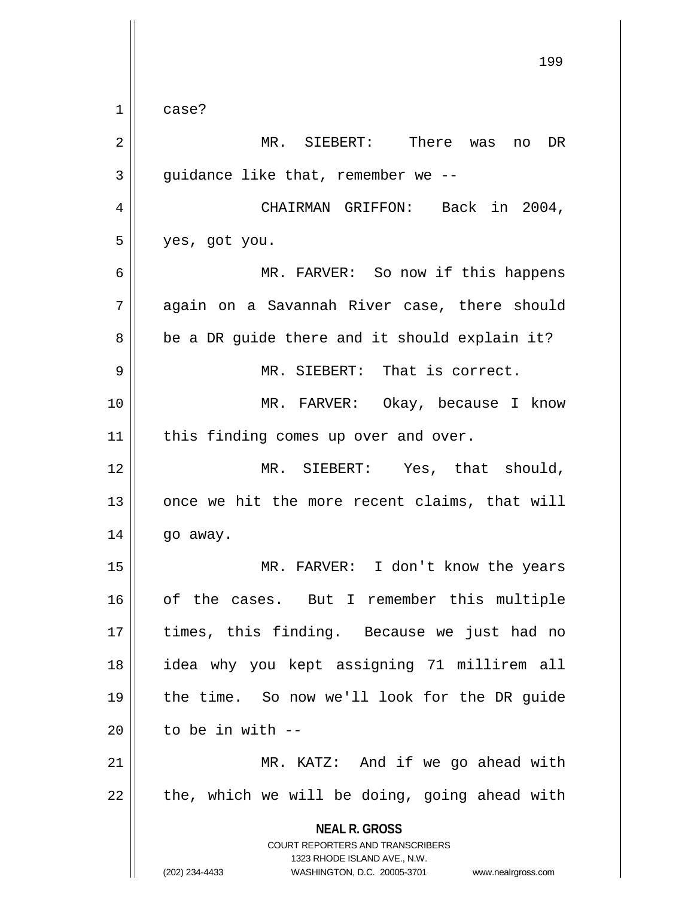case?

MR. SIEBERT: There was no DR guidance like that, remember we --

CHAIRMAN GRIFFON: Back in 2004, yes, got you.

MR. FARVER: So now if this happens again on a Savannah River case, there should be a DR guide there and it should explain it?

MR. SIEBERT: That is correct.

MR. FARVER: Okay, because I know this finding comes up over and over.

MR. SIEBERT: Yes, that should, once we hit the more recent claims, that will go away.

MR. FARVER: I don't know the years of the cases. But I remember this multiple times, this finding. Because we just had no idea why you kept assigning 71 millirem all the time. So now we'll look for the DR guide to be in with --

MR. KATZ: And if we go ahead with the, which we will be doing, going ahead with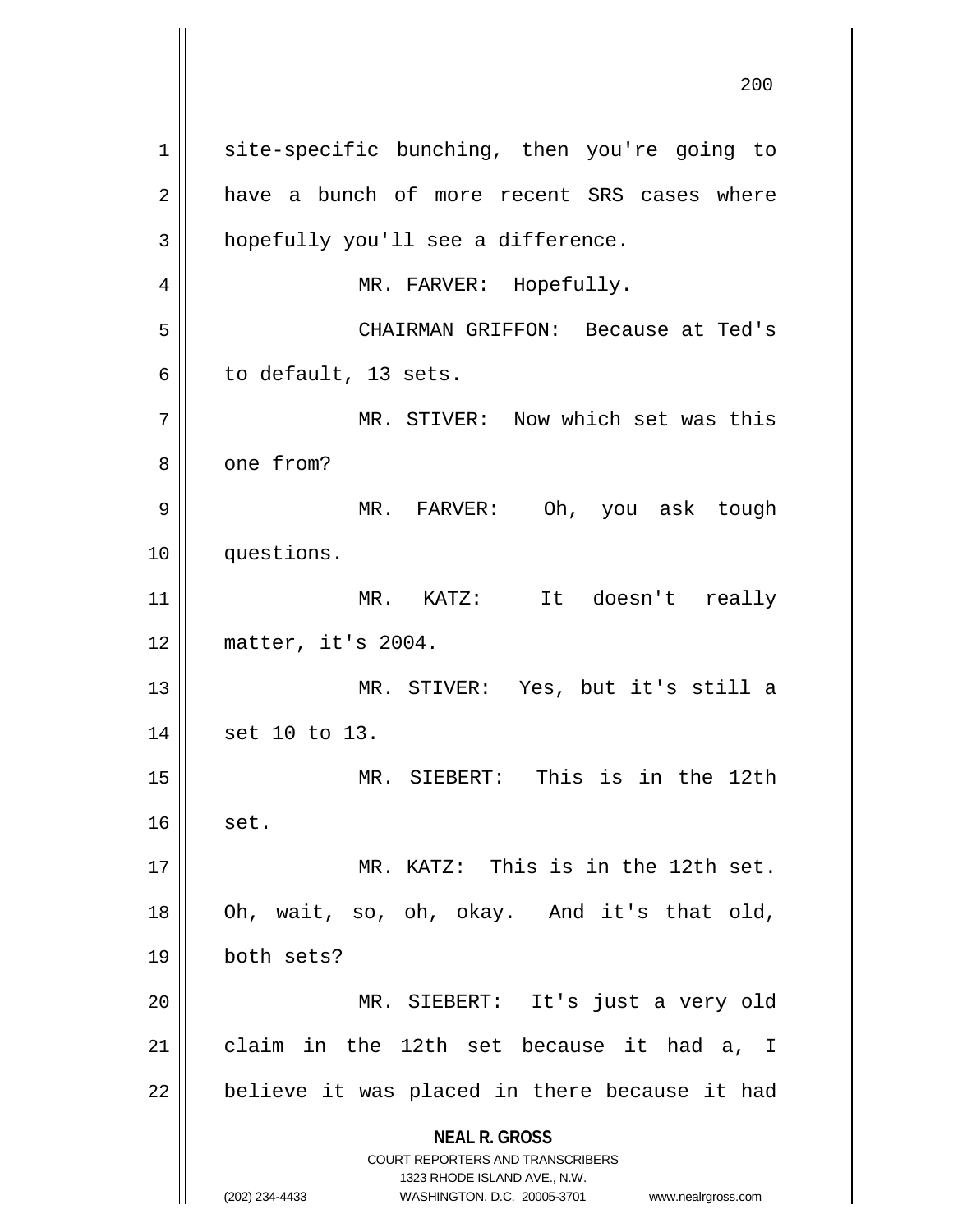site-specific bunching, then you're going to have a bunch of more recent SRS cases where hopefully you'll see a difference.

MR. FARVER: Hopefully.

CHAIRMAN GRIFFON: Because at Ted's to default, 13 sets.

MR. STIVER: Now which set was this one from?

MR. FARVER: Oh, you ask tough questions.

MR. KATZ: It doesn't really matter, it's 2004.

MR. STIVER: Yes, but it's still a set 10 to 13.

MR. SIEBERT: This is in the 12th set.

MR. KATZ: This is in the 12th set. Oh, wait, so, oh, okay. And it's that old, both sets?

MR. SIEBERT: It's just a very old claim in the 12th set because it had a, I believe it was placed in there because it had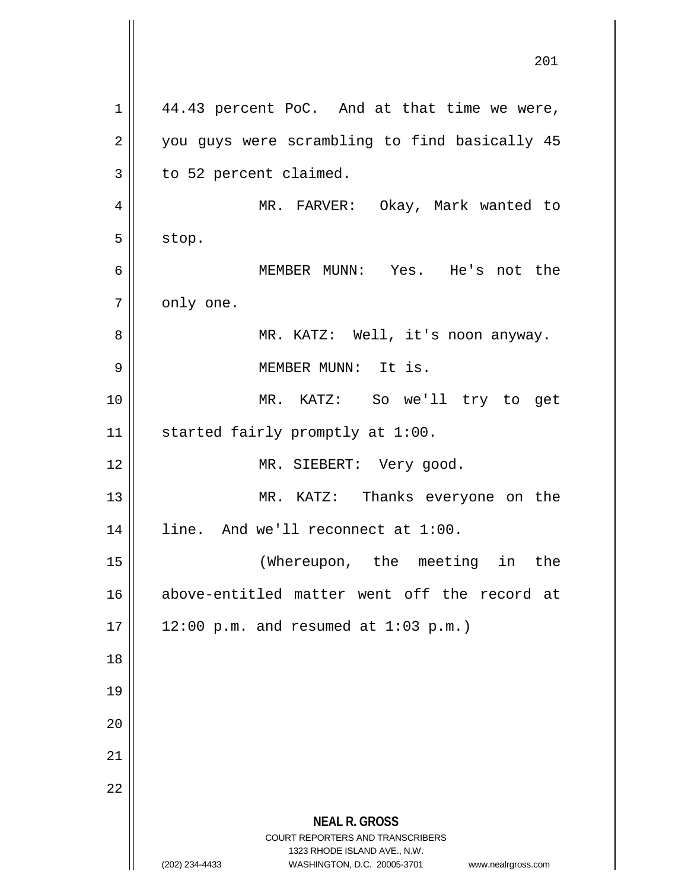44.43 percent PoC. And at that time we were, you guys were scrambling to find basically 45 to 52 percent claimed.

MR. FARVER: Okay, Mark wanted to stop.

MEMBER MUNN: Yes. He's not the only one.

MR. KATZ: Well, it's noon anyway.

MEMBER MUNN: It is.

MR. KATZ: So we'll try to get started fairly promptly at 1:00.

MR. SIEBERT: Very good.

MR. KATZ: Thanks everyone on the line. And we'll reconnect at 1:00.

(Whereupon, the meeting in the above-entitled matter went off the record at 12:00 p.m. and resumed at 1:03 p.m.)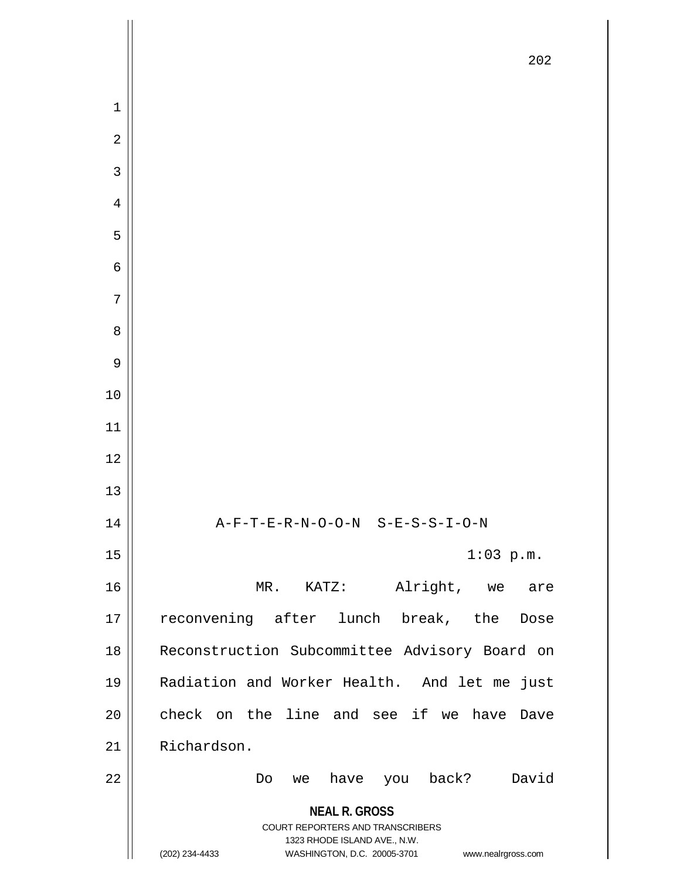A-F-T-E-R-N-O-O-N S-E-S-S-I-O-N

1:03 p.m.

MR. KATZ: Alright, we are reconvening after lunch break, the Dose Reconstruction Subcommittee Advisory Board on Radiation and Worker Health. And let me just check on the line and see if we have Dave Richardson.

Do we have you back? David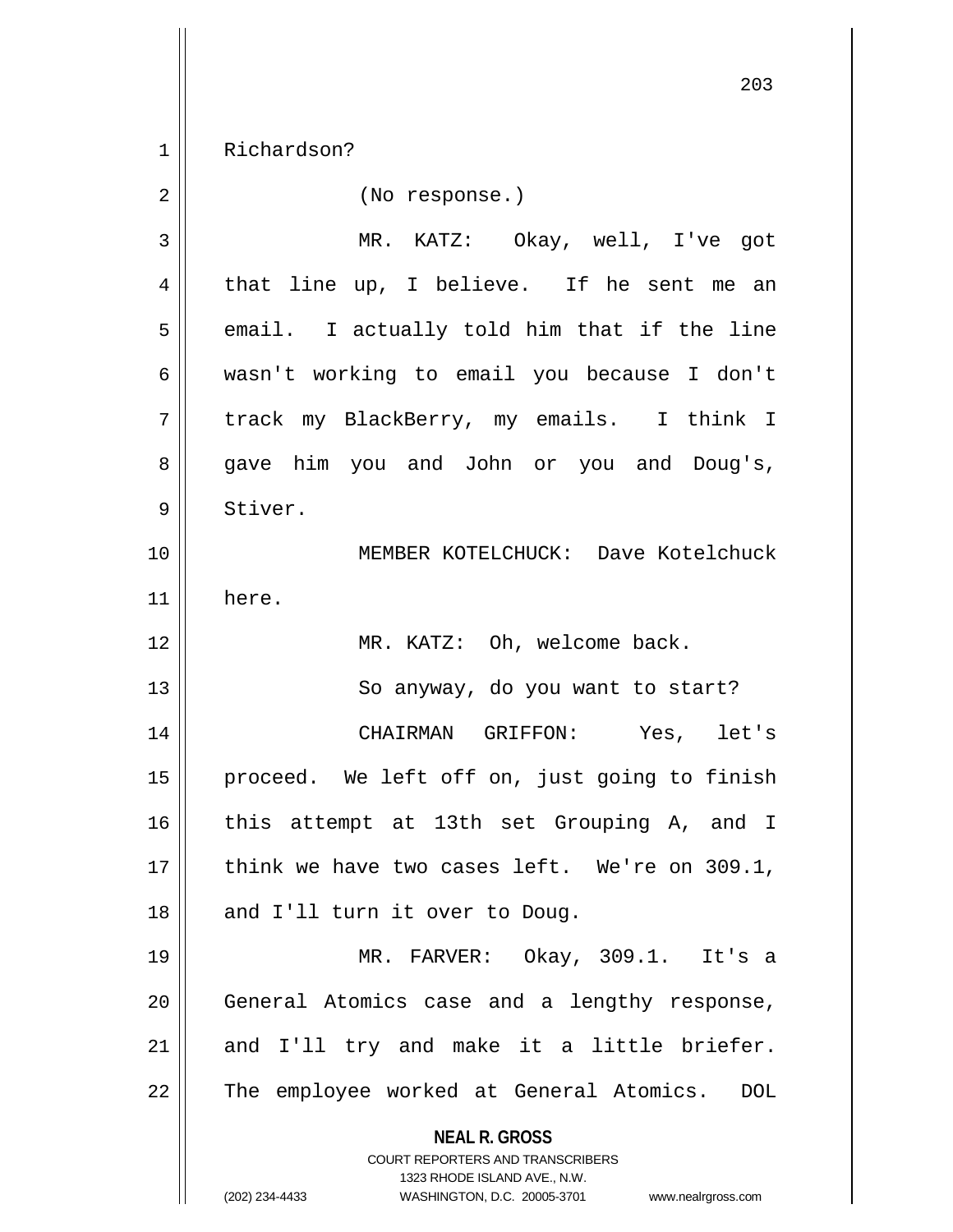Richardson?

(No response.)

MR. KATZ: Okay, well, I've got that line up, I believe. If he sent me an email. I actually told him that if the line wasn't working to email you because I don't track my BlackBerry, my emails. I think I gave him you and John or you and Doug's, Stiver.

MEMBER KOTELCHUCK: Dave Kotelchuck here.

MR. KATZ: Oh, welcome back.

So anyway, do you want to start?

CHAIRMAN GRIFFON: Yes, let's proceed. We left off on, just going to finish this attempt at 13th set Grouping A, and I think we have two cases left. We're on 309.1, and I'll turn it over to Doug.

MR. FARVER: Okay, 309.1. It's a General Atomics case and a lengthy response, and I'll try and make it a little briefer. The employee worked at General Atomics. DOL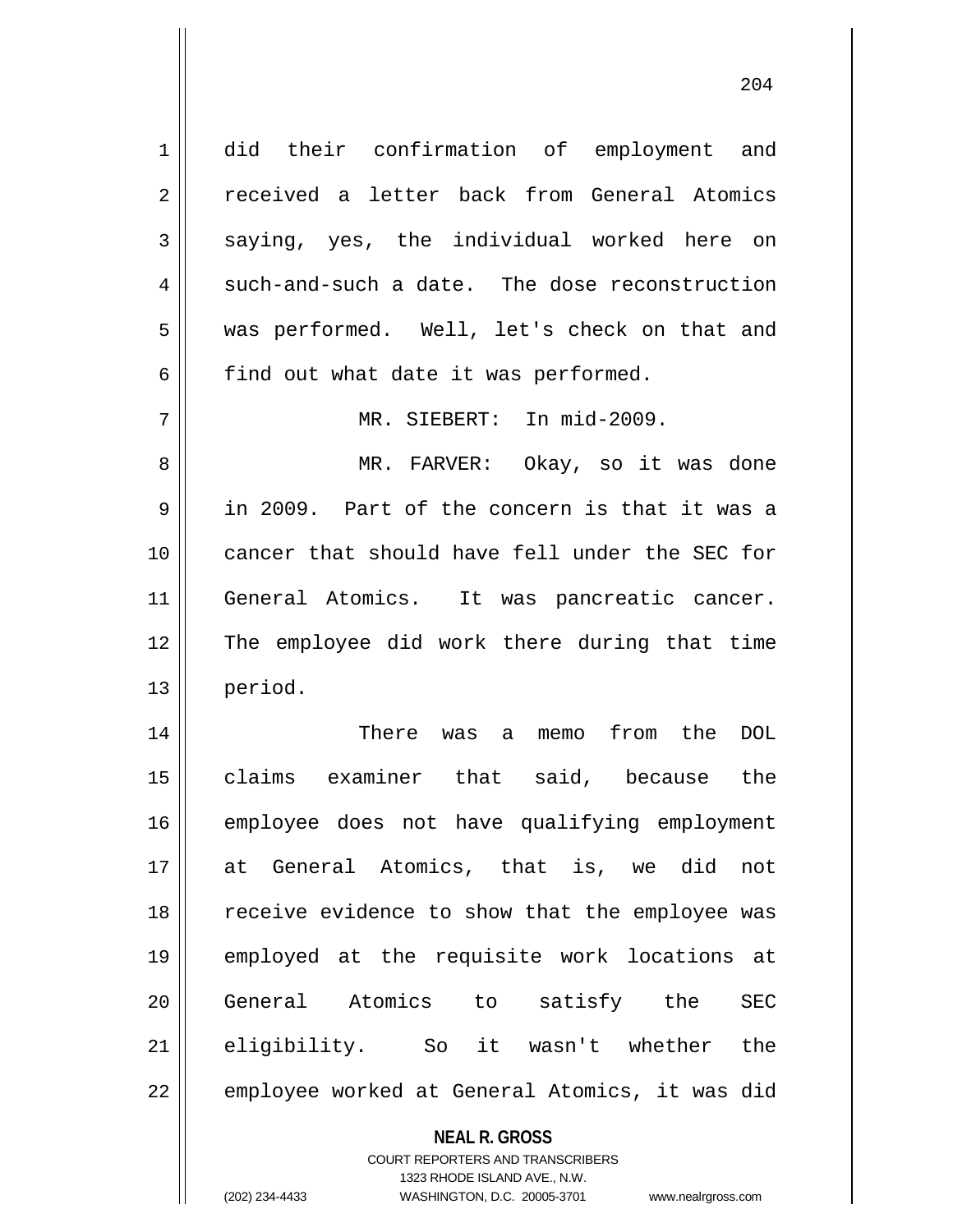did their confirmation of employment and received a letter back from General Atomics saying, yes, the individual worked here on such-and-such a date. The dose reconstruction was performed. Well, let's check on that and find out what date it was performed.

MR. SIEBERT: In mid-2009.

MR. FARVER: Okay, so it was done in 2009. Part of the concern is that it was a cancer that should have fell under the SEC for General Atomics. It was pancreatic cancer. The employee did work there during that time period.

There was a memo from the DOL claims examiner that said, because the employee does not have qualifying employment at General Atomics, that is, we did not receive evidence to show that the employee was employed at the requisite work locations at General Atomics to satisfy the SEC eligibility. So it wasn't whether the employee worked at General Atomics, it was did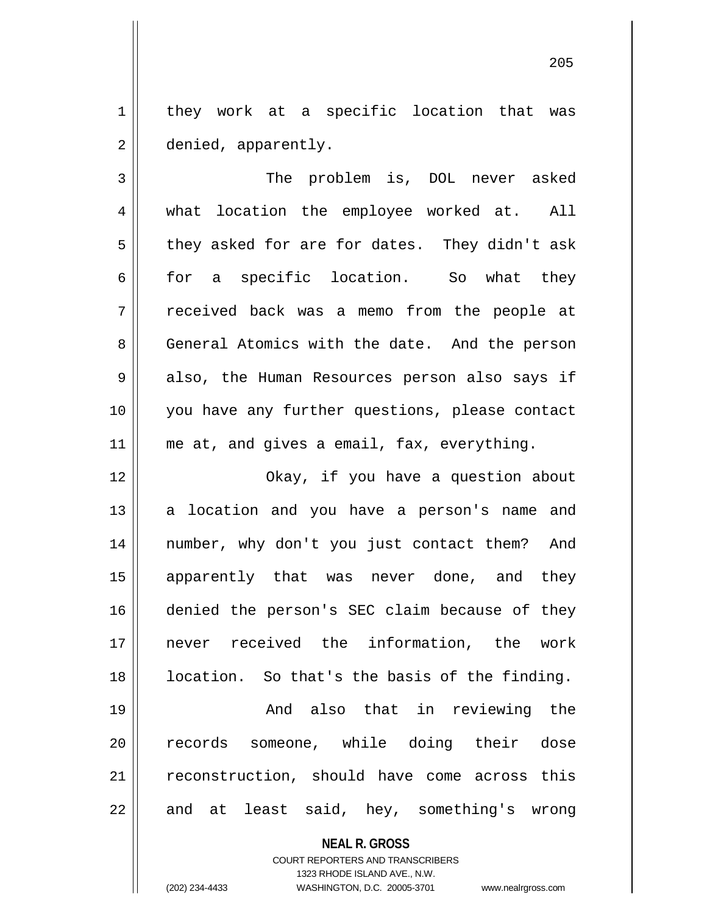they work at a specific location that was denied, apparently.

The problem is, DOL never asked what location the employee worked at. All they asked for are for dates. They didn't ask for a specific location. So what they received back was a memo from the people at General Atomics with the date. And the person also, the Human Resources person also says if you have any further questions, please contact me at, and gives a email, fax, everything.

Okay, if you have a question about a location and you have a person's name and number, why don't you just contact them? And apparently that was never done, and they denied the person's SEC claim because of they never received the information, the work location. So that's the basis of the finding.

And also that in reviewing the records someone, while doing their dose reconstruction, should have come across this and at least said, hey, something's wrong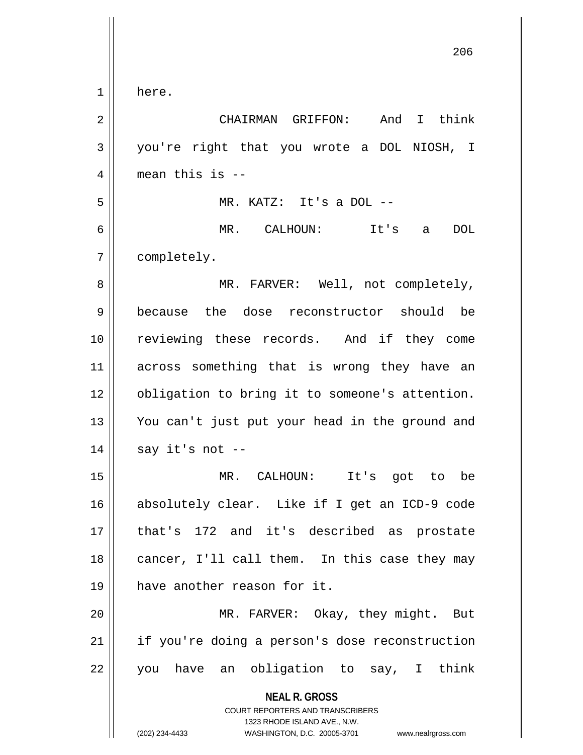here.

CHAIRMAN GRIFFON: And I think you're right that you wrote a DOL NIOSH, I mean this is --

MR. KATZ: It's a DOL --

MR. CALHOUN: It's a DOL completely.

MR. FARVER: Well, not completely, because the dose reconstructor should be reviewing these records. And if they come across something that is wrong they have an obligation to bring it to someone's attention. You can't just put your head in the ground and say it's not --

MR. CALHOUN: It's got to be absolutely clear. Like if I get an ICD-9 code that's 172 and it's described as prostate cancer, I'll call them. In this case they may have another reason for it.

MR. FARVER: Okay, they might. But if you're doing a person's dose reconstruction you have an obligation to say, I think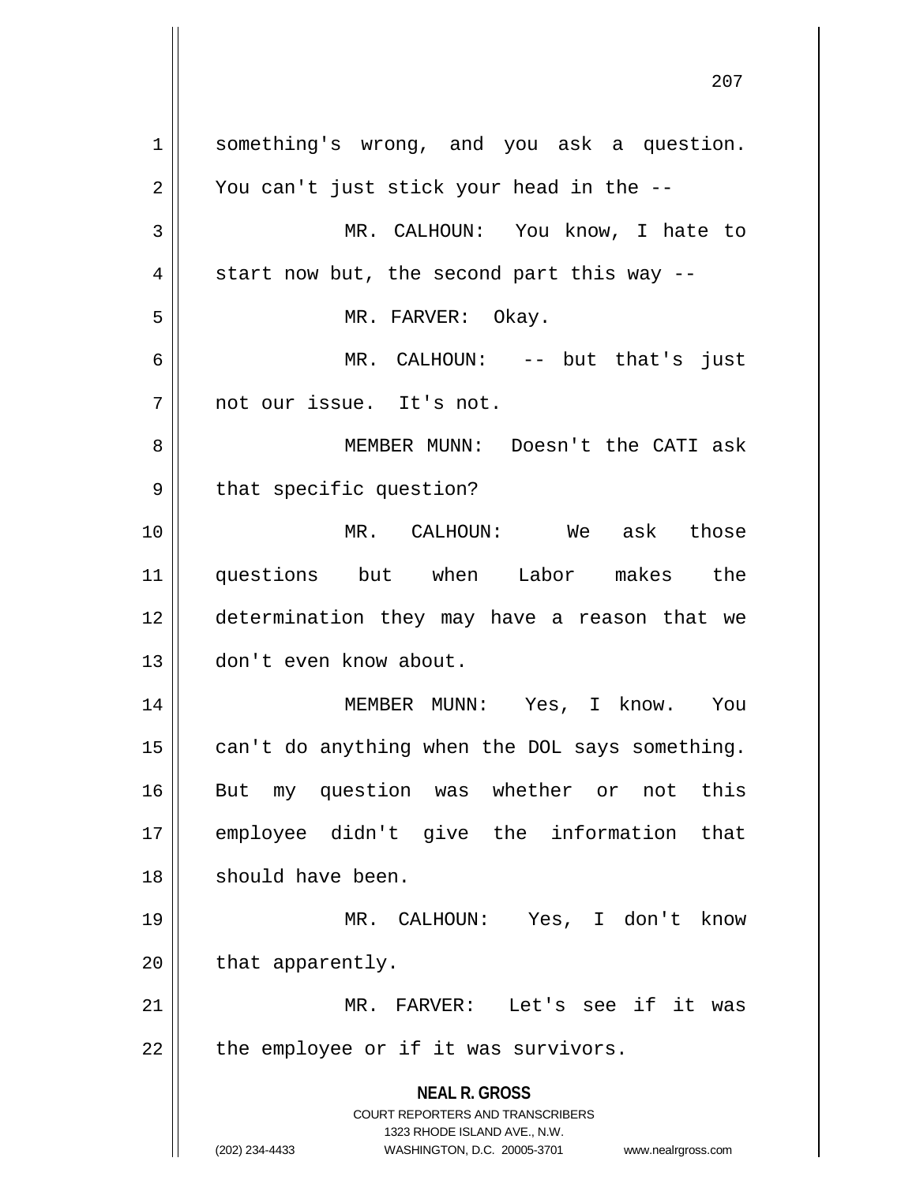something's wrong, and you ask a question. You can't just stick your head in the --

MR. CALHOUN: You know, I hate to start now but, the second part this way --

MR. FARVER: Okay.

MR. CALHOUN: -- but that's just not our issue. It's not.

MEMBER MUNN: Doesn't the CATI ask that specific question?

MR. CALHOUN: We ask those questions but when Labor makes the determination they may have a reason that we don't even know about.

MEMBER MUNN: Yes, I know. You can't do anything when the DOL says something. But my question was whether or not this employee didn't give the information that should have been.

MR. CALHOUN: Yes, I don't know that apparently.

MR. FARVER: Let's see if it was the employee or if it was survivors.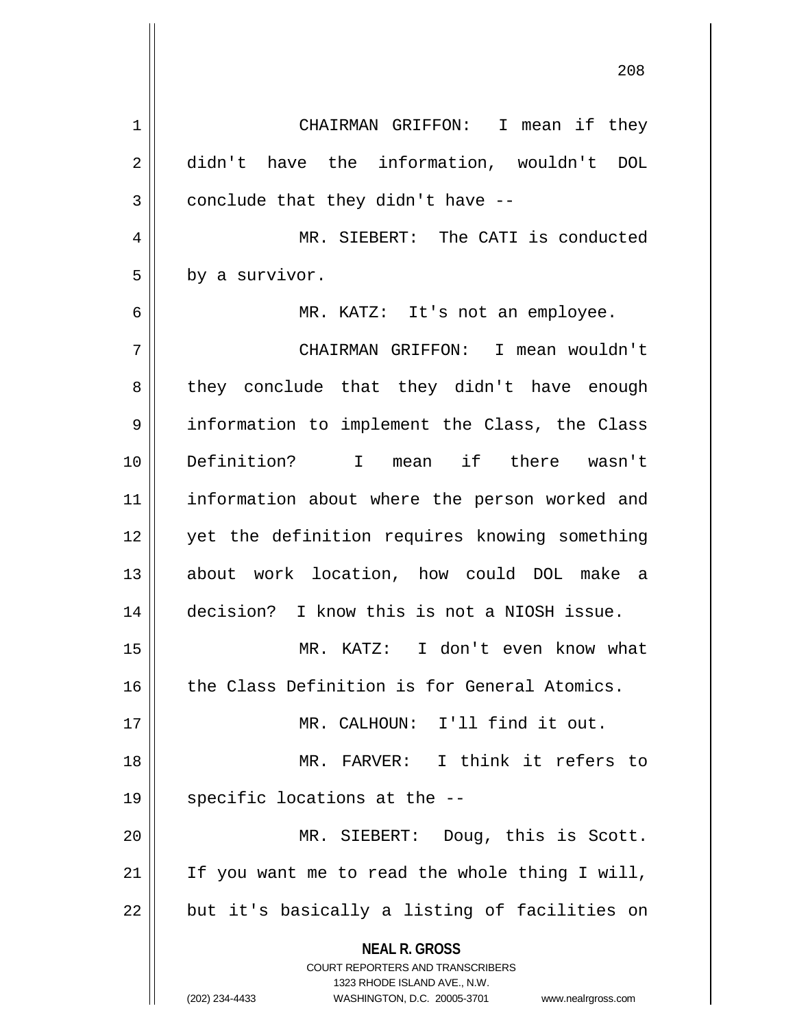CHAIRMAN GRIFFON: I mean if they didn't have the information, wouldn't DOL conclude that they didn't have --

MR. SIEBERT: The CATI is conducted by a survivor.

MR. KATZ: It's not an employee.

CHAIRMAN GRIFFON: I mean wouldn't they conclude that they didn't have enough information to implement the Class, the Class Definition? I mean if there wasn't information about where the person worked and yet the definition requires knowing something about work location, how could DOL make a decision? I know this is not a NIOSH issue.

MR. KATZ: I don't even know what the Class Definition is for General Atomics.

MR. CALHOUN: I'll find it out.

MR. FARVER: I think it refers to specific locations at the --

MR. SIEBERT: Doug, this is Scott. If you want me to read the whole thing I will, but it's basically a listing of facilities on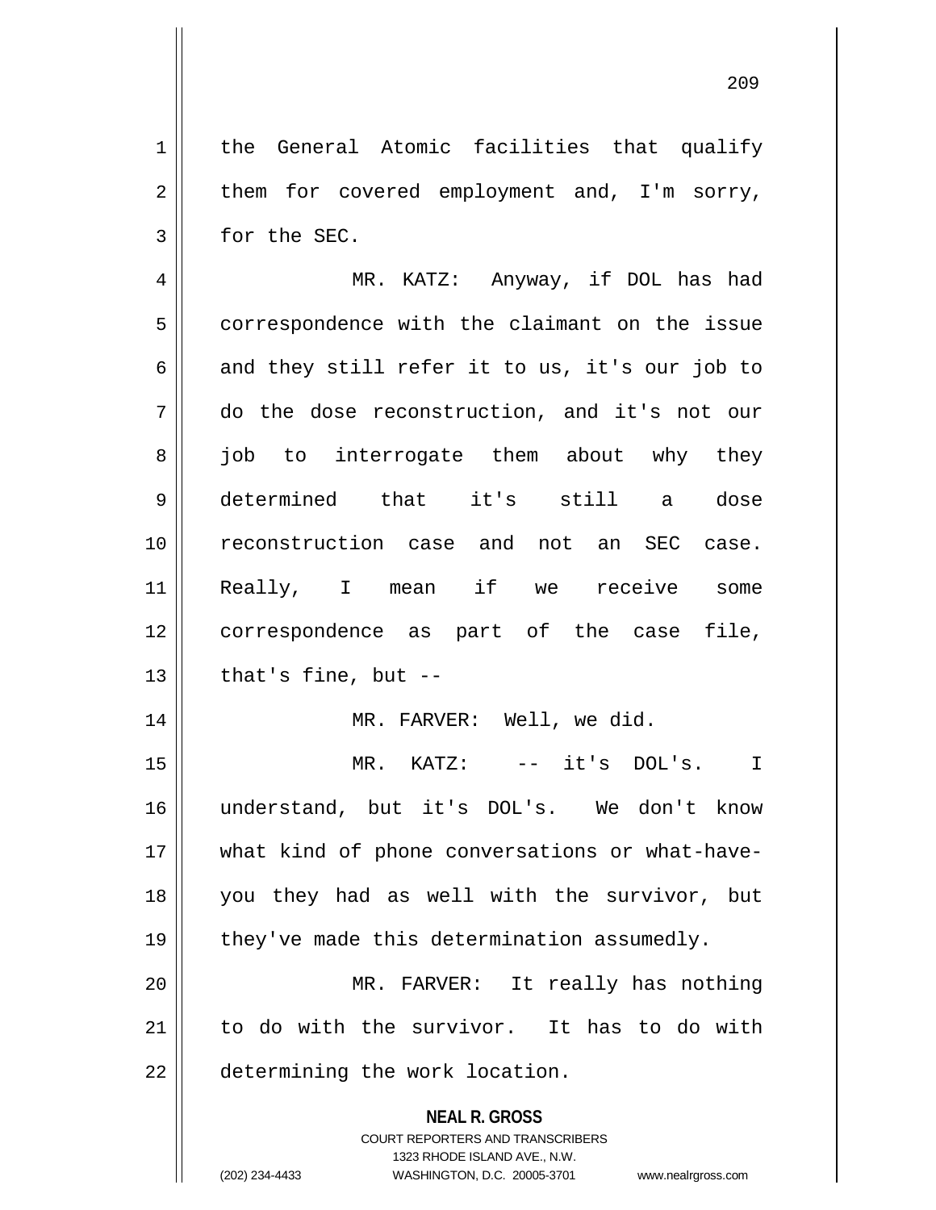the General Atomic facilities that qualify them for covered employment and, I'm sorry, for the SEC.

MR. KATZ: Anyway, if DOL has had correspondence with the claimant on the issue and they still refer it to us, it's our job to do the dose reconstruction, and it's not our job to interrogate them about why they determined that it's still a dose reconstruction case and not an SEC case. Really, I mean if we receive some correspondence as part of the case file, that's fine, but --

MR. FARVER: Well, we did.

MR. KATZ: -- it's DOL's. I understand, but it's DOL's. We don't know what kind of phone conversations or what-have-you they had as well with the survivor, but they've made this determination assumedly.

MR. FARVER: It really has nothing to do with the survivor. It has to do with determining the work location.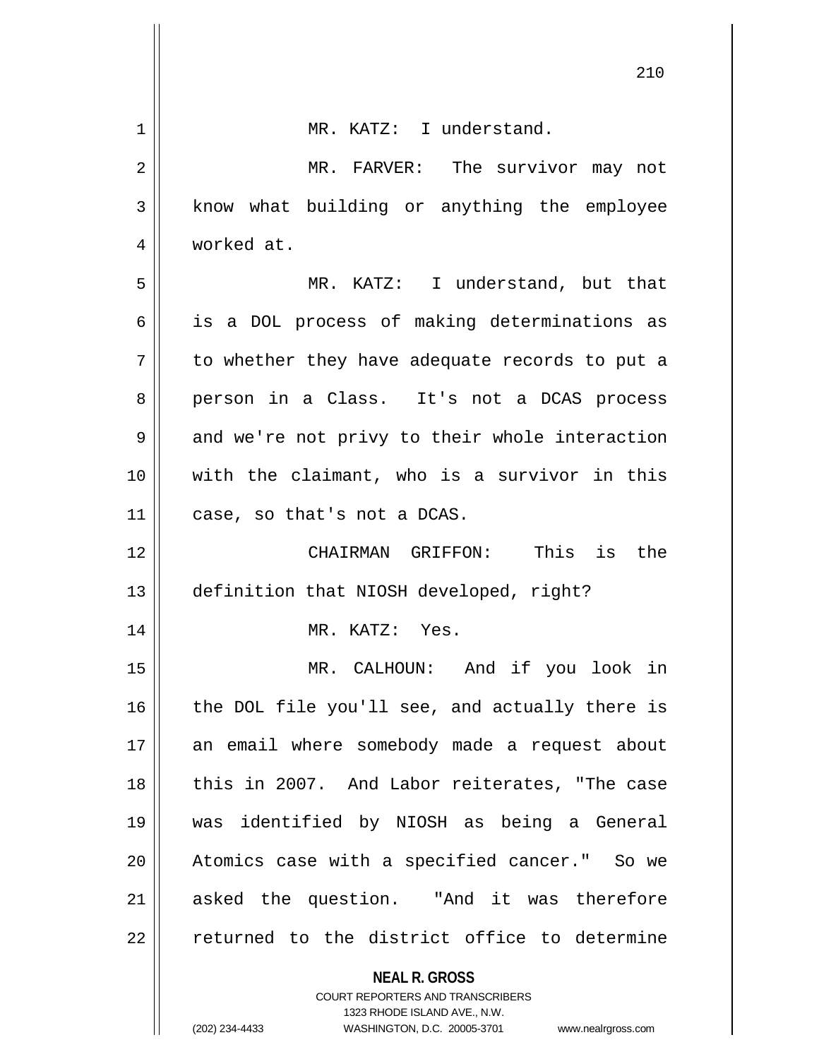MR. KATZ: I understand.

MR. FARVER: The survivor may not know what building or anything the employee worked at.

MR. KATZ: I understand, but that is a DOL process of making determinations as to whether they have adequate records to put a person in a Class. It's not a DCAS process and we're not privy to their whole interaction with the claimant, who is a survivor in this case, so that's not a DCAS.

CHAIRMAN GRIFFON: This is the definition that NIOSH developed, right?

MR. KATZ: Yes.

MR. CALHOUN: And if you look in the DOL file you'll see, and actually there is an email where somebody made a request about this in 2007. And Labor reiterates, "The case was identified by NIOSH as being a General Atomics case with a specified cancer." So we asked the question. "And it was therefore returned to the district office to determine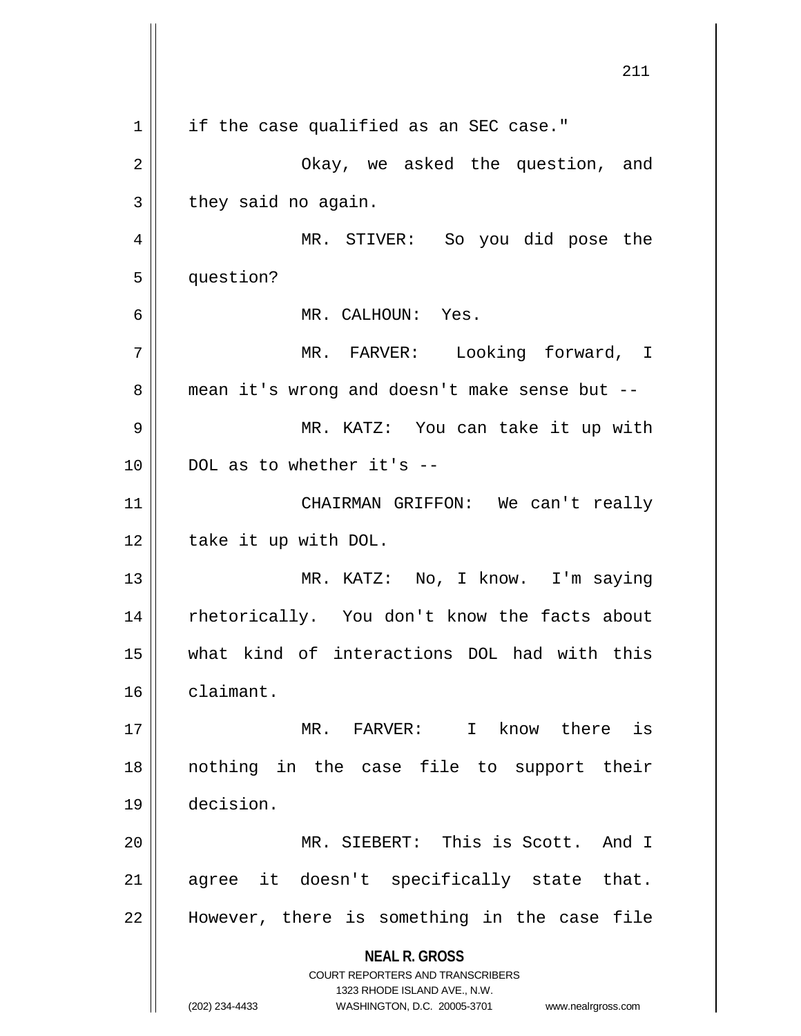if the case qualified as an SEC case."

Okay, we asked the question, and they said no again.

MR. STIVER: So you did pose the question?

MR. CALHOUN: Yes.

MR. FARVER: Looking forward, I mean it's wrong and doesn't make sense but --

MR. KATZ: You can take it up with DOL as to whether it's --

CHAIRMAN GRIFFON: We can't really take it up with DOL.

MR. KATZ: No, I know. I'm saying rhetorically. You don't know the facts about what kind of interactions DOL had with this claimant.

MR. FARVER: I know there is nothing in the case file to support their decision.

MR. SIEBERT: This is Scott. And I agree it doesn't specifically state that. However, there is something in the case file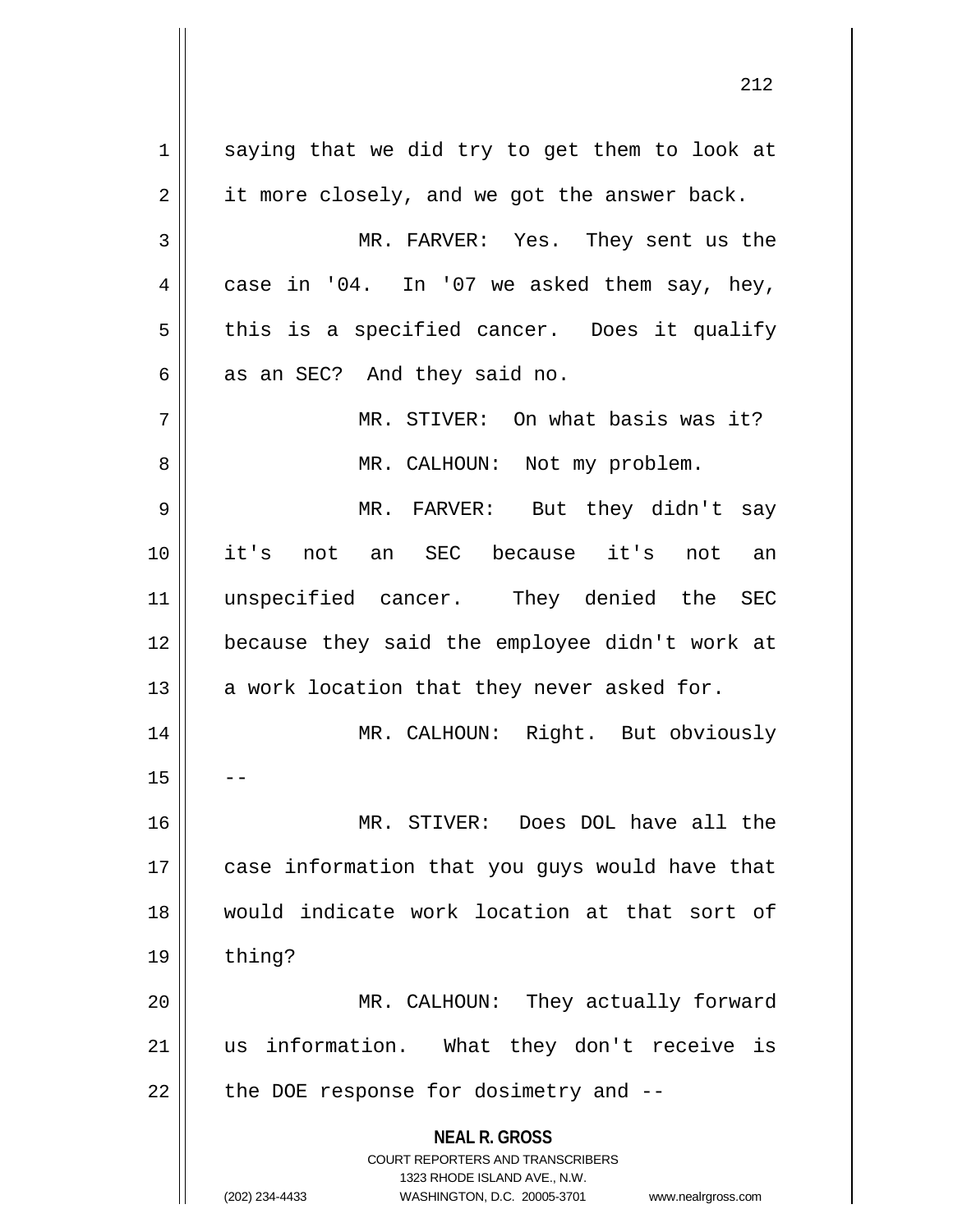saying that we did try to get them to look at it more closely, and we got the answer back.

MR. FARVER: Yes. They sent us the case in '04. In '07 we asked them say, hey, this is a specified cancer. Does it qualify as an SEC? And they said no.

MR. STIVER: On what basis was it?

MR. CALHOUN: Not my problem.

MR. FARVER: But they didn't say it's not an SEC because it's not an unspecified cancer. They denied the SEC because they said the employee didn't work at a work location that they never asked for.

MR. CALHOUN: Right. But obviously --

MR. STIVER: Does DOL have all the case information that you guys would have that would indicate work location at that sort of thing?

MR. CALHOUN: They actually forward us information. What they don't receive is the DOE response for dosimetry and --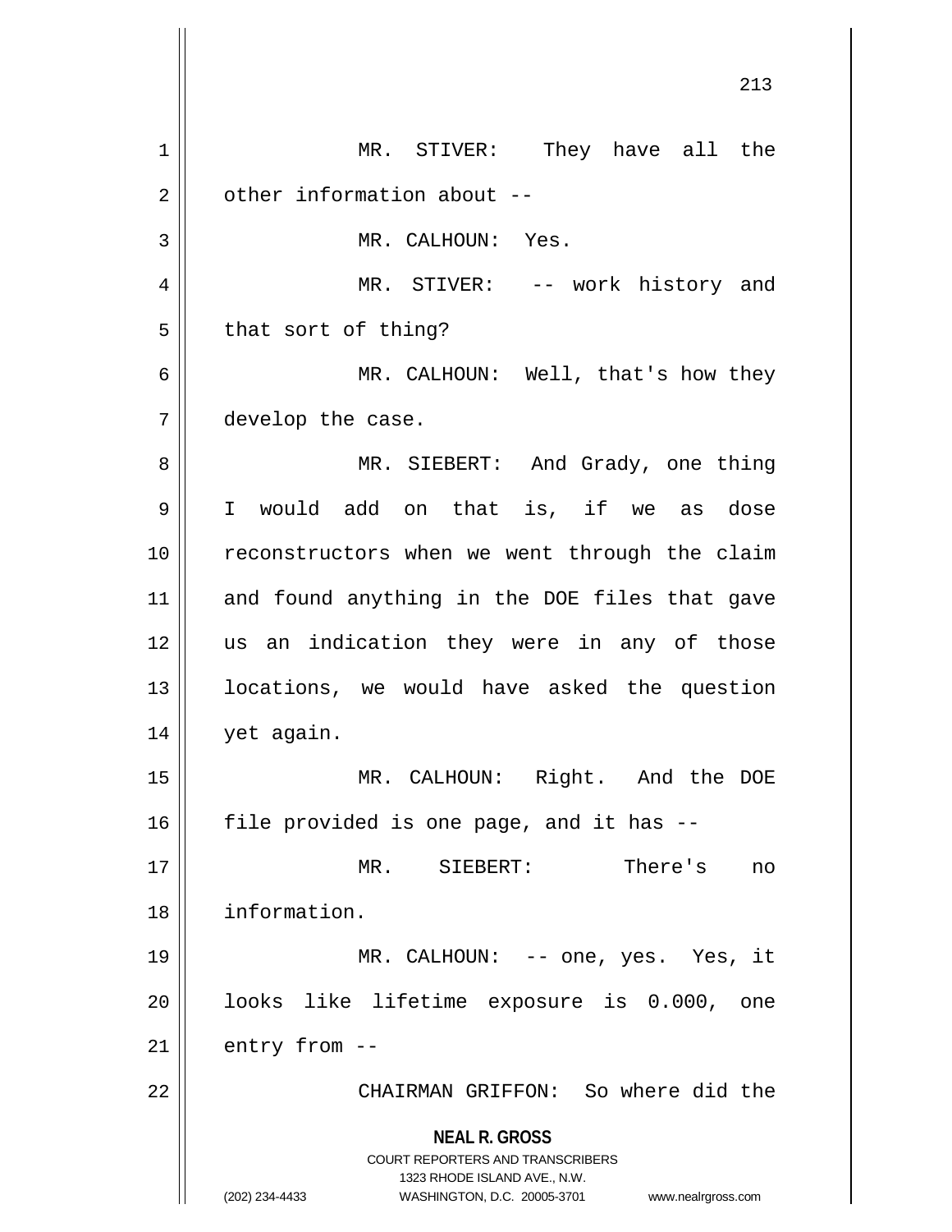MR. STIVER: They have all the other information about --

MR. CALHOUN: Yes.

MR. STIVER: -- work history and that sort of thing?

MR. CALHOUN: Well, that's how they develop the case.

MR. SIEBERT: And Grady, one thing I would add on that is, if we as dose reconstructors when we went through the claim and found anything in the DOE files that gave us an indication they were in any of those locations, we would have asked the question yet again.

MR. CALHOUN: Right. And the DOE file provided is one page, and it has --

MR. SIEBERT: There's no information.

MR. CALHOUN: -- one, yes. Yes, it looks like lifetime exposure is 0.000, one entry from --

CHAIRMAN GRIFFON: So where did the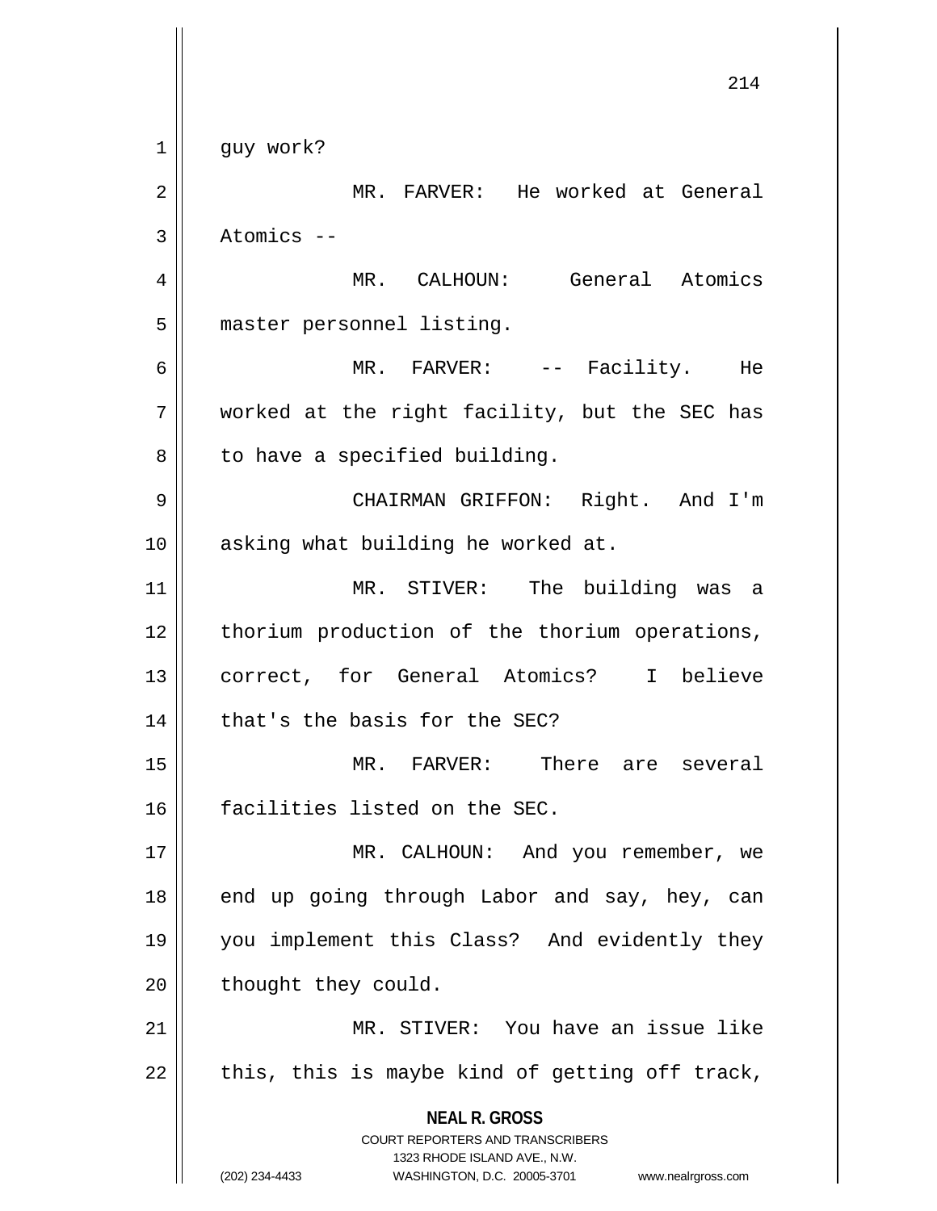guy work?

MR. FARVER: He worked at General Atomics --

MR. CALHOUN: General Atomics master personnel listing.

MR. FARVER: -- Facility. He worked at the right facility, but the SEC has to have a specified building.

CHAIRMAN GRIFFON: Right. And I'm asking what building he worked at.

MR. STIVER: The building was a thorium production of the thorium operations, correct, for General Atomics? I believe that's the basis for the SEC?

MR. FARVER: There are several facilities listed on the SEC.

MR. CALHOUN: And you remember, we end up going through Labor and say, hey, can you implement this Class? And evidently they thought they could.

MR. STIVER: You have an issue like this, this is maybe kind of getting off track,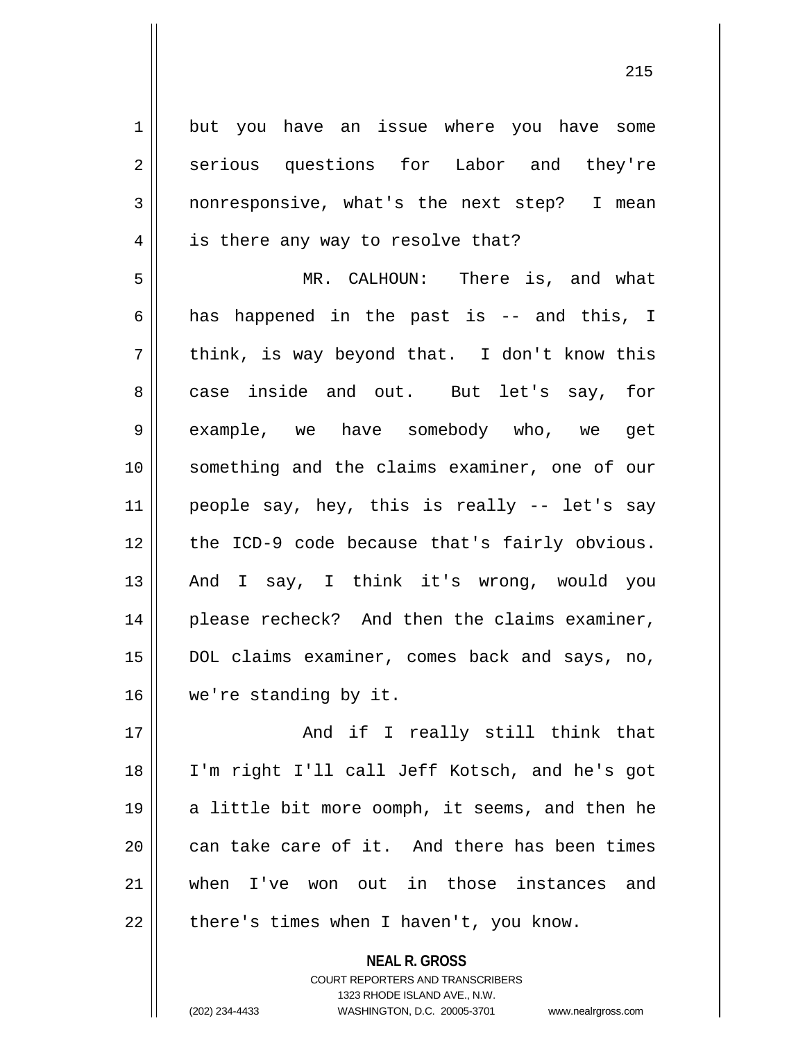but you have an issue where you have some serious questions for Labor and they're nonresponsive, what's the next step? I mean is there any way to resolve that?

MR. CALHOUN: There is, and what has happened in the past is -- and this, I think, is way beyond that. I don't know this case inside and out. But let's say, for example, we have somebody who, we get something and the claims examiner, one of our people say, hey, this is really -- let's say the ICD-9 code because that's fairly obvious. And I say, I think it's wrong, would you please recheck? And then the claims examiner, DOL claims examiner, comes back and says, no, we're standing by it.

And if I really still think that I'm right I'll call Jeff Kotsch, and he's got a little bit more oomph, it seems, and then he can take care of it. And there has been times when I've won out in those instances and there's times when I haven't, you know.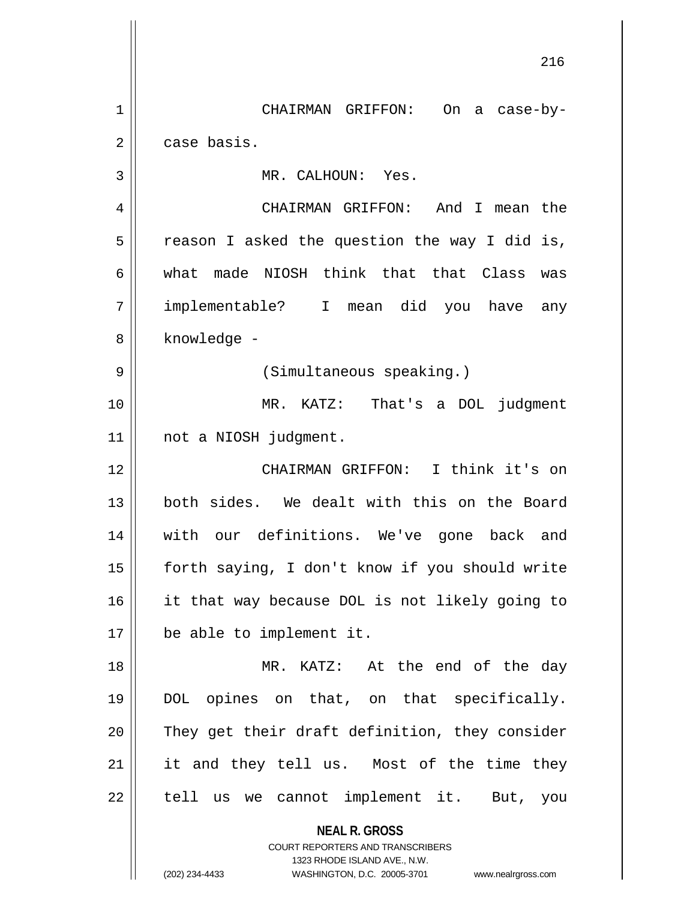CHAIRMAN GRIFFON: On a case-by-case basis.

MR. CALHOUN: Yes.

CHAIRMAN GRIFFON: And I mean the reason I asked the question the way I did is, what made NIOSH think that that Class was implementable? I mean did you have any knowledge -

(Simultaneous speaking.)

MR. KATZ: That's a DOL judgment not a NIOSH judgment.

CHAIRMAN GRIFFON: I think it's on both sides. We dealt with this on the Board with our definitions. We've gone back and forth saying, I don't know if you should write it that way because DOL is not likely going to be able to implement it.

MR. KATZ: At the end of the day DOL opines on that, on that specifically. They get their draft definition, they consider it and they tell us. Most of the time they tell us we cannot implement it. But, you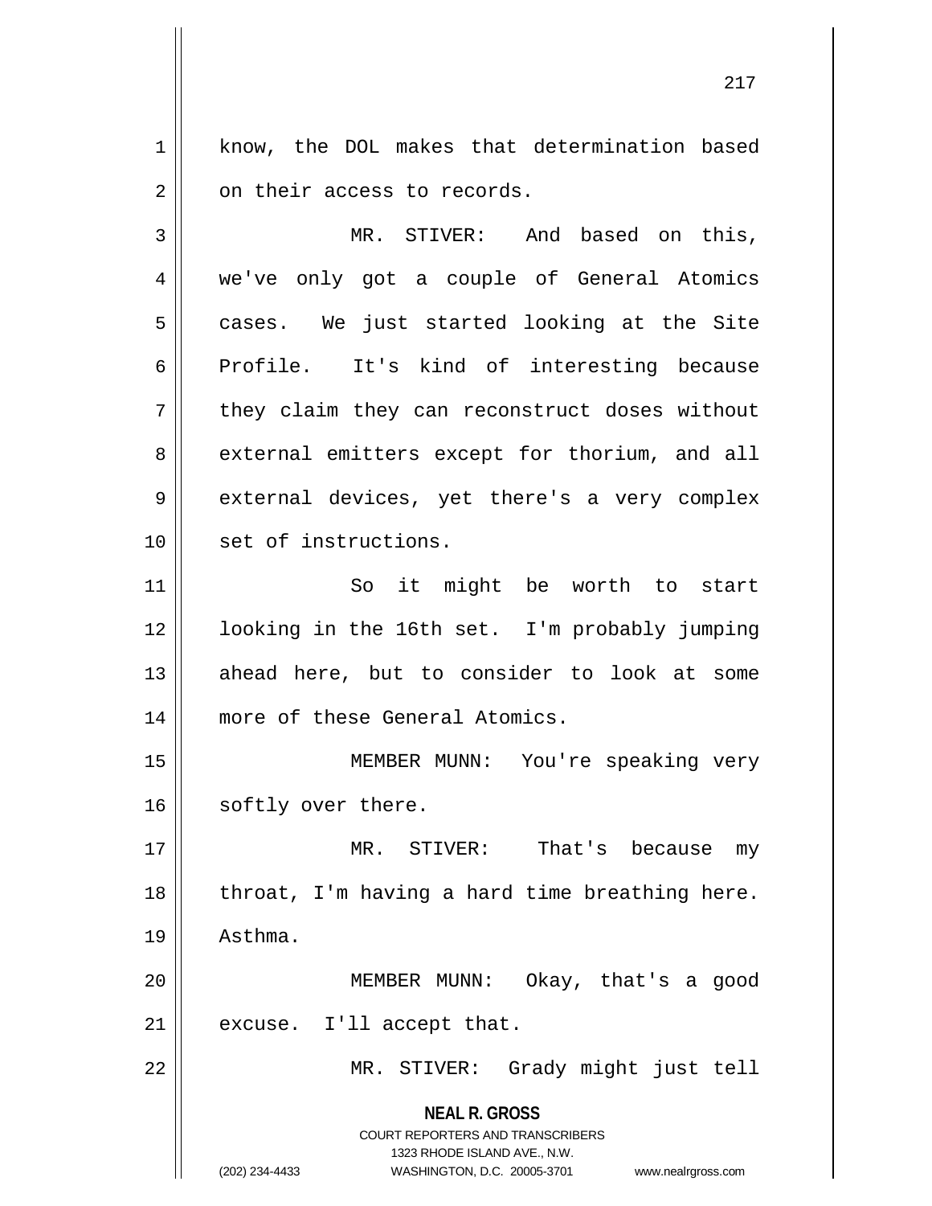know, the DOL makes that determination based on their access to records.

MR. STIVER: And based on this, we've only got a couple of General Atomics cases. We just started looking at the Site Profile. It's kind of interesting because they claim they can reconstruct doses without external emitters except for thorium, and all external devices, yet there's a very complex set of instructions.

So it might be worth to start looking in the 16th set. I'm probably jumping ahead here, but to consider to look at some more of these General Atomics.

MEMBER MUNN: You're speaking very softly over there.

MR. STIVER: That's because my throat, I'm having a hard time breathing here. Asthma.

MEMBER MUNN: Okay, that's a good excuse. I'll accept that.

MR. STIVER: Grady might just tell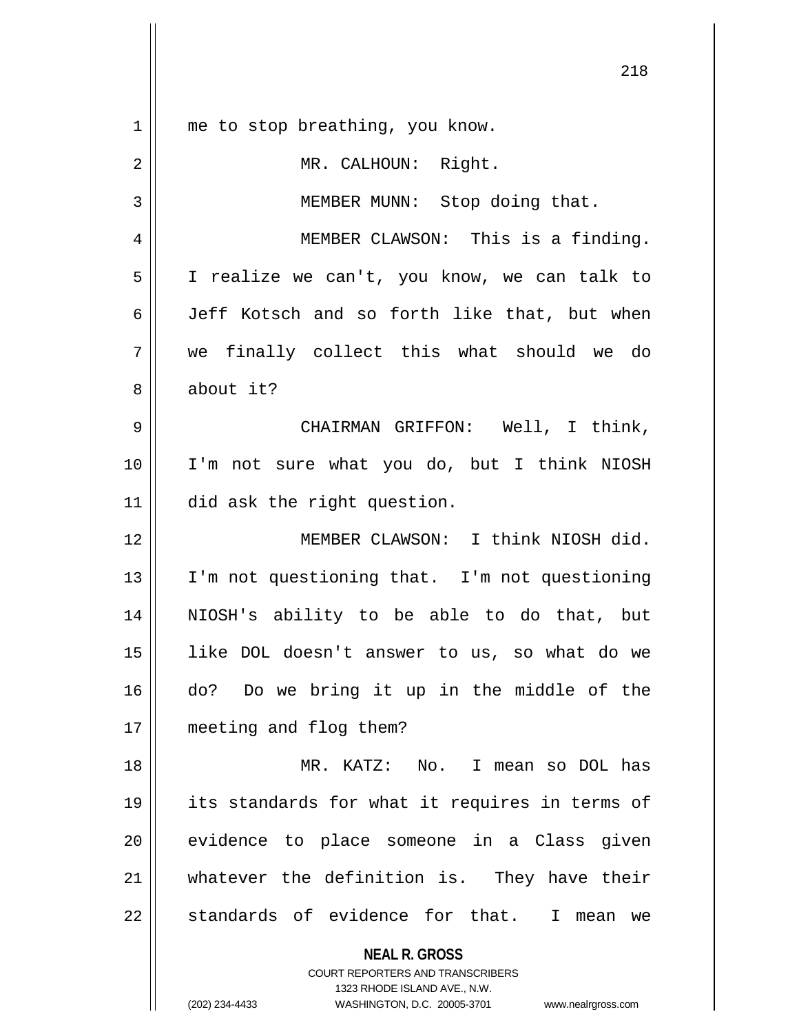me to stop breathing, you know.

MR. CALHOUN: Right.

MEMBER MUNN: Stop doing that.

MEMBER CLAWSON: This is a finding. I realize we can't, you know, we can talk to Jeff Kotsch and so forth like that, but when we finally collect this what should we do about it?

CHAIRMAN GRIFFON: Well, I think, I'm not sure what you do, but I think NIOSH did ask the right question.

MEMBER CLAWSON: I think NIOSH did. I'm not questioning that. I'm not questioning NIOSH's ability to be able to do that, but like DOL doesn't answer to us, so what do we do? Do we bring it up in the middle of the meeting and flog them?

MR. KATZ: No. I mean so DOL has its standards for what it requires in terms of evidence to place someone in a Class given whatever the definition is. They have their standards of evidence for that. I mean we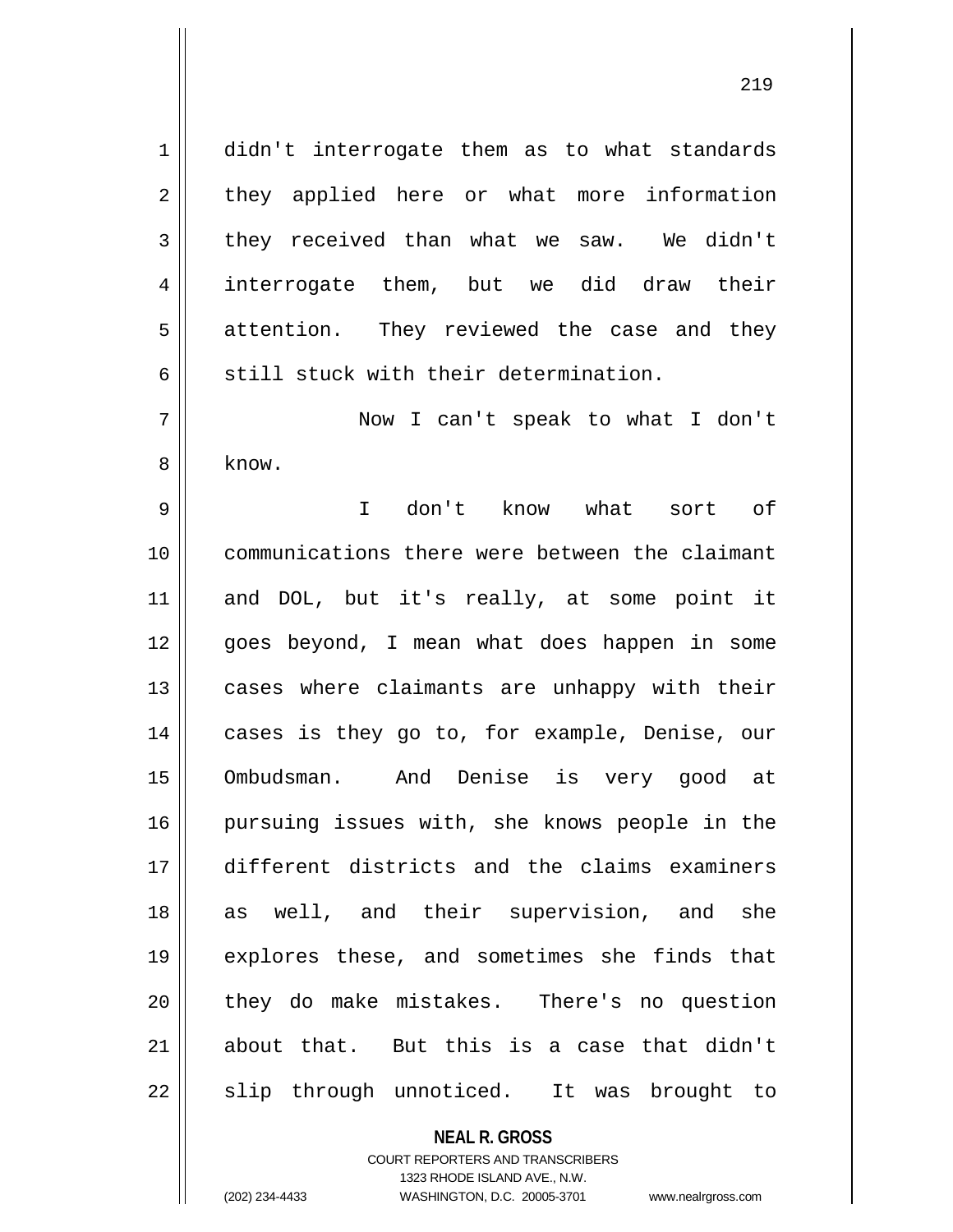didn't interrogate them as to what standards they applied here or what more information they received than what we saw. We didn't interrogate them, but we did draw their attention. They reviewed the case and they still stuck with their determination.

Now I can't speak to what I don't know.

I don't know what sort of communications there were between the claimant and DOL, but it's really, at some point it goes beyond, I mean what does happen in some cases where claimants are unhappy with their cases is they go to, for example, Denise, our Ombudsman. And Denise is very good at pursuing issues with, she knows people in the different districts and the claims examiners as well, and their supervision, and she explores these, and sometimes she finds that they do make mistakes. There's no question about that. But this is a case that didn't slip through unnoticed. It was brought to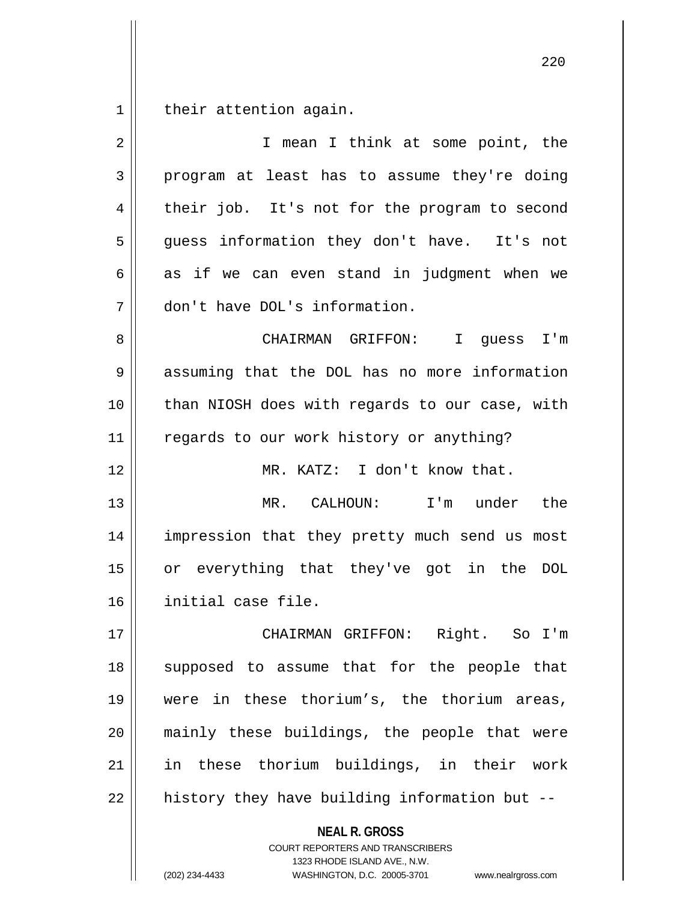their attention again.

I mean I think at some point, the program at least has to assume they're doing their job. It's not for the program to second guess information they don't have. It's not as if we can even stand in judgment when we don't have DOL's information.

CHAIRMAN GRIFFON: I guess I'm assuming that the DOL has no more information than NIOSH does with regards to our case, with regards to our work history or anything?

MR. KATZ: I don't know that.

MR. CALHOUN: I'm under the impression that they pretty much send us most or everything that they've got in the DOL initial case file.

CHAIRMAN GRIFFON: Right. So I'm supposed to assume that for the people that were in these thorium's, the thorium areas, mainly these buildings, the people that were in these thorium buildings, in their work history they have building information but --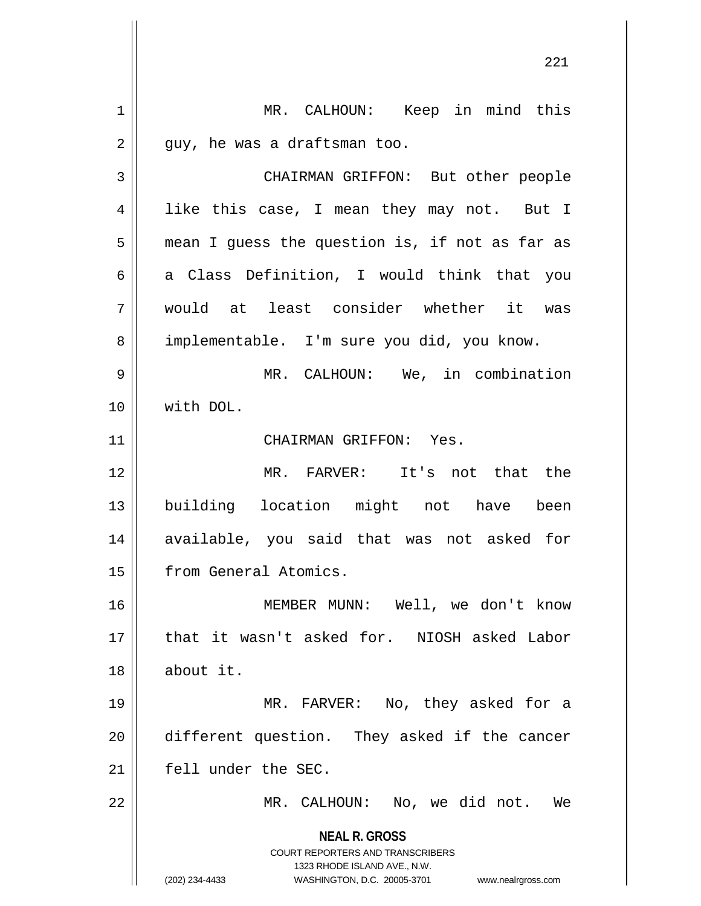MR. CALHOUN: Keep in mind this guy, he was a draftsman too.

CHAIRMAN GRIFFON: But other people like this case, I mean they may not. But I mean I guess the question is, if not as far as a Class Definition, I would think that you would at least consider whether it was implementable. I'm sure you did, you know.

MR. CALHOUN: We, in combination with DOL.

CHAIRMAN GRIFFON: Yes.

MR. FARVER: It's not that the building location might not have been available, you said that was not asked for from General Atomics.

MEMBER MUNN: Well, we don't know that it wasn't asked for. NIOSH asked Labor about it.

MR. FARVER: No, they asked for a different question. They asked if the cancer fell under the SEC.

MR. CALHOUN: No, we did not. We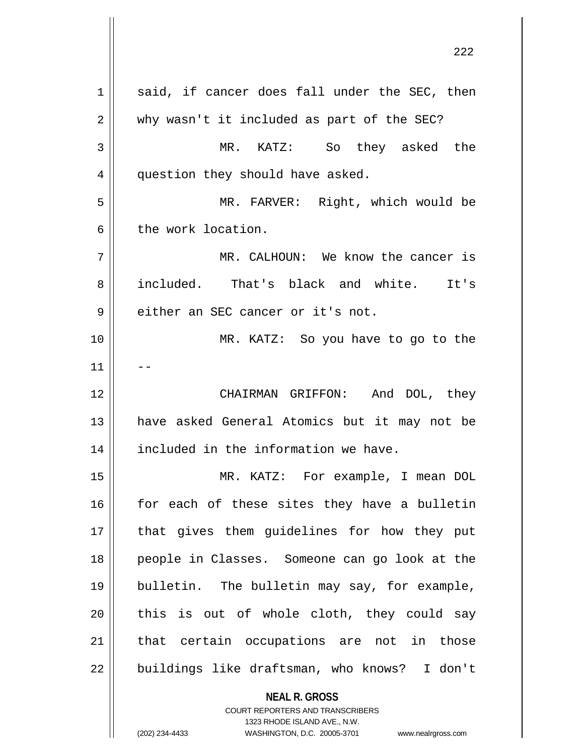said, if cancer does fall under the SEC, then why wasn't it included as part of the SEC?

MR. KATZ: So they asked the question they should have asked.

MR. FARVER: Right, which would be the work location.

MR. CALHOUN: We know the cancer is included. That's black and white. It's either an SEC cancer or it's not.

MR. KATZ: So you have to go to the --

CHAIRMAN GRIFFON: And DOL, they have asked General Atomics but it may not be included in the information we have.

MR. KATZ: For example, I mean DOL for each of these sites they have a bulletin that gives them guidelines for how they put people in Classes. Someone can go look at the bulletin. The bulletin may say, for example, this is out of whole cloth, they could say that certain occupations are not in those buildings like draftsman, who knows? I don't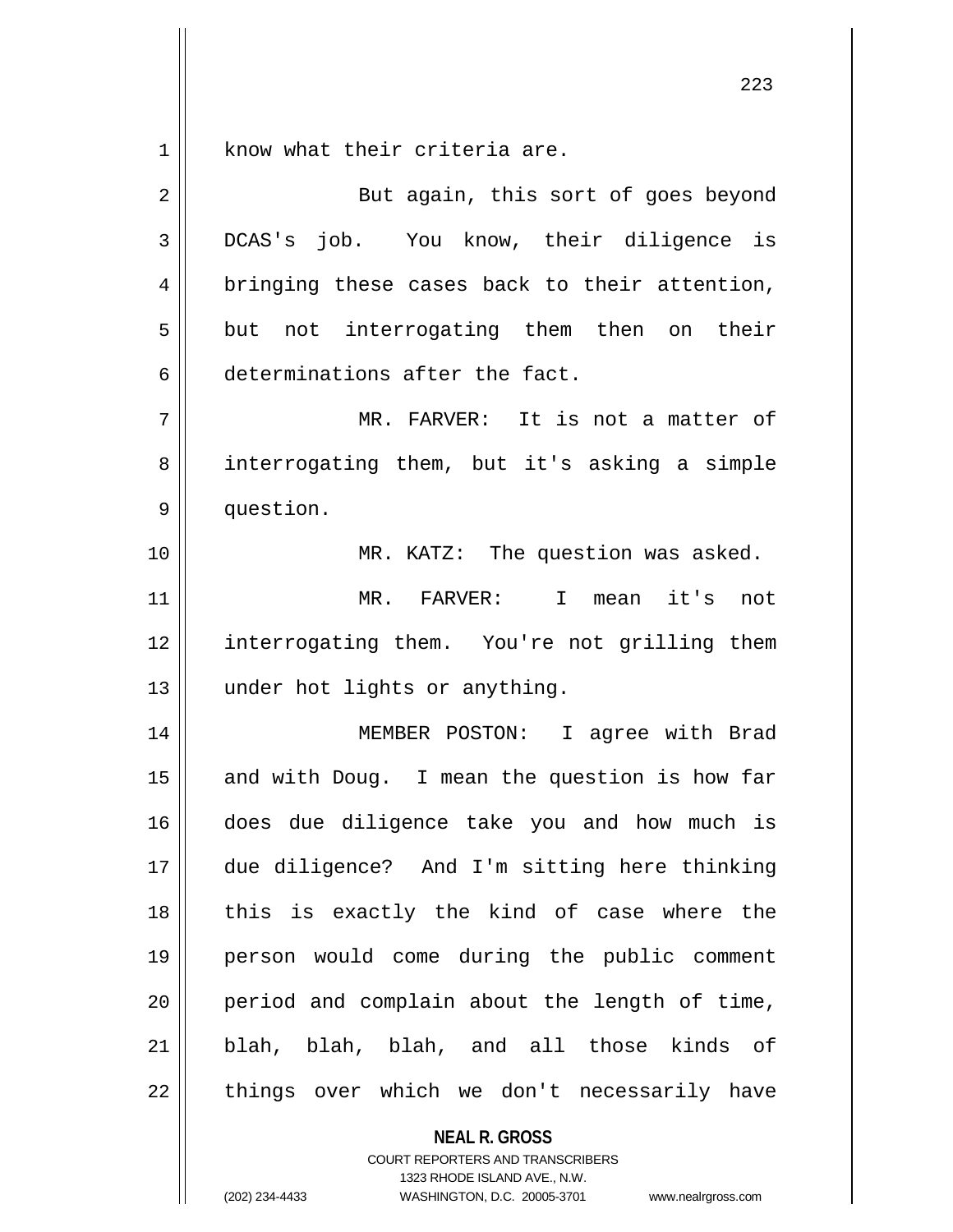know what their criteria are.

But again, this sort of goes beyond DCAS's job. You know, their diligence is bringing these cases back to their attention, but not interrogating them then on their determinations after the fact.

MR. FARVER: It is not a matter of interrogating them, but it's asking a simple question.

MR. KATZ: The question was asked.

MR. FARVER: I mean it's not interrogating them. You're not grilling them under hot lights or anything.

MEMBER POSTON: I agree with Brad and with Doug. I mean the question is how far does due diligence take you and how much is due diligence? And I'm sitting here thinking this is exactly the kind of case where the person would come during the public comment period and complain about the length of time, blah, blah, blah, and all those kinds of things over which we don't necessarily have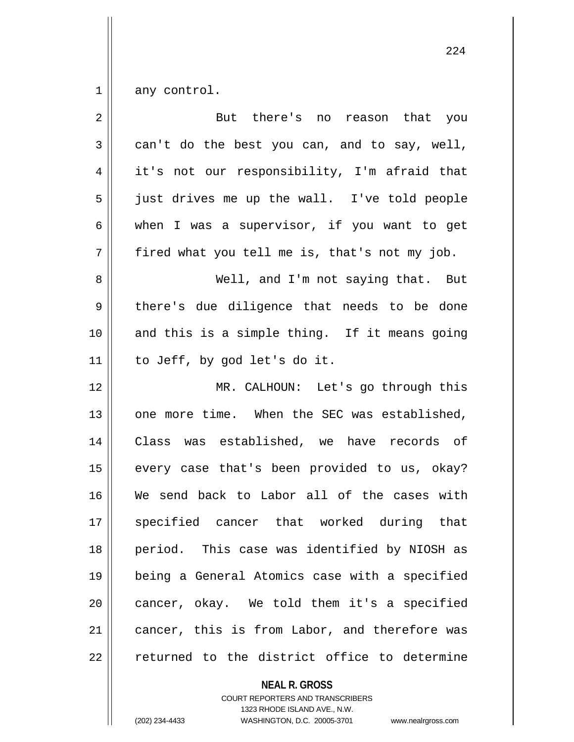any control.

But there's no reason that you can't do the best you can, and to say, well, it's not our responsibility, I'm afraid that just drives me up the wall. I've told people when I was a supervisor, if you want to get fired what you tell me is, that's not my job.

Well, and I'm not saying that. But there's due diligence that needs to be done and this is a simple thing. If it means going to Jeff, by god let's do it.

MR. CALHOUN: Let's go through this one more time. When the SEC was established, Class was established, we have records of every case that's been provided to us, okay? We send back to Labor all of the cases with specified cancer that worked during that period. This case was identified by NIOSH as being a General Atomics case with a specified cancer, okay. We told them it's a specified cancer, this is from Labor, and therefore was returned to the district office to determine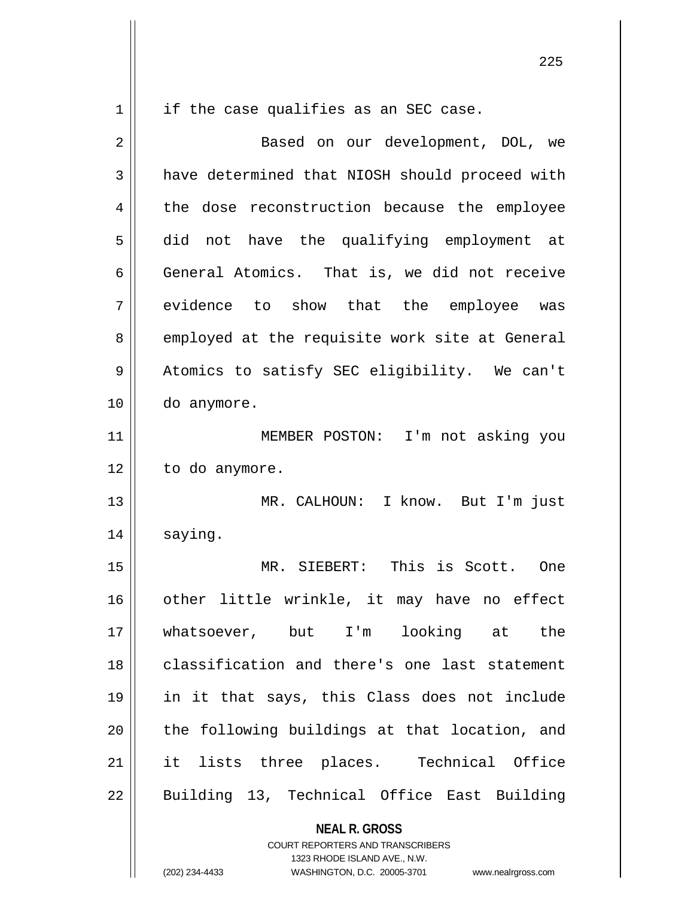if the case qualifies as an SEC case.

Based on our development, DOL, we have determined that NIOSH should proceed with the dose reconstruction because the employee did not have the qualifying employment at General Atomics. That is, we did not receive evidence to show that the employee was employed at the requisite work site at General Atomics to satisfy SEC eligibility. We can't do anymore.

MEMBER POSTON: I'm not asking you to do anymore.

MR. CALHOUN: I know. But I'm just saying.

MR. SIEBERT: This is Scott. One other little wrinkle, it may have no effect whatsoever, but I'm looking at the classification and there's one last statement in it that says, this Class does not include the following buildings at that location, and it lists three places. Technical Office Building 13, Technical Office East Building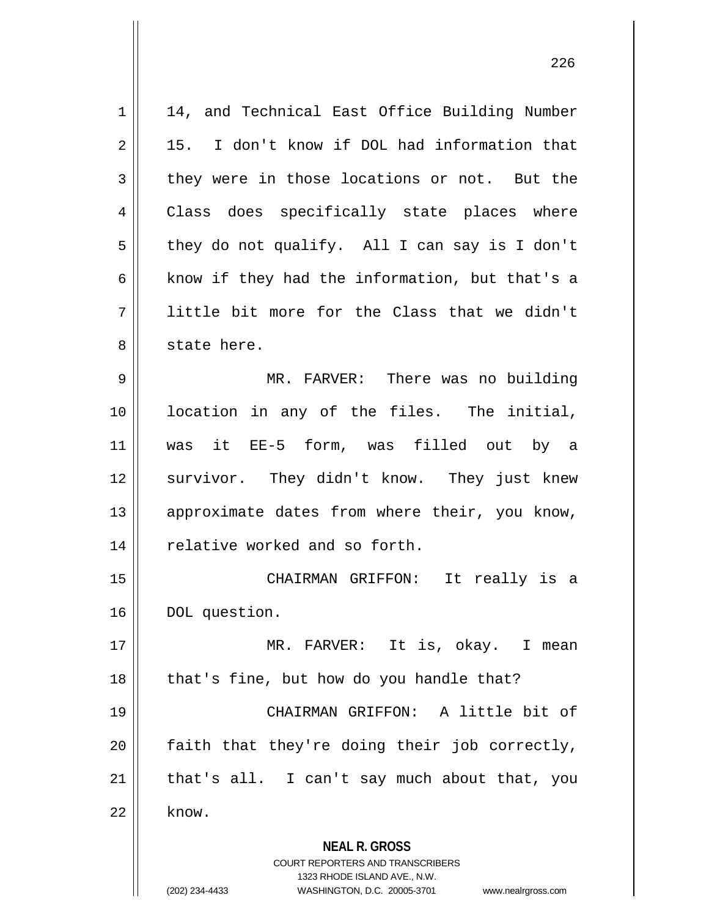14, and Technical East Office Building Number 15. I don't know if DOL had information that they were in those locations or not. But the Class does specifically state places where they do not qualify. All I can say is I don't know if they had the information, but that's a little bit more for the Class that we didn't state here.

MR. FARVER: There was no building location in any of the files. The initial, was it EE-5 form, was filled out by a survivor. They didn't know. They just knew approximate dates from where their, you know, relative worked and so forth.

CHAIRMAN GRIFFON: It really is a DOL question.

MR. FARVER: It is, okay. I mean that's fine, but how do you handle that?

CHAIRMAN GRIFFON: A little bit of faith that they're doing their job correctly, that's all. I can't say much about that, you know.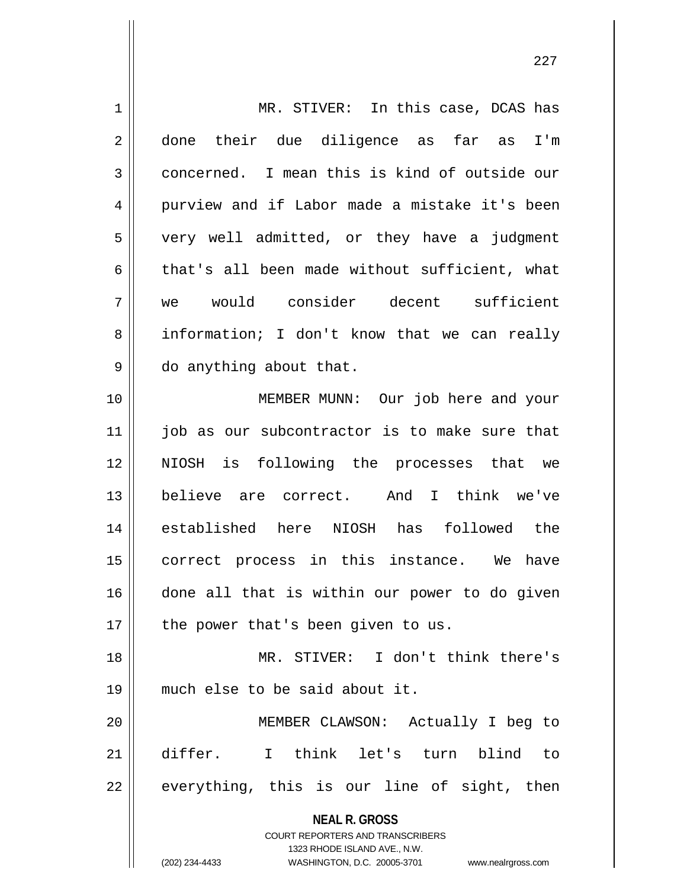MR. STIVER: In this case, DCAS has done their due diligence as far as I'm concerned. I mean this is kind of outside our purview and if Labor made a mistake it's been very well admitted, or they have a judgment that's all been made without sufficient, what we would consider decent sufficient information; I don't know that we can really do anything about that.

MEMBER MUNN: Our job here and your job as our subcontractor is to make sure that NIOSH is following the processes that we believe are correct. And I think we've established here NIOSH has followed the correct process in this instance. We have done all that is within our power to do given the power that's been given to us.

MR. STIVER: I don't think there's much else to be said about it.

MEMBER CLAWSON: Actually I beg to differ. I think let's turn blind to everything, this is our line of sight, then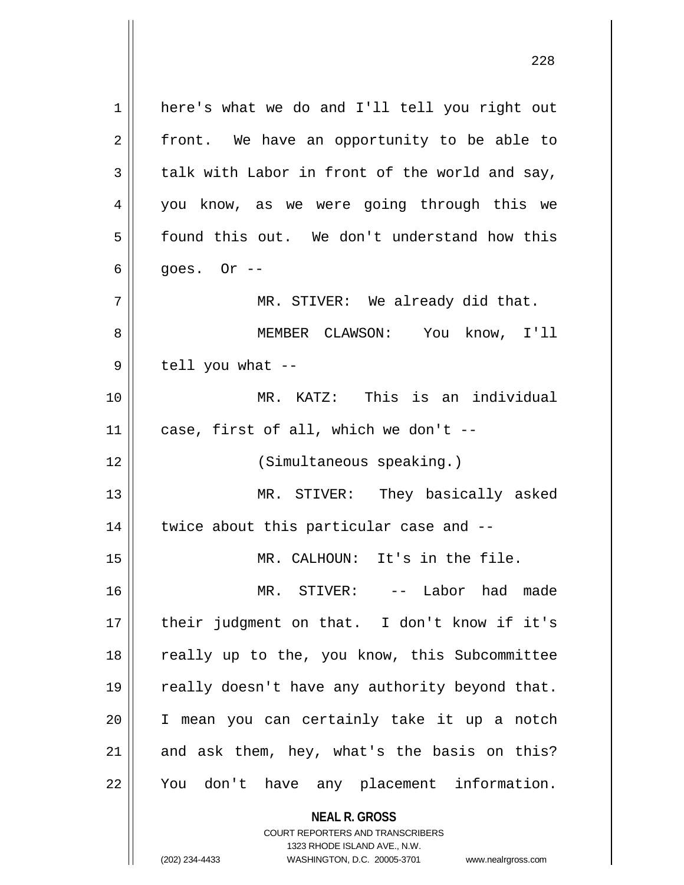here's what we do and I'll tell you right out front. We have an opportunity to be able to talk with Labor in front of the world and say, you know, as we were going through this we found this out. We don't understand how this goes. Or --

MR. STIVER: We already did that.

MEMBER CLAWSON: You know, I'll tell you what --

MR. KATZ: This is an individual case, first of all, which we don't --

(Simultaneous speaking.)

MR. STIVER: They basically asked twice about this particular case and --

MR. CALHOUN: It's in the file.

MR. STIVER: -- Labor had made their judgment on that. I don't know if it's really up to the, you know, this Subcommittee really doesn't have any authority beyond that. I mean you can certainly take it up a notch and ask them, hey, what's the basis on this? You don't have any placement information.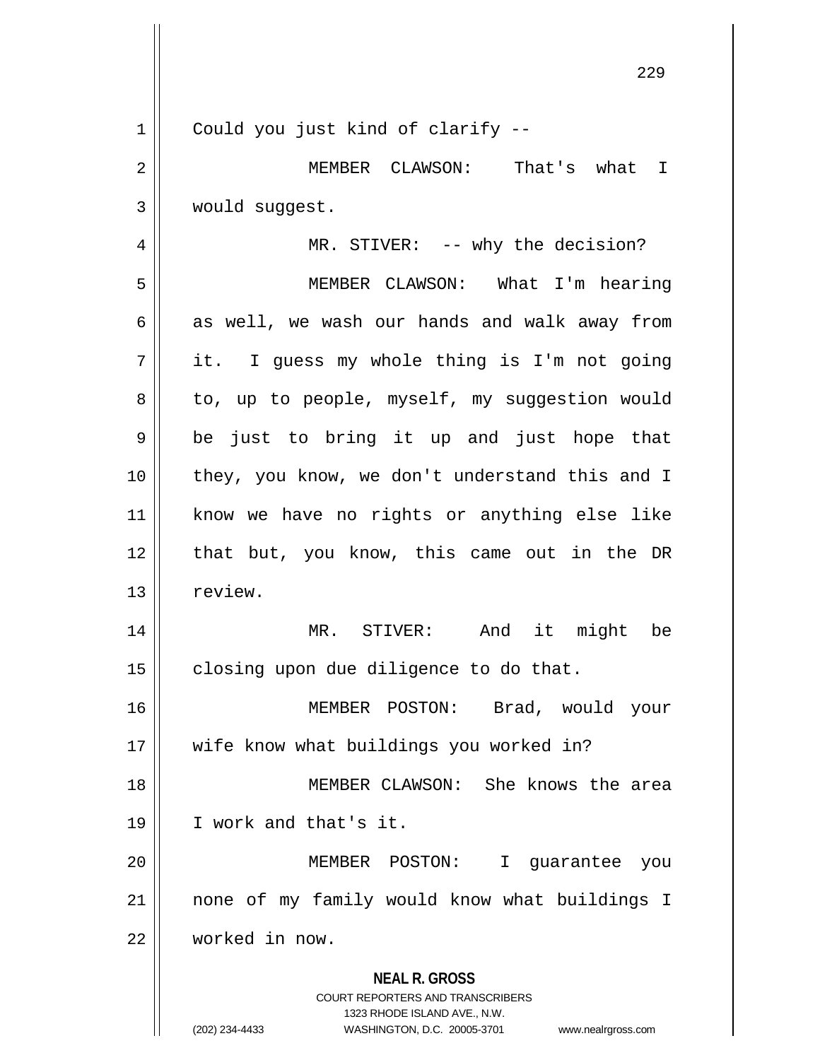Could you just kind of clarify --

MEMBER CLAWSON: That's what I would suggest.

MR. STIVER: -- why the decision?

MEMBER CLAWSON: What I'm hearing as well, we wash our hands and walk away from it. I guess my whole thing is I'm not going to, up to people, myself, my suggestion would be just to bring it up and just hope that they, you know, we don't understand this and I know we have no rights or anything else like that but, you know, this came out in the DR review.

MR. STIVER: And it might be closing upon due diligence to do that.

MEMBER POSTON: Brad, would your wife know what buildings you worked in?

MEMBER CLAWSON: She knows the area I work and that's it.

MEMBER POSTON: I guarantee you none of my family would know what buildings I worked in now.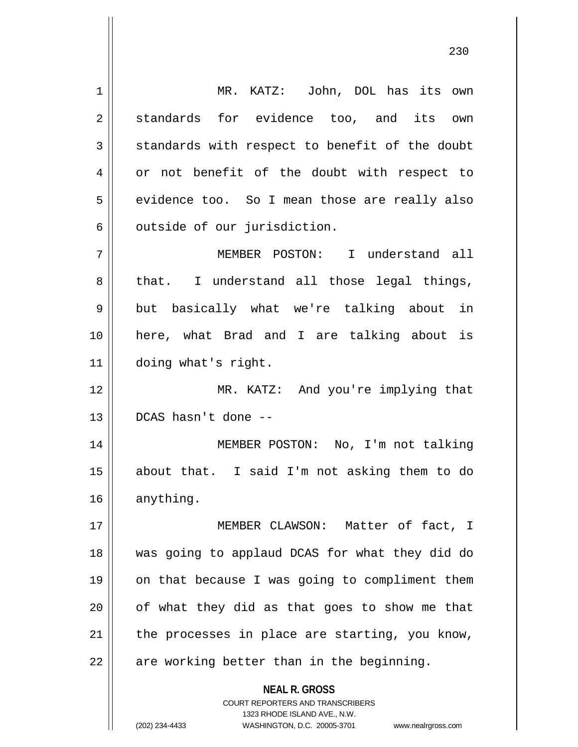MR. KATZ: John, DOL has its own standards for evidence too, and its own standards with respect to benefit of the doubt or not benefit of the doubt with respect to evidence too. So I mean those are really also outside of our jurisdiction.

MEMBER POSTON: I understand all that. I understand all those legal things, but basically what we're talking about in here, what Brad and I are talking about is doing what's right.

MR. KATZ: And you're implying that DCAS hasn't done --

MEMBER POSTON: No, I'm not talking about that. I said I'm not asking them to do anything.

MEMBER CLAWSON: Matter of fact, I was going to applaud DCAS for what they did do on that because I was going to compliment them of what they did as that goes to show me that the processes in place are starting, you know, are working better than in the beginning.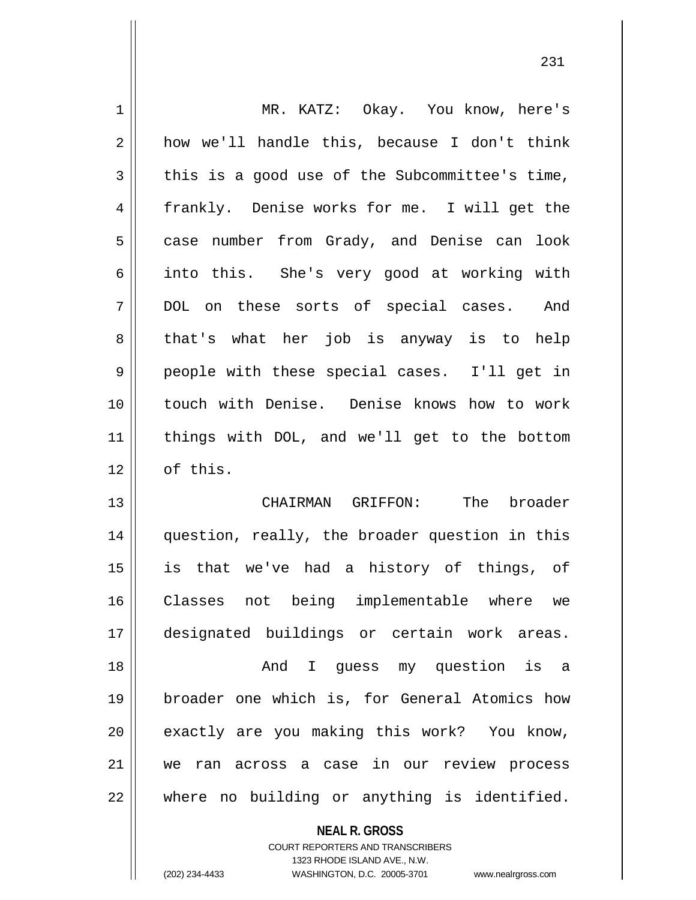MR. KATZ: Okay. You know, here's how we'll handle this, because I don't think this is a good use of the Subcommittee's time, frankly. Denise works for me. I will get the case number from Grady, and Denise can look into this. She's very good at working with DOL on these sorts of special cases. And that's what her job is anyway is to help people with these special cases. I'll get in touch with Denise. Denise knows how to work things with DOL, and we'll get to the bottom of this.

CHAIRMAN GRIFFON: The broader question, really, the broader question in this is that we've had a history of things, of Classes not being implementable where we designated buildings or certain work areas.

And I guess my question is a broader one which is, for General Atomics how exactly are you making this work? You know, we ran across a case in our review process where no building or anything is identified.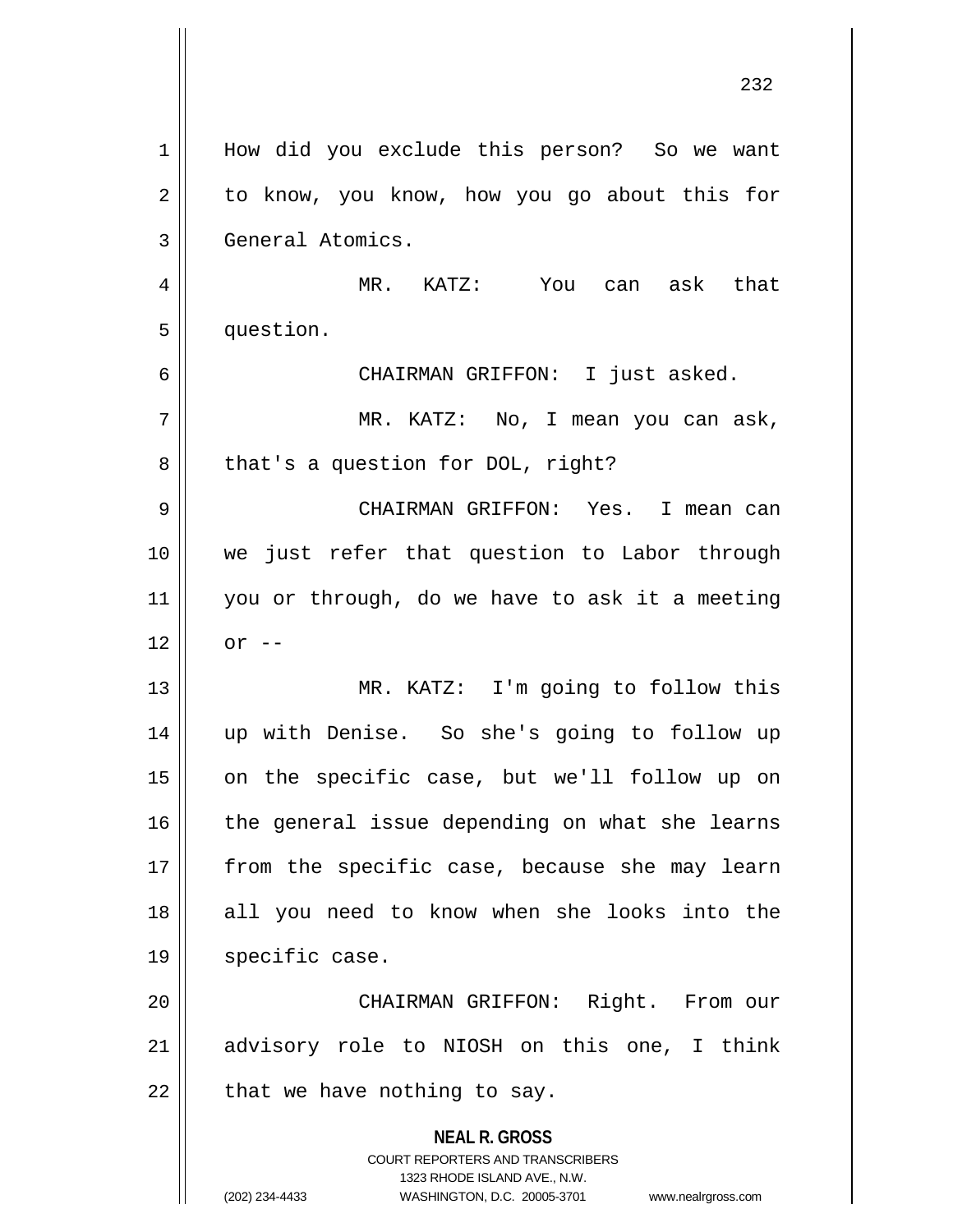How did you exclude this person? So we want to know, you know, how you go about this for General Atomics.

MR. KATZ: You can ask that question.

CHAIRMAN GRIFFON: I just asked.

MR. KATZ: No, I mean you can ask, that's a question for DOL, right?

CHAIRMAN GRIFFON: Yes. I mean can we just refer that question to Labor through you or through, do we have to ask it a meeting or --

MR. KATZ: I'm going to follow this up with Denise. So she's going to follow up on the specific case, but we'll follow up on the general issue depending on what she learns from the specific case, because she may learn all you need to know when she looks into the specific case.

CHAIRMAN GRIFFON: Right. From our advisory role to NIOSH on this one, I think that we have nothing to say.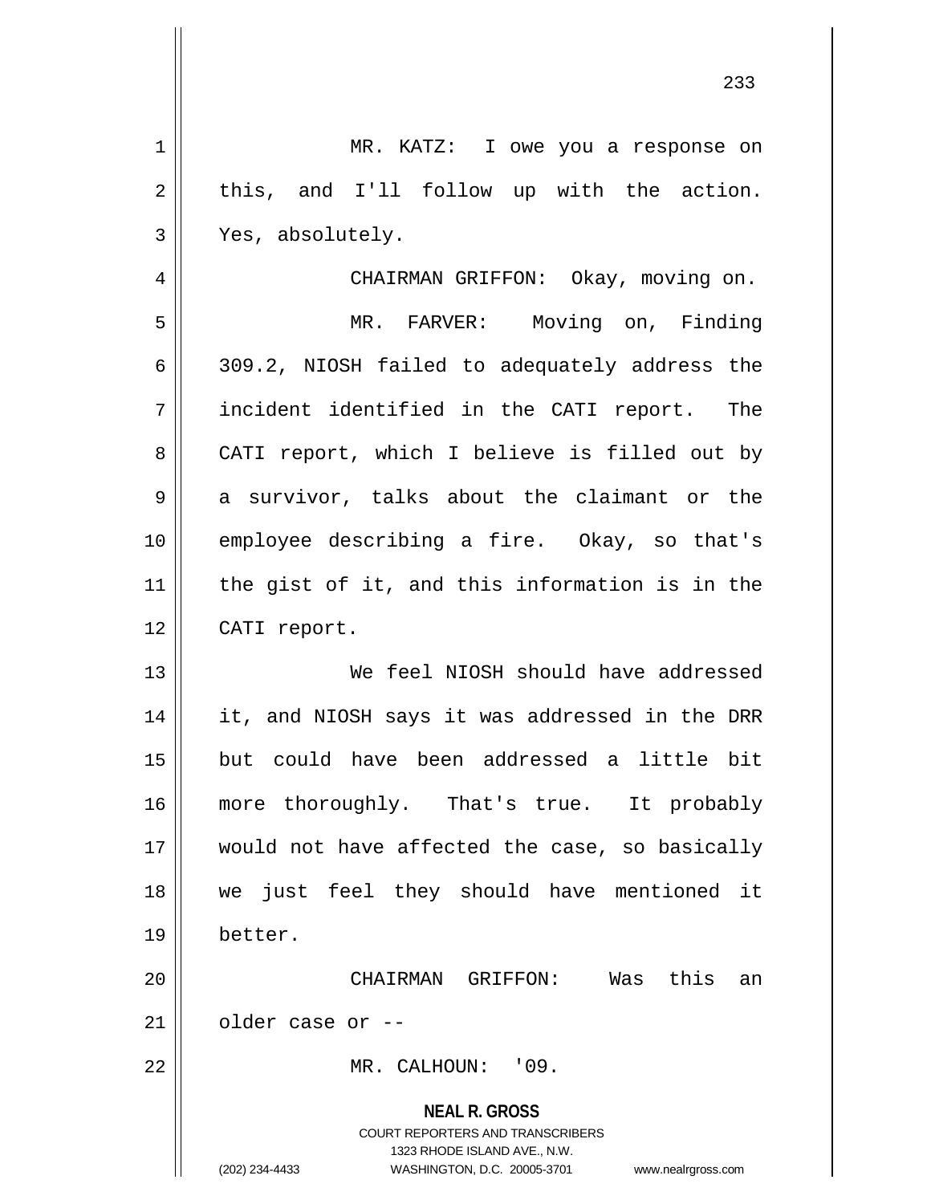MR. KATZ: I owe you a response on this, and I'll follow up with the action. Yes, absolutely.

CHAIRMAN GRIFFON: Okay, moving on.

MR. FARVER: Moving on, Finding 309.2, NIOSH failed to adequately address the incident identified in the CATI report. The CATI report, which I believe is filled out by a survivor, talks about the claimant or the employee describing a fire. Okay, so that's the gist of it, and this information is in the CATI report.

We feel NIOSH should have addressed it, and NIOSH says it was addressed in the DRR but could have been addressed a little bit more thoroughly. That's true. It probably would not have affected the case, so basically we just feel they should have mentioned it better.

CHAIRMAN GRIFFON: Was this an older case or --

MR. CALHOUN: '09.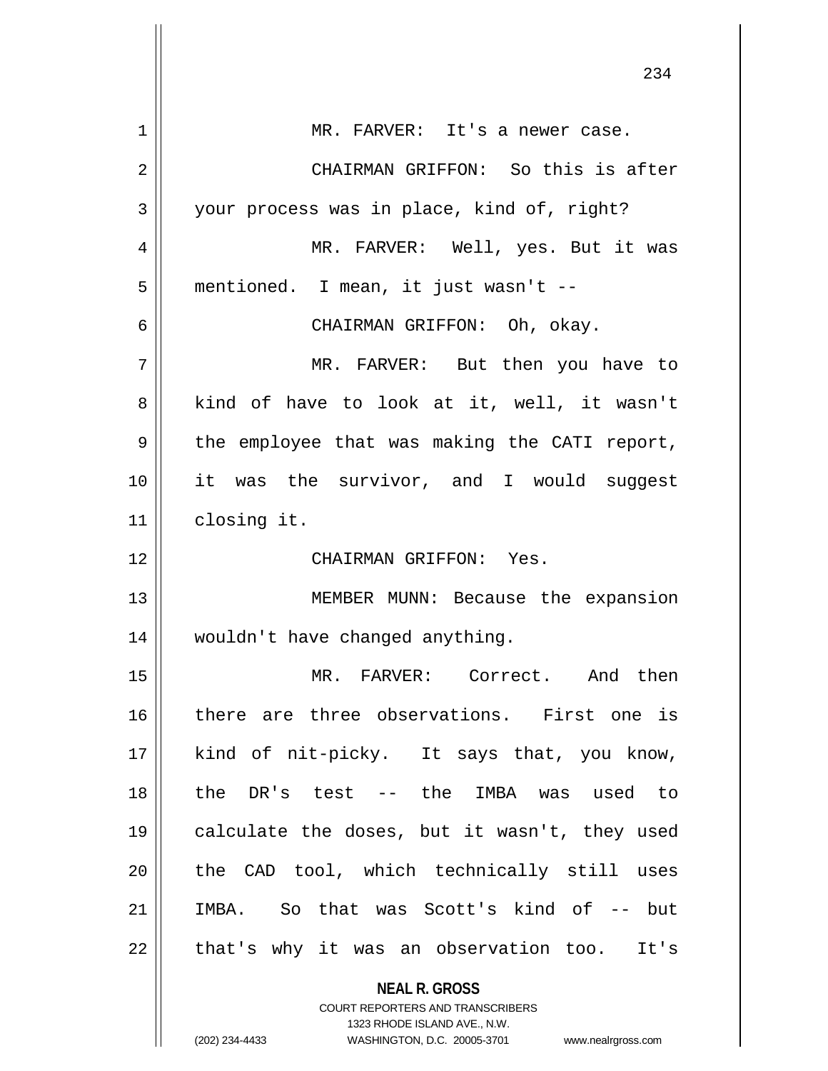MR. FARVER: It's a newer case.

CHAIRMAN GRIFFON: So this is after your process was in place, kind of, right?

MR. FARVER: Well, yes. But it was mentioned. I mean, it just wasn't --

CHAIRMAN GRIFFON: Oh, okay.

MR. FARVER: But then you have to kind of have to look at it, well, it wasn't the employee that was making the CATI report, it was the survivor, and I would suggest closing it.

CHAIRMAN GRIFFON: Yes.

MEMBER MUNN: Because the expansion wouldn't have changed anything.

MR. FARVER: Correct. And then there are three observations. First one is kind of nit-picky. It says that, you know, the DR's test -- the IMBA was used to calculate the doses, but it wasn't, they used the CAD tool, which technically still uses IMBA. So that was Scott's kind of -- but that's why it was an observation too. It's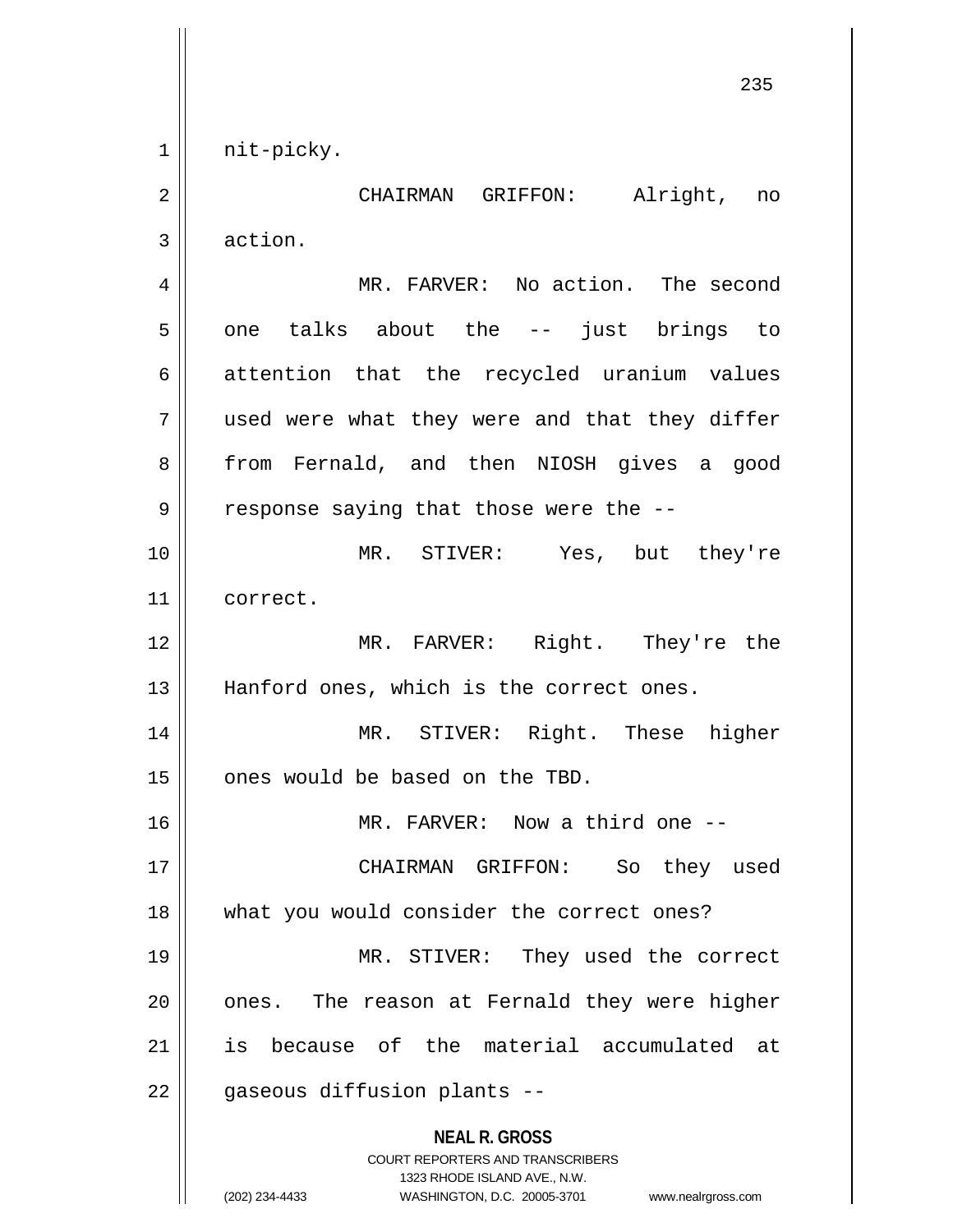nit-picky.

CHAIRMAN GRIFFON: Alright, no action.

MR. FARVER: No action. The second one talks about the -- just brings to attention that the recycled uranium values used were what they were and that they differ from Fernald, and then NIOSH gives a good response saying that those were the --

MR. STIVER: Yes, but they're correct.

MR. FARVER: Right. They're the Hanford ones, which is the correct ones.

MR. STIVER: Right. These higher ones would be based on the TBD.

MR. FARVER: Now a third one --

CHAIRMAN GRIFFON: So they used what you would consider the correct ones?

MR. STIVER: They used the correct ones. The reason at Fernald they were higher is because of the material accumulated at gaseous diffusion plants --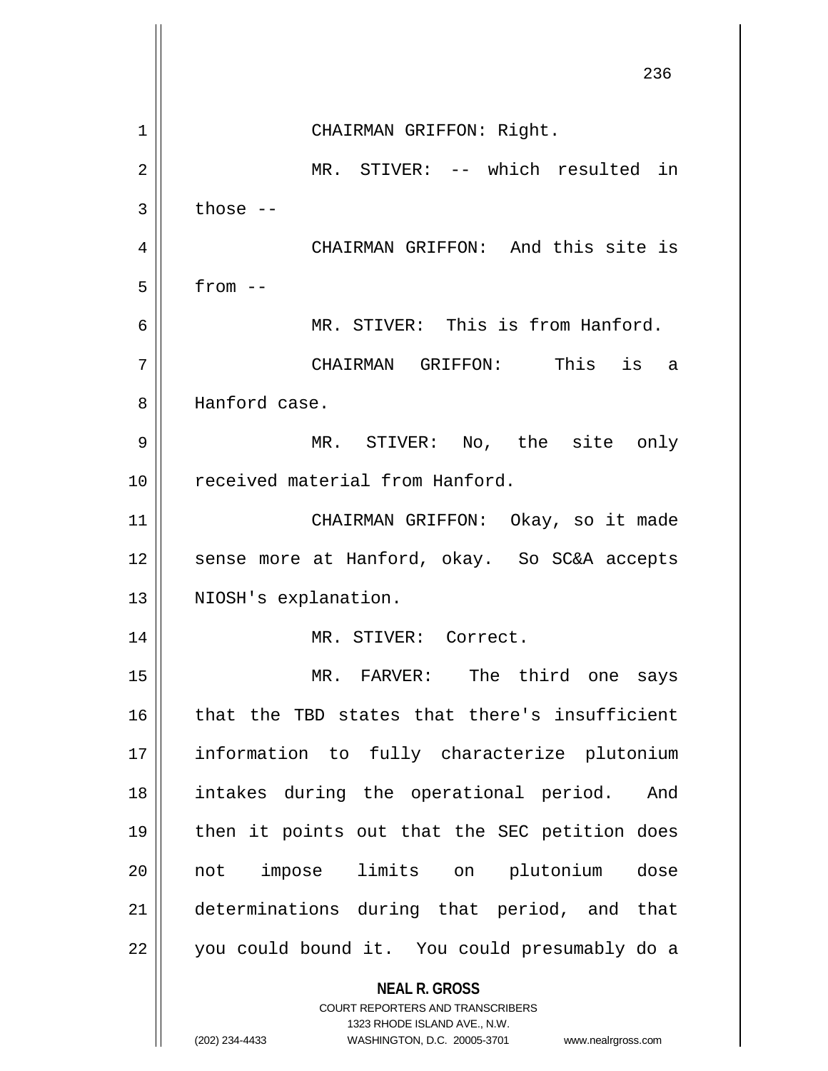CHAIRMAN GRIFFON: Right.

MR. STIVER: -- which resulted in those --

CHAIRMAN GRIFFON: And this site is from --

MR. STIVER: This is from Hanford.

CHAIRMAN GRIFFON: This is a Hanford case.

MR. STIVER: No, the site only received material from Hanford.

CHAIRMAN GRIFFON: Okay, so it made sense more at Hanford, okay. So SC&A accepts NIOSH's explanation.

MR. STIVER: Correct.

MR. FARVER: The third one says that the TBD states that there's insufficient information to fully characterize plutonium intakes during the operational period. And then it points out that the SEC petition does not impose limits on plutonium dose determinations during that period, and that you could bound it. You could presumably do a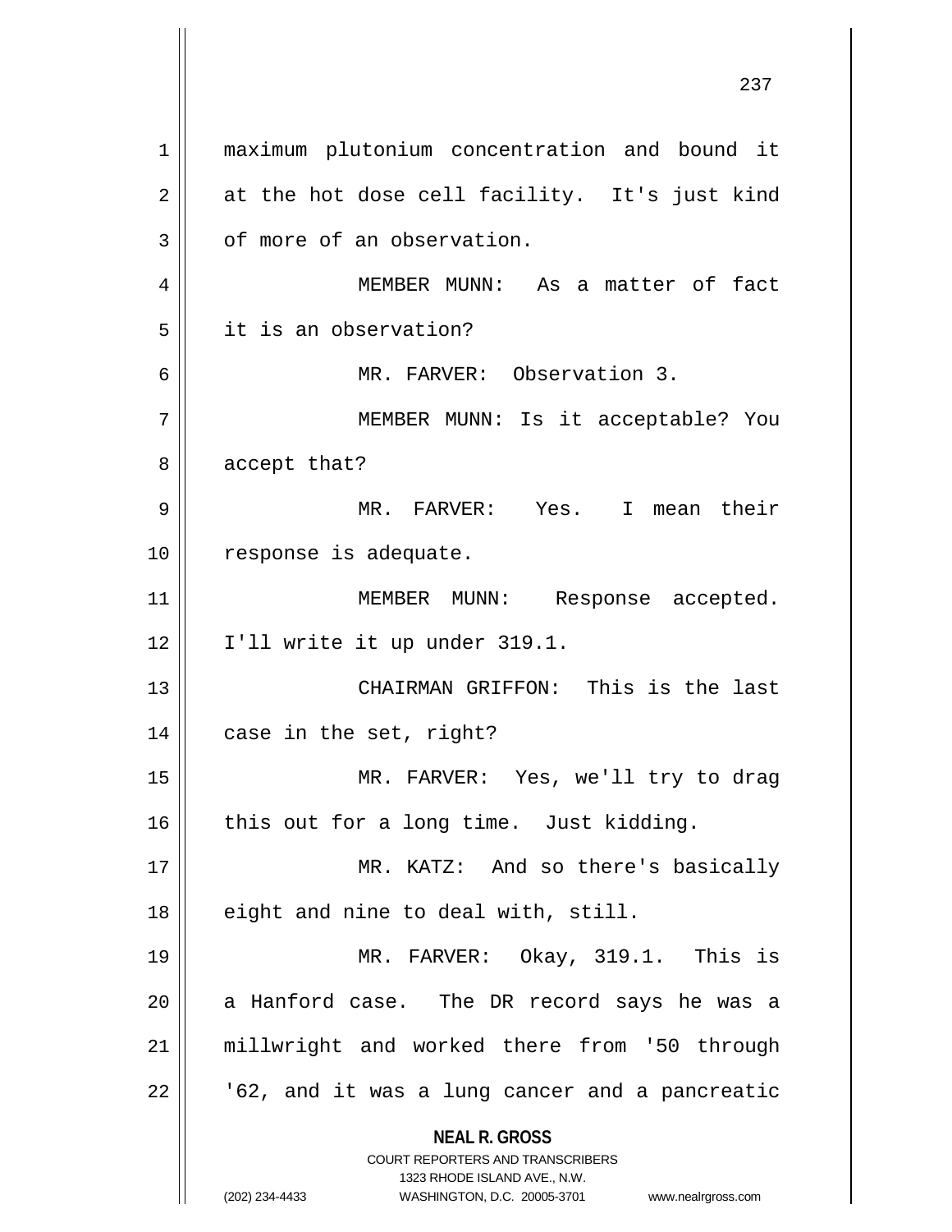maximum plutonium concentration and bound it at the hot dose cell facility. It's just kind of more of an observation.

MEMBER MUNN: As a matter of fact it is an observation?

MR. FARVER: Observation 3.

MEMBER MUNN: Is it acceptable? You accept that?

MR. FARVER: Yes. I mean their response is adequate.

MEMBER MUNN: Response accepted. I'll write it up under 319.1.

CHAIRMAN GRIFFON: This is the last case in the set, right?

MR. FARVER: Yes, we'll try to drag this out for a long time. Just kidding.

MR. KATZ: And so there's basically eight and nine to deal with, still.

MR. FARVER: Okay, 319.1. This is a Hanford case. The DR record says he was a millwright and worked there from '50 through '62, and it was a lung cancer and a pancreatic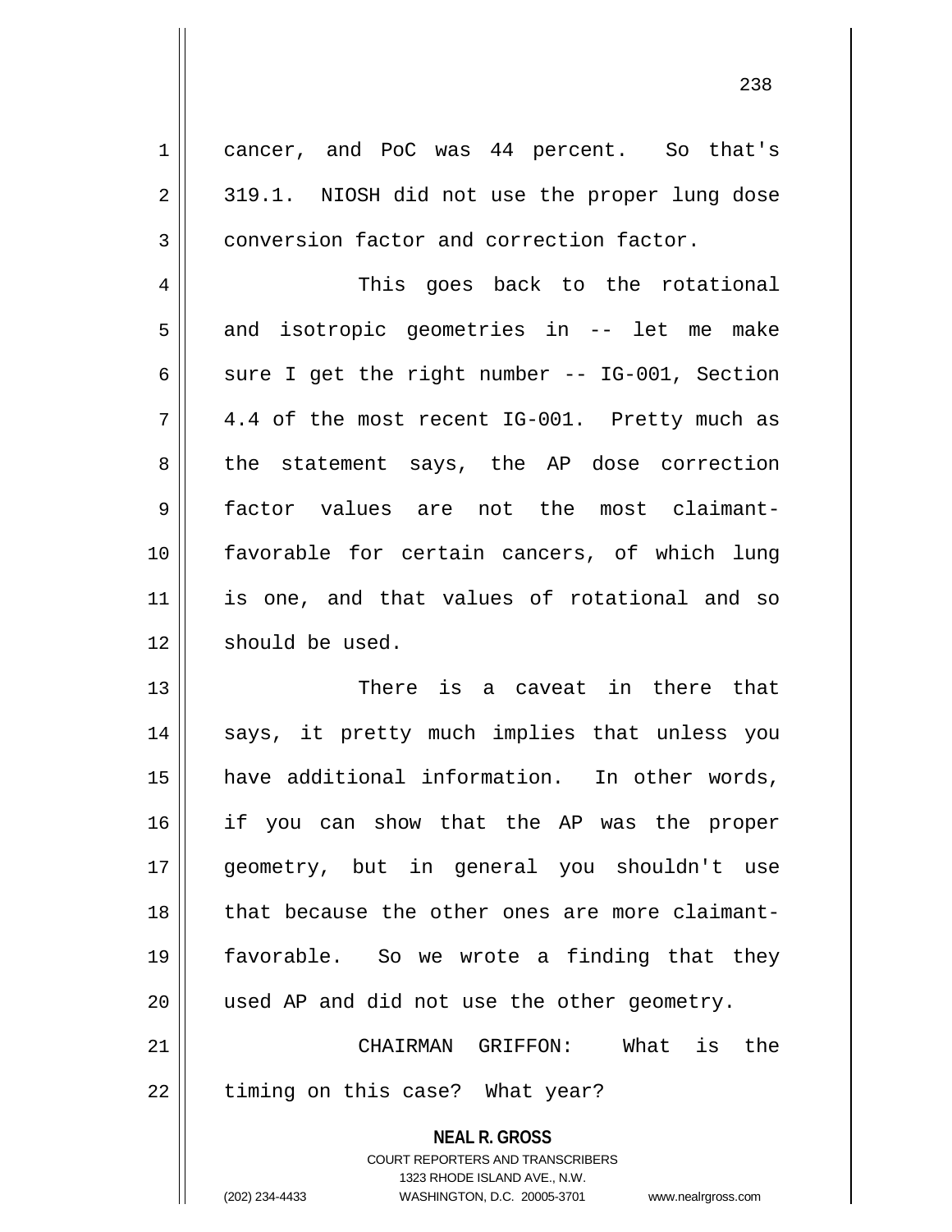cancer, and PoC was 44 percent. So that's 319.1. NIOSH did not use the proper lung dose conversion factor and correction factor.

This goes back to the rotational and isotropic geometries in -- let me make sure I get the right number -- IG-001, Section 4.4 of the most recent IG-001. Pretty much as the statement says, the AP dose correction factor values are not the most claimant-favorable for certain cancers, of which lung is one, and that values of rotational and so should be used.

There is a caveat in there that says, it pretty much implies that unless you have additional information. In other words, if you can show that the AP was the proper geometry, but in general you shouldn't use that because the other ones are more claimant-favorable. So we wrote a finding that they used AP and did not use the other geometry.

CHAIRMAN GRIFFON: What is the timing on this case? What year?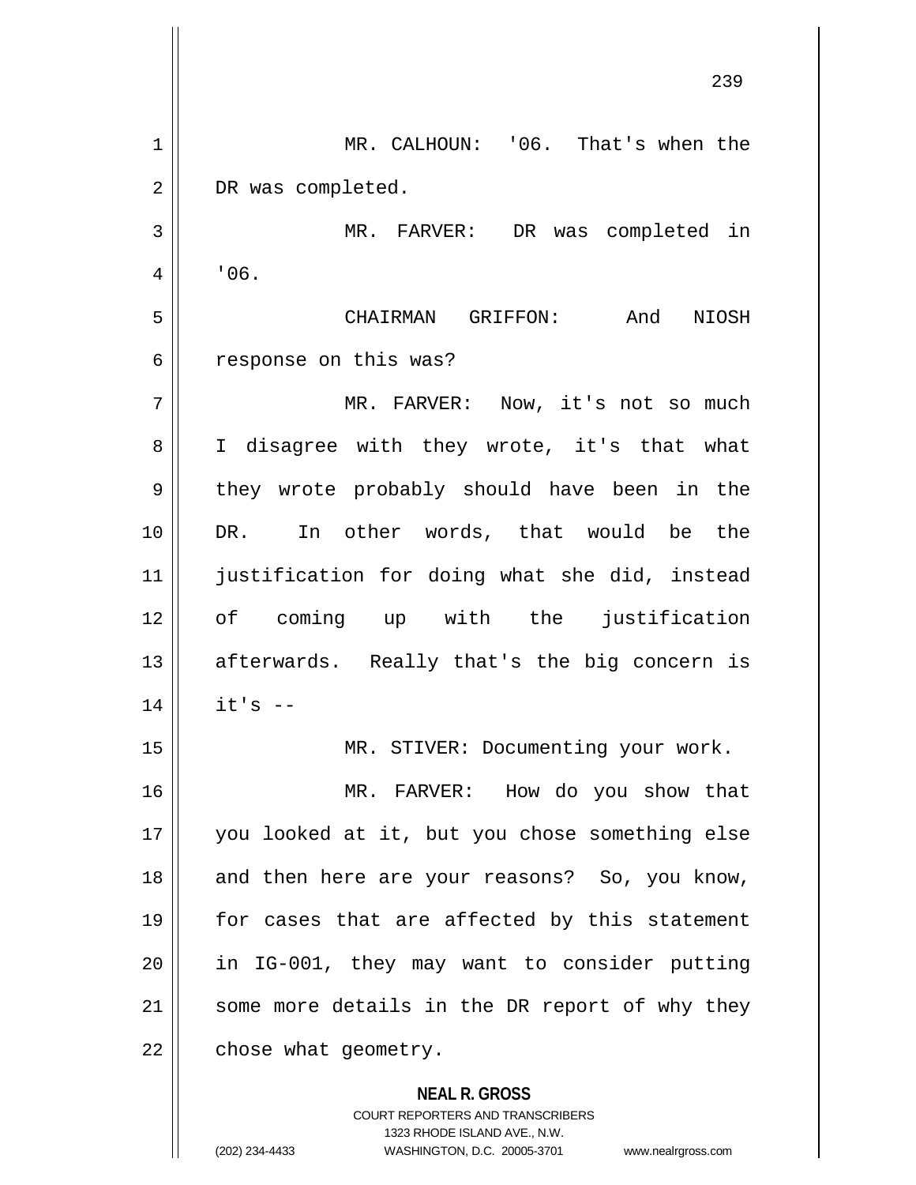MR. CALHOUN: '06. That's when the DR was completed.

MR. FARVER: DR was completed in '06.

CHAIRMAN GRIFFON: And NIOSH response on this was?

MR. FARVER: Now, it's not so much I disagree with they wrote, it's that what they wrote probably should have been in the DR. In other words, that would be the justification for doing what she did, instead of coming up with the justification afterwards. Really that's the big concern is it's --

MR. STIVER: Documenting your work.

MR. FARVER: How do you show that you looked at it, but you chose something else and then here are your reasons? So, you know, for cases that are affected by this statement in IG-001, they may want to consider putting some more details in the DR report of why they chose what geometry.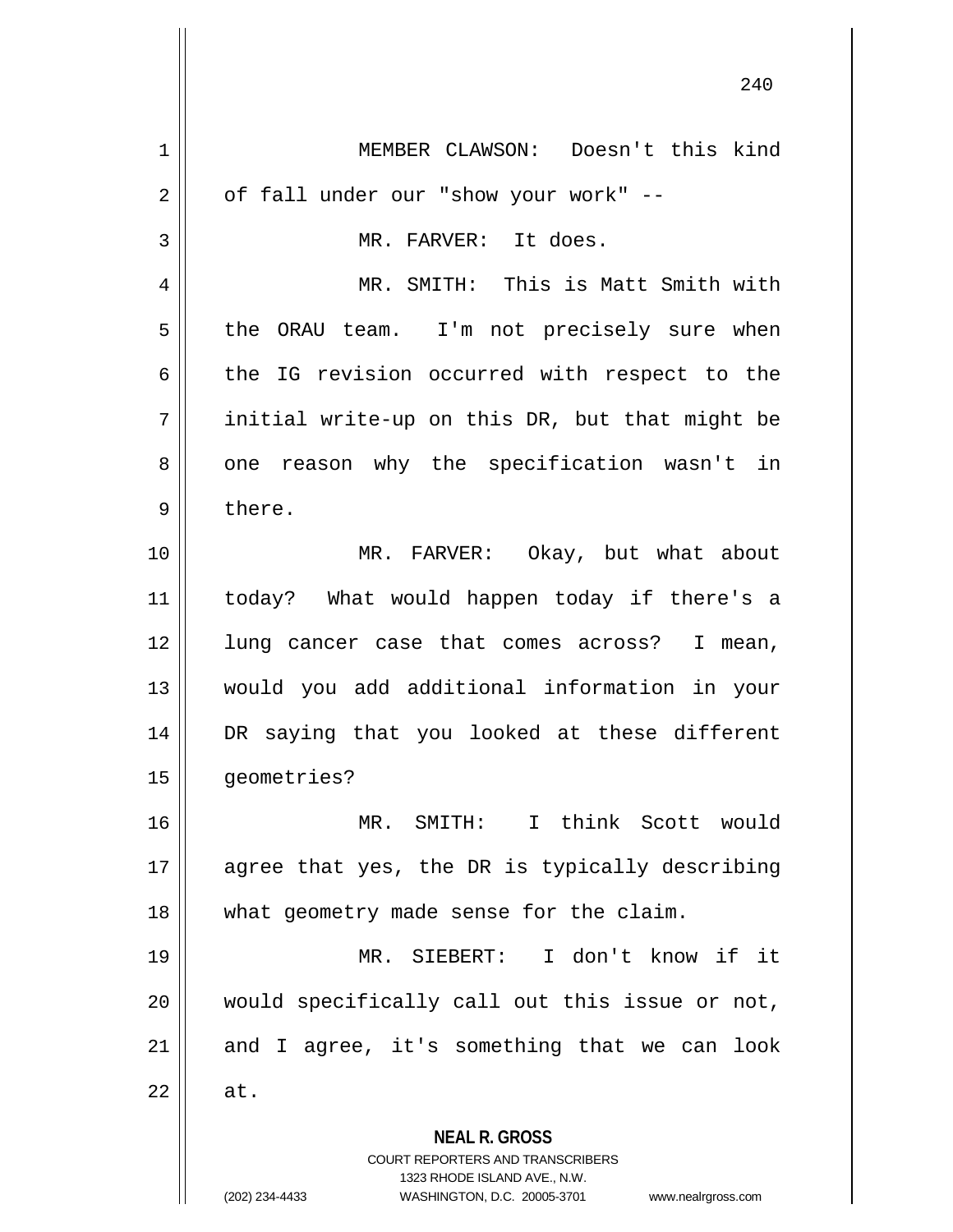MEMBER CLAWSON: Doesn't this kind of fall under our "show your work" --

MR. FARVER: It does.

MR. SMITH: This is Matt Smith with the ORAU team. I'm not precisely sure when the IG revision occurred with respect to the initial write-up on this DR, but that might be one reason why the specification wasn't in there.

MR. FARVER: Okay, but what about today? What would happen today if there's a lung cancer case that comes across? I mean, would you add additional information in your DR saying that you looked at these different geometries?

MR. SMITH: I think Scott would agree that yes, the DR is typically describing what geometry made sense for the claim.

MR. SIEBERT: I don't know if it would specifically call out this issue or not, and I agree, it's something that we can look at.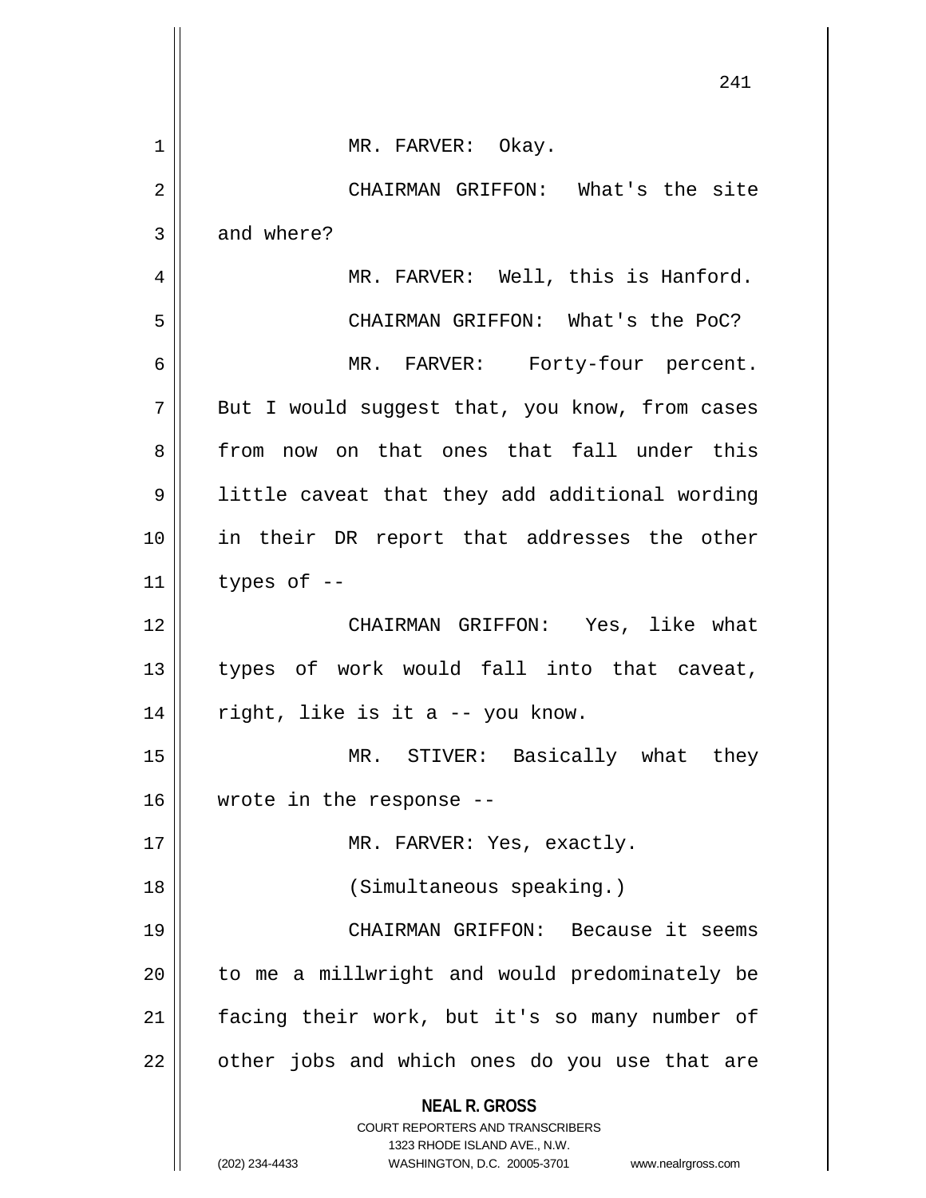MR. FARVER: Okay.

CHAIRMAN GRIFFON: What's the site and where?

MR. FARVER: Well, this is Hanford.

CHAIRMAN GRIFFON: What's the PoC?

MR. FARVER: Forty-four percent. But I would suggest that, you know, from cases from now on that ones that fall under this little caveat that they add additional wording in their DR report that addresses the other types of --

CHAIRMAN GRIFFON: Yes, like what types of work would fall into that caveat, right, like is it a -- you know.

MR. STIVER: Basically what they wrote in the response --

MR. FARVER: Yes, exactly.

(Simultaneous speaking.)

CHAIRMAN GRIFFON: Because it seems to me a millwright and would predominately be facing their work, but it's so many number of other jobs and which ones do you use that are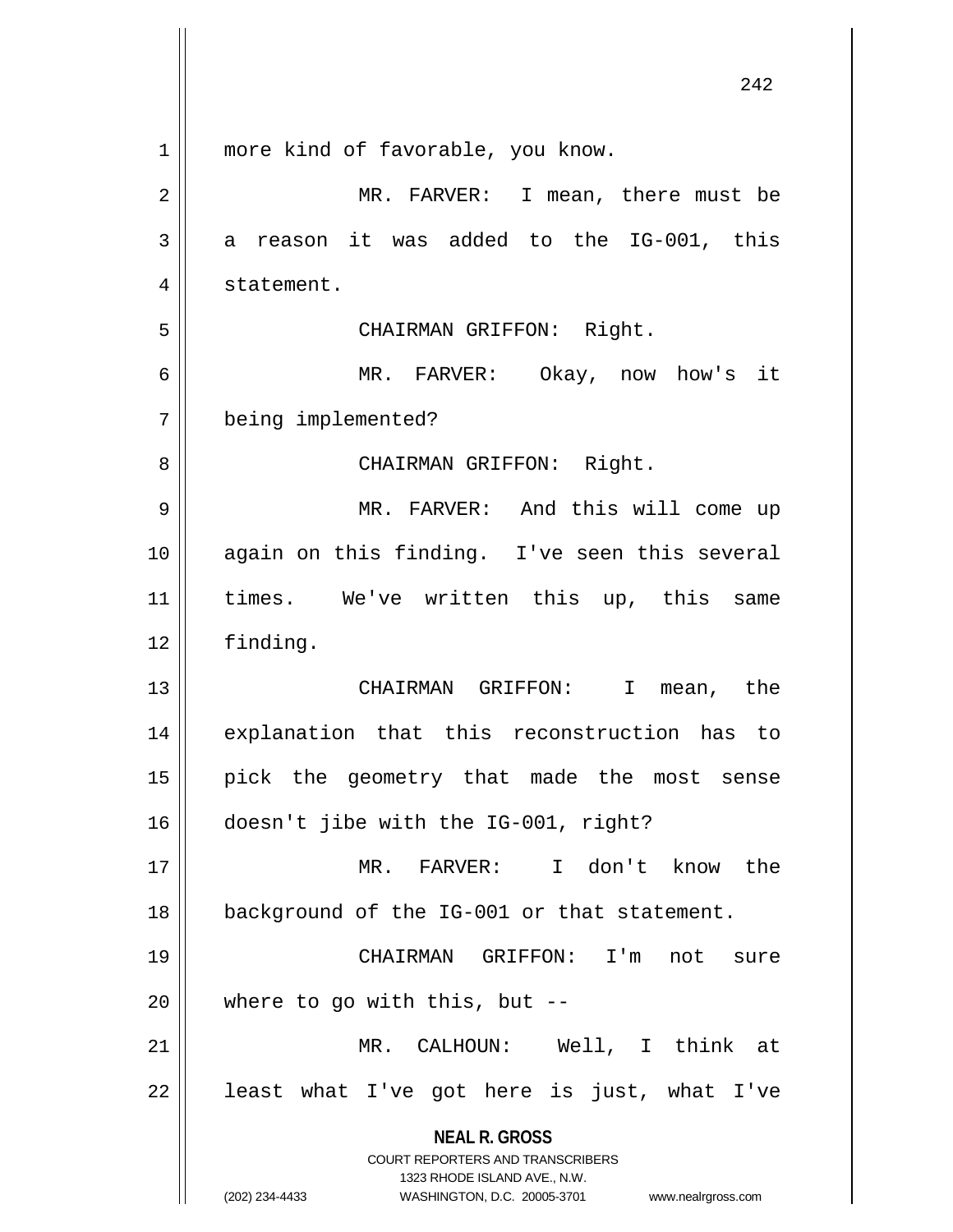more kind of favorable, you know.

MR. FARVER: I mean, there must be a reason it was added to the IG-001, this statement.

CHAIRMAN GRIFFON: Right.

MR. FARVER: Okay, now how's it being implemented?

CHAIRMAN GRIFFON: Right.

MR. FARVER: And this will come up again on this finding. I've seen this several times. We've written this up, this same finding.

CHAIRMAN GRIFFON: I mean, the explanation that this reconstruction has to pick the geometry that made the most sense doesn't jibe with the IG-001, right?

MR. FARVER: I don't know the background of the IG-001 or that statement.

CHAIRMAN GRIFFON: I'm not sure where to go with this, but --

MR. CALHOUN: Well, I think at least what I've got here is just, what I've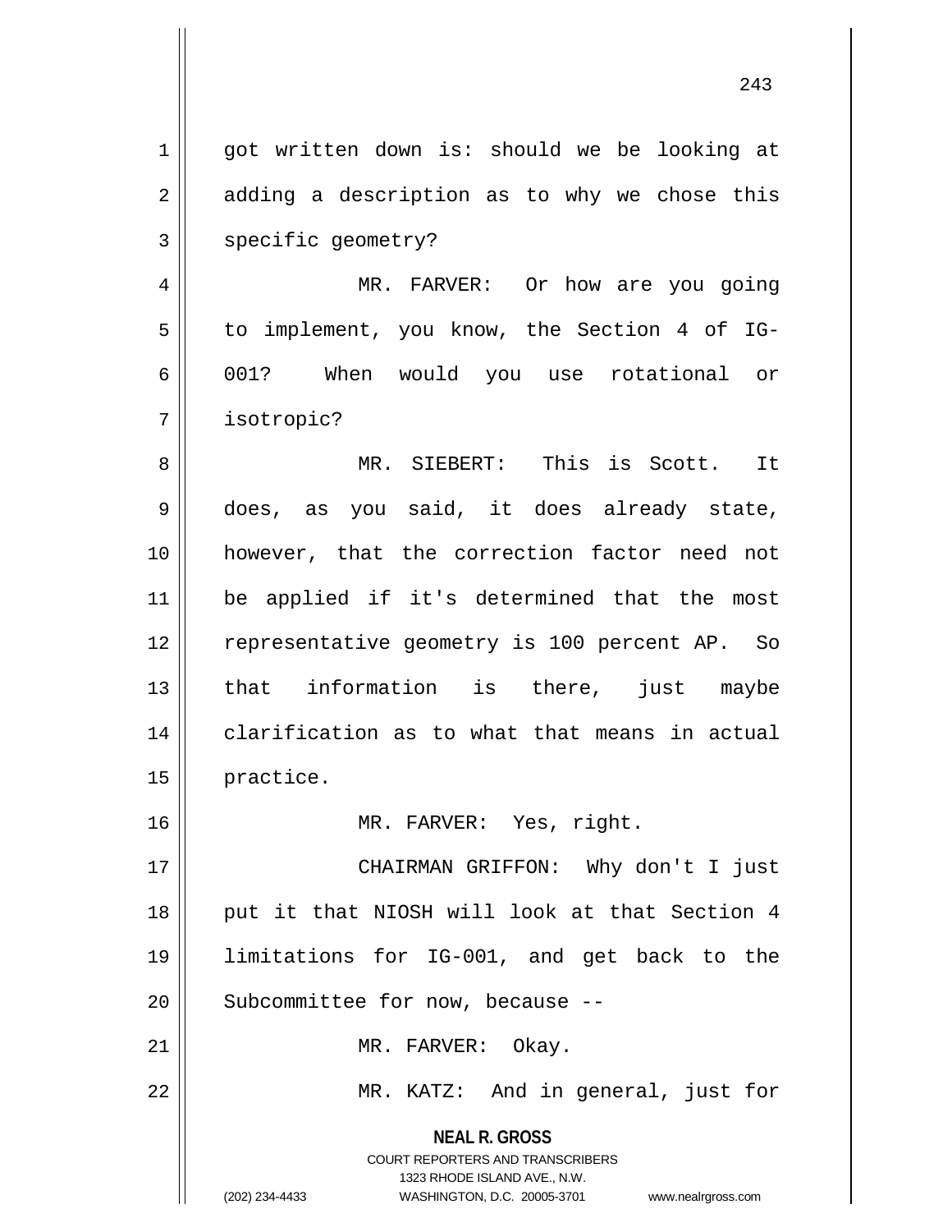got written down is: should we be looking at adding a description as to why we chose this specific geometry?

MR. FARVER: Or how are you going to implement, you know, the Section 4 of IG-001? When would you use rotational or isotropic?

MR. SIEBERT: This is Scott. It does, as you said, it does already state, however, that the correction factor need not be applied if it's determined that the most representative geometry is 100 percent AP. So that information is there, just maybe clarification as to what that means in actual practice.

MR. FARVER: Yes, right.

CHAIRMAN GRIFFON: Why don't I just put it that NIOSH will look at that Section 4 limitations for IG-001, and get back to the Subcommittee for now, because --

MR. FARVER: Okay.

MR. KATZ: And in general, just for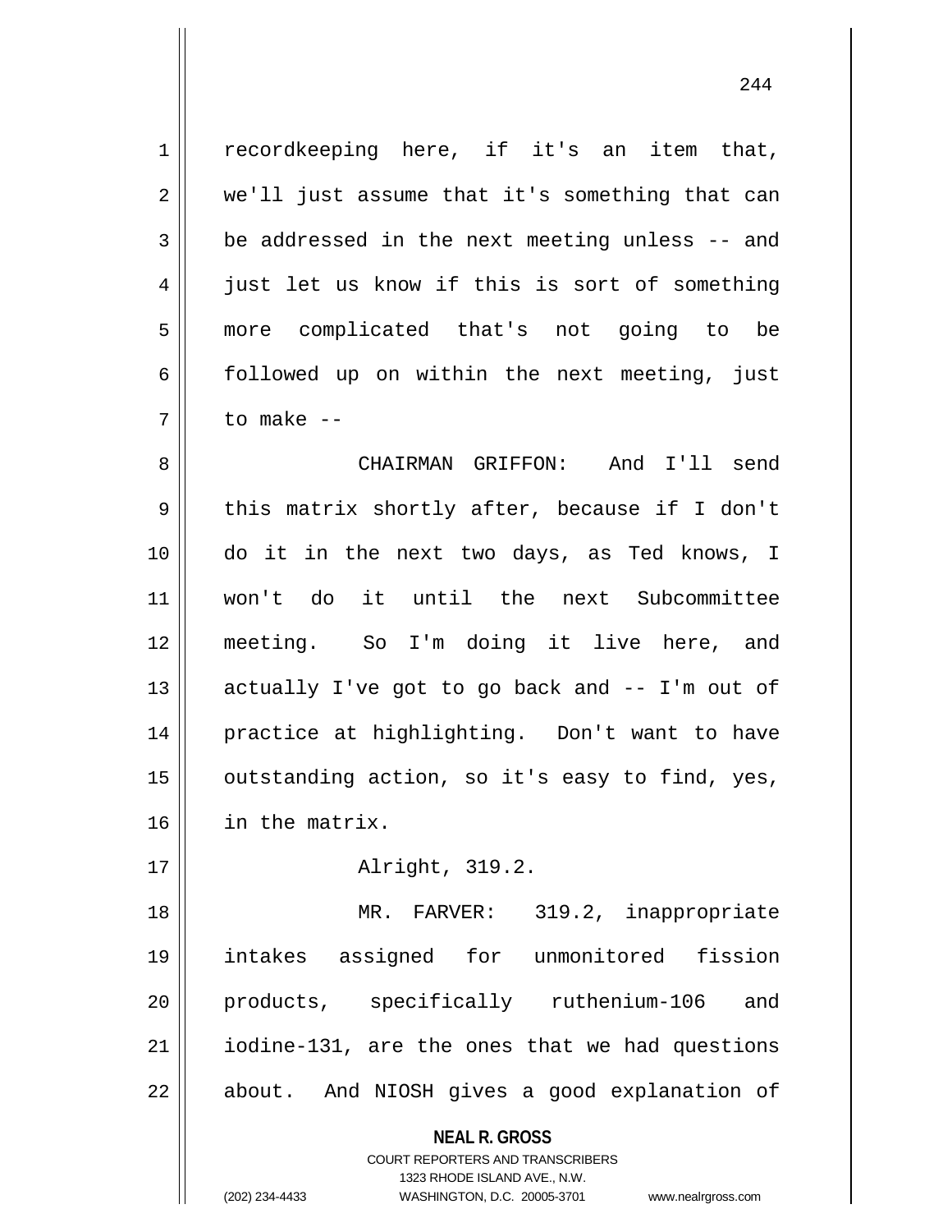recordkeeping here, if it's an item that, we'll just assume that it's something that can be addressed in the next meeting unless -- and just let us know if this is sort of something more complicated that's not going to be followed up on within the next meeting, just to make --

CHAIRMAN GRIFFON: And I'll send this matrix shortly after, because if I don't do it in the next two days, as Ted knows, I won't do it until the next Subcommittee meeting. So I'm doing it live here, and actually I've got to go back and -- I'm out of practice at highlighting. Don't want to have outstanding action, so it's easy to find, yes, in the matrix.

Alright, 319.2.

MR. FARVER: 319.2, inappropriate intakes assigned for unmonitored fission products, specifically ruthenium-106 and iodine-131, are the ones that we had questions about. And NIOSH gives a good explanation of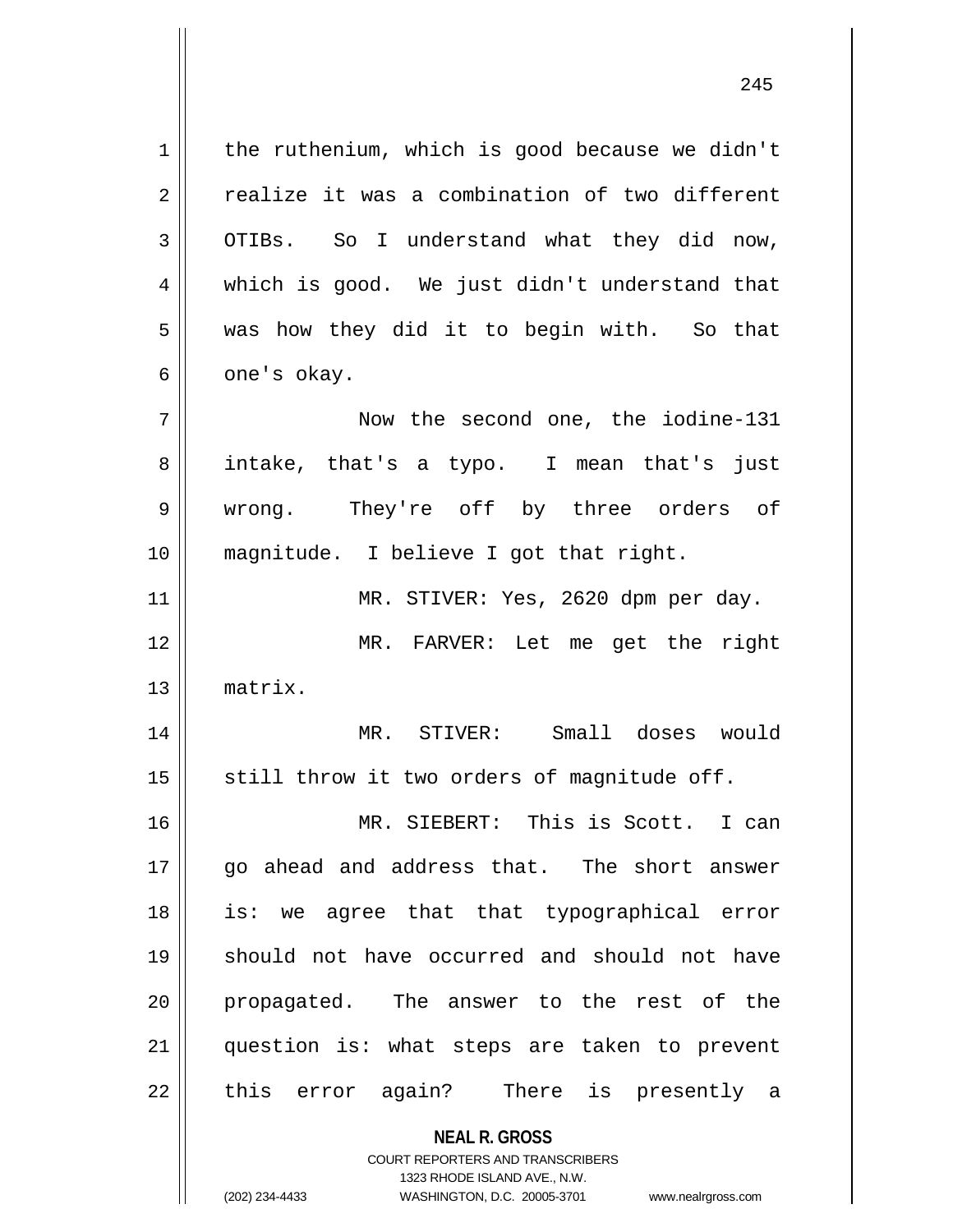the ruthenium, which is good because we didn't realize it was a combination of two different OTIBs. So I understand what they did now, which is good. We just didn't understand that was how they did it to begin with. So that one's okay.

Now the second one, the iodine-131 intake, that's a typo. I mean that's just wrong. They're off by three orders of magnitude. I believe I got that right.

MR. STIVER: Yes, 2620 dpm per day.

MR. FARVER: Let me get the right matrix.

MR. STIVER: Small doses would still throw it two orders of magnitude off.

MR. SIEBERT: This is Scott. I can go ahead and address that. The short answer is: we agree that that typographical error should not have occurred and should not have propagated. The answer to the rest of the question is: what steps are taken to prevent this error again? There is presently a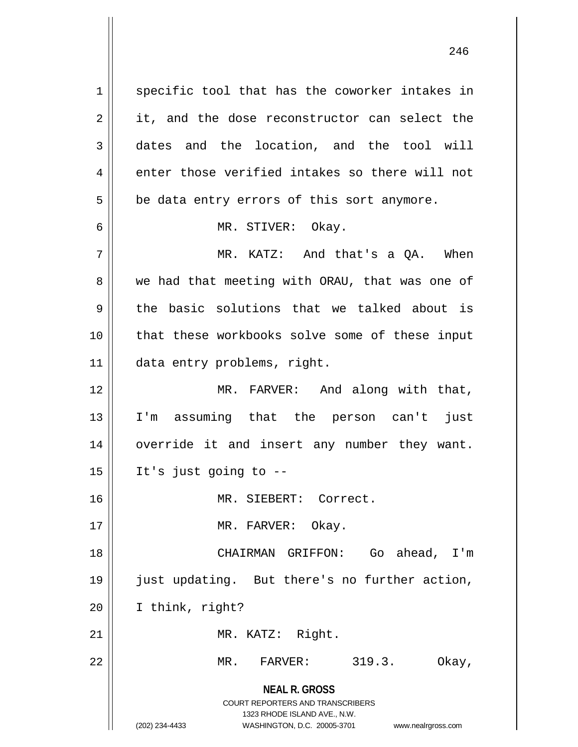specific tool that has the coworker intakes in it, and the dose reconstructor can select the dates and the location, and the tool will enter those verified intakes so there will not be data entry errors of this sort anymore.

MR. STIVER: Okay.

MR. KATZ: And that's a QA. When we had that meeting with ORAU, that was one of the basic solutions that we talked about is that these workbooks solve some of these input data entry problems, right.

MR. FARVER: And along with that, I'm assuming that the person can't just override it and insert any number they want. It's just going to --

MR. SIEBERT: Correct.

MR. FARVER: Okay.

CHAIRMAN GRIFFON: Go ahead, I'm just updating. But there's no further action, I think, right?

MR. KATZ: Right.

MR. FARVER: 319.3. Okay,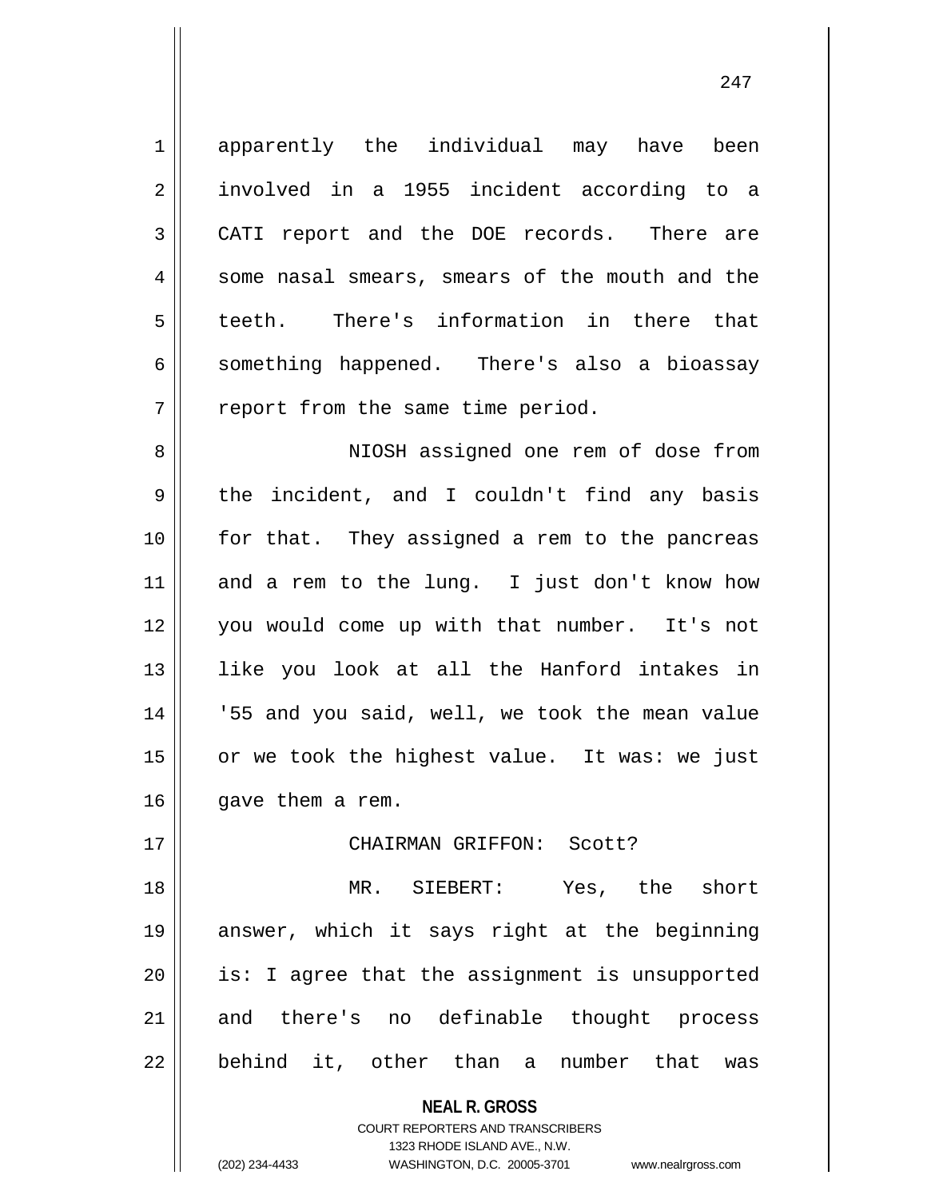apparently the individual may have been involved in a 1955 incident according to a CATI report and the DOE records. There are some nasal smears, smears of the mouth and the teeth. There's information in there that something happened. There's also a bioassay report from the same time period.

NIOSH assigned one rem of dose from the incident, and I couldn't find any basis for that. They assigned a rem to the pancreas and a rem to the lung. I just don't know how you would come up with that number. It's not like you look at all the Hanford intakes in '55 and you said, well, we took the mean value or we took the highest value. It was: we just gave them a rem.

CHAIRMAN GRIFFON: Scott?

MR. SIEBERT: Yes, the short answer, which it says right at the beginning is: I agree that the assignment is unsupported and there's no definable thought process behind it, other than a number that was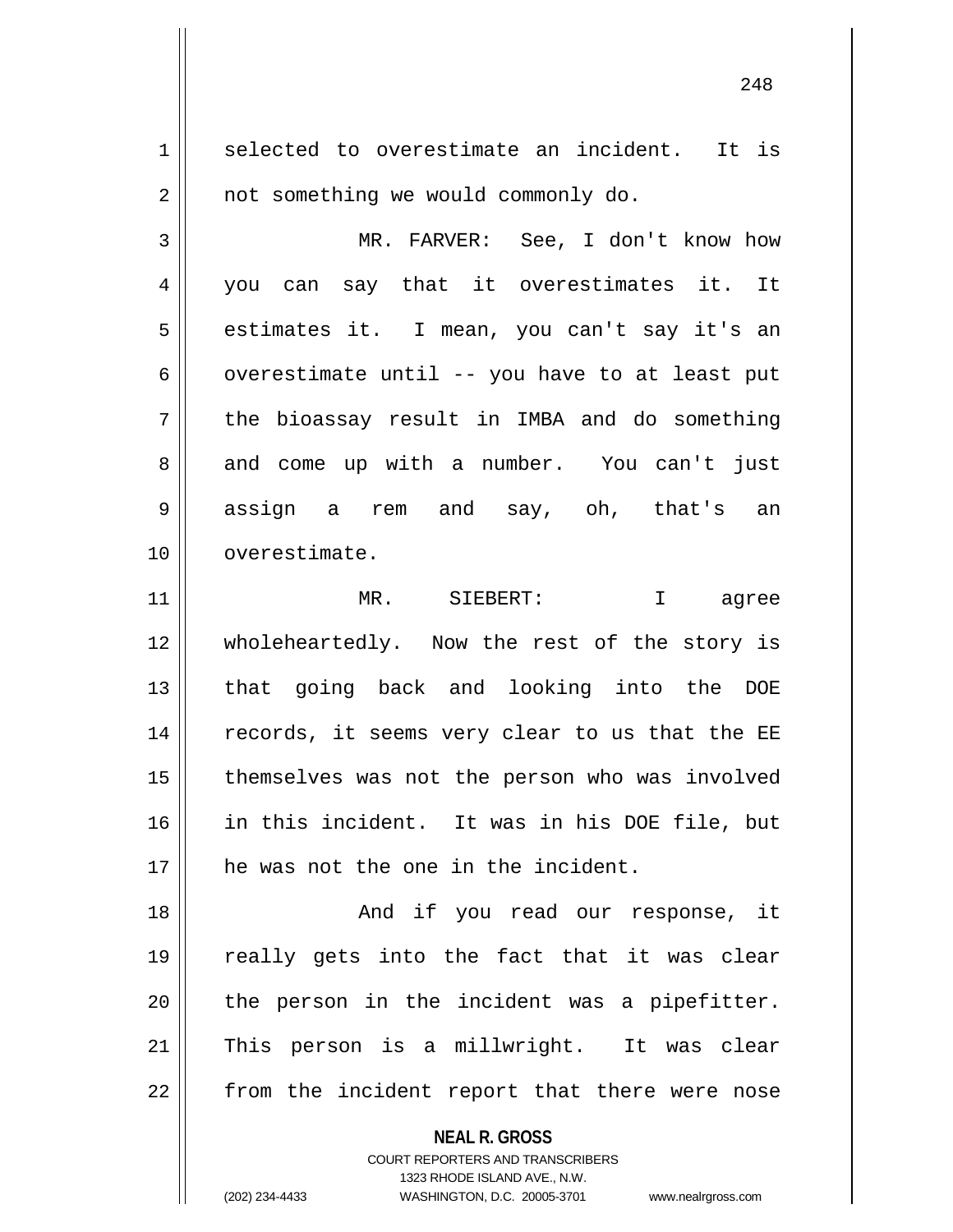selected to overestimate an incident. It is not something we would commonly do.

MR. FARVER: See, I don't know how you can say that it overestimates it. It estimates it. I mean, you can't say it's an overestimate until -- you have to at least put the bioassay result in IMBA and do something and come up with a number. You can't just assign a rem and say, oh, that's an overestimate.

MR. SIEBERT: I agree wholeheartedly. Now the rest of the story is that going back and looking into the DOE records, it seems very clear to us that the EE themselves was not the person who was involved in this incident. It was in his DOE file, but he was not the one in the incident.

And if you read our response, it really gets into the fact that it was clear the person in the incident was a pipefitter. This person is a millwright. It was clear from the incident report that there were nose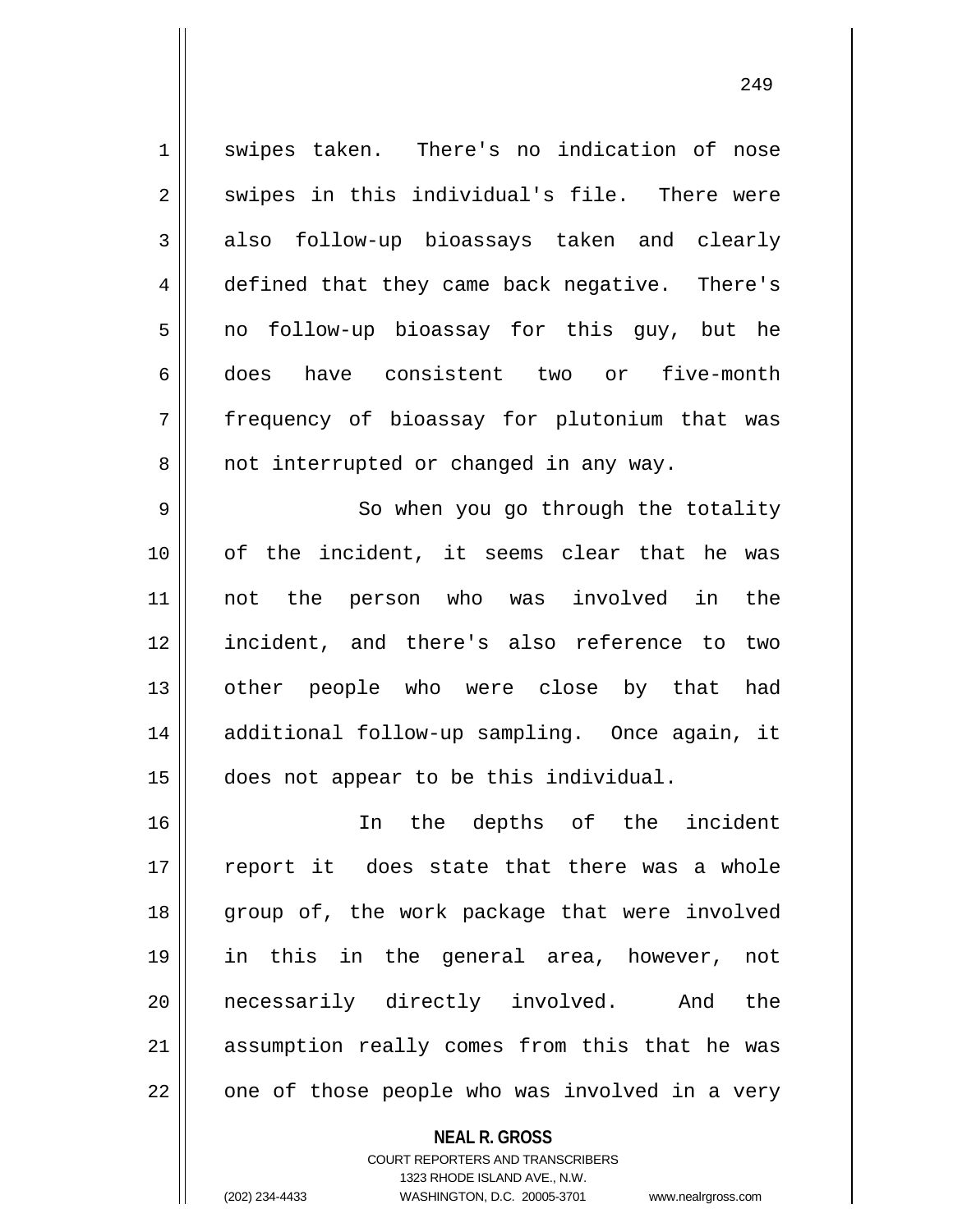swipes taken. There's no indication of nose swipes in this individual's file. There were also follow-up bioassays taken and clearly defined that they came back negative. There's no follow-up bioassay for this guy, but he does have consistent two or five-month frequency of bioassay for plutonium that was not interrupted or changed in any way.

So when you go through the totality of the incident, it seems clear that he was not the person who was involved in the incident, and there's also reference to two other people who were close by that had additional follow-up sampling. Once again, it does not appear to be this individual.

In the depths of the incident report it does state that there was a whole group of, the work package that were involved in this in the general area, however, not necessarily directly involved. And the assumption really comes from this that he was one of those people who was involved in a very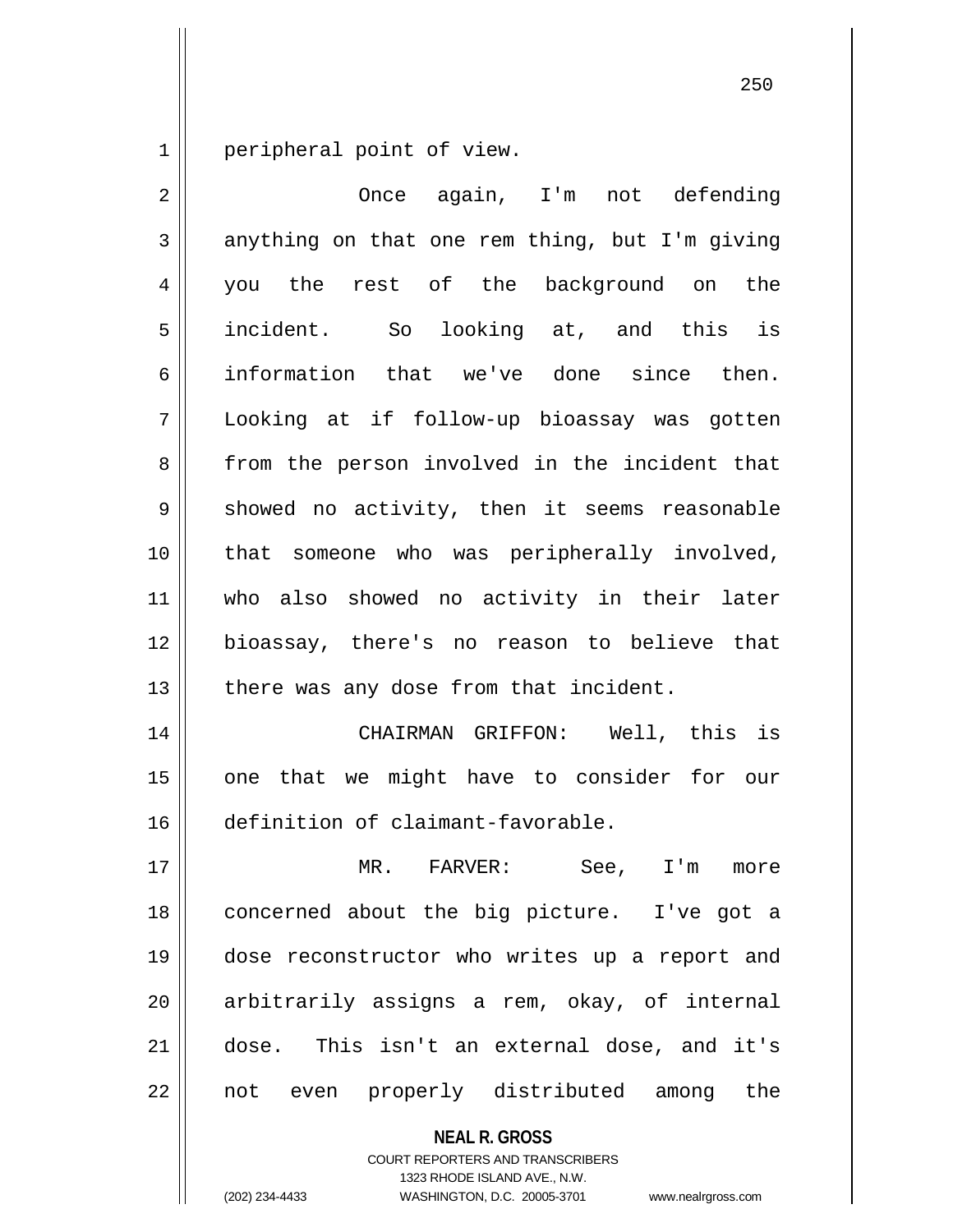peripheral point of view.

Once again, I'm not defending anything on that one rem thing, but I'm giving you the rest of the background on the incident. So looking at, and this is information that we've done since then. Looking at if follow-up bioassay was gotten from the person involved in the incident that showed no activity, then it seems reasonable that someone who was peripherally involved, who also showed no activity in their later bioassay, there's no reason to believe that there was any dose from that incident.

CHAIRMAN GRIFFON: Well, this is one that we might have to consider for our definition of claimant-favorable.

MR. FARVER: See, I'm more concerned about the big picture. I've got a dose reconstructor who writes up a report and arbitrarily assigns a rem, okay, of internal dose. This isn't an external dose, and it's not even properly distributed among the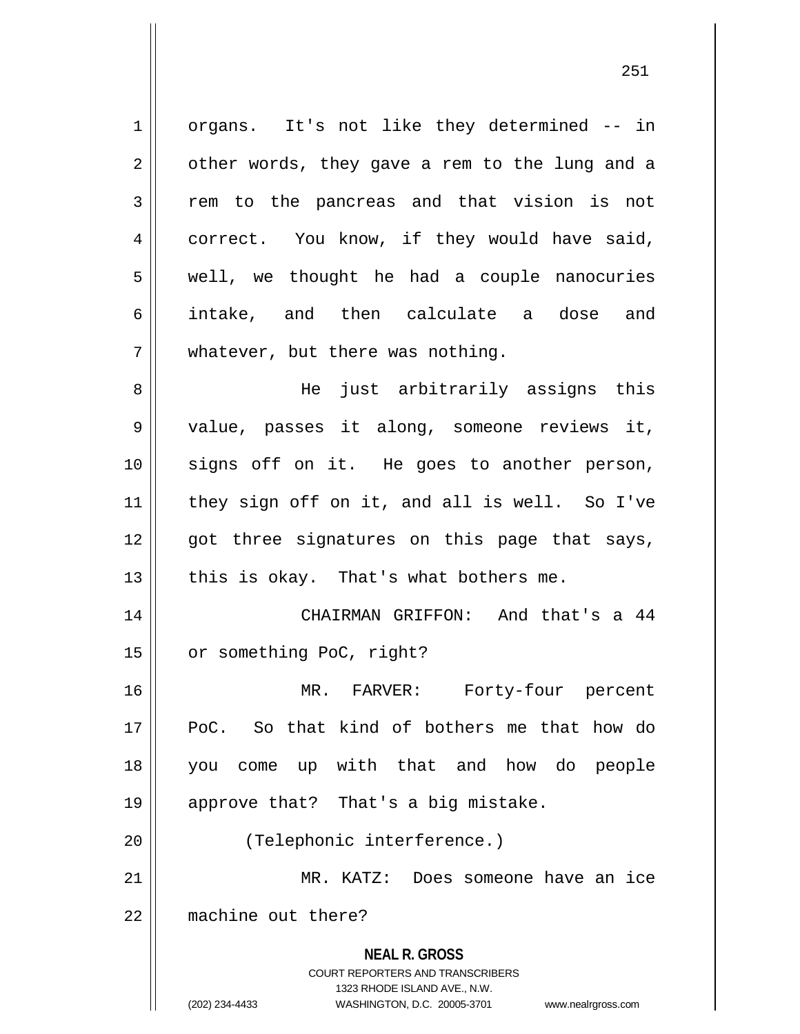organs. It's not like they determined -- in other words, they gave a rem to the lung and a rem to the pancreas and that vision is not correct. You know, if they would have said, well, we thought he had a couple nanocuries intake, and then calculate a dose and whatever, but there was nothing.

He just arbitrarily assigns this value, passes it along, someone reviews it, signs off on it. He goes to another person, they sign off on it, and all is well. So I've got three signatures on this page that says, this is okay. That's what bothers me.

CHAIRMAN GRIFFON: And that's a 44 or something PoC, right?

MR. FARVER: Forty-four percent PoC. So that kind of bothers me that how do you come up with that and how do people approve that? That's a big mistake.

(Telephonic interference.)

MR. KATZ: Does someone have an ice machine out there?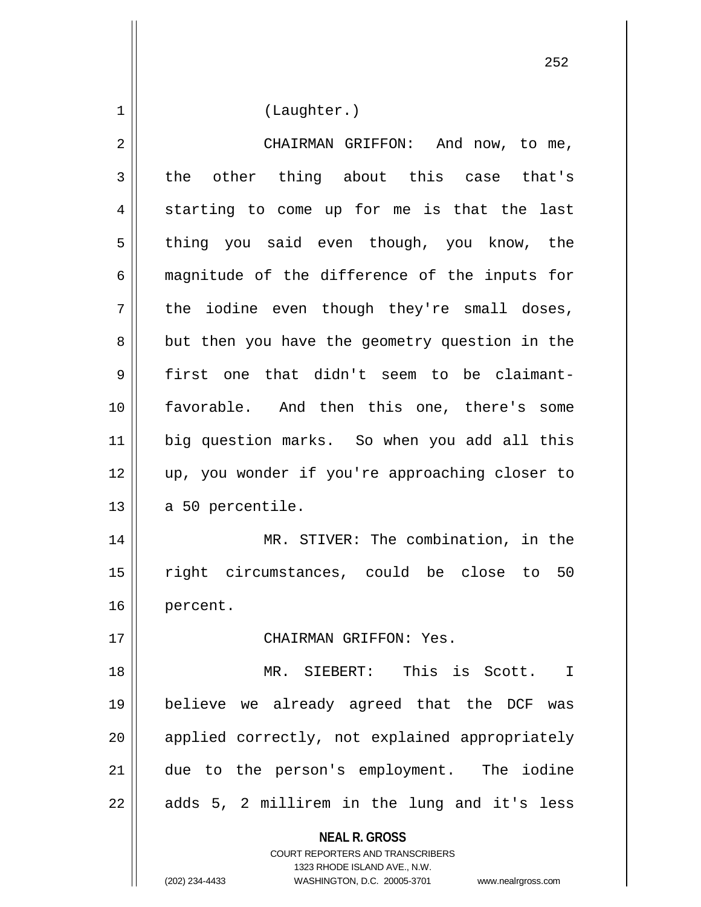(Laughter.)

CHAIRMAN GRIFFON: And now, to me, the other thing about this case that's starting to come up for me is that the last thing you said even though, you know, the magnitude of the difference of the inputs for the iodine even though they're small doses, but then you have the geometry question in the first one that didn't seem to be claimant-favorable. And then this one, there's some big question marks. So when you add all this up, you wonder if you're approaching closer to a 50 percentile.

MR. STIVER: The combination, in the right circumstances, could be close to 50 percent.

CHAIRMAN GRIFFON: Yes.

MR. SIEBERT: This is Scott. I believe we already agreed that the DCF was applied correctly, not explained appropriately due to the person's employment. The iodine adds 5, 2 millirem in the lung and it's less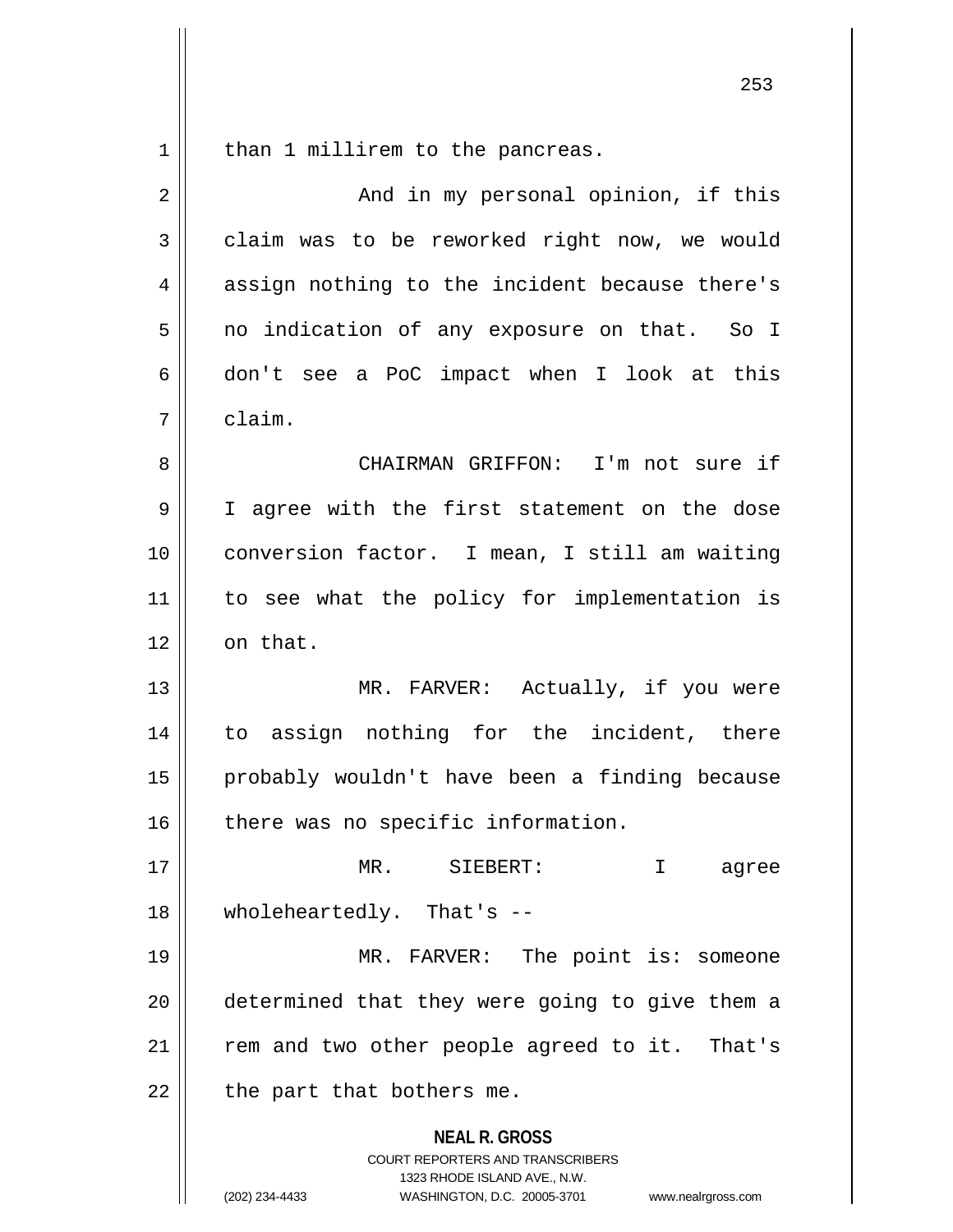than 1 millirem to the pancreas.

And in my personal opinion, if this claim was to be reworked right now, we would assign nothing to the incident because there's no indication of any exposure on that. So I don't see a PoC impact when I look at this claim.

CHAIRMAN GRIFFON: I'm not sure if I agree with the first statement on the dose conversion factor. I mean, I still am waiting to see what the policy for implementation is on that.

MR. FARVER: Actually, if you were to assign nothing for the incident, there probably wouldn't have been a finding because there was no specific information.

MR. SIEBERT: I agree wholeheartedly. That's --

MR. FARVER: The point is: someone determined that they were going to give them a rem and two other people agreed to it. That's the part that bothers me.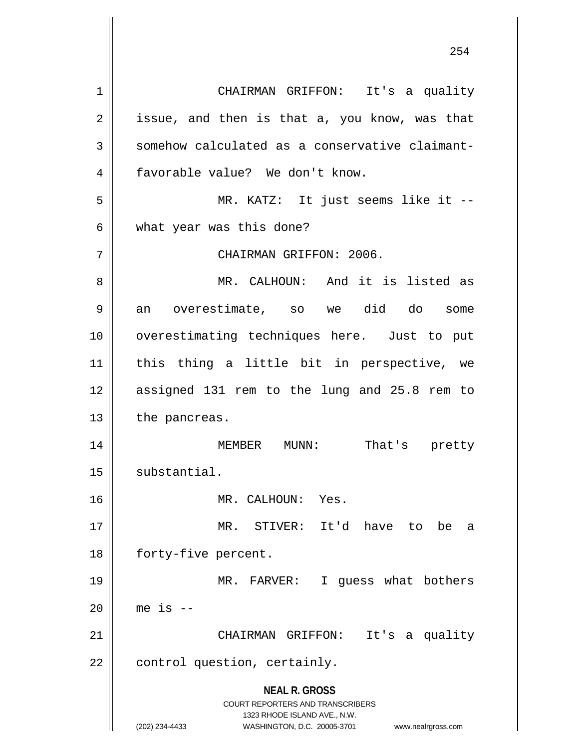CHAIRMAN GRIFFON: It's a quality issue, and then is that a, you know, was that somehow calculated as a conservative claimant-favorable value? We don't know.

MR. KATZ: It just seems like it -- what year was this done?

CHAIRMAN GRIFFON: 2006.

MR. CALHOUN: And it is listed as an overestimate, so we did do some overestimating techniques here. Just to put this thing a little bit in perspective, we assigned 131 rem to the lung and 25.8 rem to the pancreas.

MEMBER MUNN: That's pretty substantial.

MR. CALHOUN: Yes.

MR. STIVER: It'd have to be a forty-five percent.

MR. FARVER: I guess what bothers me is --

CHAIRMAN GRIFFON: It's a quality control question, certainly.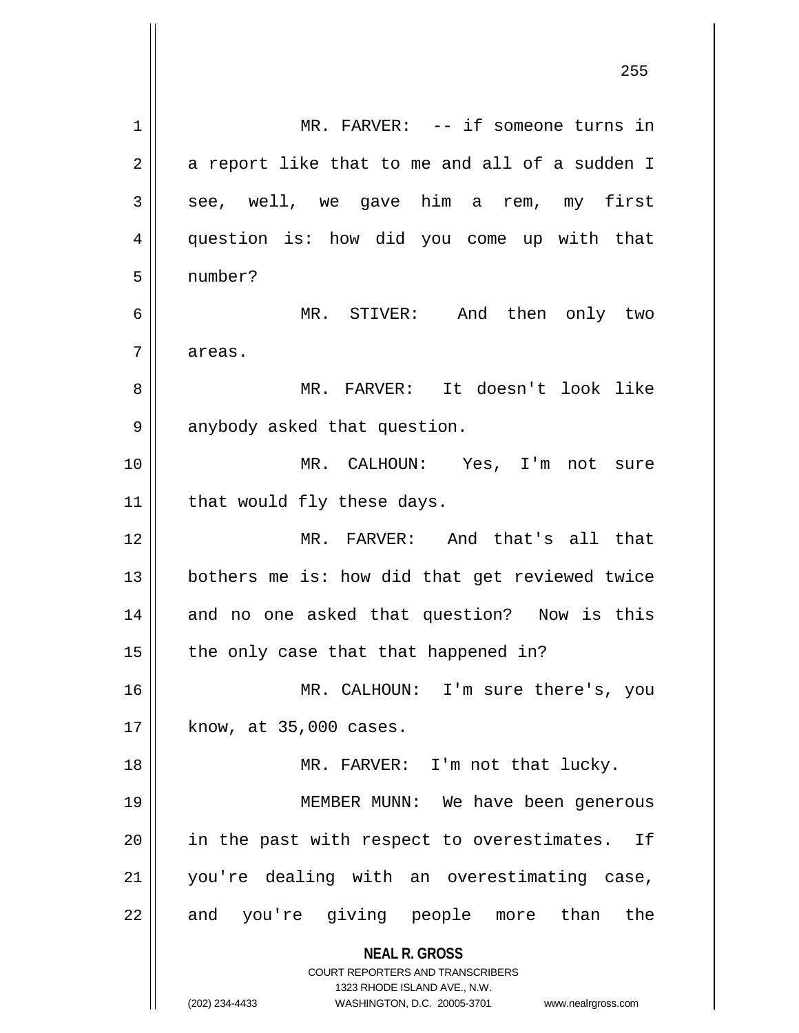MR. FARVER: -- if someone turns in a report like that to me and all of a sudden I see, well, we gave him a rem, my first question is: how did you come up with that number?

MR. STIVER: And then only two areas.

MR. FARVER: It doesn't look like anybody asked that question.

MR. CALHOUN: Yes, I'm not sure that would fly these days.

MR. FARVER: And that's all that bothers me is: how did that get reviewed twice and no one asked that question? Now is this the only case that that happened in?

MR. CALHOUN: I'm sure there's, you know, at 35,000 cases.

MR. FARVER: I'm not that lucky.

MEMBER MUNN: We have been generous in the past with respect to overestimates. If you're dealing with an overestimating case, and you're giving people more than the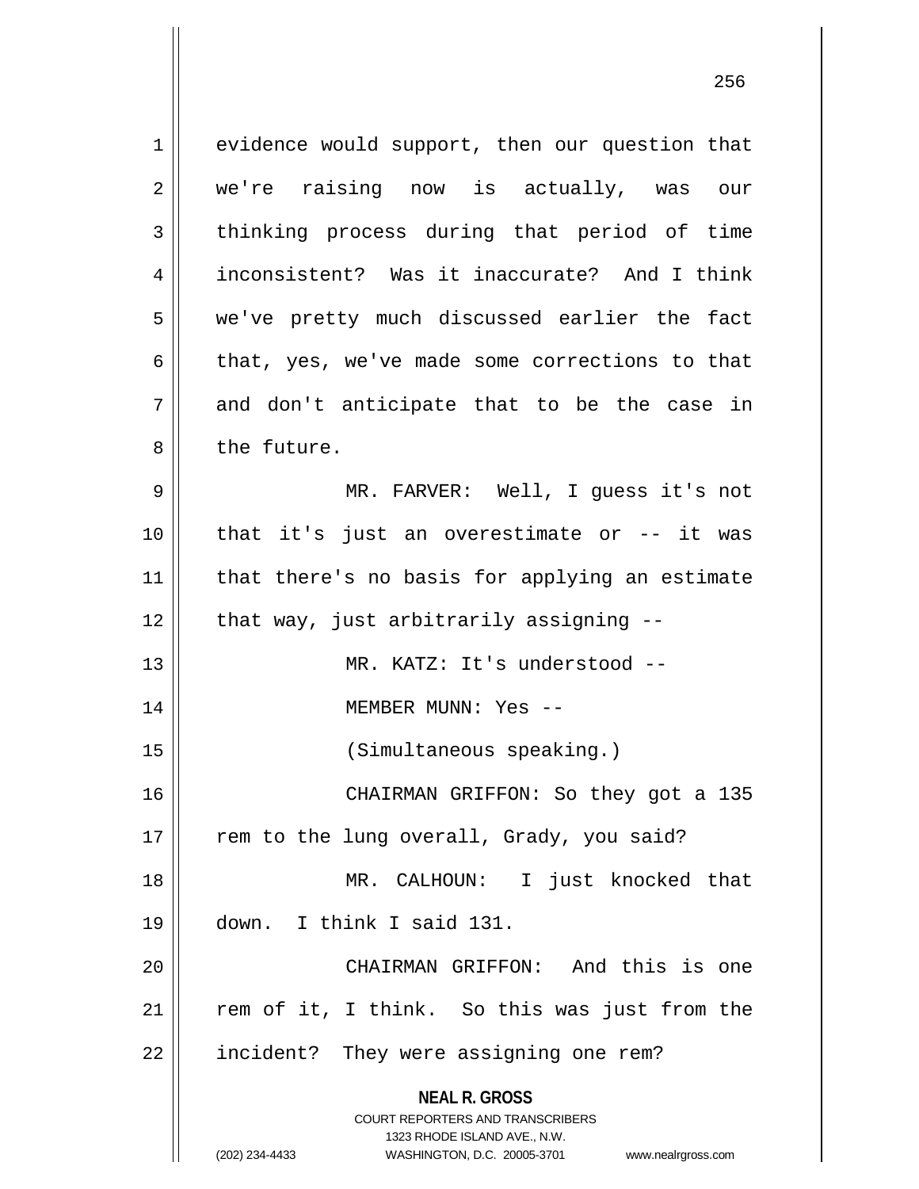evidence would support, then our question that we're raising now is actually, was our thinking process during that period of time inconsistent? Was it inaccurate? And I think we've pretty much discussed earlier the fact that, yes, we've made some corrections to that and don't anticipate that to be the case in the future.

MR. FARVER: Well, I guess it's not that it's just an overestimate or -- it was that there's no basis for applying an estimate that way, just arbitrarily assigning --

MR. KATZ: It's understood --

MEMBER MUNN: Yes --

(Simultaneous speaking.)

CHAIRMAN GRIFFON: So they got a 135 rem to the lung overall, Grady, you said?

MR. CALHOUN: I just knocked that down. I think I said 131.

CHAIRMAN GRIFFON: And this is one rem of it, I think. So this was just from the incident? They were assigning one rem?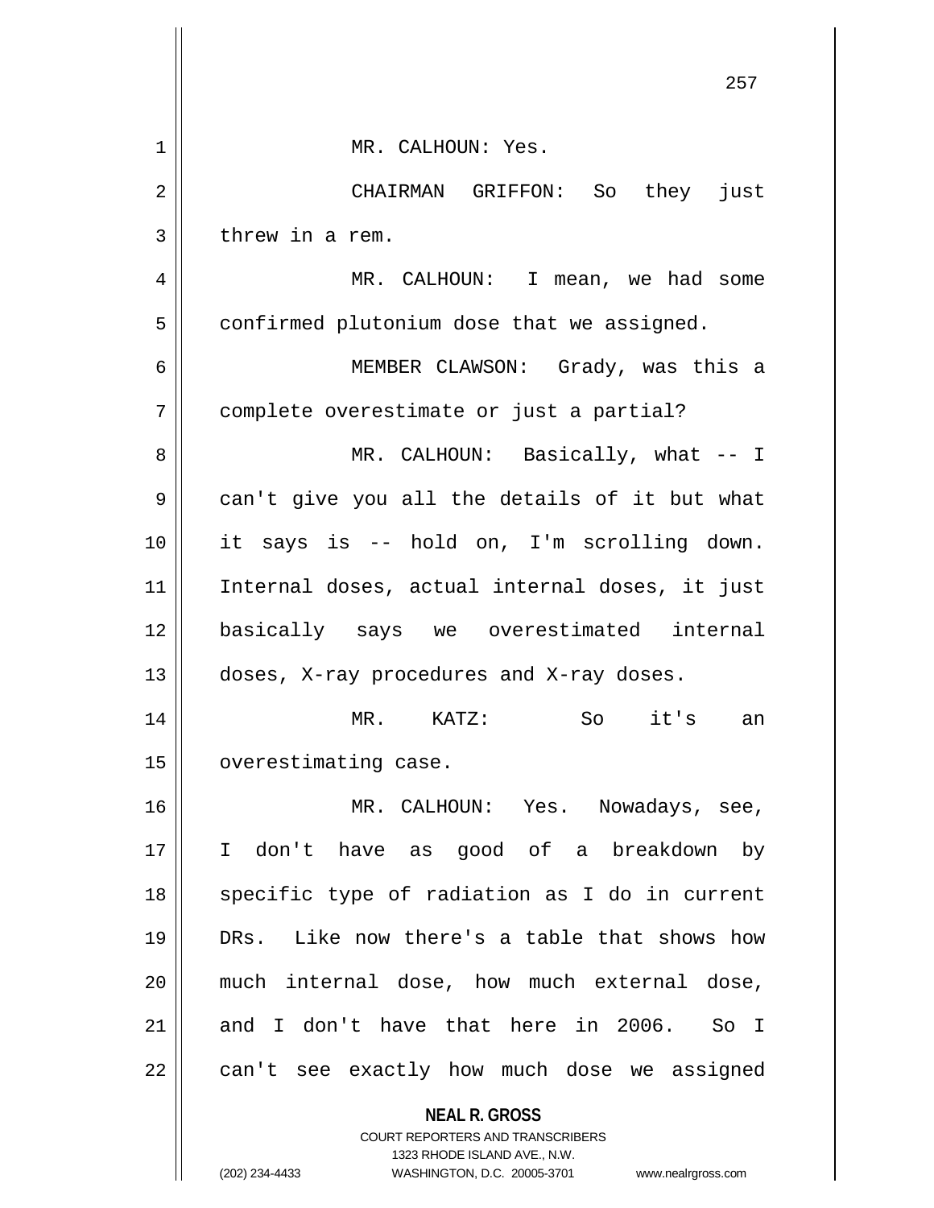MR. CALHOUN: Yes.

CHAIRMAN GRIFFON: So they just threw in a rem.

MR. CALHOUN: I mean, we had some confirmed plutonium dose that we assigned.

MEMBER CLAWSON: Grady, was this a complete overestimate or just a partial?

MR. CALHOUN: Basically, what -- I can't give you all the details of it but what it says is -- hold on, I'm scrolling down. Internal doses, actual internal doses, it just basically says we overestimated internal doses, X-ray procedures and X-ray doses.

MR. KATZ: So it's an overestimating case.

MR. CALHOUN: Yes. Nowadays, see, I don't have as good of a breakdown by specific type of radiation as I do in current DRs. Like now there's a table that shows how much internal dose, how much external dose, and I don't have that here in 2006. So I can't see exactly how much dose we assigned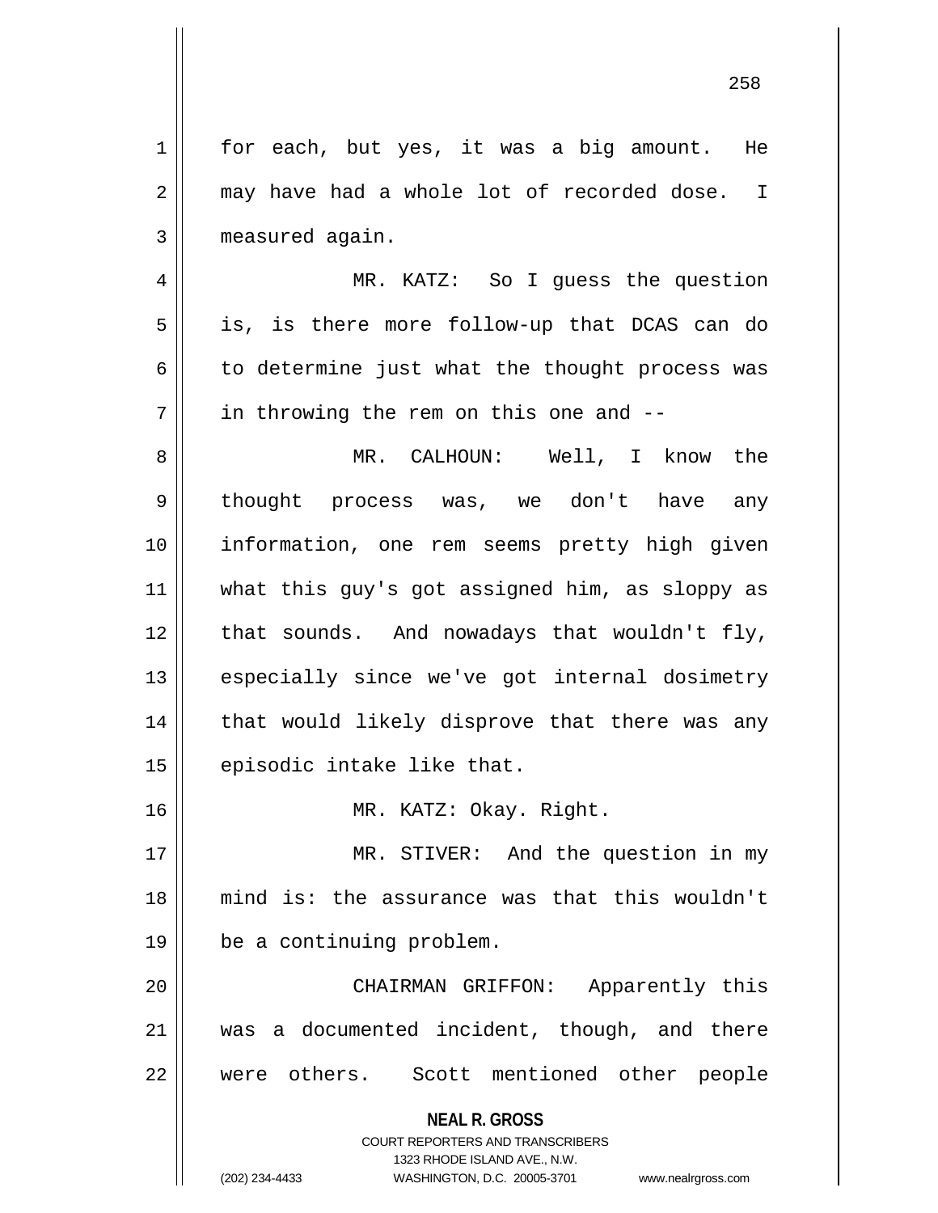for each, but yes, it was a big amount. He may have had a whole lot of recorded dose. I measured again.

MR. KATZ: So I guess the question is, is there more follow-up that DCAS can do to determine just what the thought process was in throwing the rem on this one and --

MR. CALHOUN: Well, I know the thought process was, we don't have any information, one rem seems pretty high given what this guy's got assigned him, as sloppy as that sounds. And nowadays that wouldn't fly, especially since we've got internal dosimetry that would likely disprove that there was any episodic intake like that.

MR. KATZ: Okay. Right.

MR. STIVER: And the question in my mind is: the assurance was that this wouldn't be a continuing problem.

CHAIRMAN GRIFFON: Apparently this was a documented incident, though, and there were others. Scott mentioned other people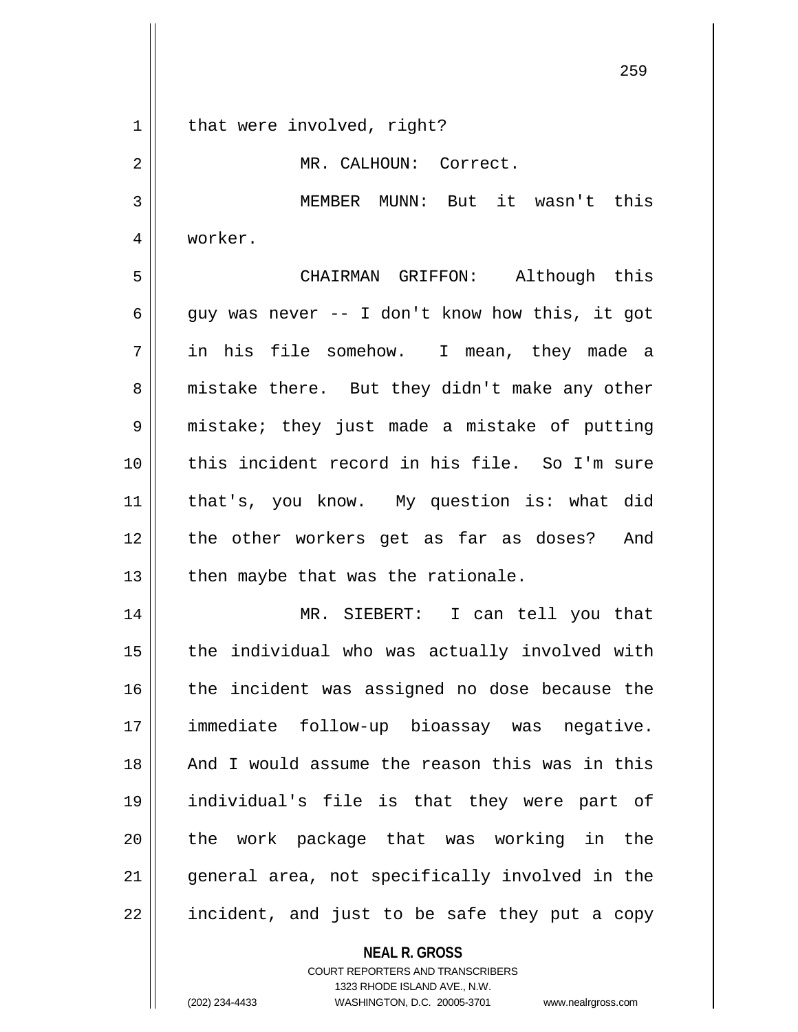that were involved, right?

MR. CALHOUN: Correct.

MEMBER MUNN: But it wasn't this worker.

CHAIRMAN GRIFFON: Although this guy was never -- I don't know how this, it got in his file somehow. I mean, they made a mistake there. But they didn't make any other mistake; they just made a mistake of putting this incident record in his file. So I'm sure that's, you know. My question is: what did the other workers get as far as doses? And then maybe that was the rationale.

MR. SIEBERT: I can tell you that the individual who was actually involved with the incident was assigned no dose because the immediate follow-up bioassay was negative. And I would assume the reason this was in this individual's file is that they were part of the work package that was working in the general area, not specifically involved in the incident, and just to be safe they put a copy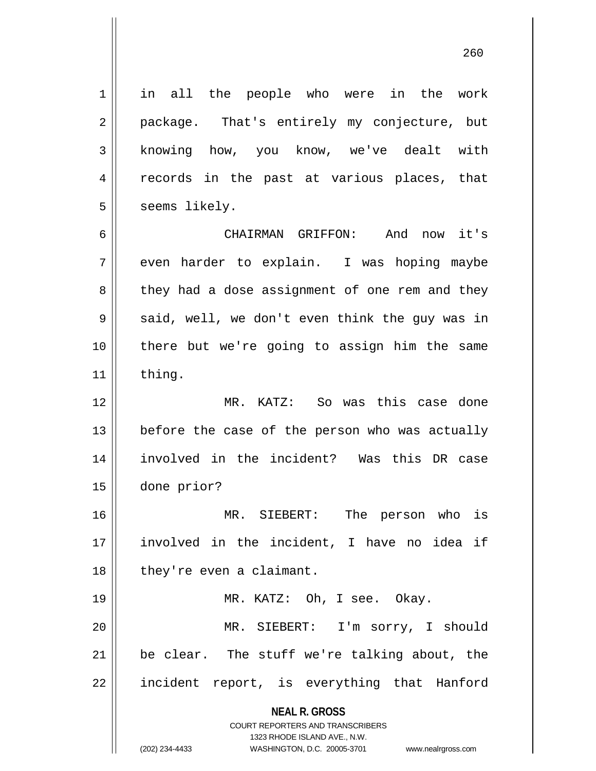in all the people who were in the work package. That's entirely my conjecture, but knowing how, you know, we've dealt with records in the past at various places, that seems likely.

CHAIRMAN GRIFFON: And now it's even harder to explain. I was hoping maybe they had a dose assignment of one rem and they said, well, we don't even think the guy was in there but we're going to assign him the same thing.

MR. KATZ: So was this case done before the case of the person who was actually involved in the incident? Was this DR case done prior?

MR. SIEBERT: The person who is involved in the incident, I have no idea if they're even a claimant.

MR. KATZ: Oh, I see. Okay.

MR. SIEBERT: I'm sorry, I should be clear. The stuff we're talking about, the incident report, is everything that Hanford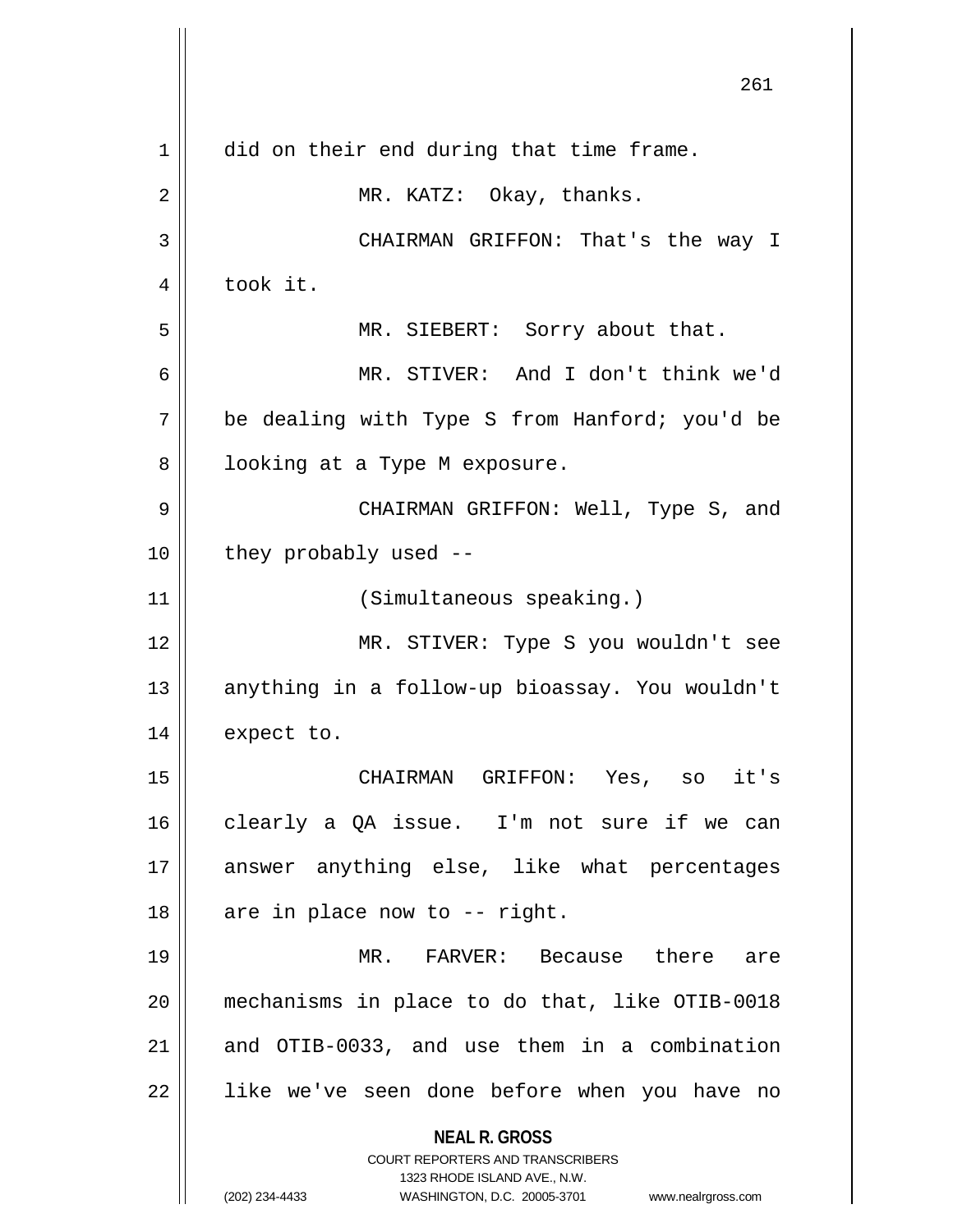did on their end during that time frame.

MR. KATZ: Okay, thanks.

CHAIRMAN GRIFFON: That's the way I took it.

MR. SIEBERT: Sorry about that.

MR. STIVER: And I don't think we'd be dealing with Type S from Hanford; you'd be looking at a Type M exposure.

CHAIRMAN GRIFFON: Well, Type S, and they probably used --

(Simultaneous speaking.)

MR. STIVER: Type S you wouldn't see anything in a follow-up bioassay. You wouldn't expect to.

CHAIRMAN GRIFFON: Yes, so it's clearly a QA issue. I'm not sure if we can answer anything else, like what percentages are in place now to -- right.

MR. FARVER: Because there are mechanisms in place to do that, like OTIB-0018 and OTIB-0033, and use them in a combination like we've seen done before when you have no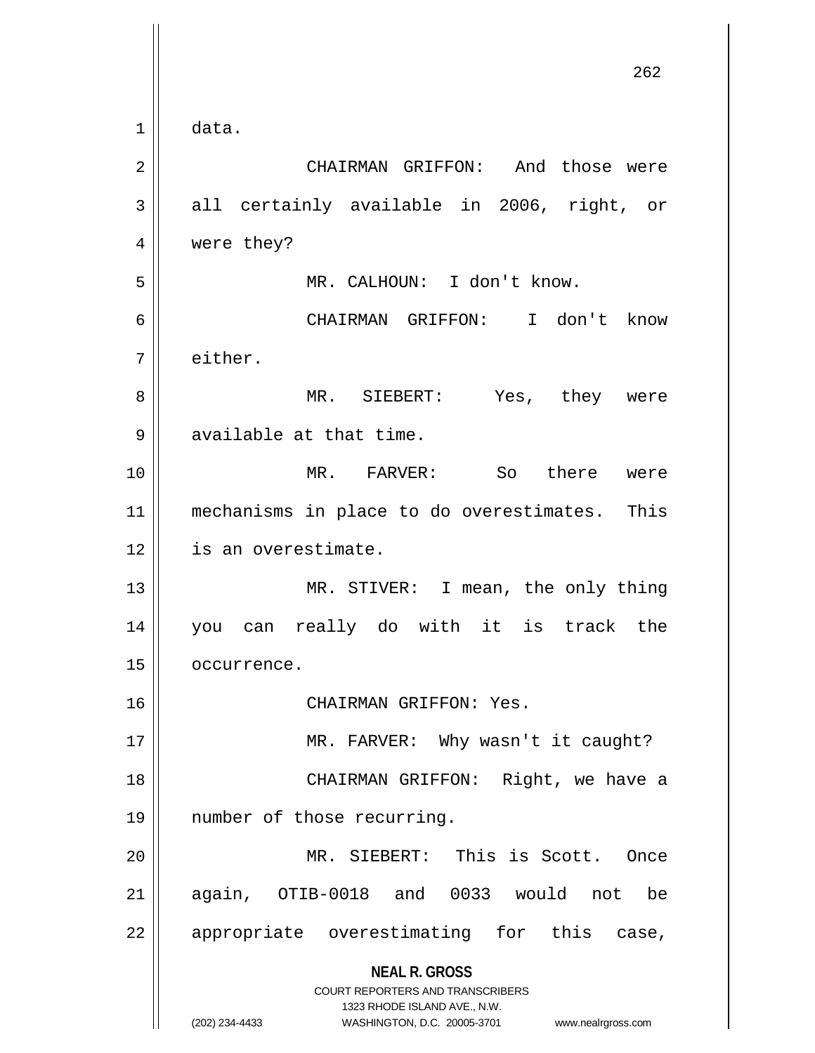data.

CHAIRMAN GRIFFON: And those were all certainly available in 2006, right, or were they?

MR. CALHOUN: I don't know.

CHAIRMAN GRIFFON: I don't know either.

MR. SIEBERT: Yes, they were available at that time.

MR. FARVER: So there were mechanisms in place to do overestimates. This is an overestimate.

MR. STIVER: I mean, the only thing you can really do with it is track the occurrence.

CHAIRMAN GRIFFON: Yes.

MR. FARVER: Why wasn't it caught?

CHAIRMAN GRIFFON: Right, we have a number of those recurring.

MR. SIEBERT: This is Scott. Once again, OTIB-0018 and 0033 would not be appropriate overestimating for this case,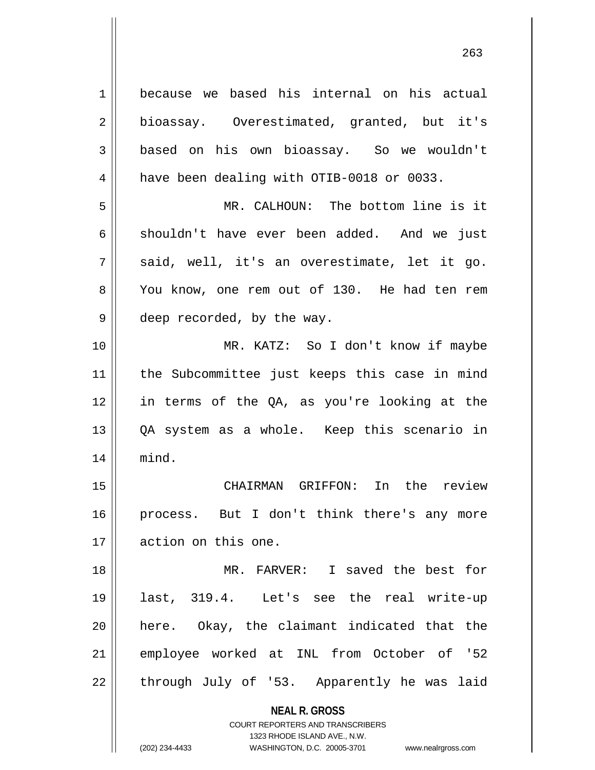because we based his internal on his actual bioassay. Overestimated, granted, but it's based on his own bioassay. So we wouldn't have been dealing with OTIB-0018 or 0033.

MR. CALHOUN: The bottom line is it shouldn't have ever been added. And we just said, well, it's an overestimate, let it go. You know, one rem out of 130. He had ten rem deep recorded, by the way.

MR. KATZ: So I don't know if maybe the Subcommittee just keeps this case in mind in terms of the QA, as you're looking at the QA system as a whole. Keep this scenario in mind.

CHAIRMAN GRIFFON: In the review process. But I don't think there's any more action on this one.

MR. FARVER: I saved the best for last, 319.4. Let's see the real write-up here. Okay, the claimant indicated that the employee worked at INL from October of '52 through July of '53. Apparently he was laid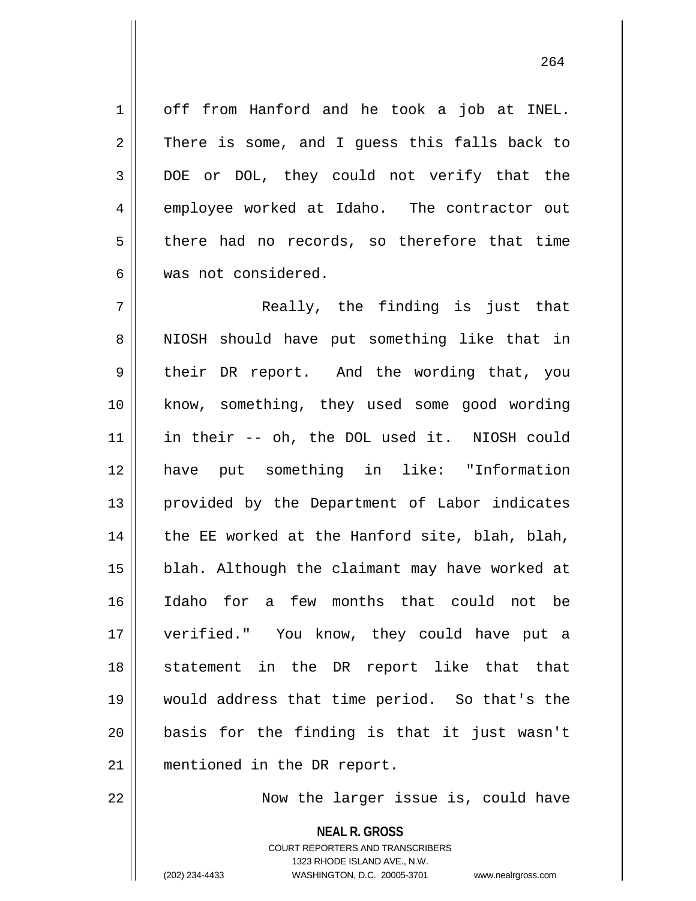off from Hanford and he took a job at INEL. There is some, and I guess this falls back to DOE or DOL, they could not verify that the employee worked at Idaho. The contractor out there had no records, so therefore that time was not considered.

Really, the finding is just that NIOSH should have put something like that in their DR report. And the wording that, you know, something, they used some good wording in their -- oh, the DOL used it. NIOSH could have put something in like: "Information provided by the Department of Labor indicates the EE worked at the Hanford site, blah, blah, blah. Although the claimant may have worked at Idaho for a few months that could not be verified." You know, they could have put a statement in the DR report like that that would address that time period. So that's the basis for the finding is that it just wasn't mentioned in the DR report.

Now the larger issue is, could have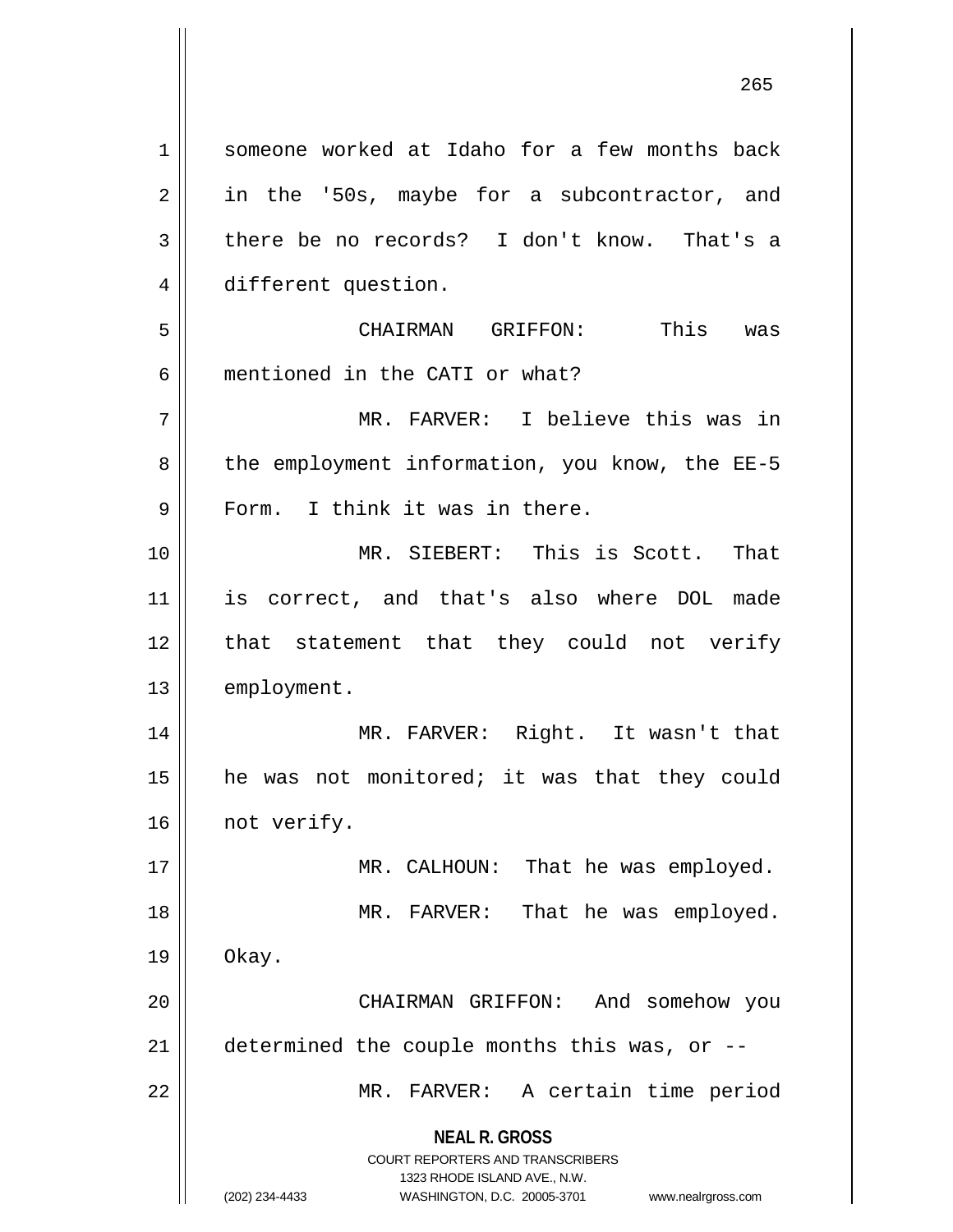someone worked at Idaho for a few months back in the '50s, maybe for a subcontractor, and there be no records? I don't know. That's a different question.

CHAIRMAN GRIFFON: This was mentioned in the CATI or what?

MR. FARVER: I believe this was in the employment information, you know, the EE-5 Form. I think it was in there.

MR. SIEBERT: This is Scott. That is correct, and that's also where DOL made that statement that they could not verify employment.

MR. FARVER: Right. It wasn't that he was not monitored; it was that they could not verify.

MR. CALHOUN: That he was employed.

MR. FARVER: That he was employed. Okay.

CHAIRMAN GRIFFON: And somehow you determined the couple months this was, or --

MR. FARVER: A certain time period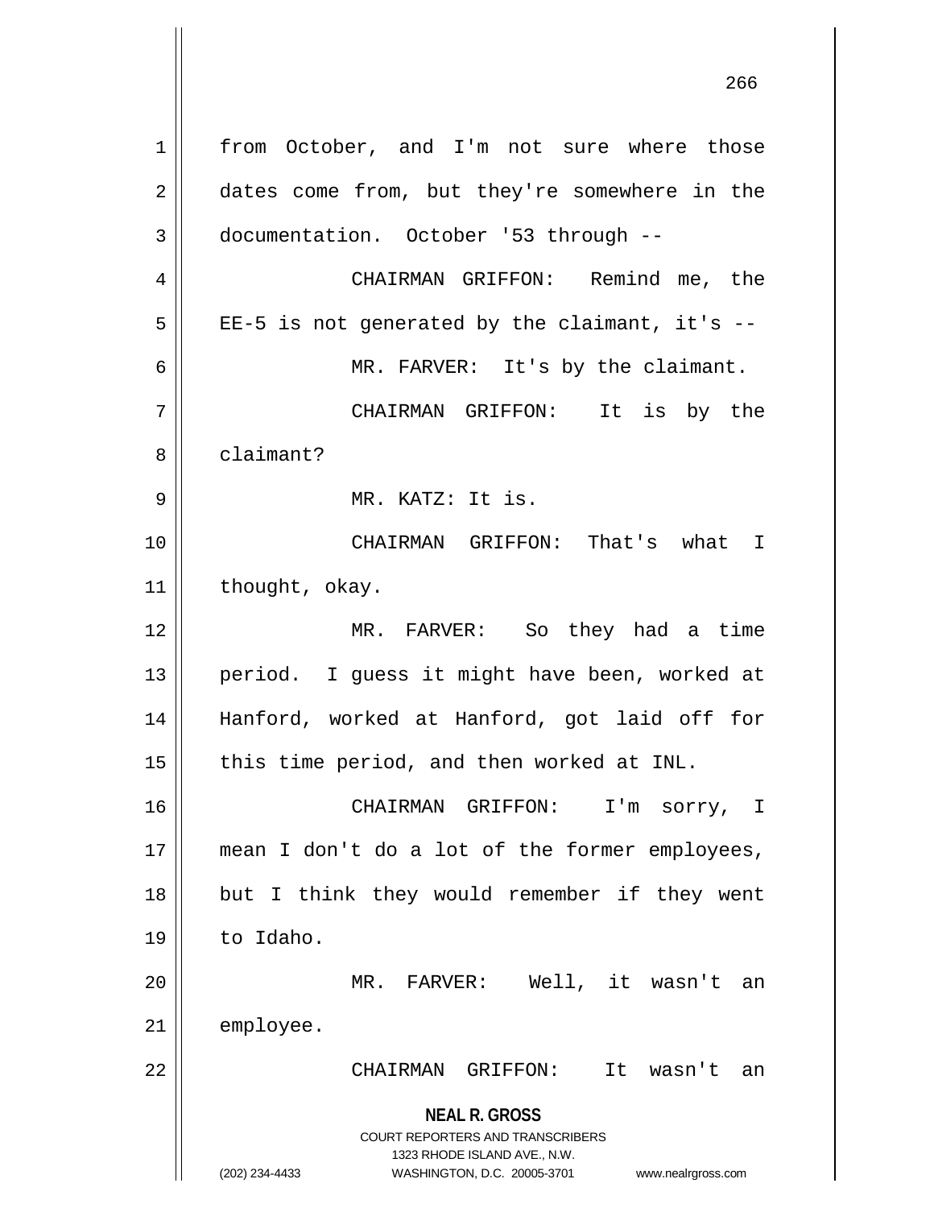from October, and I'm not sure where those dates come from, but they're somewhere in the documentation. October '53 through --

CHAIRMAN GRIFFON: Remind me, the EE-5 is not generated by the claimant, it's --

MR. FARVER: It's by the claimant.

CHAIRMAN GRIFFON: It is by the claimant?

MR. KATZ: It is.

CHAIRMAN GRIFFON: That's what I thought, okay.

MR. FARVER: So they had a time period. I guess it might have been, worked at Hanford, worked at Hanford, got laid off for this time period, and then worked at INL.

CHAIRMAN GRIFFON: I'm sorry, I mean I don't do a lot of the former employees, but I think they would remember if they went to Idaho.

MR. FARVER: Well, it wasn't an employee.

CHAIRMAN GRIFFON: It wasn't an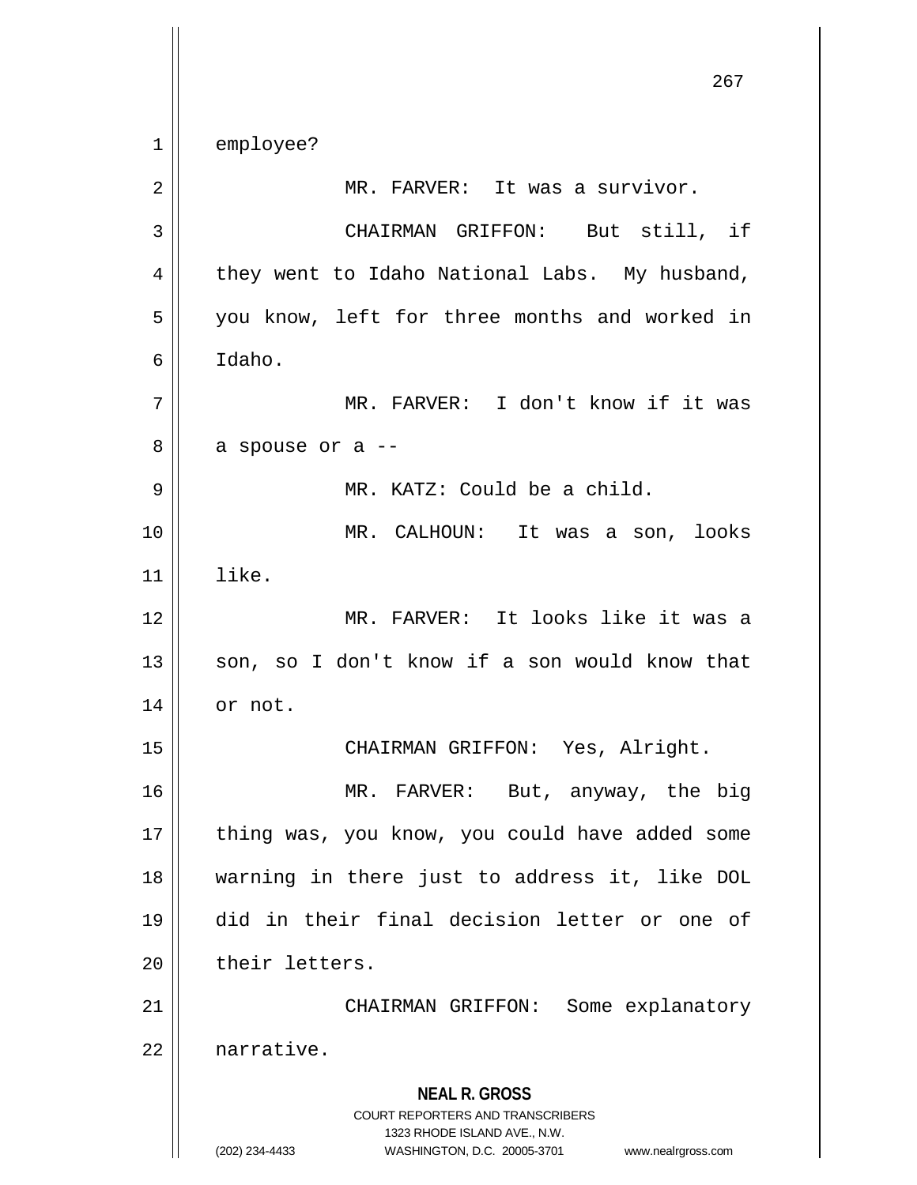employee?

MR. FARVER: It was a survivor.

CHAIRMAN GRIFFON: But still, if they went to Idaho National Labs. My husband, you know, left for three months and worked in Idaho.

MR. FARVER: I don't know if it was a spouse or a --

MR. KATZ: Could be a child.

MR. CALHOUN: It was a son, looks like.

MR. FARVER: It looks like it was a son, so I don't know if a son would know that or not.

CHAIRMAN GRIFFON: Yes, Alright.

MR. FARVER: But, anyway, the big thing was, you know, you could have added some warning in there just to address it, like DOL did in their final decision letter or one of their letters.

CHAIRMAN GRIFFON: Some explanatory narrative.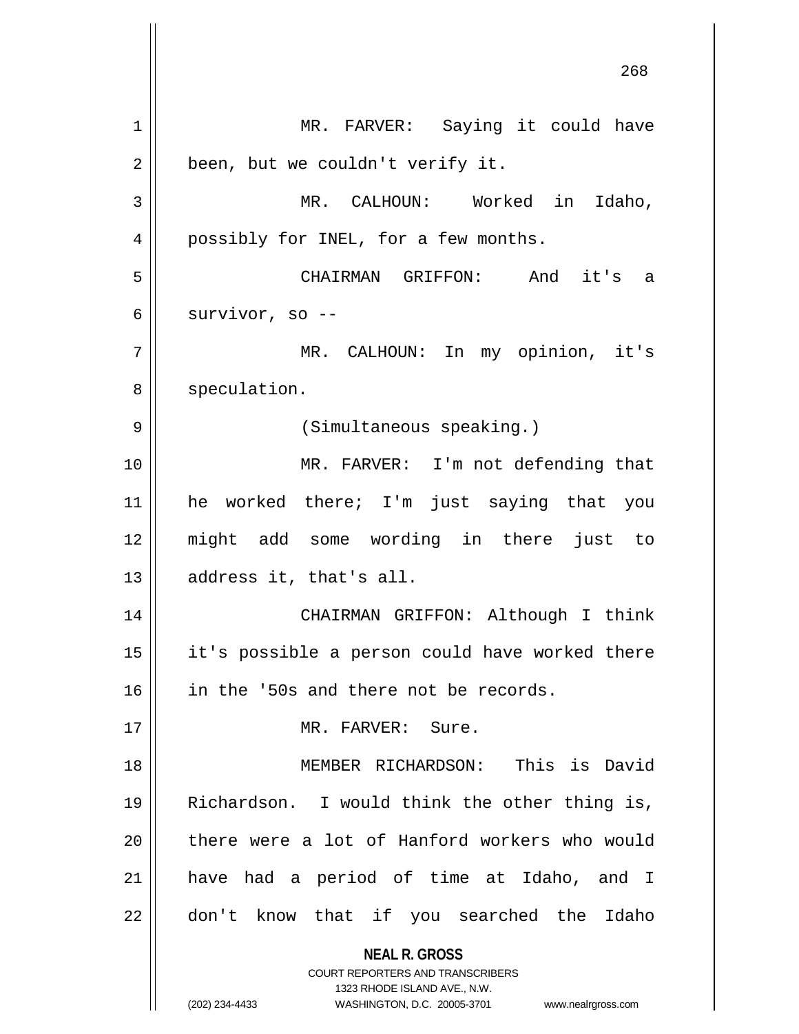MR. FARVER: Saying it could have been, but we couldn't verify it.

MR. CALHOUN: Worked in Idaho, possibly for INEL, for a few months.

CHAIRMAN GRIFFON: And it's a survivor, so --

MR. CALHOUN: In my opinion, it's speculation.

(Simultaneous speaking.)

MR. FARVER: I'm not defending that he worked there; I'm just saying that you might add some wording in there just to address it, that's all.

CHAIRMAN GRIFFON: Although I think it's possible a person could have worked there in the '50s and there not be records.

MR. FARVER: Sure.

MEMBER RICHARDSON: This is David Richardson. I would think the other thing is, there were a lot of Hanford workers who would have had a period of time at Idaho, and I don't know that if you searched the Idaho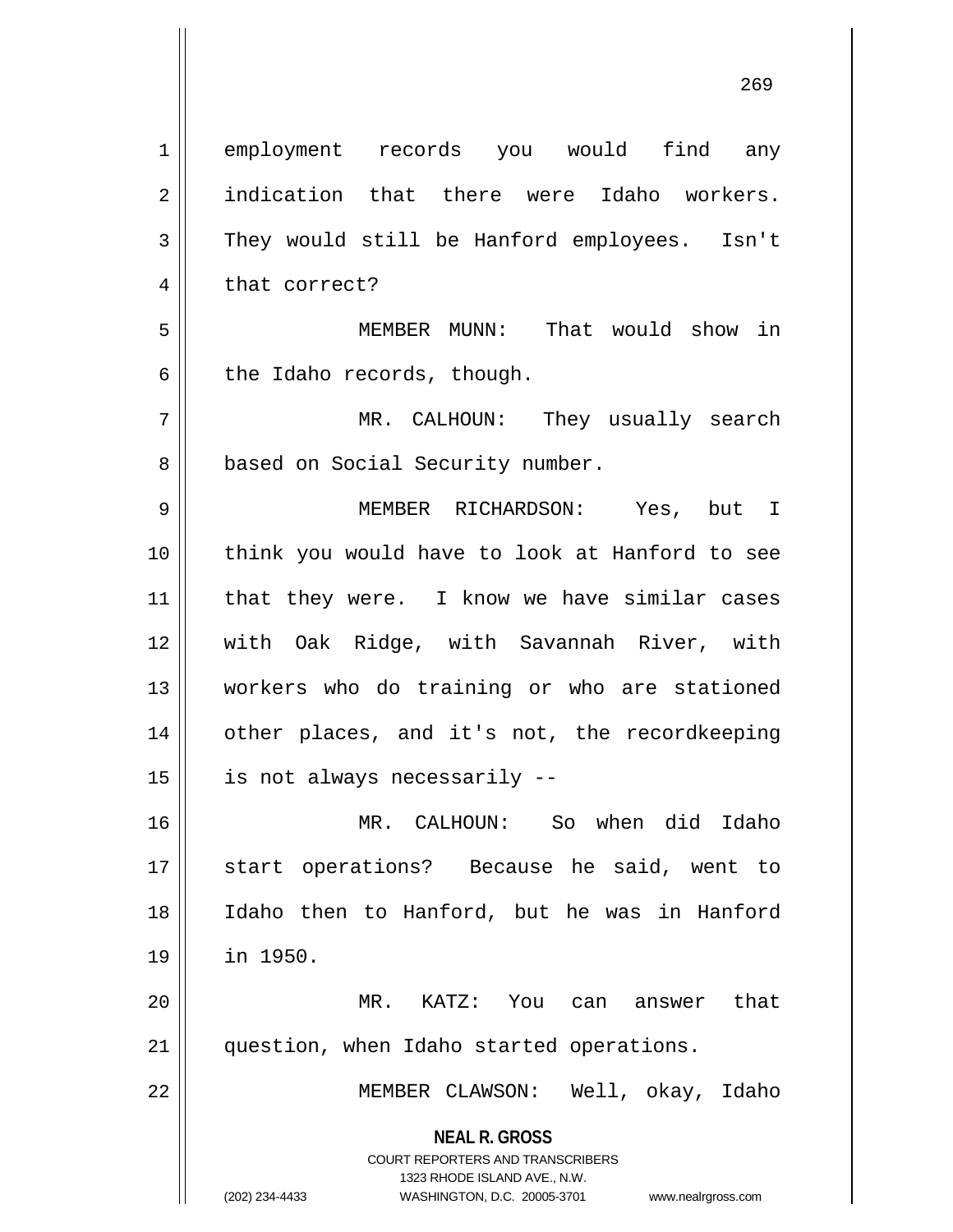employment records you would find any indication that there were Idaho workers. They would still be Hanford employees. Isn't that correct?

MEMBER MUNN: That would show in the Idaho records, though.

MR. CALHOUN: They usually search based on Social Security number.

MEMBER RICHARDSON: Yes, but I think you would have to look at Hanford to see that they were. I know we have similar cases with Oak Ridge, with Savannah River, with workers who do training or who are stationed other places, and it's not, the recordkeeping is not always necessarily --

MR. CALHOUN: So when did Idaho start operations? Because he said, went to Idaho then to Hanford, but he was in Hanford in 1950.

MR. KATZ: You can answer that question, when Idaho started operations.

MEMBER CLAWSON: Well, okay, Idaho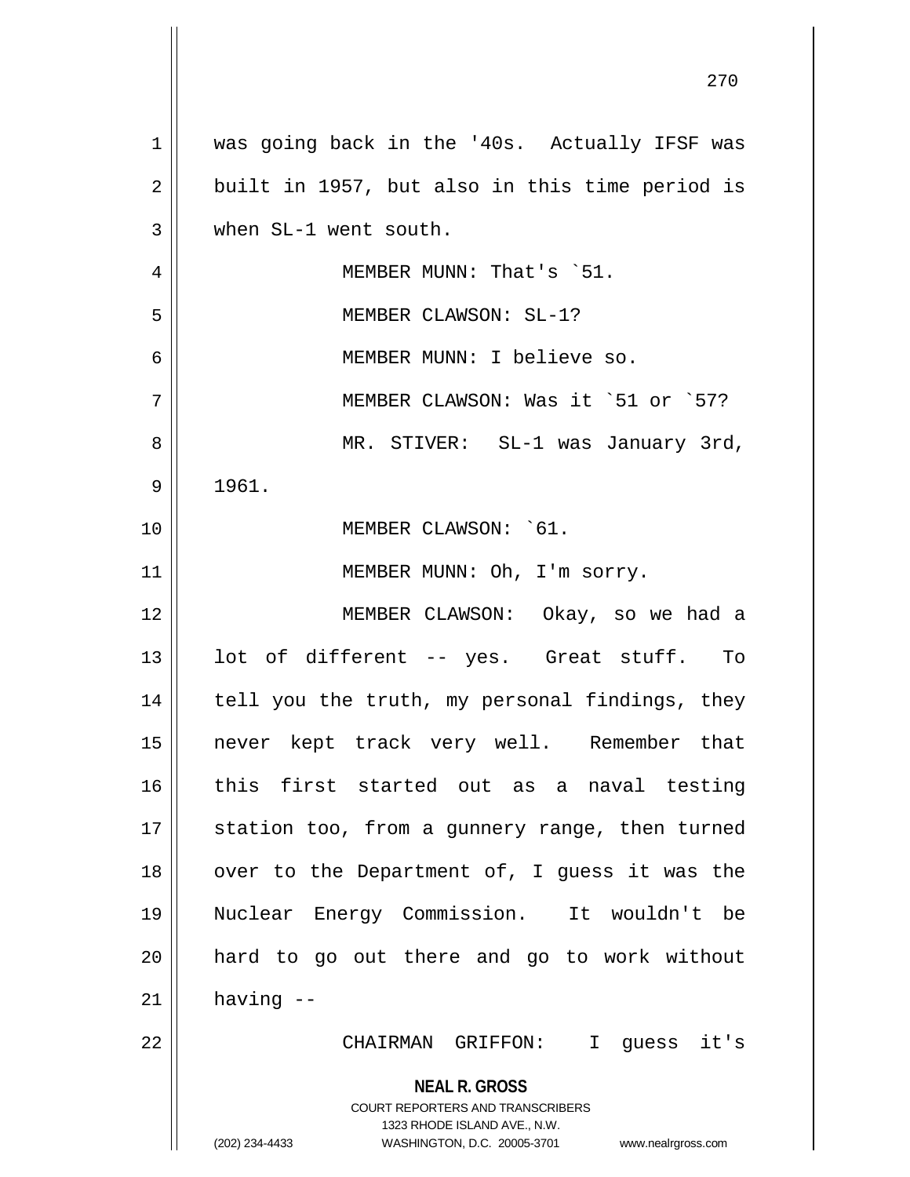was going back in the '40s. Actually IFSF was built in 1957, but also in this time period is when SL-1 went south.

MEMBER MUNN: That's `51.

MEMBER CLAWSON: SL-1?

MEMBER MUNN: I believe so.

MEMBER CLAWSON: Was it `51 or `57?

MR. STIVER: SL-1 was January 3rd, 1961.

MEMBER CLAWSON: `61.

MEMBER MUNN: Oh, I'm sorry.

MEMBER CLAWSON: Okay, so we had a lot of different -- yes. Great stuff. To tell you the truth, my personal findings, they never kept track very well. Remember that this first started out as a naval testing station too, from a gunnery range, then turned over to the Department of, I guess it was the Nuclear Energy Commission. It wouldn't be hard to go out there and go to work without having --

CHAIRMAN GRIFFON: I guess it's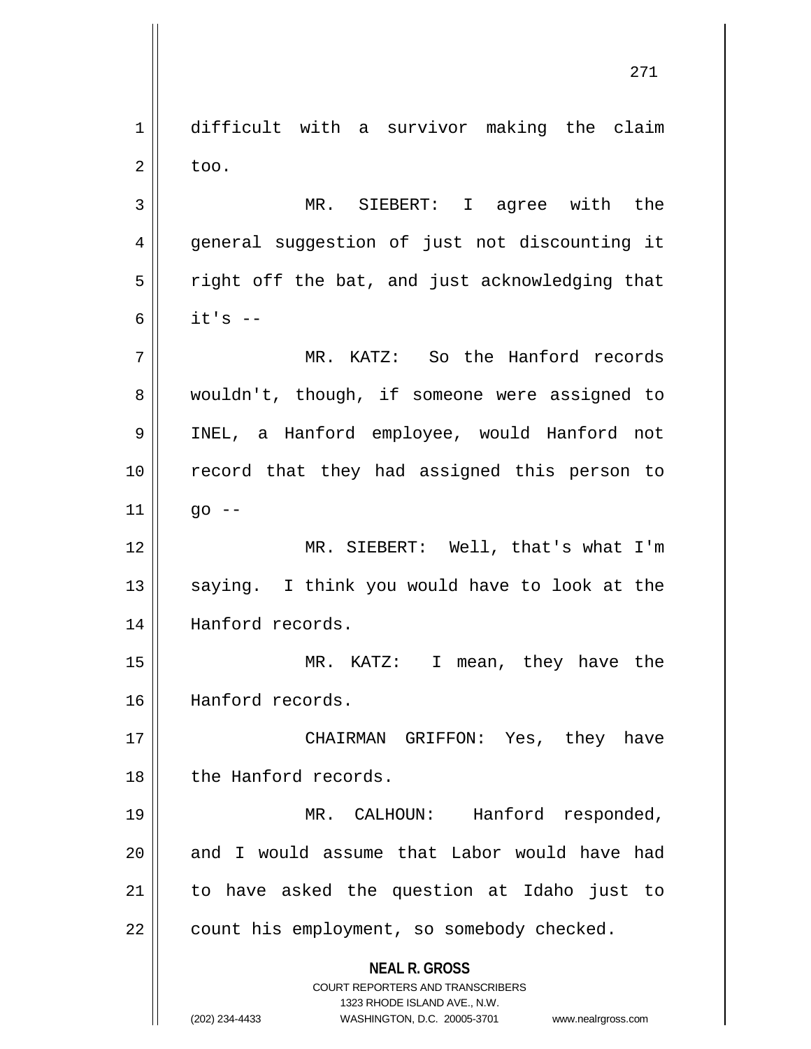difficult with a survivor making the claim too.

MR. SIEBERT: I agree with the general suggestion of just not discounting it right off the bat, and just acknowledging that it's --

MR. KATZ: So the Hanford records wouldn't, though, if someone were assigned to INEL, a Hanford employee, would Hanford not record that they had assigned this person to go --

MR. SIEBERT: Well, that's what I'm saying. I think you would have to look at the Hanford records.

MR. KATZ: I mean, they have the Hanford records.

CHAIRMAN GRIFFON: Yes, they have the Hanford records.

MR. CALHOUN: Hanford responded, and I would assume that Labor would have had to have asked the question at Idaho just to count his employment, so somebody checked.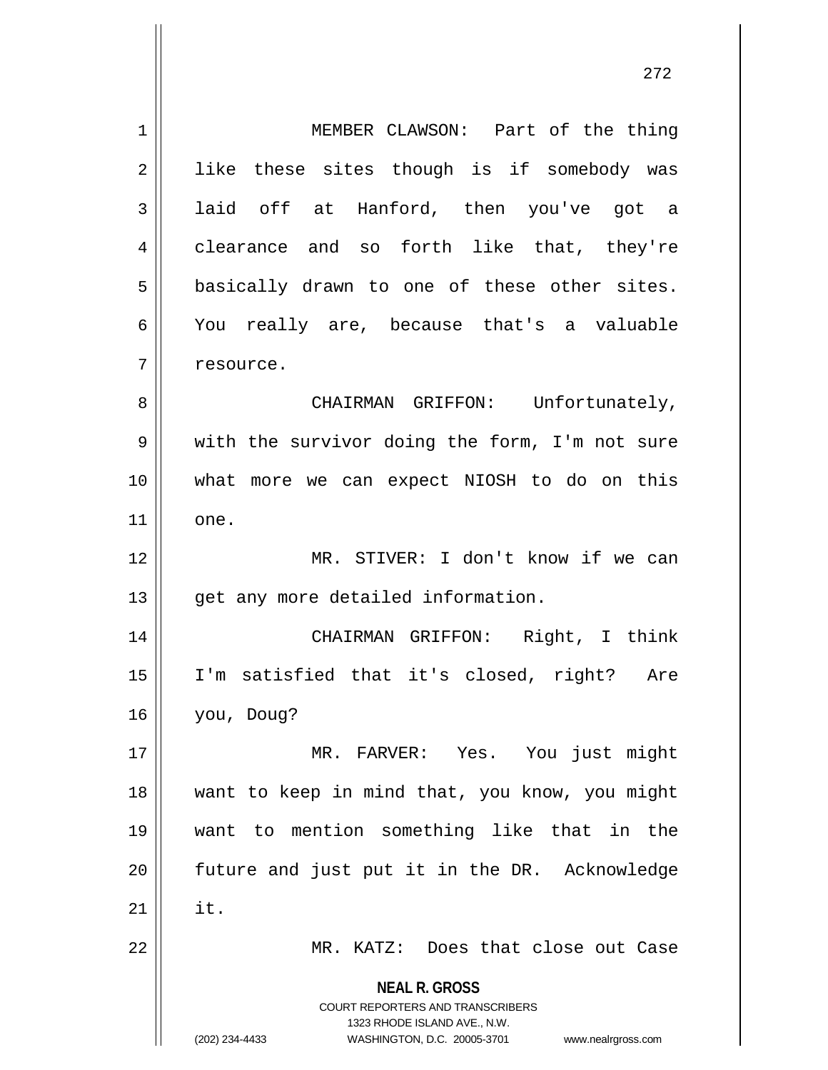MEMBER CLAWSON: Part of the thing like these sites though is if somebody was laid off at Hanford, then you've got a clearance and so forth like that, they're basically drawn to one of these other sites. You really are, because that's a valuable resource.

CHAIRMAN GRIFFON: Unfortunately, with the survivor doing the form, I'm not sure what more we can expect NIOSH to do on this one.

MR. STIVER: I don't know if we can get any more detailed information.

CHAIRMAN GRIFFON: Right, I think I'm satisfied that it's closed, right? Are you, Doug?

MR. FARVER: Yes. You just might want to keep in mind that, you know, you might want to mention something like that in the future and just put it in the DR. Acknowledge it.

MR. KATZ: Does that close out Case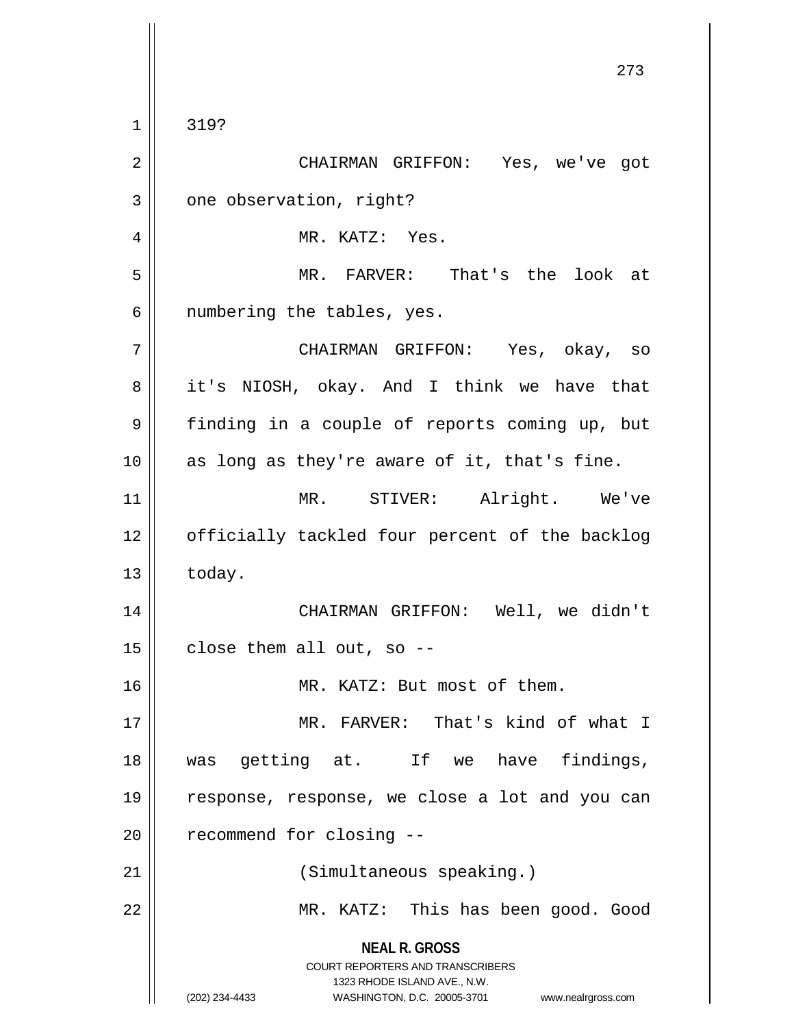319?

CHAIRMAN GRIFFON: Yes, we've got one observation, right?

MR. KATZ: Yes.

MR. FARVER: That's the look at numbering the tables, yes.

CHAIRMAN GRIFFON: Yes, okay, so it's NIOSH, okay. And I think we have that finding in a couple of reports coming up, but as long as they're aware of it, that's fine.

MR. STIVER: Alright. We've officially tackled four percent of the backlog today.

CHAIRMAN GRIFFON: Well, we didn't close them all out, so --

MR. KATZ: But most of them.

MR. FARVER: That's kind of what I was getting at. If we have findings, response, response, we close a lot and you can recommend for closing --

(Simultaneous speaking.)

MR. KATZ: This has been good. Good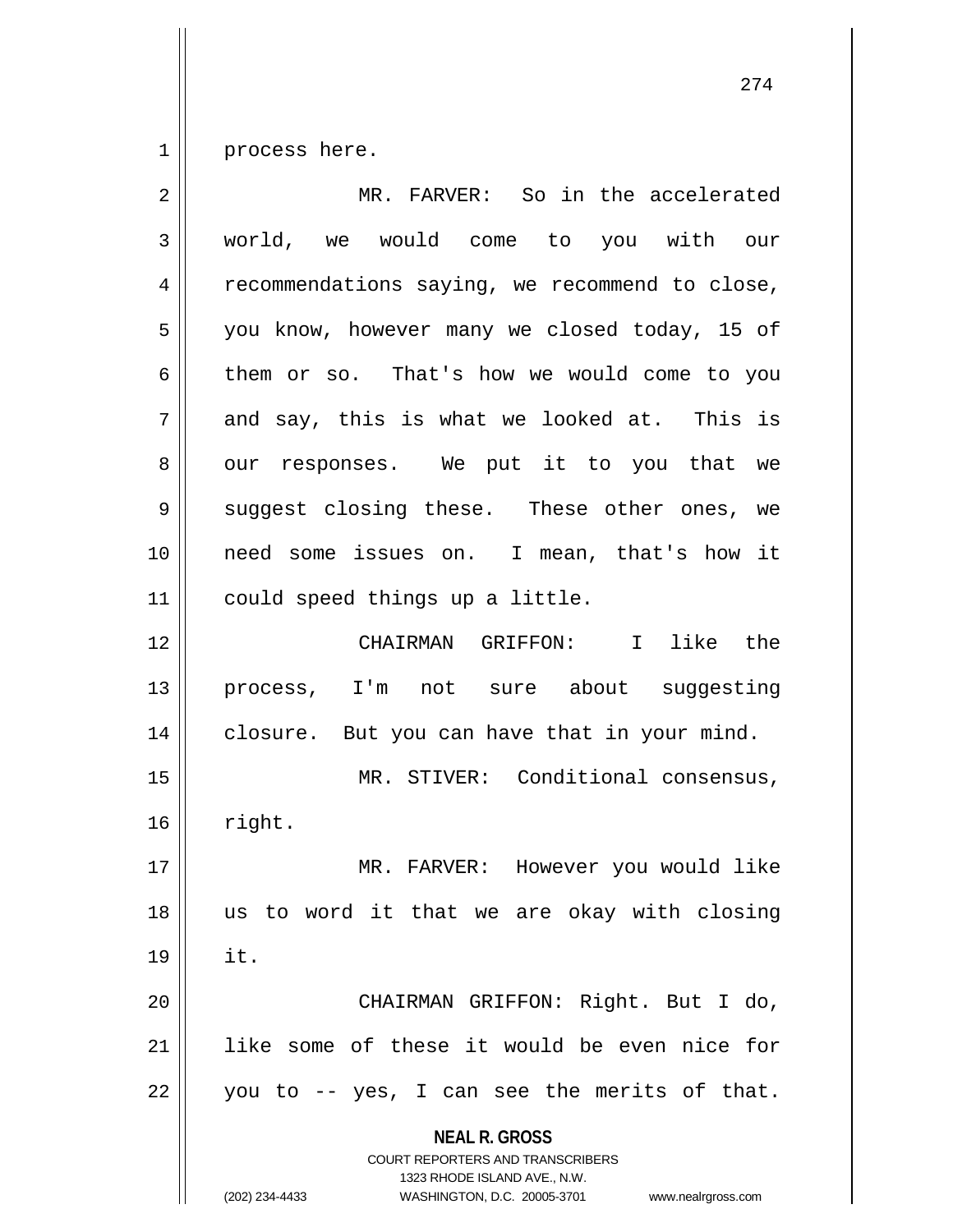process here.

MR. FARVER: So in the accelerated world, we would come to you with our recommendations saying, we recommend to close, you know, however many we closed today, 15 of them or so. That's how we would come to you and say, this is what we looked at. This is our responses. We put it to you that we suggest closing these. These other ones, we need some issues on. I mean, that's how it could speed things up a little.

CHAIRMAN GRIFFON: I like the process, I'm not sure about suggesting closure. But you can have that in your mind.

MR. STIVER: Conditional consensus, right.

MR. FARVER: However you would like us to word it that we are okay with closing it.

CHAIRMAN GRIFFON: Right. But I do, like some of these it would be even nice for you to -- yes, I can see the merits of that.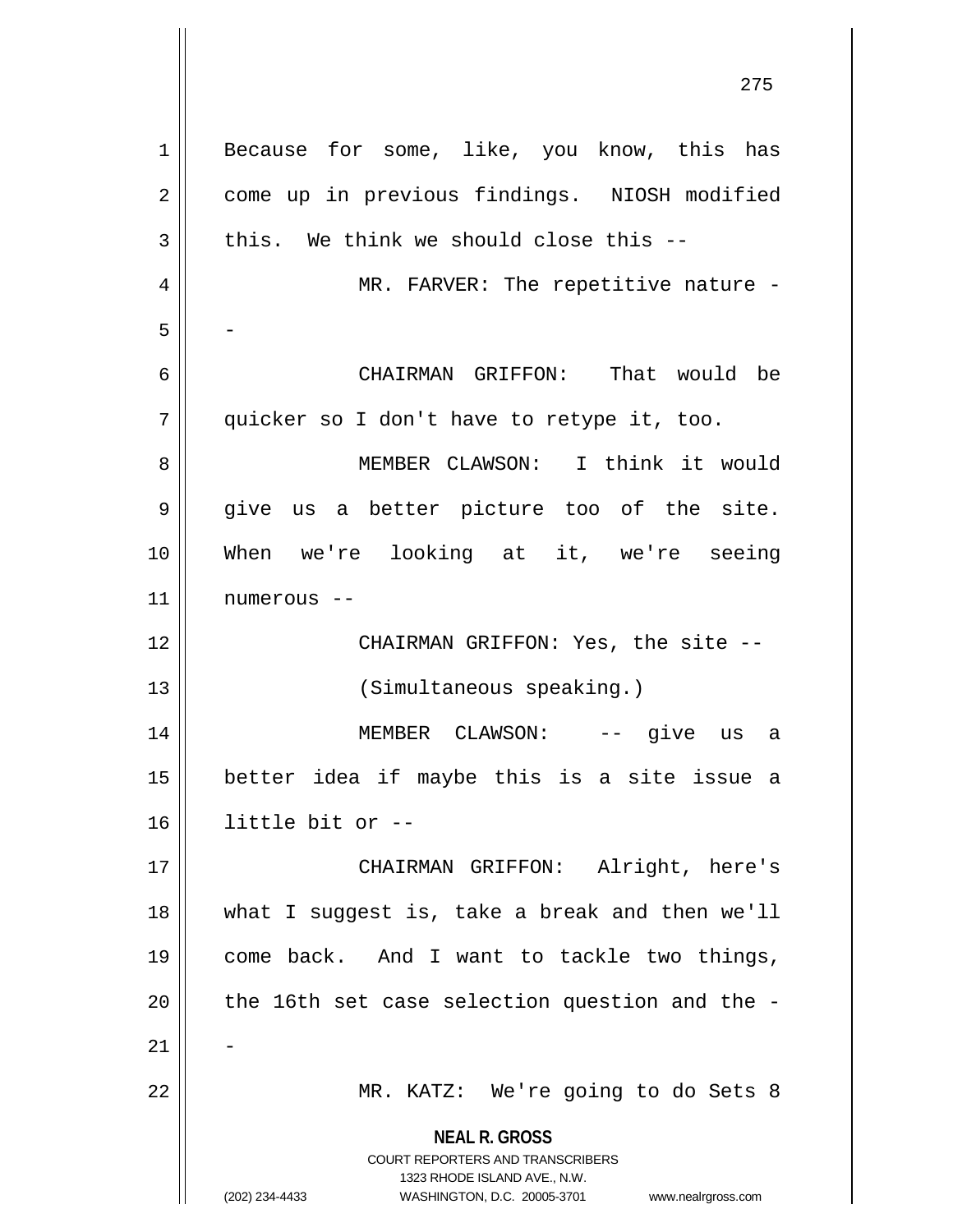Because for some, like, you know, this has come up in previous findings. NIOSH modified this. We think we should close this --

MR. FARVER: The repetitive nature --

CHAIRMAN GRIFFON: That would be quicker so I don't have to retype it, too.

MEMBER CLAWSON: I think it would give us a better picture too of the site. When we're looking at it, we're seeing numerous --

CHAIRMAN GRIFFON: Yes, the site --

(Simultaneous speaking.)

MEMBER CLAWSON: -- give us a better idea if maybe this is a site issue a little bit or --

CHAIRMAN GRIFFON: Alright, here's what I suggest is, take a break and then we'll come back. And I want to tackle two things, the 16th set case selection question and the --

MR. KATZ: We're going to do Sets 8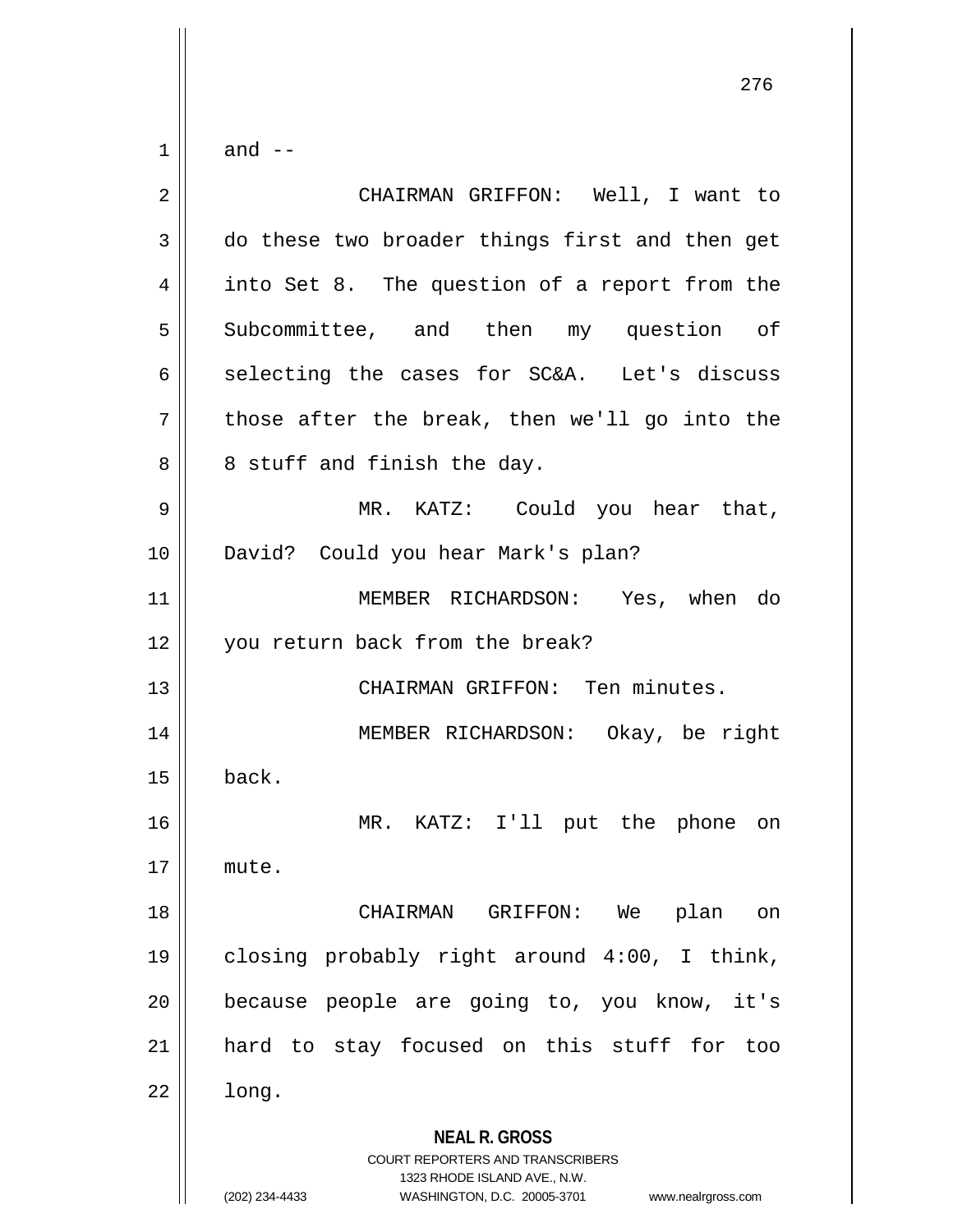and --

CHAIRMAN GRIFFON: Well, I want to do these two broader things first and then get into Set 8. The question of a report from the Subcommittee, and then my question of selecting the cases for SC&A. Let's discuss those after the break, then we'll go into the 8 stuff and finish the day.

MR. KATZ: Could you hear that, David? Could you hear Mark's plan?

MEMBER RICHARDSON: Yes, when do you return back from the break?

CHAIRMAN GRIFFON: Ten minutes.

MEMBER RICHARDSON: Okay, be right back.

MR. KATZ: I'll put the phone on mute.

CHAIRMAN GRIFFON: We plan on closing probably right around 4:00, I think, because people are going to, you know, it's hard to stay focused on this stuff for too long.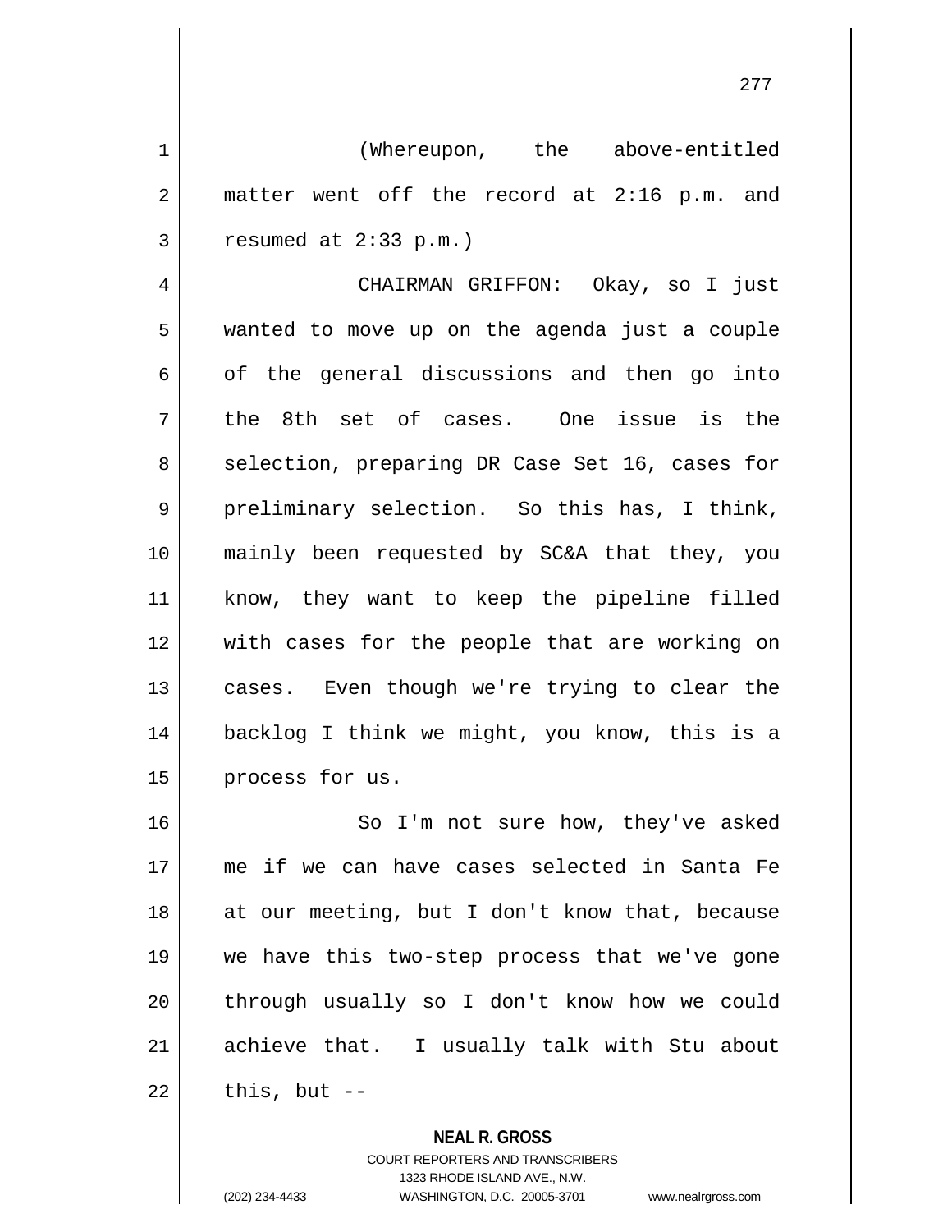(Whereupon, the above-entitled matter went off the record at 2:16 p.m. and resumed at 2:33 p.m.)

CHAIRMAN GRIFFON: Okay, so I just wanted to move up on the agenda just a couple of the general discussions and then go into the 8th set of cases. One issue is the selection, preparing DR Case Set 16, cases for preliminary selection. So this has, I think, mainly been requested by SC&A that they, you know, they want to keep the pipeline filled with cases for the people that are working on cases. Even though we're trying to clear the backlog I think we might, you know, this is a process for us.

So I'm not sure how, they've asked me if we can have cases selected in Santa Fe at our meeting, but I don't know that, because we have this two-step process that we've gone through usually so I don't know how we could achieve that. I usually talk with Stu about this, but --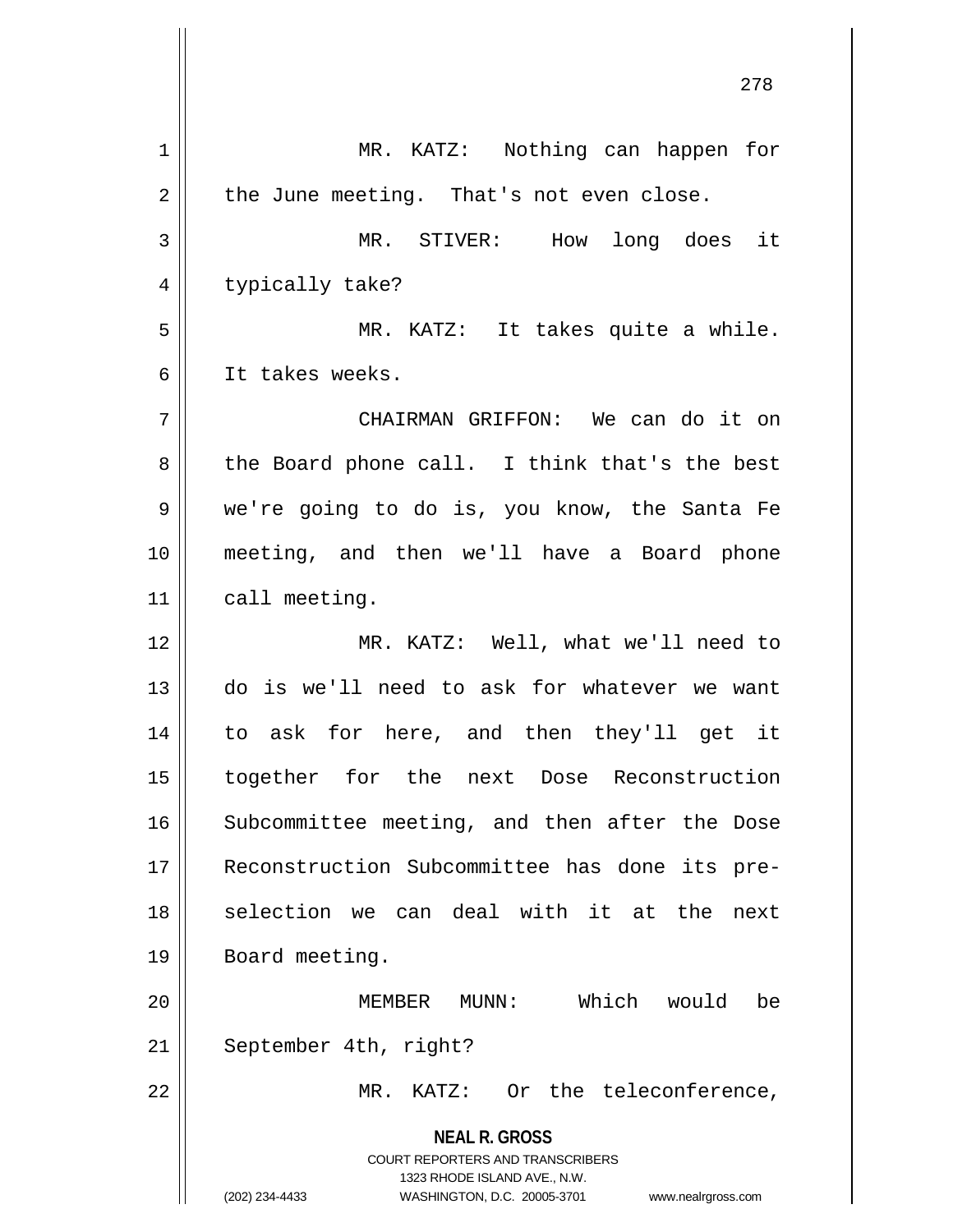MR. KATZ: Nothing can happen for the June meeting. That's not even close.

MR. STIVER: How long does it typically take?

MR. KATZ: It takes quite a while. It takes weeks.

CHAIRMAN GRIFFON: We can do it on the Board phone call. I think that's the best we're going to do is, you know, the Santa Fe meeting, and then we'll have a Board phone call meeting.

MR. KATZ: Well, what we'll need to do is we'll need to ask for whatever we want to ask for here, and then they'll get it together for the next Dose Reconstruction Subcommittee meeting, and then after the Dose Reconstruction Subcommittee has done its pre-selection we can deal with it at the next Board meeting.

MEMBER MUNN: Which would be September 4th, right?

MR. KATZ: Or the teleconference,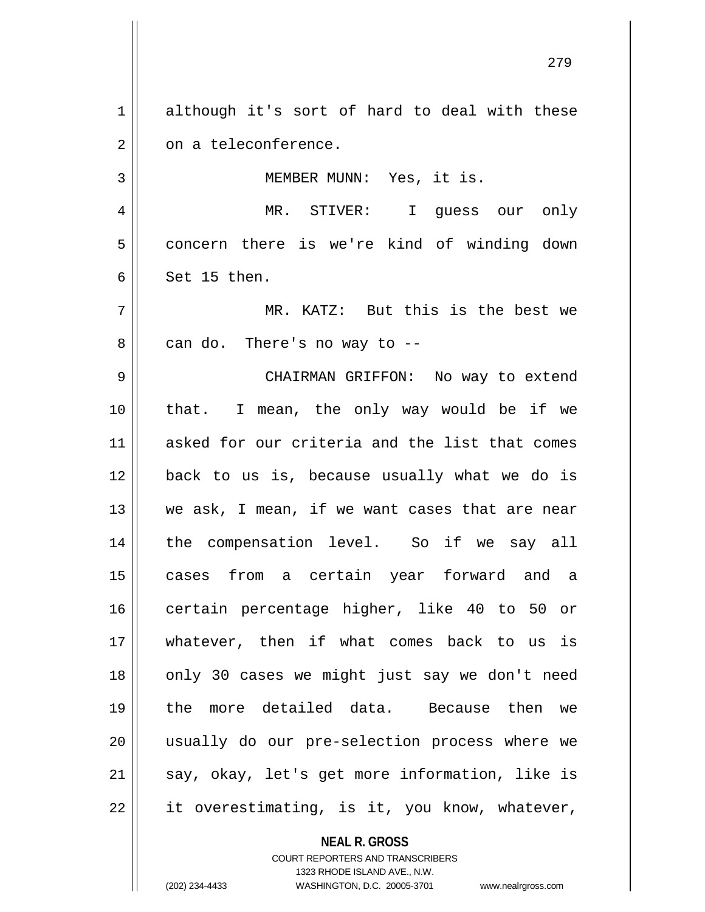although it's sort of hard to deal with these on a teleconference.

MEMBER MUNN: Yes, it is.

MR. STIVER: I guess our only concern there is we're kind of winding down Set 15 then.

MR. KATZ: But this is the best we can do. There's no way to --

CHAIRMAN GRIFFON: No way to extend that. I mean, the only way would be if we asked for our criteria and the list that comes back to us is, because usually what we do is we ask, I mean, if we want cases that are near the compensation level. So if we say all cases from a certain year forward and a certain percentage higher, like 40 to 50 or whatever, then if what comes back to us is only 30 cases we might just say we don't need the more detailed data. Because then we usually do our pre-selection process where we say, okay, let's get more information, like is it overestimating, is it, you know, whatever,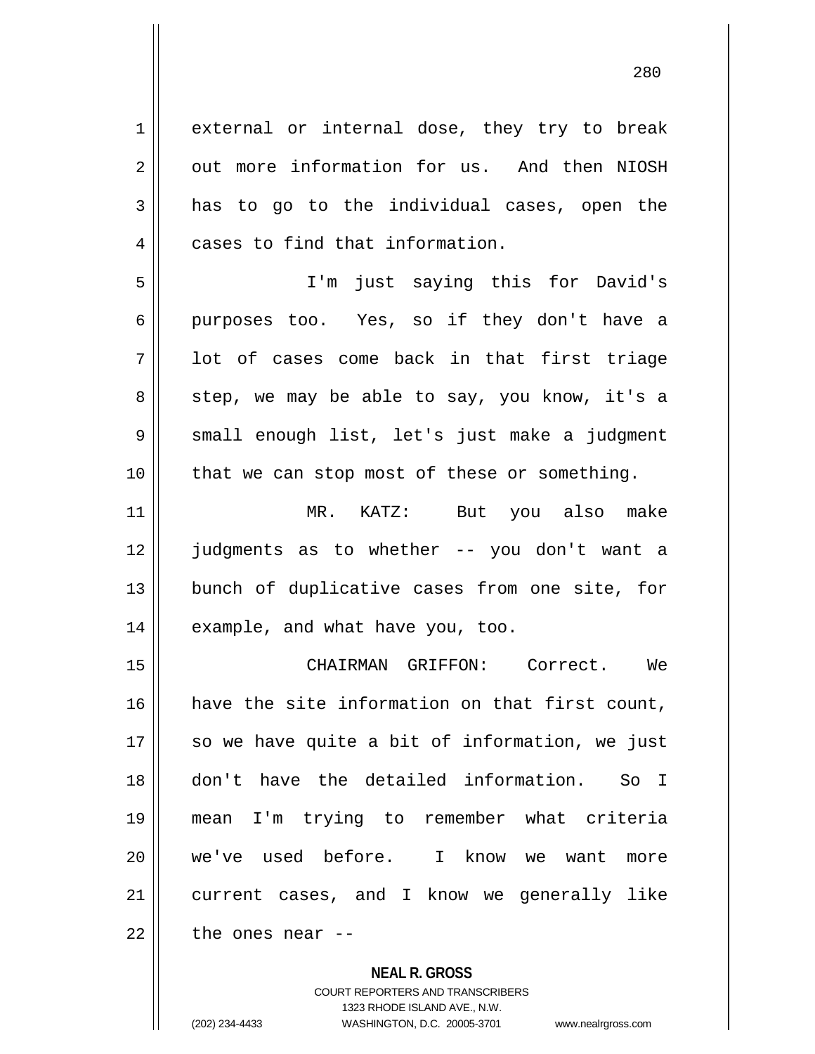external or internal dose, they try to break out more information for us. And then NIOSH has to go to the individual cases, open the cases to find that information.

I'm just saying this for David's purposes too. Yes, so if they don't have a lot of cases come back in that first triage step, we may be able to say, you know, it's a small enough list, let's just make a judgment that we can stop most of these or something.

MR. KATZ: But you also make judgments as to whether -- you don't want a bunch of duplicative cases from one site, for example, and what have you, too.

CHAIRMAN GRIFFON: Correct. We have the site information on that first count, so we have quite a bit of information, we just don't have the detailed information. So I mean I'm trying to remember what criteria we've used before. I know we want more current cases, and I know we generally like the ones near --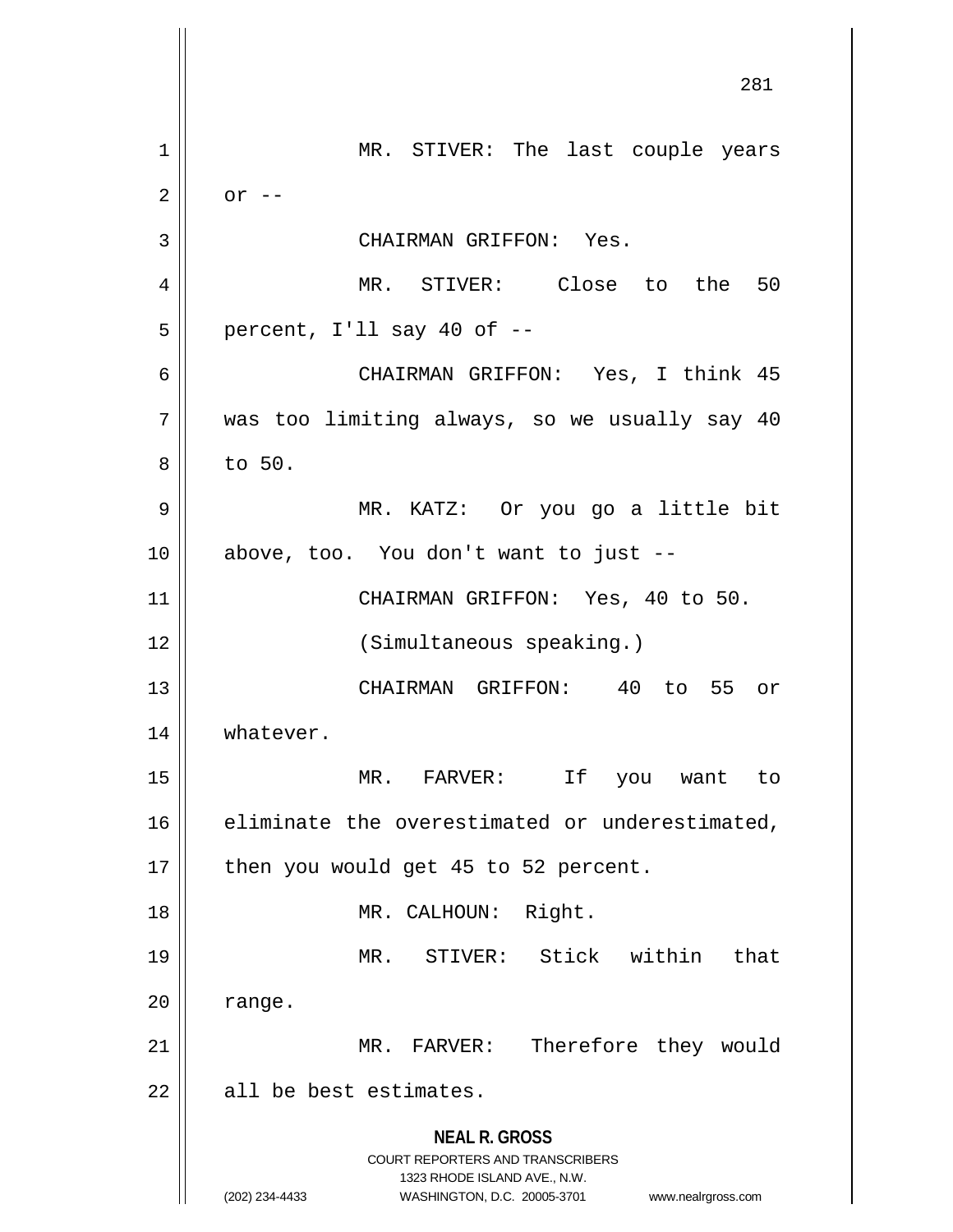MR. STIVER: The last couple years or --

CHAIRMAN GRIFFON: Yes.

MR. STIVER: Close to the 50 percent, I'll say 40 of --

CHAIRMAN GRIFFON: Yes, I think 45 was too limiting always, so we usually say 40 to 50.

MR. KATZ: Or you go a little bit above, too. You don't want to just --

CHAIRMAN GRIFFON: Yes, 40 to 50.

(Simultaneous speaking.)

CHAIRMAN GRIFFON: 40 to 55 or whatever.

MR. FARVER: If you want to eliminate the overestimated or underestimated, then you would get 45 to 52 percent.

MR. CALHOUN: Right.

MR. STIVER: Stick within that range.

MR. FARVER: Therefore they would all be best estimates.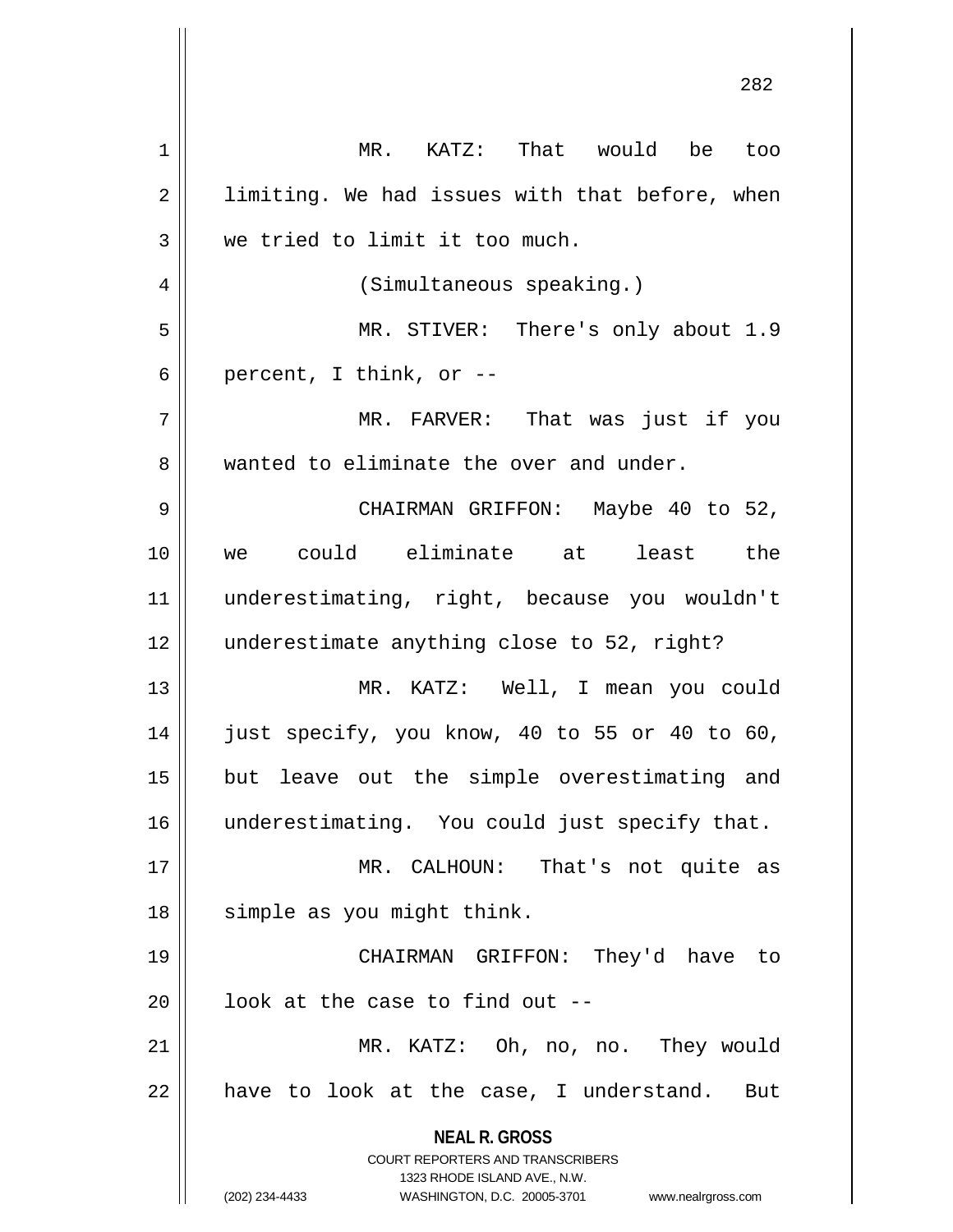MR. KATZ: That would be too limiting. We had issues with that before, when we tried to limit it too much.

(Simultaneous speaking.)

MR. STIVER: There's only about 1.9 percent, I think, or --

MR. FARVER: That was just if you wanted to eliminate the over and under.

CHAIRMAN GRIFFON: Maybe 40 to 52, we could eliminate at least the underestimating, right, because you wouldn't underestimate anything close to 52, right?

MR. KATZ: Well, I mean you could just specify, you know, 40 to 55 or 40 to 60, but leave out the simple overestimating and underestimating. You could just specify that.

MR. CALHOUN: That's not quite as simple as you might think.

CHAIRMAN GRIFFON: They'd have to look at the case to find out --

MR. KATZ: Oh, no, no. They would have to look at the case, I understand. But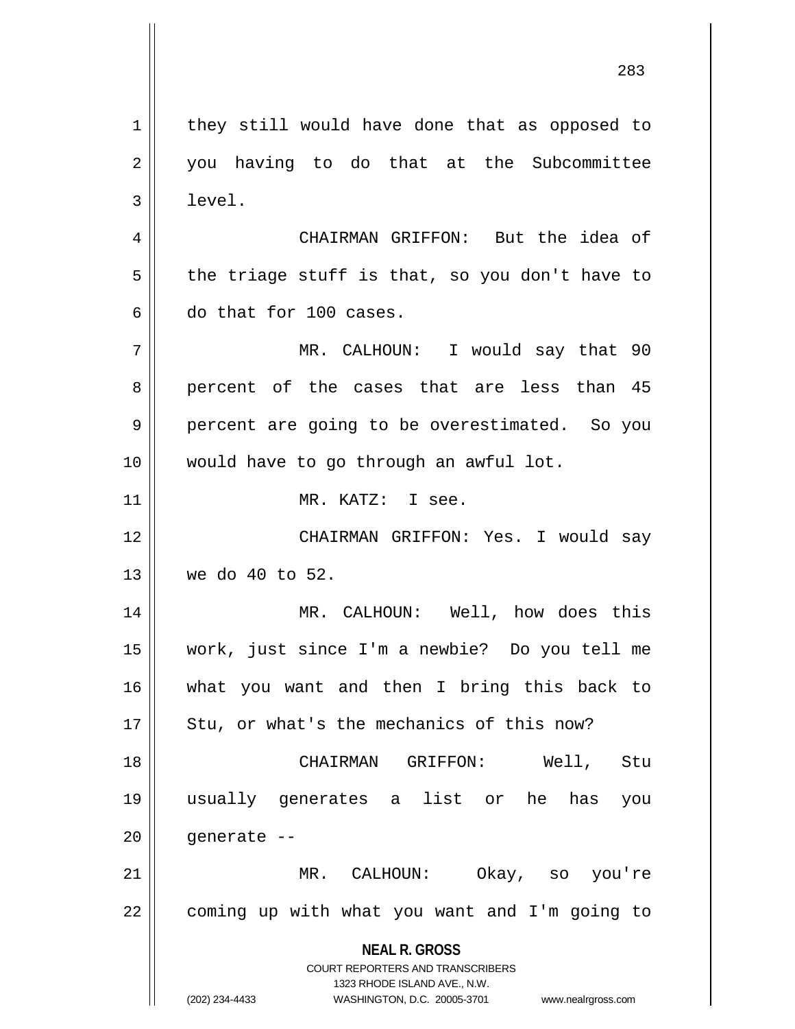they still would have done that as opposed to you having to do that at the Subcommittee level.

CHAIRMAN GRIFFON: But the idea of the triage stuff is that, so you don't have to do that for 100 cases.

MR. CALHOUN: I would say that 90 percent of the cases that are less than 45 percent are going to be overestimated. So you would have to go through an awful lot.

MR. KATZ: I see.

CHAIRMAN GRIFFON: Yes. I would say we do 40 to 52.

MR. CALHOUN: Well, how does this work, just since I'm a newbie? Do you tell me what you want and then I bring this back to Stu, or what's the mechanics of this now?

CHAIRMAN GRIFFON: Well, Stu usually generates a list or he has you generate --

MR. CALHOUN: Okay, so you're coming up with what you want and I'm going to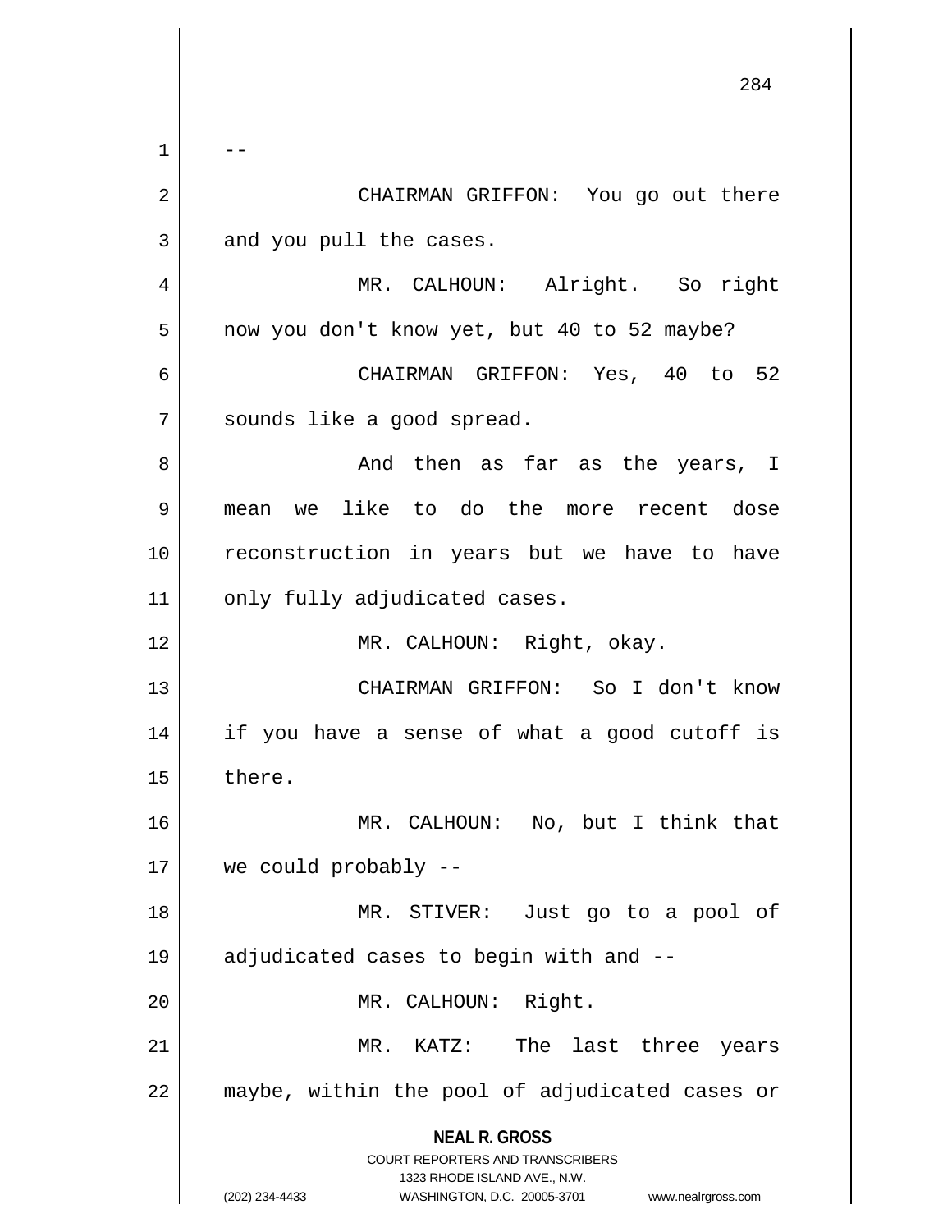--

CHAIRMAN GRIFFON: You go out there and you pull the cases.

MR. CALHOUN: Alright. So right now you don't know yet, but 40 to 52 maybe?

CHAIRMAN GRIFFON: Yes, 40 to 52 sounds like a good spread.

And then as far as the years, I mean we like to do the more recent dose reconstruction in years but we have to have only fully adjudicated cases.

MR. CALHOUN: Right, okay.

CHAIRMAN GRIFFON: So I don't know if you have a sense of what a good cutoff is there.

MR. CALHOUN: No, but I think that we could probably --

MR. STIVER: Just go to a pool of adjudicated cases to begin with and --

MR. CALHOUN: Right.

MR. KATZ: The last three years maybe, within the pool of adjudicated cases or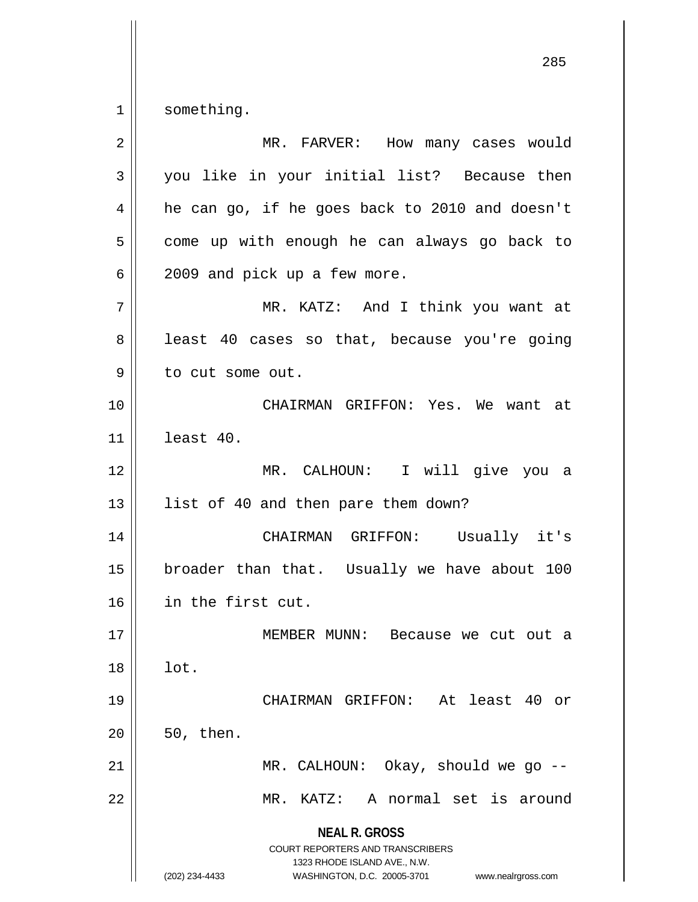something.

MR. FARVER: How many cases would you like in your initial list? Because then he can go, if he goes back to 2010 and doesn't come up with enough he can always go back to 2009 and pick up a few more.

MR. KATZ: And I think you want at least 40 cases so that, because you're going to cut some out.

CHAIRMAN GRIFFON: Yes. We want at least 40.

MR. CALHOUN: I will give you a list of 40 and then pare them down?

CHAIRMAN GRIFFON: Usually it's broader than that. Usually we have about 100 in the first cut.

MEMBER MUNN: Because we cut out a lot.

CHAIRMAN GRIFFON: At least 40 or 50, then.

MR. CALHOUN: Okay, should we go --

MR. KATZ: A normal set is around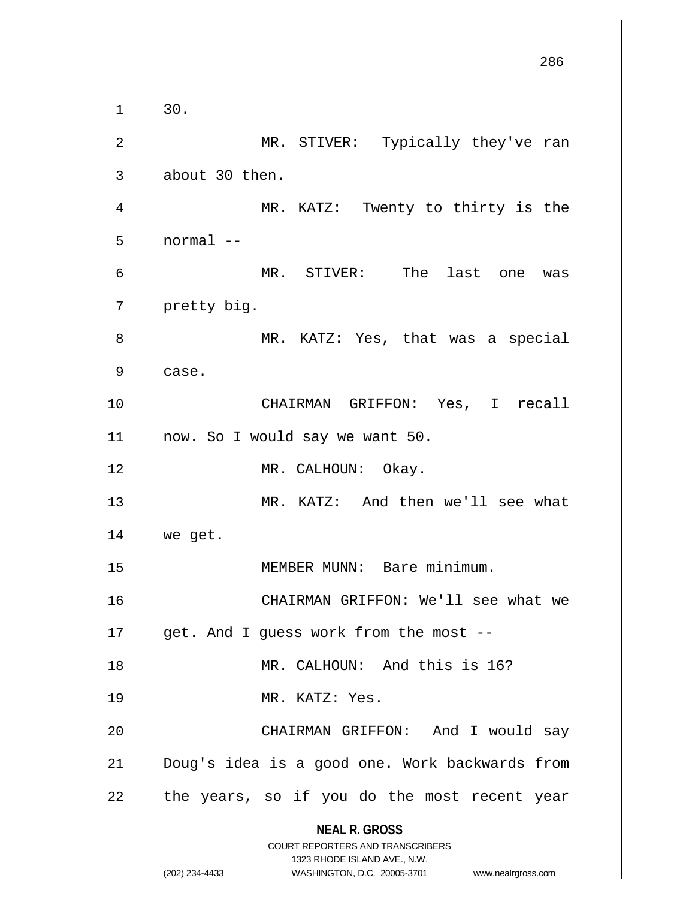30.

MR. STIVER: Typically they've ran about 30 then.

MR. KATZ: Twenty to thirty is the normal --

MR. STIVER: The last one was pretty big.

MR. KATZ: Yes, that was a special case.

CHAIRMAN GRIFFON: Yes, I recall now. So I would say we want 50.

MR. CALHOUN: Okay.

MR. KATZ: And then we'll see what we get.

MEMBER MUNN: Bare minimum.

CHAIRMAN GRIFFON: We'll see what we get. And I guess work from the most --

MR. CALHOUN: And this is 16?

MR. KATZ: Yes.

CHAIRMAN GRIFFON: And I would say Doug's idea is a good one. Work backwards from the years, so if you do the most recent year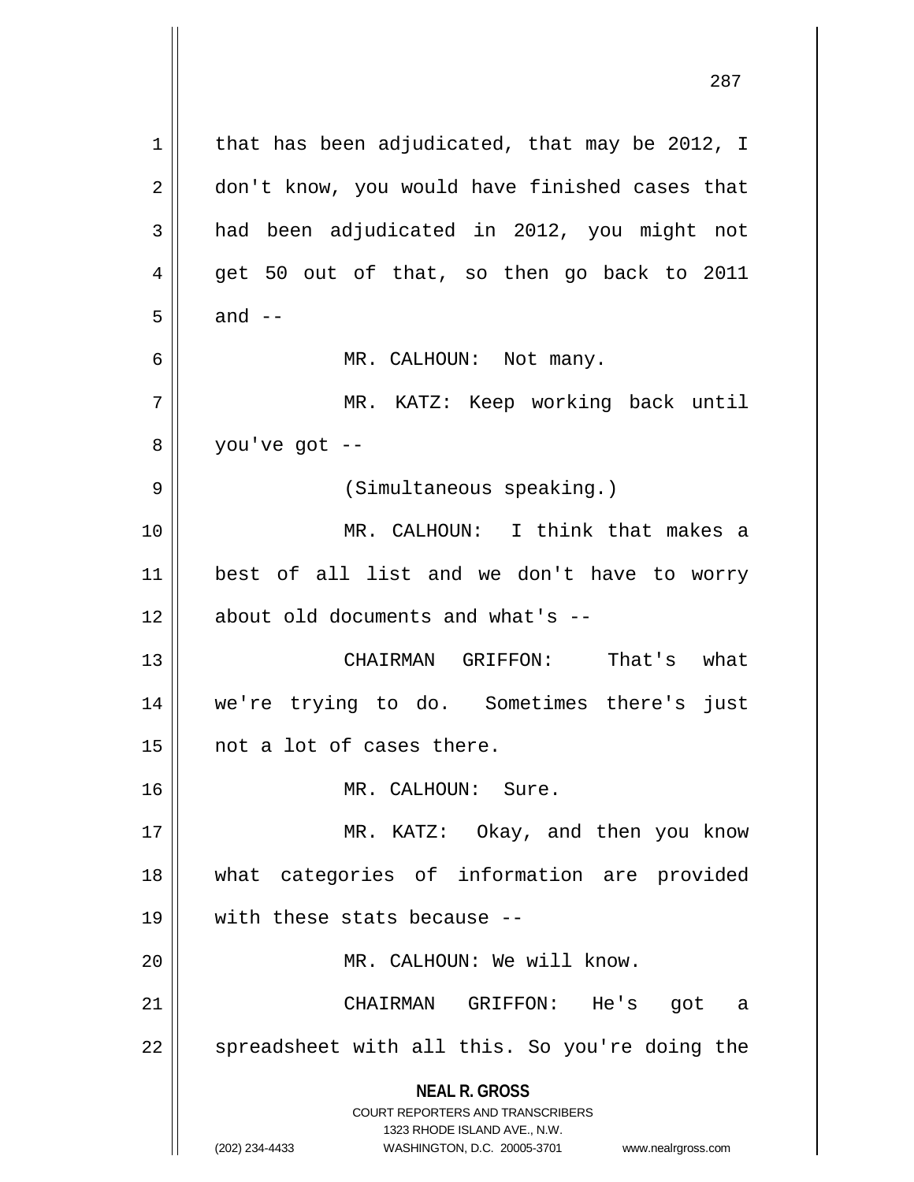that has been adjudicated, that may be 2012, I don't know, you would have finished cases that had been adjudicated in 2012, you might not get 50 out of that, so then go back to 2011 and --

MR. CALHOUN: Not many.

MR. KATZ: Keep working back until you've got --

(Simultaneous speaking.)

MR. CALHOUN: I think that makes a best of all list and we don't have to worry about old documents and what's --

CHAIRMAN GRIFFON: That's what we're trying to do. Sometimes there's just not a lot of cases there.

MR. CALHOUN: Sure.

MR. KATZ: Okay, and then you know what categories of information are provided with these stats because --

MR. CALHOUN: We will know.

CHAIRMAN GRIFFON: He's got a spreadsheet with all this. So you're doing the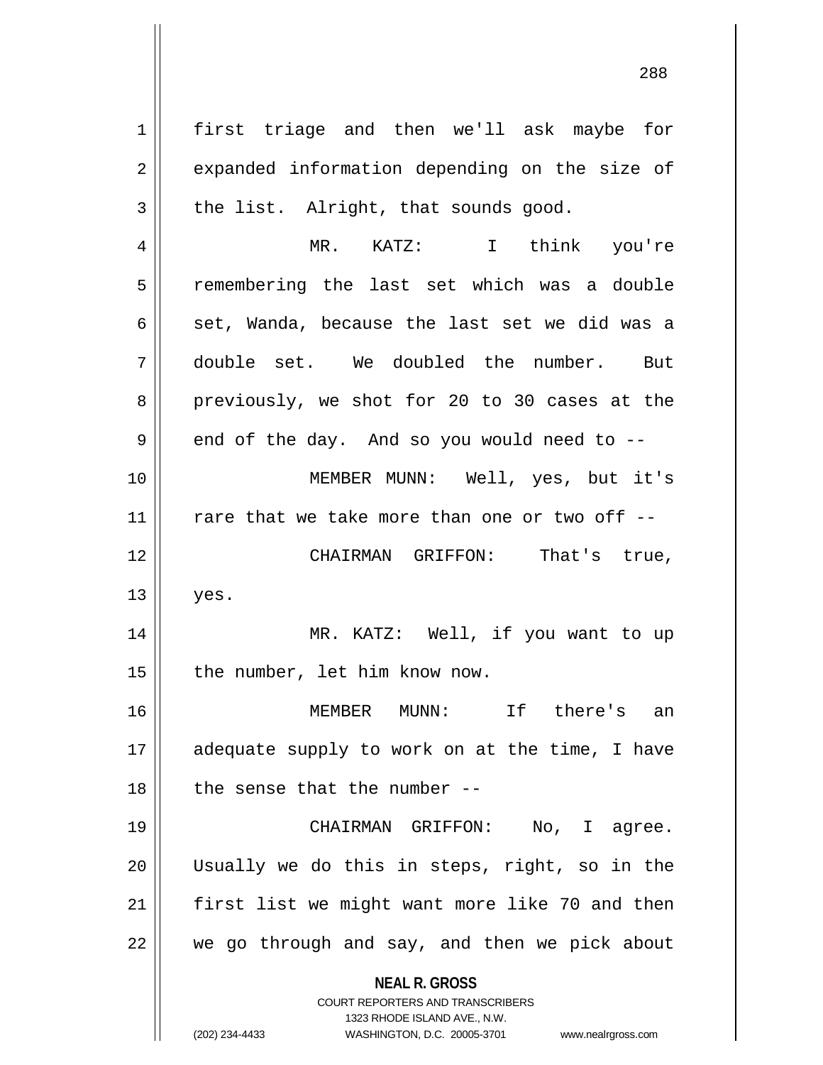first triage and then we'll ask maybe for expanded information depending on the size of the list. Alright, that sounds good.

MR. KATZ: I think you're remembering the last set which was a double set, Wanda, because the last set we did was a double set. We doubled the number. But previously, we shot for 20 to 30 cases at the end of the day. And so you would need to --

MEMBER MUNN: Well, yes, but it's rare that we take more than one or two off --

CHAIRMAN GRIFFON: That's true, yes.

MR. KATZ: Well, if you want to up the number, let him know now.

MEMBER MUNN: If there's an adequate supply to work on at the time, I have the sense that the number --

CHAIRMAN GRIFFON: No, I agree. Usually we do this in steps, right, so in the first list we might want more like 70 and then we go through and say, and then we pick about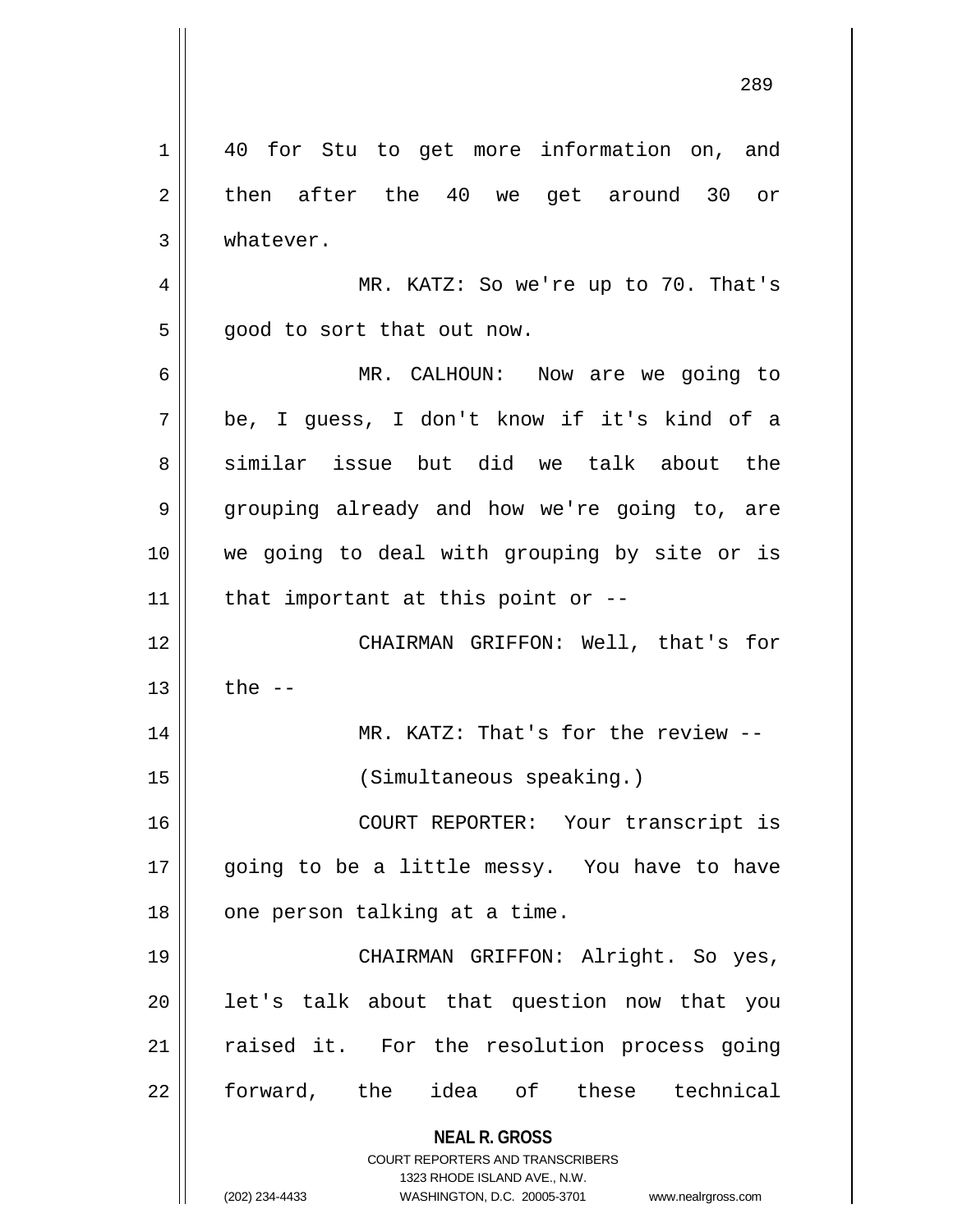40 for Stu to get more information on, and then after the 40 we get around 30 or whatever.

MR. KATZ: So we're up to 70. That's good to sort that out now.

MR. CALHOUN: Now are we going to be, I guess, I don't know if it's kind of a similar issue but did we talk about the grouping already and how we're going to, are we going to deal with grouping by site or is that important at this point or --

CHAIRMAN GRIFFON: Well, that's for the --

MR. KATZ: That's for the review --

(Simultaneous speaking.)

COURT REPORTER: Your transcript is going to be a little messy. You have to have one person talking at a time.

CHAIRMAN GRIFFON: Alright. So yes, let's talk about that question now that you raised it. For the resolution process going forward, the idea of these technical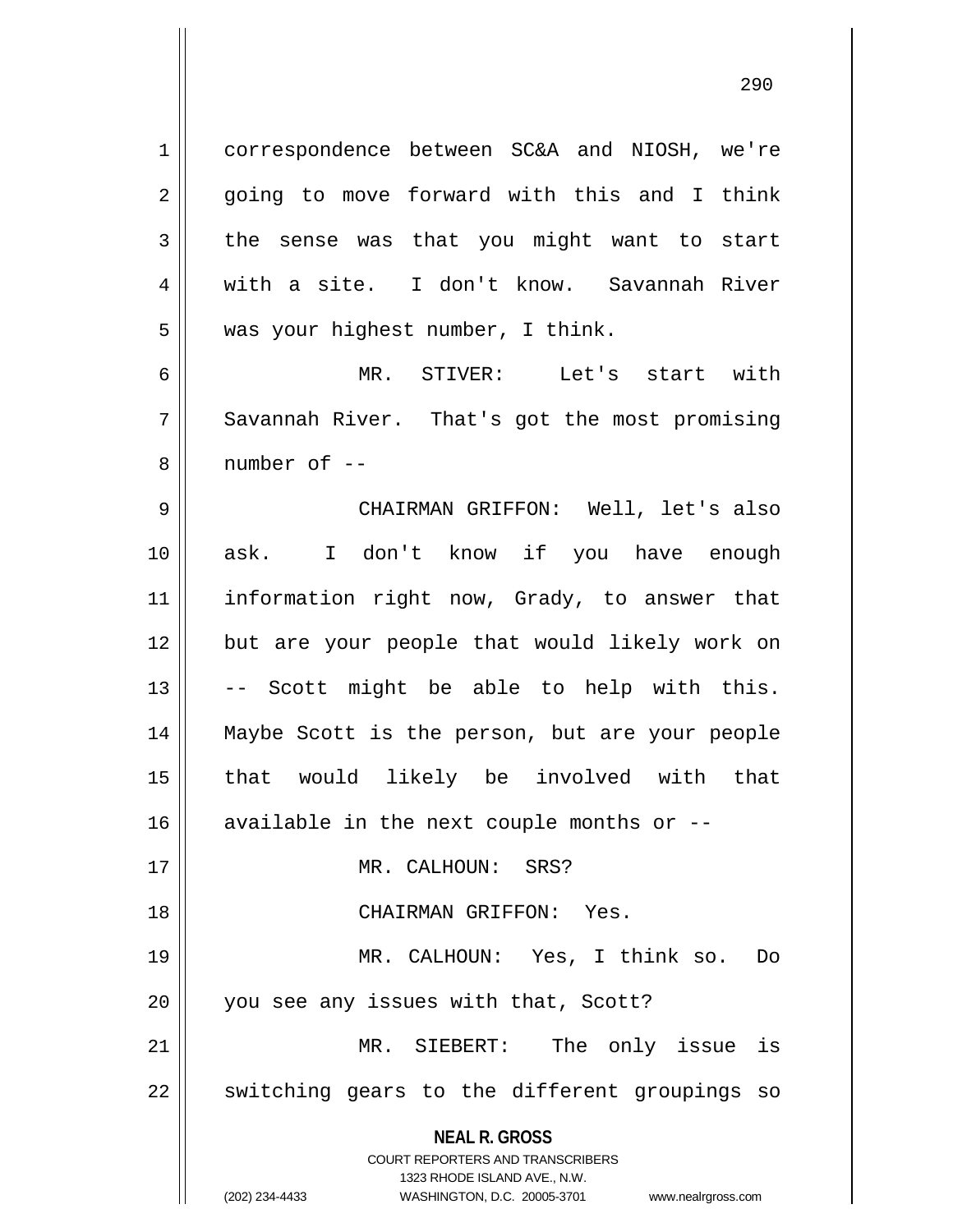correspondence between SC&A and NIOSH, we're going to move forward with this and I think the sense was that you might want to start with a site. I don't know. Savannah River was your highest number, I think.

MR. STIVER: Let's start with Savannah River. That's got the most promising number of --

CHAIRMAN GRIFFON: Well, let's also ask. I don't know if you have enough information right now, Grady, to answer that but are your people that would likely work on -- Scott might be able to help with this. Maybe Scott is the person, but are your people that would likely be involved with that available in the next couple months or --

MR. CALHOUN: SRS?

CHAIRMAN GRIFFON: Yes.

MR. CALHOUN: Yes, I think so. Do you see any issues with that, Scott?

MR. SIEBERT: The only issue is switching gears to the different groupings so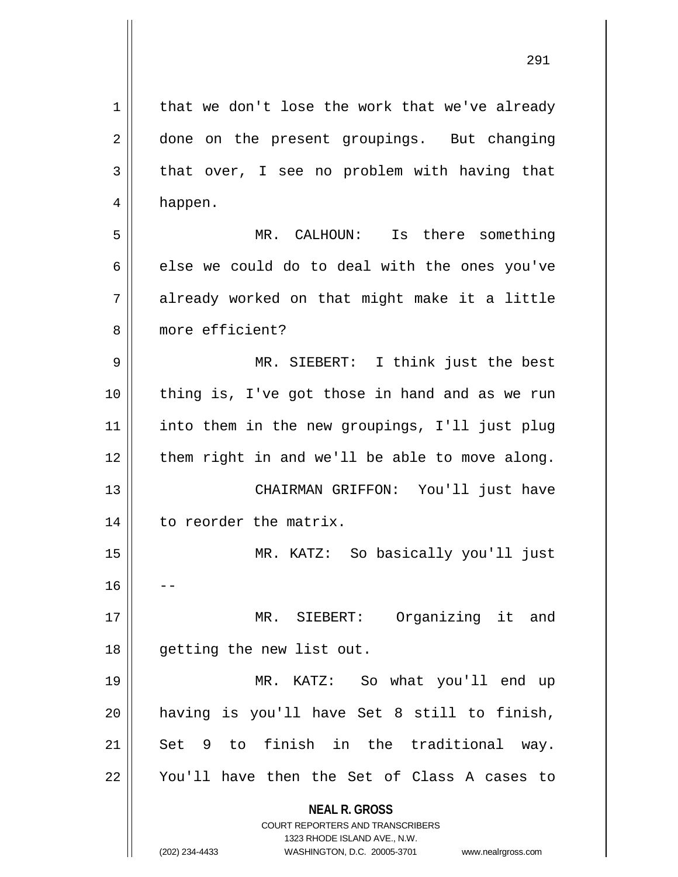that we don't lose the work that we've already done on the present groupings. But changing that over, I see no problem with having that happen.

MR. CALHOUN: Is there something else we could do to deal with the ones you've already worked on that might make it a little more efficient?

MR. SIEBERT: I think just the best thing is, I've got those in hand and as we run into them in the new groupings, I'll just plug them right in and we'll be able to move along.

CHAIRMAN GRIFFON: You'll just have to reorder the matrix.

MR. KATZ: So basically you'll just --

MR. SIEBERT: Organizing it and getting the new list out.

MR. KATZ: So what you'll end up having is you'll have Set 8 still to finish, Set 9 to finish in the traditional way. You'll have then the Set of Class A cases to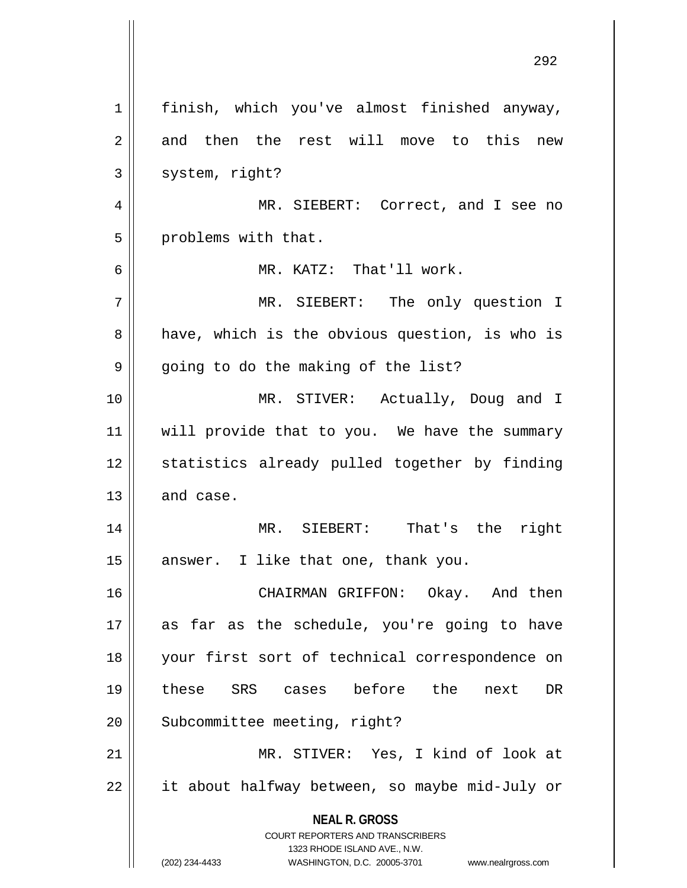finish, which you've almost finished anyway, and then the rest will move to this new system, right?

MR. SIEBERT: Correct, and I see no problems with that.

MR. KATZ: That'll work.

MR. SIEBERT: The only question I have, which is the obvious question, is who is going to do the making of the list?

MR. STIVER: Actually, Doug and I will provide that to you. We have the summary statistics already pulled together by finding and case.

MR. SIEBERT: That's the right answer. I like that one, thank you.

CHAIRMAN GRIFFON: Okay. And then as far as the schedule, you're going to have your first sort of technical correspondence on these SRS cases before the next DR Subcommittee meeting, right?

MR. STIVER: Yes, I kind of look at it about halfway between, so maybe mid-July or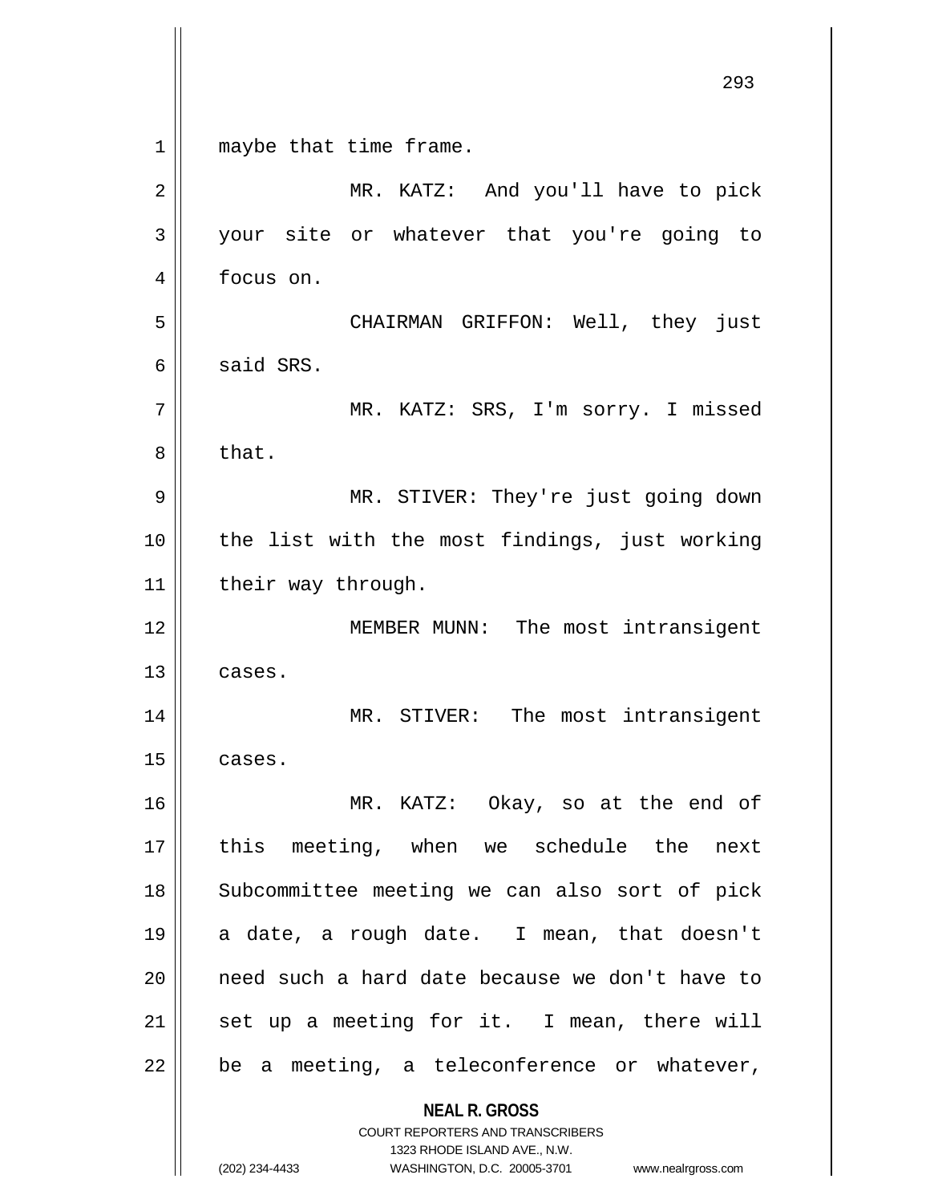maybe that time frame.

MR. KATZ: And you'll have to pick your site or whatever that you're going to focus on.

CHAIRMAN GRIFFON: Well, they just said SRS.

MR. KATZ: SRS, I'm sorry. I missed that.

MR. STIVER: They're just going down the list with the most findings, just working their way through.

MEMBER MUNN: The most intransigent cases.

MR. STIVER: The most intransigent cases.

MR. KATZ: Okay, so at the end of this meeting, when we schedule the next Subcommittee meeting we can also sort of pick a date, a rough date. I mean, that doesn't need such a hard date because we don't have to set up a meeting for it. I mean, there will be a meeting, a teleconference or whatever,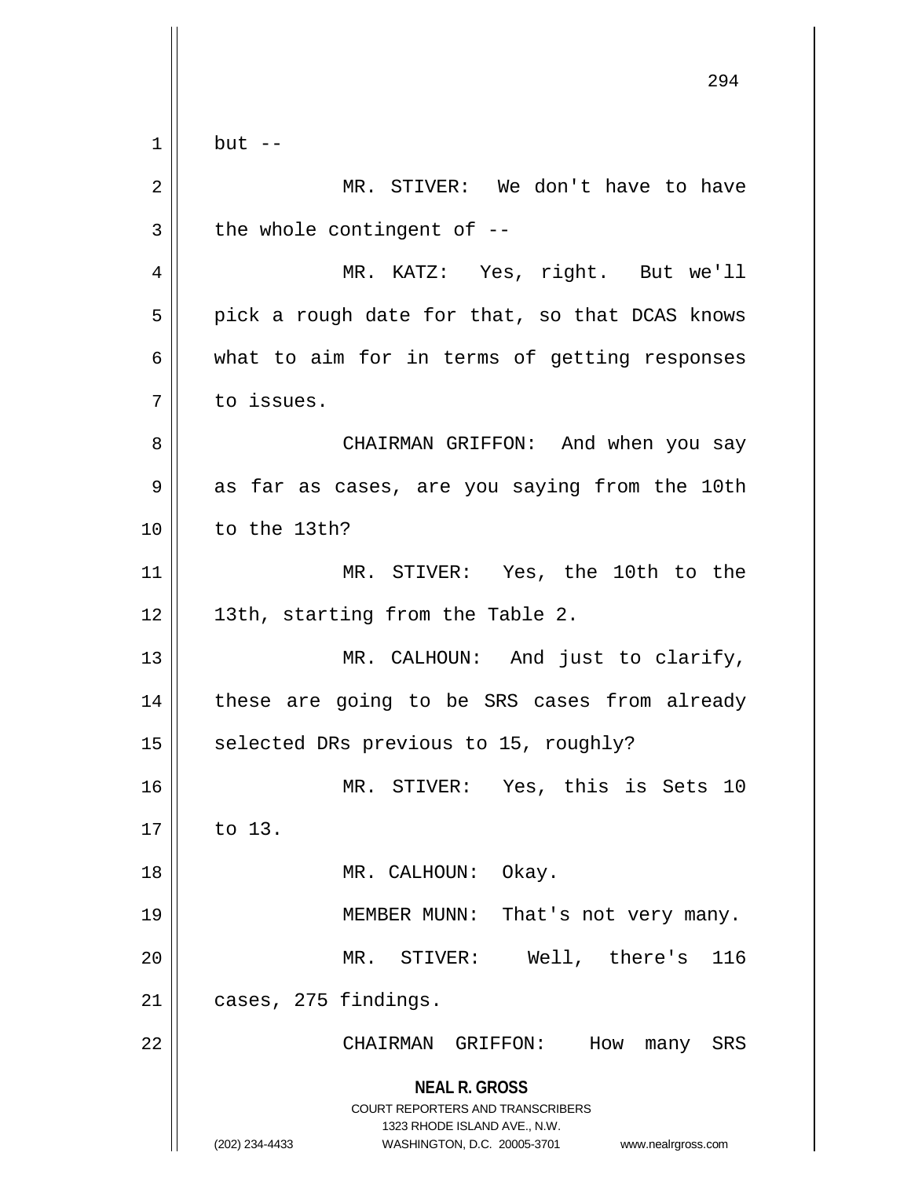but --

MR. STIVER: We don't have to have the whole contingent of --

MR. KATZ: Yes, right. But we'll pick a rough date for that, so that DCAS knows what to aim for in terms of getting responses to issues.

CHAIRMAN GRIFFON: And when you say as far as cases, are you saying from the 10th to the 13th?

MR. STIVER: Yes, the 10th to the 13th, starting from the Table 2.

MR. CALHOUN: And just to clarify, these are going to be SRS cases from already selected DRs previous to 15, roughly?

MR. STIVER: Yes, this is Sets 10 to 13.

MR. CALHOUN: Okay.

MEMBER MUNN: That's not very many.

MR. STIVER: Well, there's 116 cases, 275 findings.

CHAIRMAN GRIFFON: How many SRS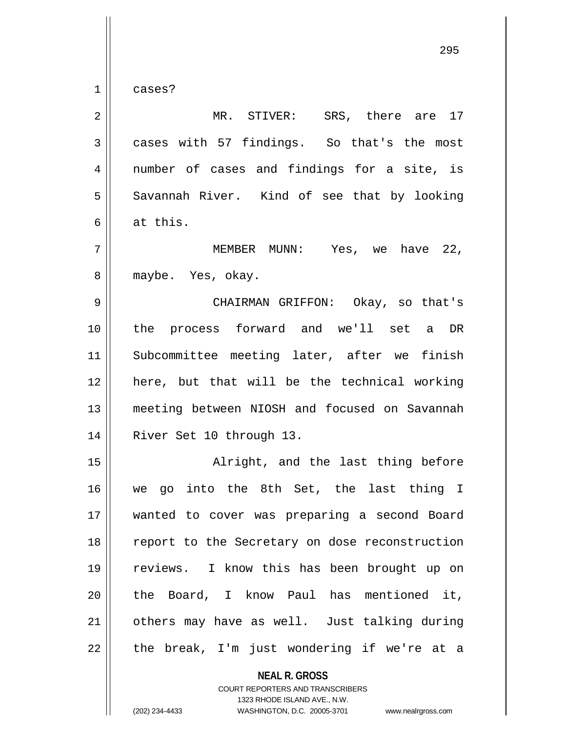cases?

MR. STIVER: SRS, there are 17 cases with 57 findings. So that's the most number of cases and findings for a site, is Savannah River. Kind of see that by looking at this.

MEMBER MUNN: Yes, we have 22, maybe. Yes, okay.

CHAIRMAN GRIFFON: Okay, so that's the process forward and we'll set a DR Subcommittee meeting later, after we finish here, but that will be the technical working meeting between NIOSH and focused on Savannah River Set 10 through 13.

Alright, and the last thing before we go into the 8th Set, the last thing I wanted to cover was preparing a second Board report to the Secretary on dose reconstruction reviews. I know this has been brought up on the Board, I know Paul has mentioned it, others may have as well. Just talking during the break, I'm just wondering if we're at a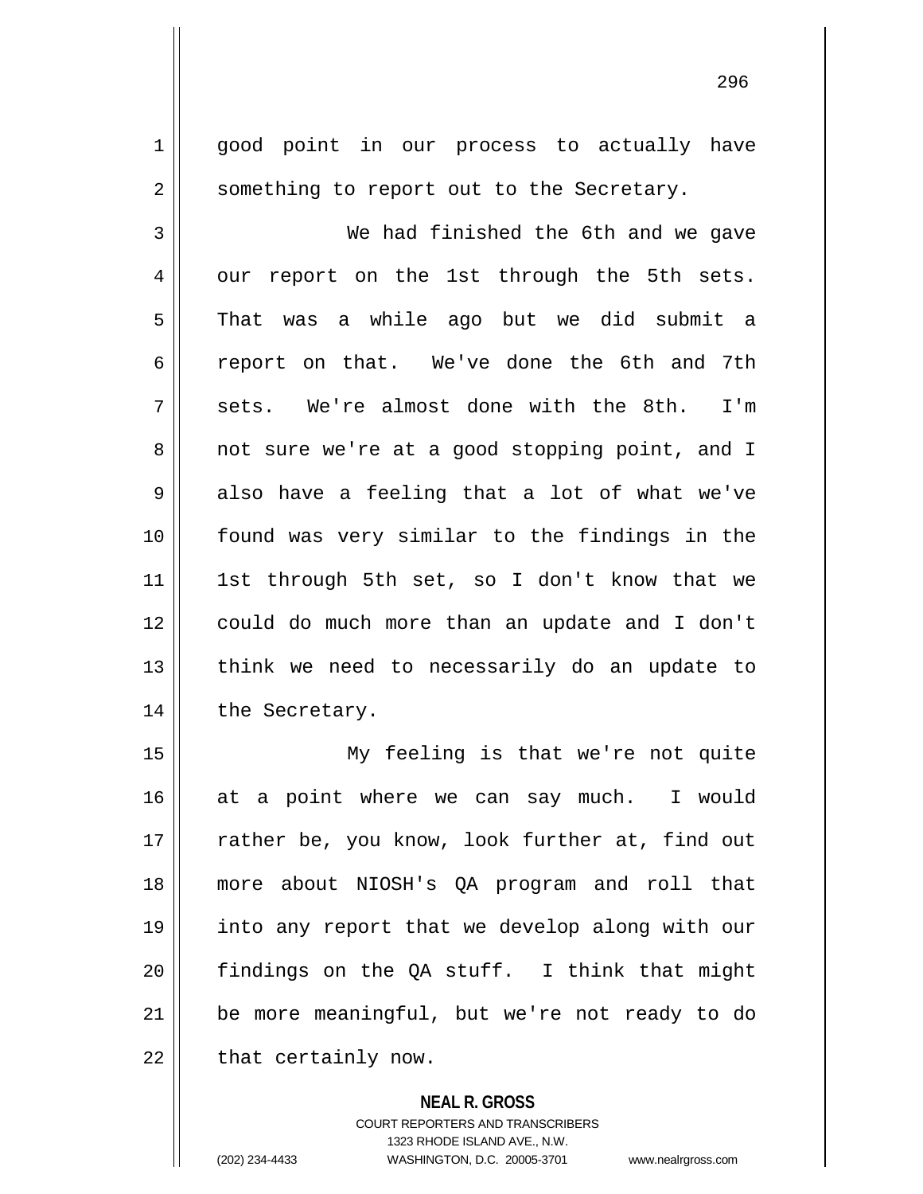good point in our process to actually have something to report out to the Secretary.

We had finished the 6th and we gave our report on the 1st through the 5th sets. That was a while ago but we did submit a report on that. We've done the 6th and 7th sets. We're almost done with the 8th. I'm not sure we're at a good stopping point, and I also have a feeling that a lot of what we've found was very similar to the findings in the 1st through 5th set, so I don't know that we could do much more than an update and I don't think we need to necessarily do an update to the Secretary.

My feeling is that we're not quite at a point where we can say much. I would rather be, you know, look further at, find out more about NIOSH's QA program and roll that into any report that we develop along with our findings on the QA stuff. I think that might be more meaningful, but we're not ready to do that certainly now.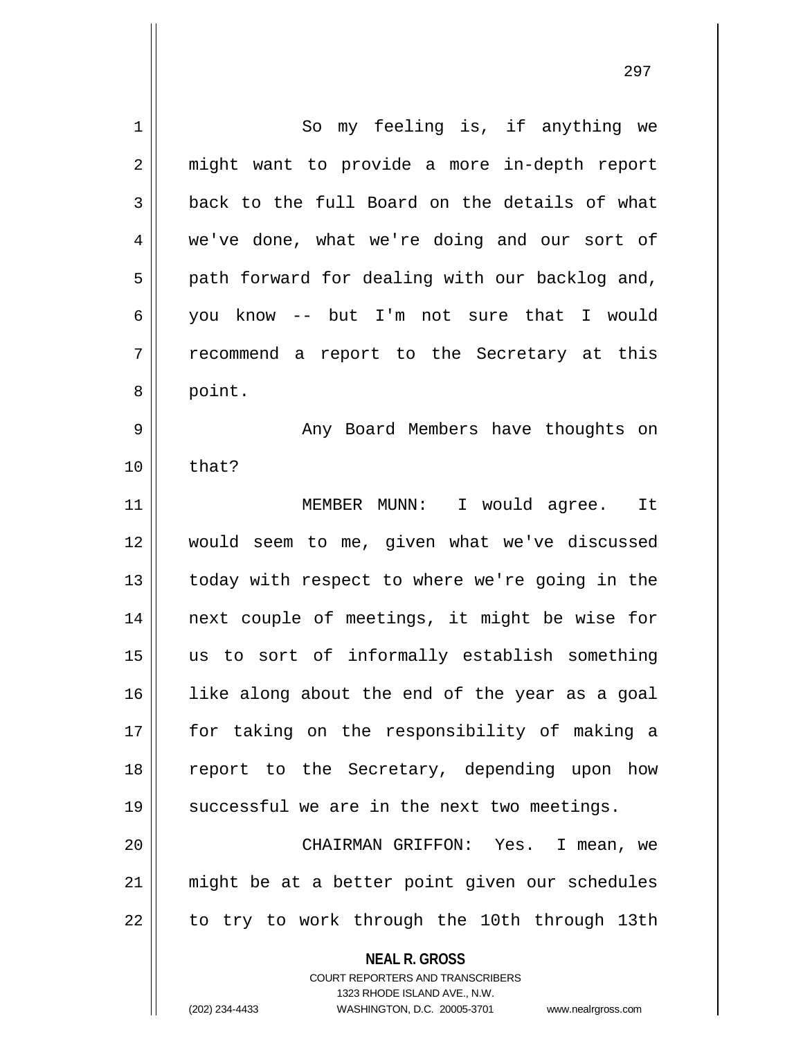So my feeling is, if anything we might want to provide a more in-depth report back to the full Board on the details of what we've done, what we're doing and our sort of path forward for dealing with our backlog and, you know -- but I'm not sure that I would recommend a report to the Secretary at this point.

Any Board Members have thoughts on that?

MEMBER MUNN: I would agree. It would seem to me, given what we've discussed today with respect to where we're going in the next couple of meetings, it might be wise for us to sort of informally establish something like along about the end of the year as a goal for taking on the responsibility of making a report to the Secretary, depending upon how successful we are in the next two meetings.

CHAIRMAN GRIFFON: Yes. I mean, we might be at a better point given our schedules to try to work through the 10th through 13th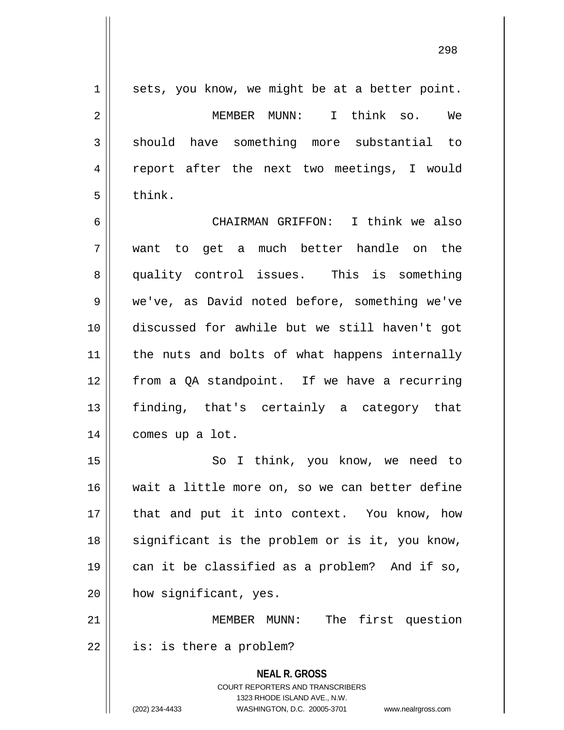sets, you know, we might be at a better point.

MEMBER MUNN: I think so. We should have something more substantial to report after the next two meetings, I would think.

CHAIRMAN GRIFFON: I think we also want to get a much better handle on the quality control issues. This is something we've, as David noted before, something we've discussed for awhile but we still haven't got the nuts and bolts of what happens internally from a QA standpoint. If we have a recurring finding, that's certainly a category that comes up a lot.

So I think, you know, we need to wait a little more on, so we can better define that and put it into context. You know, how significant is the problem or is it, you know, can it be classified as a problem? And if so, how significant, yes.

MEMBER MUNN: The first question is: is there a problem?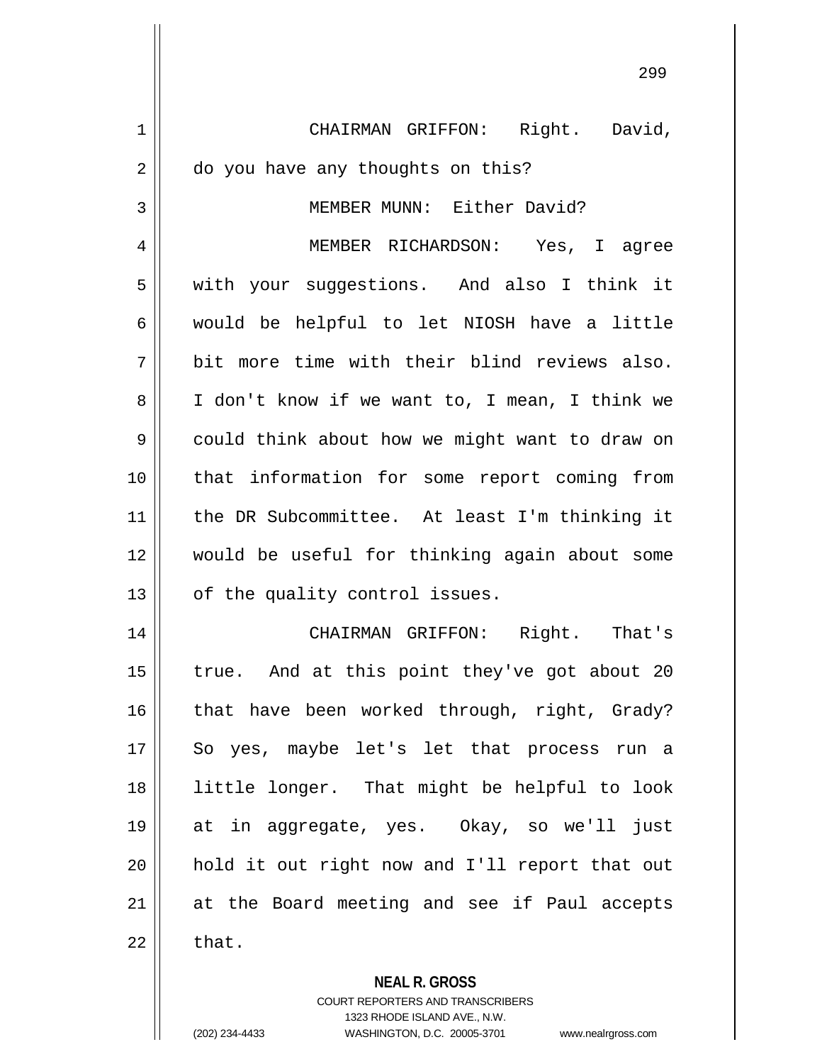CHAIRMAN GRIFFON: Right. David, do you have any thoughts on this?

MEMBER MUNN: Either David?

MEMBER RICHARDSON: Yes, I agree with your suggestions. And also I think it would be helpful to let NIOSH have a little bit more time with their blind reviews also. I don't know if we want to, I mean, I think we could think about how we might want to draw on that information for some report coming from the DR Subcommittee. At least I'm thinking it would be useful for thinking again about some of the quality control issues.

CHAIRMAN GRIFFON: Right. That's true. And at this point they've got about 20 that have been worked through, right, Grady? So yes, maybe let's let that process run a little longer. That might be helpful to look at in aggregate, yes. Okay, so we'll just hold it out right now and I'll report that out at the Board meeting and see if Paul accepts that.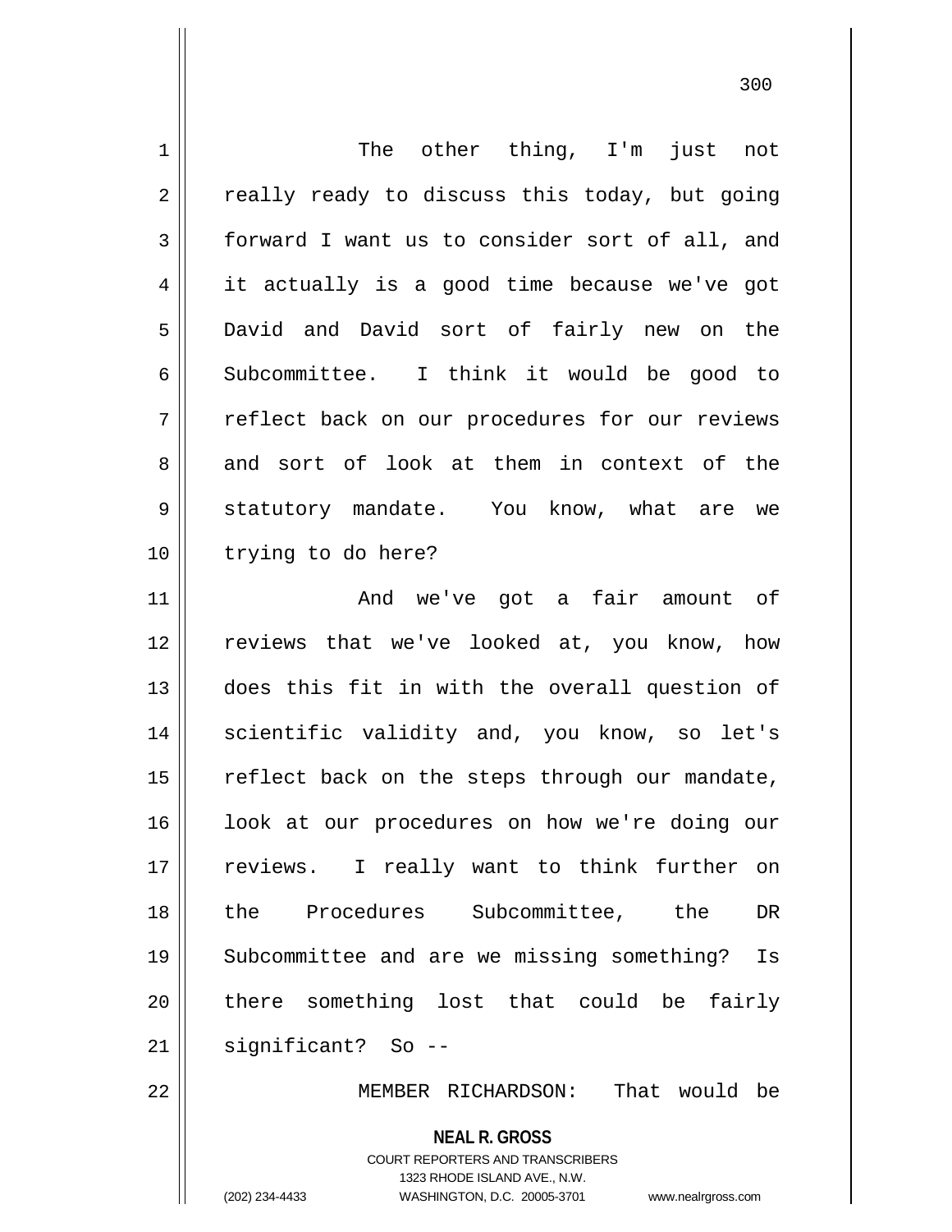The other thing, I'm just not really ready to discuss this today, but going forward I want us to consider sort of all, and it actually is a good time because we've got David and David sort of fairly new on the Subcommittee. I think it would be good to reflect back on our procedures for our reviews and sort of look at them in context of the statutory mandate. You know, what are we trying to do here?

And we've got a fair amount of reviews that we've looked at, you know, how does this fit in with the overall question of scientific validity and, you know, so let's reflect back on the steps through our mandate, look at our procedures on how we're doing our reviews. I really want to think further on the Procedures Subcommittee, the DR Subcommittee and are we missing something? Is there something lost that could be fairly significant? So --

MEMBER RICHARDSON: That would be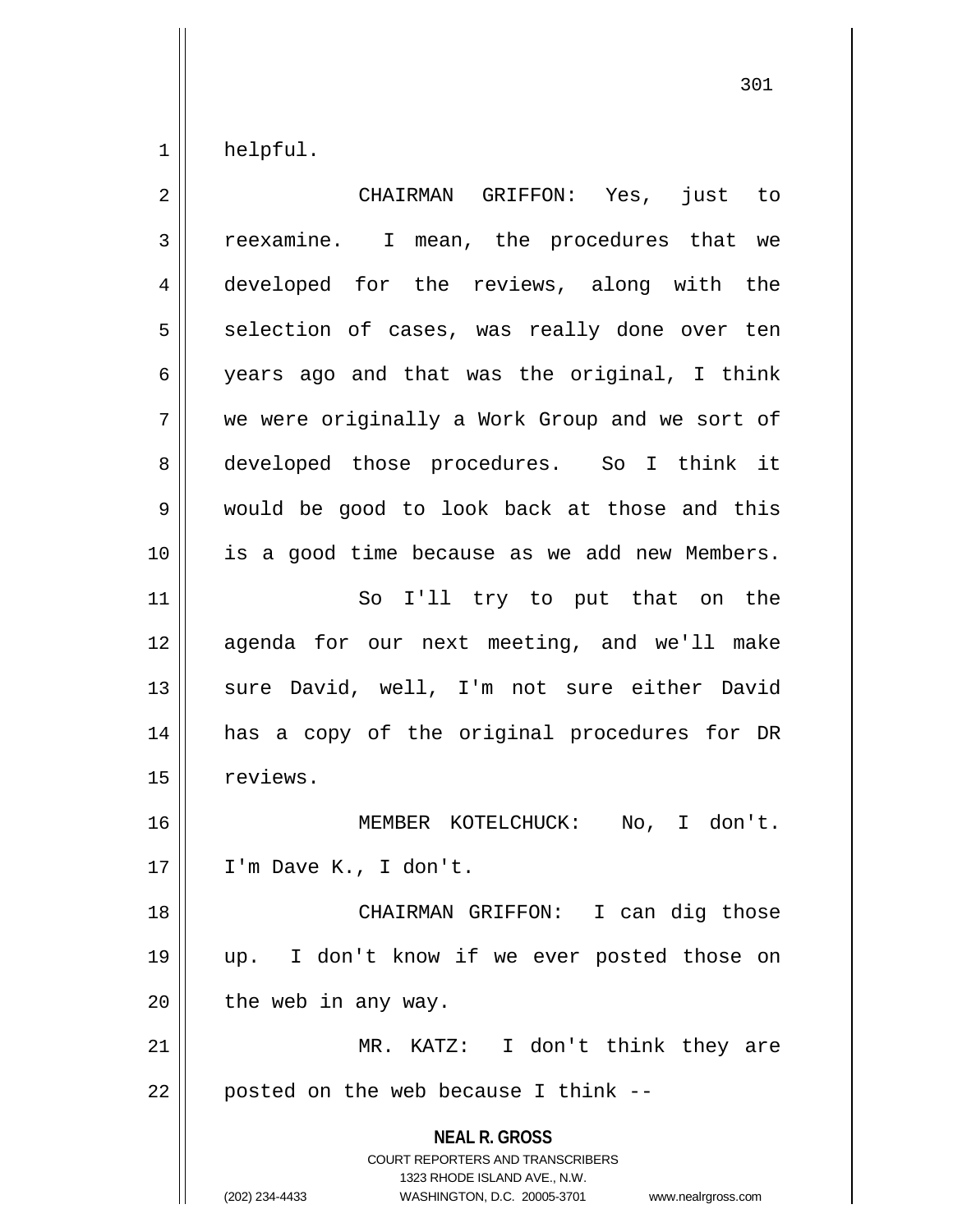helpful.

CHAIRMAN GRIFFON: Yes, just to reexamine. I mean, the procedures that we developed for the reviews, along with the selection of cases, was really done over ten years ago and that was the original, I think we were originally a Work Group and we sort of developed those procedures. So I think it would be good to look back at those and this is a good time because as we add new Members.

So I'll try to put that on the agenda for our next meeting, and we'll make sure David, well, I'm not sure either David has a copy of the original procedures for DR reviews.

MEMBER KOTELCHUCK: No, I don't. I'm Dave K., I don't.

CHAIRMAN GRIFFON: I can dig those up. I don't know if we ever posted those on the web in any way.

MR. KATZ: I don't think they are posted on the web because I think --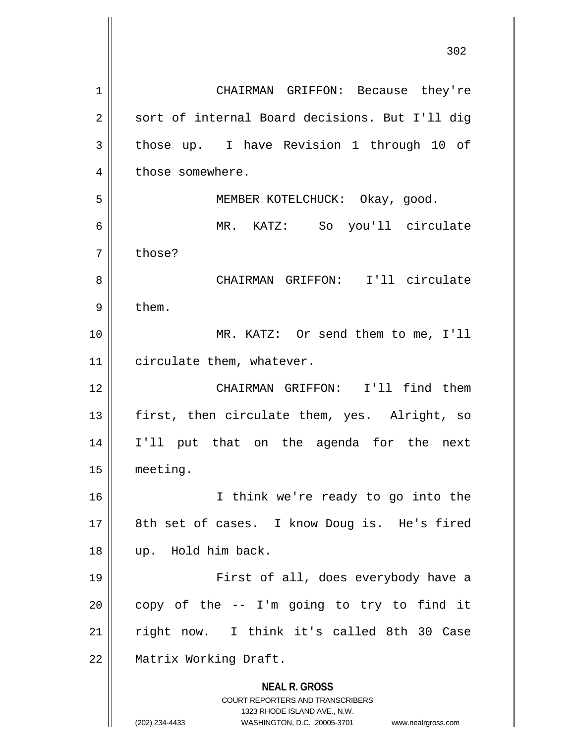CHAIRMAN GRIFFON: Because they're sort of internal Board decisions. But I'll dig those up. I have Revision 1 through 10 of those somewhere.

MEMBER KOTELCHUCK: Okay, good.

MR. KATZ: So you'll circulate those?

CHAIRMAN GRIFFON: I'll circulate them.

MR. KATZ: Or send them to me, I'll circulate them, whatever.

CHAIRMAN GRIFFON: I'll find them first, then circulate them, yes. Alright, so I'll put that on the agenda for the next meeting.

I think we're ready to go into the 8th set of cases. I know Doug is. He's fired up. Hold him back.

First of all, does everybody have a copy of the -- I'm going to try to find it right now. I think it's called 8th 30 Case Matrix Working Draft.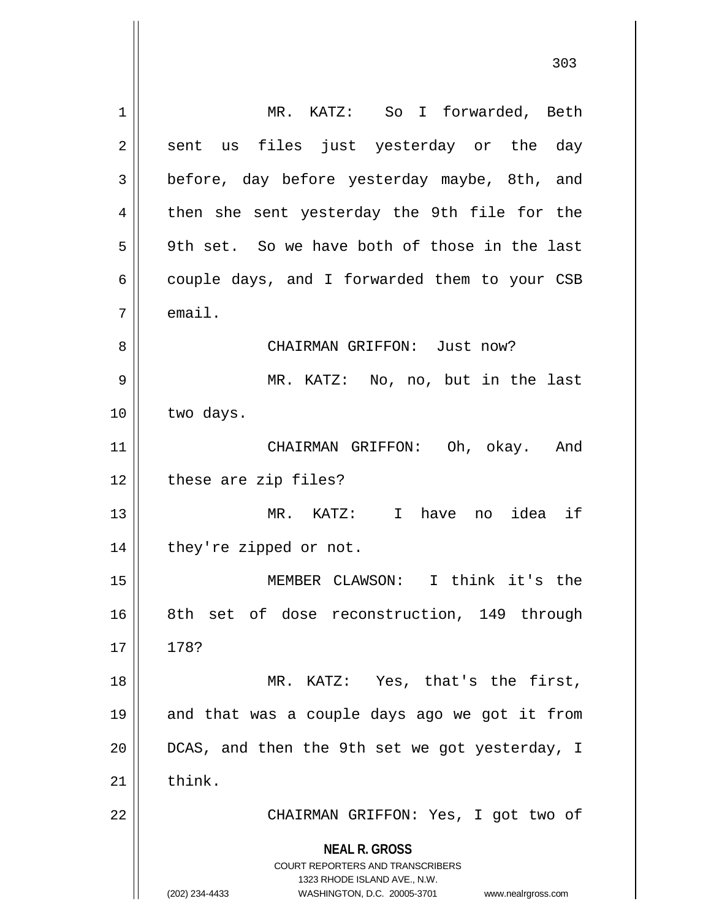MR. KATZ: So I forwarded, Beth sent us files just yesterday or the day before, day before yesterday maybe, 8th, and then she sent yesterday the 9th file for the 9th set. So we have both of those in the last couple days, and I forwarded them to your CSB email.

CHAIRMAN GRIFFON: Just now?

MR. KATZ: No, no, but in the last two days.

CHAIRMAN GRIFFON: Oh, okay. And these are zip files?

MR. KATZ: I have no idea if they're zipped or not.

MEMBER CLAWSON: I think it's the 8th set of dose reconstruction, 149 through 178?

MR. KATZ: Yes, that's the first, and that was a couple days ago we got it from DCAS, and then the 9th set we got yesterday, I think.

CHAIRMAN GRIFFON: Yes, I got two of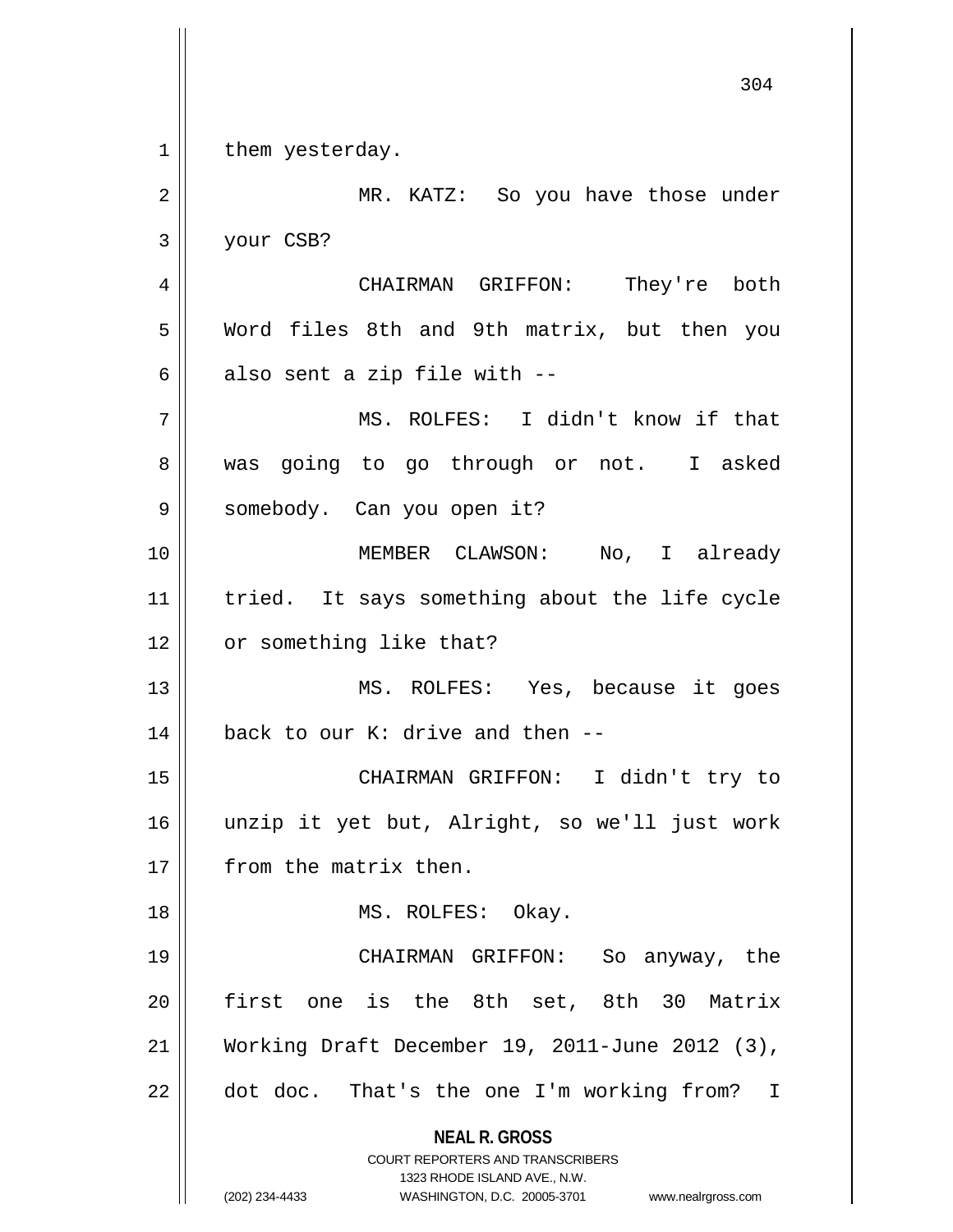them yesterday.

MR. KATZ: So you have those under your CSB?

CHAIRMAN GRIFFON: They're both Word files 8th and 9th matrix, but then you also sent a zip file with --

MS. ROLFES: I didn't know if that was going to go through or not. I asked somebody. Can you open it?

MEMBER CLAWSON: No, I already tried. It says something about the life cycle or something like that?

MS. ROLFES: Yes, because it goes back to our K: drive and then --

CHAIRMAN GRIFFON: I didn't try to unzip it yet but, Alright, so we'll just work from the matrix then.

MS. ROLFES: Okay.

CHAIRMAN GRIFFON: So anyway, the first one is the 8th set, 8th 30 Matrix Working Draft December 19, 2011-June 2012 (3), dot doc. That's the one I'm working from? I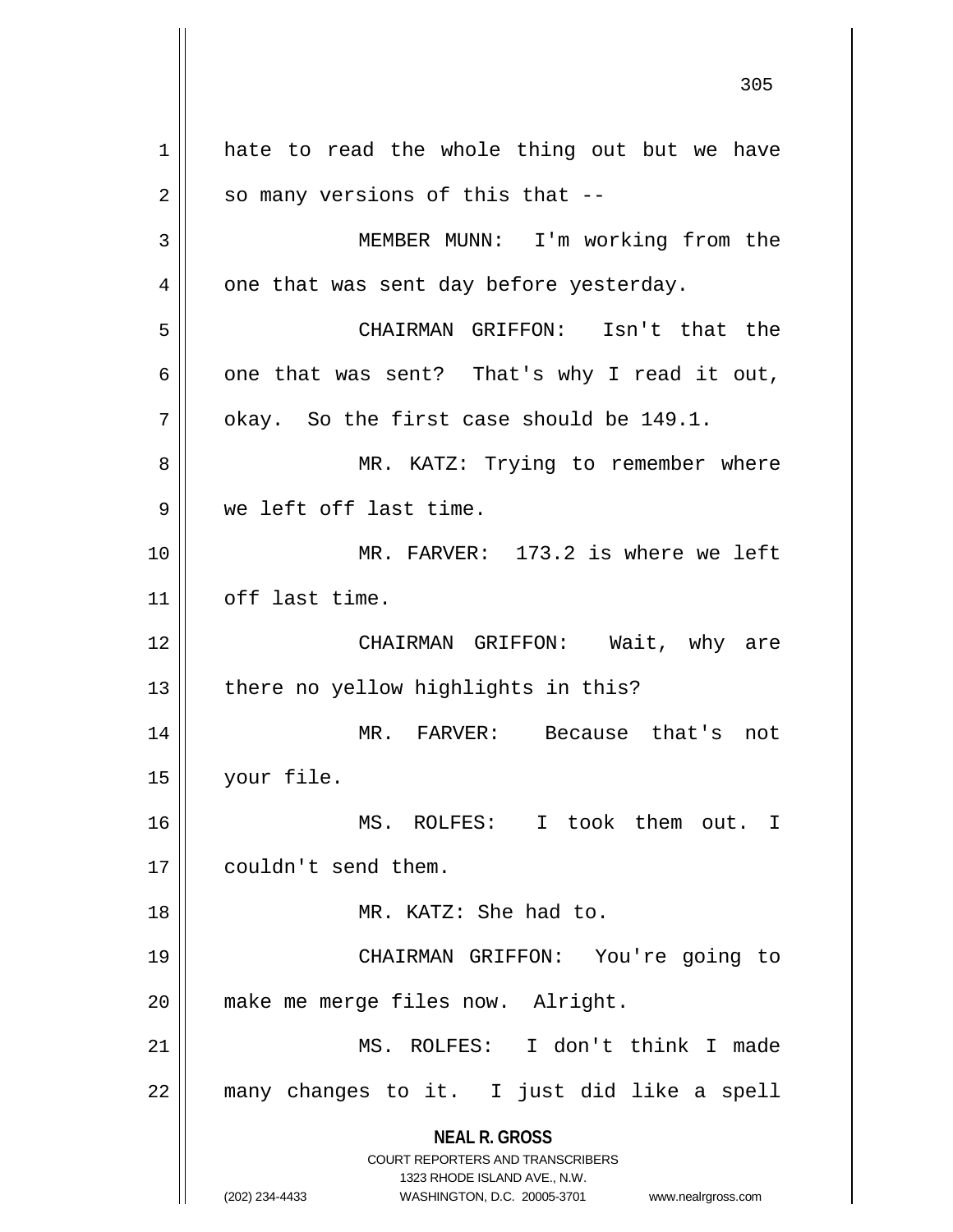hate to read the whole thing out but we have so many versions of this that --

MEMBER MUNN: I'm working from the one that was sent day before yesterday.

CHAIRMAN GRIFFON: Isn't that the one that was sent? That's why I read it out, okay. So the first case should be 149.1.

MR. KATZ: Trying to remember where we left off last time.

MR. FARVER: 173.2 is where we left off last time.

CHAIRMAN GRIFFON: Wait, why are there no yellow highlights in this?

MR. FARVER: Because that's not your file.

MS. ROLFES: I took them out. I couldn't send them.

MR. KATZ: She had to.

CHAIRMAN GRIFFON: You're going to make me merge files now. Alright.

MS. ROLFES: I don't think I made many changes to it. I just did like a spell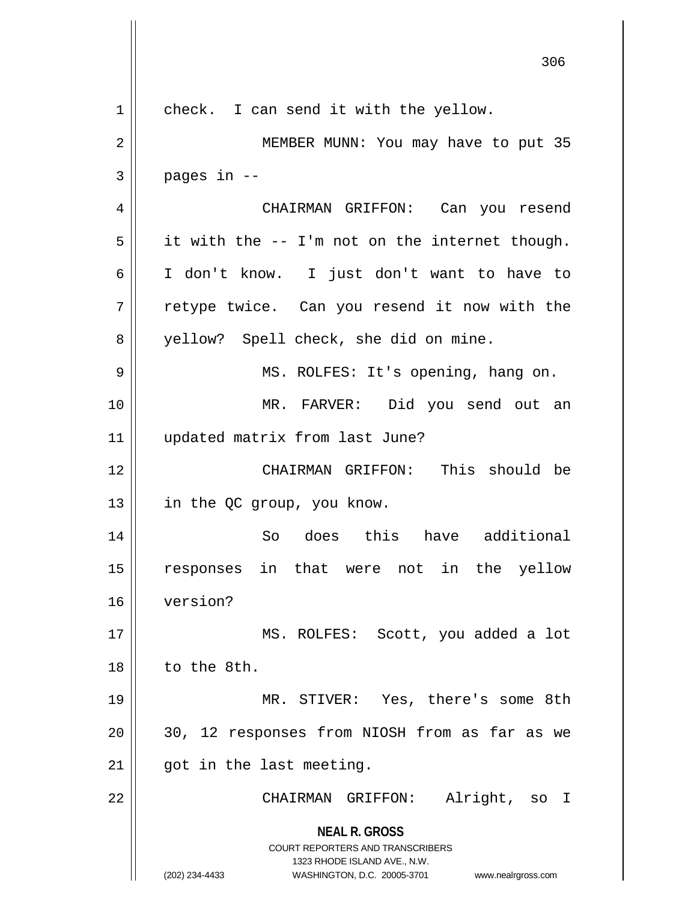check. I can send it with the yellow.

MEMBER MUNN: You may have to put 35 pages in --

CHAIRMAN GRIFFON: Can you resend it with the -- I'm not on the internet though. I don't know. I just don't want to have to retype twice. Can you resend it now with the yellow? Spell check, she did on mine.

MS. ROLFES: It's opening, hang on.

MR. FARVER: Did you send out an updated matrix from last June?

CHAIRMAN GRIFFON: This should be in the QC group, you know.

So does this have additional responses in that were not in the yellow version?

MS. ROLFES: Scott, you added a lot to the 8th.

MR. STIVER: Yes, there's some 8th 30, 12 responses from NIOSH from as far as we got in the last meeting.

CHAIRMAN GRIFFON: Alright, so I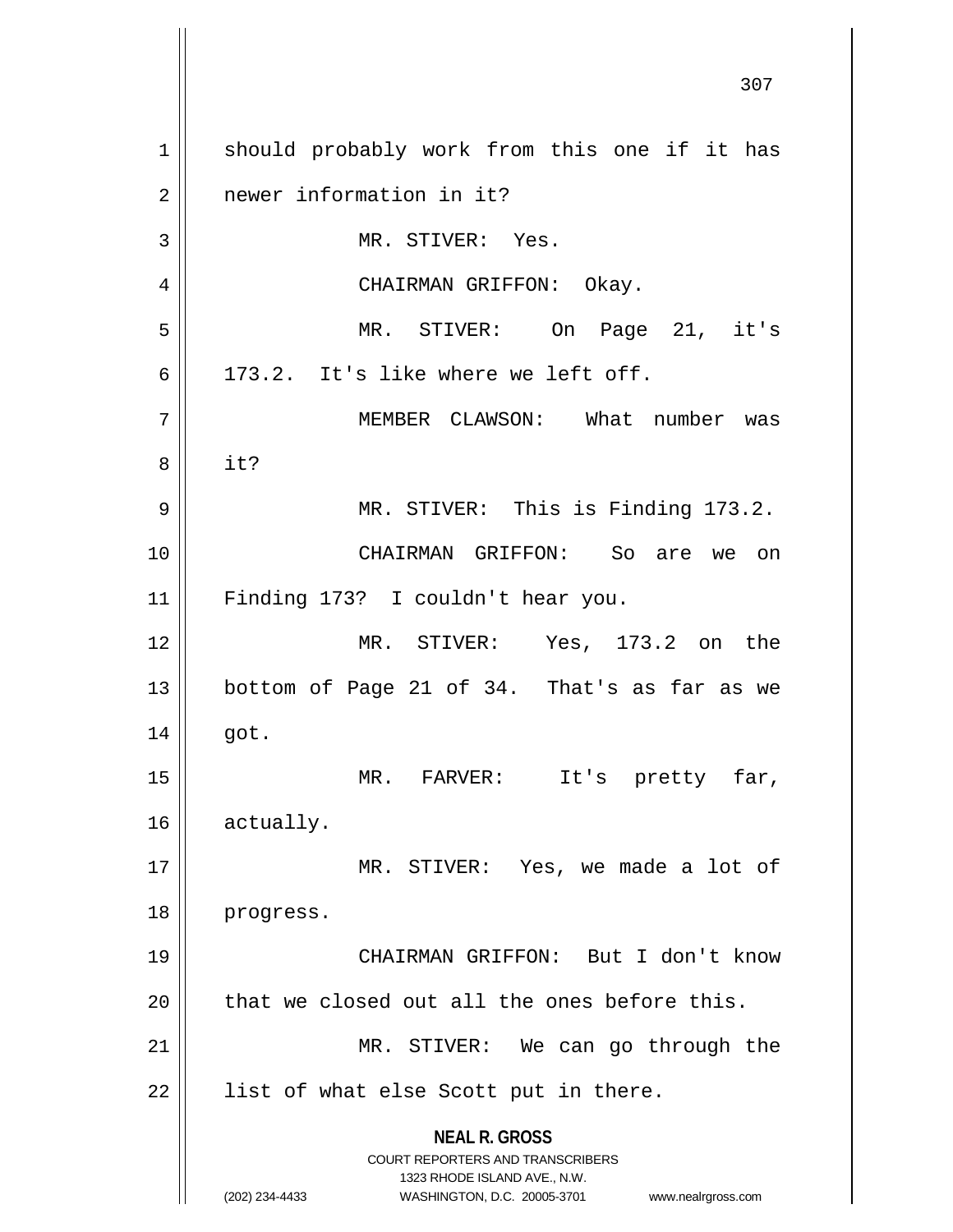should probably work from this one if it has newer information in it?

MR. STIVER: Yes.

CHAIRMAN GRIFFON: Okay.

MR. STIVER: On Page 21, it's 173.2. It's like where we left off.

MEMBER CLAWSON: What number was it?

MR. STIVER: This is Finding 173.2.

CHAIRMAN GRIFFON: So are we on Finding 173? I couldn't hear you.

MR. STIVER: Yes, 173.2 on the bottom of Page 21 of 34. That's as far as we got.

MR. FARVER: It's pretty far, actually.

MR. STIVER: Yes, we made a lot of progress.

CHAIRMAN GRIFFON: But I don't know that we closed out all the ones before this.

MR. STIVER: We can go through the list of what else Scott put in there.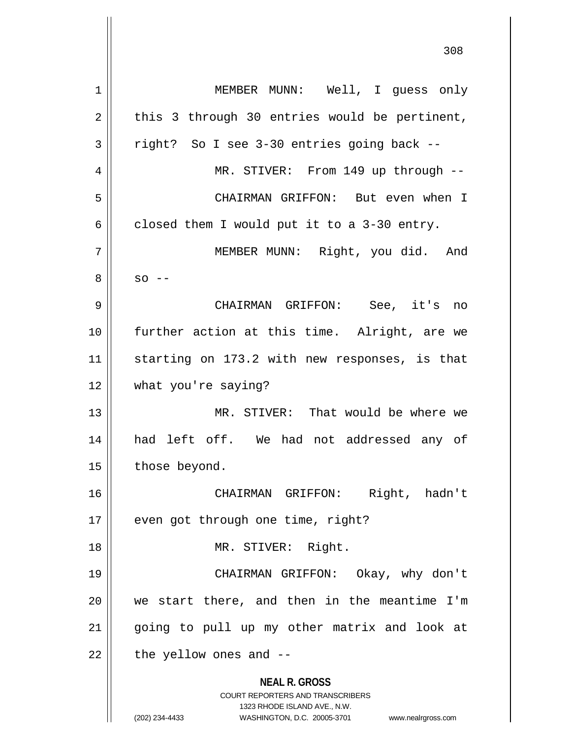MEMBER MUNN: Well, I guess only this 3 through 30 entries would be pertinent, right? So I see 3-30 entries going back --

MR. STIVER: From 149 up through --

CHAIRMAN GRIFFON: But even when I closed them I would put it to a 3-30 entry.

MEMBER MUNN: Right, you did. And so --

CHAIRMAN GRIFFON: See, it's no further action at this time. Alright, are we starting on 173.2 with new responses, is that what you're saying?

MR. STIVER: That would be where we had left off. We had not addressed any of those beyond.

CHAIRMAN GRIFFON: Right, hadn't even got through one time, right?

MR. STIVER: Right.

CHAIRMAN GRIFFON: Okay, why don't we start there, and then in the meantime I'm going to pull up my other matrix and look at the yellow ones and --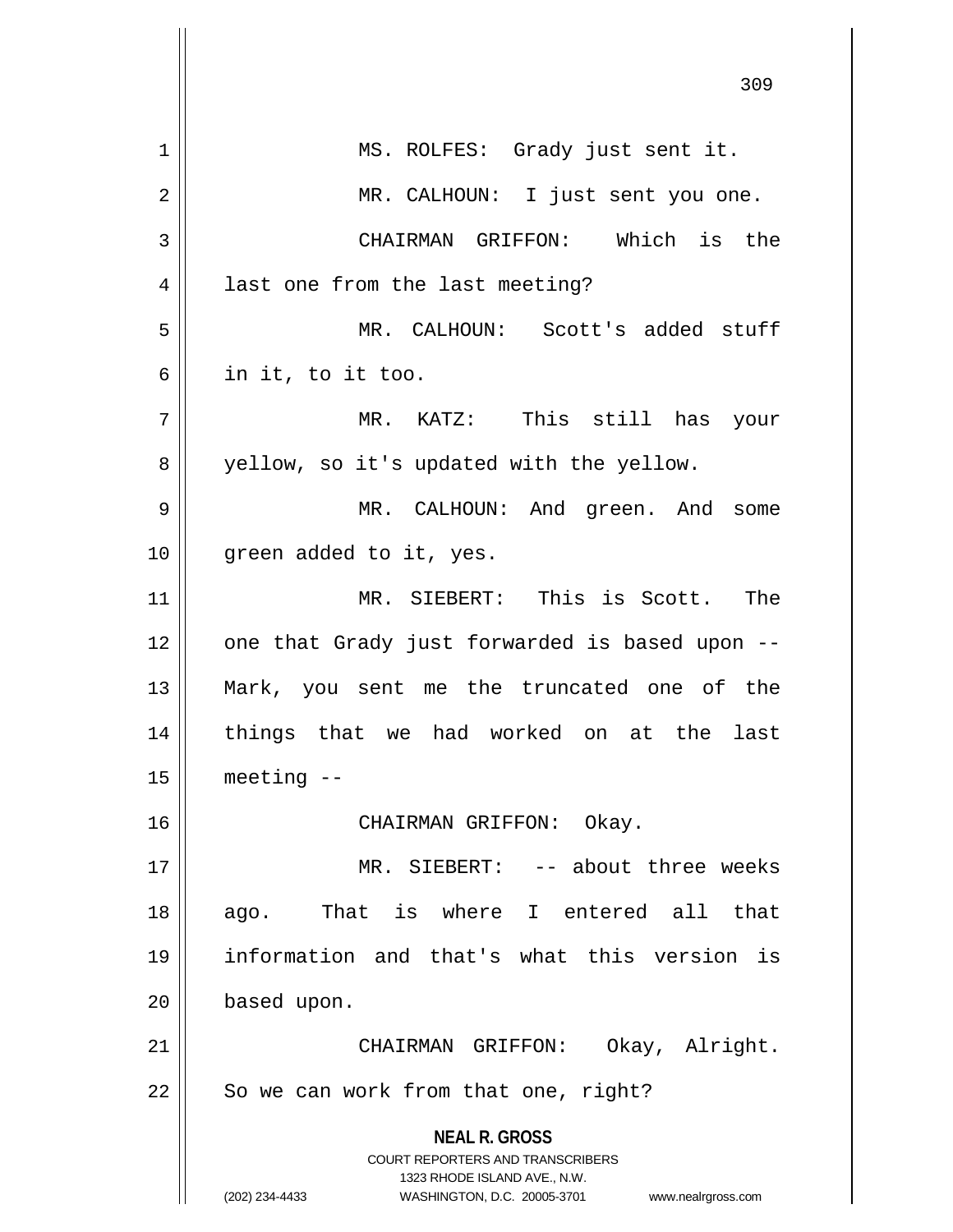MS. ROLFES: Grady just sent it.

MR. CALHOUN: I just sent you one.

CHAIRMAN GRIFFON: Which is the last one from the last meeting?

MR. CALHOUN: Scott's added stuff in it, to it too.

MR. KATZ: This still has your yellow, so it's updated with the yellow.

MR. CALHOUN: And green. And some green added to it, yes.

MR. SIEBERT: This is Scott. The one that Grady just forwarded is based upon -- Mark, you sent me the truncated one of the things that we had worked on at the last meeting --

CHAIRMAN GRIFFON: Okay.

MR. SIEBERT: -- about three weeks ago. That is where I entered all that information and that's what this version is based upon.

CHAIRMAN GRIFFON: Okay, Alright. So we can work from that one, right?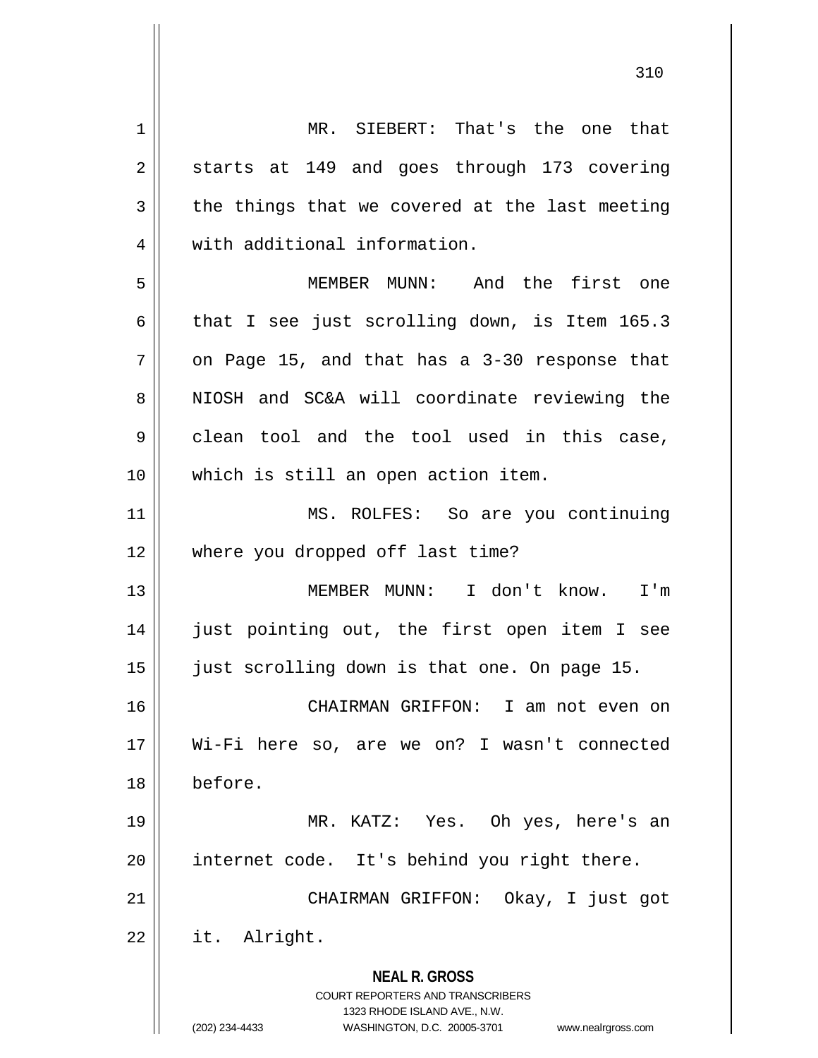MR. SIEBERT: That's the one that starts at 149 and goes through 173 covering the things that we covered at the last meeting with additional information.

MEMBER MUNN: And the first one that I see just scrolling down, is Item 165.3 on Page 15, and that has a 3-30 response that NIOSH and SC&A will coordinate reviewing the clean tool and the tool used in this case, which is still an open action item.

MS. ROLFES: So are you continuing where you dropped off last time?

MEMBER MUNN: I don't know. I'm just pointing out, the first open item I see just scrolling down is that one. On page 15.

CHAIRMAN GRIFFON: I am not even on Wi-Fi here so, are we on? I wasn't connected before.

MR. KATZ: Yes. Oh yes, here's an internet code. It's behind you right there.

CHAIRMAN GRIFFON: Okay, I just got it. Alright.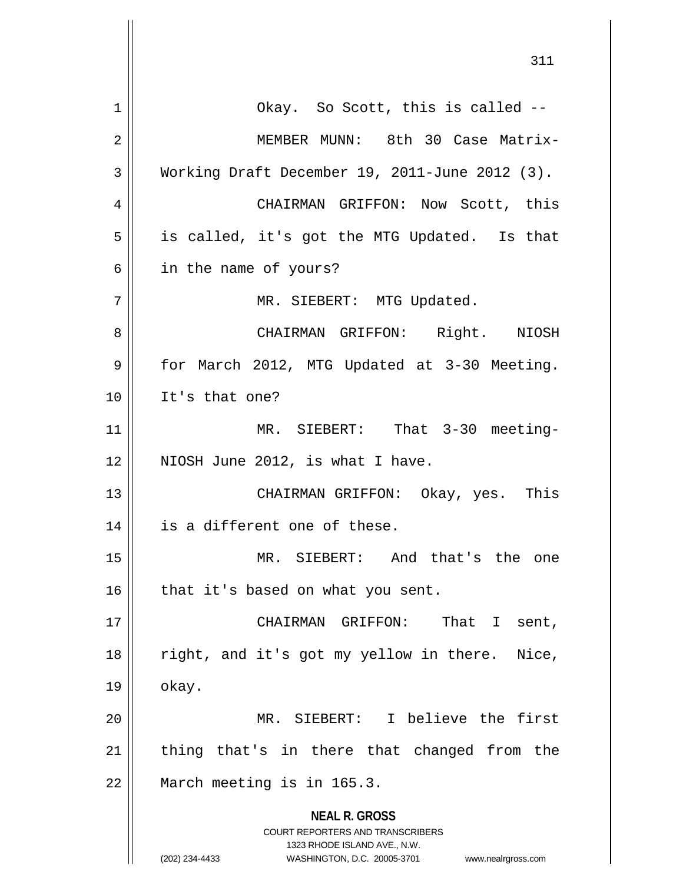Okay. So Scott, this is called --

MEMBER MUNN: 8th 30 Case Matrix-Working Draft December 19, 2011-June 2012 (3).

CHAIRMAN GRIFFON: Now Scott, this is called, it's got the MTG Updated. Is that in the name of yours?

MR. SIEBERT: MTG Updated.

CHAIRMAN GRIFFON: Right. NIOSH for March 2012, MTG Updated at 3-30 Meeting. It's that one?

MR. SIEBERT: That 3-30 meeting-NIOSH June 2012, is what I have.

CHAIRMAN GRIFFON: Okay, yes. This is a different one of these.

MR. SIEBERT: And that's the one that it's based on what you sent.

CHAIRMAN GRIFFON: That I sent, right, and it's got my yellow in there. Nice, okay.

MR. SIEBERT: I believe the first thing that's in there that changed from the March meeting is in 165.3.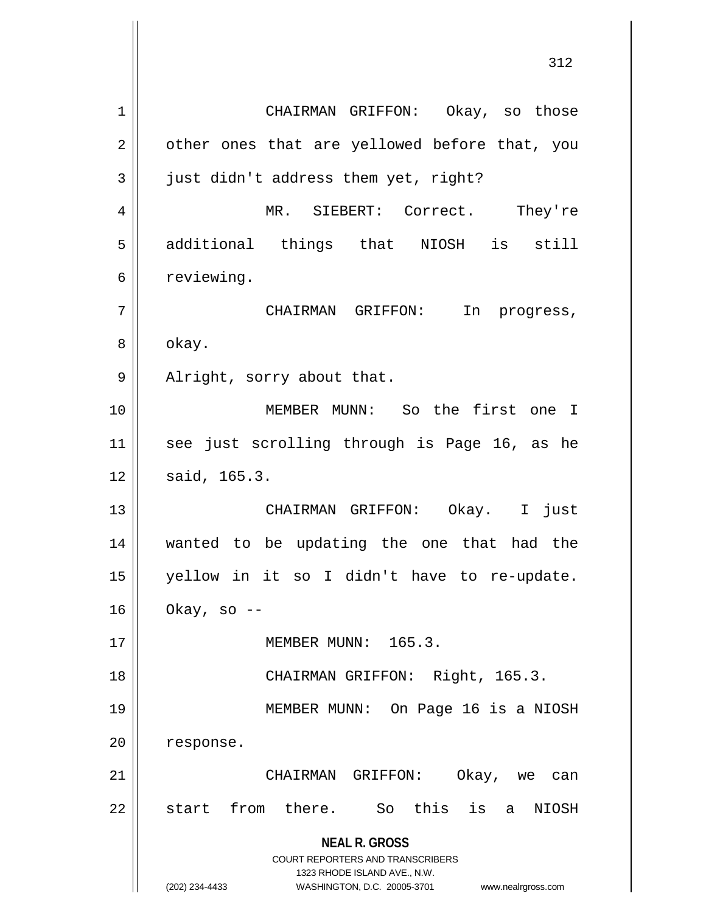CHAIRMAN GRIFFON: Okay, so those other ones that are yellowed before that, you just didn't address them yet, right?

MR. SIEBERT: Correct. They're additional things that NIOSH is still reviewing.

CHAIRMAN GRIFFON: In progress, okay.

Alright, sorry about that.

MEMBER MUNN: So the first one I see just scrolling through is Page 16, as he said, 165.3.

CHAIRMAN GRIFFON: Okay. I just wanted to be updating the one that had the yellow in it so I didn't have to re-update. Okay, so --

MEMBER MUNN: 165.3.

CHAIRMAN GRIFFON: Right, 165.3.

MEMBER MUNN: On Page 16 is a NIOSH response.

CHAIRMAN GRIFFON: Okay, we can start from there. So this is a NIOSH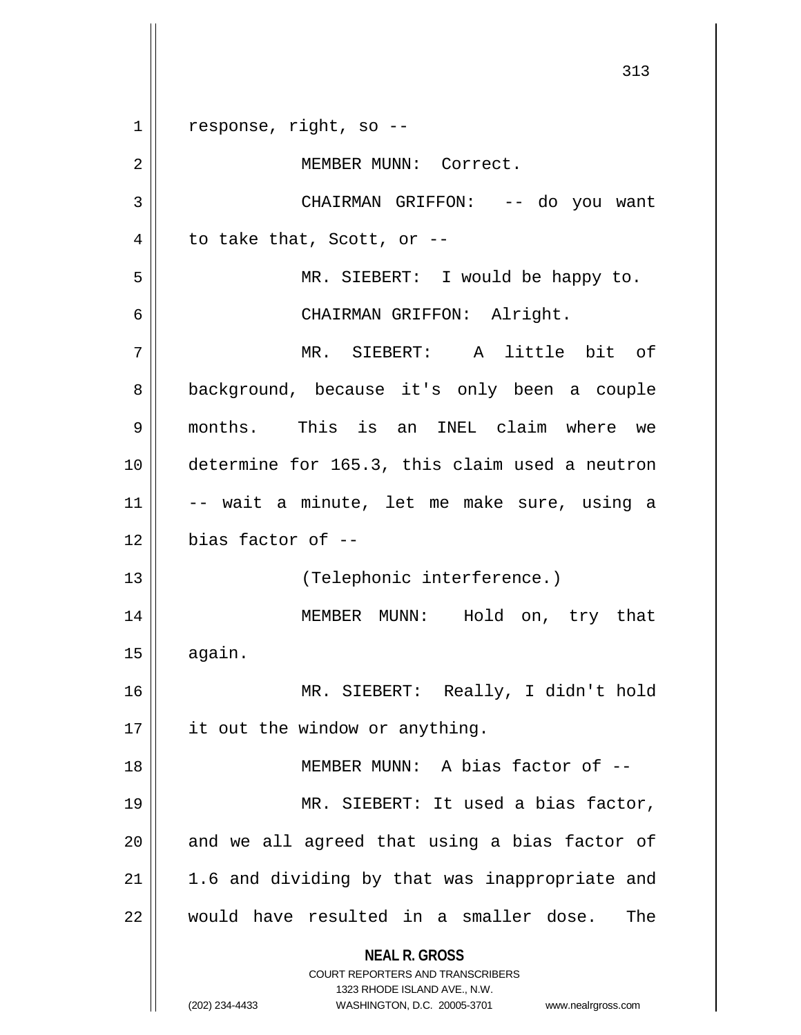response, right, so --

MEMBER MUNN: Correct.

CHAIRMAN GRIFFON: -- do you want to take that, Scott, or --

MR. SIEBERT: I would be happy to.

CHAIRMAN GRIFFON: Alright.

MR. SIEBERT: A little bit of background, because it's only been a couple months. This is an INEL claim where we determine for 165.3, this claim used a neutron -- wait a minute, let me make sure, using a bias factor of --

(Telephonic interference.)

MEMBER MUNN: Hold on, try that again.

MR. SIEBERT: Really, I didn't hold it out the window or anything.

MEMBER MUNN: A bias factor of --

MR. SIEBERT: It used a bias factor, and we all agreed that using a bias factor of 1.6 and dividing by that was inappropriate and would have resulted in a smaller dose. The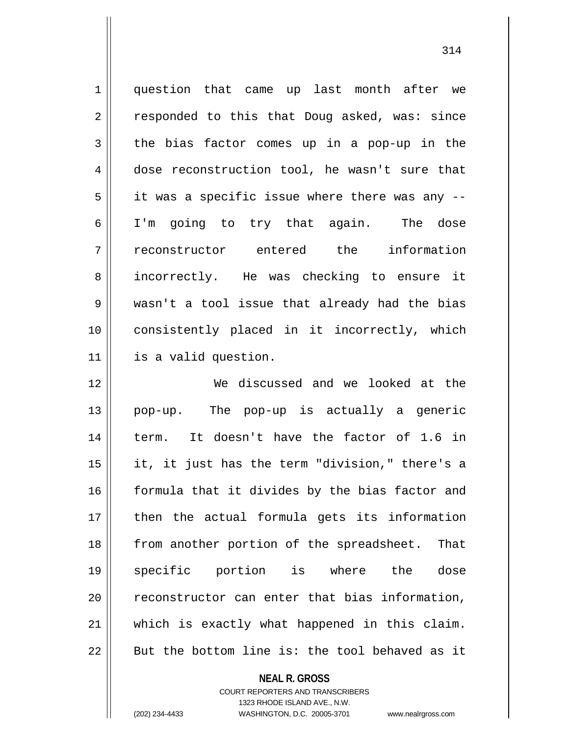question that came up last month after we responded to this that Doug asked, was: since the bias factor comes up in a pop-up in the dose reconstruction tool, he wasn't sure that it was a specific issue where there was any -- I'm going to try that again. The dose reconstructor entered the information incorrectly. He was checking to ensure it wasn't a tool issue that already had the bias consistently placed in it incorrectly, which is a valid question.

We discussed and we looked at the pop-up. The pop-up is actually a generic term. It doesn't have the factor of 1.6 in it, it just has the term "division," there's a formula that it divides by the bias factor and then the actual formula gets its information from another portion of the spreadsheet. That specific portion is where the dose reconstructor can enter that bias information, which is exactly what happened in this claim. But the bottom line is: the tool behaved as it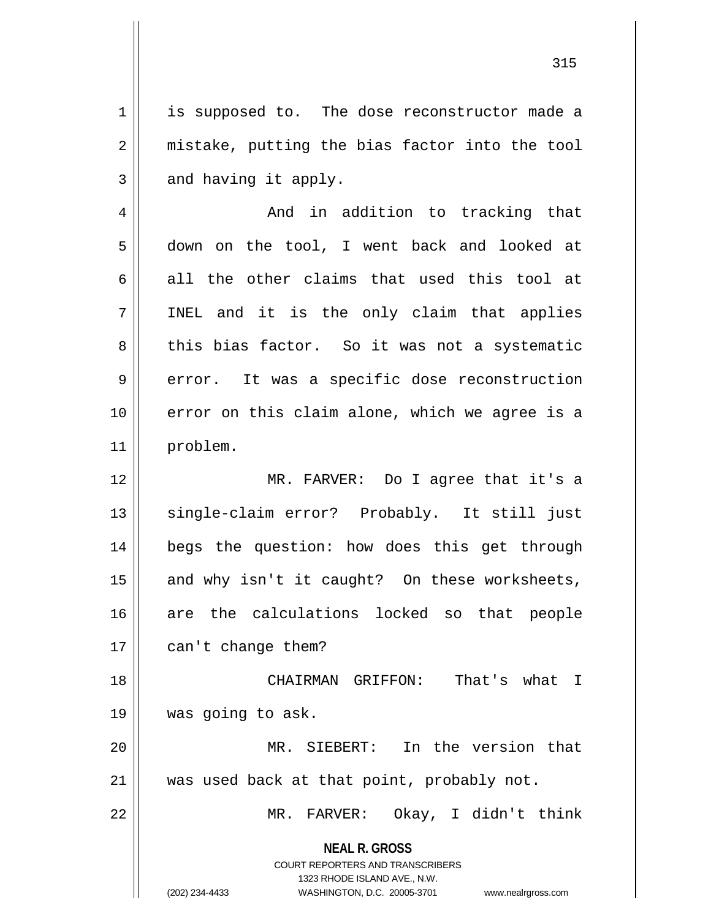is supposed to. The dose reconstructor made a mistake, putting the bias factor into the tool and having it apply.

And in addition to tracking that down on the tool, I went back and looked at all the other claims that used this tool at INEL and it is the only claim that applies this bias factor. So it was not a systematic error. It was a specific dose reconstruction error on this claim alone, which we agree is a problem.

MR. FARVER: Do I agree that it's a single-claim error? Probably. It still just begs the question: how does this get through and why isn't it caught? On these worksheets, are the calculations locked so that people can't change them?

CHAIRMAN GRIFFON: That's what I was going to ask.

MR. SIEBERT: In the version that was used back at that point, probably not.

MR. FARVER: Okay, I didn't think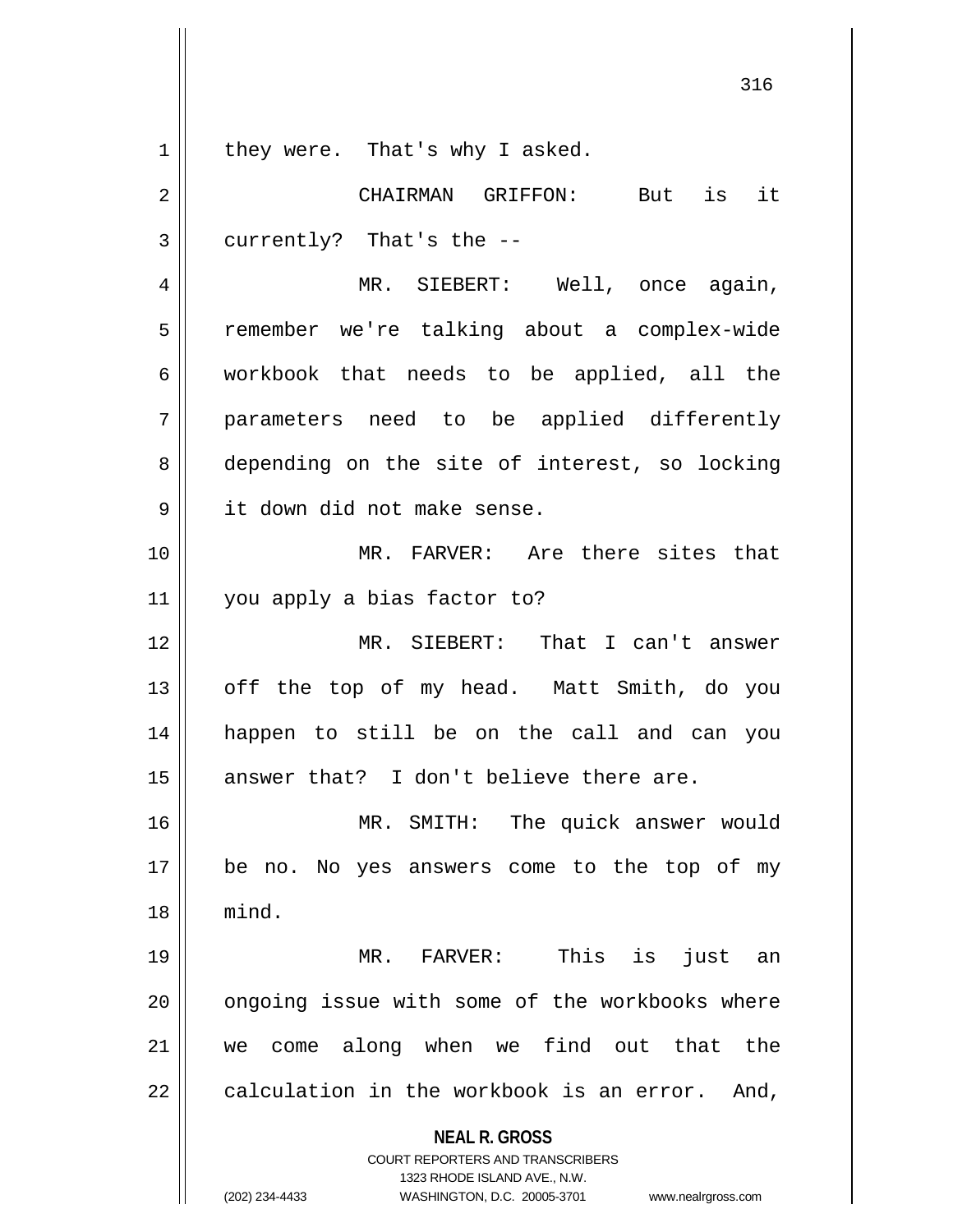they were. That's why I asked.

CHAIRMAN GRIFFON: But is it currently? That's the --

MR. SIEBERT: Well, once again, remember we're talking about a complex-wide workbook that needs to be applied, all the parameters need to be applied differently depending on the site of interest, so locking it down did not make sense.

MR. FARVER: Are there sites that you apply a bias factor to?

MR. SIEBERT: That I can't answer off the top of my head. Matt Smith, do you happen to still be on the call and can you answer that? I don't believe there are.

MR. SMITH: The quick answer would be no. No yes answers come to the top of my mind.

MR. FARVER: This is just an ongoing issue with some of the workbooks where we come along when we find out that the calculation in the workbook is an error. And,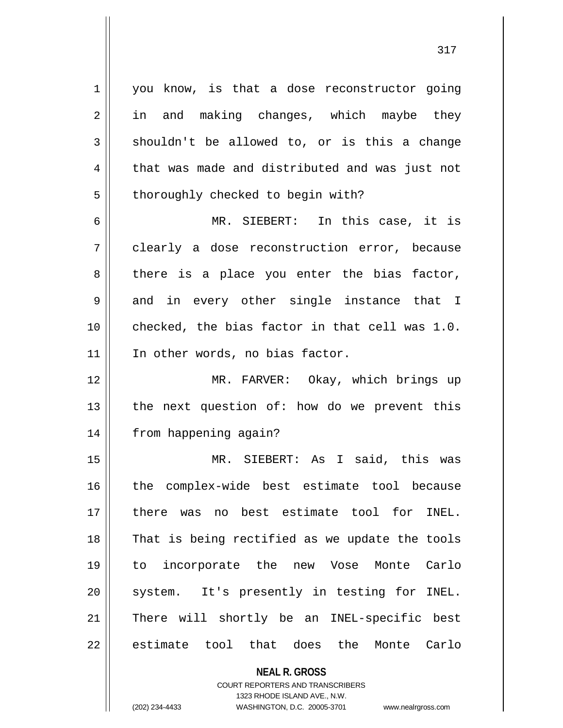you know, is that a dose reconstructor going in and making changes, which maybe they shouldn't be allowed to, or is this a change that was made and distributed and was just not thoroughly checked to begin with?

MR. SIEBERT: In this case, it is clearly a dose reconstruction error, because there is a place you enter the bias factor, and in every other single instance that I checked, the bias factor in that cell was 1.0. In other words, no bias factor.

MR. FARVER: Okay, which brings up the next question of: how do we prevent this from happening again?

MR. SIEBERT: As I said, this was the complex-wide best estimate tool because there was no best estimate tool for INEL. That is being rectified as we update the tools to incorporate the new Vose Monte Carlo system. It's presently in testing for INEL. There will shortly be an INEL-specific best estimate tool that does the Monte Carlo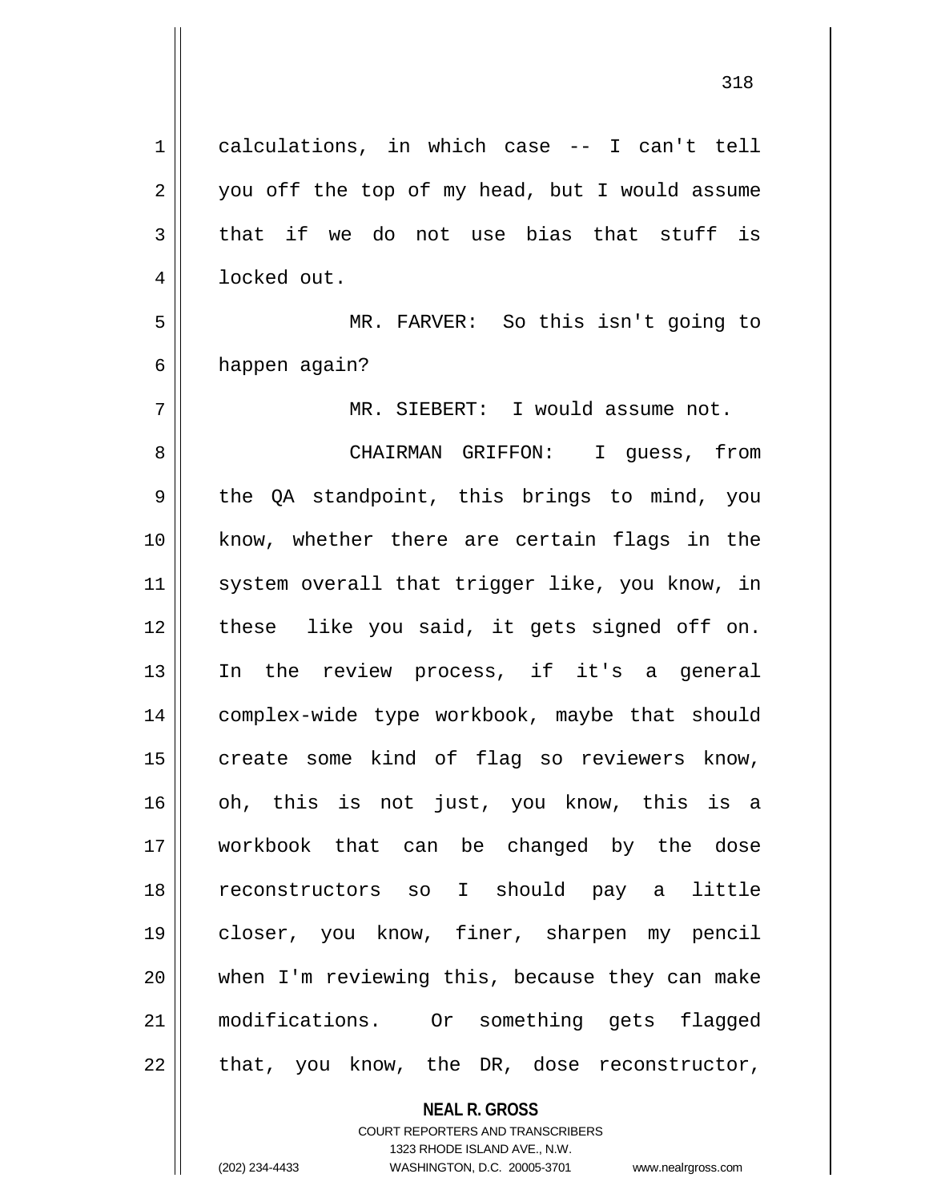calculations, in which case -- I can't tell you off the top of my head, but I would assume that if we do not use bias that stuff is locked out.

MR. FARVER: So this isn't going to happen again?

MR. SIEBERT: I would assume not.

CHAIRMAN GRIFFON: I guess, from the QA standpoint, this brings to mind, you know, whether there are certain flags in the system overall that trigger like, you know, in these like you said, it gets signed off on. In the review process, if it's a general complex-wide type workbook, maybe that should create some kind of flag so reviewers know, oh, this is not just, you know, this is a workbook that can be changed by the dose reconstructors so I should pay a little closer, you know, finer, sharpen my pencil when I'm reviewing this, because they can make modifications. Or something gets flagged that, you know, the DR, dose reconstructor,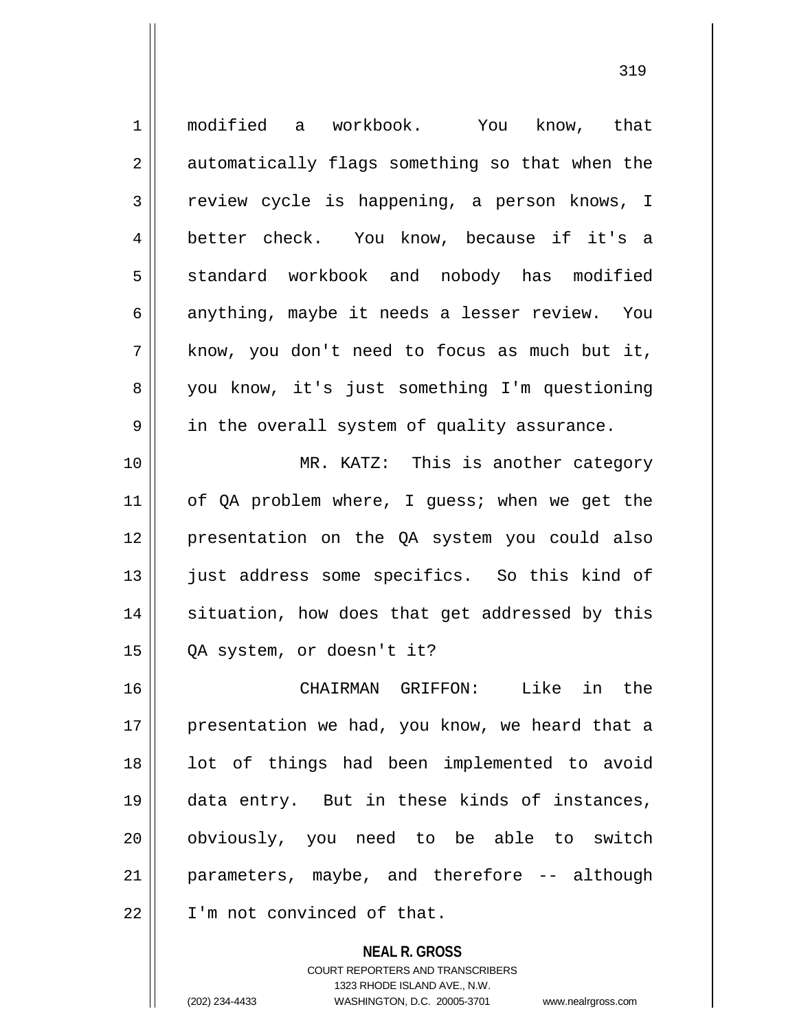modified a workbook. You know, that automatically flags something so that when the review cycle is happening, a person knows, I better check. You know, because if it's a standard workbook and nobody has modified anything, maybe it needs a lesser review. You know, you don't need to focus as much but it, you know, it's just something I'm questioning in the overall system of quality assurance.

MR. KATZ: This is another category of QA problem where, I guess; when we get the presentation on the QA system you could also just address some specifics. So this kind of situation, how does that get addressed by this QA system, or doesn't it?

CHAIRMAN GRIFFON: Like in the presentation we had, you know, we heard that a lot of things had been implemented to avoid data entry. But in these kinds of instances, obviously, you need to be able to switch parameters, maybe, and therefore -- although I'm not convinced of that.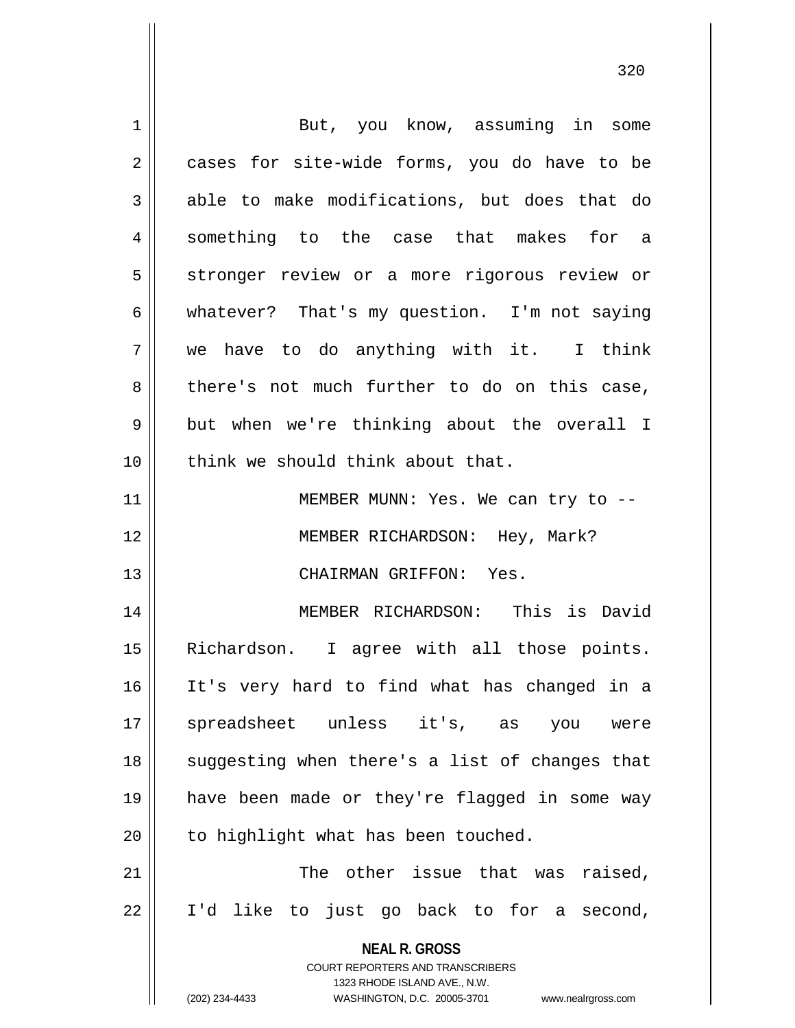But, you know, assuming in some cases for site-wide forms, you do have to be able to make modifications, but does that do something to the case that makes for a stronger review or a more rigorous review or whatever? That's my question. I'm not saying we have to do anything with it. I think there's not much further to do on this case, but when we're thinking about the overall I think we should think about that.

MEMBER MUNN: Yes. We can try to --

MEMBER RICHARDSON: Hey, Mark?

CHAIRMAN GRIFFON: Yes.

MEMBER RICHARDSON: This is David Richardson. I agree with all those points. It's very hard to find what has changed in a spreadsheet unless it's, as you were suggesting when there's a list of changes that have been made or they're flagged in some way to highlight what has been touched.

The other issue that was raised, I'd like to just go back to for a second,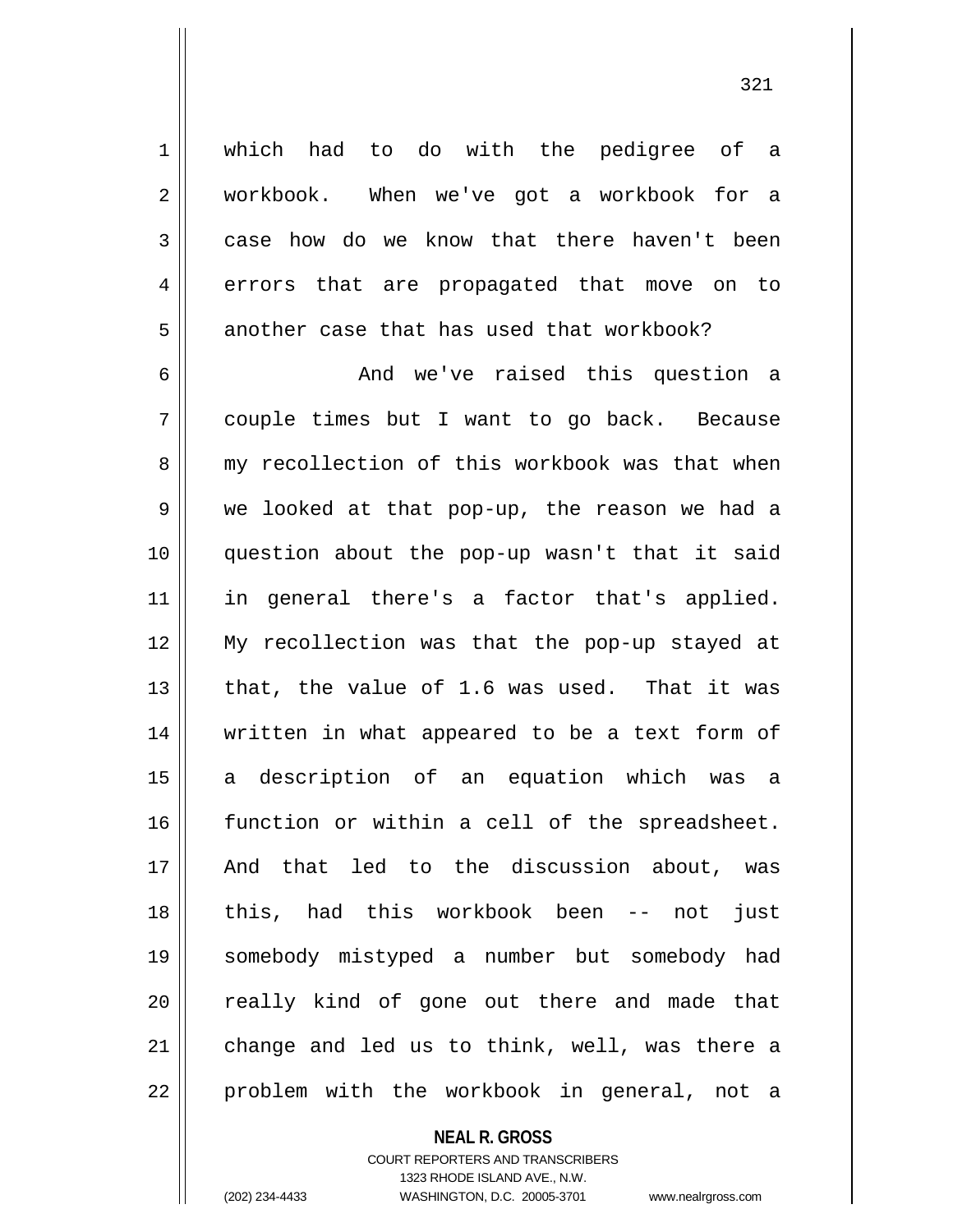which had to do with the pedigree of a workbook. When we've got a workbook for a case how do we know that there haven't been errors that are propagated that move on to another case that has used that workbook?

And we've raised this question a couple times but I want to go back. Because my recollection of this workbook was that when we looked at that pop-up, the reason we had a question about the pop-up wasn't that it said in general there's a factor that's applied. My recollection was that the pop-up stayed at that, the value of 1.6 was used. That it was written in what appeared to be a text form of a description of an equation which was a function or within a cell of the spreadsheet. And that led to the discussion about, was this, had this workbook been -- not just somebody mistyped a number but somebody had really kind of gone out there and made that change and led us to think, well, was there a problem with the workbook in general, not a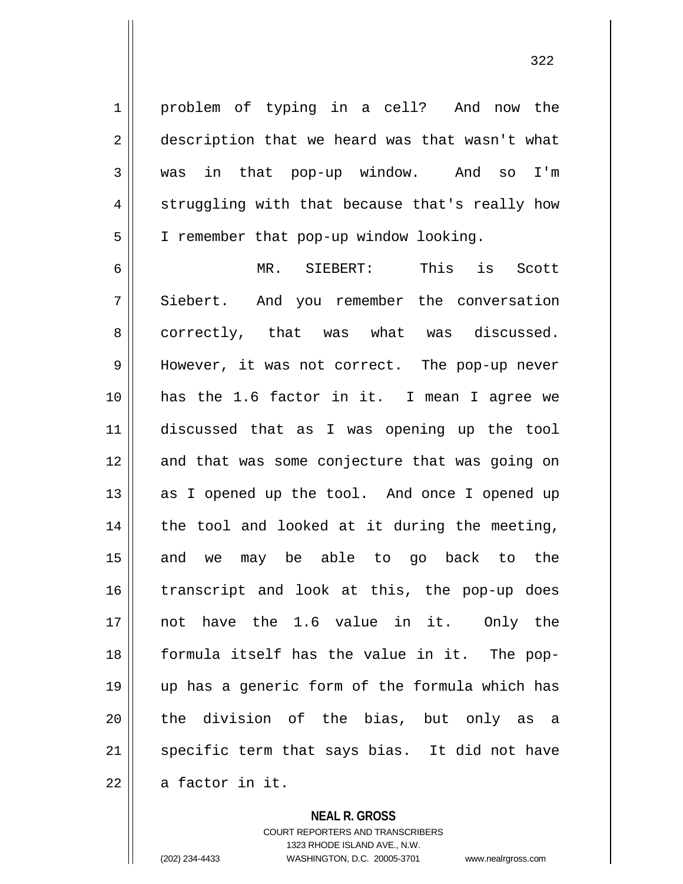problem of typing in a cell? And now the description that we heard was that wasn't what was in that pop-up window. And so I'm struggling with that because that's really how I remember that pop-up window looking.

MR. SIEBERT: This is Scott Siebert. And you remember the conversation correctly, that was what was discussed. However, it was not correct. The pop-up never has the 1.6 factor in it. I mean I agree we discussed that as I was opening up the tool and that was some conjecture that was going on as I opened up the tool. And once I opened up the tool and looked at it during the meeting, and we may be able to go back to the transcript and look at this, the pop-up does not have the 1.6 value in it. Only the formula itself has the value in it. The pop-up has a generic form of the formula which has the division of the bias, but only as a specific term that says bias. It did not have a factor in it.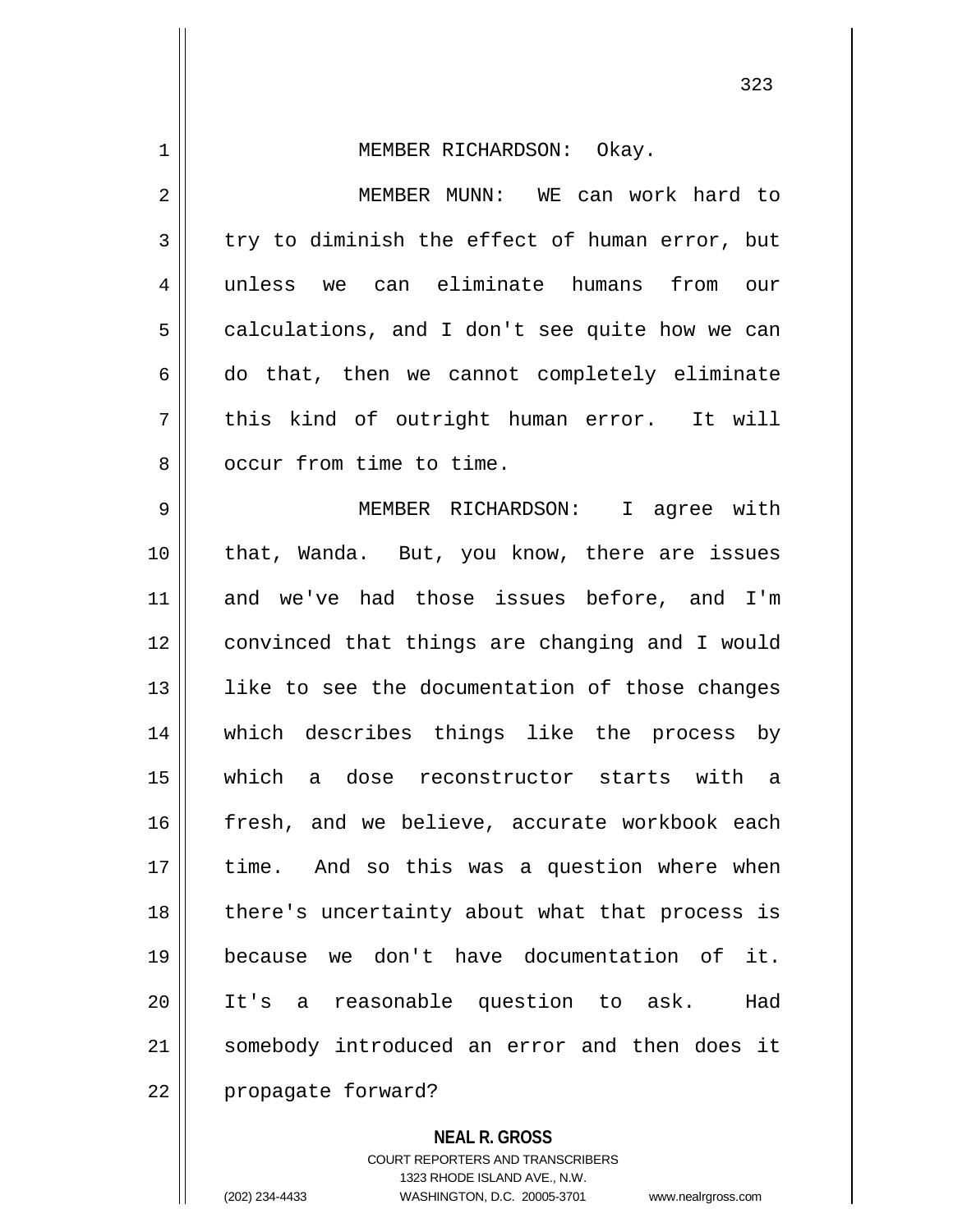MEMBER RICHARDSON: Okay.

MEMBER MUNN: WE can work hard to try to diminish the effect of human error, but unless we can eliminate humans from our calculations, and I don't see quite how we can do that, then we cannot completely eliminate this kind of outright human error. It will occur from time to time.

MEMBER RICHARDSON: I agree with that, Wanda. But, you know, there are issues and we've had those issues before, and I'm convinced that things are changing and I would like to see the documentation of those changes which describes things like the process by which a dose reconstructor starts with a fresh, and we believe, accurate workbook each time. And so this was a question where when there's uncertainty about what that process is because we don't have documentation of it. It's a reasonable question to ask. Had somebody introduced an error and then does it propagate forward?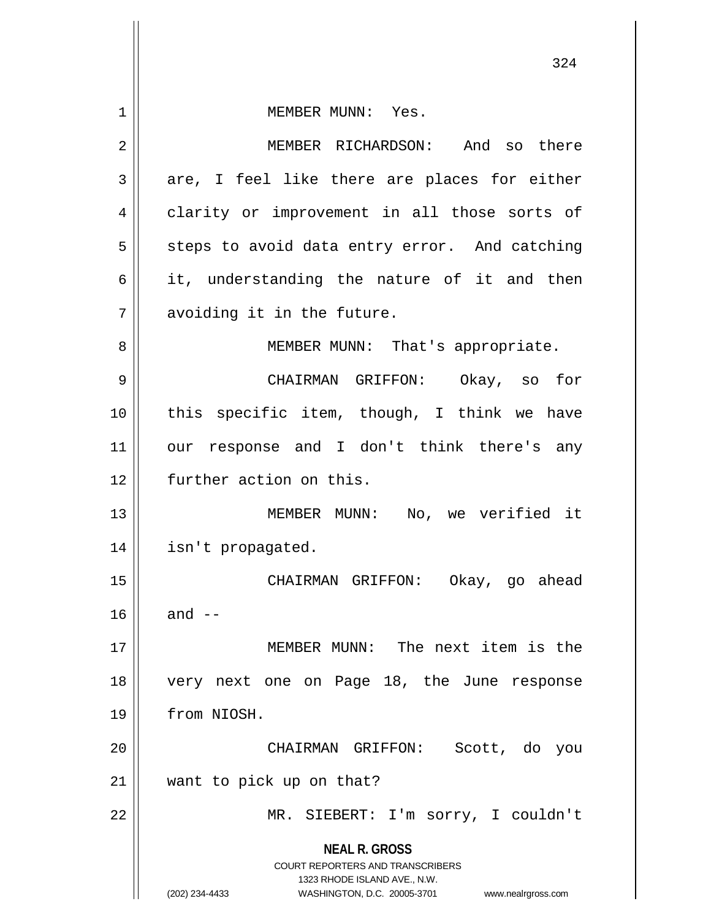MEMBER MUNN: Yes.

MEMBER RICHARDSON: And so there are, I feel like there are places for either clarity or improvement in all those sorts of steps to avoid data entry error. And catching it, understanding the nature of it and then avoiding it in the future.

MEMBER MUNN: That's appropriate.

CHAIRMAN GRIFFON: Okay, so for this specific item, though, I think we have our response and I don't think there's any further action on this.

MEMBER MUNN: No, we verified it isn't propagated.

CHAIRMAN GRIFFON: Okay, go ahead and --

MEMBER MUNN: The next item is the very next one on Page 18, the June response from NIOSH.

CHAIRMAN GRIFFON: Scott, do you want to pick up on that?

MR. SIEBERT: I'm sorry, I couldn't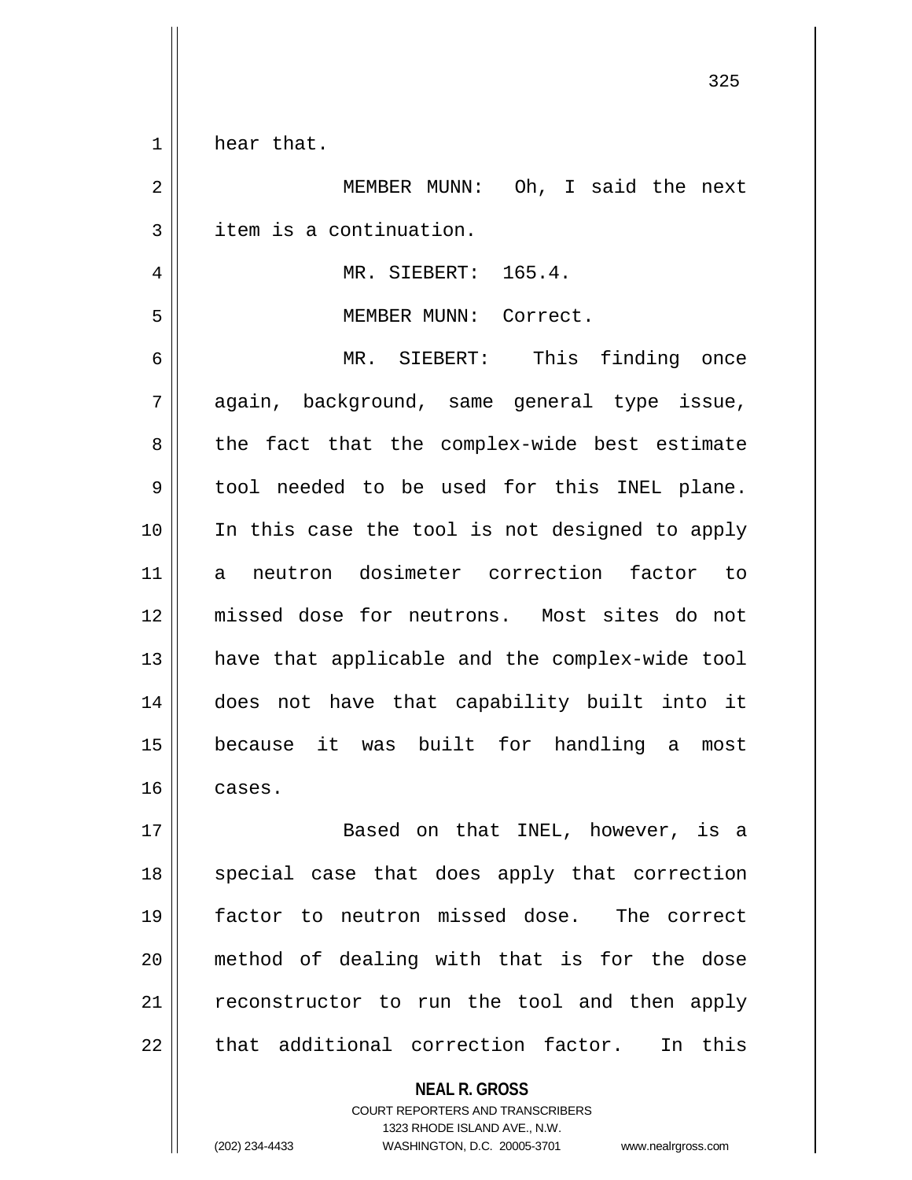hear that.

MEMBER MUNN: Oh, I said the next item is a continuation.

MR. SIEBERT: 165.4.

MEMBER MUNN: Correct.

MR. SIEBERT: This finding once again, background, same general type issue, the fact that the complex-wide best estimate tool needed to be used for this INEL plane. In this case the tool is not designed to apply a neutron dosimeter correction factor to missed dose for neutrons. Most sites do not have that applicable and the complex-wide tool does not have that capability built into it because it was built for handling a most cases.

Based on that INEL, however, is a special case that does apply that correction factor to neutron missed dose. The correct method of dealing with that is for the dose reconstructor to run the tool and then apply that additional correction factor. In this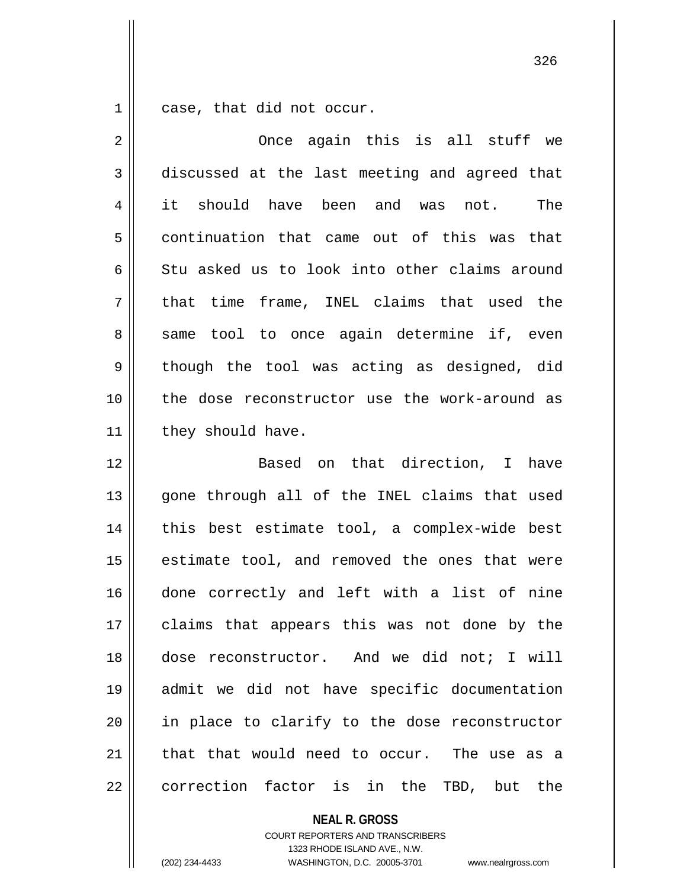case, that did not occur.

Once again this is all stuff we discussed at the last meeting and agreed that it should have been and was not. The continuation that came out of this was that Stu asked us to look into other claims around that time frame, INEL claims that used the same tool to once again determine if, even though the tool was acting as designed, did the dose reconstructor use the work-around as they should have.

Based on that direction, I have gone through all of the INEL claims that used this best estimate tool, a complex-wide best estimate tool, and removed the ones that were done correctly and left with a list of nine claims that appears this was not done by the dose reconstructor. And we did not; I will admit we did not have specific documentation in place to clarify to the dose reconstructor that that would need to occur. The use as a correction factor is in the TBD, but the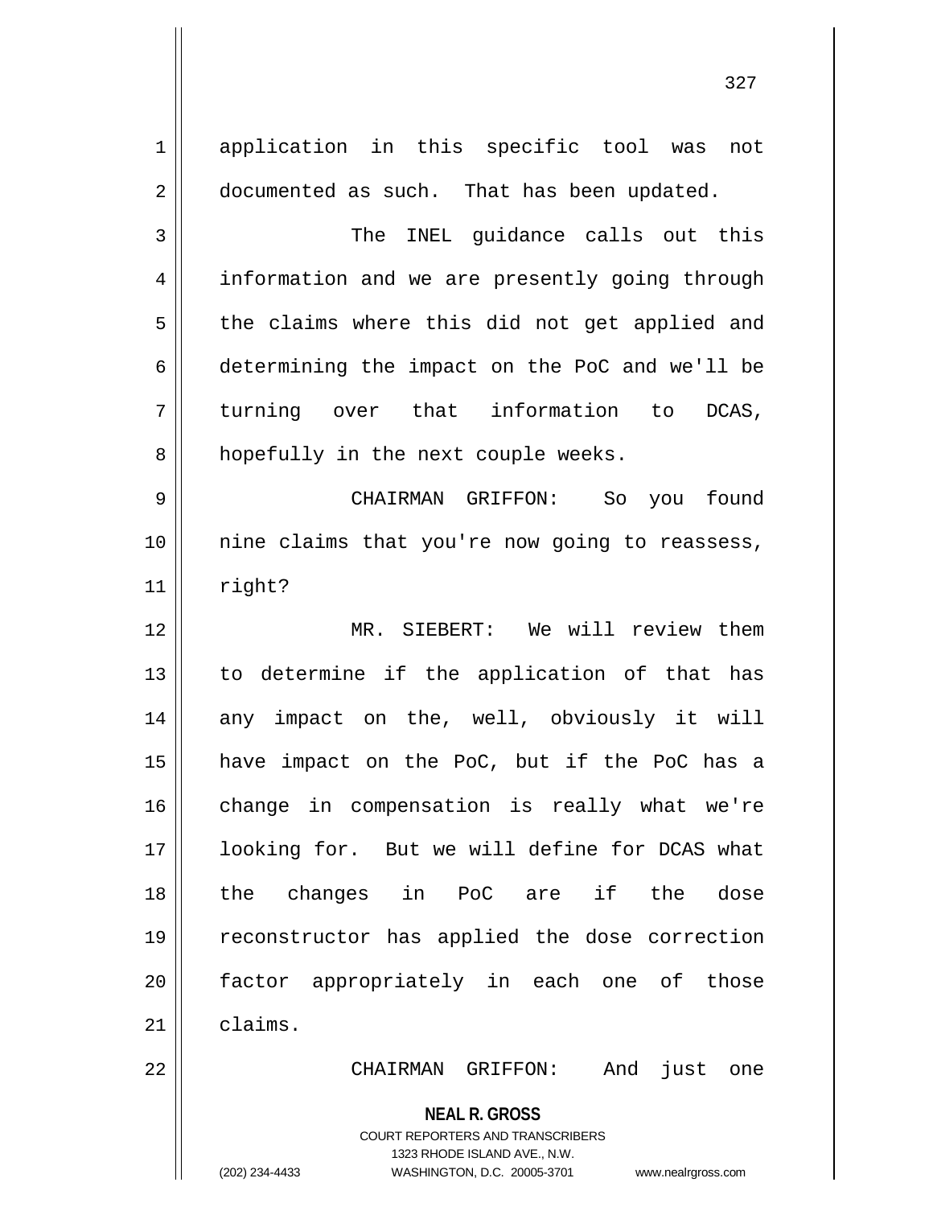application in this specific tool was not documented as such. That has been updated.

The INEL guidance calls out this information and we are presently going through the claims where this did not get applied and determining the impact on the PoC and we'll be turning over that information to DCAS, hopefully in the next couple weeks.

CHAIRMAN GRIFFON: So you found nine claims that you're now going to reassess, right?

MR. SIEBERT: We will review them to determine if the application of that has any impact on the, well, obviously it will have impact on the PoC, but if the PoC has a change in compensation is really what we're looking for. But we will define for DCAS what the changes in PoC are if the dose reconstructor has applied the dose correction factor appropriately in each one of those claims.

CHAIRMAN GRIFFON: And just one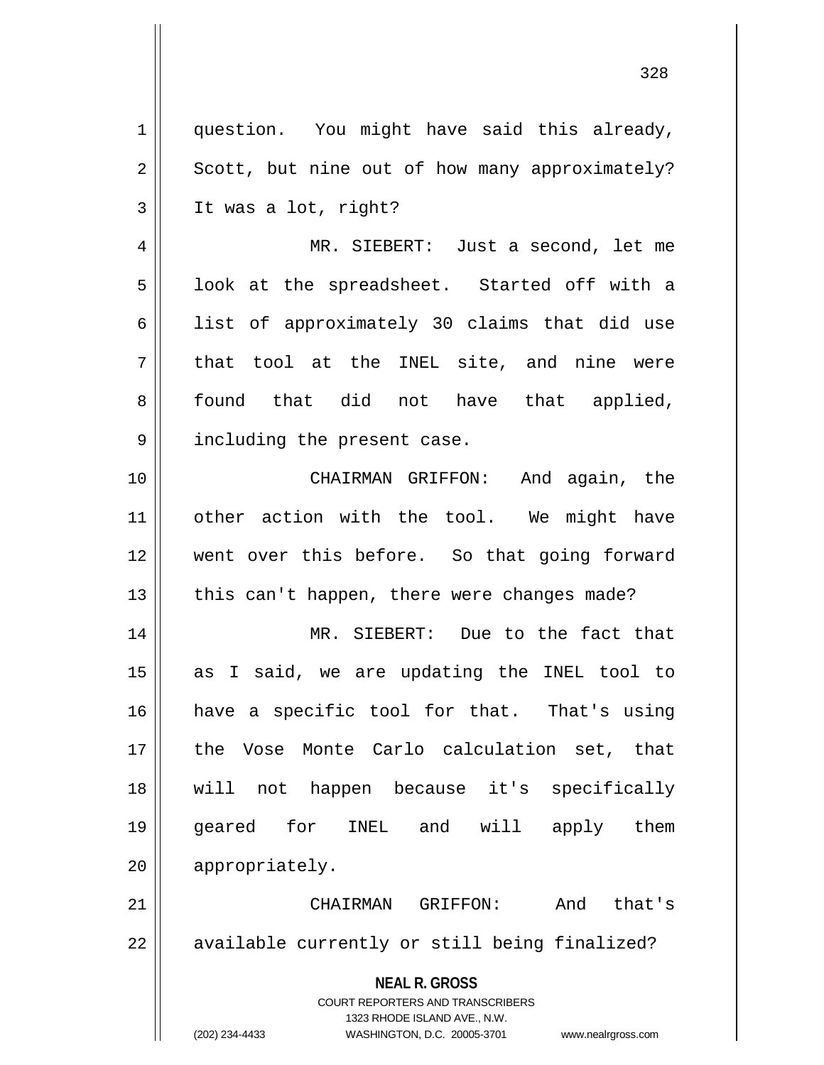question. You might have said this already, Scott, but nine out of how many approximately? It was a lot, right?

MR. SIEBERT: Just a second, let me look at the spreadsheet. Started off with a list of approximately 30 claims that did use that tool at the INEL site, and nine were found that did not have that applied, including the present case.

CHAIRMAN GRIFFON: And again, the other action with the tool. We might have went over this before. So that going forward this can't happen, there were changes made?

MR. SIEBERT: Due to the fact that as I said, we are updating the INEL tool to have a specific tool for that. That's using the Vose Monte Carlo calculation set, that will not happen because it's specifically geared for INEL and will apply them appropriately.

CHAIRMAN GRIFFON: And that's available currently or still being finalized?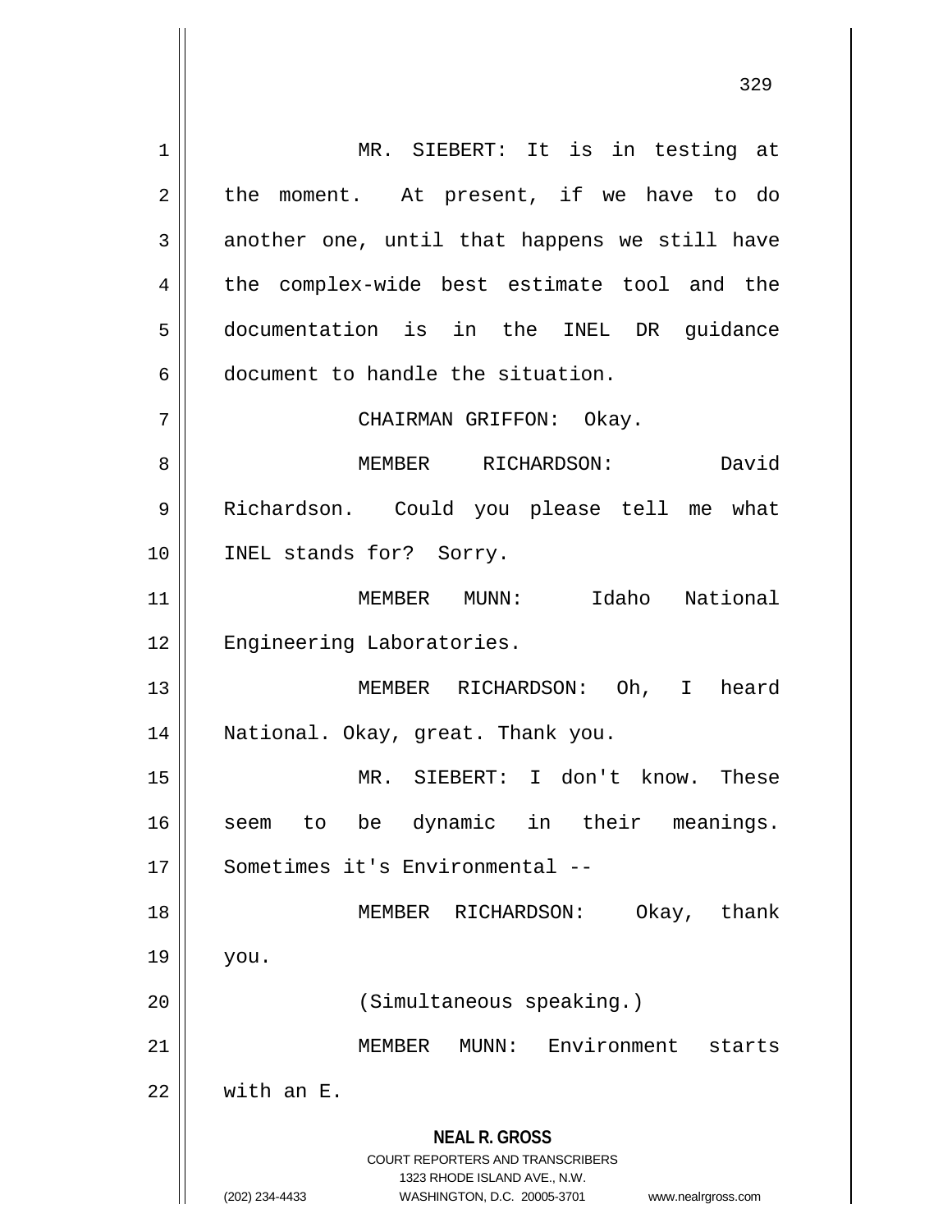MR. SIEBERT: It is in testing at the moment. At present, if we have to do another one, until that happens we still have the complex-wide best estimate tool and the documentation is in the INEL DR guidance document to handle the situation.

CHAIRMAN GRIFFON: Okay.

MEMBER RICHARDSON: David Richardson. Could you please tell me what INEL stands for? Sorry.

MEMBER MUNN: Idaho National Engineering Laboratories.

MEMBER RICHARDSON: Oh, I heard National. Okay, great. Thank you.

MR. SIEBERT: I don't know. These seem to be dynamic in their meanings. Sometimes it's Environmental --

MEMBER RICHARDSON: Okay, thank you.

(Simultaneous speaking.)

MEMBER MUNN: Environment starts with an E.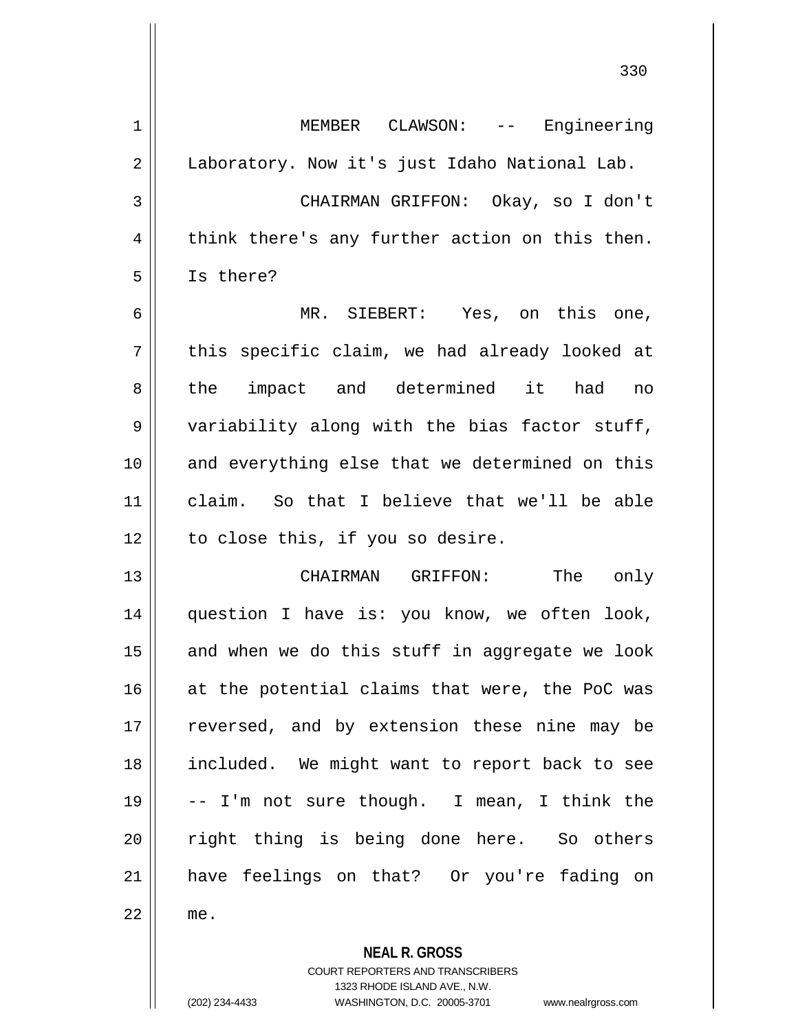MEMBER CLAWSON: -- Engineering Laboratory. Now it's just Idaho National Lab.

CHAIRMAN GRIFFON: Okay, so I don't think there's any further action on this then. Is there?

MR. SIEBERT: Yes, on this one, this specific claim, we had already looked at the impact and determined it had no variability along with the bias factor stuff, and everything else that we determined on this claim. So that I believe that we'll be able to close this, if you so desire.

CHAIRMAN GRIFFON: The only question I have is: you know, we often look, and when we do this stuff in aggregate we look at the potential claims that were, the PoC was reversed, and by extension these nine may be included. We might want to report back to see -- I'm not sure though. I mean, I think the right thing is being done here. So others have feelings on that? Or you're fading on me.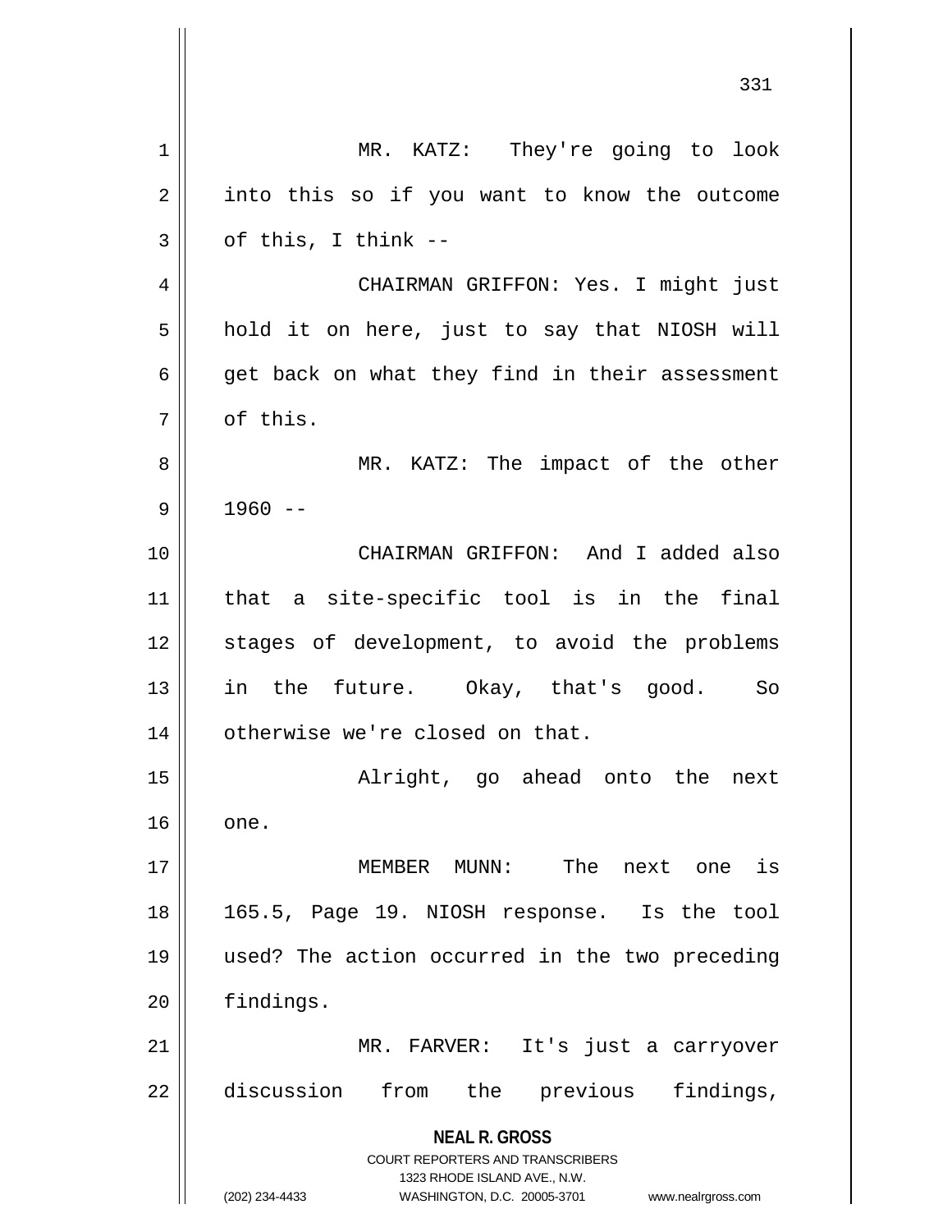MR. KATZ: They're going to look into this so if you want to know the outcome of this, I think --

CHAIRMAN GRIFFON: Yes. I might just hold it on here, just to say that NIOSH will get back on what they find in their assessment of this.

MR. KATZ: The impact of the other 1960 --

CHAIRMAN GRIFFON: And I added also that a site-specific tool is in the final stages of development, to avoid the problems in the future. Okay, that's good. So otherwise we're closed on that.

Alright, go ahead onto the next one.

MEMBER MUNN: The next one is 165.5, Page 19. NIOSH response. Is the tool used? The action occurred in the two preceding findings.

MR. FARVER: It's just a carryover discussion from the previous findings,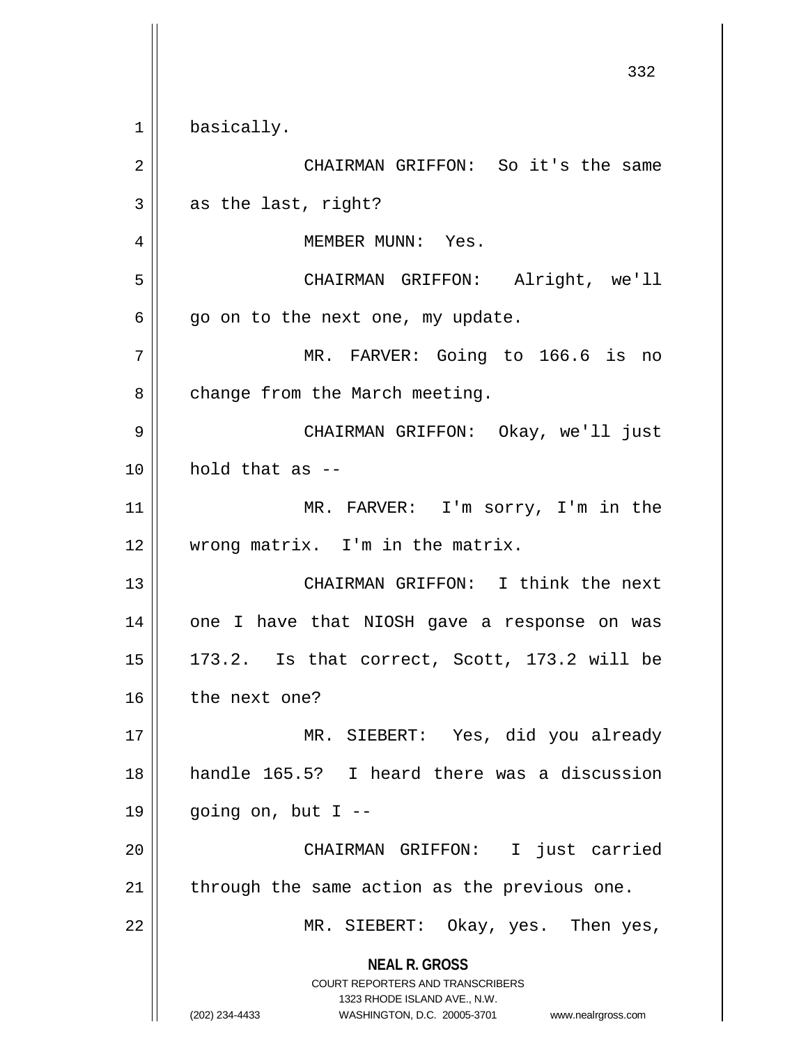basically.

CHAIRMAN GRIFFON: So it's the same as the last, right?

MEMBER MUNN: Yes.

CHAIRMAN GRIFFON: Alright, we'll go on to the next one, my update.

MR. FARVER: Going to 166.6 is no change from the March meeting.

CHAIRMAN GRIFFON: Okay, we'll just hold that as --

MR. FARVER: I'm sorry, I'm in the wrong matrix. I'm in the matrix.

CHAIRMAN GRIFFON: I think the next one I have that NIOSH gave a response on was 173.2. Is that correct, Scott, 173.2 will be the next one?

MR. SIEBERT: Yes, did you already handle 165.5? I heard there was a discussion going on, but I --

CHAIRMAN GRIFFON: I just carried through the same action as the previous one.

MR. SIEBERT: Okay, yes. Then yes,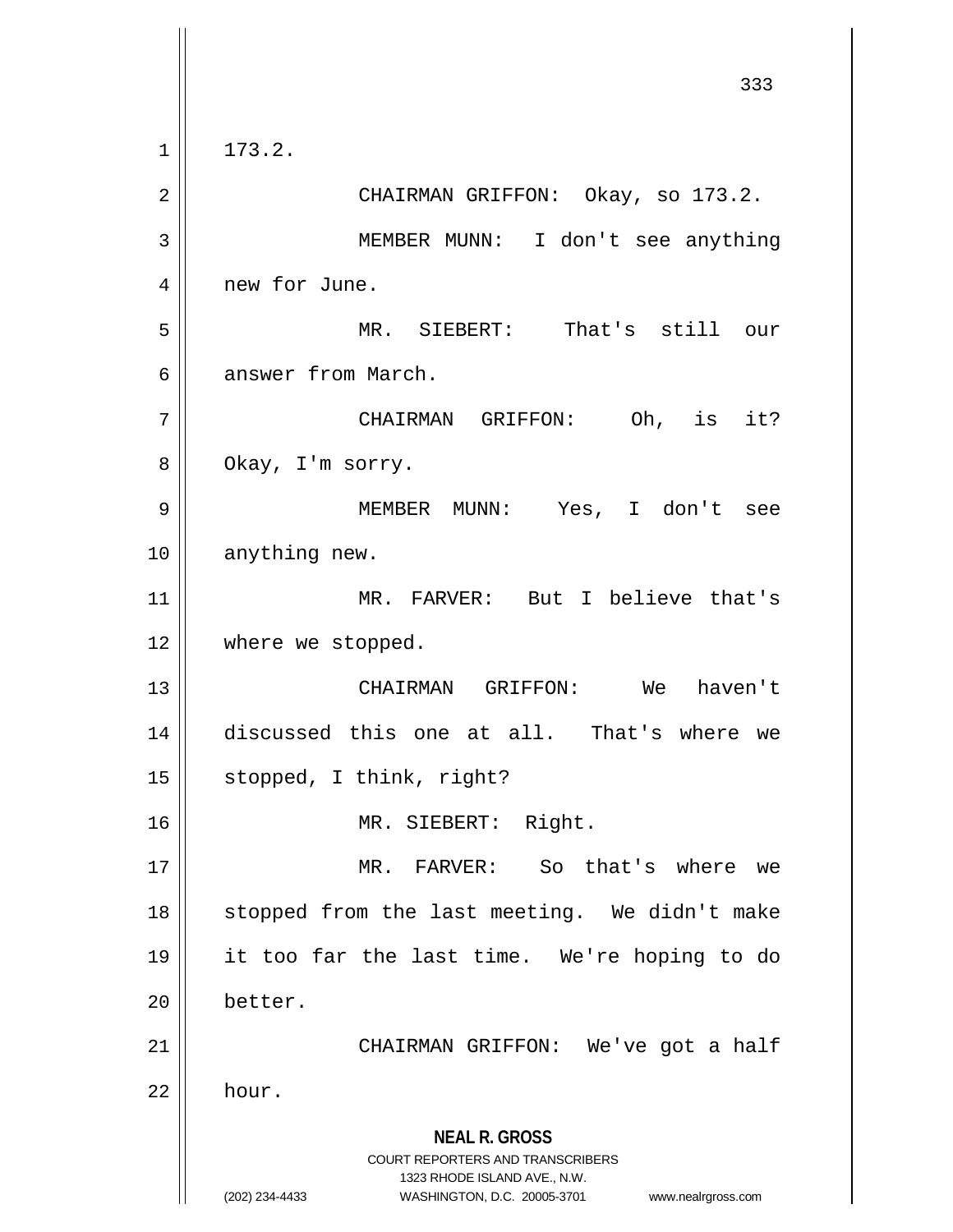173.2.

CHAIRMAN GRIFFON: Okay, so 173.2.

MEMBER MUNN: I don't see anything new for June.

MR. SIEBERT: That's still our answer from March.

CHAIRMAN GRIFFON: Oh, is it? Okay, I'm sorry.

MEMBER MUNN: Yes, I don't see anything new.

MR. FARVER: But I believe that's where we stopped.

CHAIRMAN GRIFFON: We haven't discussed this one at all. That's where we stopped, I think, right?

MR. SIEBERT: Right.

MR. FARVER: So that's where we stopped from the last meeting. We didn't make it too far the last time. We're hoping to do better.

CHAIRMAN GRIFFON: We've got a half hour.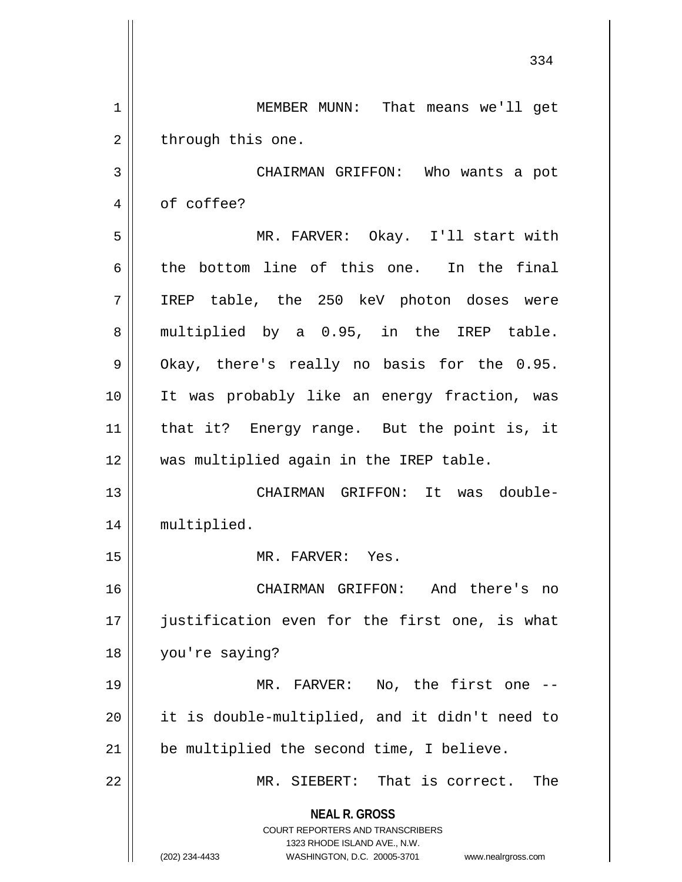MEMBER MUNN: That means we'll get through this one.

CHAIRMAN GRIFFON: Who wants a pot of coffee?

MR. FARVER: Okay. I'll start with the bottom line of this one. In the final IREP table, the 250 keV photon doses were multiplied by a 0.95, in the IREP table. Okay, there's really no basis for the 0.95. It was probably like an energy fraction, was that it? Energy range. But the point is, it was multiplied again in the IREP table.

CHAIRMAN GRIFFON: It was double-multiplied.

MR. FARVER: Yes.

CHAIRMAN GRIFFON: And there's no justification even for the first one, is what you're saying?

MR. FARVER: No, the first one -- it is double-multiplied, and it didn't need to be multiplied the second time, I believe.

MR. SIEBERT: That is correct. The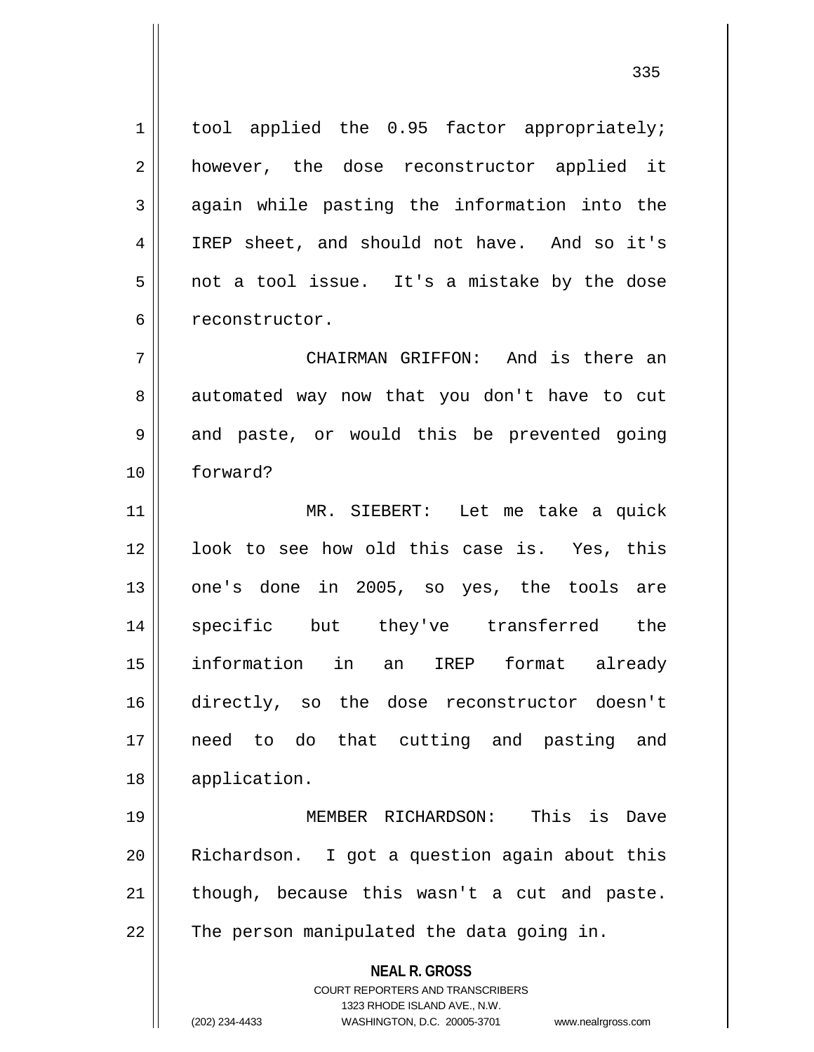tool applied the 0.95 factor appropriately; however, the dose reconstructor applied it again while pasting the information into the IREP sheet, and should not have. And so it's not a tool issue. It's a mistake by the dose reconstructor.

CHAIRMAN GRIFFON: And is there an automated way now that you don't have to cut and paste, or would this be prevented going forward?

MR. SIEBERT: Let me take a quick look to see how old this case is. Yes, this one's done in 2005, so yes, the tools are specific but they've transferred the information in an IREP format already directly, so the dose reconstructor doesn't need to do that cutting and pasting and application.

MEMBER RICHARDSON: This is Dave Richardson. I got a question again about this though, because this wasn't a cut and paste. The person manipulated the data going in.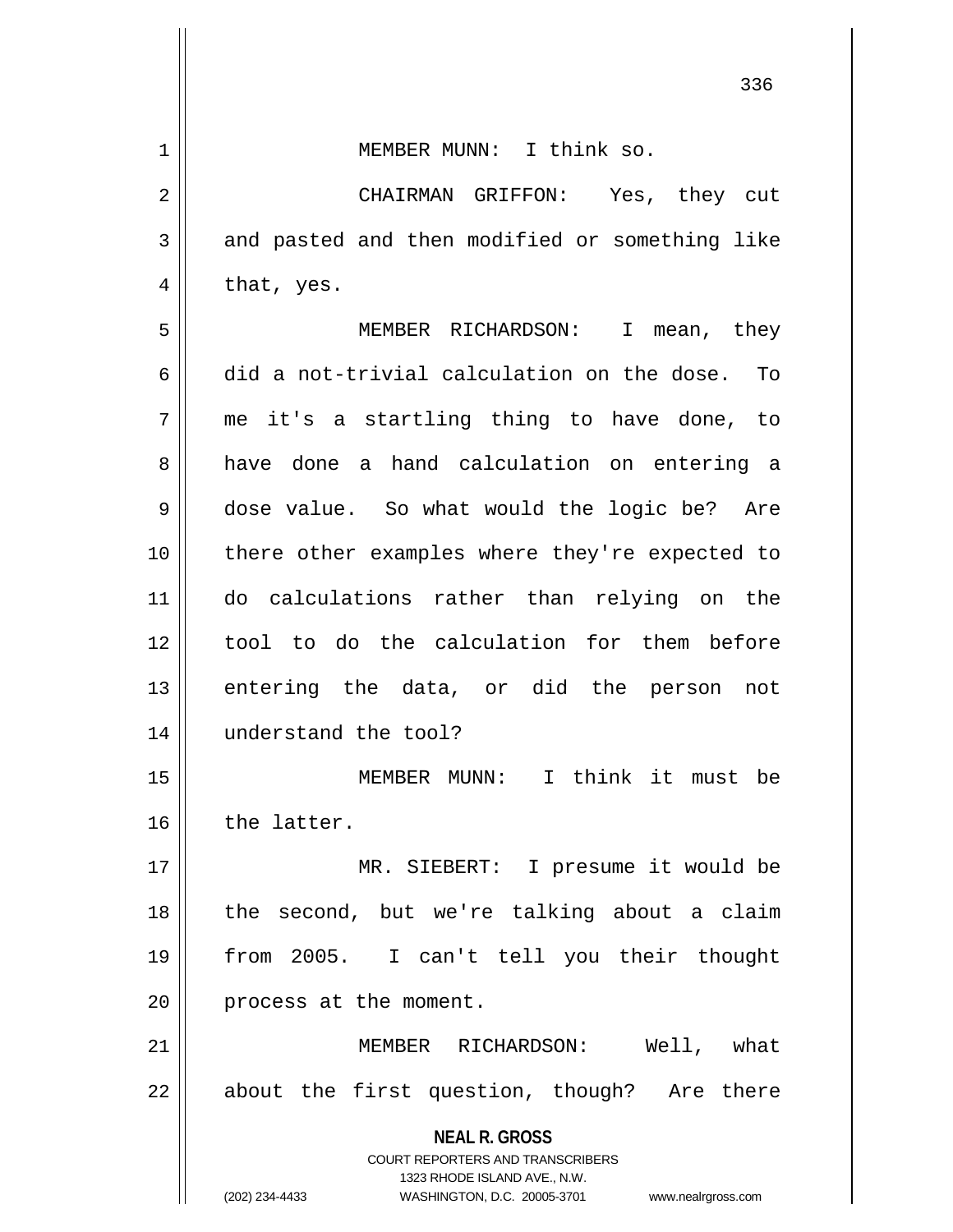MEMBER MUNN: I think so.

CHAIRMAN GRIFFON: Yes, they cut and pasted and then modified or something like that, yes.

MEMBER RICHARDSON: I mean, they did a not-trivial calculation on the dose. To me it's a startling thing to have done, to have done a hand calculation on entering a dose value. So what would the logic be? Are there other examples where they're expected to do calculations rather than relying on the tool to do the calculation for them before entering the data, or did the person not understand the tool?

MEMBER MUNN: I think it must be the latter.

MR. SIEBERT: I presume it would be the second, but we're talking about a claim from 2005. I can't tell you their thought process at the moment.

MEMBER RICHARDSON: Well, what about the first question, though? Are there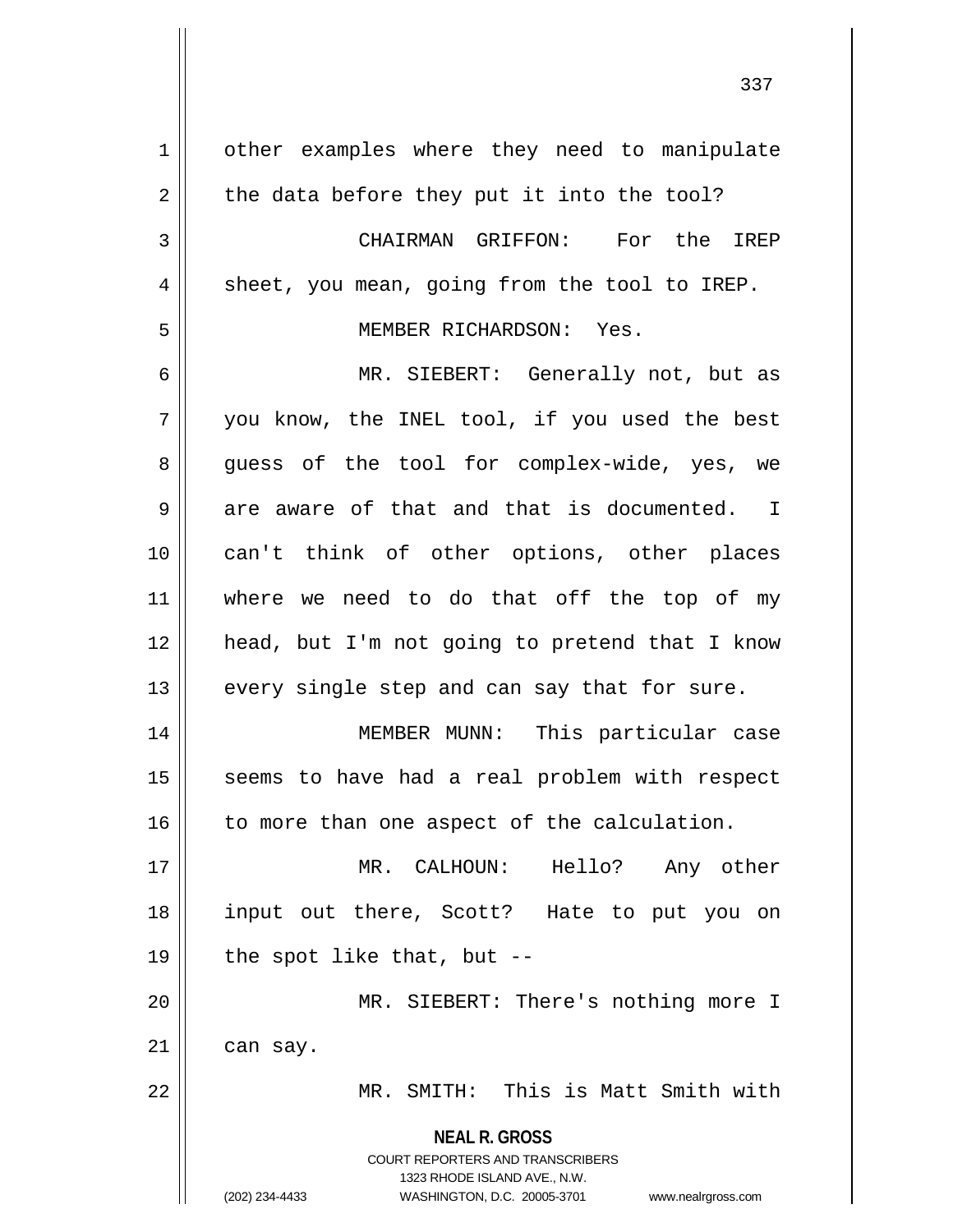other examples where they need to manipulate the data before they put it into the tool?

CHAIRMAN GRIFFON: For the IREP sheet, you mean, going from the tool to IREP.

MEMBER RICHARDSON: Yes.

MR. SIEBERT: Generally not, but as you know, the INEL tool, if you used the best guess of the tool for complex-wide, yes, we are aware of that and that is documented. I can't think of other options, other places where we need to do that off the top of my head, but I'm not going to pretend that I know every single step and can say that for sure.

MEMBER MUNN: This particular case seems to have had a real problem with respect to more than one aspect of the calculation.

MR. CALHOUN: Hello? Any other input out there, Scott? Hate to put you on the spot like that, but --

MR. SIEBERT: There's nothing more I can say.

MR. SMITH: This is Matt Smith with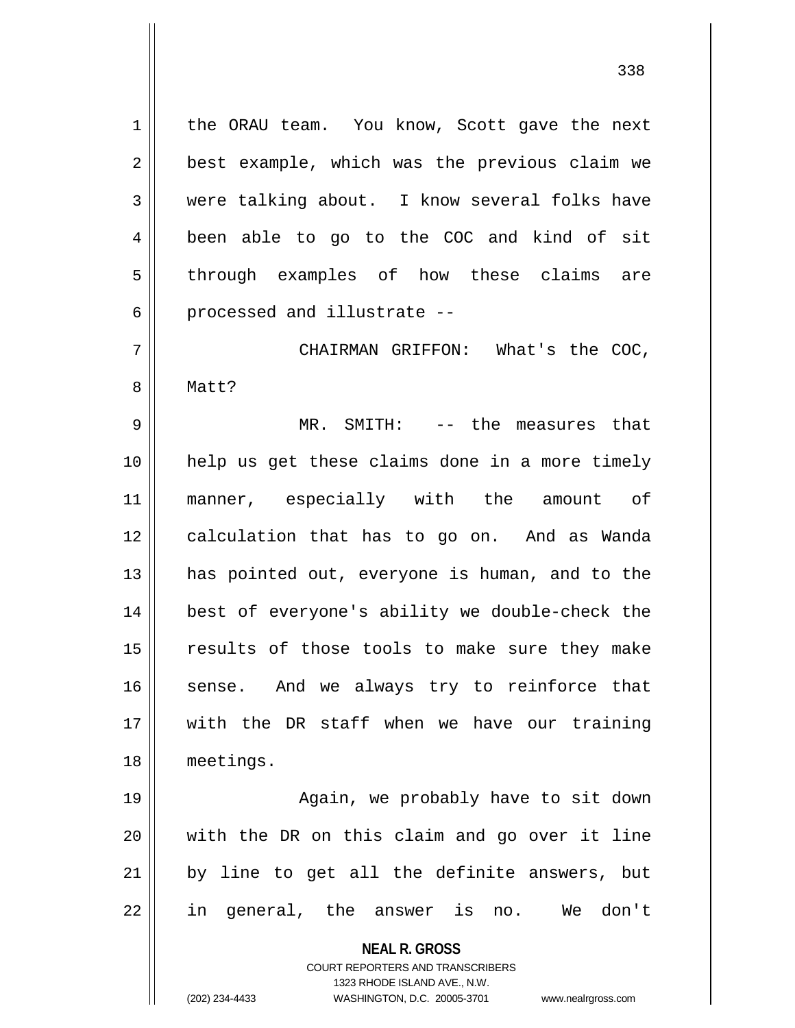the ORAU team. You know, Scott gave the next best example, which was the previous claim we were talking about. I know several folks have been able to go to the COC and kind of sit through examples of how these claims are processed and illustrate --

CHAIRMAN GRIFFON: What's the COC, Matt?

MR. SMITH: -- the measures that help us get these claims done in a more timely manner, especially with the amount of calculation that has to go on. And as Wanda has pointed out, everyone is human, and to the best of everyone's ability we double-check the results of those tools to make sure they make sense. And we always try to reinforce that with the DR staff when we have our training meetings.

Again, we probably have to sit down with the DR on this claim and go over it line by line to get all the definite answers, but in general, the answer is no. We don't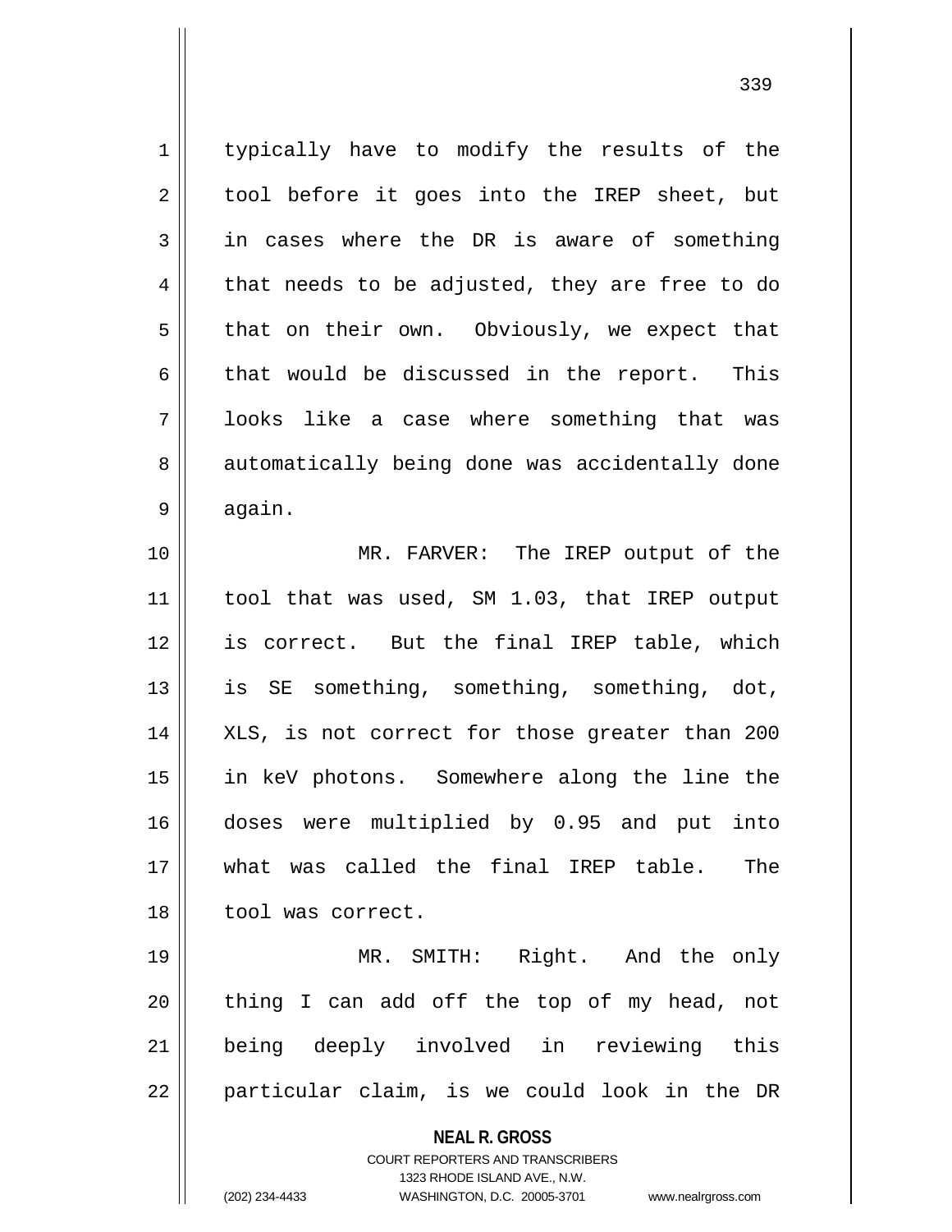typically have to modify the results of the tool before it goes into the IREP sheet, but in cases where the DR is aware of something that needs to be adjusted, they are free to do that on their own. Obviously, we expect that that would be discussed in the report. This looks like a case where something that was automatically being done was accidentally done again.

MR. FARVER: The IREP output of the tool that was used, SM 1.03, that IREP output is correct. But the final IREP table, which is SE something, something, something, dot, XLS, is not correct for those greater than 200 in keV photons. Somewhere along the line the doses were multiplied by 0.95 and put into what was called the final IREP table. The tool was correct.

MR. SMITH: Right. And the only thing I can add off the top of my head, not being deeply involved in reviewing this particular claim, is we could look in the DR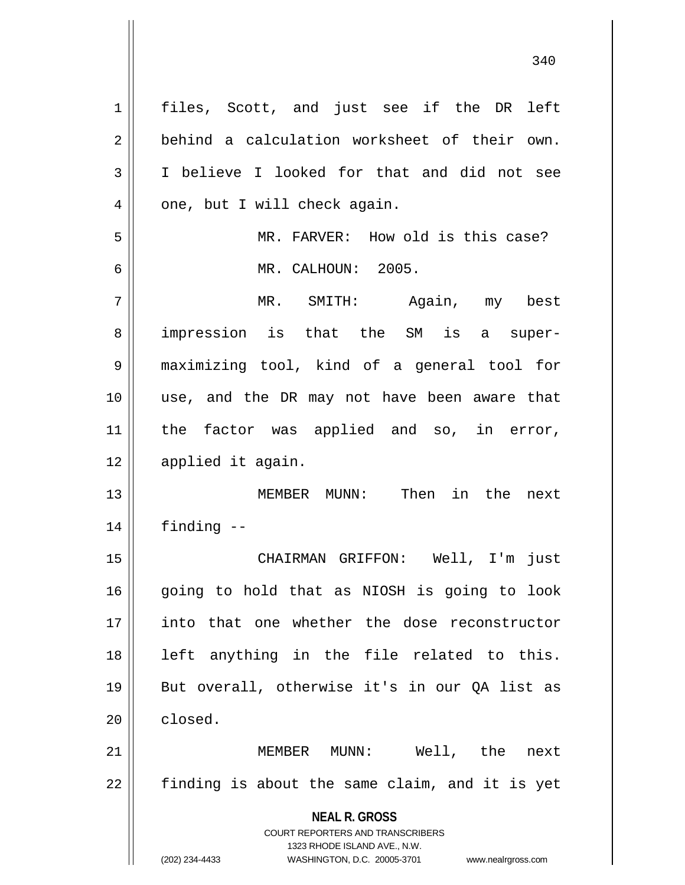files, Scott, and just see if the DR left behind a calculation worksheet of their own. I believe I looked for that and did not see one, but I will check again.

MR. FARVER: How old is this case?

MR. CALHOUN: 2005.

MR. SMITH: Again, my best impression is that the SM is a super-maximizing tool, kind of a general tool for use, and the DR may not have been aware that the factor was applied and so, in error, applied it again.

MEMBER MUNN: Then in the next finding --

CHAIRMAN GRIFFON: Well, I'm just going to hold that as NIOSH is going to look into that one whether the dose reconstructor left anything in the file related to this. But overall, otherwise it's in our QA list as closed.

MEMBER MUNN: Well, the next finding is about the same claim, and it is yet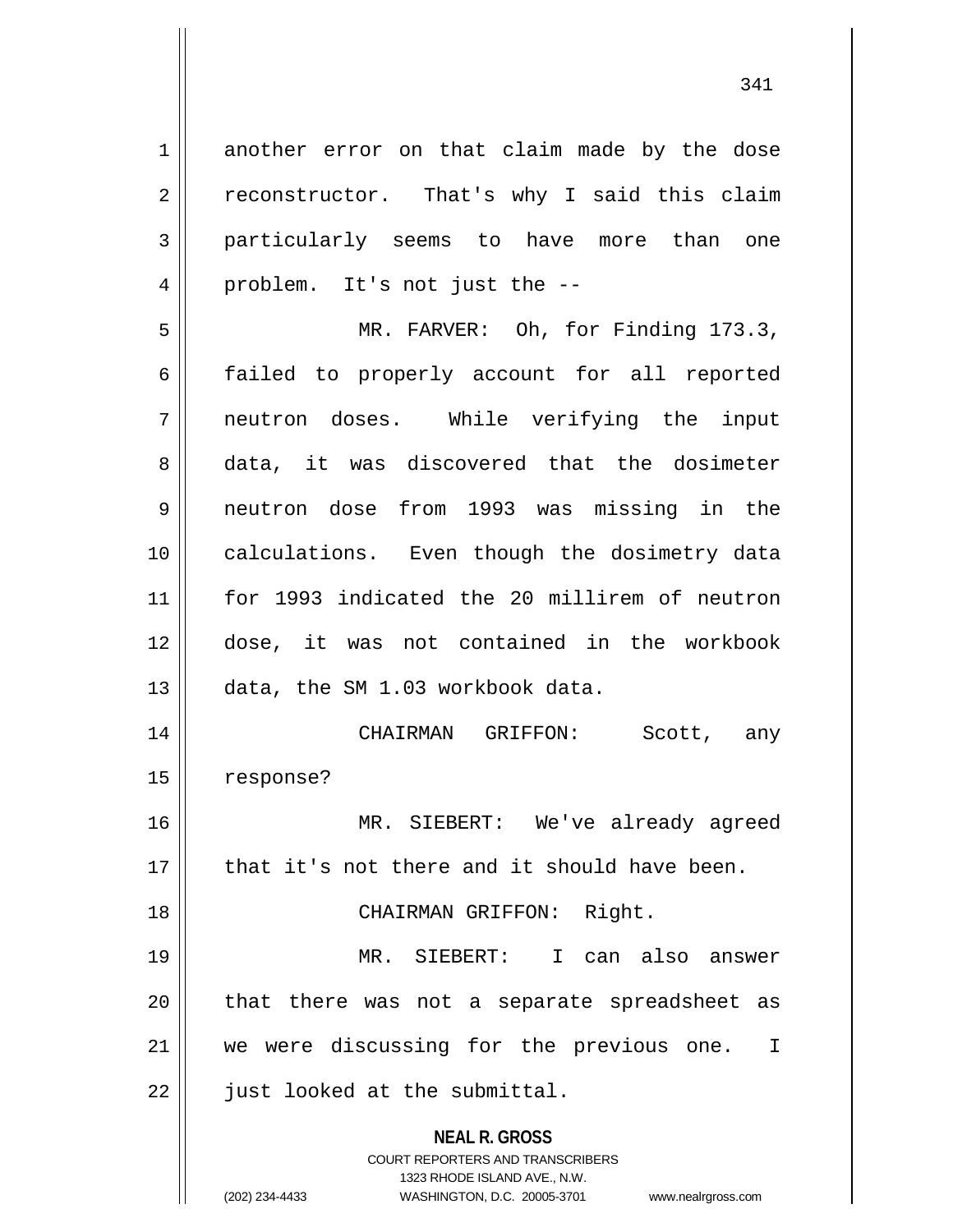another error on that claim made by the dose reconstructor. That's why I said this claim particularly seems to have more than one problem. It's not just the --

MR. FARVER: Oh, for Finding 173.3, failed to properly account for all reported neutron doses. While verifying the input data, it was discovered that the dosimeter neutron dose from 1993 was missing in the calculations. Even though the dosimetry data for 1993 indicated the 20 millirem of neutron dose, it was not contained in the workbook data, the SM 1.03 workbook data.

CHAIRMAN GRIFFON: Scott, any response?

MR. SIEBERT: We've already agreed that it's not there and it should have been.

CHAIRMAN GRIFFON: Right.

MR. SIEBERT: I can also answer that there was not a separate spreadsheet as we were discussing for the previous one. I just looked at the submittal.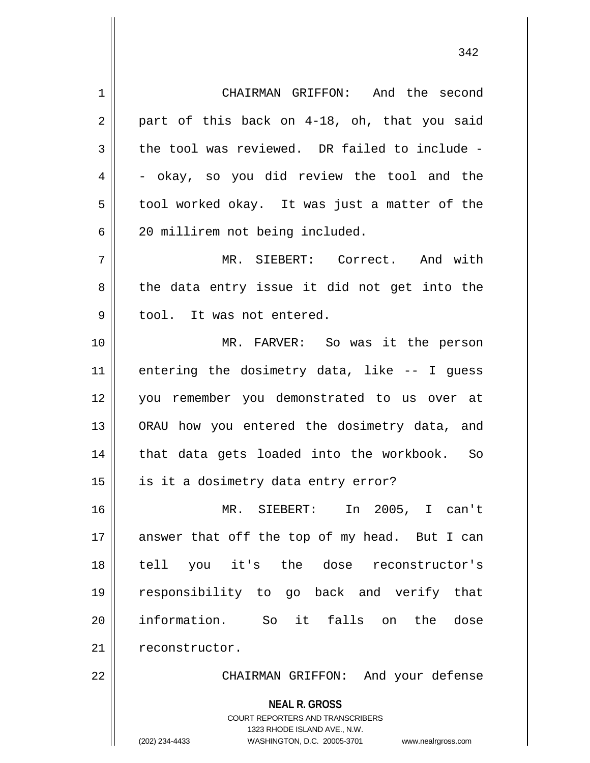CHAIRMAN GRIFFON: And the second part of this back on 4-18, oh, that you said the tool was reviewed. DR failed to include -- okay, so you did review the tool and the tool worked okay. It was just a matter of the 20 millirem not being included.

MR. SIEBERT: Correct. And with the data entry issue it did not get into the tool. It was not entered.

MR. FARVER: So was it the person entering the dosimetry data, like -- I guess you remember you demonstrated to us over at ORAU how you entered the dosimetry data, and that data gets loaded into the workbook. So is it a dosimetry data entry error?

MR. SIEBERT: In 2005, I can't answer that off the top of my head. But I can tell you it's the dose reconstructor's responsibility to go back and verify that information. So it falls on the dose reconstructor.

CHAIRMAN GRIFFON: And your defense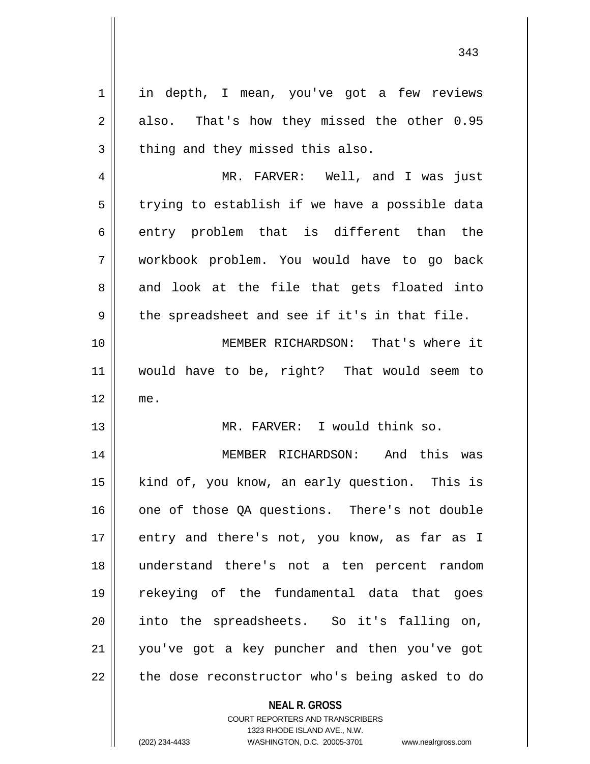in depth, I mean, you've got a few reviews also. That's how they missed the other 0.95 thing and they missed this also.

MR. FARVER: Well, and I was just trying to establish if we have a possible data entry problem that is different than the workbook problem. You would have to go back and look at the file that gets floated into the spreadsheet and see if it's in that file.

MEMBER RICHARDSON: That's where it would have to be, right? That would seem to me.

MR. FARVER: I would think so.

MEMBER RICHARDSON: And this was kind of, you know, an early question. This is one of those QA questions. There's not double entry and there's not, you know, as far as I understand there's not a ten percent random rekeying of the fundamental data that goes into the spreadsheets. So it's falling on, you've got a key puncher and then you've got the dose reconstructor who's being asked to do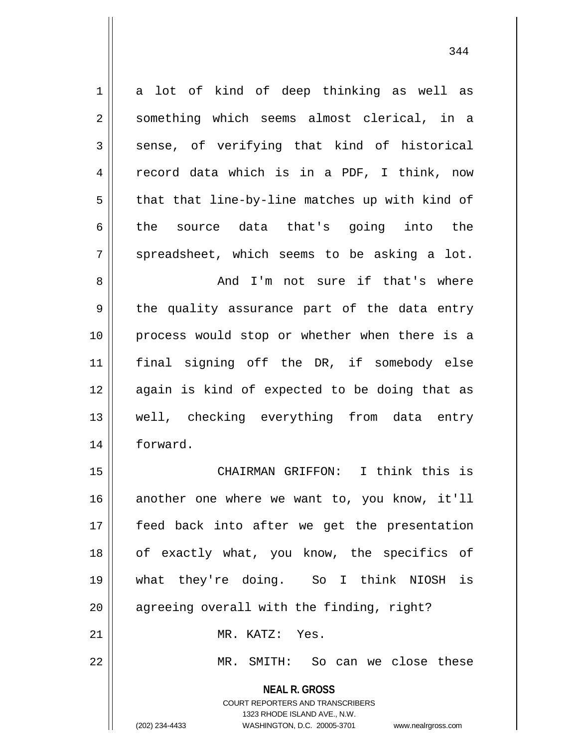a lot of kind of deep thinking as well as something which seems almost clerical, in a sense, of verifying that kind of historical record data which is in a PDF, I think, now that that line-by-line matches up with kind of the source data that's going into the spreadsheet, which seems to be asking a lot.

And I'm not sure if that's where the quality assurance part of the data entry process would stop or whether when there is a final signing off the DR, if somebody else again is kind of expected to be doing that as well, checking everything from data entry forward.

CHAIRMAN GRIFFON: I think this is another one where we want to, you know, it'll feed back into after we get the presentation of exactly what, you know, the specifics of what they're doing. So I think NIOSH is agreeing overall with the finding, right?

MR. KATZ: Yes.

MR. SMITH: So can we close these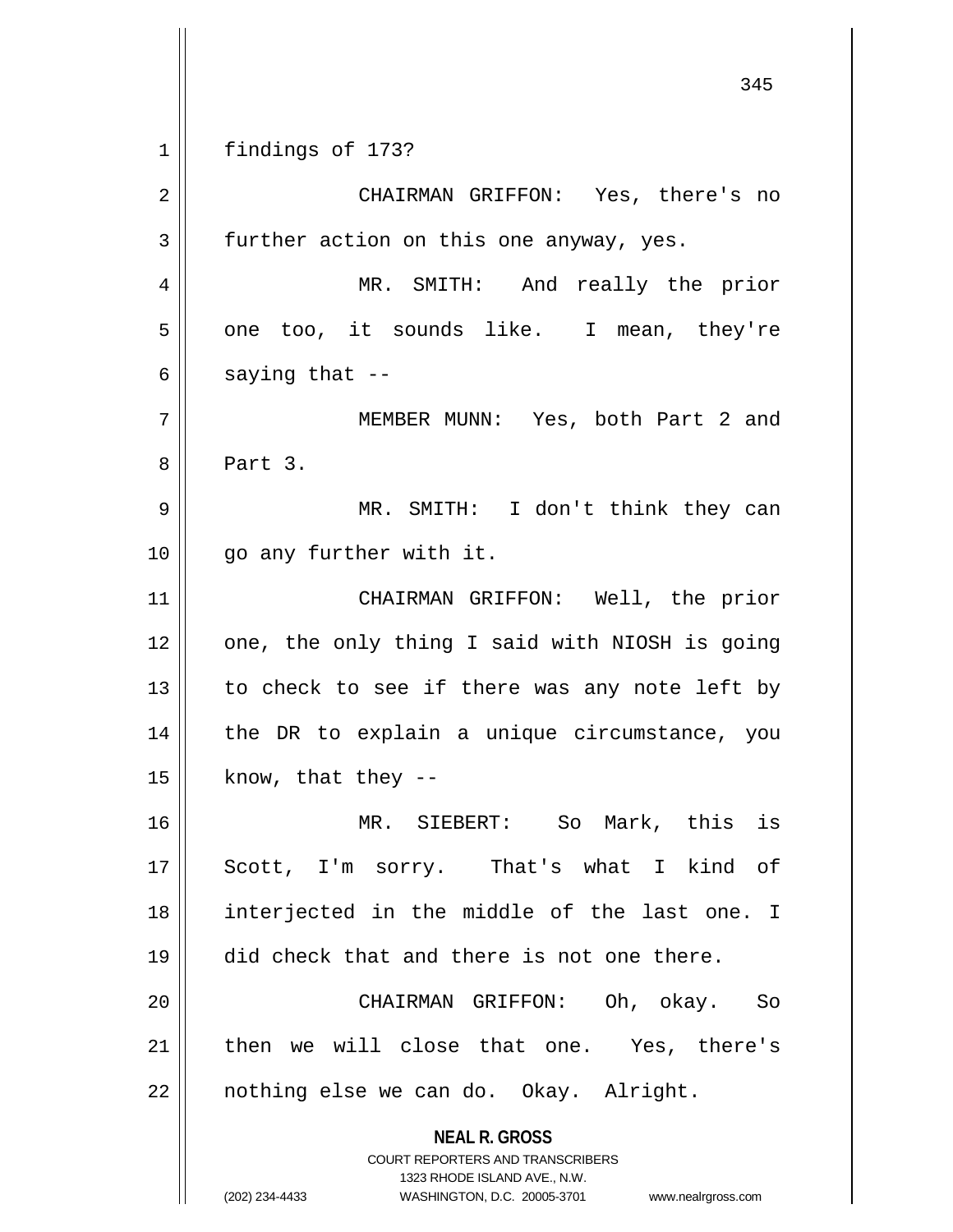findings of 173?

CHAIRMAN GRIFFON: Yes, there's no further action on this one anyway, yes.

MR. SMITH: And really the prior one too, it sounds like. I mean, they're saying that --

MEMBER MUNN: Yes, both Part 2 and Part 3.

MR. SMITH: I don't think they can go any further with it.

CHAIRMAN GRIFFON: Well, the prior one, the only thing I said with NIOSH is going to check to see if there was any note left by the DR to explain a unique circumstance, you know, that they --

MR. SIEBERT: So Mark, this is Scott, I'm sorry. That's what I kind of interjected in the middle of the last one. I did check that and there is not one there.

CHAIRMAN GRIFFON: Oh, okay. So then we will close that one. Yes, there's nothing else we can do. Okay. Alright.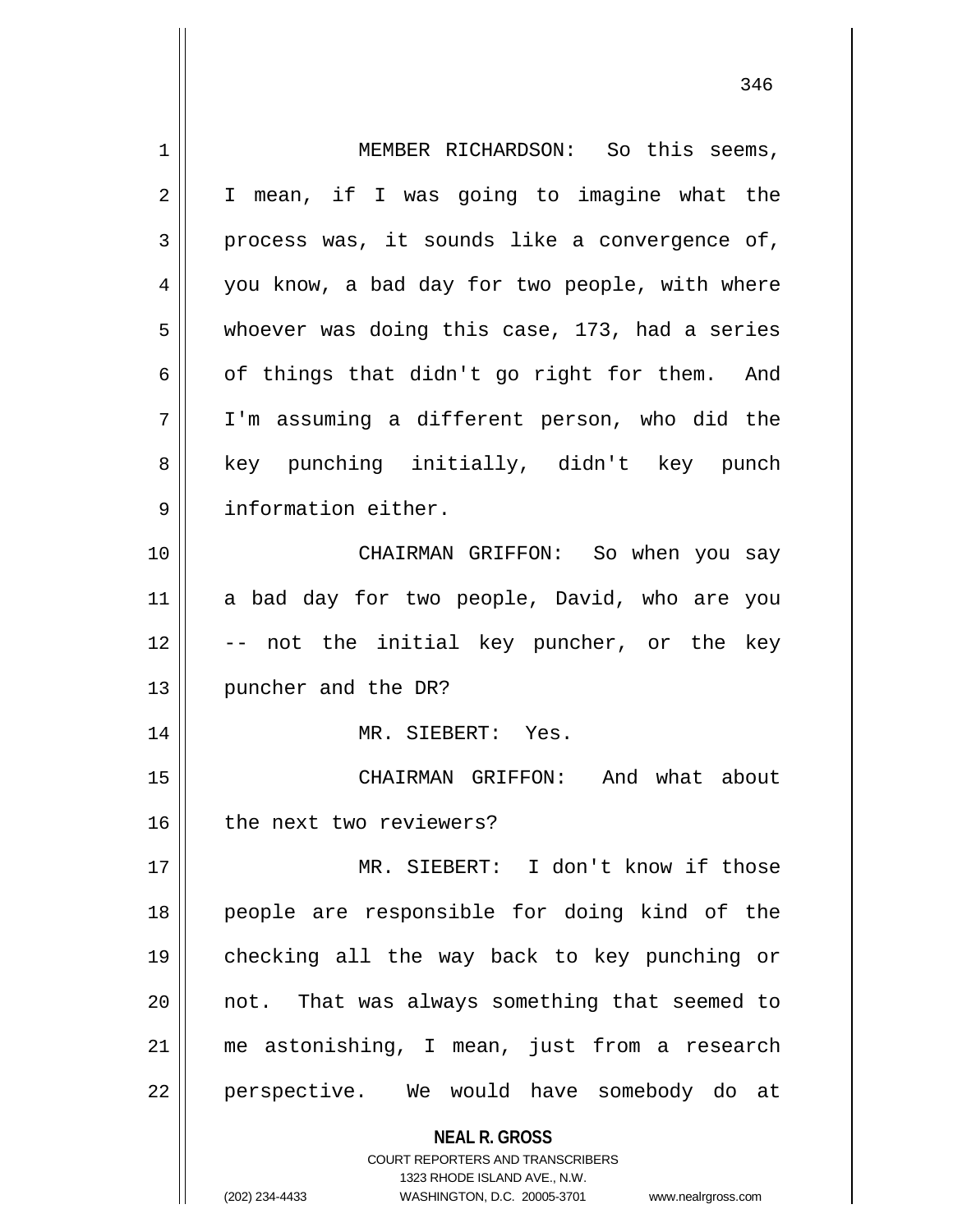MEMBER RICHARDSON: So this seems, I mean, if I was going to imagine what the process was, it sounds like a convergence of, you know, a bad day for two people, with where whoever was doing this case, 173, had a series of things that didn't go right for them. And I'm assuming a different person, who did the key punching initially, didn't key punch information either.

CHAIRMAN GRIFFON: So when you say a bad day for two people, David, who are you -- not the initial key puncher, or the key puncher and the DR?

MR. SIEBERT: Yes.

CHAIRMAN GRIFFON: And what about the next two reviewers?

MR. SIEBERT: I don't know if those people are responsible for doing kind of the checking all the way back to key punching or not. That was always something that seemed to me astonishing, I mean, just from a research perspective. We would have somebody do at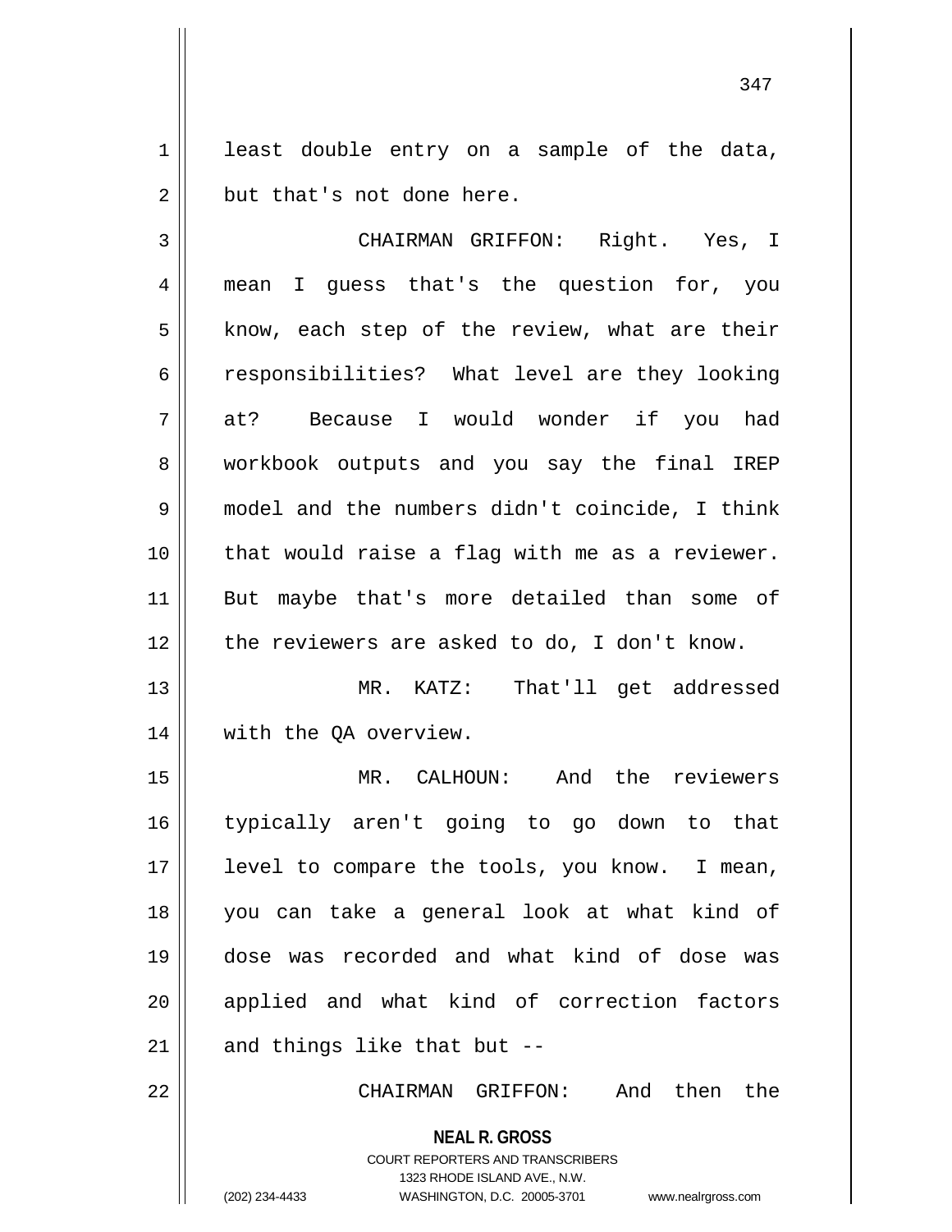least double entry on a sample of the data, but that's not done here.

CHAIRMAN GRIFFON: Right. Yes, I mean I guess that's the question for, you know, each step of the review, what are their responsibilities? What level are they looking at? Because I would wonder if you had workbook outputs and you say the final IREP model and the numbers didn't coincide, I think that would raise a flag with me as a reviewer. But maybe that's more detailed than some of the reviewers are asked to do, I don't know.

MR. KATZ: That'll get addressed with the QA overview.

MR. CALHOUN: And the reviewers typically aren't going to go down to that level to compare the tools, you know. I mean, you can take a general look at what kind of dose was recorded and what kind of dose was applied and what kind of correction factors and things like that but --

CHAIRMAN GRIFFON: And then the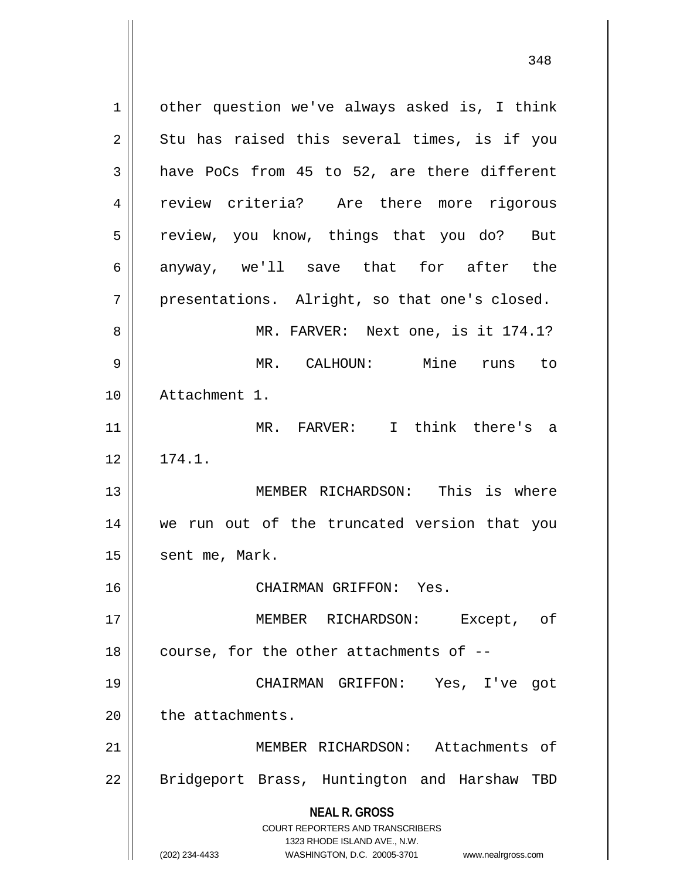other question we've always asked is, I think Stu has raised this several times, is if you have PoCs from 45 to 52, are there different review criteria? Are there more rigorous review, you know, things that you do? But anyway, we'll save that for after the presentations. Alright, so that one's closed.

MR. FARVER: Next one, is it 174.1?

MR. CALHOUN: Mine runs to Attachment 1.

MR. FARVER: I think there's a 174.1.

MEMBER RICHARDSON: This is where we run out of the truncated version that you sent me, Mark.

CHAIRMAN GRIFFON: Yes.

MEMBER RICHARDSON: Except, of course, for the other attachments of --

CHAIRMAN GRIFFON: Yes, I've got the attachments.

MEMBER RICHARDSON: Attachments of Bridgeport Brass, Huntington and Harshaw TBD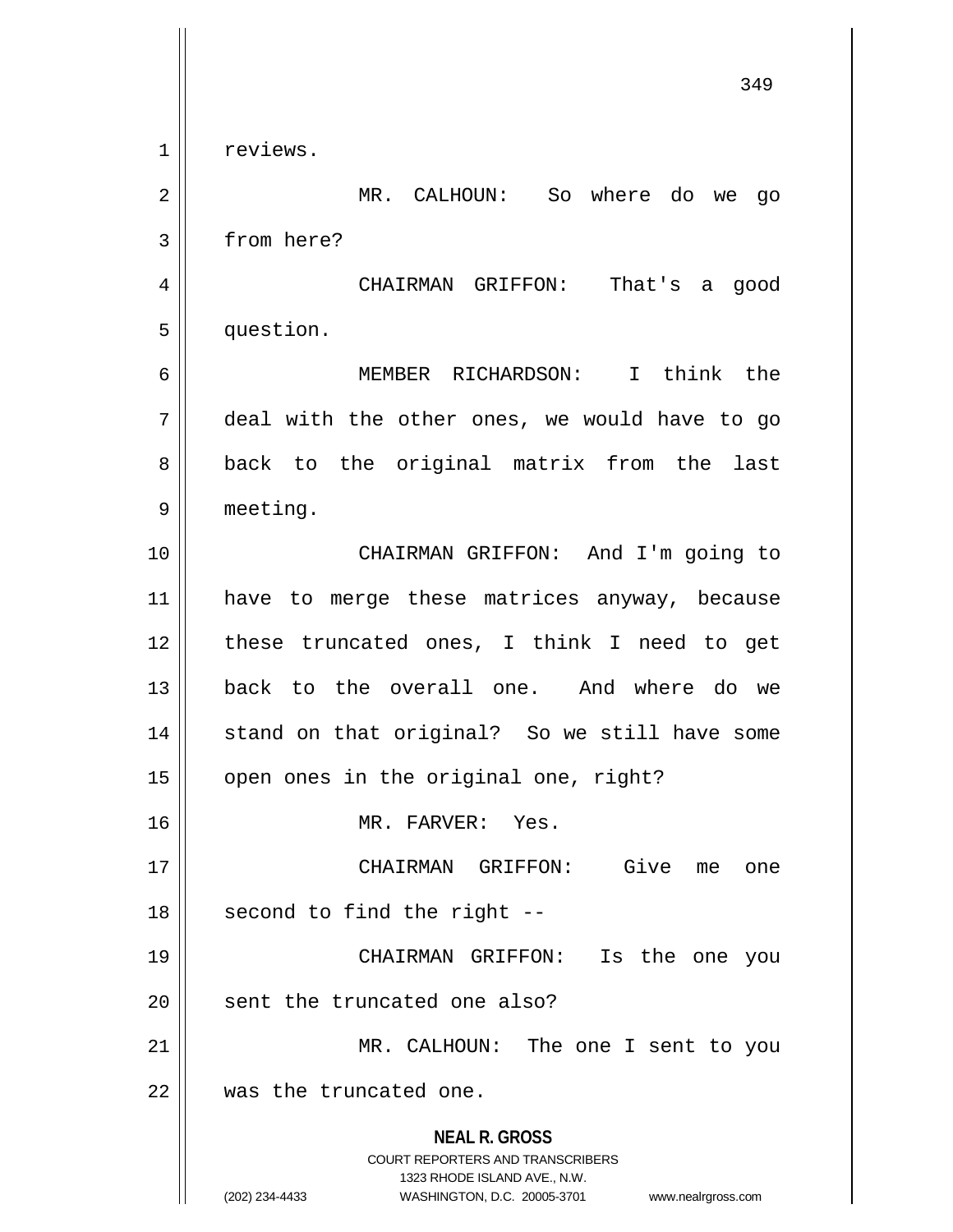reviews.

MR. CALHOUN: So where do we go from here?

CHAIRMAN GRIFFON: That's a good question.

MEMBER RICHARDSON: I think the deal with the other ones, we would have to go back to the original matrix from the last meeting.

CHAIRMAN GRIFFON: And I'm going to have to merge these matrices anyway, because these truncated ones, I think I need to get back to the overall one. And where do we stand on that original? So we still have some open ones in the original one, right?

MR. FARVER: Yes.

CHAIRMAN GRIFFON: Give me one second to find the right --

CHAIRMAN GRIFFON: Is the one you sent the truncated one also?

MR. CALHOUN: The one I sent to you was the truncated one.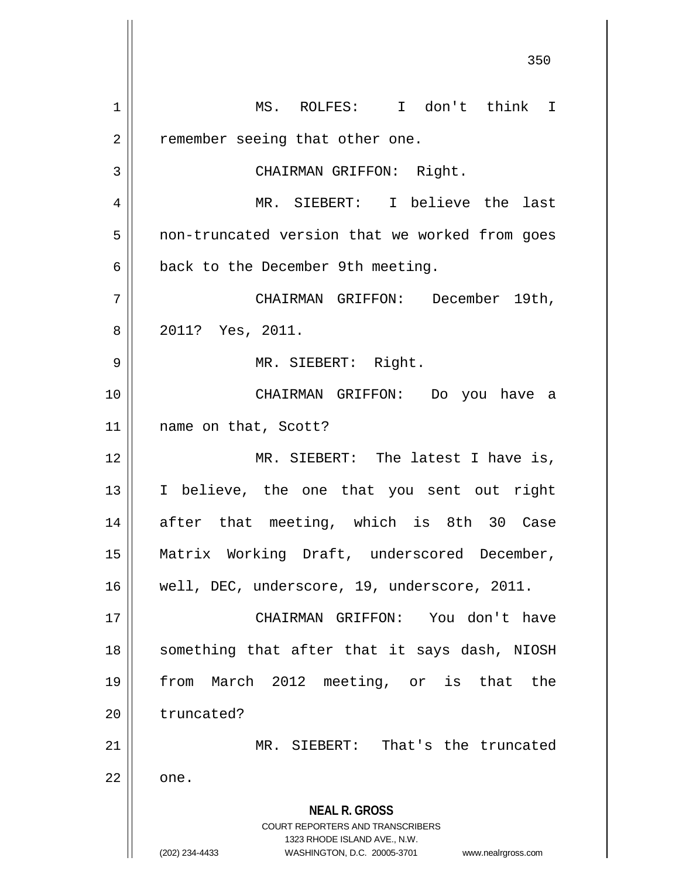MS. ROLFES: I don't think I remember seeing that other one.

CHAIRMAN GRIFFON: Right.

MR. SIEBERT: I believe the last non-truncated version that we worked from goes back to the December 9th meeting.

CHAIRMAN GRIFFON: December 19th, 2011? Yes, 2011.

MR. SIEBERT: Right.

CHAIRMAN GRIFFON: Do you have a name on that, Scott?

MR. SIEBERT: The latest I have is, I believe, the one that you sent out right after that meeting, which is 8th 30 Case Matrix Working Draft, underscored December, well, DEC, underscore, 19, underscore, 2011.

CHAIRMAN GRIFFON: You don't have something that after that it says dash, NIOSH from March 2012 meeting, or is that the truncated?

MR. SIEBERT: That's the truncated one.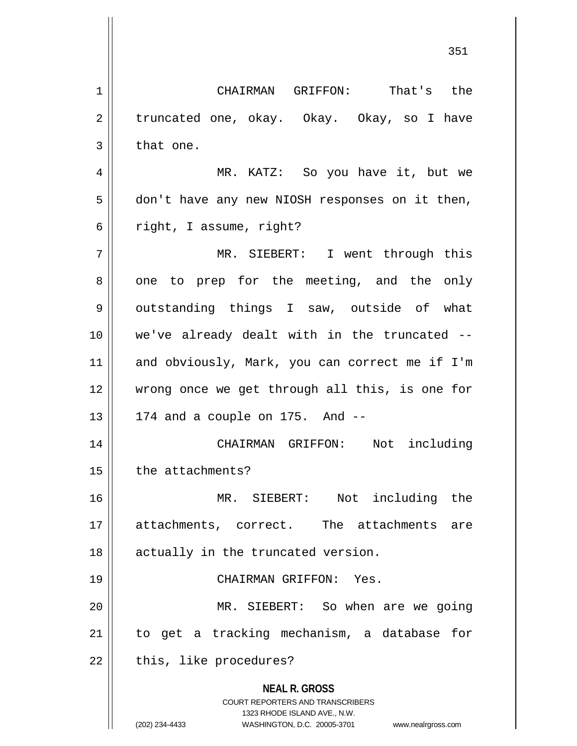CHAIRMAN GRIFFON: That's the truncated one, okay. Okay. Okay, so I have that one.

MR. KATZ: So you have it, but we don't have any new NIOSH responses on it then, right, I assume, right?

MR. SIEBERT: I went through this one to prep for the meeting, and the only outstanding things I saw, outside of what we've already dealt with in the truncated -- and obviously, Mark, you can correct me if I'm wrong once we get through all this, is one for 174 and a couple on 175. And --

CHAIRMAN GRIFFON: Not including the attachments?

MR. SIEBERT: Not including the attachments, correct. The attachments are actually in the truncated version.

CHAIRMAN GRIFFON: Yes.

MR. SIEBERT: So when are we going to get a tracking mechanism, a database for this, like procedures?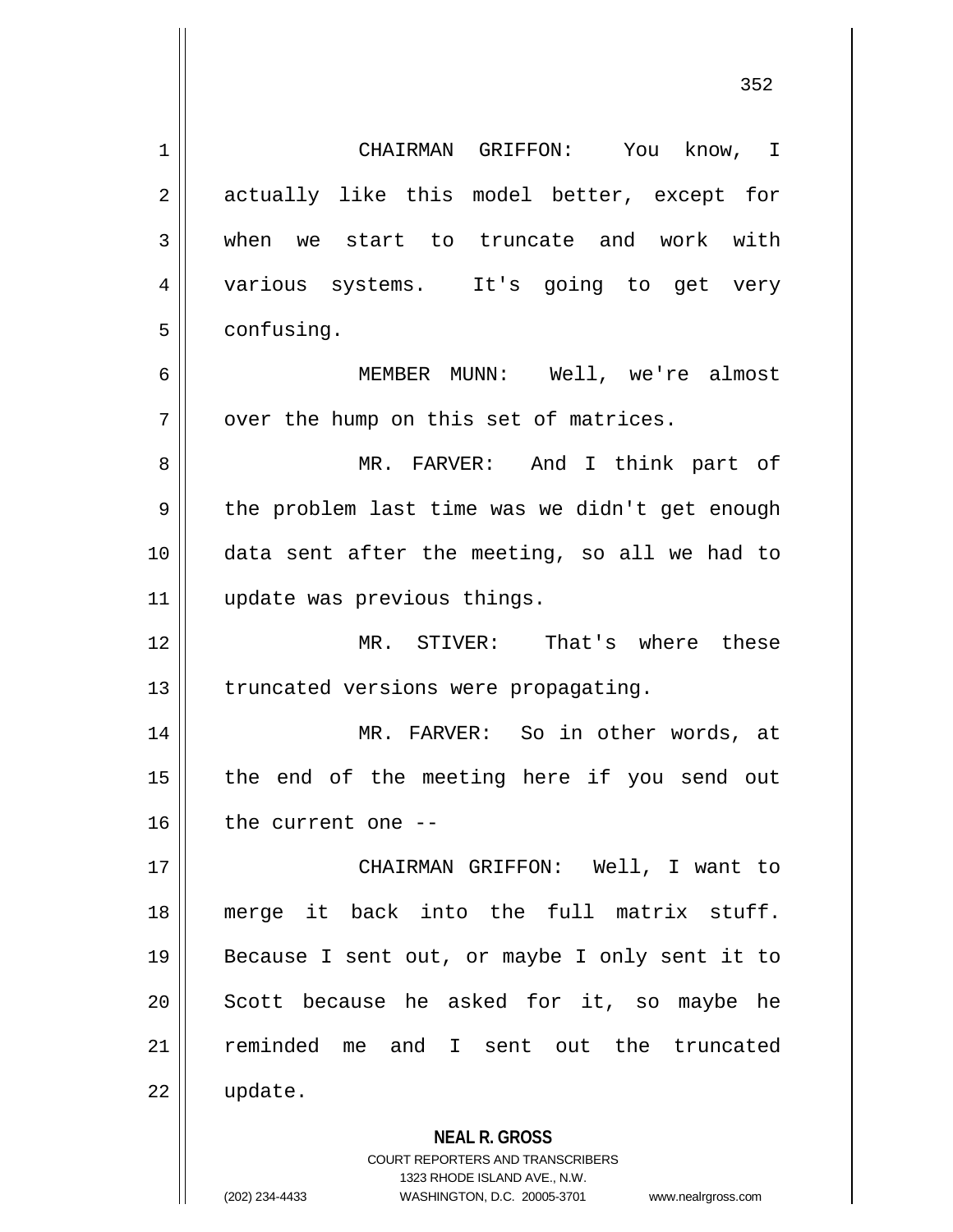CHAIRMAN GRIFFON: You know, I actually like this model better, except for when we start to truncate and work with various systems. It's going to get very confusing.

MEMBER MUNN: Well, we're almost over the hump on this set of matrices.

MR. FARVER: And I think part of the problem last time was we didn't get enough data sent after the meeting, so all we had to update was previous things.

MR. STIVER: That's where these truncated versions were propagating.

MR. FARVER: So in other words, at the end of the meeting here if you send out the current one --

CHAIRMAN GRIFFON: Well, I want to merge it back into the full matrix stuff. Because I sent out, or maybe I only sent it to Scott because he asked for it, so maybe he reminded me and I sent out the truncated update.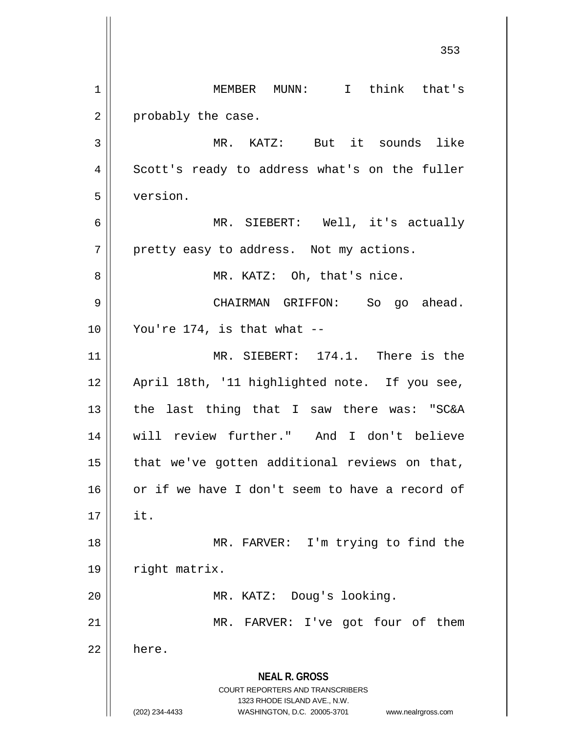MEMBER MUNN: I think that's probably the case.

MR. KATZ: But it sounds like Scott's ready to address what's on the fuller version.

MR. SIEBERT: Well, it's actually pretty easy to address. Not my actions.

MR. KATZ: Oh, that's nice.

CHAIRMAN GRIFFON: So go ahead. You're 174, is that what --

MR. SIEBERT: 174.1. There is the April 18th, '11 highlighted note. If you see, the last thing that I saw there was: "SC&A will review further." And I don't believe that we've gotten additional reviews on that, or if we have I don't seem to have a record of it.

MR. FARVER: I'm trying to find the right matrix.

MR. KATZ: Doug's looking.

MR. FARVER: I've got four of them here.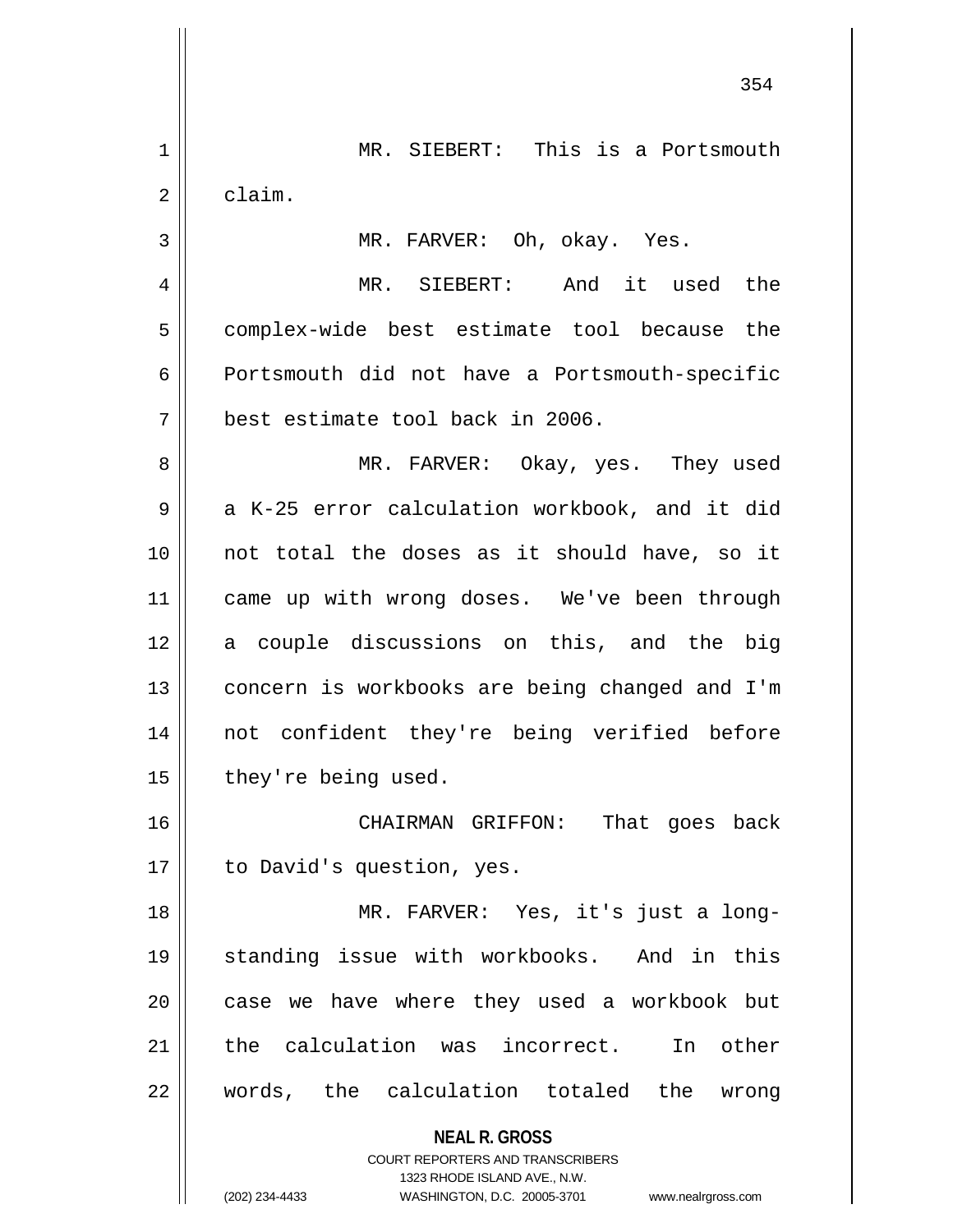MR. SIEBERT: This is a Portsmouth claim.

MR. FARVER: Oh, okay. Yes.

MR. SIEBERT: And it used the complex-wide best estimate tool because the Portsmouth did not have a Portsmouth-specific best estimate tool back in 2006.

MR. FARVER: Okay, yes. They used a K-25 error calculation workbook, and it did not total the doses as it should have, so it came up with wrong doses. We've been through a couple discussions on this, and the big concern is workbooks are being changed and I'm not confident they're being verified before they're being used.

CHAIRMAN GRIFFON: That goes back to David's question, yes.

MR. FARVER: Yes, it's just a long-standing issue with workbooks. And in this case we have where they used a workbook but the calculation was incorrect. In other words, the calculation totaled the wrong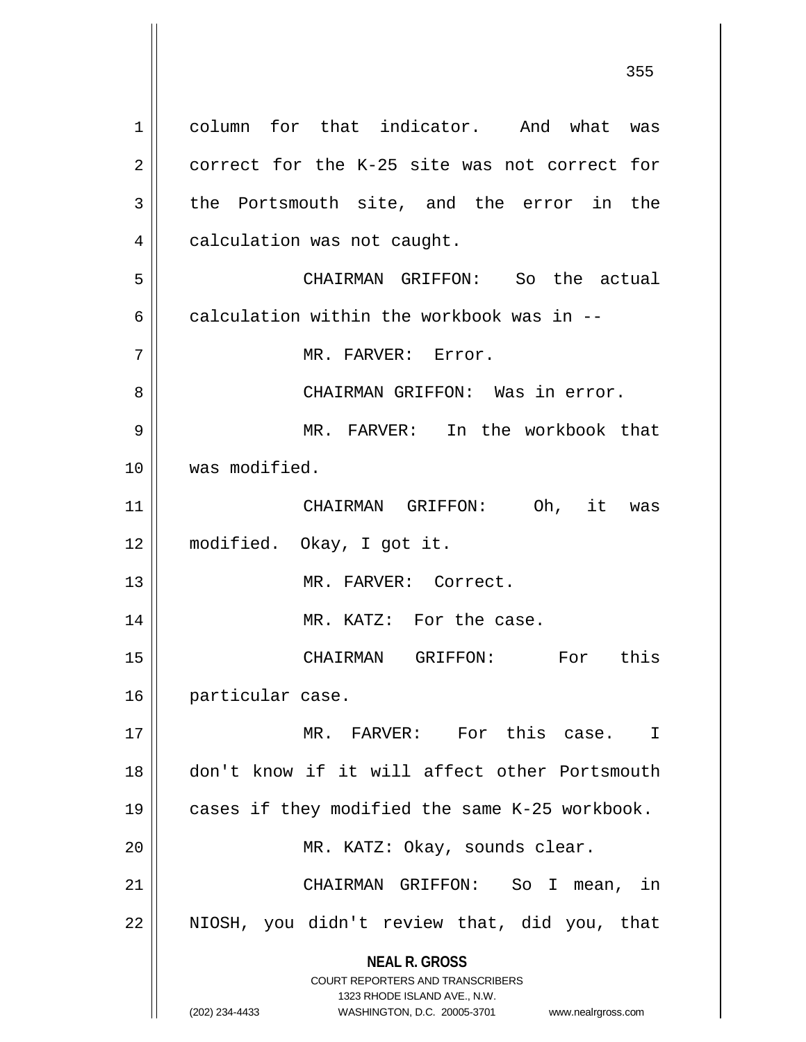column for that indicator. And what was correct for the K-25 site was not correct for the Portsmouth site, and the error in the calculation was not caught.

CHAIRMAN GRIFFON: So the actual calculation within the workbook was in --

MR. FARVER: Error.

CHAIRMAN GRIFFON: Was in error.

MR. FARVER: In the workbook that was modified.

CHAIRMAN GRIFFON: Oh, it was modified. Okay, I got it.

MR. FARVER: Correct.

MR. KATZ: For the case.

CHAIRMAN GRIFFON: For this particular case.

MR. FARVER: For this case. I don't know if it will affect other Portsmouth cases if they modified the same K-25 workbook.

MR. KATZ: Okay, sounds clear.

CHAIRMAN GRIFFON: So I mean, in NIOSH, you didn't review that, did you, that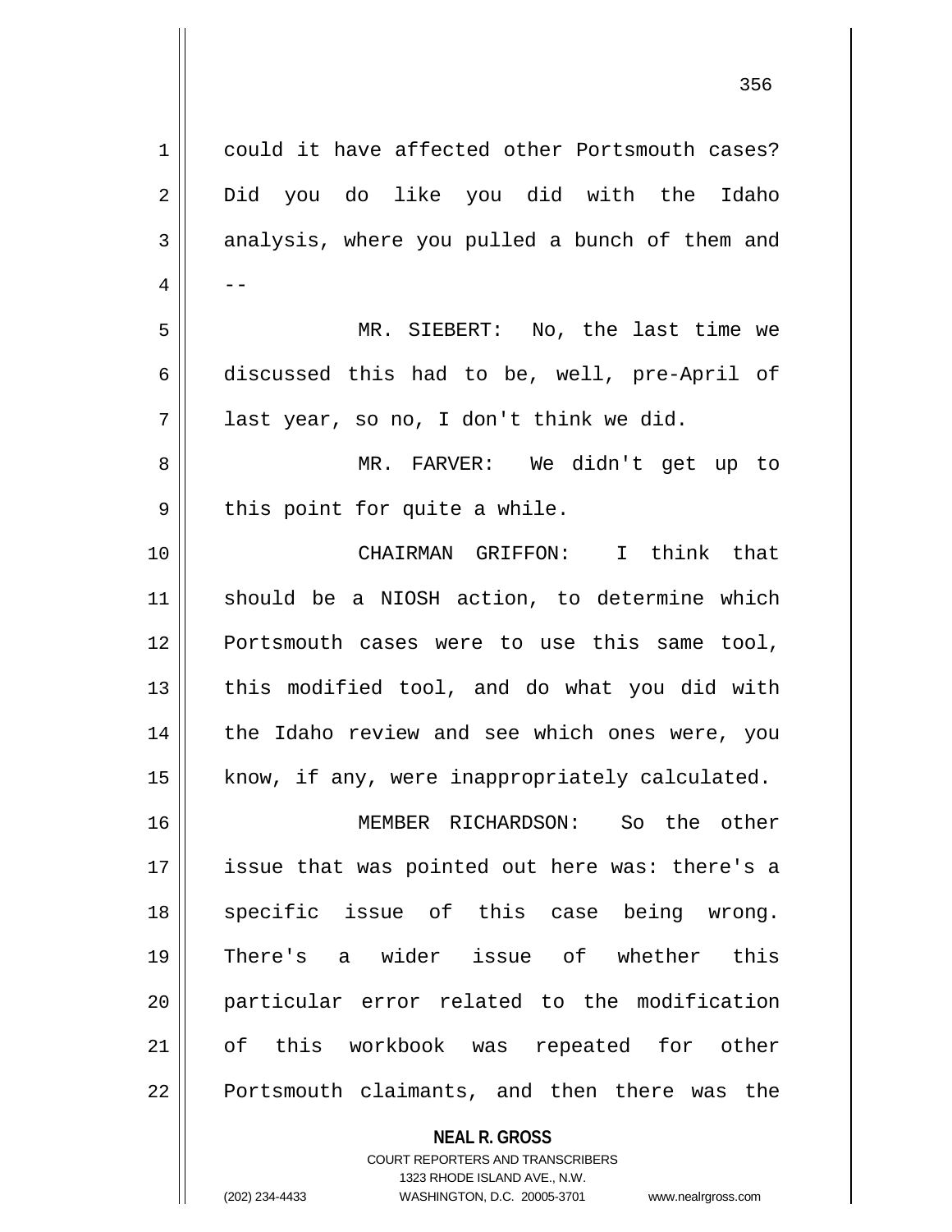could it have affected other Portsmouth cases? Did you do like you did with the Idaho analysis, where you pulled a bunch of them and --

MR. SIEBERT: No, the last time we discussed this had to be, well, pre-April of last year, so no, I don't think we did.

MR. FARVER: We didn't get up to this point for quite a while.

CHAIRMAN GRIFFON: I think that should be a NIOSH action, to determine which Portsmouth cases were to use this same tool, this modified tool, and do what you did with the Idaho review and see which ones were, you know, if any, were inappropriately calculated.

MEMBER RICHARDSON: So the other issue that was pointed out here was: there's a specific issue of this case being wrong. There's a wider issue of whether this particular error related to the modification of this workbook was repeated for other Portsmouth claimants, and then there was the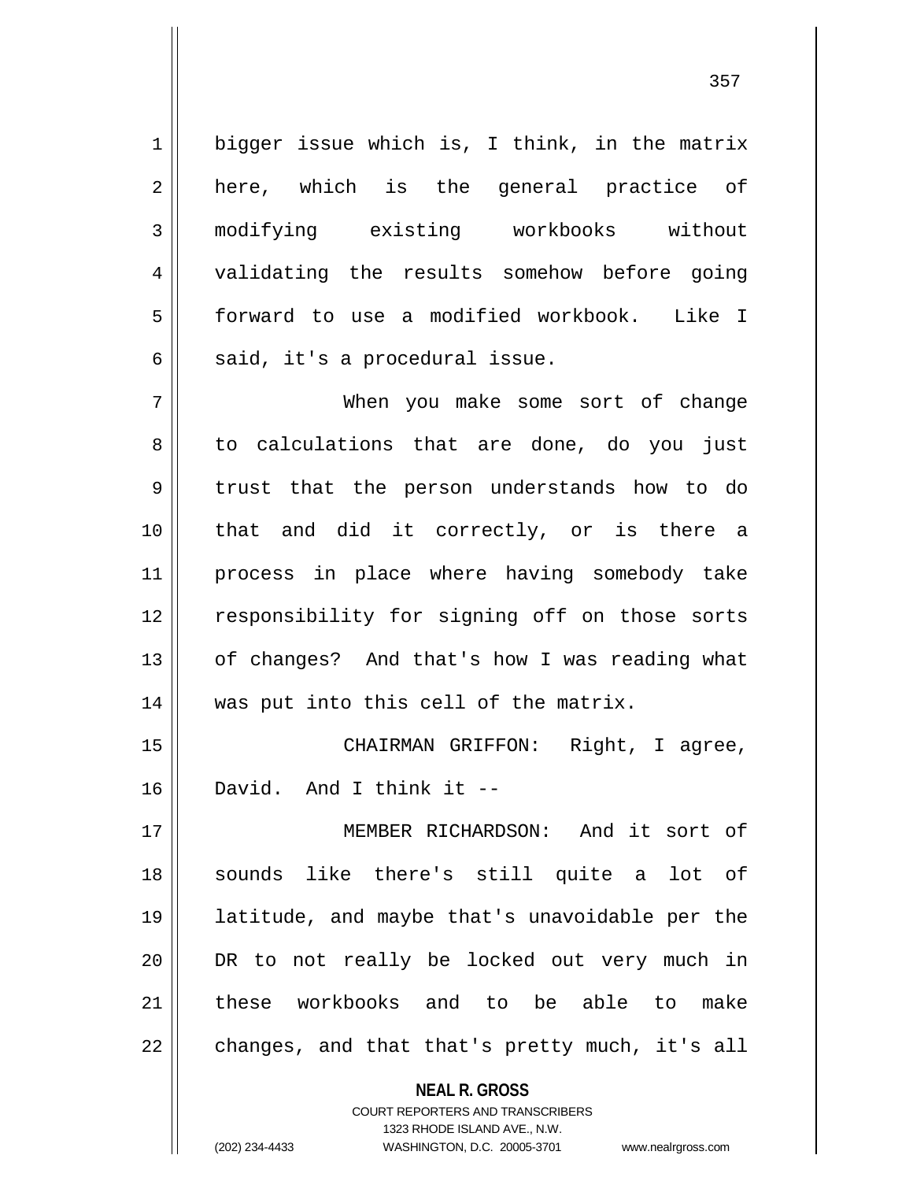bigger issue which is, I think, in the matrix here, which is the general practice of modifying existing workbooks without validating the results somehow before going forward to use a modified workbook. Like I said, it's a procedural issue.

When you make some sort of change to calculations that are done, do you just trust that the person understands how to do that and did it correctly, or is there a process in place where having somebody take responsibility for signing off on those sorts of changes? And that's how I was reading what was put into this cell of the matrix.

CHAIRMAN GRIFFON: Right, I agree, David. And I think it --

MEMBER RICHARDSON: And it sort of sounds like there's still quite a lot of latitude, and maybe that's unavoidable per the DR to not really be locked out very much in these workbooks and to be able to make changes, and that that's pretty much, it's all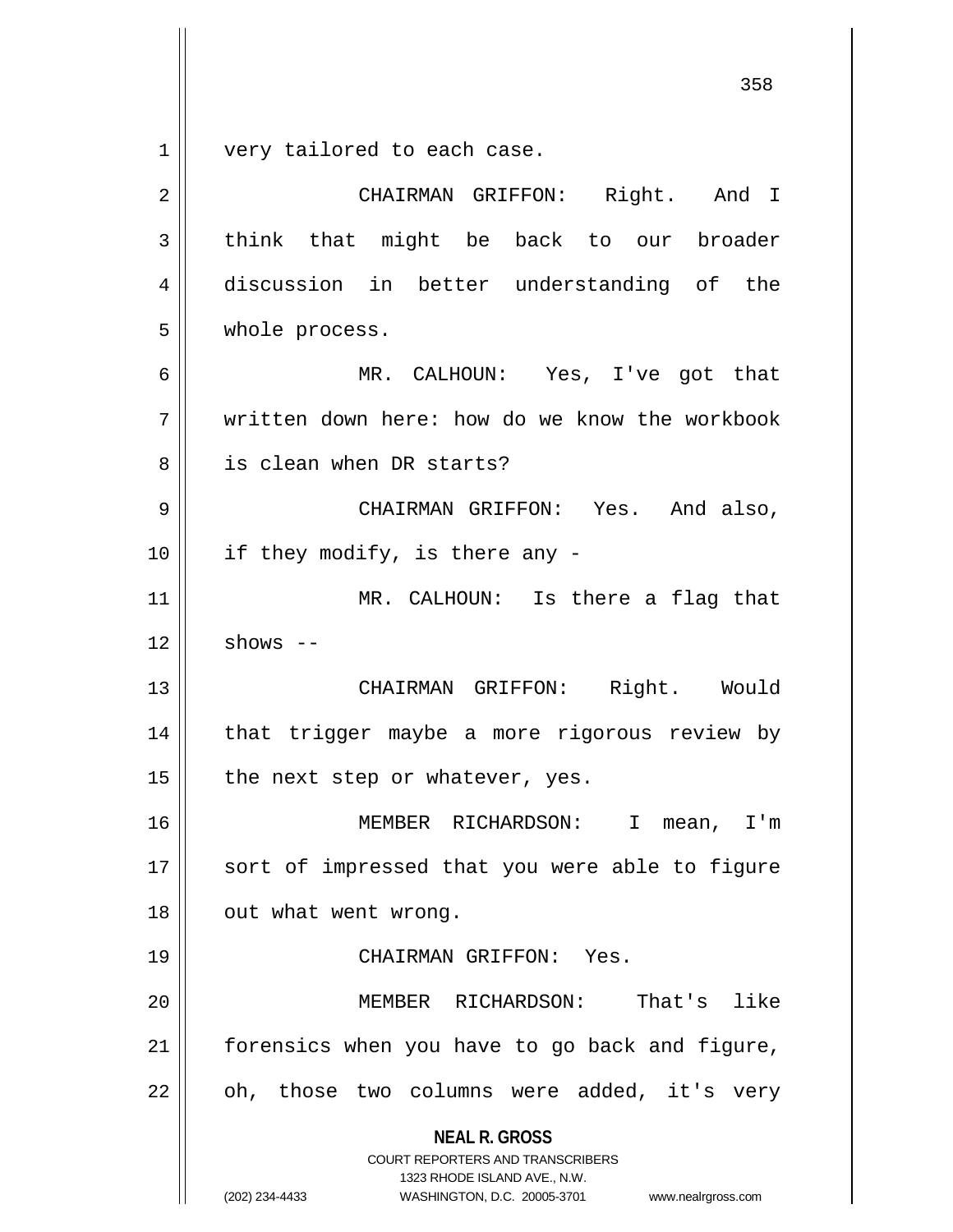very tailored to each case.

CHAIRMAN GRIFFON: Right. And I think that might be back to our broader discussion in better understanding of the whole process.

MR. CALHOUN: Yes, I've got that written down here: how do we know the workbook is clean when DR starts?

CHAIRMAN GRIFFON: Yes. And also, if they modify, is there any -

MR. CALHOUN: Is there a flag that shows --

CHAIRMAN GRIFFON: Right. Would that trigger maybe a more rigorous review by the next step or whatever, yes.

MEMBER RICHARDSON: I mean, I'm sort of impressed that you were able to figure out what went wrong.

CHAIRMAN GRIFFON: Yes.

MEMBER RICHARDSON: That's like forensics when you have to go back and figure, oh, those two columns were added, it's very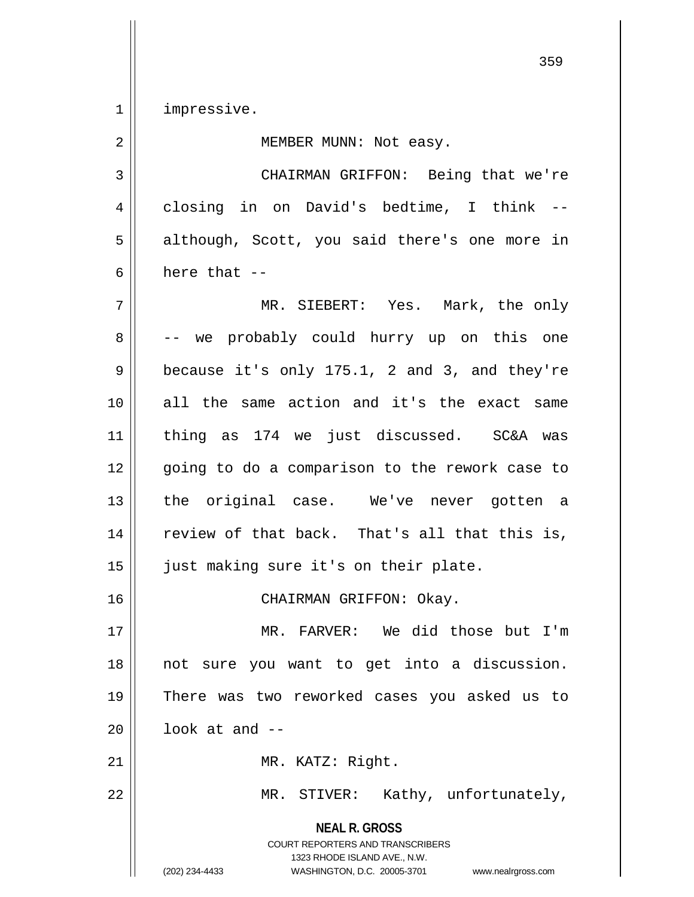impressive.

MEMBER MUNN: Not easy.

CHAIRMAN GRIFFON: Being that we're closing in on David's bedtime, I think -- although, Scott, you said there's one more in here that --

MR. SIEBERT: Yes. Mark, the only -- we probably could hurry up on this one because it's only 175.1, 2 and 3, and they're all the same action and it's the exact same thing as 174 we just discussed. SC&A was going to do a comparison to the rework case to the original case. We've never gotten a review of that back. That's all that this is, just making sure it's on their plate.

CHAIRMAN GRIFFON: Okay.

MR. FARVER: We did those but I'm not sure you want to get into a discussion. There was two reworked cases you asked us to look at and --

MR. KATZ: Right.

MR. STIVER: Kathy, unfortunately,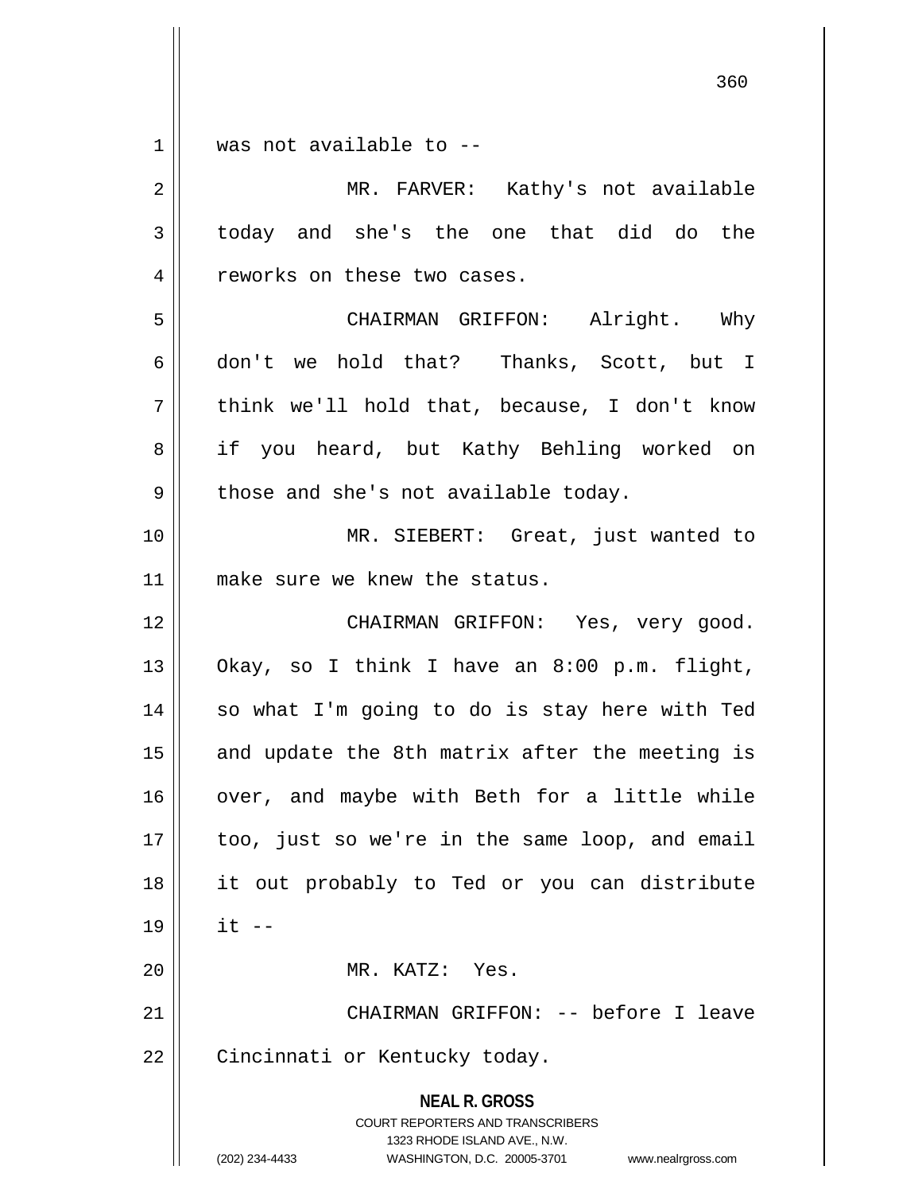was not available to --

MR. FARVER: Kathy's not available today and she's the one that did do the reworks on these two cases.

CHAIRMAN GRIFFON: Alright. Why don't we hold that? Thanks, Scott, but I think we'll hold that, because, I don't know if you heard, but Kathy Behling worked on those and she's not available today.

MR. SIEBERT: Great, just wanted to make sure we knew the status.

CHAIRMAN GRIFFON: Yes, very good. Okay, so I think I have an 8:00 p.m. flight, so what I'm going to do is stay here with Ted and update the 8th matrix after the meeting is over, and maybe with Beth for a little while too, just so we're in the same loop, and email it out probably to Ted or you can distribute it --

MR. KATZ: Yes.

CHAIRMAN GRIFFON: -- before I leave Cincinnati or Kentucky today.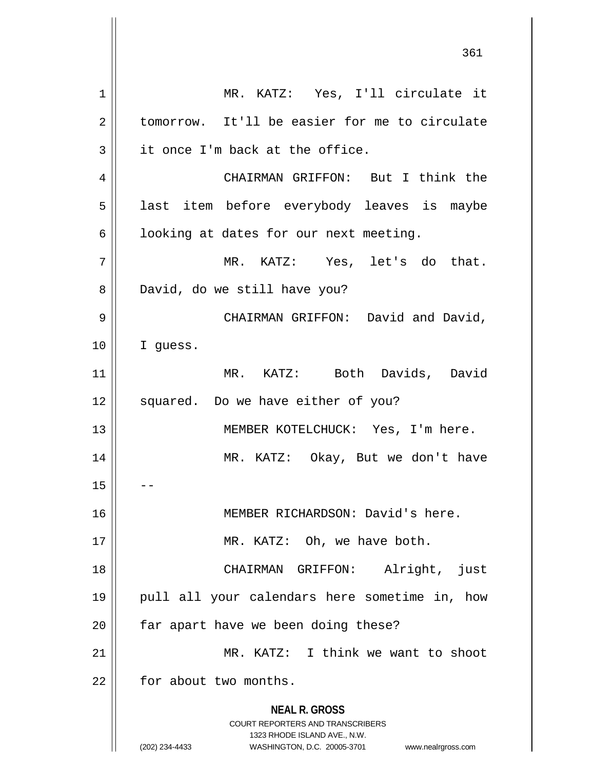MR. KATZ: Yes, I'll circulate it tomorrow. It'll be easier for me to circulate it once I'm back at the office.

CHAIRMAN GRIFFON: But I think the last item before everybody leaves is maybe looking at dates for our next meeting.

MR. KATZ: Yes, let's do that. David, do we still have you?

CHAIRMAN GRIFFON: David and David, I guess.

MR. KATZ: Both Davids, David squared. Do we have either of you?

MEMBER KOTELCHUCK: Yes, I'm here.

MR. KATZ: Okay, But we don't have --

MEMBER RICHARDSON: David's here.

MR. KATZ: Oh, we have both.

CHAIRMAN GRIFFON: Alright, just pull all your calendars here sometime in, how far apart have we been doing these?

MR. KATZ: I think we want to shoot for about two months.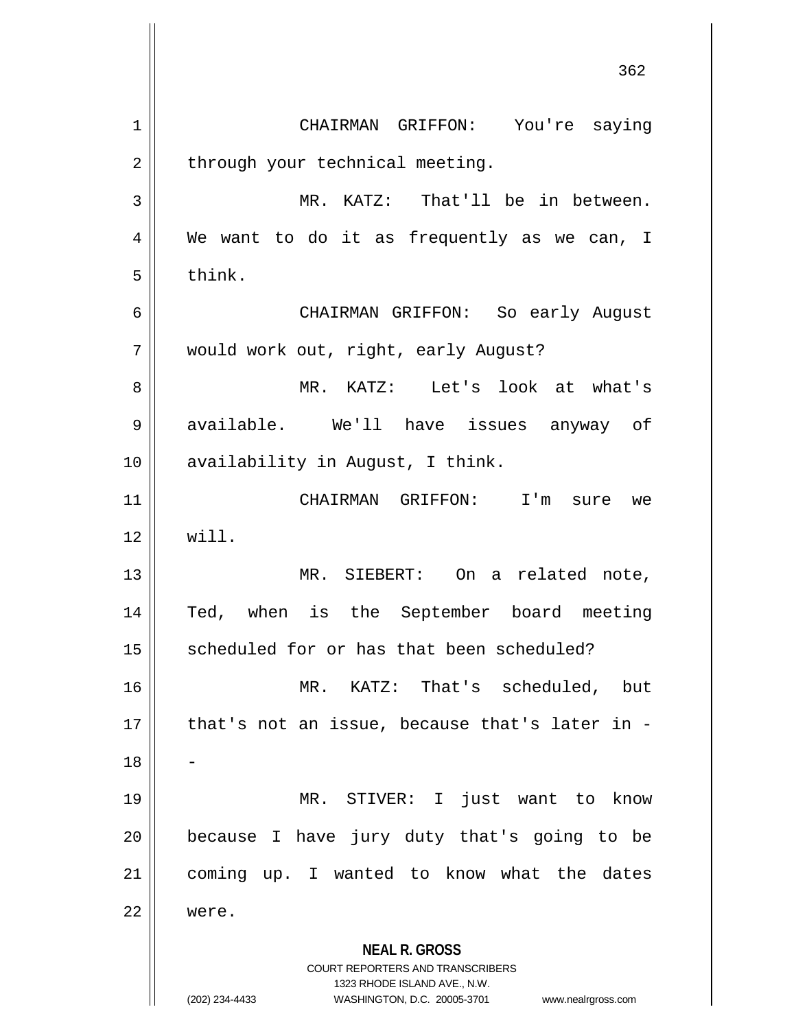CHAIRMAN GRIFFON: You're saying through your technical meeting.

MR. KATZ: That'll be in between. We want to do it as frequently as we can, I think.

CHAIRMAN GRIFFON: So early August would work out, right, early August?

MR. KATZ: Let's look at what's available. We'll have issues anyway of availability in August, I think.

CHAIRMAN GRIFFON: I'm sure we will.

MR. SIEBERT: On a related note, Ted, when is the September board meeting scheduled for or has that been scheduled?

MR. KATZ: That's scheduled, but that's not an issue, because that's later in --

MR. STIVER: I just want to know because I have jury duty that's going to be coming up. I wanted to know what the dates were.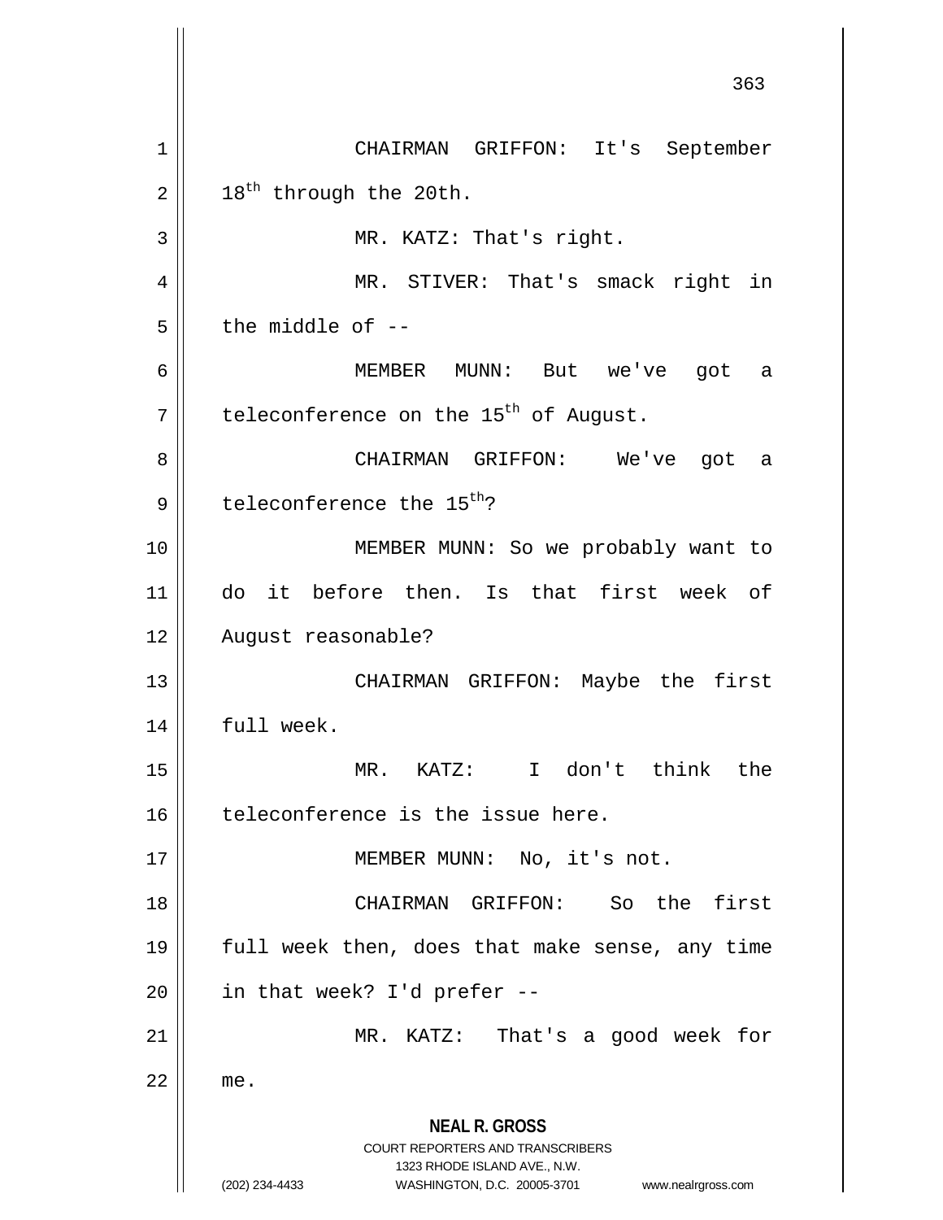CHAIRMAN GRIFFON: It's September 18th through the 20th.

MR. KATZ: That's right.

MR. STIVER: That's smack right in the middle of --

MEMBER MUNN: But we've got a teleconference on the 15th of August.

CHAIRMAN GRIFFON: We've got a teleconference the 15th?

MEMBER MUNN: So we probably want to do it before then. Is that first week of August reasonable?

CHAIRMAN GRIFFON: Maybe the first full week.

MR. KATZ: I don't think the teleconference is the issue here.

MEMBER MUNN: No, it's not.

CHAIRMAN GRIFFON: So the first full week then, does that make sense, any time in that week? I'd prefer --

MR. KATZ: That's a good week for me.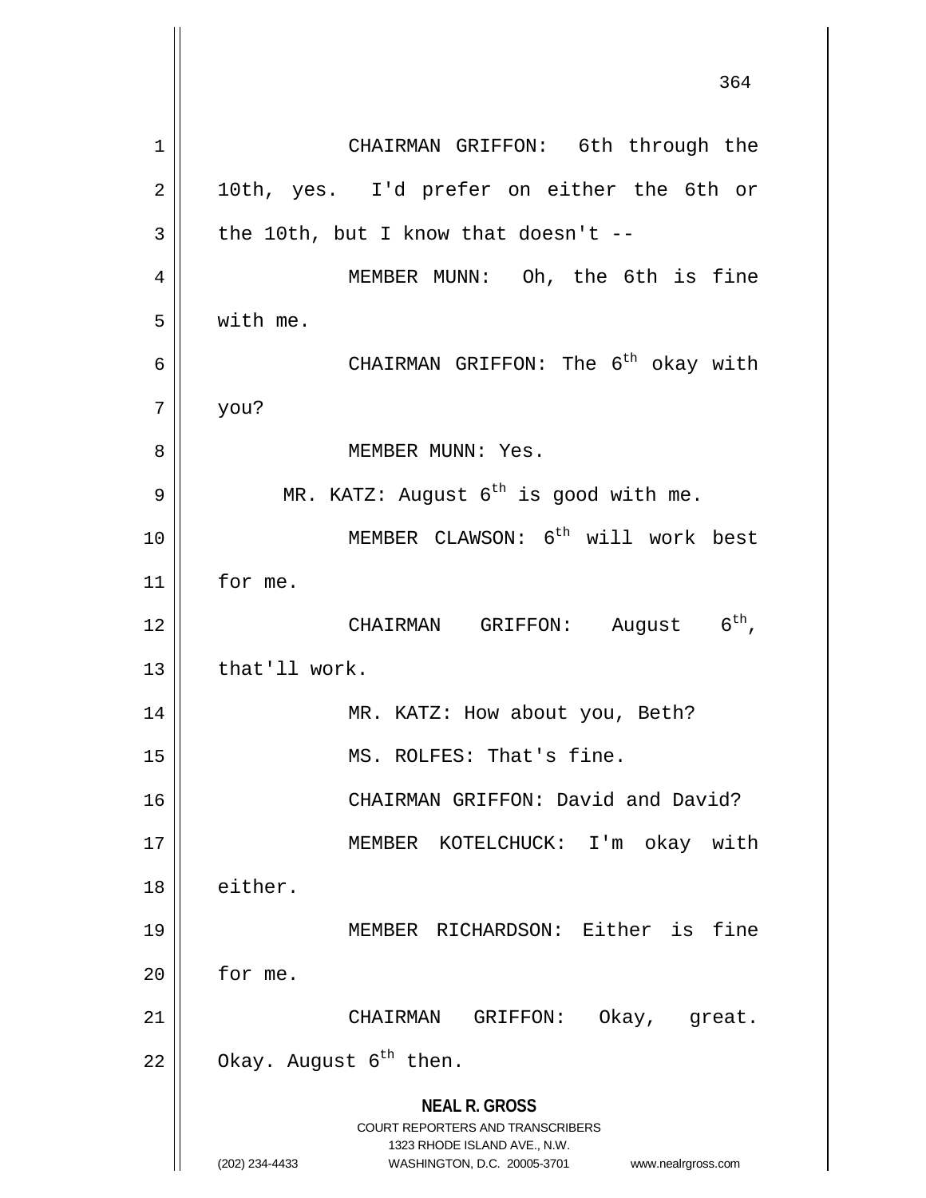CHAIRMAN GRIFFON: 6th through the 10th, yes. I'd prefer on either the 6th or the 10th, but I know that doesn't --

MEMBER MUNN: Oh, the 6th is fine with me.

CHAIRMAN GRIFFON: The $6^{th}$ okay with you?

MEMBER MUNN: Yes.

MR. KATZ: August $6^{th}$ is good with me.

MEMBER CLAWSON: $6^{th}$ will work best for me.

CHAIRMAN GRIFFON: August $6^{th}$, that'll work.

MR. KATZ: How about you, Beth?

MS. ROLFES: That's fine.

CHAIRMAN GRIFFON: David and David?

MEMBER KOTELCHUCK: I'm okay with either.

MEMBER RICHARDSON: Either is fine for me.

CHAIRMAN GRIFFON: Okay, great. Okay. August $6^{th}$ then.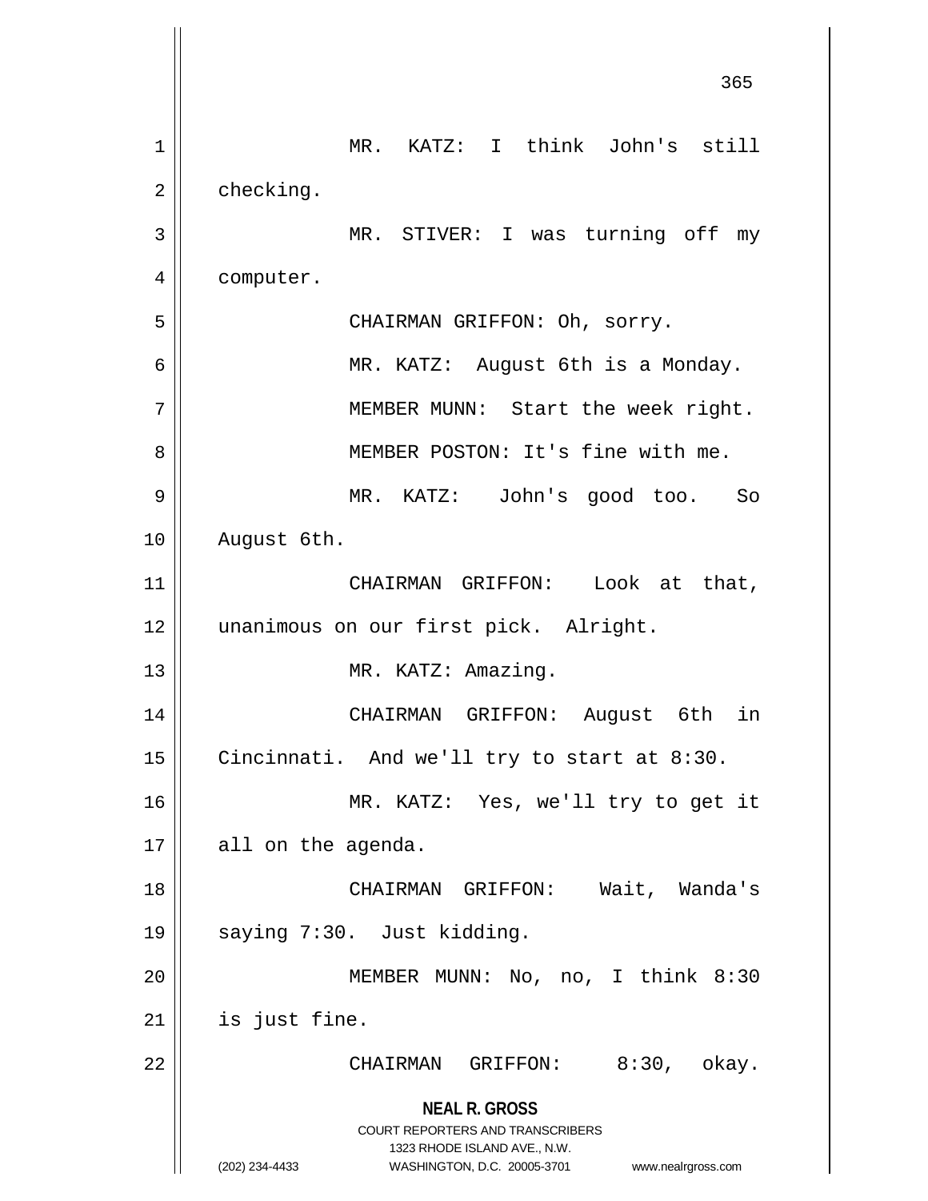MR. KATZ: I think John's still checking.

MR. STIVER: I was turning off my computer.

CHAIRMAN GRIFFON: Oh, sorry.

MR. KATZ: August 6th is a Monday.

MEMBER MUNN: Start the week right.

MEMBER POSTON: It's fine with me.

MR. KATZ: John's good too. So August 6th.

CHAIRMAN GRIFFON: Look at that, unanimous on our first pick. Alright.

MR. KATZ: Amazing.

CHAIRMAN GRIFFON: August 6th in Cincinnati. And we'll try to start at 8:30.

MR. KATZ: Yes, we'll try to get it all on the agenda.

CHAIRMAN GRIFFON: Wait, Wanda's saying 7:30. Just kidding.

MEMBER MUNN: No, no, I think 8:30 is just fine.

CHAIRMAN GRIFFON: 8:30, okay.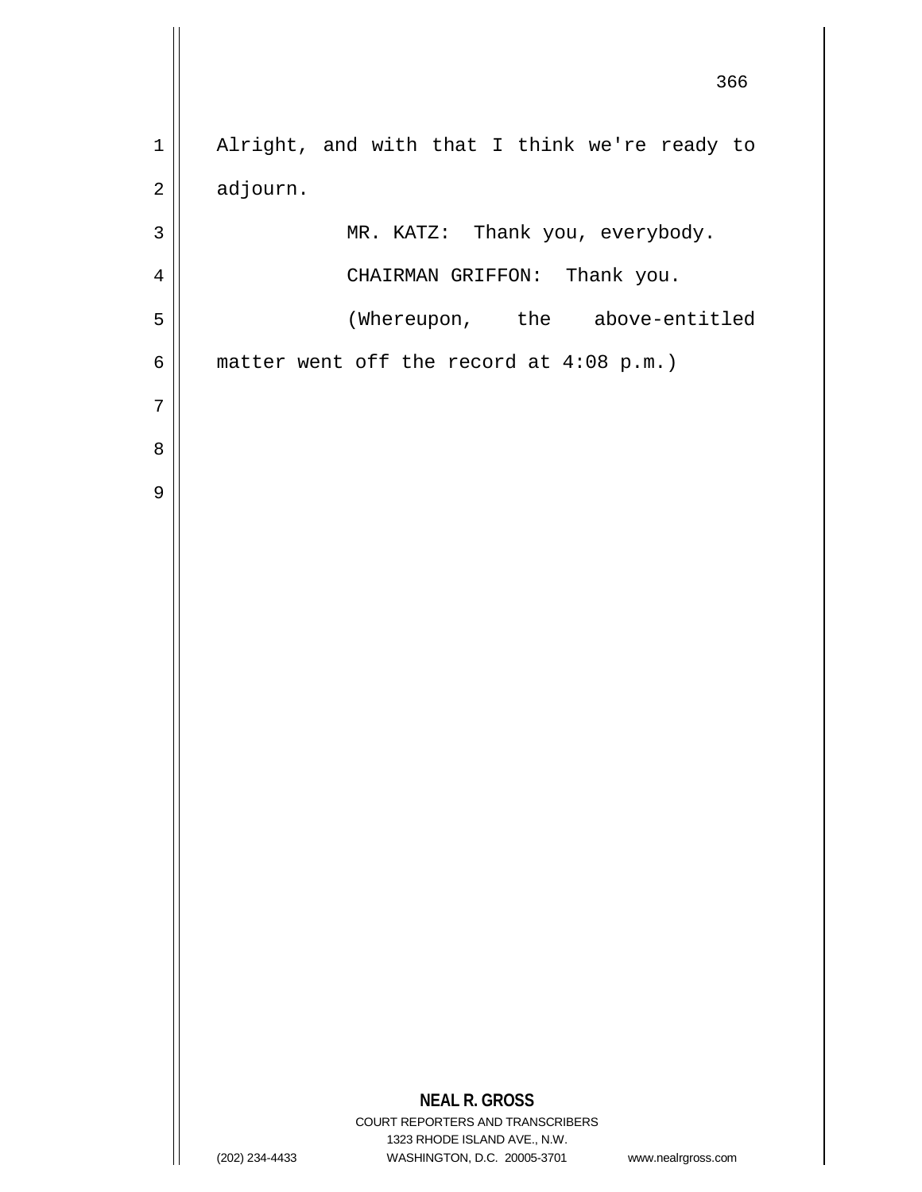Alright, and with that I think we're ready to adjourn.

MR. KATZ: Thank you, everybody.

CHAIRMAN GRIFFON: Thank you.

(Whereupon, the above-entitled matter went off the record at 4:08 p.m.)